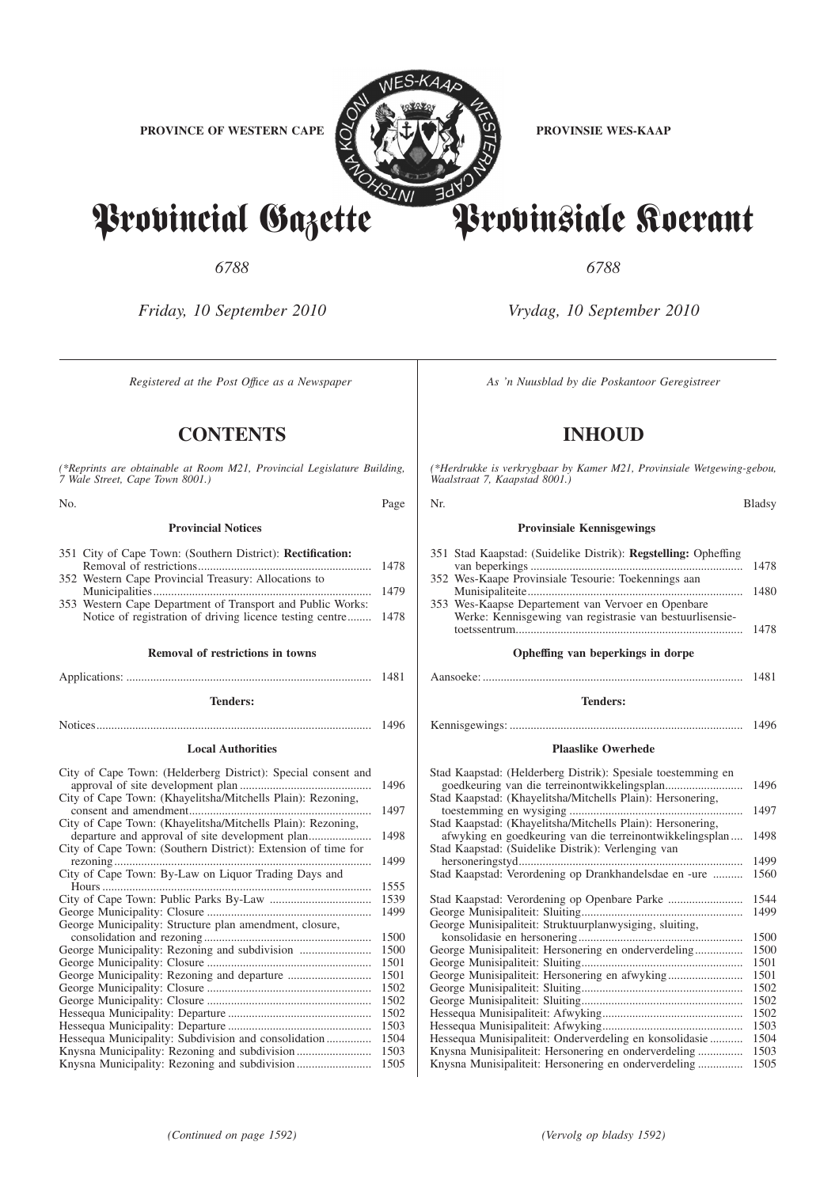PROVINCE OF WESTERN CAPE

PROVINSIE WES-KAAP

# Provincial Gazette

# Provinsiale Koerant

*6788*

*Friday, 10 September 2010*

*Vrydag, 10 September 2010*

*Registered at the Post Office as a Newspaper*

## CONTENTS

*(\*Reprints are obtainable at Room M21, Provincial Legislature Building, 7 Wale Street, Cape Town 8001.)*

| No. | Page |
|---|---|
| **Provincial Notices** | |
| 351 City of Cape Town: (Southern District): **Rectification:** Removal of restrictions | 1478 |
| 352 Western Cape Provincial Treasury: Allocations to Municipalities | 1479 |
| 353 Western Cape Department of Transport and Public Works: Notice of registration of driving licence testing centre | 1478 |
| **Removal of restrictions in towns** | |
| Applications: | 1481 |
| **Tenders:** | |
| Notices | 1496 |
| **Local Authorities** | |
| City of Cape Town: (Helderberg District): Special consent and approval of site development plan | 1496 |
| City of Cape Town: (Khayelitsha/Mitchells Plain): Rezoning, consent and amendment | 1497 |
| City of Cape Town: (Khayelitsha/Mitchells Plain): Rezoning, departure and approval of site development plan | 1498 |
| City of Cape Town: (Southern District): Extension of time for rezoning | 1499 |
| City of Cape Town: By-Law on Liquor Trading Days and Hours | 1555 |
| City of Cape Town: Public Parks By-Law | 1539 |
| George Municipality: Closure | 1499 |
| George Municipality: Structure plan amendment, closure, consolidation and rezoning | 1500 |
| George Municipality: Rezoning and subdivision | 1500 |
| George Municipality: Closure | 1501 |
| George Municipality: Rezoning and departure | 1501 |
| George Municipality: Closure | 1502 |
| George Municipality: Closure | 1502 |
| Hessequa Municipality: Departure | 1502 |
| Hessequa Municipality: Departure | 1503 |
| Hessequa Municipality: Subdivision and consolidation | 1504 |
| Knysna Municipality: Rezoning and subdivision | 1503 |
| Knysna Municipality: Rezoning and subdivision | 1505 |

*(Continued on page 1592)*

*As 'n Nuusblad by die Poskantoor Geregistreer*

## INHOUD

*(\*Herdrukke is verkrygbaar by Kamer M21, Provinsiale Wetgewing-gebou, Waalstraat 7, Kaapstad 8001.)*

| Nr. | Bladsy |
|---|---|
| **Provinsiale Kennisgewings** | |
| 351 Stad Kaapstad: (Suidelike Distrik): **Regstelling:** Opheffing van beperkings | 1478 |
| 352 Wes-Kaape Provinsiale Tesourie: Toekennings aan Munisipaliteite | 1480 |
| 353 Wes-Kaapse Departement van Vervoer en Openbare Werke: Kennisgewing van registrasie van bestuurlisensie-toetssentrum | 1478 |
| **Opheffing van beperkings in dorpe** | |
| Aansoeke: | 1481 |
| **Tenders:** | |
| Kennisgewings: | 1496 |
| **Plaaslike Owerhede** | |
| Stad Kaapstad: (Helderberg Distrik): Spesiale toestemming en goedkeuring van die terreinontwikkelingsplan | 1496 |
| Stad Kaapstad: (Khayelitsha/Mitchells Plain): Hersonering, toestemming en wysiging | 1497 |
| Stad Kaapstad: (Khayelitsha/Mitchells Plain): Hersonering, afwyking en goedkeuring van die terreinontwikkelingsplan | 1498 |
| Stad Kaapstad: (Suidelike Distrik): Verlenging van hersoneringstyd | 1499 |
| Stad Kaapstad: Verordening op Drankhandelsdae en -ure | 1560 |
| Stad Kaapstad: Verordening op Openbare Parke | 1544 |
| George Munisipaliteit: Sluiting | 1499 |
| George Munisipaliteit: Struktuurplanwysiging, sluiting, konsolidasie en hersonering | 1500 |
| George Munisipaliteit: Hersonering en onderverdeling | 1500 |
| George Munisipaliteit: Sluiting | 1501 |
| George Munisipaliteit: Hersonering en afwyking | 1501 |
| George Munisipaliteit: Sluiting | 1502 |
| George Munisipaliteit: Sluiting | 1502 |
| Hessequa Munisipaliteit: Afwyking | 1502 |
| Hessequa Munisipaliteit: Afwyking | 1503 |
| Hessequa Munisipaliteit: Onderverdeling en konsolidasie | 1504 |
| Knysna Munisipaliteit: Hersonering en onderverdeling | 1503 |
| Knysna Munisipaliteit: Hersonering en onderverdeling | 1505 |

*(Vervolg op bladsy 1592)*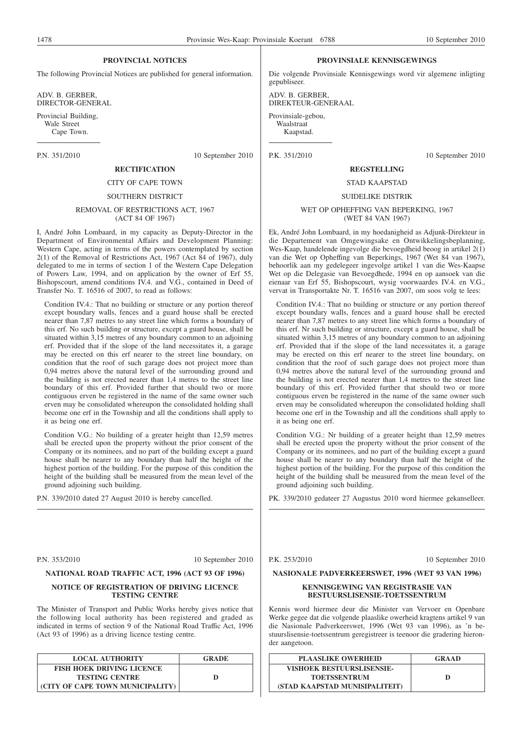## PROVINCIAL NOTICES

The following Provincial Notices are published for general information.

ADV. B. GERBER,
DIRECTOR-GENERAL

Provincial Building,
Wale Street
Cape Town.

P.N. 351/2010 10 September 2010

### RECTIFICATION

CITY OF CAPE TOWN

SOUTHERN DISTRICT

REMOVAL OF RESTRICTIONS ACT, 1967
(ACT 84 OF 1967)

I, André John Lombaard, in my capacity as Deputy-Director in the Department of Environmental Affairs and Development Planning: Western Cape, acting in terms of the powers contemplated by section 2(1) of the Removal of Restrictions Act, 1967 (Act 84 of 1967), duly delegated to me in terms of section 1 of the Western Cape Delegation of Powers Law, 1994, and on application by the owner of Erf 55, Bishopscourt, amend conditions IV.4. and V.G., contained in Deed of Transfer No. T. 16516 of 2007, to read as follows:

Condition IV.4.: That no building or structure or any portion thereof except boundary walls, fences and a guard house shall be erected nearer than 7,87 metres to any street line which forms a boundary of this erf. No such building or structure, except a guard house, shall be situated within 3,15 metres of any boundary common to an adjoining erf. Provided that if the slope of the land necessitates it, a garage may be erected on this erf nearer to the street line boundary, on condition that the roof of such garage does not project more than 0,94 metres above the natural level of the surrounding ground and the building is not erected nearer than 1,4 metres to the street line boundary of this erf. Provided further that should two or more contiguous erven be registered in the name of the same owner such erven may be consolidated whereupon the consolidated holding shall become one erf in the Township and all the conditions shall apply to it as being one erf.

Condition V.G.: No building of a greater height than 12,59 metres shall be erected upon the property without the prior consent of the Company or its nominees, and no part of the building except a guard house shall be nearer to any boundary than half the height of the highest portion of the building. For the purpose of this condition the height of the building shall be measured from the mean level of the ground adjoining such building.

P.N. 339/2010 dated 27 August 2010 is hereby cancelled.

## PROVINSIALE KENNISGEWINGS

Die volgende Provinsiale Kennisgewings word vir algemene inligting gepubliseer.

ADV. B. GERBER,
DIREKTEUR-GENERAAL

Provinsiale-gebou,
Waalstraat
Kaapstad.

P.K. 351/2010 10 September 2010

### REGSTELLING

STAD KAAPSTAD

SUIDELIKE DISTRIK

WET OP OPHEFFING VAN BEPERKING, 1967
(WET 84 VAN 1967)

Ek, André John Lombaard, in my hoedanigheid as Adjunk-Direkteur in die Departement van Omgewingsake en Ontwikkelingsbeplanning, Wes-Kaap, handelende ingevolge die bevoegdheid beoog in artikel 2(1) van die Wet op Opheffing van Beperkings, 1967 (Wet 84 van 1967), behoorlik aan my gedelegeer ingevolge artikel 1 van die Wes-Kaapse Wet op die Delegasie van Bevoegdhede, 1994 en op aansoek van die eienaar van Erf 55, Bishopscourt, wysig voorwaardes IV.4. en V.G., vervat in Transportakte Nr. T. 16516 van 2007, om soos volg te lees:

Condition IV.4.: That no building or structure or any portion thereof except boundary walls, fences and a guard house shall be erected nearer than 7,87 metres to any street line which forms a boundary of this erf. Nr such building or structure, except a guard house, shall be situated within 3,15 metres of any boundary common to an adjoining erf. Provided that if the slope of the land necessitates it, a garage may be erected on this erf nearer to the street line boundary, on condition that the roof of such garage does not project more than 0,94 metres above the natural level of the surrounding ground and the building is not erected nearer than 1,4 metres to the street line boundary of this erf. Provided further that should two or more contiguous erven be registered in the name of the same owner such erven may be consolidated whereupon the consolidated holding shall become one erf in the Township and all the conditions shall apply to it as being one erf.

Condition V.G.: Nr building of a greater height than 12,59 metres shall be erected upon the property without the prior consent of the Company or its nominees, and no part of the building except a guard house shall be nearer to any boundary than half the height of the highest portion of the building. For the purpose of this condition the height of the building shall be measured from the mean level of the ground adjoining such building.

PK. 339/2010 gedateer 27 Augustus 2010 word hiermee gekanselleer.

P.N. 353/2010 10 September 2010

### NATIONAL ROAD TRAFFIC ACT, 1996 (ACT 93 OF 1996)

#### NOTICE OF REGISTRATION OF DRIVING LICENCE TESTING CENTRE

The Minister of Transport and Public Works hereby gives notice that the following local authority has been registered and graded as indicated in terms of section 9 of the National Road Traffic Act, 1996 (Act 93 of 1996) as a driving licence testing centre.

| LOCAL AUTHORITY | GRADE |
|---|---|
| FISH HOEK DRIVING LICENCE TESTING CENTRE (CITY OF CAPE TOWN MUNICIPALITY) | D |

P.K. 253/2010 10 September 2010

### NASIONALE PADVERKEERSWET, 1996 (WET 93 VAN 1996)

#### KENNISGEWING VAN REGISTRASIE VAN BESTUURSLISENSIE-TOETSSENTRUM

Kennis word hiermee deur die Minister van Vervoer en Openbare Werke gegee dat die volgende plaaslike owerheid kragtens artikel 9 van die Nasionale Padverkeerswet, 1996 (Wet 93 van 1996), as 'n bestuurslisensie-toetssentrum geregistreer is teenoor die gradering hieronder aangetoon.

| PLAASLIKE OWERHEID | GRAAD |
|---|---|
| VISHOEK BESTUURSLISENSIE-TOETSSENTRUM (STAD KAAPSTAD MUNISIPALITEIT) | D |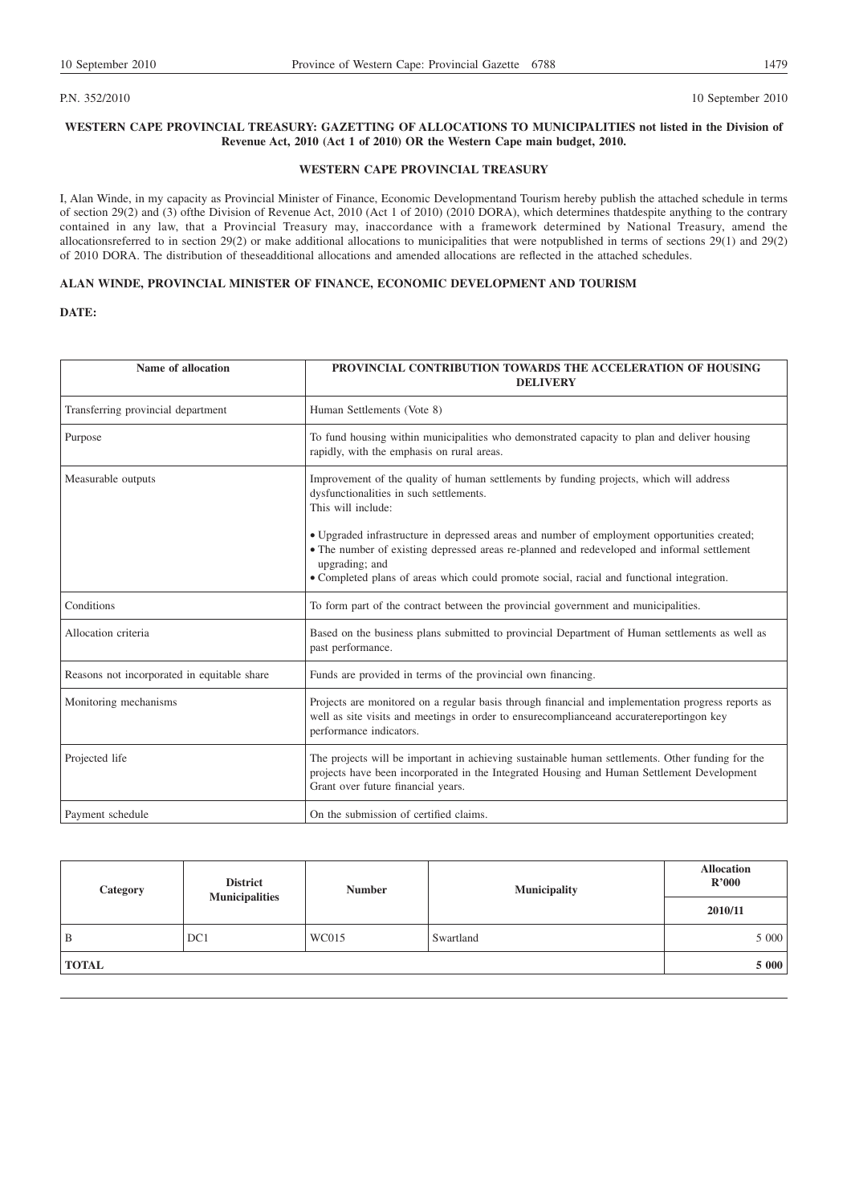P.N. 352/2010

10 September 2010

**WESTERN CAPE PROVINCIAL TREASURY: GAZETTING OF ALLOCATIONS TO MUNICIPALITIES not listed in the Division of Revenue Act, 2010 (Act 1 of 2010) OR the Western Cape main budget, 2010.**

**WESTERN CAPE PROVINCIAL TREASURY**

I, Alan Winde, in my capacity as Provincial Minister of Finance, Economic Developmentand Tourism hereby publish the attached schedule in terms of section 29(2) and (3) ofthe Division of Revenue Act, 2010 (Act 1 of 2010) (2010 DORA), which determines thatdespite anything to the contrary contained in any law, that a Provincial Treasury may, inaccordance with a framework determined by National Treasury, amend the allocationsreferred to in section 29(2) or make additional allocations to municipalities that were notpublished in terms of sections 29(1) and 29(2) of 2010 DORA. The distribution of theseadditional allocations and amended allocations are reflected in the attached schedules.

**ALAN WINDE, PROVINCIAL MINISTER OF FINANCE, ECONOMIC DEVELOPMENT AND TOURISM**

**DATE:**

| Name of allocation | PROVINCIAL CONTRIBUTION TOWARDS THE ACCELERATION OF HOUSING DELIVERY |
|---|---|
| Transferring provincial department | Human Settlements (Vote 8) |
| Purpose | To fund housing within municipalities who demonstrated capacity to plan and deliver housing rapidly, with the emphasis on rural areas. |
| Measurable outputs | Improvement of the quality of human settlements by funding projects, which will address dysfunctionalities in such settlements.<br>This will include:<br>• Upgraded infrastructure in depressed areas and number of employment opportunities created;<br>• The number of existing depressed areas re-planned and redeveloped and informal settlement upgrading; and<br>• Completed plans of areas which could promote social, racial and functional integration. |
| Conditions | To form part of the contract between the provincial government and municipalities. |
| Allocation criteria | Based on the business plans submitted to provincial Department of Human settlements as well as past performance. |
| Reasons not incorporated in equitable share | Funds are provided in terms of the provincial own financing. |
| Monitoring mechanisms | Projects are monitored on a regular basis through financial and implementation progress reports as well as site visits and meetings in order to ensurecomplianceand accuratereportingon key performance indicators. |
| Projected life | The projects will be important in achieving sustainable human settlements. Other funding for the projects have been incorporated in the Integrated Housing and Human Settlement Development Grant over future financial years. |
| Payment schedule | On the submission of certified claims. |

| Category | District Municipalities | Number | Municipality | Allocation R'000 |
|---|---|---|---|---|
| | | | | 2010/11 |
| B | DC1 | WC015 | Swartland | 5 000 |
| **TOTAL** | | | | **5 000** |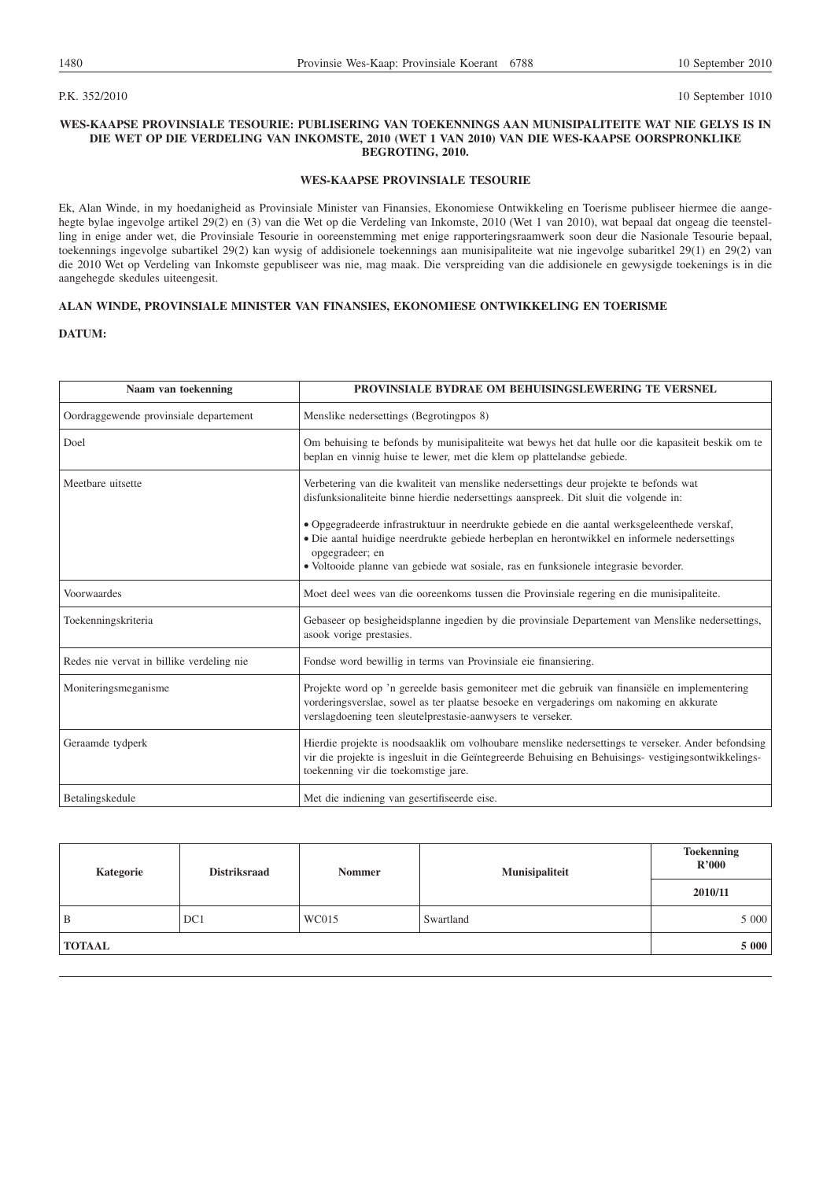P.K. 352/2010

10 September 1010

**WES-KAAPSE PROVINSIALE TESOURIE: PUBLISERING VAN TOEKENNINGS AAN MUNISIPALITEITE WAT NIE GELYS IS IN DIE WET OP DIE VERDELING VAN INKOMSTE, 2010 (WET 1 VAN 2010) VAN DIE WES-KAAPSE OORSPRONKLIKE BEGROTING, 2010.**

**WES-KAAPSE PROVINSIALE TESOURIE**

Ek, Alan Winde, in my hoedanigheid as Provinsiale Minister van Finansies, Ekonomiese Ontwikkeling en Toerisme publiseer hiermee die aangehegte bylae ingevolge artikel 29(2) en (3) van die Wet op die Verdeling van Inkomste, 2010 (Wet 1 van 2010), wat bepaal dat ongeag die teenstelling in enige ander wet, die Provinsiale Tesourie in ooreenstemming met enige rapporteringsraamwerk soon deur die Nasionale Tesourie bepaal, toekennings ingevolge subartikel 29(2) kan wysig of addisionele toekennings aan munisipaliteite wat nie ingevolge subaritkel 29(1) en 29(2) van die 2010 Wet op Verdeling van Inkomste gepubliseer was nie, mag maak. Die verspreiding van die addisionele en gewysigde toekennings is in die aangehegde skedules uiteengesit.

**ALAN WINDE, PROVINSIALE MINISTER VAN FINANSIES, EKONOMIESE ONTWIKKELING EN TOERISME**

**DATUM:**

| Naam van toekenning | PROVINSIALE BYDRAE OM BEHUISINGSLEWERING TE VERSNEL |
|---|---|
| Oordraggewende provinsiale departement | Menslike nedersettings (Begrotingpos 8) |
| Doel | Om behuising te befonds by munisipaliteite wat bewys het dat hulle oor die kapasiteit beskik om te beplan en vinnig huise te lewer, met die klem op plattelandse gebiede. |
| Meetbare uitsette | Verbetering van die kwaliteit van menslike nedersettings deur projekte te befonds wat disfunksionaliteite binne hierdie nedersettings aanspreek. Dit sluit die volgende in: <br> • Opgegradeerde infrastruktuur in neerdrukte gebiede en die aantal werksgeleenthede verskaf, <br> • Die aantal huidige neerdrukte gebiede herbeplan en herontwikkel en informele nedersettings opgegradeer; en <br> • Voltooide planne van gebiede wat sosiale, ras en funksionele integrasie bevorder. |
| Voorwaardes | Moet deel wees van die ooreenkoms tussen die Provinsiale regering en die munisipaliteite. |
| Toekenningskriteria | Gebaseer op besigheidsplanne ingedien by die provinsiale Departement van Menslike nedersettings, asook vorige prestasies. |
| Redes nie vervat in billike verdeling nie | Fondse word bewillig in terms van Provinsiale eie finansiering. |
| Moniteringsmeganisme | Projekte word op 'n gereelde basis gemoniteer met die gebruik van finansiële en implementering vorderingsverslae, sowel as ter plaatse besoeke en vergaderings om nakoming en akkurate verslagdoening teen sleutelprestasie-aanwysers te verseker. |
| Geraamde tydperk | Hierdie projekte is noodsaaklik om volhoubare menslike nedersettings te verseker. Ander befondsing vir die projekte is ingesluit in die Geïntegreerde Behuising en Behuisings- vestigingsontwikkelingstoekenning vir die toekomstige jare. |
| Betalingskedule | Met die indiening van gesertifiseerde eise. |

| Kategorie | Distriksraad | Nommer | Munisipaliteit | Toekenning R'000 |
|---|---|---|---|---|
| | | | | 2010/11 |
| B | DC1 | WC015 | Swartland | 5 000 |
| **TOTAAL** | | | | **5 000** |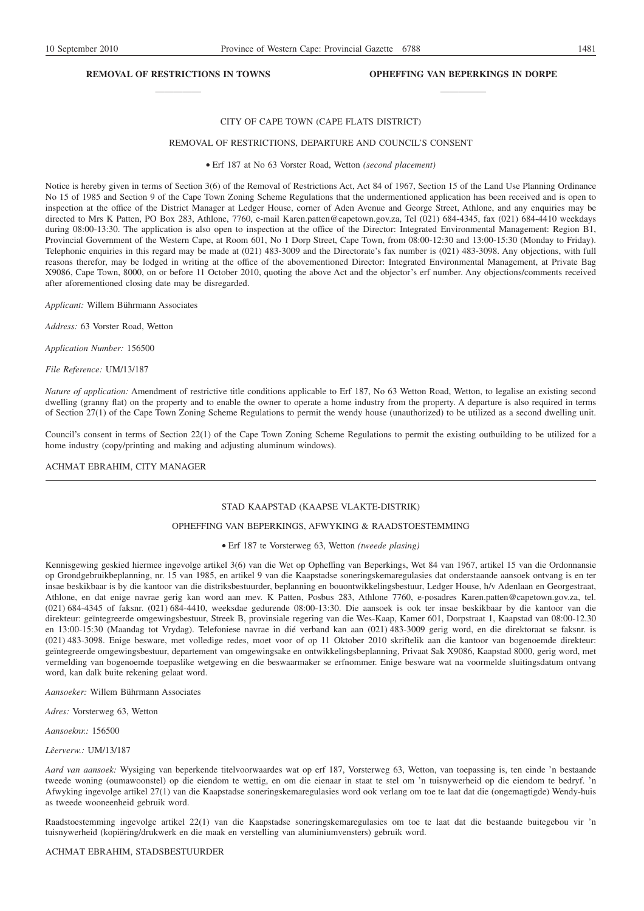**REMOVAL OF RESTRICTIONS IN TOWNS**

**OPHEFFING VAN BEPERKINGS IN DORPE**

CITY OF CAPE TOWN (CAPE FLATS DISTRICT)

REMOVAL OF RESTRICTIONS, DEPARTURE AND COUNCIL'S CONSENT

• Erf 187 at No 63 Vorster Road, Wetton *(second placement)*

Notice is hereby given in terms of Section 3(6) of the Removal of Restrictions Act, Act 84 of 1967, Section 15 of the Land Use Planning Ordinance No 15 of 1985 and Section 9 of the Cape Town Zoning Scheme Regulations that the undermentioned application has been received and is open to inspection at the office of the District Manager at Ledger House, corner of Aden Avenue and George Street, Athlone, and any enquiries may be directed to Mrs K Patten, PO Box 283, Athlone, 7760, e-mail Karen.patten@capetown.gov.za, Tel (021) 684-4345, fax (021) 684-4410 weekdays during 08:00-13:30. The application is also open to inspection at the office of the Director: Integrated Environmental Management: Region B1, Provincial Government of the Western Cape, at Room 601, No 1 Dorp Street, Cape Town, from 08:00-12:30 and 13:00-15:30 (Monday to Friday). Telephonic enquiries in this regard may be made at (021) 483-3009 and the Directorate's fax number is (021) 483-3098. Any objections, with full reasons therefor, may be lodged in writing at the office of the abovementioned Director: Integrated Environmental Management, at Private Bag X9086, Cape Town, 8000, on or before 11 October 2010, quoting the above Act and the objector's erf number. Any objections/comments received after aforementioned closing date may be disregarded.

*Applicant:* Willem Bührmann Associates

*Address:* 63 Vorster Road, Wetton

*Application Number:* 156500

*File Reference:* UM/13/187

*Nature of application:* Amendment of restrictive title conditions applicable to Erf 187, No 63 Wetton Road, Wetton, to legalise an existing second dwelling (granny flat) on the property and to enable the owner to operate a home industry from the property. A departure is also required in terms of Section 27(1) of the Cape Town Zoning Scheme Regulations to permit the wendy house (unauthorized) to be utilized as a second dwelling unit.

Council's consent in terms of Section 22(1) of the Cape Town Zoning Scheme Regulations to permit the existing outbuilding to be utilized for a home industry (copy/printing and making and adjusting aluminum windows).

ACHMAT EBRAHIM, CITY MANAGER

---

STAD KAAPSTAD (KAAPSE VLAKTE-DISTRIK)

OPHEFFING VAN BEPERKINGS, AFWYKING & RAADSTOESTEMMING

• Erf 187 te Vorsterweg 63, Wetton *(tweede plasing)*

Kennisgewing geskied hiermee ingevolge artikel 3(6) van die Wet op Opheffing van Beperkings, Wet 84 van 1967, artikel 15 van die Ordonnansie op Grondgebruikbeplanning, nr. 15 van 1985, en artikel 9 van die Kaapstadse soneringskemaregulasies dat onderstaande aansoek ontvang is en ter insae beskikbaar is by die kantoor van die distriksbestuurder, beplanning en bouontwikkelingsbestuur, Ledger House, h/v Adenlaan en Georgestraat, Athlone, en dat enige navrae gerig kan word aan mev. K Patten, Posbus 283, Athlone 7760, e-posadres Karen.patten@capetown.gov.za, tel. (021) 684-4345 of faksnr. (021) 684-4410, weeksdae gedurende 08:00-13:30. Die aansoek is ook ter insae beskikbaar by die kantoor van die direkteur: geïntegreerde omgewingsbestuur, Streek B, provinsiale regering van die Wes-Kaap, Kamer 601, Dorpstraat 1, Kaapstad van 08:00-12.30 en 13:00-15:30 (Maandag tot Vrydag). Telefoniese navrae in dié verband kan aan (021) 483-3009 gerig word, en die direktoraat se faksnr. is (021) 483-3098. Enige besware, met volledige redes, moet voor of op 11 Oktober 2010 skriftelik aan die kantoor van bogenoemde direkteur: geïntegreerde omgewingsbestuur, departement van omgewingsake en ontwikkelingsbeplanning, Privaat Sak X9086, Kaapstad 8000, gerig word, met vermelding van bogenoemde toepaslike wetgewing en die beswaarmaker se erfnommer. Enige besware wat na voormelde sluitingsdatum ontvang word, kan dalk buite rekening gelaat word.

*Aansoeker:* Willem Bührmann Associates

*Adres:* Vorsterweg 63, Wetton

*Aansoeknr.:* 156500

*Lêerverw.:* UM/13/187

*Aard van aansoek:* Wysiging van beperkende titelvoorwaardes wat op erf 187, Vorsterweg 63, Wetton, van toepassing is, ten einde 'n bestaande tweede woning (oumawoonstel) op die eiendom te wettig, en om die eienaar in staat te stel om 'n tuisnywerheid op die eiendom te bedryf. 'n Afwyking ingevolge artikel 27(1) van die Kaapstadse soneringskemaregulasies word ook verlang om toe te laat dat die (ongemagtigde) Wendy-huis as tweede wooneenheid gebruik word.

Raadstoestemming ingevolge artikel 22(1) van die Kaapstadse soneringskemaregulasies om toe te laat dat die bestaande buitegebou vir 'n tuisnywerheid (kopiëring/drukwerk en die maak en verstelling van aluminiumvensters) gebruik word.

ACHMAT EBRAHIM, STADSBESTUURDER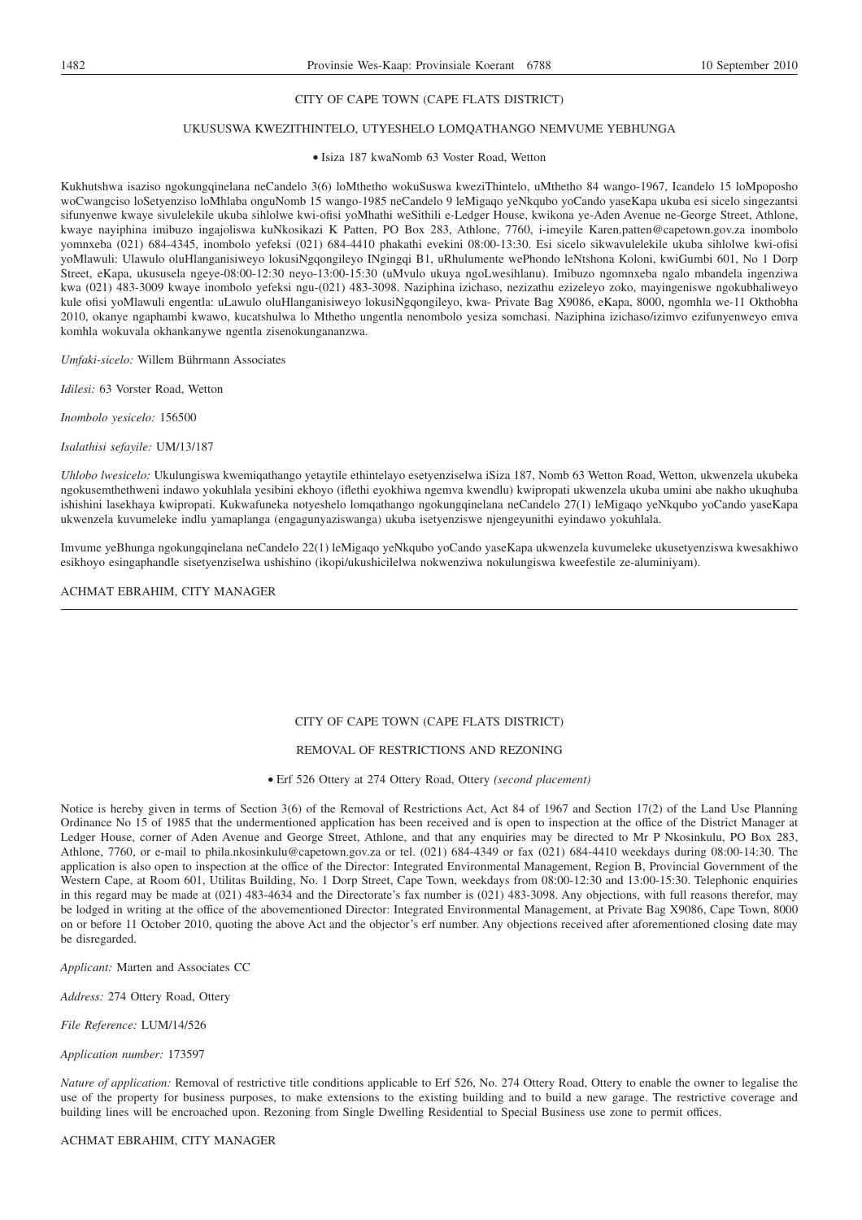CITY OF CAPE TOWN (CAPE FLATS DISTRICT)

UKUSUSWA KWEZITHINTELO, UTYESHELO LOMQATHANGO NEMVUME YEBHUNGA

• Isiza 187 kwaNomb 63 Voster Road, Wetton

Kukhutshwa isaziso ngokungqinelana neCandelo 3(6) loMthetho wokuSuswa kweziThintelo, uMthetho 84 wango-1967, Icandelo 15 loMpoposho woCwangciso loSetyenziso loMhlaba onguNomb 15 wango-1985 neCandelo 9 leMigaqo yeNkqubo yoCando yaseKapa ukuba esi sicelo singezantsi sifunyenwe kwaye sivulelekile ukuba sihlolwe kwi-ofisi yoMhathi weSithili e-Ledger House, kwikona ye-Aden Avenue ne-George Street, Athlone, kwaye nayiphina imibuzo ingajoliswa kuNkosikazi K Patten, PO Box 283, Athlone, 7760, i-imeyile Karen.patten@capetown.gov.za inombolo yomnxeba (021) 684-4345, inombolo yefeksi (021) 684-4410 phakathi evekini 08:00-13:30. Esi sicelo sikwavulelekile ukuba sihlolwe kwi-ofisi yoMlawuli: Ulawulo oluHlanganisiweyo lokusiNgqongileyo INgingqi B1, uRhulumente wePhondo leNtshona Koloni, kwiGumbi 601, No 1 Dorp Street, eKapa, ukususela ngeye-08:00-12:30 neyo-13:00-15:30 (uMvulo ukuya ngoLwesihlanu). Imibuzo ngomnxeba ngalo mbandela ingenziwa kwa (021) 483-3009 kwaye inombolo yefeksi ngu-(021) 483-3098. Naziphina izichaso, nezizathu ezizeleyo zoko, mayingeniswe ngokubhaliweyo kule ofisi yoMlawuli engentla: uLawulo oluHlanganisiweyo lokusiNgqongileyo, kwa- Private Bag X9086, eKapa, 8000, ngomhla we-11 Okthobha 2010, okanye ngaphambi kwawo, kucatshulwa lo Mthetho ungentla nenombolo yesiza somchasi. Naziphina izichaso/izimvo ezifunyenweyo emva komhla wokuvala okhankanywe ngentla zisenokungananzwa.

*Umfaki-sicelo:* Willem Bührmann Associates

*Idilesi:* 63 Vorster Road, Wetton

*Inombolo yesicelo:* 156500

*Isalathisi sefayile:* UM/13/187

*Uhlobo lwesicelo:* Ukulungiswa kwemiqathango yetaytile ethintelayo esetyenziselwa iSiza 187, Nomb 63 Wetton Road, Wetton, ukwenzela ukubeka ngokusemthethweni indawo yokuhlala yesibini ekhoyo (iflethi eyokhiwa ngemva kwendlu) kwipropati ukwenzela ukuba umini abe nakho ukuqhuba ishishini lasekhaya kwipropati. Kukwafuneka notyeshelo lomqathango ngokungqinelana neCandelo 27(1) leMigaqo yeNkqubo yoCando yaseKapa ukwenzela kuvumeleke indlu yamaplanga (engagunyaziswanga) ukuba isetyenziswe njengeyunithi eyindawo yokuhlala.

Imvume yeBhunga ngokungqinelana neCandelo 22(1) leMigaqo yeNkqubo yoCando yaseKapa ukwenzela kuvumeleke ukusetyenziswa kwesakhiwo esikhoyo esingaphandle sisetyenziselwa ushishino (ikopi/ukushicilelwa nokwenziwa nokulungiswa kweefestile ze-aluminiyam).

ACHMAT EBRAHIM, CITY MANAGER

---

CITY OF CAPE TOWN (CAPE FLATS DISTRICT)

REMOVAL OF RESTRICTIONS AND REZONING

• Erf 526 Ottery at 274 Ottery Road, Ottery *(second placement)*

Notice is hereby given in terms of Section 3(6) of the Removal of Restrictions Act, Act 84 of 1967 and Section 17(2) of the Land Use Planning Ordinance No 15 of 1985 that the undermentioned application has been received and is open to inspection at the office of the District Manager at Ledger House, corner of Aden Avenue and George Street, Athlone, and that any enquiries may be directed to Mr P Nkosinkulu, PO Box 283, Athlone, 7760, or e-mail to phila.nkosinkulu@capetown.gov.za or tel. (021) 684-4349 or fax (021) 684-4410 weekdays during 08:00-14:30. The application is also open to inspection at the office of the Director: Integrated Environmental Management, Region B, Provincial Government of the Western Cape, at Room 601, Utilitas Building, No. 1 Dorp Street, Cape Town, weekdays from 08:00-12:30 and 13:00-15:30. Telephonic enquiries in this regard may be made at (021) 483-4634 and the Directorate's fax number is (021) 483-3098. Any objections, with full reasons therefor, may be lodged in writing at the office of the abovementioned Director: Integrated Environmental Management, at Private Bag X9086, Cape Town, 8000 on or before 11 October 2010, quoting the above Act and the objector's erf number. Any objections received after aforementioned closing date may be disregarded.

*Applicant:* Marten and Associates CC

*Address:* 274 Ottery Road, Ottery

*File Reference:* LUM/14/526

*Application number:* 173597

*Nature of application:* Removal of restrictive title conditions applicable to Erf 526, No. 274 Ottery Road, Ottery to enable the owner to legalise the use of the property for business purposes, to make extensions to the existing building and to build a new garage. The restrictive coverage and building lines will be encroached upon. Rezoning from Single Dwelling Residential to Special Business use zone to permit offices.

ACHMAT EBRAHIM, CITY MANAGER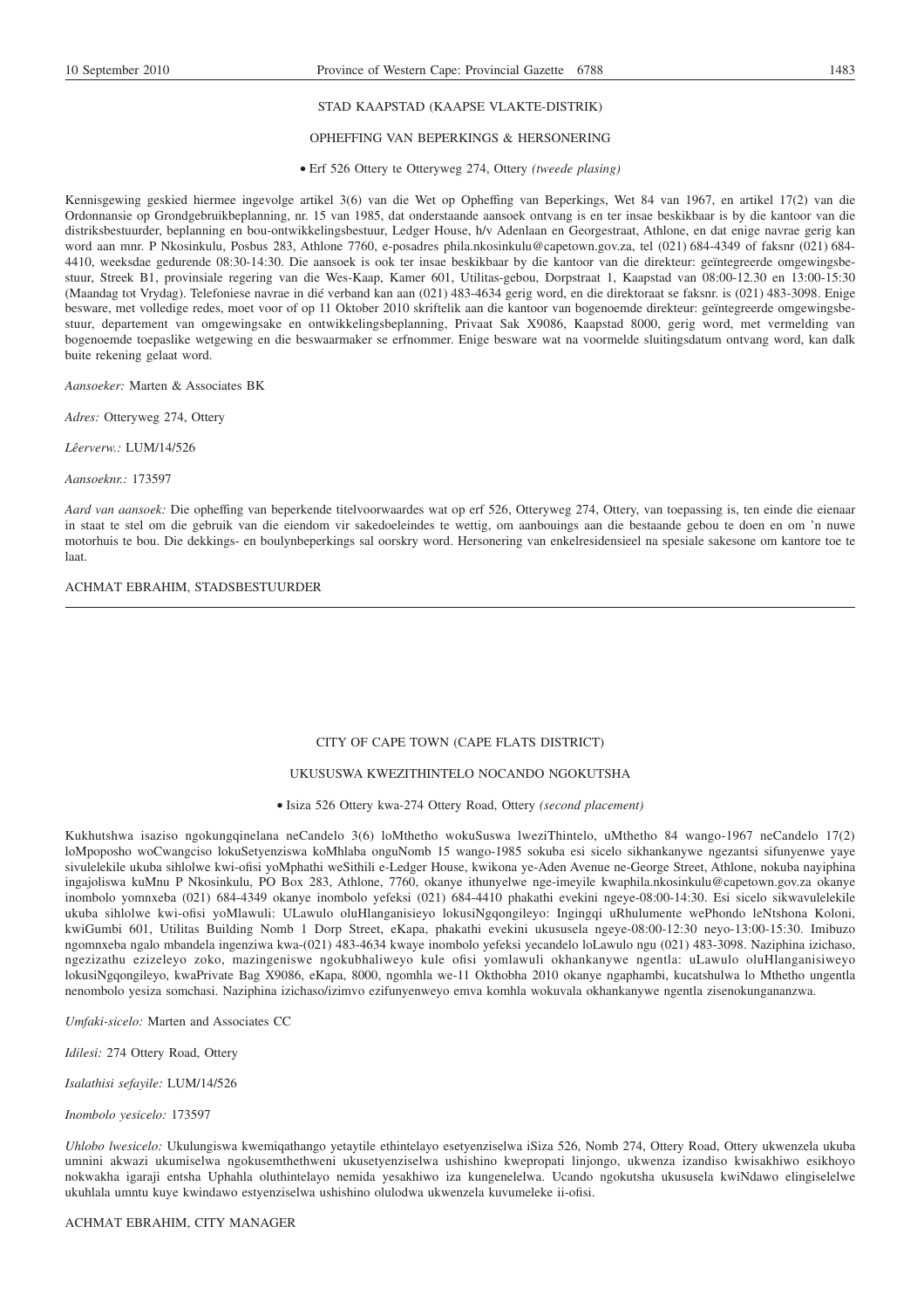STAD KAAPSTAD (KAAPSE VLAKTE-DISTRIK)

OPHEFFING VAN BEPERKINGS & HERSONERING

• Erf 526 Ottery te Otteryweg 274, Ottery *(tweede plasing)*

Kennisgewing geskied hiermee ingevolge artikel 3(6) van die Wet op Opheffing van Beperkings, Wet 84 van 1967, en artikel 17(2) van die Ordonnansie op Grondgebruikbeplanning, nr. 15 van 1985, dat onderstaande aansoek ontvang is en ter insae beskikbaar is by die kantoor van die distriksbestuurder, beplanning en bou-ontwikkelingsbestuur, Ledger House, h/v Adenlaan en Georgestraat, Athlone, en dat enige navrae gerig kan word aan mnr. P Nkosinkulu, Posbus 283, Athlone 7760, e-posadres phila.nkosinkulu@capetown.gov.za, tel (021) 684-4349 of faksnr (021) 684-4410, weeksdae gedurende 08:30-14:30. Die aansoek is ook ter insae beskikbaar by die kantoor van die direkteur: geïntegreerde omgewingsbestuur, Streek B1, provinsiale regering van die Wes-Kaap, Kamer 601, Utilitas-gebou, Dorpstraat 1, Kaapstad van 08:00-12.30 en 13:00-15:30 (Maandag tot Vrydag). Telefoniese navrae in dié verband kan aan (021) 483-4634 gerig word, en die direktoraat se faksnr. is (021) 483-3098. Enige besware, met volledige redes, moet voor of op 11 Oktober 2010 skriftelik aan die kantoor van bogenoemde direkteur: geïntegreerde omgewingsbestuur, departement van omgewingsake en ontwikkelingsbeplanning, Privaat Sak X9086, Kaapstad 8000, gerig word, met vermelding van bogenoemde toepaslike wetgewing en die beswaarmaker se erfnommer. Enige besware wat na voormelde sluitingsdatum ontvang word, kan dalk buite rekening gelaat word.

*Aansoeker:* Marten & Associates BK

*Adres:* Otteryweg 274, Ottery

*Lêerverw.:* LUM/14/526

*Aansoeknr.:* 173597

*Aard van aansoek:* Die opheffing van beperkende titelvoorwaardes wat op erf 526, Otteryweg 274, Ottery, van toepassing is, ten einde die eienaar in staat te stel om die gebruik van die eiendom vir sakedoeleindes te wettig, om aanbouings aan die bestaande gebou te doen en om 'n nuwe motorhuis te bou. Die dekkings- en boulynbeperkings sal oorskry word. Hersonering van enkelresidensieel na spesiale sakesone om kantore toe te laat.

ACHMAT EBRAHIM, STADSBESTUURDER

---

CITY OF CAPE TOWN (CAPE FLATS DISTRICT)

UKUSUSWA KWEZITHINTELO NOCANDO NGOKUTSHA

• Isiza 526 Ottery kwa-274 Ottery Road, Ottery *(second placement)*

Kukhutshwa isaziso ngokungqinelana neCandelo 3(6) loMthetho wokuSuswa lweziThintelo, uMthetho 84 wango-1967 neCandelo 17(2) loMpoposho woCwangciso lokuSetyenziswa koMhlaba onguNomb 15 wango-1985 sokuba esi sicelo sikhankanywe ngezantsi sifunyenwe yaye sivulelekile ukuba sihlolwe kwi-ofisi yoMphathi weSithili e-Ledger House, kwikona ye-Aden Avenue ne-George Street, Athlone, nokuba nayiphina ingajoliswa kuMnu P Nkosinkulu, PO Box 283, Athlone, 7760, okanye ithunyelwe nge-imeyile kwaphila.nkosinkulu@capetown.gov.za okanye inombolo yomnxeba (021) 684-4349 okanye inombolo yefeksi (021) 684-4410 phakathi evekini ngeye-08:00-14:30. Esi sicelo sikwavulelekile ukuba sihlolwe kwi-ofisi yoMlawuli: ULawulo oluHlanganisieyo lokusiNgqongileyo: Ingingqi uRhulumente wePhondo leNtshona Koloni, kwiGumbi 601, Utilitas Building Nomb 1 Dorp Street, eKapa, phakathi evekini ukususela ngeye-08:00-12:30 neyo-13:00-15:30. Imibuzo ngomnxeba ngalo mbandela ingenziwa kwa-(021) 483-4634 kwaye inombolo yefeksi yecandelo loLawulo ngu (021) 483-3098. Naziphina izichaso, ngezizathu ezizeleyo zoko, mazingeniswe ngokubhaliweyo kule ofisi yomlawuli okhankanywe ngentla: uLawulo oluHlanganisiweyo lokusiNgqongileyo, kwaPrivate Bag X9086, eKapa, 8000, ngomhla we-11 Okthobha 2010 okanye ngaphambi, kucatshulwa lo Mthetho ungentla nenombolo yesiza somchasi. Naziphina izichaso/izimvo ezifunyenweyo emva komhla wokuvala okhankanywe ngentla zisenokungananzwa.

*Umfaki-sicelo:* Marten and Associates CC

*Idilesi:* 274 Ottery Road, Ottery

*Isalathisi sefayile:* LUM/14/526

*Inombolo yesicelo:* 173597

*Uhlobo lwesicelo:* Ukulungiswa kwemiqathango yetaytile ethintelayo esetyenziselwa iSiza 526, Nomb 274, Ottery Road, Ottery ukwenzela ukuba umnini akwazi ukumiselwa ngokusemthethweni ukusetyenziselwa ushishino kwepropati linjongo, ukwenza izandiso kwisakhiwo esikhoyo nokwakha igaraji entsha Uphahla oluthintelayo nemida yesakhiwo iza kungenelelwa. Ucando ngokutsha ukususela kwiNdawo elingiselelwe ukuhlala umntu kuye kwindawo estyenziselwa ushishino olulodwa ukwenzela kuvumeleke ii-ofisi.

ACHMAT EBRAHIM, CITY MANAGER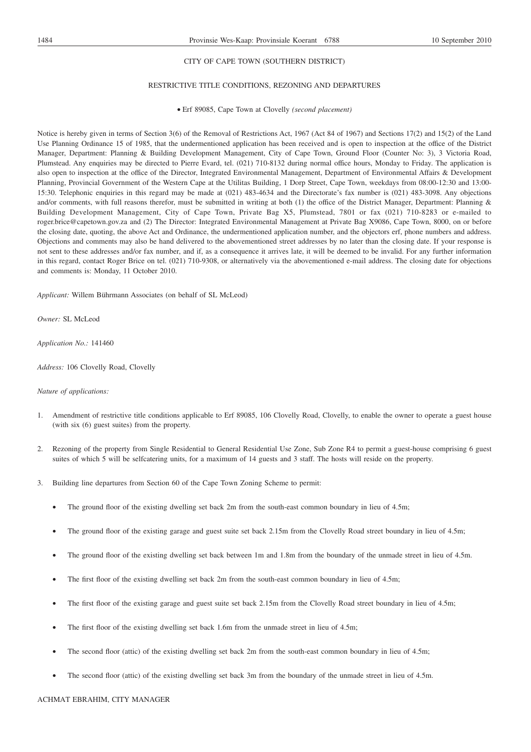## CITY OF CAPE TOWN (SOUTHERN DISTRICT)

## RESTRICTIVE TITLE CONDITIONS, REZONING AND DEPARTURES

• Erf 89085, Cape Town at Clovelly *(second placement)*

Notice is hereby given in terms of Section 3(6) of the Removal of Restrictions Act, 1967 (Act 84 of 1967) and Sections 17(2) and 15(2) of the Land Use Planning Ordinance 15 of 1985, that the undermentioned application has been received and is open to inspection at the office of the District Manager, Department: Planning & Building Development Management, City of Cape Town, Ground Floor (Counter No: 3), 3 Victoria Road, Plumstead. Any enquiries may be directed to Pierre Evard, tel. (021) 710-8132 during normal office hours, Monday to Friday. The application is also open to inspection at the office of the Director, Integrated Environmental Management, Department of Environmental Affairs & Development Planning, Provincial Government of the Western Cape at the Utilitas Building, 1 Dorp Street, Cape Town, weekdays from 08:00-12:30 and 13:00-15:30. Telephonic enquiries in this regard may be made at (021) 483-4634 and the Directorate's fax number is (021) 483-3098. Any objections and/or comments, with full reasons therefor, must be submitted in writing at both (1) the office of the District Manager, Department: Planning & Building Development Management, City of Cape Town, Private Bag X5, Plumstead, 7801 or fax (021) 710-8283 or e-mailed to roger.brice@capetown.gov.za and (2) The Director: Integrated Environmental Management at Private Bag X9086, Cape Town, 8000, on or before the closing date, quoting, the above Act and Ordinance, the undermentioned application number, and the objectors erf, phone numbers and address. Objections and comments may also be hand delivered to the abovementioned street addresses by no later than the closing date. If your response is not sent to these addresses and/or fax number, and if, as a consequence it arrives late, it will be deemed to be invalid. For any further information in this regard, contact Roger Brice on tel. (021) 710-9308, or alternatively via the abovementioned e-mail address. The closing date for objections and comments is: Monday, 11 October 2010.

*Applicant:* Willem Bührmann Associates (on behalf of SL McLeod)

*Owner:* SL McLeod

*Application No.:* 141460

*Address:* 106 Clovelly Road, Clovelly

*Nature of applications:*

1. Amendment of restrictive title conditions applicable to Erf 89085, 106 Clovelly Road, Clovelly, to enable the owner to operate a guest house (with six (6) guest suites) from the property.

2. Rezoning of the property from Single Residential to General Residential Use Zone, Sub Zone R4 to permit a guest-house comprising 6 guest suites of which 5 will be selfcatering units, for a maximum of 14 guests and 3 staff. The hosts will reside on the property.

3. Building line departures from Section 60 of the Cape Town Zoning Scheme to permit:

   - The ground floor of the existing dwelling set back 2m from the south-east common boundary in lieu of 4.5m;
   - The ground floor of the existing garage and guest suite set back 2.15m from the Clovelly Road street boundary in lieu of 4.5m;
   - The ground floor of the existing dwelling set back between 1m and 1.8m from the boundary of the unmade street in lieu of 4.5m.
   - The first floor of the existing dwelling set back 2m from the south-east common boundary in lieu of 4.5m;
   - The first floor of the existing garage and guest suite set back 2.15m from the Clovelly Road street boundary in lieu of 4.5m;
   - The first floor of the existing dwelling set back 1.6m from the unmade street in lieu of 4.5m;
   - The second floor (attic) of the existing dwelling set back 2m from the south-east common boundary in lieu of 4.5m;
   - The second floor (attic) of the existing dwelling set back 3m from the boundary of the unmade street in lieu of 4.5m.

ACHMAT EBRAHIM, CITY MANAGER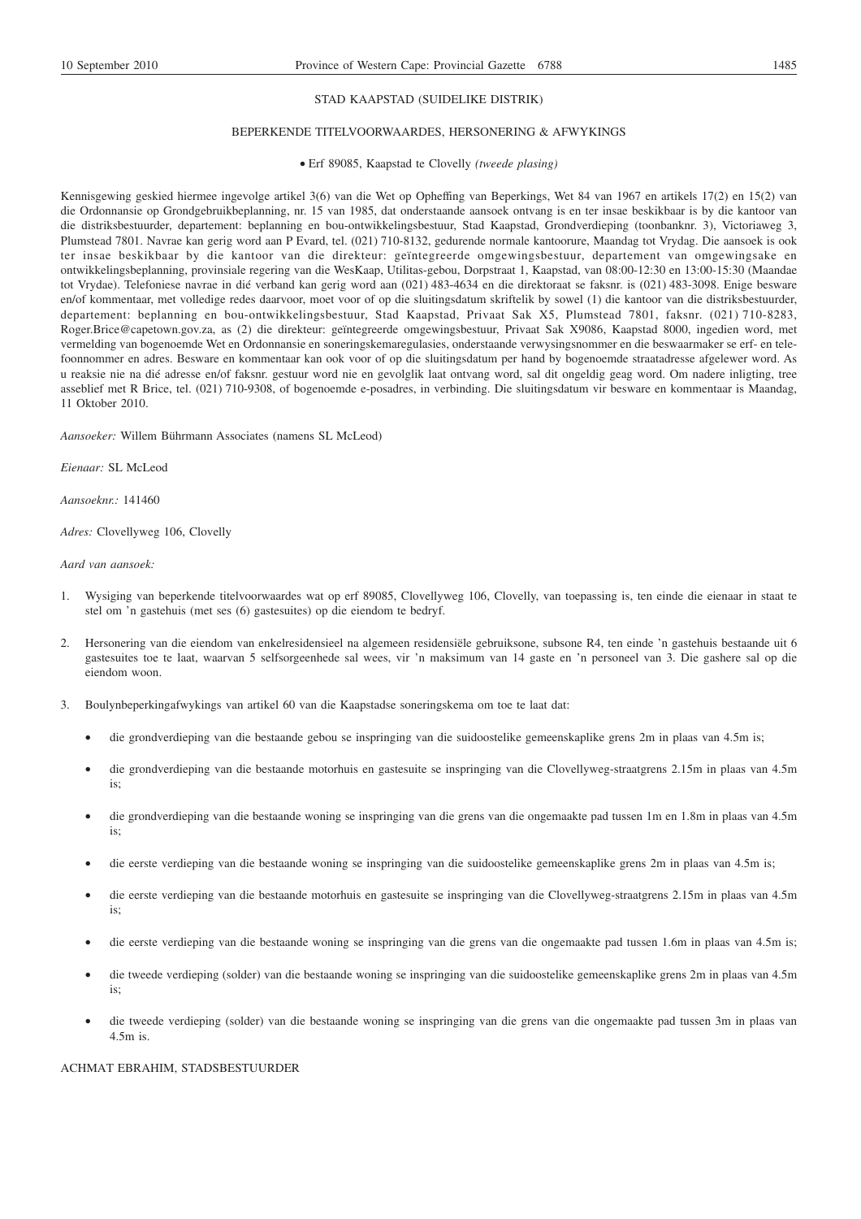STAD KAAPSTAD (SUIDELIKE DISTRIK)

BEPERKENDE TITELVOORWAARDES, HERSONERING & AFWYKINGS

• Erf 89085, Kaapstad te Clovelly *(tweede plasing)*

Kennisgewing geskied hiermee ingevolge artikel 3(6) van die Wet op Opheffing van Beperkings, Wet 84 van 1967 en artikels 17(2) en 15(2) van die Ordonnansie op Grondgebruikbeplanning, nr. 15 van 1985, dat onderstaande aansoek ontvang is en ter insae beskikbaar is by die kantoor van die distriksbestuurder, departement: beplanning en bou-ontwikkelingsbestuur, Stad Kaapstad, Grondverdieping (toonbanknr. 3), Victoriaweg 3, Plumstead 7801. Navrae kan gerig word aan P Evard, tel. (021) 710-8132, gedurende normale kantoorure, Maandag tot Vrydag. Die aansoek is ook ter insae beskikbaar by die kantoor van die direkteur: geïntegreerde omgewingsbestuur, departement van omgewingsake en ontwikkelingsbeplanning, provinsiale regering van die WesKaap, Utilitas-gebou, Dorpstraat 1, Kaapstad, van 08:00-12:30 en 13:00-15:30 (Maandae tot Vrydae). Telefoniese navrae in dié verband kan gerig word aan (021) 483-4634 en die direktoraat se faksnr. is (021) 483-3098. Enige besware en/of kommentaar, met volledige redes daarvoor, moet voor of op die sluitingsdatum skriftelik by sowel (1) die kantoor van die distriksbestuurder, departement: beplanning en bou-ontwikkelingsbestuur, Stad Kaapstad, Privaat Sak X5, Plumstead 7801, faksnr. (021) 710-8283, Roger.Brice@capetown.gov.za, as (2) die direkteur: geïntegreerde omgewingsbestuur, Privaat Sak X9086, Kaapstad 8000, ingedien word, met vermelding van bogenoemde Wet en Ordonnansie en soneringskemaregulasies, onderstaande verwysingsnommer en die beswaarmaker se erf- en telefoonnommer en adres. Besware en kommentaar kan ook voor of op die sluitingsdatum per hand by bogenoemde straatadresse afgelewer word. As u reaksie nie na dié adresse en/of faksnr. gestuur word nie en gevolglik laat ontvang word, sal dit ongeldig geag word. Om nadere inligting, tree asseblief met R Brice, tel. (021) 710-9308, of bogenoemde e-posadres, in verbinding. Die sluitingsdatum vir besware en kommentaar is Maandag, 11 Oktober 2010.

*Aansoeker:* Willem Bührmann Associates (namens SL McLeod)

*Eienaar:* SL McLeod

*Aansoeknr.:* 141460

*Adres:* Clovellyweg 106, Clovelly

*Aard van aansoek:*

1. Wysiging van beperkende titelvoorwaardes wat op erf 89085, Clovellyweg 106, Clovelly, van toepassing is, ten einde die eienaar in staat te stel om 'n gastehuis (met ses (6) gastesuites) op die eiendom te bedryf.

2. Hersonering van die eiendom van enkelresidensieel na algemeen residensiële gebruiksone, subsone R4, ten einde 'n gastehuis bestaande uit 6 gastesuites toe te laat, waarvan 5 selfsorgeenhede sal wees, vir 'n maksimum van 14 gaste en 'n personeel van 3. Die gashere sal op die eiendom woon.

3. Boulynbeperkingafwykings van artikel 60 van die Kaapstadse soneringskema om toe te laat dat:

   - die grondverdieping van die bestaande gebou se inspringing van die suidoostelike gemeenskaplike grens 2m in plaas van 4.5m is;
   - die grondverdieping van die bestaande motorhuis en gastesuite se inspringing van die Clovellyweg-straatgrens 2.15m in plaas van 4.5m is;
   - die grondverdieping van die bestaande woning se inspringing van die grens van die ongemaakte pad tussen 1m en 1.8m in plaas van 4.5m is;
   - die eerste verdieping van die bestaande woning se inspringing van die suidoostelike gemeenskaplike grens 2m in plaas van 4.5m is;
   - die eerste verdieping van die bestaande motorhuis en gastesuite se inspringing van die Clovellyweg-straatgrens 2.15m in plaas van 4.5m is;
   - die eerste verdieping van die bestaande woning se inspringing van die grens van die ongemaakte pad tussen 1.6m in plaas van 4.5m is;
   - die tweede verdieping (solder) van die bestaande woning se inspringing van die suidoostelike gemeenskaplike grens 2m in plaas van 4.5m is;
   - die tweede verdieping (solder) van die bestaande woning se inspringing van die grens van die ongemaakte pad tussen 3m in plaas van 4.5m is.

ACHMAT EBRAHIM, STADSBESTUURDER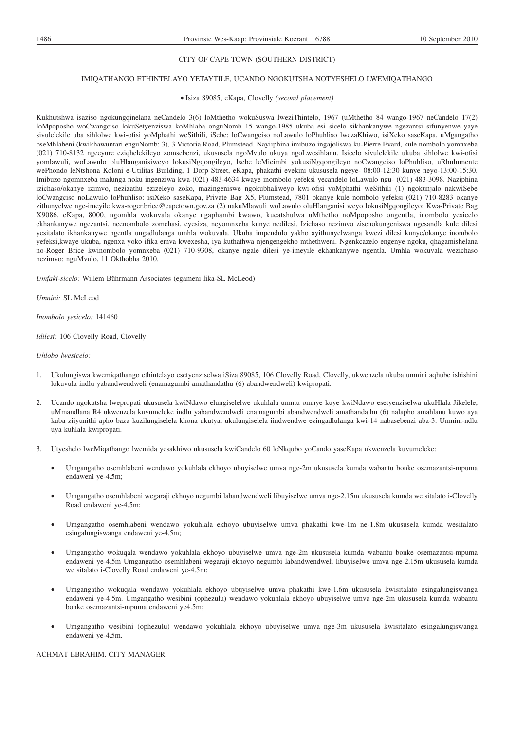CITY OF CAPE TOWN (SOUTHERN DISTRICT)

IMIQATHANGO ETHINTELAYO YETAYTILE, UCANDO NGOKUTSHA NOTYESHELO LWEMIQATHANGO

- Isiza 89085, eKapa, Clovelly *(second placement)*

Kukhutshwa isaziso ngokungqinelana neCandelo 3(6) loMthetho wokuSuswa lweziThintelo, 1967 (uMthetho 84 wango-1967 neCandelo 17(2) loMpoposho woCwangciso lokuSetyenziswa koMhlaba onguNomb 15 wango-1985 ukuba esi sicelo sikhankanywe ngezantsi sifunyenwe yaye sivulelekile uba sihlolwe kwi-ofisi yoMphathi weSithili, iSebe: loCwangciso noLawulo loPhuhliso lwezaKhiwo, isiXeko saseKapa, uMgangatho oseMhlabeni (kwikhawuntari enguNomb: 3), 3 Victoria Road, Plumstead. Nayiiphina imibuzo ingajoliswa ku-Pierre Evard, kule nombolo yomnxeba (021) 710-8132 ngeeyure eziqhelekileyo zomsebenzi, ukususela ngoMvulo ukuya ngoLwesihlanu. Isicelo sivulelekile ukuba sihlolwe kwi-ofisi yomlawuli, woLawulo oluHlanganisiweyo lokusiNgqongileyo, lsebe leMicimbi yokusiNgqongileyo noCwangciso loPhuhliso, uRhulumente wePhondo leNtshona Koloni e-Utilitas Building, 1 Dorp Street, eKapa, phakathi evekini ukususela ngeye- 08:00-12:30 kunye neyo-13:00-15:30. Imibuzo ngomnxeba malunga noku ingenziwa kwa-(021) 483-4634 kwaye inombolo yefeksi yecandelo loLawulo ngu- (021) 483-3098. Naziphina izichaso/okanye izimvo, nezizathu ezizeleyo zoko, mazingeniswe ngokubhaliweyo kwi-ofisi yoMphathi weSithili (1) ngokunjalo nakwiSebe loCwangciso noLawulo loPhuhliso: isiXeko saseKapa, Private Bag X5, Plumstead, 7801 okanye kule nombolo yefeksi (021) 710-8283 okanye zithunyelwe nge-imeyile kwa-roger.brice@capetown.gov.za (2) nakuMlawuli woLawulo oluHlanganisi weyo lokusiNgqongileyo: Kwa-Private Bag X9086, eKapa, 8000, ngomhla wokuvala okanye ngaphambi kwawo, kucatshulwa uMthetho noMpoposho ongentla, inombolo yesicelo ekhankanywe ngezantsi, neenombolo zomchasi, eyesiza, neyomnxeba kunye nedilesi. Izichaso nezimvo zisenokungeniswa ngesandla kule dilesi yesitalato ikhankanywe ngentla ungadlulanga umhla wokuvala. Ukuba impendulo yakho ayithunyelwanga kwezi dilesi kunye/okanye inombolo yefeksi,kwaye ukuba, ngenxa yoko ifika emva kwexesha, iya kuthathwa njengengekho mthethweni. Ngenkcazelo engenye ngoku, qhagamishelana no-Roger Brice kwinombolo yomnxeba (021) 710-9308, okanye ngale dilesi ye-imeyile ekhankanywe ngentla. Umhla wokuvala wezichaso nezimvo: nguMvulo, 11 Okthobha 2010.

*Umfaki-sicelo:* Willem Bührmann Associates (egameni lika-SL McLeod)

*Umnini:* SL McLeod

*Inombolo yesicelo:* 141460

*Idilesi:* 106 Clovelly Road, Clovelly

*Uhlobo lwesicelo:*

1. Ukulungiswa kwemiqathango ethintelayo esetyenziselwa iSiza 89085, 106 Clovelly Road, Clovelly, ukwenzela ukuba umnini aqhube ishishini lokuvula indlu yabandwendweli (enamagumbi amathandathu (6) abandwendweli) kwipropati.

2. Ucando ngokutsha lwepropati ukususela kwiNdawo elungiselelwe ukuhlala umntu omnye kuye kwiNdawo esetyenziselwa ukuHlala Jikelele, uMmandlana R4 ukwenzela kuvumeleke indlu yabandwendweli enamagumbi abandwendweli amathandathu (6) nalapho amahlanu kuwo aya kuba ziiyunithi apho baza kuzilungiselela khona ukutya, ukulungiselela iindwendwe ezingadlulanga kwi-14 nabasebenzi aba-3. Umnini-ndlu uya kuhlala kwipropati.

3. Utyeshelo lweMiqathango lwemida yesakhiwo ukususela kwiCandelo 60 leNkqubo yoCando yaseKapa ukwenzela kuvumeleke:

   - Umgangatho osemhlabeni wendawo yokuhlala ekhoyo ubuyiselwe umva nge-2m ukususela kumda wabantu bonke osemazantsi-mpuma endaweni ye-4.5m;

   - Umgangatho osemhlabeni wegaraji ekhoyo negumbi labandwendweli libuyiselwe umva nge-2.15m ukususela kumda we sitalato i-Clovelly Road endaweni ye-4.5m;

   - Umgangatho osemhlabeni wendawo yokuhlala ekhoyo ubuyiselwe umva phakathi kwe-1m ne-1.8m ukususela kumda wesitalato esingalungiswanga endaweni ye-4.5m;

   - Umgangatho wokuqala wendawo yokuhlala ekhoyo ubuyiselwe umva nge-2m ukususela kumda wabantu bonke osemazantsi-mpuma endaweni ye-4.5m Umgangatho osemhlabeni wegaraji ekhoyo negumbi labandwendweli libuyiselwe umva nge-2.15m ukususela kumda we sitalato i-Clovelly Road endaweni ye-4.5m;

   - Umgangatho wokuqala wendawo yokuhlala ekhoyo ubuyiselwe umva phakathi kwe-1.6m ukususela kwisitalato esingalungiswanga endaweni ye-4.5m. Umgangatho wesibini (ophezulu) wendawo yokuhlala ekhoyo ubuyiselwe umva nge-2m ukususela kumda wabantu bonke osemazantsi-mpuma endaweni ye4.5m;

   - Umgangatho wesibini (ophezulu) wendawo yokuhlala ekhoyo ubuyiselwe umva nge-3m ukususela kwisitalato esingalungiswanga endaweni ye-4.5m.

ACHMAT EBRAHIM, CITY MANAGER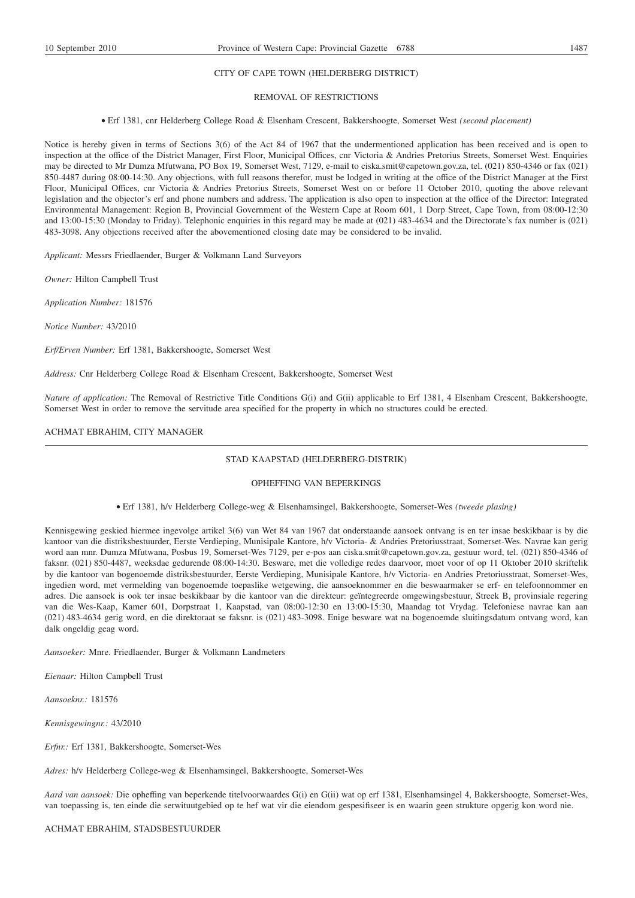CITY OF CAPE TOWN (HELDERBERG DISTRICT)

REMOVAL OF RESTRICTIONS

• Erf 1381, cnr Helderberg College Road & Elsenham Crescent, Bakkershoogte, Somerset West *(second placement)*

Notice is hereby given in terms of Sections 3(6) of the Act 84 of 1967 that the undermentioned application has been received and is open to inspection at the office of the District Manager, First Floor, Municipal Offices, cnr Victoria & Andries Pretorius Streets, Somerset West. Enquiries may be directed to Mr Dumza Mfutwana, PO Box 19, Somerset West, 7129, e-mail to ciska.smit@capetown.gov.za, tel. (021) 850-4346 or fax (021) 850-4487 during 08:00-14:30. Any objections, with full reasons therefor, must be lodged in writing at the office of the District Manager at the First Floor, Municipal Offices, cnr Victoria & Andries Pretorius Streets, Somerset West on or before 11 October 2010, quoting the above relevant legislation and the objector's erf and phone numbers and address. The application is also open to inspection at the office of the Director: Integrated Environmental Management: Region B, Provincial Government of the Western Cape at Room 601, 1 Dorp Street, Cape Town, from 08:00-12:30 and 13:00-15:30 (Monday to Friday). Telephonic enquiries in this regard may be made at (021) 483-4634 and the Directorate's fax number is (021) 483-3098. Any objections received after the abovementioned closing date may be considered to be invalid.

*Applicant:* Messrs Friedlaender, Burger & Volkmann Land Surveyors

*Owner:* Hilton Campbell Trust

*Application Number:* 181576

*Notice Number:* 43/2010

*Erf/Erven Number:* Erf 1381, Bakkershoogte, Somerset West

*Address:* Cnr Helderberg College Road & Elsenham Crescent, Bakkershoogte, Somerset West

*Nature of application:* The Removal of Restrictive Title Conditions G(i) and G(ii) applicable to Erf 1381, 4 Elsenham Crescent, Bakkershoogte, Somerset West in order to remove the servitude area specified for the property in which no structures could be erected.

ACHMAT EBRAHIM, CITY MANAGER

---

STAD KAAPSTAD (HELDERBERG-DISTRIK)

OPHEFFING VAN BEPERKINGS

• Erf 1381, h/v Helderberg College-weg & Elsenhamsingel, Bakkershoogte, Somerset-Wes *(tweede plasing)*

Kennisgewing geskied hiermee ingevolge artikel 3(6) van Wet 84 van 1967 dat onderstaande aansoek ontvang is en ter insae beskikbaar is by die kantoor van die distriksbestuurder, Eerste Verdieping, Munisipale Kantore, h/v Victoria- & Andries Pretoriusstraat, Somerset-Wes. Navrae kan gerig word aan mnr. Dumza Mfutwana, Posbus 19, Somerset-Wes 7129, per e-pos aan ciska.smit@capetown.gov.za, gestuur word, tel. (021) 850-4346 of faksnr. (021) 850-4487, weeksdae gedurende 08:00-14:30. Besware, met die volledige redes daarvoor, moet voor of op 11 Oktober 2010 skriftelik by die kantoor van bogenoemde distriksbestuurder, Eerste Verdieping, Munisipale Kantore, h/v Victoria- en Andries Pretoriusstraat, Somerset-Wes, ingedien word, met vermelding van bogenoemde toepaslike wetgewing, die aansoeknommer en die beswaarmaker se erf- en telefoonnommer en adres. Die aansoek is ook ter insae beskikbaar by die kantoor van die direkteur: geïntegreerde omgewingsbestuur, Streek B, provinsiale regering van die Wes-Kaap, Kamer 601, Dorpstraat 1, Kaapstad, van 08:00-12:30 en 13:00-15:30, Maandag tot Vrydag. Telefoniese navrae kan aan (021) 483-4634 gerig word, en die direktoraat se faksnr. is (021) 483-3098. Enige besware wat na bogenoemde sluitingsdatum ontvang word, kan dalk ongeldig geag word.

*Aansoeker:* Mnre. Friedlaender, Burger & Volkmann Landmeters

*Eienaar:* Hilton Campbell Trust

*Aansoeknr.:* 181576

*Kennisgewingnr.:* 43/2010

*Erfnr.:* Erf 1381, Bakkershoogte, Somerset-Wes

*Adres:* h/v Helderberg College-weg & Elsenhamsingel, Bakkershoogte, Somerset-Wes

*Aard van aansoek:* Die opheffing van beperkende titelvoorwaardes G(i) en G(ii) wat op erf 1381, Elsenhamsingel 4, Bakkershoogte, Somerset-Wes, van toepassing is, ten einde die serwituutgebied op te hef wat vir die eiendom gespesifiseer is en waarin geen strukture opgerig kon word nie.

ACHMAT EBRAHIM, STADSBESTUURDER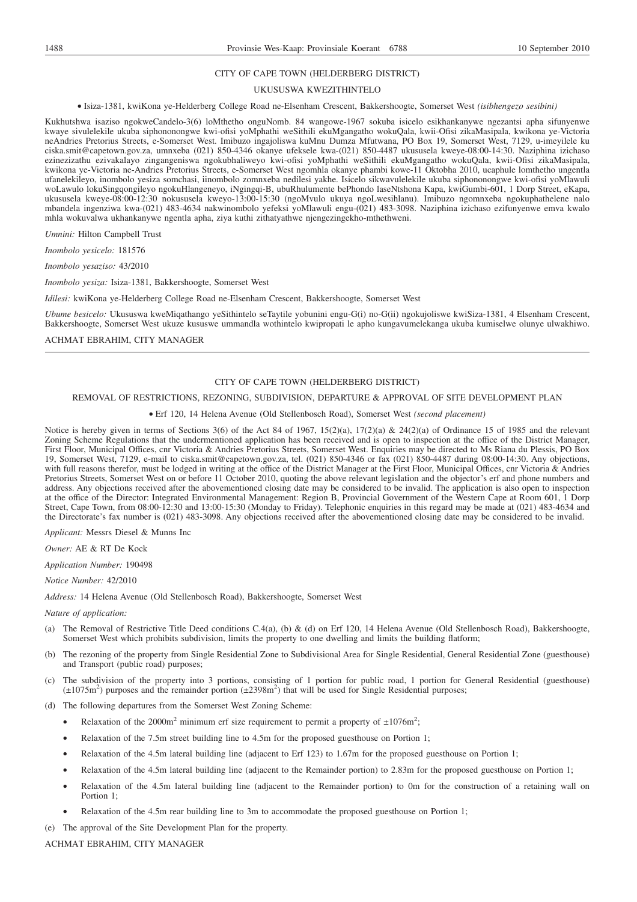CITY OF CAPE TOWN (HELDERBERG DISTRICT)

UKUSUSWA KWEZITHINTELO

• Isiza-1381, kwiKona ye-Helderberg College Road ne-Elsenham Crescent, Bakkershoogte, Somerset West *(isibhengezo sesibini)*

Kukhutshwa isaziso ngokweCandelo-3(6) loMthetho onguNomb. 84 wangowe-1967 sokuba isicelo esikhankanywe ngezantsi apha sifunyenwe kwaye sivulelekile ukuba siphononongwe kwi-ofisi yoMphathi weSithili ekuMgangatho wokuQala, kwii-Ofisi zikaMasipala, kwikona ye-Victoria neAndries Pretorius Streets, e-Somerset West. Imibuzo ingajoliswa kuMnu Dumza Mfutwana, PO Box 19, Somerset West, 7129, u-imeyilele ku ciska.smit@capetown.gov.za, umnxeba (021) 850-4346 okanye ufeksele kwa-(021) 850-4487 ukususela kweye-08:00-14:30. Naziphina izichaso ezinezizathu ezivakalayo zingangeniswa ngokubhaliweyo kwi-ofisi yoMphathi weSithili ekuMgangatho wokuQala, kwii-Ofisi zikaMasipala, kwikona ye-Victoria ne-Andries Pretorius Streets, e-Somerset West ngomhla okanye phambi kowe-11 Oktobha 2010, ucaphule lomthetho ungentla ufanelekileyo, inombolo yesiza somchasi, iinombolo zomnxeba nedilesi yakhe. Isicelo sikwavulelekile ukuba siphononongwe kwi-ofisi yoMlawuli woLawulo lokuSingqongileyo ngokuHlangeneyo, iNgingqi-B, ubuRhulumente bePhondo laseNtshona Kapa, kwiGumbi-601, 1 Dorp Street, eKapa, ukususela kweye-08:00-12:30 nokususela kweyo-13:00-15:30 (ngoMvulo ukuya ngoLwesihlanu). Imibuzo ngomnxeba ngokuphathelene nalo mbandela ingenziwa kwa-(021) 483-4634 nakwinombolo yefeksi yoMlawuli engu-(021) 483-3098. Naziphina izichaso ezifunyenwe emva kwalo mhla wokuvalwa ukhankanywe ngentla apha, ziya kuthi zithatyathwe njengezingekho-mthethweni.

*Umnini:* Hilton Campbell Trust

*Inombolo yesicelo:* 181576

*Inombolo yesaziso:* 43/2010

*Inombolo yesiza:* Isiza-1381, Bakkershoogte, Somerset West

*Idilesi:* kwiKona ye-Helderberg College Road ne-Elsenham Crescent, Bakkershoogte, Somerset West

*Ubume besicelo:* Ukususwa kweMiqathango yeSithintelo seTaytile yobunini engu-G(i) no-G(ii) ngokujoliswe kwiSiza-1381, 4 Elsenham Crescent, Bakkershoogte, Somerset West ukuze kususwe ummandla wothintelo kwipropati le apho kungavumelekanga ukuba kumiselwe olunye ulwakhiwo.

ACHMAT EBRAHIM, CITY MANAGER

---

CITY OF CAPE TOWN (HELDERBERG DISTRICT)

REMOVAL OF RESTRICTIONS, REZONING, SUBDIVISION, DEPARTURE & APPROVAL OF SITE DEVELOPMENT PLAN

• Erf 120, 14 Helena Avenue (Old Stellenbosch Road), Somerset West *(second placement)*

Notice is hereby given in terms of Sections 3(6) of the Act 84 of 1967, 15(2)(a), 17(2)(a) & 24(2)(a) of Ordinance 15 of 1985 and the relevant Zoning Scheme Regulations that the undermentioned application has been received and is open to inspection at the office of the District Manager, First Floor, Municipal Offices, cnr Victoria & Andries Pretorius Streets, Somerset West. Enquiries may be directed to Ms Riana du Plessis, PO Box 19, Somerset West, 7129, e-mail to ciska.smit@capetown.gov.za, tel. (021) 850-4346 or fax (021) 850-4487 during 08:00-14:30. Any objections, with full reasons therefor, must be lodged in writing at the office of the District Manager at the First Floor, Municipal Offices, cnr Victoria & Andries Pretorius Streets, Somerset West on or before 11 October 2010, quoting the above relevant legislation and the objector's erf and phone numbers and address. Any objections received after the abovementioned closing date may be considered to be invalid. The application is also open to inspection at the office of the Director: Integrated Environmental Management: Region B, Provincial Government of the Western Cape at Room 601, 1 Dorp Street, Cape Town, from 08:00-12:30 and 13:00-15:30 (Monday to Friday). Telephonic enquiries in this regard may be made at (021) 483-4634 and the Directorate's fax number is (021) 483-3098. Any objections received after the abovementioned closing date may be considered to be invalid.

*Applicant:* Messrs Diesel & Munns Inc

*Owner:* AE & RT De Kock

*Application Number:* 190498

*Notice Number:* 42/2010

*Address:* 14 Helena Avenue (Old Stellenbosch Road), Bakkershoogte, Somerset West

*Nature of application:*

(a) The Removal of Restrictive Title Deed conditions C.4(a), (b) & (d) on Erf 120, 14 Helena Avenue (Old Stellenbosch Road), Bakkershoogte, Somerset West which prohibits subdivision, limits the property to one dwelling and limits the building flatform;

(b) The rezoning of the property from Single Residential Zone to Subdivisional Area for Single Residential, General Residential Zone (guesthouse) and Transport (public road) purposes;

(c) The subdivision of the property into 3 portions, consisting of 1 portion for public road, 1 portion for General Residential (guesthouse) (±1075m$^2$) purposes and the remainder portion (±2398m$^2$) that will be used for Single Residential purposes;

(d) The following departures from the Somerset West Zoning Scheme:

- Relaxation of the 2000m$^2$ minimum erf size requirement to permit a property of ±1076m$^2$;
- Relaxation of the 7.5m street building line to 4.5m for the proposed guesthouse on Portion 1;
- Relaxation of the 4.5m lateral building line (adjacent to Erf 123) to 1.67m for the proposed guesthouse on Portion 1;
- Relaxation of the 4.5m lateral building line (adjacent to the Remainder portion) to 2.83m for the proposed guesthouse on Portion 1;
- Relaxation of the 4.5m lateral building line (adjacent to the Remainder portion) to 0m for the construction of a retaining wall on Portion 1;
- Relaxation of the 4.5m rear building line to 3m to accommodate the proposed guesthouse on Portion 1;

(e) The approval of the Site Development Plan for the property.

ACHMAT EBRAHIM, CITY MANAGER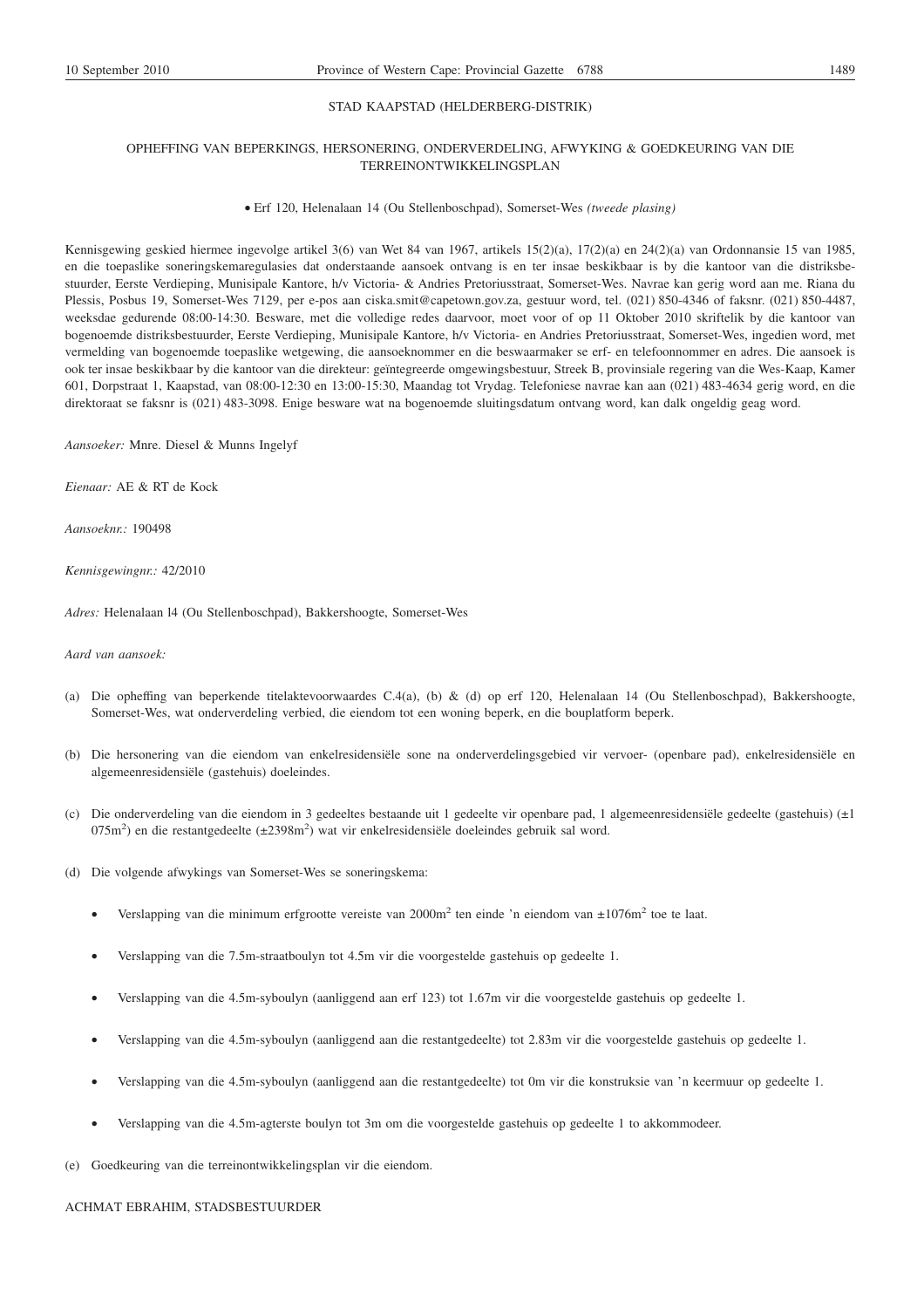STAD KAAPSTAD (HELDERBERG-DISTRIK)

OPHEFFING VAN BEPERKINGS, HERSONERING, ONDERVERDELING, AFWYKING & GOEDKEURING VAN DIE TERREINONTWIKKELINGSPLAN

• Erf 120, Helenalaan 14 (Ou Stellenboschpad), Somerset-Wes *(tweede plasing)*

Kennisgewing geskied hiermee ingevolge artikel 3(6) van Wet 84 van 1967, artikels 15(2)(a), 17(2)(a) en 24(2)(a) van Ordonnansie 15 van 1985, en die toepaslike soneringskemaregulasies dat onderstaande aansoek ontvang is en ter insae beskikbaar is by die kantoor van die distriksbestuurder, Eerste Verdieping, Munisipale Kantore, h/v Victoria- & Andries Pretoriusstraat, Somerset-Wes. Navrae kan gerig word aan me. Riana du Plessis, Posbus 19, Somerset-Wes 7129, per e-pos aan ciska.smit@capetown.gov.za, gestuur word, tel. (021) 850-4346 of faksnr. (021) 850-4487, weeksdae gedurende 08:00-14:30. Besware, met die volledige redes daarvoor, moet voor of op 11 Oktober 2010 skriftelik by die kantoor van bogenoemde distriksbestuurder, Eerste Verdieping, Munisipale Kantore, h/v Victoria- en Andries Pretoriusstraat, Somerset-Wes, ingedien word, met vermelding van bogenoemde toepaslike wetgewing, die aansoeknommer en die beswaarmaker se erf- en telefoonnommer en adres. Die aansoek is ook ter insae beskikbaar by die kantoor van die direkteur: geïntegreerde omgewingsbestuur, Streek B, provinsiale regering van die Wes-Kaap, Kamer 601, Dorpstraat 1, Kaapstad, van 08:00-12:30 en 13:00-15:30, Maandag tot Vrydag. Telefoniese navrae kan aan (021) 483-4634 gerig word, en die direktoraat se faksnr is (021) 483-3098. Enige besware wat na bogenoemde sluitingsdatum ontvang word, kan dalk ongeldig geag word.

*Aansoeker:* Mnre. Diesel & Munns Ingelyf

*Eienaar:* AE & RT de Kock

*Aansoeknr.:* 190498

*Kennisgewingnr.:* 42/2010

*Adres:* Helenalaan l4 (Ou Stellenboschpad), Bakkershoogte, Somerset-Wes

*Aard van aansoek:*

(a) Die opheffing van beperkende titelaktevoorwaardes C.4(a), (b) & (d) op erf 120, Helenalaan 14 (Ou Stellenboschpad), Bakkershoogte, Somerset-Wes, wat onderverdeling verbied, die eiendom tot een woning beperk, en die bouplatform beperk.

(b) Die hersonering van die eiendom van enkelresidensiële sone na onderverdelingsgebied vir vervoer- (openbare pad), enkelresidensiële en algemeenresidensiële (gastehuis) doeleindes.

(c) Die onderverdeling van die eiendom in 3 gedeeltes bestaande uit 1 gedeelte vir openbare pad, 1 algemeenresidensiële gedeelte (gastehuis) (±1 075m$^2$) en die restantgedeelte (±2398m$^2$) wat vir enkelresidensiële doeleindes gebruik sal word.

(d) Die volgende afwykings van Somerset-Wes se soneringskema:

- Verslapping van die minimum erfgrootte vereiste van 2000m$^2$ ten einde 'n eiendom van ±1076m$^2$ toe te laat.
- Verslapping van die 7.5m-straatboulyn tot 4.5m vir die voorgestelde gastehuis op gedeelte 1.
- Verslapping van die 4.5m-syboulyn (aanliggend aan erf 123) tot 1.67m vir die voorgestelde gastehuis op gedeelte 1.
- Verslapping van die 4.5m-syboulyn (aanliggend aan die restantgedeelte) tot 2.83m vir die voorgestelde gastehuis op gedeelte 1.
- Verslapping van die 4.5m-syboulyn (aanliggend aan die restantgedeelte) tot 0m vir die konstruksie van 'n keermuur op gedeelte 1.
- Verslapping van die 4.5m-agterste boulyn tot 3m om die voorgestelde gastehuis op gedeelte 1 to akkommodeer.

(e) Goedkeuring van die terreinontwikkelingsplan vir die eiendom.

ACHMAT EBRAHIM, STADSBESTUURDER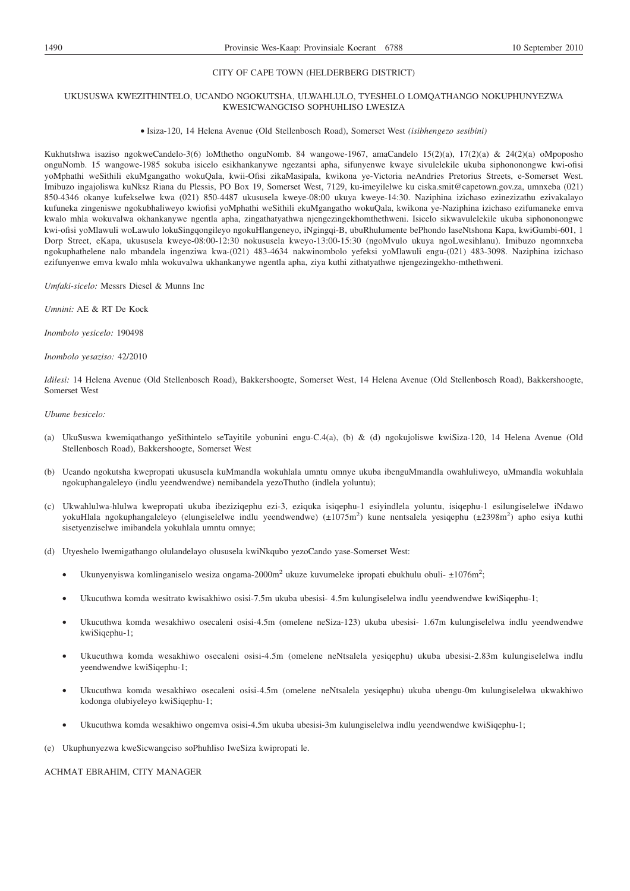CITY OF CAPE TOWN (HELDERBERG DISTRICT)

UKUSUSWA KWEZITHINTELO, UCANDO NGOKUTSHA, ULWAHLULO, TYESHELO LOMQATHANGO NOKUPHUNYEZWA KWESICWANGCISO SOPHUHLISO LWESIZA

- Isiza-120, 14 Helena Avenue (Old Stellenbosch Road), Somerset West *(isibhengezo sesibini)*

Kukhutshwa isaziso ngokweCandelo-3(6) loMthetho onguNomb. 84 wangowe-1967, amaCandelo 15(2)(a), 17(2)(a) & 24(2)(a) oMpoposho onguNomb. 15 wangowe-1985 sokuba isicelo esikhankanywe ngezantsi apha, sifunyenwe kwaye sivulelekile ukuba siphononongwe kwi-ofisi yoMphathi weSithili ekuMgangatho wokuQala, kwii-Ofisi zikaMasipala, kwikona ye-Victoria neAndries Pretorius Streets, e-Somerset West. Imibuzo ingajoliswa kuNksz Riana du Plessis, PO Box 19, Somerset West, 7129, ku-imeyilelwe ku ciska.smit@capetown.gov.za, umnxeba (021) 850-4346 okanye kufekselwe kwa (021) 850-4487 ukususela kweye-08:00 ukuya kweye-14:30. Naziphina izichaso ezinezizathu ezivakalayo kufuneka zingeniswe ngokubhaliweyo kwiofisi yoMphathi weSithili ekuMgangatho wokuQala, kwikona ye-Naziphina izichaso ezifumaneke emva kwalo mhla wokuvalwa okhankanywe ngentla apha, zingathatyathwa njengezingekhomthethweni. Isicelo sikwavulelekile ukuba siphononongwe kwi-ofisi yoMlawuli woLawulo lokuSingqongileyo ngokuHlangeneyo, iNgingqi-B, ubuRhulumente bePhondo laseNtshona Kapa, kwiGumbi-601, 1 Dorp Street, eKapa, ukususela kweye-08:00-12:30 nokususela kweyo-13:00-15:30 (ngoMvulo ukuya ngoLwesihlanu). Imibuzo ngomnxeba ngokuphathelene nalo mbandela ingenziwa kwa-(021) 483-4634 nakwinombolo yefeksi yoMlawuli engu-(021) 483-3098. Naziphina izichaso ezifunyenwe emva kwalo mhla wokuvalwa ukhankanywe ngentla apha, ziya kuthi zithatyathwe njengezingekho-mthethweni.

*Umfaki-sicelo:* Messrs Diesel & Munns Inc

*Umnini:* AE & RT De Kock

*Inombolo yesicelo:* 190498

*Inombolo yesaziso:* 42/2010

*Idilesi:* 14 Helena Avenue (Old Stellenbosch Road), Bakkershoogte, Somerset West, 14 Helena Avenue (Old Stellenbosch Road), Bakkershoogte, Somerset West

*Ubume besicelo:*

(a) UkuSuswa kwemiqathango yeSithintelo seTayitile yobunini engu-C.4(a), (b) & (d) ngokujoliswe kwiSiza-120, 14 Helena Avenue (Old Stellenbosch Road), Bakkershoogte, Somerset West

(b) Ucando ngokutsha kwepropati ukususela kuMmandla wokuhlala umntu omnye ukuba ibenguMmandla owahluliweyo, uMmandla wokuhlala ngokuphangaleleyo (indlu yeendwendwe) nemibandela yezoThutho (indlela yoluntu);

(c) Ukwahlulwa-hlulwa kwepropati ukuba ibeziziqephu ezi-3, eziquka isiqephu-1 esiyindlela yoluntu, isiqephu-1 esilungiselelwe iNdawo yokuHlala ngokuphangaleleyo (elungiselelwe indlu yeendwendwe) (±1075m²) kune ntsalela yesiqephu (±2398m²) apho esiya kuthi sisetyenziselwe imibandela yokuhlala umntu omnye;

(d) Utyeshelo lwemigathango olulandelayo olususela kwiNkqubo yezoCando yase-Somerset West:

- Ukunyenyiswa komlinganiselo wesiza ongama-2000m² ukuze kuvumeleke ipropati ebukhulu obuli- ±1076m²;
- Ukucuthwa komda wesitrato kwisakhiwo osisi-7.5m ukuba ubesisi- 4.5m kulungiselelwa indlu yeendwendwe kwiSiqephu-1;
- Ukucuthwa komda wesakhiwo osecaleni osisi-4.5m (omelene neSiza-123) ukuba ubesisi- 1.67m kulungiselelwa indlu yeendwendwe kwiSiqephu-1;
- Ukucuthwa komda wesakhiwo osecaleni osisi-4.5m (omelene neNtsalela yesiqephu) ukuba ubesisi-2.83m kulungiselelwa indlu yeendwendwe kwiSiqephu-1;
- Ukucuthwa komda wesakhiwo osecaleni osisi-4.5m (omelene neNtsalela yesiqephu) ukuba ubengu-0m kulungiselelwa ukwakhiwo kodonga olubiyeleyo kwiSiqephu-1;
- Ukucuthwa komda wesakhiwo ongemva osisi-4.5m ukuba ubesisi-3m kulungiselelwa indlu yeendwendwe kwiSiqephu-1;

(e) Ukuphunyezwa kweSicwangciso soPhuhliso lweSiza kwipropati le.

ACHMAT EBRAHIM, CITY MANAGER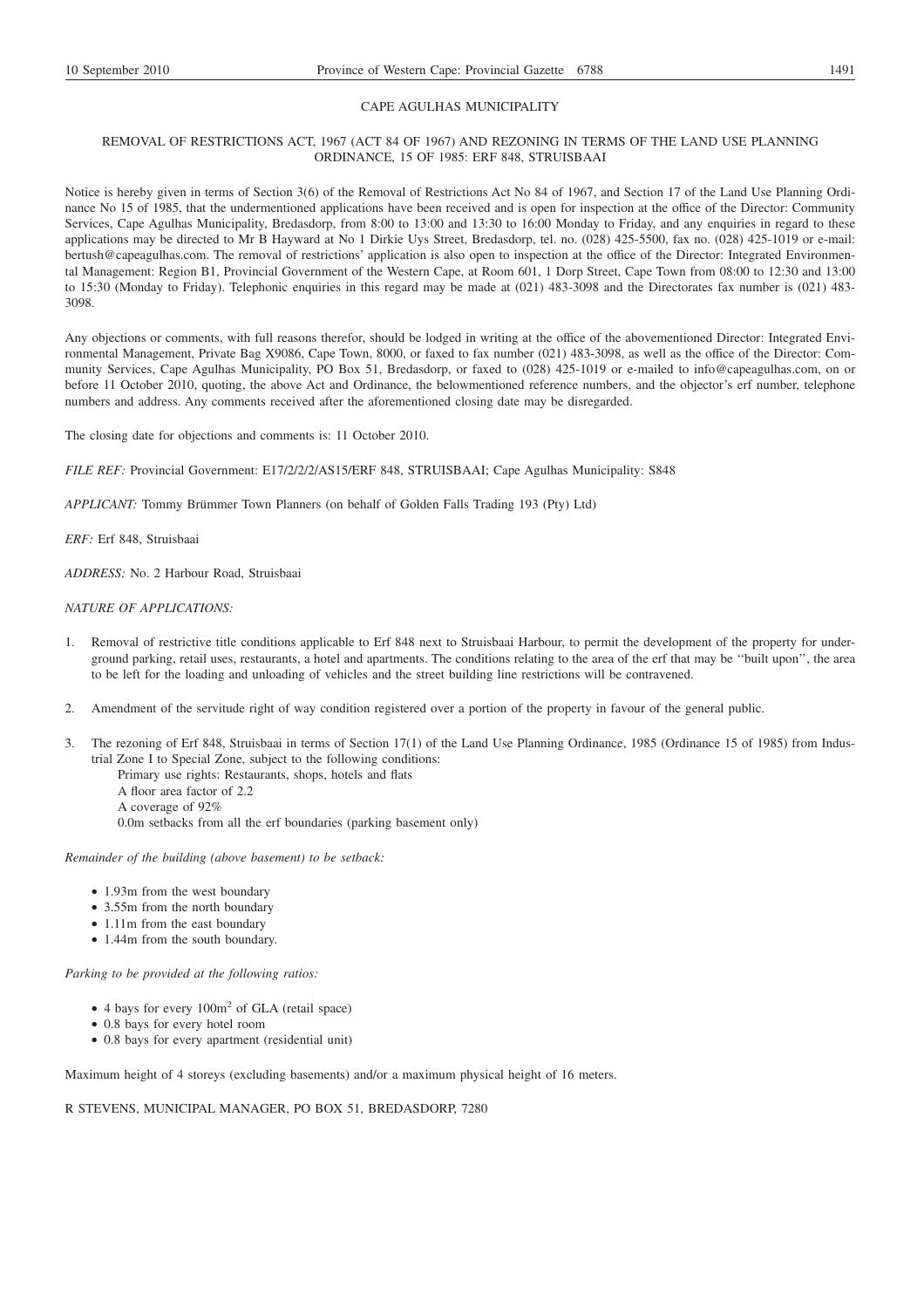## CAPE AGULHAS MUNICIPALITY

### REMOVAL OF RESTRICTIONS ACT, 1967 (ACT 84 OF 1967) AND REZONING IN TERMS OF THE LAND USE PLANNING ORDINANCE, 15 OF 1985: ERF 848, STRUISBAAI

Notice is hereby given in terms of Section 3(6) of the Removal of Restrictions Act No 84 of 1967, and Section 17 of the Land Use Planning Ordinance No 15 of 1985, that the undermentioned applications have been received and is open for inspection at the office of the Director: Community Services, Cape Agulhas Municipality, Bredasdorp, from 8:00 to 13:00 and 13:30 to 16:00 Monday to Friday, and any enquiries in regard to these applications may be directed to Mr B Hayward at No 1 Dirkie Uys Street, Bredasdorp, tel. no. (028) 425-5500, fax no. (028) 425-1019 or e-mail: bertush@capeagulhas.com. The removal of restrictions' application is also open to inspection at the office of the Director: Integrated Environmental Management: Region B1, Provincial Government of the Western Cape, at Room 601, 1 Dorp Street, Cape Town from 08:00 to 12:30 and 13:00 to 15:30 (Monday to Friday). Telephonic enquiries in this regard may be made at (021) 483-3098 and the Directorates fax number is (021) 483-3098.

Any objections or comments, with full reasons therefor, should be lodged in writing at the office of the abovementioned Director: Integrated Environmental Management, Private Bag X9086, Cape Town, 8000, or faxed to fax number (021) 483-3098, as well as the office of the Director: Community Services, Cape Agulhas Municipality, PO Box 51, Bredasdorp, or faxed to (028) 425-1019 or e-mailed to info@capeagulhas.com, on or before 11 October 2010, quoting, the above Act and Ordinance, the belowmentioned reference numbers, and the objector's erf number, telephone numbers and address. Any comments received after the aforementioned closing date may be disregarded.

The closing date for objections and comments is: 11 October 2010.

*FILE REF:* Provincial Government: E17/2/2/2/AS15/ERF 848, STRUISBAAI; Cape Agulhas Municipality: S848

*APPLICANT:* Tommy Brümmer Town Planners (on behalf of Golden Falls Trading 193 (Pty) Ltd)

*ERF:* Erf 848, Struisbaai

*ADDRESS:* No. 2 Harbour Road, Struisbaai

*NATURE OF APPLICATIONS:*

1. Removal of restrictive title conditions applicable to Erf 848 next to Struisbaai Harbour, to permit the development of the property for underground parking, retail uses, restaurants, a hotel and apartments. The conditions relating to the area of the erf that may be ''built upon'', the area to be left for the loading and unloading of vehicles and the street building line restrictions will be contravened.

2. Amendment of the servitude right of way condition registered over a portion of the property in favour of the general public.

3. The rezoning of Erf 848, Struisbaai in terms of Section 17(1) of the Land Use Planning Ordinance, 1985 (Ordinance 15 of 1985) from Industrial Zone I to Special Zone, subject to the following conditions:
   Primary use rights: Restaurants, shops, hotels and flats
   A floor area factor of 2.2
   A coverage of 92%
   0.0m setbacks from all the erf boundaries (parking basement only)

*Remainder of the building (above basement) to be setback:*

- 1.93m from the west boundary
- 3.55m from the north boundary
- 1.11m from the east boundary
- 1.44m from the south boundary.

*Parking to be provided at the following ratios:*

- 4 bays for every 100m$^2$ of GLA (retail space)
- 0.8 bays for every hotel room
- 0.8 bays for every apartment (residential unit)

Maximum height of 4 storeys (excluding basements) and/or a maximum physical height of 16 meters.

R STEVENS, MUNICIPAL MANAGER, PO BOX 51, BREDASDORP, 7280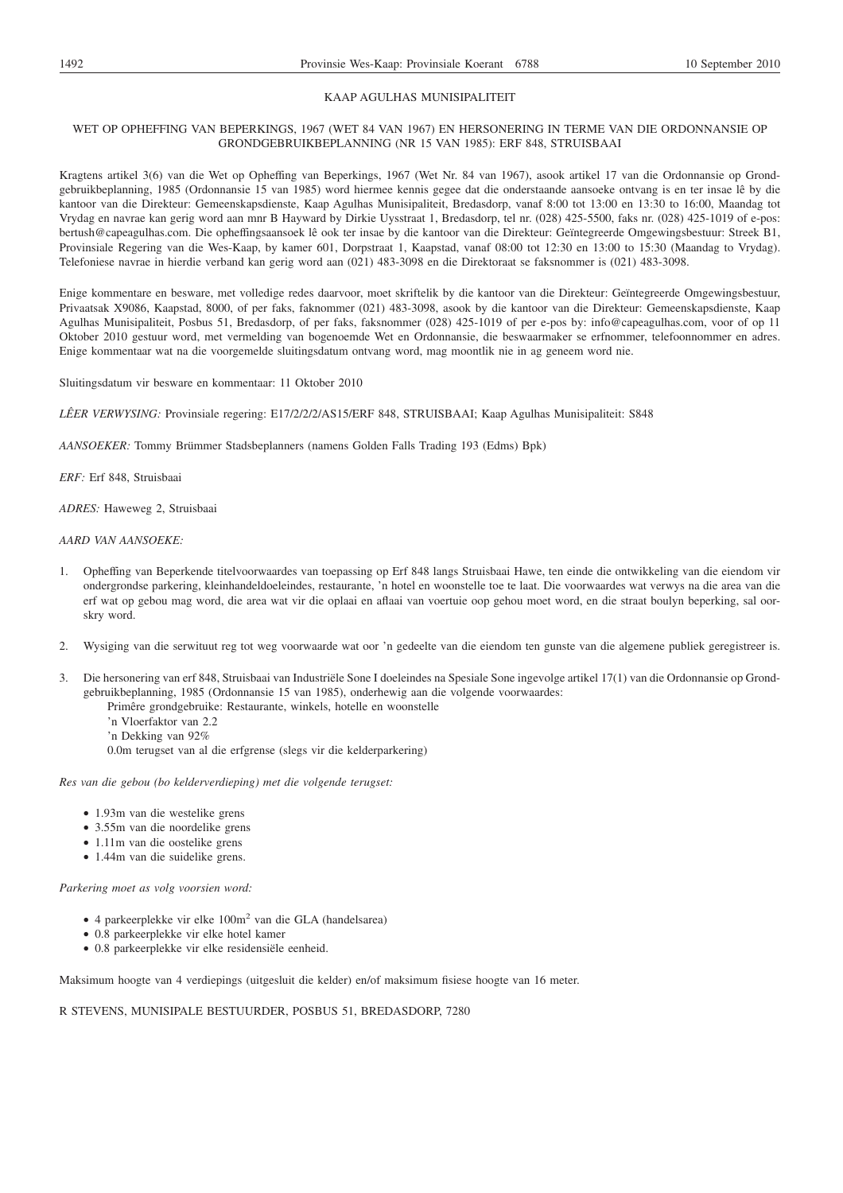## KAAP AGULHAS MUNISIPALITEIT

### WET OP OPHEFFING VAN BEPERKINGS, 1967 (WET 84 VAN 1967) EN HERSONERING IN TERME VAN DIE ORDONNANSIE OP GRONDGEBRUIKBEPLANNING (NR 15 VAN 1985): ERF 848, STRUISBAAI

Kragtens artikel 3(6) van die Wet op Opheffing van Beperkings, 1967 (Wet Nr. 84 van 1967), asook artikel 17 van die Ordonnansie op Grondgebruikbeplanning, 1985 (Ordonnansie 15 van 1985) word hiermee kennis gegee dat die onderstaande aansoeke ontvang is en ter insae lê by die kantoor van die Direkteur: Gemeenskapsdienste, Kaap Agulhas Munisipaliteit, Bredasdorp, vanaf 8:00 tot 13:00 en 13:30 to 16:00, Maandag tot Vrydag en navrae kan gerig word aan mnr B Hayward by Dirkie Uysstraat 1, Bredasdorp, tel nr. (028) 425-5500, faks nr. (028) 425-1019 of e-pos: bertush@capeagulhas.com. Die opheffingsaansoek lê ook ter insae by die kantoor van die Direkteur: Geïntegreerde Omgewingsbestuur: Streek B1, Provinsiale Regering van die Wes-Kaap, by kamer 601, Dorpstraat 1, Kaapstad, vanaf 08:00 tot 12:30 en 13:00 to 15:30 (Maandag to Vrydag). Telefoniese navrae in hierdie verband kan gerig word aan (021) 483-3098 en die Direktoraat se faksnommer is (021) 483-3098.

Enige kommentare en besware, met volledige redes daarvoor, moet skriftelik by die kantoor van die Direkteur: Geïntegreerde Omgewingsbestuur, Privaatsak X9086, Kaapstad, 8000, of per faks, faknommer (021) 483-3098, asook by die kantoor van die Direkteur: Gemeenskapsdienste, Kaap Agulhas Munisipaliteit, Posbus 51, Bredasdorp, of per faks, faksnommer (028) 425-1019 of per e-pos by: info@capeagulhas.com, voor of op 11 Oktober 2010 gestuur word, met vermelding van bogenoemde Wet en Ordonnansie, die beswaarmaker se erfnommer, telefoonnommer en adres. Enige kommentaar wat na die voorgemelde sluitingsdatum ontvang word, mag moontlik nie in ag geneem word nie.

Sluitingsdatum vir besware en kommentaar: 11 Oktober 2010

*LÊER VERWYSING:* Provinsiale regering: E17/2/2/2/AS15/ERF 848, STRUISBAAI; Kaap Agulhas Munisipaliteit: S848

*AANSOEKER:* Tommy Brümmer Stadsbeplanners (namens Golden Falls Trading 193 (Edms) Bpk)

*ERF:* Erf 848, Struisbaai

*ADRES:* Haweweg 2, Struisbaai

*AARD VAN AANSOEKE:*

1. Opheffing van Beperkende titelvoorwaardes van toepassing op Erf 848 langs Struisbaai Hawe, ten einde die ontwikkeling van die eiendom vir ondergrondse parkering, kleinhandeldoeleindes, restaurante, 'n hotel en woonstelle toe te laat. Die voorwaardes wat verwys na die area van die erf wat op gebou mag word, die area wat vir die oplaai en aflaai van voertuie oop gehou moet word, en die straat boulyn beperking, sal oorskry word.

2. Wysiging van die serwituut reg tot weg voorwaarde wat oor 'n gedeelte van die eiendom ten gunste van die algemene publiek geregistreer is.

3. Die hersonering van erf 848, Struisbaai van Industriële Sone I doeleindes na Spesiale Sone ingevolge artikel 17(1) van die Ordonnansie op Grondgebruikbeplanning, 1985 (Ordonnansie 15 van 1985), onderhewig aan die volgende voorwaardes:
   Primêre grondgebruike: Restaurante, winkels, hotelle en woonstelle
   'n Vloerfaktor van 2.2
   'n Dekking van 92%
   0.0m terugset van al die erfgrense (slegs vir die kelderparkering)

*Res van die gebou (bo kelderverdieping) met die volgende terugset:*

- 1.93m van die westelike grens
- 3.55m van die noordelike grens
- 1.11m van die oostelike grens
- 1.44m van die suidelike grens.

*Parkering moet as volg voorsien word:*

- 4 parkeerplekke vir elke 100m$^2$ van die GLA (handelsarea)
- 0.8 parkeerplekke vir elke hotel kamer
- 0.8 parkeerplekke vir elke residensiële eenheid.

Maksimum hoogte van 4 verdiepings (uitgesluit die kelder) en/of maksimum fisiese hoogte van 16 meter.

R STEVENS, MUNISIPALE BESTUURDER, POSBUS 51, BREDASDORP, 7280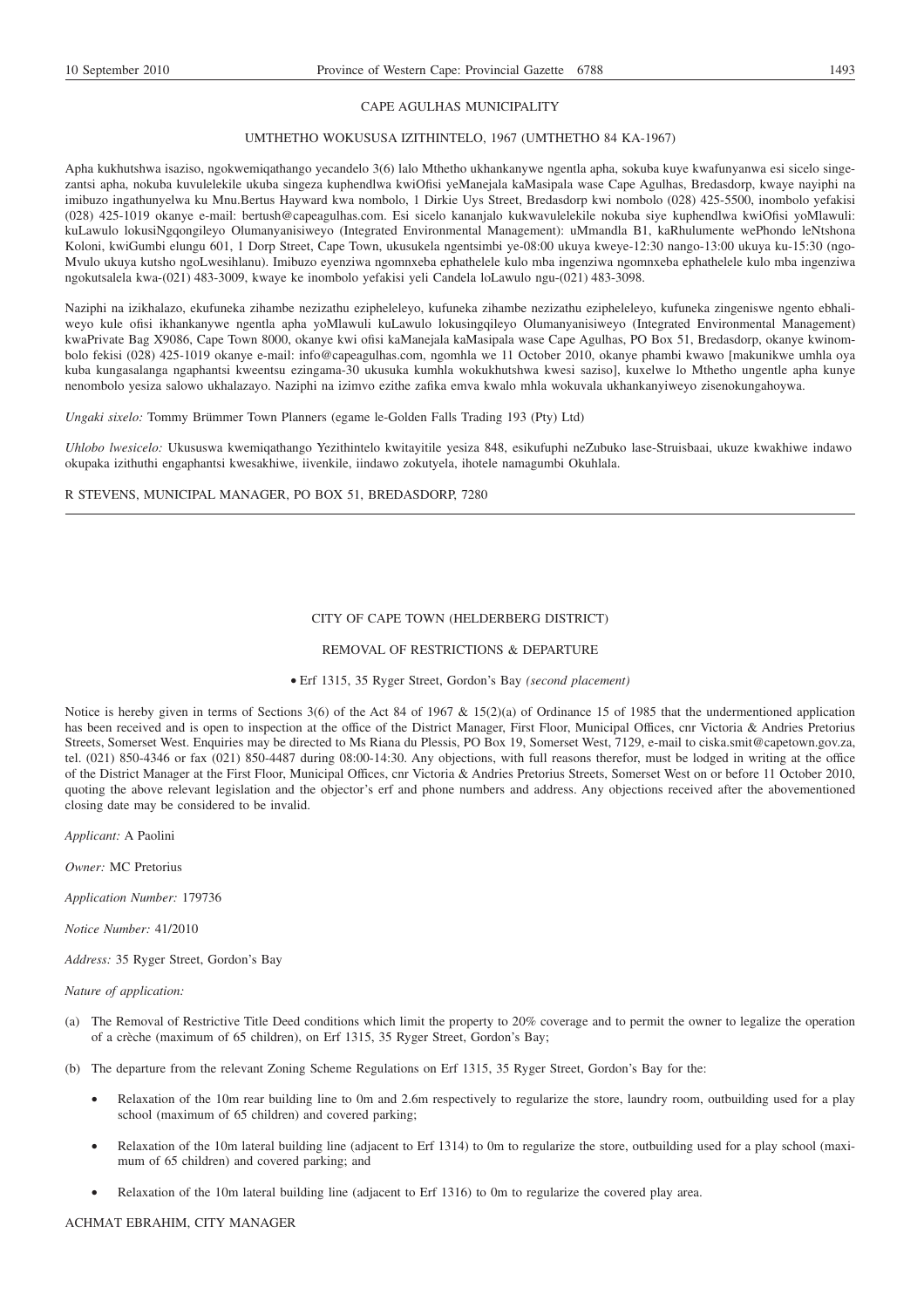## CAPE AGULHAS MUNICIPALITY

### UMTHETHO WOKUSUSA IZITHINTELO, 1967 (UMTHETHO 84 KA-1967)

Apha kukhutshwa isaziso, ngokwemiqathango yecandelo 3(6) lalo Mthetho ukhankanywe ngentla apha, sokuba kuye kwafunyanwa esi sicelo singezantsi apha, nokuba kuvulelekile ukuba singeza kuphendlwa kwiOfisi yeManejala kaMasipala wase Cape Agulhas, Bredasdorp, kwaye nayiphi na imibuzo ingathunyelwa ku Mnu.Bertus Hayward kwa nombolo, 1 Dirkie Uys Street, Bredasdorp kwi nombolo (028) 425-5500, inombolo yefakisi (028) 425-1019 okanye e-mail: bertush@capeagulhas.com. Esi sicelo kananjalo kukwavulelekile nokuba siye kuphendlwa kwiOfisi yoMlawuli: kuLawulo lokusiNgqongileyo Olumanyanisiweyo (Integrated Environmental Management): uMmandla B1, kaRhulumente wePhondo leNtshona Koloni, kwiGumbi elungu 601, 1 Dorp Street, Cape Town, ukusukela ngentsimbi ye-08:00 ukuya kweye-12:30 nango-13:00 ukuya ku-15:30 (ngo-Mvulo ukuya kutsho ngoLwesihlanu). Imibuzo eyenziwa ngomnxeba ephathelele kulo mba ingenziwa ngomnxeba ephathelele kulo mba ingenziwa ngokutsalela kwa-(021) 483-3009, kwaye ke inombolo yefakisi yeli Candela loLawulo ngu-(021) 483-3098.

Naziphi na izikhalazo, ekufuneka zihambe nezizathu ezipheleleyo, kufuneka zihambe nezizathu ezipheleleyo, kufuneka zingeniswe ngento ebhaliweyo kule ofisi ikhankanywe ngentla apha yoMlawuli kuLawulo lokusingqileyo Olumanyanisiweyo (Integrated Environmental Management) kwaPrivate Bag X9086, Cape Town 8000, okanye kwi ofisi kaManejala kaMasipala wase Cape Agulhas, PO Box 51, Bredasdorp, okanye kwinombolo fekisi (028) 425-1019 okanye e-mail: info@capeagulhas.com, ngomhla we 11 October 2010, okanye phambi kwawo [makunikwe umhla oya kuba kungasalanga ngaphantsi kweentsu ezingama-30 ukusuka kumhla wokukhutshwa kwesi saziso], kuxelwe lo Mthetho ungentle apha kunye nenombolo yesiza salowo ukhalazayo. Naziphi na izimvo ezithe zafika emva kwalo mhla wokuvala ukhankanyiweyo zisenokungahoywa.

*Ungaki sixelo:* Tommy Brümmer Town Planners (egame le-Golden Falls Trading 193 (Pty) Ltd)

*Uhlobo lwesicelo:* Ukususwa kwemiqathango Yezithintelo kwitayitile yesiza 848, esikufuphi neZubuko lase-Struisbaai, ukuze kwakhiwe indawo okupaka izithuthi engaphantsi kwesakhiwe, iivenkile, iindawo zokutyela, ihotele namagumbi Okuhlala.

R STEVENS, MUNICIPAL MANAGER, PO BOX 51, BREDASDORP, 7280

---

## CITY OF CAPE TOWN (HELDERBERG DISTRICT)

### REMOVAL OF RESTRICTIONS & DEPARTURE

- Erf 1315, 35 Ryger Street, Gordon's Bay *(second placement)*

Notice is hereby given in terms of Sections 3(6) of the Act 84 of 1967 & 15(2)(a) of Ordinance 15 of 1985 that the undermentioned application has been received and is open to inspection at the office of the District Manager, First Floor, Municipal Offices, cnr Victoria & Andries Pretorius Streets, Somerset West. Enquiries may be directed to Ms Riana du Plessis, PO Box 19, Somerset West, 7129, e-mail to ciska.smit@capetown.gov.za, tel. (021) 850-4346 or fax (021) 850-4487 during 08:00-14:30. Any objections, with full reasons therefor, must be lodged in writing at the office of the District Manager at the First Floor, Municipal Offices, cnr Victoria & Andries Pretorius Streets, Somerset West on or before 11 October 2010, quoting the above relevant legislation and the objector's erf and phone numbers and address. Any objections received after the abovementioned closing date may be considered to be invalid.

*Applicant:* A Paolini

*Owner:* MC Pretorius

*Application Number:* 179736

*Notice Number:* 41/2010

*Address:* 35 Ryger Street, Gordon's Bay

*Nature of application:*

(a) The Removal of Restrictive Title Deed conditions which limit the property to 20% coverage and to permit the owner to legalize the operation of a crèche (maximum of 65 children), on Erf 1315, 35 Ryger Street, Gordon's Bay;

(b) The departure from the relevant Zoning Scheme Regulations on Erf 1315, 35 Ryger Street, Gordon's Bay for the:

- Relaxation of the 10m rear building line to 0m and 2.6m respectively to regularize the store, laundry room, outbuilding used for a play school (maximum of 65 children) and covered parking;
- Relaxation of the 10m lateral building line (adjacent to Erf 1314) to 0m to regularize the store, outbuilding used for a play school (maximum of 65 children) and covered parking; and
- Relaxation of the 10m lateral building line (adjacent to Erf 1316) to 0m to regularize the covered play area.

ACHMAT EBRAHIM, CITY MANAGER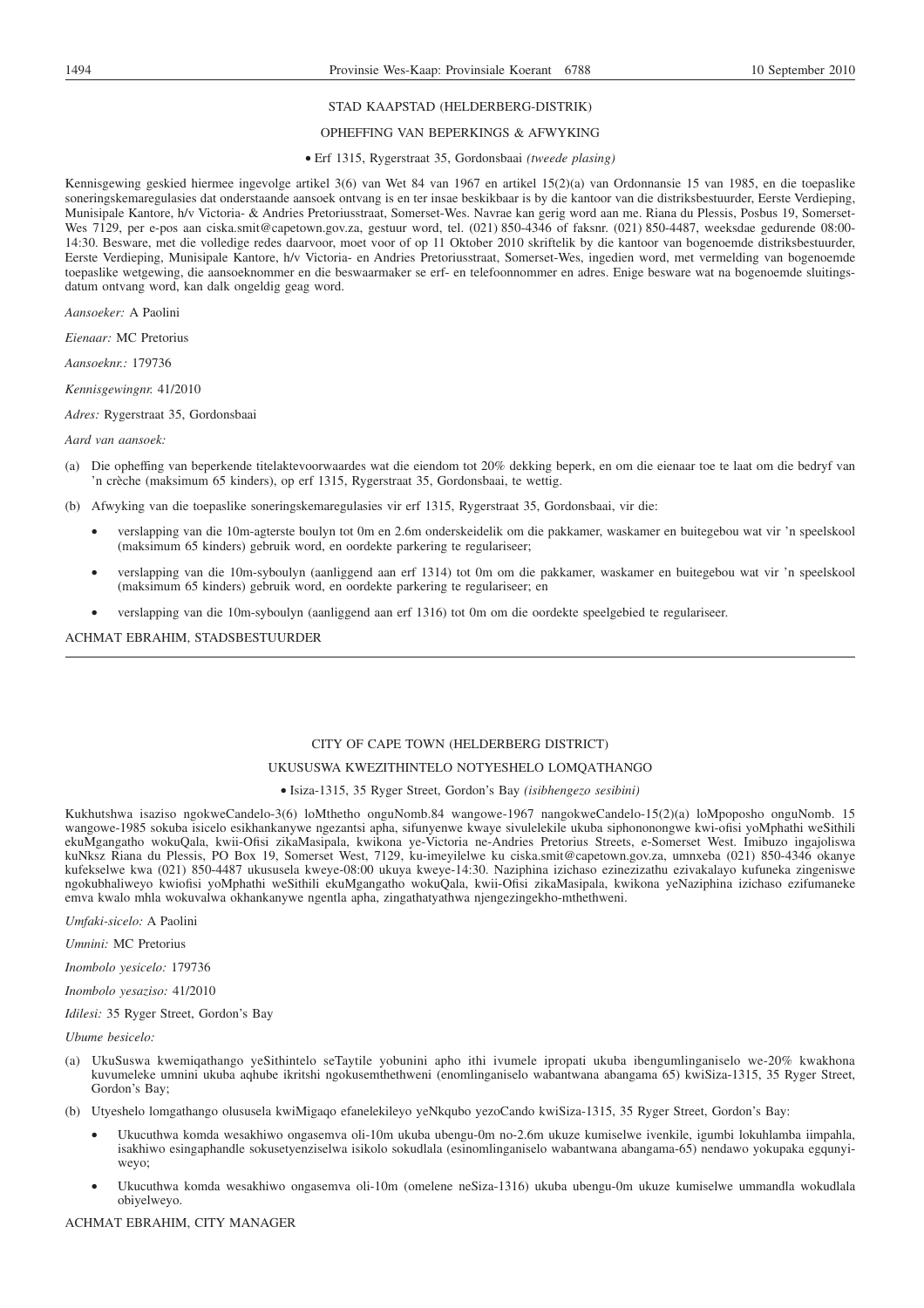STAD KAAPSTAD (HELDERBERG-DISTRIK)

OPHEFFING VAN BEPERKINGS & AFWYKING

• Erf 1315, Rygerstraat 35, Gordonsbaai *(tweede plasing)*

Kennisgewing geskied hiermee ingevolge artikel 3(6) van Wet 84 van 1967 en artikel 15(2)(a) van Ordonnansie 15 van 1985, en die toepaslike soneringskemaregulasies dat onderstaande aansoek ontvang is en ter insae beskikbaar is by die kantoor van die distriksbestuurder, Eerste Verdieping, Munisipale Kantore, h/v Victoria- & Andries Pretoriusstraat, Somerset-Wes. Navrae kan gerig word aan me. Riana du Plessis, Posbus 19, Somerset-Wes 7129, per e-pos aan ciska.smit@capetown.gov.za, gestuur word, tel. (021) 850-4346 of faksnr. (021) 850-4487, weeksdae gedurende 08:00-14:30. Besware, met die volledige redes daarvoor, moet voor of op 11 Oktober 2010 skriftelik by die kantoor van bogenoemde distriksbestuurder, Eerste Verdieping, Munisipale Kantore, h/v Victoria- en Andries Pretoriusstraat, Somerset-Wes, ingedien word, met vermelding van bogenoemde toepaslike wetgewing, die aansoeknommer en die beswaarmaker se erf- en telefoonnommer en adres. Enige besware wat na bogenoemde sluitingsdatum ontvang word, kan dalk ongeldig geag word.

*Aansoeker:* A Paolini

*Eienaar:* MC Pretorius

*Aansoeknr.:* 179736

*Kennisgewingnr.* 41/2010

*Adres:* Rygerstraat 35, Gordonsbaai

*Aard van aansoek:*

(a) Die opheffing van beperkende titelaktevoorwaardes wat die eiendom tot 20% dekking beperk, en om die eienaar toe te laat om die bedryf van 'n crèche (maksimum 65 kinders), op erf 1315, Rygerstraat 35, Gordonsbaai, te wettig.

(b) Afwyking van die toepaslike soneringskemaregulasies vir erf 1315, Rygerstraat 35, Gordonsbaai, vir die:

- verslapping van die 10m-agterste boulyn tot 0m en 2.6m onderskeidelik om die pakkamer, waskamer en buitegebou wat vir 'n speelskool (maksimum 65 kinders) gebruik word, en oordekte parkering te regulariseer;
- verslapping van die 10m-syboulyn (aanliggend aan erf 1314) tot 0m om die pakkamer, waskamer en buitegebou wat vir 'n speelskool (maksimum 65 kinders) gebruik word, en oordekte parkering te regulariseer; en
- verslapping van die 10m-syboulyn (aanliggend aan erf 1316) tot 0m om die oordekte speelgebied te regulariseer.

ACHMAT EBRAHIM, STADSBESTUURDER

---

CITY OF CAPE TOWN (HELDERBERG DISTRICT)

UKUSUSWA KWEZITHINTELO NOTYESHELO LOMQATHANGO

• Isiza-1315, 35 Ryger Street, Gordon's Bay *(isibhengezo sesibini)*

Kukhutshwa isaziso ngokweCandelo-3(6) loMthetho onguNomb.84 wangowe-1967 nangokweCandelo-15(2)(a) loMpoposho onguNomb. 15 wangowe-1985 sokuba isicelo esikhankanywe ngezantsi apha, sifunyenwe kwaye sivulelekile ukuba siphononongwe kwi-ofisi yoMphathi weSithili ekuMgangatho wokuQala, kwii-Ofisi zikaMasipala, kwikona ye-Victoria ne-Andries Pretorius Streets, e-Somerset West. Imibuzo ingajoliswa kuNksz Riana du Plessis, PO Box 19, Somerset West, 7129, ku-imeyilelwe ku ciska.smit@capetown.gov.za, umnxeba (021) 850-4346 okanye kufekselwe kwa (021) 850-4487 ukususela kweye-08:00 ukuya kweye-14:30. Naziphina izichaso ezinezizathu ezivakalayo kufuneka zingeniswe ngokubhaliweyo kwiofisi yoMphathi weSithili ekuMgangatho wokuQala, kwii-Ofisi zikaMasipala, kwikona yeNaziphina izichaso ezifumaneke emva kwalo mhla wokuvalwa okhankanywe ngentla apha, zingathatyathwa njengezingekho-mthethweni.

*Umfaki-sicelo:* A Paolini

*Umnini:* MC Pretorius

*Inombolo yesicelo:* 179736

*Inombolo yesaziso:* 41/2010

*Idilesi:* 35 Ryger Street, Gordon's Bay

*Ubume besicelo:*

(a) UkuSuswa kwemiqathango yeSithintelo seTaytile yobunini apho ithi ivumele ipropati ukuba ibengumlinganiselo we-20% kwakhona kuvumeleke umnini ukuba aqhube ikritshi ngokusemthethweni (enomlinganiselo wabantwana abangama 65) kwiSiza-1315, 35 Ryger Street, Gordon's Bay;

(b) Utyeshelo lomgathango olususela kwiMigaqo efanelekileyo yeNkqubo yezoCando kwiSiza-1315, 35 Ryger Street, Gordon's Bay:

- Ukucuthwa komda wesakhiwo ongasemva oli-10m ukuba ubengu-0m no-2.6m ukuze kumiselwe ivenkile, igumbi lokuhlamba iimpahla, isakhiwo esingaphandle sokusetyenziselwa isikolo sokudlala (esinomlinganiselo wabantwana abangama-65) nendawo yokupaka egqunyiweyo;
- Ukucuthwa komda wesakhiwo ongasemva oli-10m (omelene neSiza-1316) ukuba ubengu-0m ukuze kumiselwe ummandla wokudlala obiyelweyo.

ACHMAT EBRAHIM, CITY MANAGER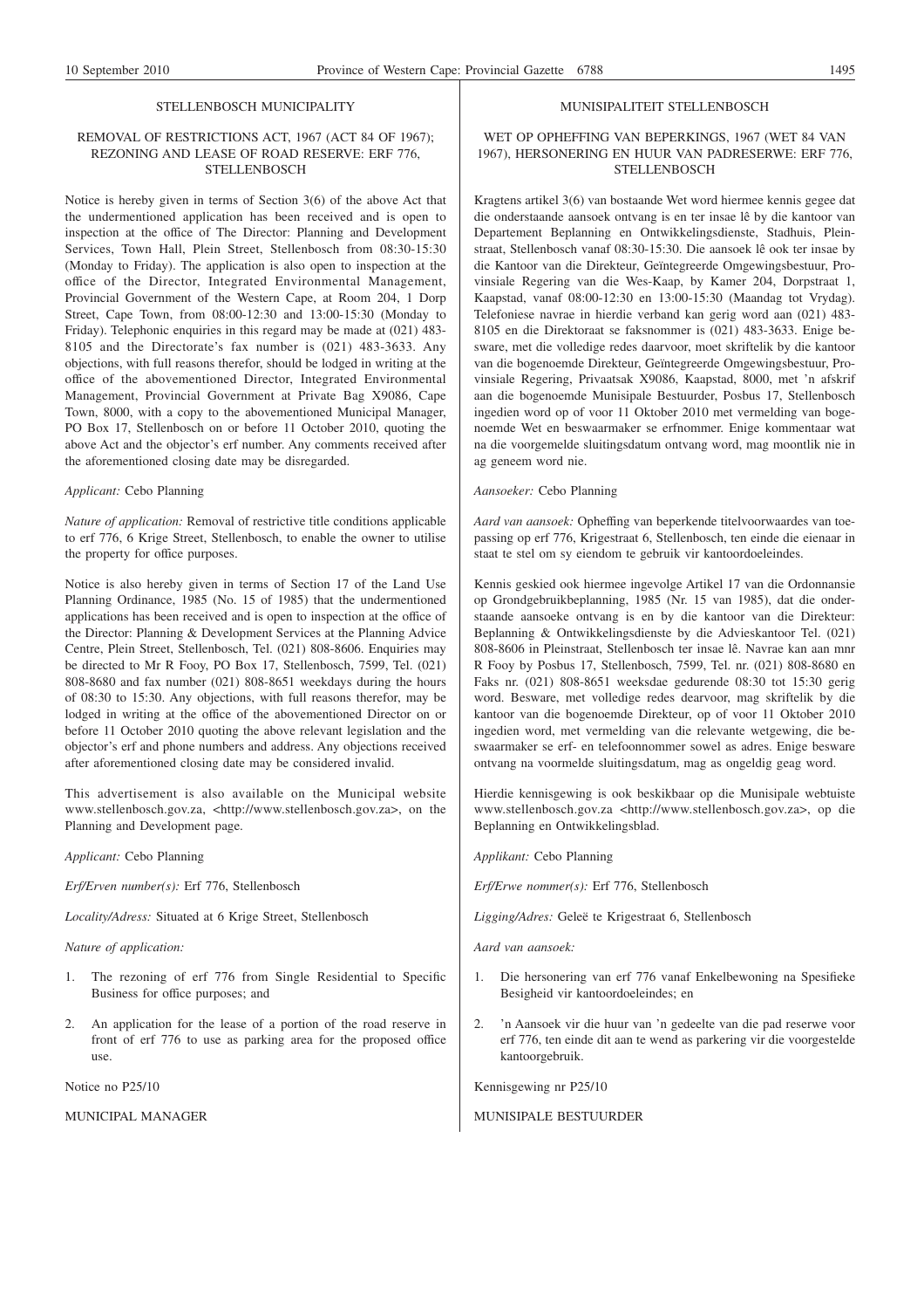## STELLENBOSCH MUNICIPALITY

### REMOVAL OF RESTRICTIONS ACT, 1967 (ACT 84 OF 1967); REZONING AND LEASE OF ROAD RESERVE: ERF 776, STELLENBOSCH

Notice is hereby given in terms of Section 3(6) of the above Act that the undermentioned application has been received and is open to inspection at the office of The Director: Planning and Development Services, Town Hall, Plein Street, Stellenbosch from 08:30-15:30 (Monday to Friday). The application is also open to inspection at the office of the Director, Integrated Environmental Management, Provincial Government of the Western Cape, at Room 204, 1 Dorp Street, Cape Town, from 08:00-12:30 and 13:00-15:30 (Monday to Friday). Telephonic enquiries in this regard may be made at (021) 483-8105 and the Directorate's fax number is (021) 483-3633. Any objections, with full reasons therefor, should be lodged in writing at the office of the abovementioned Director, Integrated Environmental Management, Provincial Government at Private Bag X9086, Cape Town, 8000, with a copy to the abovementioned Municipal Manager, PO Box 17, Stellenbosch on or before 11 October 2010, quoting the above Act and the objector's erf number. Any comments received after the aforementioned closing date may be disregarded.

*Applicant:* Cebo Planning

*Nature of application:* Removal of restrictive title conditions applicable to erf 776, 6 Krige Street, Stellenbosch, to enable the owner to utilise the property for office purposes.

Notice is also hereby given in terms of Section 17 of the Land Use Planning Ordinance, 1985 (No. 15 of 1985) that the undermentioned applications has been received and is open to inspection at the office of the Director: Planning & Development Services at the Planning Advice Centre, Plein Street, Stellenbosch, Tel. (021) 808-8606. Enquiries may be directed to Mr R Fooy, PO Box 17, Stellenbosch, 7599, Tel. (021) 808-8680 and fax number (021) 808-8651 weekdays during the hours of 08:30 to 15:30. Any objections, with full reasons therefor, may be lodged in writing at the office of the abovementioned Director on or before 11 October 2010 quoting the above relevant legislation and the objector's erf and phone numbers and address. Any objections received after aforementioned closing date may be considered invalid.

This advertisement is also available on the Municipal website www.stellenbosch.gov.za, <http://www.stellenbosch.gov.za>, on the Planning and Development page.

*Applicant:* Cebo Planning

*Erf/Erven number(s):* Erf 776, Stellenbosch

*Locality/Adress:* Situated at 6 Krige Street, Stellenbosch

*Nature of application:*

1. The rezoning of erf 776 from Single Residential to Specific Business for office purposes; and
2. An application for the lease of a portion of the road reserve in front of erf 776 to use as parking area for the proposed office use.

Notice no P25/10

MUNICIPAL MANAGER

## MUNISIPALITEIT STELLENBOSCH

### WET OP OPHEFFING VAN BEPERKINGS, 1967 (WET 84 VAN 1967), HERSONERING EN HUUR VAN PADRESERWE: ERF 776, STELLENBOSCH

Kragtens artikel 3(6) van bostaande Wet word hiermee kennis gegee dat die onderstaande aansoek ontvang is en ter insae lê by die kantoor van Departement Beplanning en Ontwikkelingsdienste, Stadhuis, Pleinstraat, Stellenbosch vanaf 08:30-15:30. Die aansoek lê ook ter insae by die Kantoor van die Direkteur, Geïntegreerde Omgewingsbestuur, Provinsiale Regering van die Wes-Kaap, by Kamer 204, Dorpstraat 1, Kaapstad, vanaf 08:00-12:30 en 13:00-15:30 (Maandag tot Vrydag). Telefoniese navrae in hierdie verband kan gerig word aan (021) 483-8105 en die Direktoraat se faksnommer is (021) 483-3633. Enige besware, met die volledige redes daarvoor, moet skriftelik by die kantoor van die bogenoemde Direkteur, Geïntegreerde Omgewingsbestuur, Provinsiale Regering, Privaatsak X9086, Kaapstad, 8000, met 'n afskrif aan die bogenoemde Munisipale Bestuurder, Posbus 17, Stellenbosch ingedien word op of voor 11 Oktober 2010 met vermelding van bogenoemde Wet en beswaarmaker se erfnommer. Enige kommentaar wat na die voorgemelde sluitingsdatum ontvang word, mag moontlik nie in ag geneem word nie.

*Aansoeker:* Cebo Planning

*Aard van aansoek:* Opheffing van beperkende titelvoorwaardes van toepassing op erf 776, Krigestraat 6, Stellenbosch, ten einde die eienaar in staat te stel om sy eiendom te gebruik vir kantoordoeleindes.

Kennis geskied ook hiermee ingevolge Artikel 17 van die Ordonnansie op Grondgebruikbeplanning, 1985 (Nr. 15 van 1985), dat die onderstaande aansoeke ontvang is en by die kantoor van die Direkteur: Beplanning & Ontwikkelingsdienste by die Advieskantoor Tel. (021) 808-8606 in Pleinstraat, Stellenbosch ter insae lê. Navrae kan aan mnr R Fooy by Posbus 17, Stellenbosch, 7599, Tel. nr. (021) 808-8680 en Faks nr. (021) 808-8651 weeksdae gedurende 08:30 tot 15:30 gerig word. Besware, met volledige redes dearvoor, mag skriftelik by die kantoor van die bogenoemde Direkteur, op of voor 11 Oktober 2010 ingedien word, met vermelding van die relevante wetgewing, die beswaarmaker se erf- en telefoonnommer sowel as adres. Enige besware ontvang na voormelde sluitingsdatum, mag as ongeldig geag word.

Hierdie kennisgewing is ook beskikbaar op die Munisipale webtuiste www.stellenbosch.gov.za <http://www.stellenbosch.gov.za>, op die Beplanning en Ontwikkelingsblad.

*Applikant:* Cebo Planning

*Erf/Erwe nommer(s):* Erf 776, Stellenbosch

*Ligging/Adres:* Geleë te Krigestraat 6, Stellenbosch

*Aard van aansoek:*

1. Die hersonering van erf 776 vanaf Enkelbewoning na Spesifieke Besigheid vir kantoordoeleindes; en
2. 'n Aansoek vir die huur van 'n gedeelte van die pad reserwe voor erf 776, ten einde dit aan te wend as parkering vir die voorgestelde kantoorgebruik.

Kennisgewing nr P25/10

MUNISIPALE BESTUURDER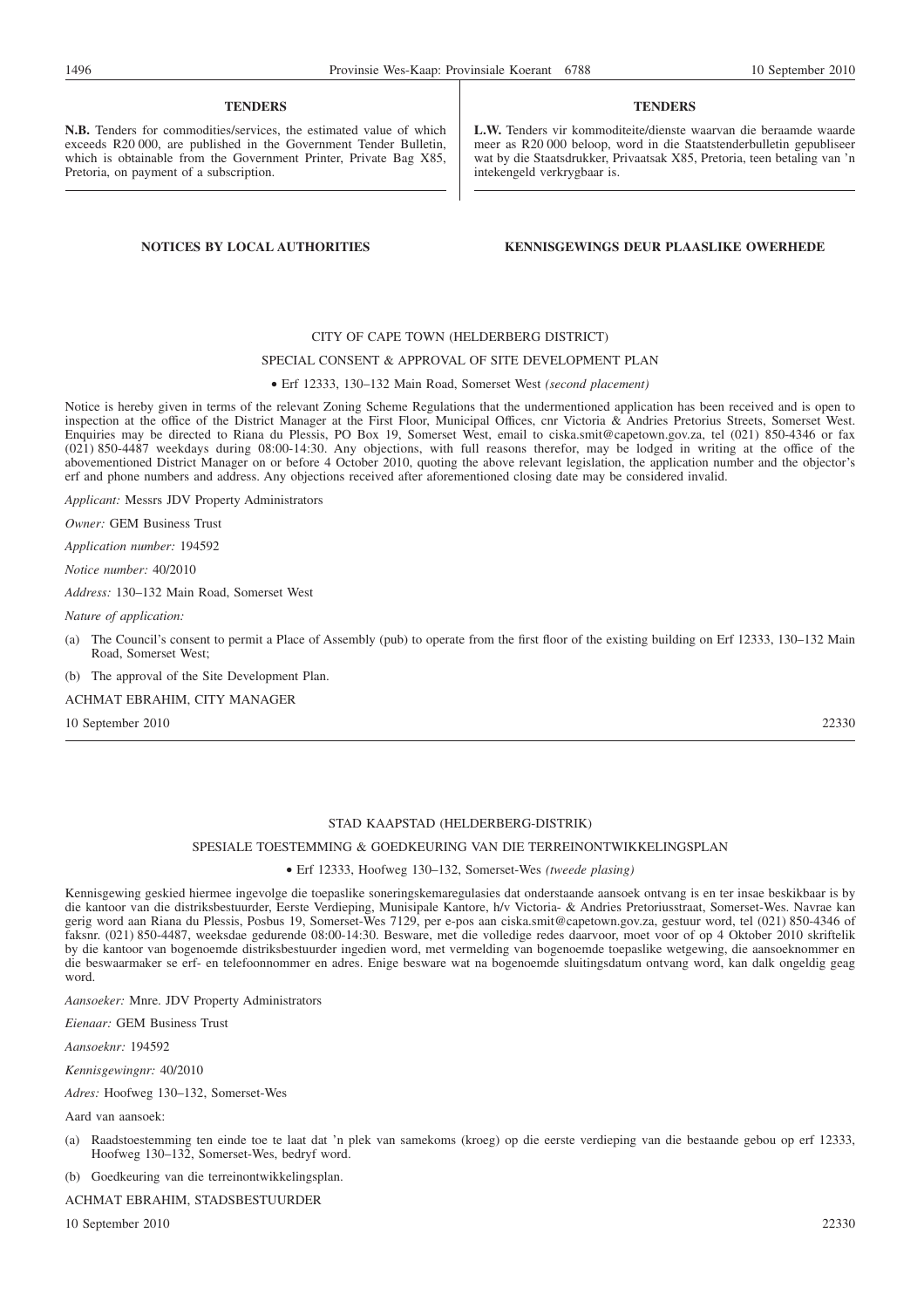## TENDERS

**N.B.** Tenders for commodities/services, the estimated value of which exceeds R20 000, are published in the Government Tender Bulletin, which is obtainable from the Government Printer, Private Bag X85, Pretoria, on payment of a subscription.

## TENDERS

**L.W.** Tenders vir kommoditeite/dienste waarvan die beraamde waarde meer as R20 000 beloop, word in die Staatstenderbulletin gepubliseer wat by die Staatsdrukker, Privaatsak X85, Pretoria, teen betaling van 'n intekengeld verkrygbaar is.

## NOTICES BY LOCAL AUTHORITIES

## KENNISGEWINGS DEUR PLAASLIKE OWERHEDE

### CITY OF CAPE TOWN (HELDERBERG DISTRICT)

### SPECIAL CONSENT & APPROVAL OF SITE DEVELOPMENT PLAN

• Erf 12333, 130–132 Main Road, Somerset West *(second placement)*

Notice is hereby given in terms of the relevant Zoning Scheme Regulations that the undermentioned application has been received and is open to inspection at the office of the District Manager at the First Floor, Municipal Offices, cnr Victoria & Andries Pretorius Streets, Somerset West. Enquiries may be directed to Riana du Plessis, PO Box 19, Somerset West, email to ciska.smit@capetown.gov.za, tel (021) 850-4346 or fax (021) 850-4487 weekdays during 08:00-14:30. Any objections, with full reasons therefor, may be lodged in writing at the office of the abovementioned District Manager on or before 4 October 2010, quoting the above relevant legislation, the application number and the objector's erf and phone numbers and address. Any objections received after aforementioned closing date may be considered invalid.

*Applicant:* Messrs JDV Property Administrators

*Owner:* GEM Business Trust

*Application number:* 194592

*Notice number:* 40/2010

*Address:* 130–132 Main Road, Somerset West

*Nature of application:*

(a) The Council's consent to permit a Place of Assembly (pub) to operate from the first floor of the existing building on Erf 12333, 130–132 Main Road, Somerset West;

(b) The approval of the Site Development Plan.

ACHMAT EBRAHIM, CITY MANAGER

10 September 2010 22330

---

### STAD KAAPSTAD (HELDERBERG-DISTRIK)

### SPESIALE TOESTEMMING & GOEDKEURING VAN DIE TERREINONTWIKKELINGSPLAN

• Erf 12333, Hoofweg 130–132, Somerset-Wes *(tweede plasing)*

Kennisgewing geskied hiermee ingevolge die toepaslike soneringskemaregulasies dat onderstaande aansoek ontvang is en ter insae beskikbaar is by die kantoor van die distriksbestuurder, Eerste Verdieping, Munisipale Kantore, h/v Victoria- & Andries Pretoriusstraat, Somerset-Wes. Navrae kan gerig word aan Riana du Plessis, Posbus 19, Somerset-Wes 7129, per e-pos aan ciska.smit@capetown.gov.za, gestuur word, tel (021) 850-4346 of faksnr. (021) 850-4487, weeksdae gedurende 08:00-14:30. Besware, met die volledige redes daarvoor, moet voor of op 4 Oktober 2010 skriftelik by die kantoor van bogenoemde distriksbestuurder ingedien word, met vermelding van bogenoemde toepaslike wetgewing, die aansoeknommer en die beswaarmaker se erf- en telefoonnommer en adres. Enige besware wat na bogenoemde sluitingsdatum ontvang word, kan dalk ongeldig geag word.

*Aansoeker:* Mnre. JDV Property Administrators

*Eienaar:* GEM Business Trust

*Aansoeknr:* 194592

*Kennisgewingnr:* 40/2010

*Adres:* Hoofweg 130–132, Somerset-Wes

Aard van aansoek:

(a) Raadstoestemming ten einde toe te laat dat 'n plek van samekoms (kroeg) op die eerste verdieping van die bestaande gebou op erf 12333, Hoofweg 130–132, Somerset-Wes, bedryf word.

(b) Goedkeuring van die terreinontwikkelingsplan.

ACHMAT EBRAHIM, STADSBESTUURDER

10 September 2010 22330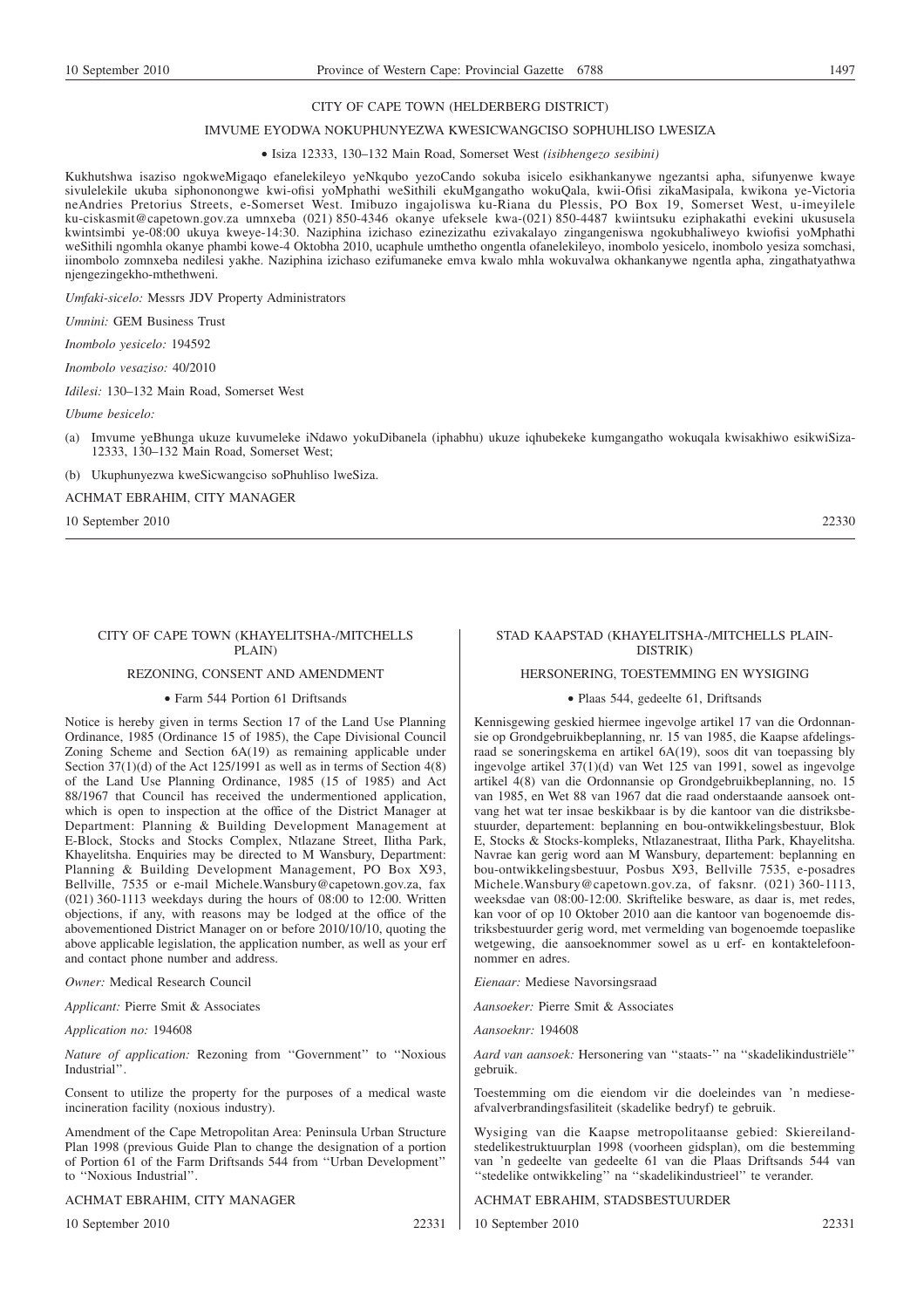## CITY OF CAPE TOWN (HELDERBERG DISTRICT)

### IMVUME EYODWA NOKUPHUNYEZWA KWESICWANGCISO SOPHUHLISO LWESIZA

• Isiza 12333, 130–132 Main Road, Somerset West *(isibhengezo sesibini)*

Kukhutshwa isaziso ngokweMigaqo efanelekileyo yeNkqubo yezoCando sokuba isicelo esikhankanywe ngezantsi apha, sifunyenwe kwaye sivulelekile ukuba siphononongwe kwi-ofisi yoMphathi weSithili ekuMgangatho wokuQala, kwii-Ofisi zikaMasipala, kwikona ye-Victoria neAndries Pretorius Streets, e-Somerset West. Imibuzo ingajoliswa ku-Riana du Plessis, PO Box 19, Somerset West, u-imeyilele ku-ciskasmit@capetown.gov.za umnxeba (021) 850-4346 okanye ufeksele kwa-(021) 850-4487 kwiintsuku eziphakathi evekini ukususela kwintsimbi ye-08:00 ukuya kweye-14:30. Naziphina izichaso ezinezizathu ezivakalayo zingangeniswa ngokubhaliweyo kwiofisi yoMphathi weSithili ngomhla okanye phambi kowe-4 Oktobha 2010, ucaphule umthetho ongentla ofanelekileyo, inombolo yesicelo, inombolo yesiza somchasi, iinombolo zomnxeba nedilesi yakhe. Naziphina izichaso ezifumaneke emva kwalo mhla wokuvalwa okhankanywe ngentla apha, zingathatyathwa njengezingekho-mthethweni.

*Umfaki-sicelo:* Messrs JDV Property Administrators

*Umnini:* GEM Business Trust

*Inombolo yesicelo:* 194592

*Inombolo vesaziso:* 40/2010

*Idilesi:* 130–132 Main Road, Somerset West

*Ubume besicelo:*

(a) Imvume yeBhunga ukuze kuvumeleke iNdawo yokuDibanela (iphabhu) ukuze iqhubekeke kumgangatho wokuqala kwisakhiwo esikwiSiza-12333, 130–132 Main Road, Somerset West;

(b) Ukuphunyezwa kweSicwangciso soPhuhliso lweSiza.

ACHMAT EBRAHIM, CITY MANAGER

10 September 2010 22330

---

## CITY OF CAPE TOWN (KHAYELITSHA-/MITCHELLS PLAIN)

### REZONING, CONSENT AND AMENDMENT

• Farm 544 Portion 61 Driftsands

Notice is hereby given in terms Section 17 of the Land Use Planning Ordinance, 1985 (Ordinance 15 of 1985), the Cape Divisional Council Zoning Scheme and Section 6A(19) as remaining applicable under Section 37(1)(d) of the Act 125/1991 as well as in terms of Section 4(8) of the Land Use Planning Ordinance, 1985 (15 of 1985) and Act 88/1967 that Council has received the undermentioned application, which is open to inspection at the office of the District Manager at Department: Planning & Building Development Management at E-Block, Stocks and Stocks Complex, Ntlazane Street, Ilitha Park, Khayelitsha. Enquiries may be directed to M Wansbury, Department: Planning & Building Development Management, PO Box X93, Bellville, 7535 or e-mail Michele.Wansbury@capetown.gov.za, fax (021) 360-1113 weekdays during the hours of 08:00 to 12:00. Written objections, if any, with reasons may be lodged at the office of the abovementioned District Manager on or before 2010/10/10, quoting the above applicable legislation, the application number, as well as your erf and contact phone number and address.

*Owner:* Medical Research Council

*Applicant:* Pierre Smit & Associates

*Application no:* 194608

*Nature of application:* Rezoning from ''Government'' to ''Noxious Industrial''.

Consent to utilize the property for the purposes of a medical waste incineration facility (noxious industry).

Amendment of the Cape Metropolitan Area: Peninsula Urban Structure Plan 1998 (previous Guide Plan to change the designation of a portion of Portion 61 of the Farm Driftsands 544 from ''Urban Development'' to ''Noxious Industrial''.

ACHMAT EBRAHIM, CITY MANAGER

10 September 2010 22331

---

## STAD KAAPSTAD (KHAYELITSHA-/MITCHELLS PLAIN-DISTRIK)

### HERSONERING, TOESTEMMING EN WYSIGING

• Plaas 544, gedeelte 61, Driftsands

Kennisgewing geskied hiermee ingevolge artikel 17 van die Ordonnansie op Grondgebruikbeplanning, nr. 15 van 1985, die Kaapse afdelingsraad se soneringskema en artikel 6A(19), soos dit van toepassing bly ingevolge artikel 37(1)(d) van Wet 125 van 1991, sowel as ingevolge artikel 4(8) van die Ordonnansie op Grondgebruikbeplanning, no. 15 van 1985, en Wet 88 van 1967 dat die raad onderstaande aansoek ontvang het wat ter insae beskikbaar is by die kantoor van die distriksbestuurder, departement: beplanning en bou-ontwikkelingsbestuur, Blok E, Stocks & Stocks-kompleks, Ntlazanestraat, Ilitha Park, Khayelitsha. Navrae kan gerig word aan M Wansbury, departement: beplanning en bou-ontwikkelingsbestuur, Posbus X93, Bellville 7535, e-posadres Michele.Wansbury@capetown.gov.za, of faksnr. (021) 360-1113, weeksdae van 08:00-12:00. Skriftelike besware, as daar is, met redes, kan voor of op 10 Oktober 2010 aan die kantoor van bogenoemde distriksbestuurder gerig word, met vermelding van bogenoemde toepaslike wetgewing, die aansoeknommer sowel as u erf- en kontaktelefoonnommer en adres.

*Eienaar:* Mediese Navorsingsraad

*Aansoeker:* Pierre Smit & Associates

*Aansoeknr:* 194608

*Aard van aansoek:* Hersonering van ''staats-'' na ''skadelikindustriële'' gebruik.

Toestemming om die eiendom vir die doeleindes van 'n mediese-afvalverbrandingsfasiliteit (skadelike bedryf) te gebruik.

Wysiging van die Kaapse metropolitaanse gebied: Skiereilandstedelikestruktuurplan 1998 (voorheen gidsplan), om die bestemming van 'n gedeelte van gedeelte 61 van die Plaas Driftsands 544 van ''stedelike ontwikkeling'' na ''skadelikindustrieel'' te verander.

ACHMAT EBRAHIM, STADSBESTUURDER

10 September 2010 22331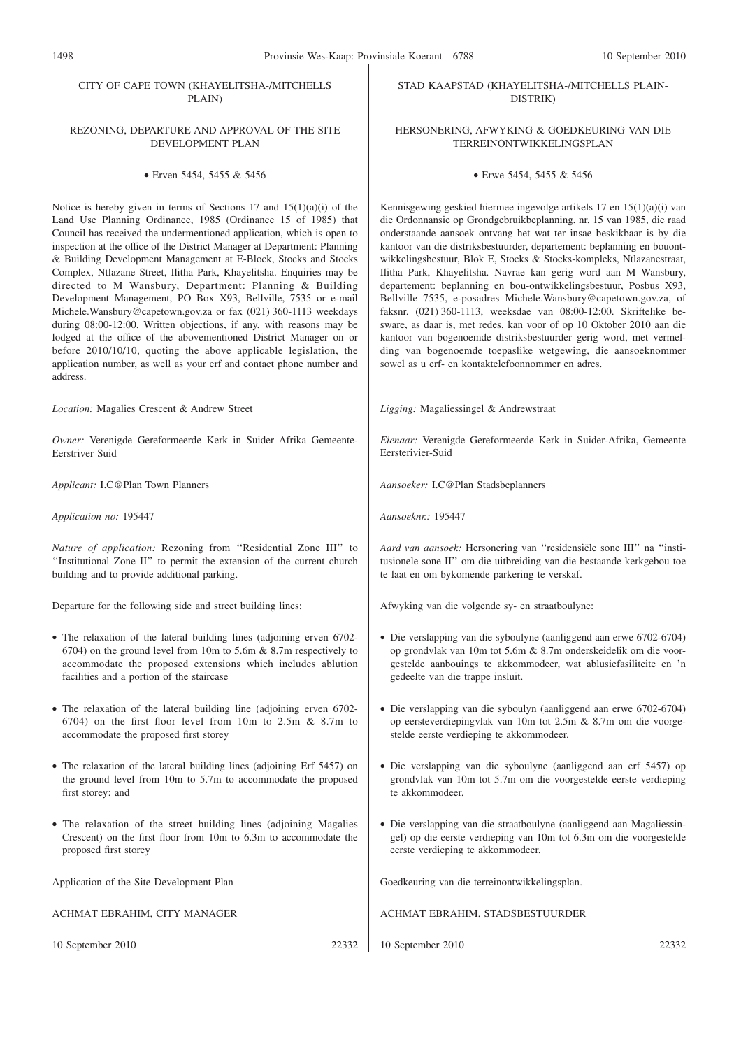## CITY OF CAPE TOWN (KHAYELITSHA-/MITCHELLS PLAIN)

### REZONING, DEPARTURE AND APPROVAL OF THE SITE DEVELOPMENT PLAN

• Erven 5454, 5455 & 5456

Notice is hereby given in terms of Sections 17 and 15(1)(a)(i) of the Land Use Planning Ordinance, 1985 (Ordinance 15 of 1985) that Council has received the undermentioned application, which is open to inspection at the office of the District Manager at Department: Planning & Building Development Management at E-Block, Stocks and Stocks Complex, Ntlazane Street, Ilitha Park, Khayelitsha. Enquiries may be directed to M Wansbury, Department: Planning & Building Development Management, PO Box X93, Bellville, 7535 or e-mail Michele.Wansbury@capetown.gov.za or fax (021) 360-1113 weekdays during 08:00-12:00. Written objections, if any, with reasons may be lodged at the office of the abovementioned District Manager on or before 2010/10/10, quoting the above applicable legislation, the application number, as well as your erf and contact phone number and address.

*Location:* Magalies Crescent & Andrew Street

*Owner:* Verenigde Gereformeerde Kerk in Suider Afrika Gemeente-Eerstriver Suid

*Applicant:* I.C@Plan Town Planners

*Application no:* 195447

*Nature of application:* Rezoning from ''Residential Zone III'' to ''Institutional Zone II'' to permit the extension of the current church building and to provide additional parking.

Departure for the following side and street building lines:

- The relaxation of the lateral building lines (adjoining erven 6702-6704) on the ground level from 10m to 5.6m & 8.7m respectively to accommodate the proposed extensions which includes ablution facilities and a portion of the staircase
- The relaxation of the lateral building line (adjoining erven 6702-6704) on the first floor level from 10m to 2.5m & 8.7m to accommodate the proposed first storey
- The relaxation of the lateral building lines (adjoining Erf 5457) on the ground level from 10m to 5.7m to accommodate the proposed first storey; and
- The relaxation of the street building lines (adjoining Magalies Crescent) on the first floor from 10m to 6.3m to accommodate the proposed first storey

Application of the Site Development Plan

ACHMAT EBRAHIM, CITY MANAGER

10 September 2010 22332

## STAD KAAPSTAD (KHAYELITSHA-/MITCHELLS PLAIN-DISTRIK)

### HERSONERING, AFWYKING & GOEDKEURING VAN DIE TERREINONTWIKKELINGSPLAN

• Erwe 5454, 5455 & 5456

Kennisgewing geskied hiermee ingevolge artikels 17 en 15(1)(a)(i) van die Ordonnansie op Grondgebruikbeplanning, nr. 15 van 1985, die raad onderstaande aansoek ontvang het wat ter insae beskikbaar is by die kantoor van die distriksbestuurder, departement: beplanning en bouontwikkelingsbestuur, Blok E, Stocks & Stocks-kompleks, Ntlazanestraat, Ilitha Park, Khayelitsha. Navrae kan gerig word aan M Wansbury, departement: beplanning en bou-ontwikkelingsbestuur, Posbus X93, Bellville 7535, e-posadres Michele.Wansbury@capetown.gov.za, of faksnr. (021) 360-1113, weeksdae van 08:00-12:00. Skriftelike besware, as daar is, met redes, kan voor of op 10 Oktober 2010 aan die kantoor van bogenoemde distriksbestuurder gerig word, met vermelding van bogenoemde toepaslike wetgewing, die aansoeknommer sowel as u erf- en kontaktelefoonnommer en adres.

*Ligging:* Magaliessingel & Andrewstraat

*Eienaar:* Verenigde Gereformeerde Kerk in Suider-Afrika, Gemeente Eersterivier-Suid

*Aansoeker:* I.C@Plan Stadsbeplanners

*Aansoeknr.:* 195447

*Aard van aansoek:* Hersonering van ''residensiële sone III'' na ''institusionele sone II'' om die uitbreiding van die bestaande kerkgebou toe te laat en om bykomende parkering te verskaf.

Afwyking van die volgende sy- en straatboulyne:

- Die verslapping van die syboulyne (aanliggend aan erwe 6702-6704) op grondvlak van 10m tot 5.6m & 8.7m onderskeidelik om die voorgestelde aanbouings te akkommodeer, wat ablusiefasiliteite en 'n gedeelte van die trappe insluit.
- Die verslapping van die syboulyn (aanliggend aan erwe 6702-6704) op eersteverdiepingvlak van 10m tot 2.5m & 8.7m om die voorgestelde eerste verdieping te akkommodeer.
- Die verslapping van die syboulyne (aanliggend aan erf 5457) op grondvlak van 10m tot 5.7m om die voorgestelde eerste verdieping te akkommodeer.
- Die verslapping van die straatboulyne (aanliggend aan Magaliessingel) op die eerste verdieping van 10m tot 6.3m om die voorgestelde eerste verdieping te akkommodeer.

Goedkeuring van die terreinontwikkelingsplan.

ACHMAT EBRAHIM, STADSBESTUURDER

10 September 2010 22332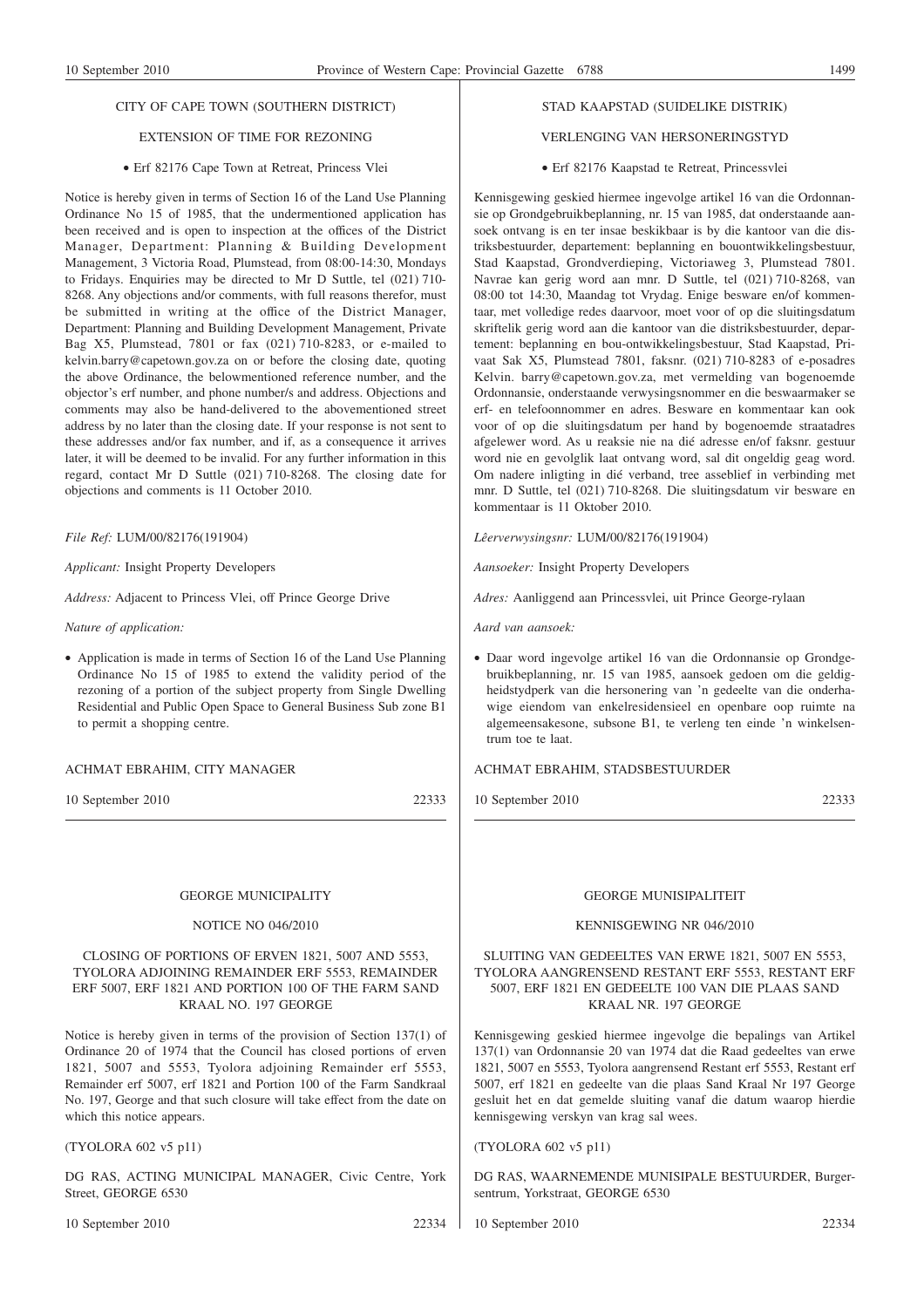CITY OF CAPE TOWN (SOUTHERN DISTRICT)

EXTENSION OF TIME FOR REZONING

- Erf 82176 Cape Town at Retreat, Princess Vlei

Notice is hereby given in terms of Section 16 of the Land Use Planning Ordinance No 15 of 1985, that the undermentioned application has been received and is open to inspection at the offices of the District Manager, Department: Planning & Building Development Management, 3 Victoria Road, Plumstead, from 08:00-14:30, Mondays to Fridays. Enquiries may be directed to Mr D Suttle, tel (021) 710-8268. Any objections and/or comments, with full reasons therefor, must be submitted in writing at the office of the District Manager, Department: Planning and Building Development Management, Private Bag X5, Plumstead, 7801 or fax (021) 710-8283, or e-mailed to kelvin.barry@capetown.gov.za on or before the closing date, quoting the above Ordinance, the belowmentioned reference number, and the objector's erf number, and phone number/s and address. Objections and comments may also be hand-delivered to the abovementioned street address by no later than the closing date. If your response is not sent to these addresses and/or fax number, and if, as a consequence it arrives later, it will be deemed to be invalid. For any further information in this regard, contact Mr D Suttle (021) 710-8268. The closing date for objections and comments is 11 October 2010.

*File Ref:* LUM/00/82176(191904)

*Applicant:* Insight Property Developers

*Address:* Adjacent to Princess Vlei, off Prince George Drive

*Nature of application:*

- Application is made in terms of Section 16 of the Land Use Planning Ordinance No 15 of 1985 to extend the validity period of the rezoning of a portion of the subject property from Single Dwelling Residential and Public Open Space to General Business Sub zone B1 to permit a shopping centre.

ACHMAT EBRAHIM, CITY MANAGER

10 September 2010 22333

STAD KAAPSTAD (SUIDELIKE DISTRIK)

VERLENGING VAN HERSONERINGSTYD

- Erf 82176 Kaapstad te Retreat, Princessvlei

Kennisgewing geskied hiermee ingevolge artikel 16 van die Ordonnansie op Grondgebruikbeplanning, nr. 15 van 1985, dat onderstaande aansoek ontvang is en ter insae beskikbaar is by die kantoor van die distriksbestuurder, departement: beplanning en bouontwikkelingsbestuur, Stad Kaapstad, Grondverdieping, Victoriaweg 3, Plumstead 7801. Navrae kan gerig word aan mnr. D Suttle, tel (021) 710-8268, van 08:00 tot 14:30, Maandag tot Vrydag. Enige besware en/of kommentaar, met volledige redes daarvoor, moet voor of op die sluitingsdatum skriftelik gerig word aan die kantoor van die distriksbestuurder, departement: beplanning en bou-ontwikkelingsbestuur, Stad Kaapstad, Privaat Sak X5, Plumstead 7801, faksnr. (021) 710-8283 of e-posadres Kelvin. barry@capetown.gov.za, met vermelding van bogenoemde Ordonnansie, onderstaande verwysingsnommer en die beswaarmaker se erf- en telefoonnommer en adres. Besware en kommentaar kan ook voor of op die sluitingsdatum per hand by bogenoemde straatadres afgelewer word. As u reaksie nie na dié adresse en/of faksnr. gestuur word nie en gevolglik laat ontvang word, sal dit ongeldig geag word. Om nadere inligting in dié verband, tree asseblief in verbinding met mnr. D Suttle, tel (021) 710-8268. Die sluitingsdatum vir besware en kommentaar is 11 Oktober 2010.

*Lêerverwysingsnr:* LUM/00/82176(191904)

*Aansoeker:* Insight Property Developers

*Adres:* Aanliggend aan Princessvlei, uit Prince George-rylaan

*Aard van aansoek:*

- Daar word ingevolge artikel 16 van die Ordonnansie op Grondgebruikbeplanning, nr. 15 van 1985, aansoek gedoen om die geldigheidstydperk van die hersonering van 'n gedeelte van die onderhawige eiendom van enkelresidensieel en openbare oop ruimte na algemeensakesone, subsone B1, te verleng ten einde 'n winkelsentrum toe te laat.

ACHMAT EBRAHIM, STADSBESTUURDER

10 September 2010 22333

GEORGE MUNICIPALITY

NOTICE NO 046/2010

CLOSING OF PORTIONS OF ERVEN 1821, 5007 AND 5553, TYOLORA ADJOINING REMAINDER ERF 5553, REMAINDER ERF 5007, ERF 1821 AND PORTION 100 OF THE FARM SAND KRAAL NO. 197 GEORGE

Notice is hereby given in terms of the provision of Section 137(1) of Ordinance 20 of 1974 that the Council has closed portions of erven 1821, 5007 and 5553, Tyolora adjoining Remainder erf 5553, Remainder erf 5007, erf 1821 and Portion 100 of the Farm Sandkraal No. 197, George and that such closure will take effect from the date on which this notice appears.

(TYOLORA 602 v5 p11)

DG RAS, ACTING MUNICIPAL MANAGER, Civic Centre, York Street, GEORGE 6530

10 September 2010 22334

GEORGE MUNISIPALITEIT

KENNISGEWING NR 046/2010

SLUITING VAN GEDEELTES VAN ERWE 1821, 5007 EN 5553, TYOLORA AANGRENSEND RESTANT ERF 5553, RESTANT ERF 5007, ERF 1821 EN GEDEELTE 100 VAN DIE PLAAS SAND KRAAL NR. 197 GEORGE

Kennisgewing geskied hiermee ingevolge die bepalings van Artikel 137(1) van Ordonnansie 20 van 1974 dat die Raad gedeeltes van erwe 1821, 5007 en 5553, Tyolora aangrensend Restant erf 5553, Restant erf 5007, erf 1821 en gedeelte van die plaas Sand Kraal Nr 197 George gesluit het en dat gemelde sluiting vanaf die datum waarop hierdie kennisgewing verskyn van krag sal wees.

(TYOLORA 602 v5 p11)

DG RAS, WAARNEMENDE MUNISIPALE BESTUURDER, Burgersentrum, Yorkstraat, GEORGE 6530

10 September 2010 22334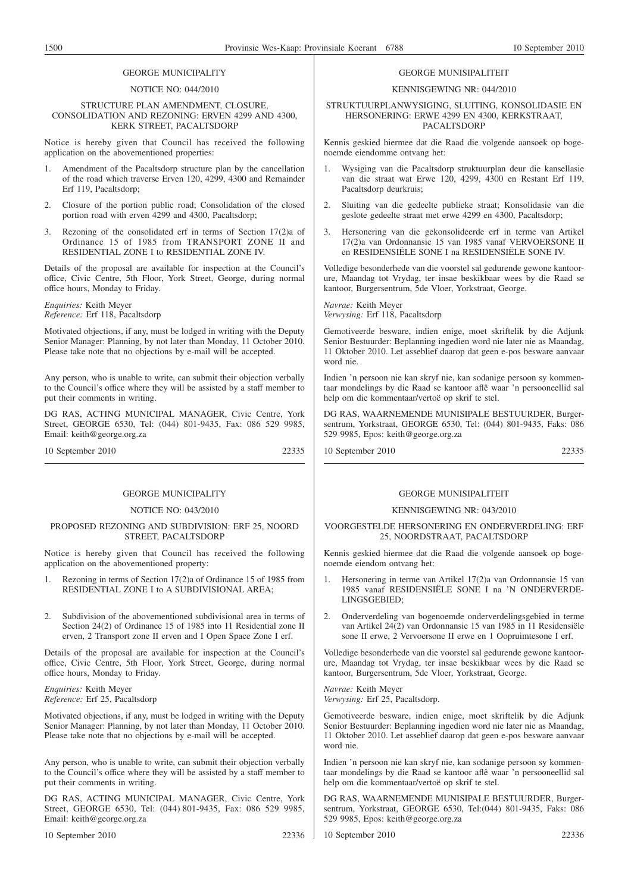GEORGE MUNICIPALITY

NOTICE NO: 044/2010

STRUCTURE PLAN AMENDMENT, CLOSURE, CONSOLIDATION AND REZONING: ERVEN 4299 AND 4300, KERK STREET, PACALTSDORP

Notice is hereby given that Council has received the following application on the abovementioned properties:

1. Amendment of the Pacaltsdorp structure plan by the cancellation of the road which traverse Erven 120, 4299, 4300 and Remainder Erf 119, Pacaltsdorp;
2. Closure of the portion public road; Consolidation of the closed portion road with erven 4299 and 4300, Pacaltsdorp;
3. Rezoning of the consolidated erf in terms of Section 17(2)a of Ordinance 15 of 1985 from TRANSPORT ZONE II and RESIDENTIAL ZONE I to RESIDENTIAL ZONE IV.

Details of the proposal are available for inspection at the Council's office, Civic Centre, 5th Floor, York Street, George, during normal office hours, Monday to Friday.

*Enquiries:* Keith Meyer
*Reference:* Erf 118, Pacaltsdorp

Motivated objections, if any, must be lodged in writing with the Deputy Senior Manager: Planning, by not later than Monday, 11 October 2010. Please take note that no objections by e-mail will be accepted.

Any person, who is unable to write, can submit their objection verbally to the Council's office where they will be assisted by a staff member to put their comments in writing.

DG RAS, ACTING MUNICIPAL MANAGER, Civic Centre, York Street, GEORGE 6530, Tel: (044) 801-9435, Fax: 086 529 9985, Email: keith@george.org.za

10 September 2010 22335

---

GEORGE MUNISIPALITEIT

KENNISGEWING NR: 044/2010

STRUKTUURPLANWYSIGING, SLUITING, KONSOLIDASIE EN HERSONERING: ERWE 4299 EN 4300, KERKSTRAAT, PACALTSDORP

Kennis geskied hiermee dat die Raad die volgende aansoek op bogenoemde eiendomme ontvang het:

1. Wysiging van die Pacaltsdorp struktuurplan deur die kansellasie van die straat wat Erwe 120, 4299, 4300 en Restant Erf 119, Pacaltsdorp deurkruis;
2. Sluiting van die gedeelte publieke straat; Konsolidasie van die geslote gedeelte straat met erwe 4299 en 4300, Pacaltsdorp;
3. Hersonering van die gekonsolideerde erf in terme van Artikel 17(2)a van Ordonnansie 15 van 1985 vanaf VERVOERSONE II en RESIDENSIËLE SONE I na RESIDENSIËLE SONE IV.

Volledige besonderhede van die voorstel sal gedurende gewone kantoorure, Maandag tot Vrydag, ter insae beskikbaar wees by die Raad se kantoor, Burgersentrum, 5de Vloer, Yorkstraat, George.

*Navrae:* Keith Meyer
*Verwysing:* Erf 118, Pacaltsdorp

Gemotiveerde besware, indien enige, moet skriftelik by die Adjunk Senior Bestuurder: Beplanning ingedien word nie later nie as Maandag, 11 Oktober 2010. Let asseblief daarop dat geen e-pos besware aanvaar word nie.

Indien 'n persoon nie kan skryf nie, kan sodanige persoon sy kommentaar mondelings by die Raad se kantoor aflê waar 'n persooneellid sal help om die kommentaar/vertoë op skrif te stel.

DG RAS, WAARNEMENDE MUNISIPALE BESTUURDER, Burgersentrum, Yorkstraat, GEORGE 6530, Tel: (044) 801-9435, Faks: 086 529 9985, Epos: keith@george.org.za

10 September 2010 22335

---

GEORGE MUNICIPALITY

NOTICE NO: 043/2010

PROPOSED REZONING AND SUBDIVISION: ERF 25, NOORD STREET, PACALTSDORP

Notice is hereby given that Council has received the following application on the abovementioned property:

1. Rezoning in terms of Section 17(2)a of Ordinance 15 of 1985 from RESIDENTIAL ZONE I to A SUBDIVISIONAL AREA;
2. Subdivision of the abovementioned subdivisional area in terms of Section 24(2) of Ordinance 15 of 1985 into 11 Residential zone II erven, 2 Transport zone II erven and I Open Space Zone I erf.

Details of the proposal are available for inspection at the Council's office, Civic Centre, 5th Floor, York Street, George, during normal office hours, Monday to Friday.

*Enquiries:* Keith Meyer
*Reference:* Erf 25, Pacaltsdorp

Motivated objections, if any, must be lodged in writing with the Deputy Senior Manager: Planning, by not later than Monday, 11 October 2010. Please take note that no objections by e-mail will be accepted.

Any person, who is unable to write, can submit their objection verbally to the Council's office where they will be assisted by a staff member to put their comments in writing.

DG RAS, ACTING MUNICIPAL MANAGER, Civic Centre, York Street, GEORGE 6530, Tel: (044) 801-9435, Fax: 086 529 9985, Email: keith@george.org.za

10 September 2010 22336

---

GEORGE MUNISIPALITEIT

KENNISGEWING NR: 043/2010

VOORGESTELDE HERSONERING EN ONDERVERDELING: ERF 25, NOORDSTRAAT, PACALTSDORP

Kennis geskied hiermee dat die Raad die volgende aansoek op bogenoemde eiendom ontvang het:

1. Hersonering in terme van Artikel 17(2)a van Ordonnansie 15 van 1985 vanaf RESIDENSIËLE SONE I na 'N ONDERVERDELINGSGEBIED;
2. Onderverdeling van bogenoemde onderverdelingsgebied in terme van Artikel 24(2) van Ordonnansie 15 van 1985 in 11 Residensiële sone II erwe, 2 Vervoersone II erwe en 1 Oopruimtesone I erf.

Volledige besonderhede van die voorstel sal gedurende gewone kantoorure, Maandag tot Vrydag, ter insae beskikbaar wees by die Raad se kantoor, Burgersentrum, 5de Vloer, Yorkstraat, George.

*Navrae:* Keith Meyer
*Verwysing:* Erf 25, Pacaltsdorp.

Gemotiveerde besware, indien enige, moet skriftelik by die Adjunk Senior Bestuurder: Beplanning ingedien word nie later nie as Maandag, 11 Oktober 2010. Let asseblief daarop dat geen e-pos besware aanvaar word nie.

Indien 'n persoon nie kan skryf nie, kan sodanige persoon sy kommentaar mondelings by die Raad se kantoor aflê waar 'n persooneellid sal help om die kommentaar/vertoë op skrif te stel.

DG RAS, WAARNEMENDE MUNISIPALE BESTUURDER, Burgersentrum, Yorkstraat, GEORGE 6530, Tel:(044) 801-9435, Faks: 086 529 9985, Epos: keith@george.org.za

10 September 2010 22336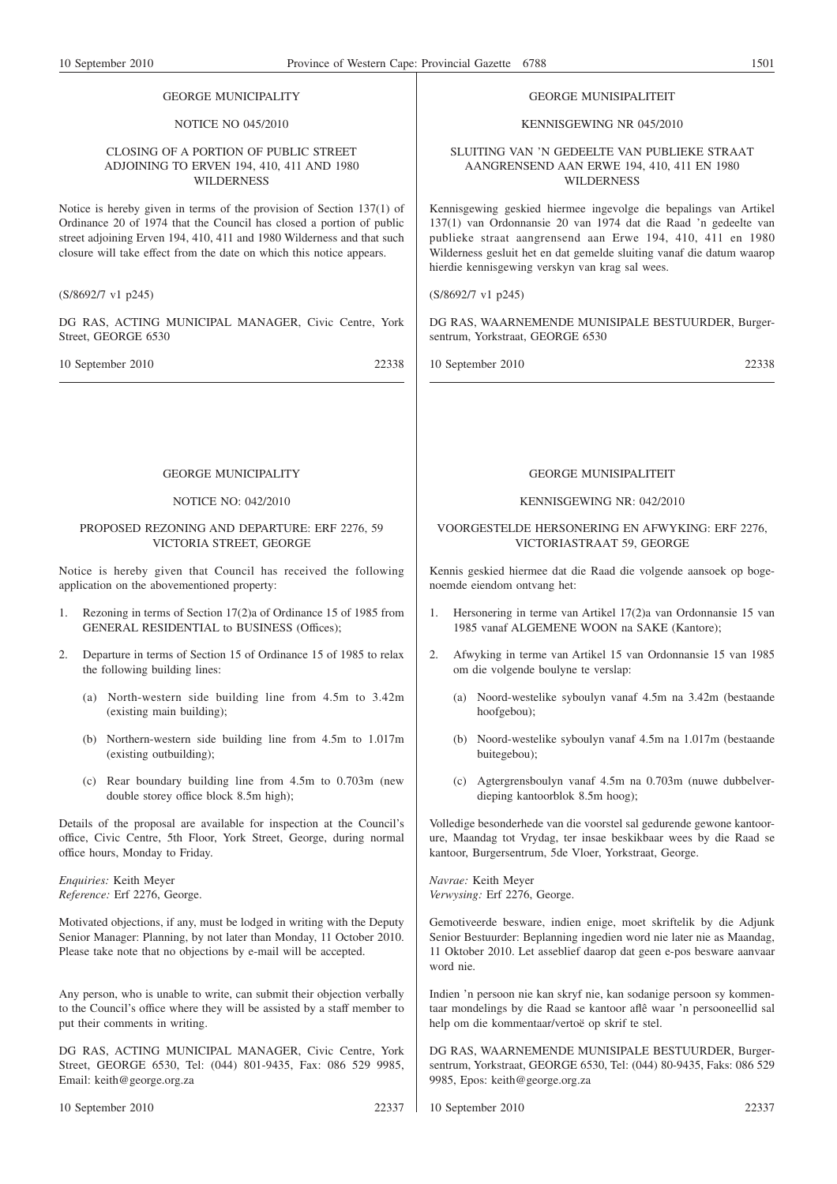GEORGE MUNICIPALITY

NOTICE NO 045/2010

CLOSING OF A PORTION OF PUBLIC STREET ADJOINING TO ERVEN 194, 410, 411 AND 1980 WILDERNESS

Notice is hereby given in terms of the provision of Section 137(1) of Ordinance 20 of 1974 that the Council has closed a portion of public street adjoining Erven 194, 410, 411 and 1980 Wilderness and that such closure will take effect from the date on which this notice appears.

(S/8692/7 v1 p245)

DG RAS, ACTING MUNICIPAL MANAGER, Civic Centre, York Street, GEORGE 6530

10 September 2010 22338

GEORGE MUNISIPALITEIT

KENNISGEWING NR 045/2010

SLUITING VAN 'N GEDEELTE VAN PUBLIEKE STRAAT AANGRENSEND AAN ERWE 194, 410, 411 EN 1980 WILDERNESS

Kennisgewing geskied hiermee ingevolge die bepalings van Artikel 137(1) van Ordonnansie 20 van 1974 dat die Raad 'n gedeelte van publieke straat aangrensend aan Erwe 194, 410, 411 en 1980 Wilderness gesluit het en dat gemelde sluiting vanaf die datum waarop hierdie kennisgewing verskyn van krag sal wees.

(S/8692/7 v1 p245)

DG RAS, WAARNEMENDE MUNISIPALE BESTUURDER, Burgersentrum, Yorkstraat, GEORGE 6530

10 September 2010 22338

GEORGE MUNICIPALITY

NOTICE NO: 042/2010

PROPOSED REZONING AND DEPARTURE: ERF 2276, 59 VICTORIA STREET, GEORGE

Notice is hereby given that Council has received the following application on the abovementioned property:

1. Rezoning in terms of Section 17(2)a of Ordinance 15 of 1985 from GENERAL RESIDENTIAL to BUSINESS (Offices);
2. Departure in terms of Section 15 of Ordinance 15 of 1985 to relax the following building lines:
   (a) North-western side building line from 4.5m to 3.42m (existing main building);
   (b) Northern-western side building line from 4.5m to 1.017m (existing outbuilding);
   (c) Rear boundary building line from 4.5m to 0.703m (new double storey office block 8.5m high);

Details of the proposal are available for inspection at the Council's office, Civic Centre, 5th Floor, York Street, George, during normal office hours, Monday to Friday.

*Enquiries:* Keith Meyer
*Reference:* Erf 2276, George.

Motivated objections, if any, must be lodged in writing with the Deputy Senior Manager: Planning, by not later than Monday, 11 October 2010. Please take note that no objections by e-mail will be accepted.

Any person, who is unable to write, can submit their objection verbally to the Council's office where they will be assisted by a staff member to put their comments in writing.

DG RAS, ACTING MUNICIPAL MANAGER, Civic Centre, York Street, GEORGE 6530, Tel: (044) 801-9435, Fax: 086 529 9985, Email: keith@george.org.za

10 September 2010 22337

GEORGE MUNISIPALITEIT

KENNISGEWING NR: 042/2010

VOORGESTELDE HERSONERING EN AFWYKING: ERF 2276, VICTORIASTRAAT 59, GEORGE

Kennis geskied hiermee dat die Raad die volgende aansoek op bogenoemde eiendom ontvang het:

1. Hersonering in terme van Artikel 17(2)a van Ordonnansie 15 van 1985 vanaf ALGEMENE WOON na SAKE (Kantore);
2. Afwyking in terme van Artikel 15 van Ordonnansie 15 van 1985 om die volgende boulyne te verslap:
   (a) Noord-westelike syboulyn vanaf 4.5m na 3.42m (bestaande hoofgebou);
   (b) Noord-westelike syboulyn vanaf 4.5m na 1.017m (bestaande buitegebou);
   (c) Agtergrensboulyn vanaf 4.5m na 0.703m (nuwe dubbelverdieping kantoorblok 8.5m hoog);

Volledige besonderhede van die voorstel sal gedurende gewone kantoorure, Maandag tot Vrydag, ter insae beskikbaar wees by die Raad se kantoor, Burgersentrum, 5de Vloer, Yorkstraat, George.

*Navrae:* Keith Meyer
*Verwysing:* Erf 2276, George.

Gemotiveerde besware, indien enige, moet skriftelik by die Adjunk Senior Bestuurder: Beplanning ingedien word nie later nie as Maandag, 11 Oktober 2010. Let asseblief daarop dat geen e-pos besware aanvaar word nie.

Indien 'n persoon nie kan skryf nie, kan sodanige persoon sy kommentaar mondelings by die Raad se kantoor aflê waar 'n persooneellid sal help om die kommentaar/vertoë op skrif te stel.

DG RAS, WAARNEMENDE MUNISIPALE BESTUURDER, Burgersentrum, Yorkstraat, GEORGE 6530, Tel: (044) 80-9435, Faks: 086 529 9985, Epos: keith@george.org.za

10 September 2010 22337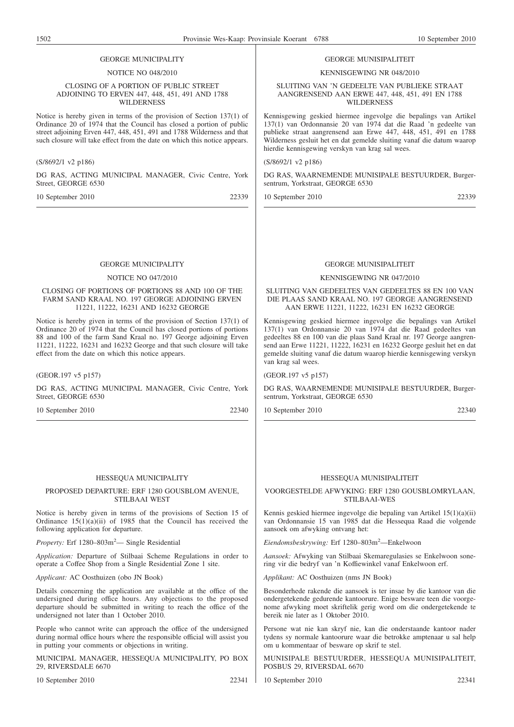GEORGE MUNICIPALITY

NOTICE NO 048/2010

CLOSING OF A PORTION OF PUBLIC STREET ADJOINING TO ERVEN 447, 448, 451, 491 AND 1788 WILDERNESS

Notice is hereby given in terms of the provision of Section 137(1) of Ordinance 20 of 1974 that the Council has closed a portion of public street adjoining Erven 447, 448, 451, 491 and 1788 Wilderness and that such closure will take effect from the date on which this notice appears.

(S/8692/1 v2 p186)

DG RAS, ACTING MUNICIPAL MANAGER, Civic Centre, York Street, GEORGE 6530

10 September 2010 22339

---

GEORGE MUNISIPALITEIT

KENNISGEWING NR 048/2010

SLUITING VAN 'N GEDEELTE VAN PUBLIEKE STRAAT AANGRENSEND AAN ERWE 447, 448, 451, 491 EN 1788 WILDERNESS

Kennisgewing geskied hiermee ingevolge die bepalings van Artikel 137(1) van Ordonnansie 20 van 1974 dat die Raad 'n gedeelte van publieke straat aangrensend aan Erwe 447, 448, 451, 491 en 1788 Wilderness gesluit het en dat gemelde sluiting vanaf die datum waarop hierdie kennisgewing verskyn van krag sal wees.

(S/8692/1 v2 p186)

DG RAS, WAARNEMENDE MUNISIPALE BESTUURDER, Burgersentrum, Yorkstraat, GEORGE 6530

10 September 2010 22339

---

GEORGE MUNICIPALITY

NOTICE NO 047/2010

CLOSING OF PORTIONS OF PORTIONS 88 AND 100 OF THE FARM SAND KRAAL NO. 197 GEORGE ADJOINING ERVEN 11221, 11222, 16231 AND 16232 GEORGE

Notice is hereby given in terms of the provision of Section 137(1) of Ordinance 20 of 1974 that the Council has closed portions of portions 88 and 100 of the farm Sand Kraal no. 197 George adjoining Erven 11221, 11222, 16231 and 16232 George and that such closure will take effect from the date on which this notice appears.

(GEOR.197 v5 p157)

DG RAS, ACTING MUNICIPAL MANAGER, Civic Centre, York Street, GEORGE 6530

10 September 2010 22340

---

GEORGE MUNISIPALITEIT

KENNISGEWING NR 047/2010

SLUITING VAN GEDEELTES VAN GEDEELTES 88 EN 100 VAN DIE PLAAS SAND KRAAL NO. 197 GEORGE AANGRENSEND AAN ERWE 11221, 11222, 16231 EN 16232 GEORGE

Kennisgewing geskied hiermee ingevolge die bepalings van Artikel 137(1) van Ordonnansie 20 van 1974 dat die Raad gedeeltes van gedeeltes 88 en 100 van die plaas Sand Kraal nr. 197 George aangrensend aan Erwe 11221, 11222, 16231 en 16232 George gesluit het en dat gemelde sluiting vanaf die datum waarop hierdie kennisgewing verskyn van krag sal wees.

(GEOR.197 v5 p157)

DG RAS, WAARNEMENDE MUNISIPALE BESTUURDER, Burgersentrum, Yorkstraat, GEORGE 6530

10 September 2010 22340

---

HESSEQUA MUNICIPALITY

PROPOSED DEPARTURE: ERF 1280 GOUSBLOM AVENUE, STILBAAI WEST

Notice is hereby given in terms of the provisions of Section 15 of Ordinance 15(1)(a)(ii) of 1985 that the Council has received the following application for departure.

*Property:* Erf 1280–803m$^2$— Single Residential

*Application:* Departure of Stilbaai Scheme Regulations in order to operate a Coffee Shop from a Single Residential Zone 1 site.

*Applicant:* AC Oosthuizen (obo JN Book)

Details concerning the application are available at the office of the undersigned during office hours. Any objections to the proposed departure should be submitted in writing to reach the office of the undersigned not later than 1 October 2010.

People who cannot write can approach the office of the undersigned during normal office hours where the responsible official will assist you in putting your comments or objections in writing.

MUNICIPAL MANAGER, HESSEQUA MUNICIPALITY, PO BOX 29, RIVERSDALE 6670

10 September 2010 22341

---

HESSEQUA MUNISIPALITEIT

VOORGESTELDE AFWYKING: ERF 1280 GOUSBLOMRYLAAN, STILBAAI-WES

Kennis geskied hiermee ingevolge die bepaling van Artikel 15(1)(a)(ii) van Ordonnansie 15 van 1985 dat die Hessequa Raad die volgende aansoek om afwyking ontvang het:

*Eiendomsbeskrywing:* Erf 1280–803m$^2$—Enkelwoon

*Aansoek:* Afwyking van Stilbaai Skemaregulasies se Enkelwoon sonering vir die bedryf van 'n Koffiewinkel vanaf Enkelwoon erf.

*Applikant:* AC Oosthuizen (nms JN Book)

Besonderhede rakende die aansoek is ter insae by die kantoor van die ondergetekende gedurende kantoorure. Enige besware teen die voorgenome afwyking moet skriftelik gerig word om die ondergetekende te bereik nie later as 1 Oktober 2010.

Persone wat nie kan skryf nie, kan die onderstaande kantoor nader tydens sy normale kantoorure waar die betrokke amptenaar u sal help om u kommentaar of besware op skrif te stel.

MUNISIPALE BESTUURDER, HESSEQUA MUNISIPALITEIT, POSBUS 29, RIVERSDAL 6670

10 September 2010 22341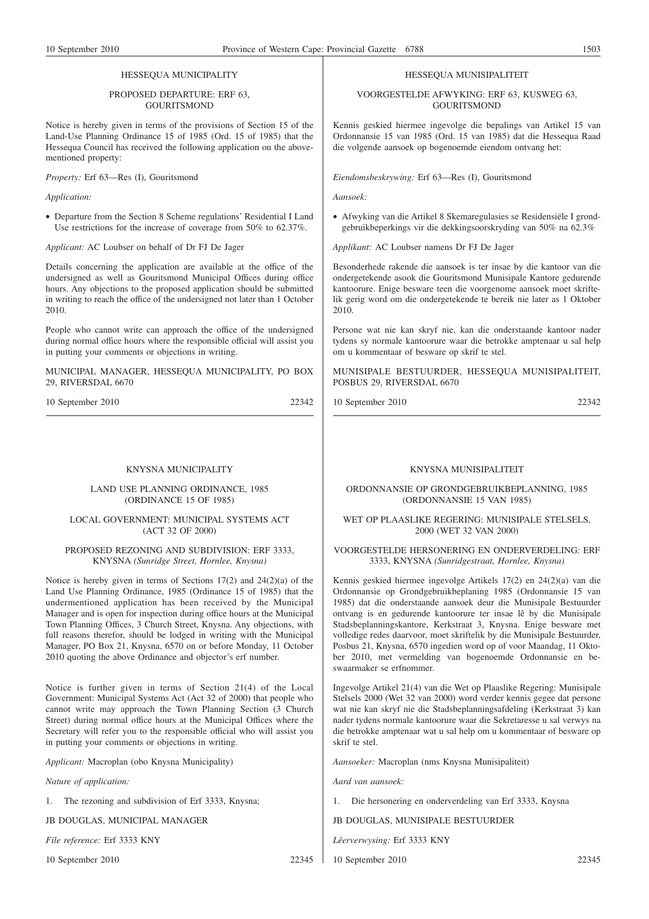### HESSEQUA MUNICIPALITY

#### PROPOSED DEPARTURE: ERF 63, GOURITSMOND

Notice is hereby given in terms of the provisions of Section 15 of the Land-Use Planning Ordinance 15 of 1985 (Ord. 15 of 1985) that the Hessequa Council has received the following application on the above-mentioned property:

*Property:* Erf 63—Res (I), Gouritsmond

*Application:*

- Departure from the Section 8 Scheme regulations' Residential I Land Use restrictions for the increase of coverage from 50% to 62.37%.

*Applicant:* AC Loubser on behalf of Dr FJ De Jager

Details concerning the application are available at the office of the undersigned as well as Gouritsmond Municipal Offices during office hours. Any objections to the proposed application should be submitted in writing to reach the office of the undersigned not later than 1 October 2010.

People who cannot write can approach the office of the undersigned during normal office hours where the responsible official will assist you in putting your comments or objections in writing.

MUNICIPAL MANAGER, HESSEQUA MUNICIPALITY, PO BOX 29, RIVERSDAL 6670

10 September 2010 22342

### HESSEQUA MUNISIPALITEIT

#### VOORGESTELDE AFWYKING: ERF 63, KUSWEG 63, GOURITSMOND

Kennis geskied hiermee ingevolge die bepalings van Artikel 15 van Ordonnansie 15 van 1985 (Ord. 15 van 1985) dat die Hessequa Raad die volgende aansoek op bogenoemde eiendom ontvang het:

*Eiendomsbeskrywing:* Erf 63—Res (I), Gouritsmond

*Aansoek:*

- Afwyking van die Artikel 8 Skemaregulasies se Residensiële I grondgebruikbeperkings vir die dekkingsoorskryding van 50% na 62.3%

*Applikant:* AC Loubser namens Dr FJ De Jager

Besonderhede rakende die aansoek is ter insae by die kantoor van die ondergetekende asook die Gouritsmond Munisipale Kantore gedurende kantoorure. Enige besware teen die voorgenome aansoek moet skriftelik gerig word om die ondergetekende te bereik nie later as 1 Oktober 2010.

Persone wat nie kan skryf nie, kan die onderstaande kantoor nader tydens sy normale kantoorure waar die betrokke amptenaar u sal help om u kommentaar of besware op skrif te stel.

MUNISIPALE BESTUURDER, HESSEQUA MUNISIPALITEIT, POSBUS 29, RIVERSDAL 6670

10 September 2010 22342

### KNYSNA MUNICIPALITY

#### LAND USE PLANNING ORDINANCE, 1985 (ORDINANCE 15 OF 1985)

#### LOCAL GOVERNMENT: MUNICIPAL SYSTEMS ACT (ACT 32 OF 2000)

#### PROPOSED REZONING AND SUBDIVISION: ERF 3333, KNYSNA *(Sunridge Street, Hornlee, Knysna)*

Notice is hereby given in terms of Sections 17(2) and 24(2)(a) of the Land Use Planning Ordinance, 1985 (Ordinance 15 of 1985) that the undermentioned application has been received by the Municipal Manager and is open for inspection during office hours at the Municipal Town Planning Offices, 3 Church Street, Knysna. Any objections, with full reasons therefor, should be lodged in writing with the Municipal Manager, PO Box 21, Knysna, 6570 on or before Monday, 11 October 2010 quoting the above Ordinance and objector's erf number.

Notice is further given in terms of Section 21(4) of the Local Government: Municipal Systems Act (Act 32 of 2000) that people who cannot write may approach the Town Planning Section (3 Church Street) during normal office hours at the Municipal Offices where the Secretary will refer you to the responsible official who will assist you in putting your comments or objections in writing.

*Applicant:* Macroplan (obo Knysna Municipality)

*Nature of application:*

1. The rezoning and subdivision of Erf 3333, Knysna;

JB DOUGLAS, MUNICIPAL MANAGER

*File reference:* Erf 3333 KNY

10 September 2010 22345

### KNYSNA MUNISIPALITEIT

#### ORDONNANSIE OP GRONDGEBRUIKBEPLANNING, 1985 (ORDONNANSIE 15 VAN 1985)

#### WET OP PLAASLIKE REGERING: MUNISIPALE STELSELS, 2000 (WET 32 VAN 2000)

#### VOORGESTELDE HERSONERING EN ONDERVERDELING: ERF 3333, KNYSNA *(Sunridgestraat, Hornlee, Knysna)*

Kennis geskied hiermee ingevolge Artikels 17(2) en 24(2)(a) van die Ordonnansie op Grondgebruikbeplanning 1985 (Ordonnansie 15 van 1985) dat die onderstaande aansoek deur die Munisipale Bestuurder ontvang is en gedurende kantoorure ter insae lê by die Munisipale Stadsbeplanningskantore, Kerkstraat 3, Knysna. Enige besware met volledige redes daarvoor, moet skriftelik by die Munisipale Bestuurder, Posbus 21, Knysna, 6570 ingedien word op of voor Maandag, 11 Oktober 2010, met vermelding van bogenoemde Ordonnansie en beswaarmaker se erfnommer.

Ingevolge Artikel 21(4) van die Wet op Plaaslike Regering: Munisipale Stelsels 2000 (Wet 32 van 2000) word verder kennis gegee dat persone wat nie kan skryf nie die Stadsbeplanningsafdeling (Kerkstraat 3) kan nader tydens normale kantoorure waar die Sekretaresse u sal verwys na die betrokke amptenaar wat u sal help om u kommentaar of besware op skrif te stel.

*Aansoeker:* Macroplan (nms Knysna Munisipaliteit)

*Aard van aansoek:*

1. Die hersonering en onderverdeling van Erf 3333, Knysna

JB DOUGLAS, MUNISIPALE BESTUURDER

*Lêerverwysing:* Erf 3333 KNY

10 September 2010 22345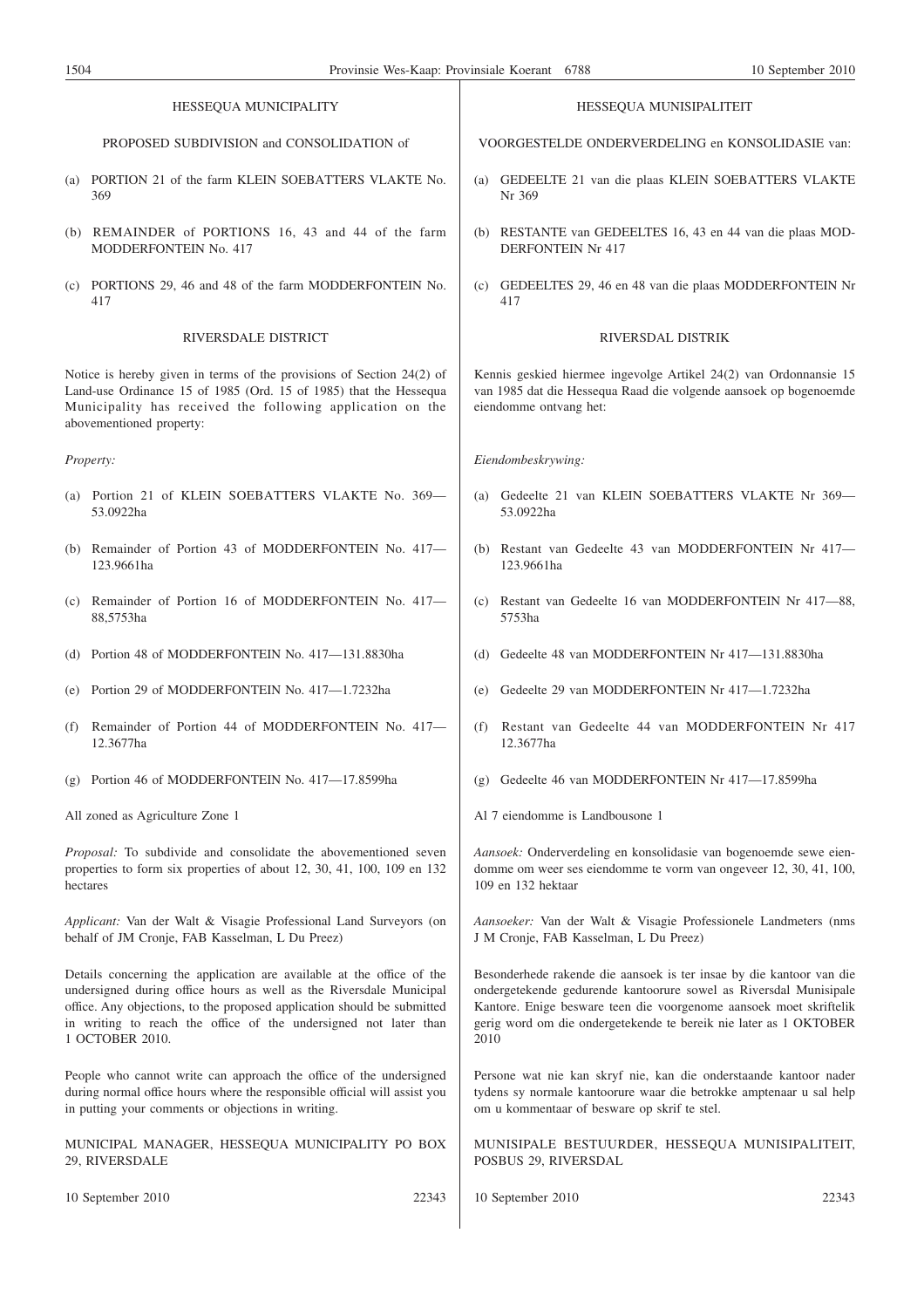HESSEQUA MUNICIPALITY

PROPOSED SUBDIVISION and CONSOLIDATION of

(a) PORTION 21 of the farm KLEIN SOEBATTERS VLAKTE No. 369

(b) REMAINDER of PORTIONS 16, 43 and 44 of the farm MODDERFONTEIN No. 417

(c) PORTIONS 29, 46 and 48 of the farm MODDERFONTEIN No. 417

RIVERSDALE DISTRICT

Notice is hereby given in terms of the provisions of Section 24(2) of Land-use Ordinance 15 of 1985 (Ord. 15 of 1985) that the Hessequa Municipality has received the following application on the abovementioned property:

*Property:*

(a) Portion 21 of KLEIN SOEBATTERS VLAKTE No. 369—53.0922ha

(b) Remainder of Portion 43 of MODDERFONTEIN No. 417—123.9661ha

(c) Remainder of Portion 16 of MODDERFONTEIN No. 417—88,5753ha

(d) Portion 48 of MODDERFONTEIN No. 417—131.8830ha

(e) Portion 29 of MODDERFONTEIN No. 417—1.7232ha

(f) Remainder of Portion 44 of MODDERFONTEIN No. 417—12.3677ha

(g) Portion 46 of MODDERFONTEIN No. 417—17.8599ha

All zoned as Agriculture Zone 1

*Proposal:* To subdivide and consolidate the abovementioned seven properties to form six properties of about 12, 30, 41, 100, 109 en 132 hectares

*Applicant:* Van der Walt & Visagie Professional Land Surveyors (on behalf of JM Cronje, FAB Kasselman, L Du Preez)

Details concerning the application are available at the office of the undersigned during office hours as well as the Riversdale Municipal office. Any objections, to the proposed application should be submitted in writing to reach the office of the undersigned not later than 1 OCTOBER 2010.

People who cannot write can approach the office of the undersigned during normal office hours where the responsible official will assist you in putting your comments or objections in writing.

MUNICIPAL MANAGER, HESSEQUA MUNICIPALITY PO BOX 29, RIVERSDALE

10 September 2010 22343

HESSEQUA MUNISIPALITEIT

VOORGESTELDE ONDERVERDELING en KONSOLIDASIE van:

(a) GEDEELTE 21 van die plaas KLEIN SOEBATTERS VLAKTE Nr 369

(b) RESTANTE van GEDEELTES 16, 43 en 44 van die plaas MODDERFONTEIN Nr 417

(c) GEDEELTES 29, 46 en 48 van die plaas MODDERFONTEIN Nr 417

RIVERSDAL DISTRIK

Kennis geskied hiermee ingevolge Artikel 24(2) van Ordonnansie 15 van 1985 dat die Hessequa Raad die volgende aansoek op bogenoemde eiendomme ontvang het:

*Eiendombeskrywing:*

(a) Gedeelte 21 van KLEIN SOEBATTERS VLAKTE Nr 369—53.0922ha

(b) Restant van Gedeelte 43 van MODDERFONTEIN Nr 417—123.9661ha

(c) Restant van Gedeelte 16 van MODDERFONTEIN Nr 417—88, 5753ha

(d) Gedeelte 48 van MODDERFONTEIN Nr 417—131.8830ha

(e) Gedeelte 29 van MODDERFONTEIN Nr 417—1.7232ha

(f) Restant van Gedeelte 44 van MODDERFONTEIN Nr 417 12.3677ha

(g) Gedeelte 46 van MODDERFONTEIN Nr 417—17.8599ha

Al 7 eiendomme is Landbousone 1

*Aansoek:* Onderverdeling en konsolidasie van bogenoemde sewe eiendomme om weer ses eiendomme te vorm van ongeveer 12, 30, 41, 100, 109 en 132 hektaar

*Aansoeker:* Van der Walt & Visagie Professionele Landmeters (nms J M Cronje, FAB Kasselman, L Du Preez)

Besonderhede rakende die aansoek is ter insae by die kantoor van die ondergetekende gedurende kantoorure sowel as Riversdal Munisipale Kantore. Enige besware teen die voorgenome aansoek moet skriftelik gerig word om die ondergetekende te bereik nie later as 1 OKTOBER 2010

Persone wat nie kan skryf nie, kan die onderstaande kantoor nader tydens sy normale kantoorure waar die betrokke amptenaar u sal help om u kommentaar of besware op skrif te stel.

MUNISIPALE BESTUURDER, HESSEQUA MUNISIPALITEIT, POSBUS 29, RIVERSDAL

10 September 2010 22343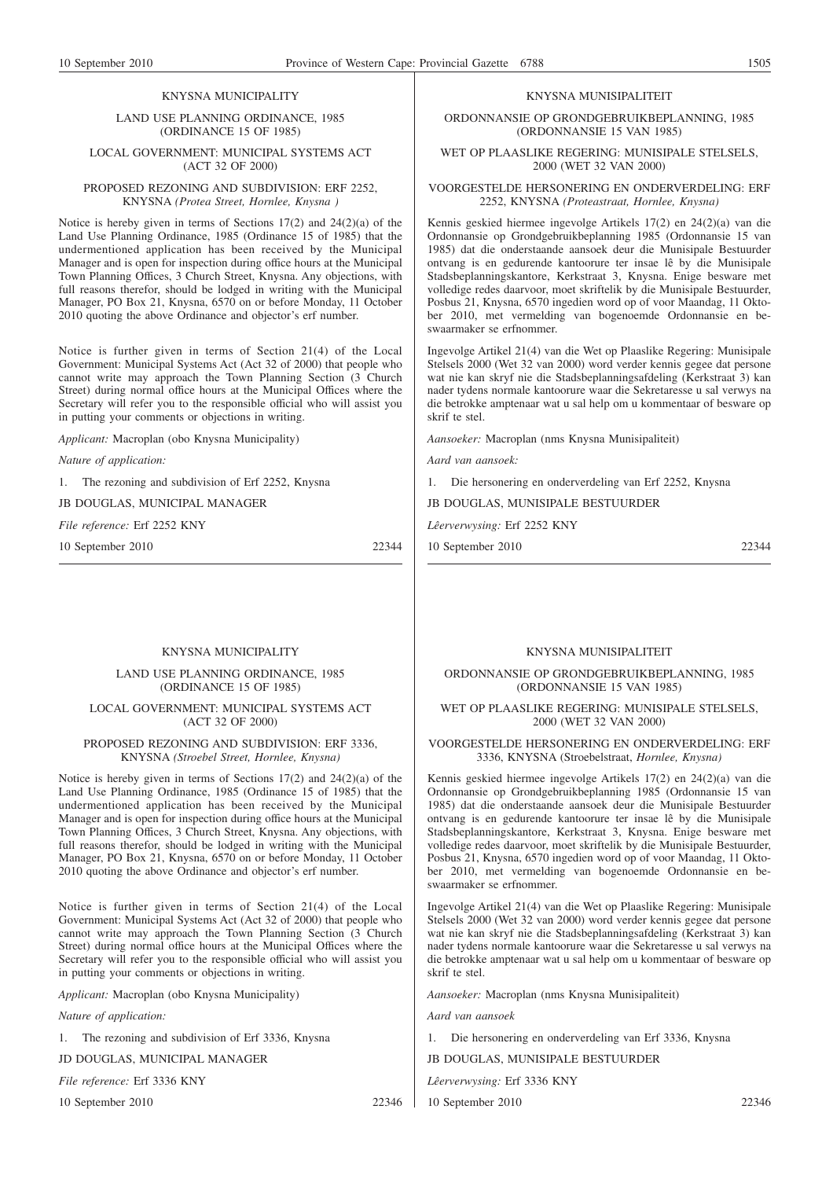KNYSNA MUNICIPALITY

LAND USE PLANNING ORDINANCE, 1985 (ORDINANCE 15 OF 1985)

LOCAL GOVERNMENT: MUNICIPAL SYSTEMS ACT (ACT 32 OF 2000)

PROPOSED REZONING AND SUBDIVISION: ERF 2252, KNYSNA *(Protea Street, Hornlee, Knysna )*

Notice is hereby given in terms of Sections 17(2) and 24(2)(a) of the Land Use Planning Ordinance, 1985 (Ordinance 15 of 1985) that the undermentioned application has been received by the Municipal Manager and is open for inspection during office hours at the Municipal Town Planning Offices, 3 Church Street, Knysna. Any objections, with full reasons therefor, should be lodged in writing with the Municipal Manager, PO Box 21, Knysna, 6570 on or before Monday, 11 October 2010 quoting the above Ordinance and objector's erf number.

Notice is further given in terms of Section 21(4) of the Local Government: Municipal Systems Act (Act 32 of 2000) that people who cannot write may approach the Town Planning Section (3 Church Street) during normal office hours at the Municipal Offices where the Secretary will refer you to the responsible official who will assist you in putting your comments or objections in writing.

*Applicant:* Macroplan (obo Knysna Municipality)

*Nature of application:*

1. The rezoning and subdivision of Erf 2252, Knysna

JB DOUGLAS, MUNICIPAL MANAGER

*File reference:* Erf 2252 KNY

10 September 2010 22344

KNYSNA MUNISIPALITEIT

ORDONNANSIE OP GRONDGEBRUIKBEPLANNING, 1985 (ORDONNANSIE 15 VAN 1985)

WET OP PLAASLIKE REGERING: MUNISIPALE STELSELS, 2000 (WET 32 VAN 2000)

VOORGESTELDE HERSONERING EN ONDERVERDELING: ERF 2252, KNYSNA *(Proteastraat, Hornlee, Knysna)*

Kennis geskied hiermee ingevolge Artikels 17(2) en 24(2)(a) van die Ordonnansie op Grondgebruikbeplanning 1985 (Ordonnansie 15 van 1985) dat die onderstaande aansoek deur die Munisipale Bestuurder ontvang is en gedurende kantoorure ter insae lê by die Munisipale Stadsbeplanningskantore, Kerkstraat 3, Knysna. Enige besware met volledige redes daarvoor, moet skriftelik by die Munisipale Bestuurder, Posbus 21, Knysna, 6570 ingedien word op of voor Maandag, 11 Oktober 2010, met vermelding van bogenoemde Ordonnansie en beswaarmaker se erfnommer.

Ingevolge Artikel 21(4) van die Wet op Plaaslike Regering: Munisipale Stelsels 2000 (Wet 32 van 2000) word verder kennis gegee dat persone wat nie kan skryf nie die Stadsbeplanningsafdeling (Kerkstraat 3) kan nader tydens normale kantoorure waar die Sekretaresse u sal verwys na die betrokke amptenaar wat u sal help om u kommentaar of besware op skrif te stel.

*Aansoeker:* Macroplan (nms Knysna Munisipaliteit)

*Aard van aansoek:*

1. Die hersonering en onderverdeling van Erf 2252, Knysna

JB DOUGLAS, MUNISIPALE BESTUURDER

*Lêerverwysing:* Erf 2252 KNY

10 September 2010 22344

KNYSNA MUNICIPALITY

LAND USE PLANNING ORDINANCE, 1985 (ORDINANCE 15 OF 1985)

LOCAL GOVERNMENT: MUNICIPAL SYSTEMS ACT (ACT 32 OF 2000)

PROPOSED REZONING AND SUBDIVISION: ERF 3336, KNYSNA *(Stroebel Street, Hornlee, Knysna)*

Notice is hereby given in terms of Sections 17(2) and 24(2)(a) of the Land Use Planning Ordinance, 1985 (Ordinance 15 of 1985) that the undermentioned application has been received by the Municipal Manager and is open for inspection during office hours at the Municipal Town Planning Offices, 3 Church Street, Knysna. Any objections, with full reasons therefor, should be lodged in writing with the Municipal Manager, PO Box 21, Knysna, 6570 on or before Monday, 11 October 2010 quoting the above Ordinance and objector's erf number.

Notice is further given in terms of Section 21(4) of the Local Government: Municipal Systems Act (Act 32 of 2000) that people who cannot write may approach the Town Planning Section (3 Church Street) during normal office hours at the Municipal Offices where the Secretary will refer you to the responsible official who will assist you in putting your comments or objections in writing.

*Applicant:* Macroplan (obo Knysna Municipality)

*Nature of application:*

1. The rezoning and subdivision of Erf 3336, Knysna

JD DOUGLAS, MUNICIPAL MANAGER

*File reference:* Erf 3336 KNY

10 September 2010 22346

KNYSNA MUNISIPALITEIT

ORDONNANSIE OP GRONDGEBRUIKBEPLANNING, 1985 (ORDONNANSIE 15 VAN 1985)

WET OP PLAASLIKE REGERING: MUNISIPALE STELSELS, 2000 (WET 32 VAN 2000)

VOORGESTELDE HERSONERING EN ONDERVERDELING: ERF 3336, KNYSNA (Stroebelstraat, *Hornlee, Knysna)*

Kennis geskied hiermee ingevolge Artikels 17(2) en 24(2)(a) van die Ordonnansie op Grondgebruikbeplanning 1985 (Ordonnansie 15 van 1985) dat die onderstaande aansoek deur die Munisipale Bestuurder ontvang is en gedurende kantoorure ter insae lê by die Munisipale Stadsbeplanningskantore, Kerkstraat 3, Knysna. Enige besware met volledige redes daarvoor, moet skriftelik by die Munisipale Bestuurder, Posbus 21, Knysna, 6570 ingedien word op of voor Maandag, 11 Oktober 2010, met vermelding van bogenoemde Ordonnansie en beswaarmaker se erfnommer.

Ingevolge Artikel 21(4) van die Wet op Plaaslike Regering: Munisipale Stelsels 2000 (Wet 32 van 2000) word verder kennis gegee dat persone wat nie kan skryf nie die Stadsbeplanningsafdeling (Kerkstraat 3) kan nader tydens normale kantoorure waar die Sekretaresse u sal verwys na die betrokke amptenaar wat u sal help om u kommentaar of besware op skrif te stel.

*Aansoeker:* Macroplan (nms Knysna Munisipaliteit)

*Aard van aansoek*

1. Die hersonering en onderverdeling van Erf 3336, Knysna

JB DOUGLAS, MUNISIPALE BESTUURDER

*Lêerverwysing:* Erf 3336 KNY

10 September 2010 22346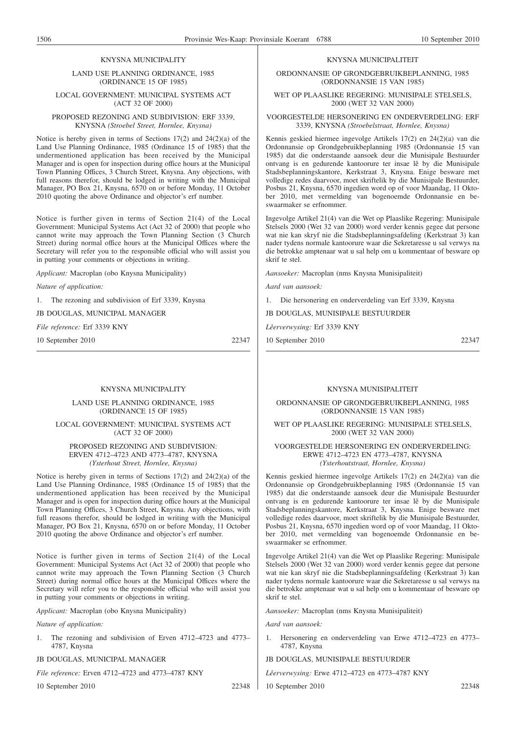KNYSNA MUNICIPALITY

LAND USE PLANNING ORDINANCE, 1985 (ORDINANCE 15 OF 1985)

LOCAL GOVERNMENT: MUNICIPAL SYSTEMS ACT (ACT 32 OF 2000)

PROPOSED REZONING AND SUBDIVISION: ERF 3339, KNYSNA *(Stroebel Street, Hornlee, Knysna)*

Notice is hereby given in terms of Sections 17(2) and 24(2)(a) of the Land Use Planning Ordinance, 1985 (Ordinance 15 of 1985) that the undermentioned application has been received by the Municipal Manager and is open for inspection during office hours at the Municipal Town Planning Offices, 3 Church Street, Knysna. Any objections, with full reasons therefor, should be lodged in writing with the Municipal Manager, PO Box 21, Knysna, 6570 on or before Monday, 11 October 2010 quoting the above Ordinance and objector's erf number.

Notice is further given in terms of Section 21(4) of the Local Government: Municipal Systems Act (Act 32 of 2000) that people who cannot write may approach the Town Planning Section (3 Church Street) during normal office hours at the Municipal Offices where the Secretary will refer you to the responsible official who will assist you in putting your comments or objections in writing.

*Applicant:* Macroplan (obo Knysna Municipality)

*Nature of application:*

1. The rezoning and subdivision of Erf 3339, Knysna

JB DOUGLAS, MUNICIPAL MANAGER

*File reference:* Erf 3339 KNY

10 September 2010 22347

---

KNYSNA MUNICIPALITEIT

ORDONNANSIE OP GRONDGEBRUIKBEPLANNING, 1985 (ORDONNANSIE 15 VAN 1985)

WET OP PLAASLIKE REGERING: MUNISIPALE STELSELS, 2000 (WET 32 VAN 2000)

VOORGESTELDE HERSONERING EN ONDERVERDELING: ERF 3339, KNYSNA *(Stroebelstraat, Hornlee, Knysna)*

Kennis geskied hiermee ingevolge Artikels 17(2) en 24(2)(a) van die Ordonnansie op Grondgebruikbeplanning 1985 (Ordonnansie 15 van 1985) dat die onderstaande aansoek deur die Munisipale Bestuurder ontvang is en gedurende kantoorure ter insae lê by die Munisipale Stadsbeplanningskantore, Kerkstraat 3, Knysna. Enige besware met volledige redes daarvoor, moet skriftelik by die Munisipale Bestuurder, Posbus 21, Knysna, 6570 ingedien word op of voor Maandag, 11 Oktober 2010, met vermelding van bogenoemde Ordonnansie en beswaarmaker se erfnommer.

Ingevolge Artikel 21(4) van die Wet op Plaaslike Regering: Munisipale Stelsels 2000 (Wet 32 van 2000) word verder kennis gegee dat persone wat nie kan skryf nie die Stadsbeplanningsafdeling (Kerkstraat 3) kan nader tydens normale kantoorure waar die Sekretaresse u sal verwys na die betrokke amptenaar wat u sal help om u kommentaar of besware op skrif te stel.

*Aansoeker:* Macroplan (nms Knysna Munisipaliteit)

*Aard van aansoek:*

1. Die hersonering en onderverdeling van Erf 3339, Knysna

JB DOUGLAS, MUNISIPALE BESTUURDER

*Lêerverwysing:* Erf 3339 KNY

10 September 2010 22347

---

KNYSNA MUNICIPALITY

LAND USE PLANNING ORDINANCE, 1985 (ORDINANCE 15 OF 1985)

LOCAL GOVERNMENT: MUNICIPAL SYSTEMS ACT (ACT 32 OF 2000)

PROPOSED REZONING AND SUBDIVISION: ERVEN 4712–4723 AND 4773–4787, KNYSNA *(Ysterhout Street, Hornlee, Knysna)*

Notice is hereby given in terms of Sections 17(2) and 24(2)(a) of the Land Use Planning Ordinance, 1985 (Ordinance 15 of 1985) that the undermentioned application has been received by the Municipal Manager and is open for inspection during office hours at the Municipal Town Planning Offices, 3 Church Street, Knysna. Any objections, with full reasons therefor, should be lodged in writing with the Municipal Manager, PO Box 21, Knysna, 6570 on or before Monday, 11 October 2010 quoting the above Ordinance and objector's erf number.

Notice is further given in terms of Section 21(4) of the Local Government: Municipal Systems Act (Act 32 of 2000) that people who cannot write may approach the Town Planning Section (3 Church Street) during normal office hours at the Municipal Offices where the Secretary will refer you to the responsible official who will assist you in putting your comments or objections in writing.

*Applicant:* Macroplan (obo Knysna Municipality)

*Nature of application:*

1. The rezoning and subdivision of Erven 4712–4723 and 4773–4787, Knysna

JB DOUGLAS, MUNICIPAL MANAGER

*File reference:* Erven 4712–4723 and 4773–4787 KNY

10 September 2010 22348

---

KNYSNA MUNISIPALITEIT

ORDONNANSIE OP GRONDGEBRUIKBEPLANNING, 1985 (ORDONNANSIE 15 VAN 1985)

WET OP PLAASLIKE REGERING: MUNISIPALE STELSELS, 2000 (WET 32 VAN 2000)

VOORGESTELDE HERSONERING EN ONDERVERDELING: ERWE 4712–4723 EN 4773–4787, KNYSNA *(Ysterhoutstraat, Hornlee, Knysna)*

Kennis geskied hiermee ingevolge Artikels 17(2) en 24(2)(a) van die Ordonnansie op Grondgebruikbeplanning 1985 (Ordonnansie 15 van 1985) dat die onderstaande aansoek deur die Munisipale Bestuurder ontvang is en gedurende kantoorure ter insae lê by die Munisipale Stadsbeplanningskantore, Kerkstraat 3, Knysna. Enige besware met volledige redes daarvoor, moet skriftelik by die Munisipale Bestuurder, Posbus 21, Knysna, 6570 ingedien word op of voor Maandag, 11 Oktober 2010, met vermelding van bogenoemde Ordonnansie en beswaarmaker se erfnommer.

Ingevolge Artikel 21(4) van die Wet op Plaaslike Regering: Munisipale Stelsels 2000 (Wet 32 van 2000) word verder kennis gegee dat persone wat nie kan skryf nie die Stadsbeplanningsafdeling (Kerkstraat 3) kan nader tydens normale kantoorure waar die Sekretaresse u sal verwys na die betrokke amptenaar wat u sal help om u kommentaar of besware op skrif te stel.

*Aansoeker:* Macroplan (nms Knysna Munisipaliteit)

*Aard van aansoek:*

1. Hersonering en onderverdeling van Erwe 4712–4723 en 4773–4787, Knysna

JB DOUGLAS, MUNISIPALE BESTUURDER

*Lêerverwysing:* Erwe 4712–4723 en 4773–4787 KNY

10 September 2010 22348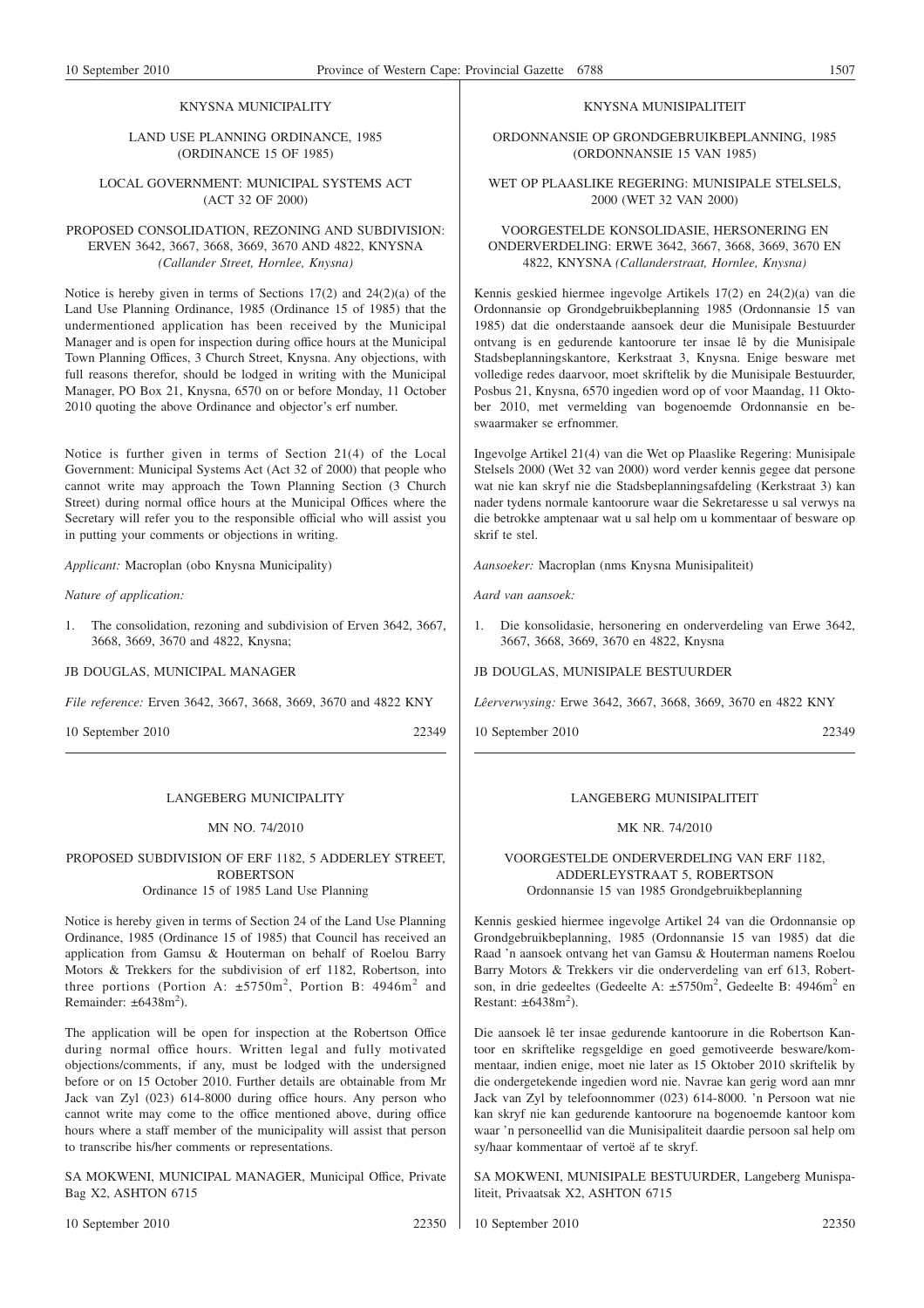## KNYSNA MUNICIPALITY

### LAND USE PLANNING ORDINANCE, 1985 (ORDINANCE 15 OF 1985)

### LOCAL GOVERNMENT: MUNICIPAL SYSTEMS ACT (ACT 32 OF 2000)

### PROPOSED CONSOLIDATION, REZONING AND SUBDIVISION: ERVEN 3642, 3667, 3668, 3669, 3670 AND 4822, KNYSNA *(Callander Street, Hornlee, Knysna)*

Notice is hereby given in terms of Sections 17(2) and 24(2)(a) of the Land Use Planning Ordinance, 1985 (Ordinance 15 of 1985) that the undermentioned application has been received by the Municipal Manager and is open for inspection during office hours at the Municipal Town Planning Offices, 3 Church Street, Knysna. Any objections, with full reasons therefor, should be lodged in writing with the Municipal Manager, PO Box 21, Knysna, 6570 on or before Monday, 11 October 2010 quoting the above Ordinance and objector's erf number.

Notice is further given in terms of Section 21(4) of the Local Government: Municipal Systems Act (Act 32 of 2000) that people who cannot write may approach the Town Planning Section (3 Church Street) during normal office hours at the Municipal Offices where the Secretary will refer you to the responsible official who will assist you in putting your comments or objections in writing.

*Applicant:* Macroplan (obo Knysna Municipality)

*Nature of application:*

1. The consolidation, rezoning and subdivision of Erven 3642, 3667, 3668, 3669, 3670 and 4822, Knysna;

JB DOUGLAS, MUNICIPAL MANAGER

*File reference:* Erven 3642, 3667, 3668, 3669, 3670 and 4822 KNY

10 September 2010 22349

## KNYSNA MUNISIPALITEIT

### ORDONNANSIE OP GRONDGEBRUIKBEPLANNING, 1985 (ORDONNANSIE 15 VAN 1985)

### WET OP PLAASLIKE REGERING: MUNISIPALE STELSELS, 2000 (WET 32 VAN 2000)

### VOORGESTELDE KONSOLIDASIE, HERSONERING EN ONDERVERDELING: ERWE 3642, 3667, 3668, 3669, 3670 EN 4822, KNYSNA *(Callanderstraat, Hornlee, Knysna)*

Kennis geskied hiermee ingevolge Artikels 17(2) en 24(2)(a) van die Ordonnansie op Grondgebruikbeplanning 1985 (Ordonnansie 15 van 1985) dat die onderstaande aansoek deur die Munisipale Bestuurder ontvang is en gedurende kantoorure ter insae lê by die Munisipale Stadsbeplanningskantore, Kerkstraat 3, Knysna. Enige besware met volledige redes daarvoor, moet skriftelik by die Munisipale Bestuurder, Posbus 21, Knysna, 6570 ingedien word op of voor Maandag, 11 Oktober 2010, met vermelding van bogenoemde Ordonnansie en beswaarmaker se erfnommer.

Ingevolge Artikel 21(4) van die Wet op Plaaslike Regering: Munisipale Stelsels 2000 (Wet 32 van 2000) word verder kennis gegee dat persone wat nie kan skryf nie die Stadsbeplanningsafdeling (Kerkstraat 3) kan nader tydens normale kantoorure waar die Sekretaresse u sal verwys na die betrokke amptenaar wat u sal help om u kommentaar of besware op skrif te stel.

*Aansoeker:* Macroplan (nms Knysna Munisipaliteit)

*Aard van aansoek:*

1. Die konsolidasie, hersonering en onderverdeling van Erwe 3642, 3667, 3668, 3669, 3670 en 4822, Knysna

JB DOUGLAS, MUNISIPALE BESTUURDER

*Lêerverwysing:* Erwe 3642, 3667, 3668, 3669, 3670 en 4822 KNY

10 September 2010 22349

## LANGEBERG MUNICIPALITY

### MN NO. 74/2010

### PROPOSED SUBDIVISION OF ERF 1182, 5 ADDERLEY STREET, ROBERTSON
Ordinance 15 of 1985 Land Use Planning

Notice is hereby given in terms of Section 24 of the Land Use Planning Ordinance, 1985 (Ordinance 15 of 1985) that Council has received an application from Gamsu & Houterman on behalf of Roelou Barry Motors & Trekkers for the subdivision of erf 1182, Robertson, into three portions (Portion A: ±5750m$^2$, Portion B: 4946m$^2$ and Remainder: ±6438m$^2$).

The application will be open for inspection at the Robertson Office during normal office hours. Written legal and fully motivated objections/comments, if any, must be lodged with the undersigned before or on 15 October 2010. Further details are obtainable from Mr Jack van Zyl (023) 614-8000 during office hours. Any person who cannot write may come to the office mentioned above, during office hours where a staff member of the municipality will assist that person to transcribe his/her comments or representations.

SA MOKWENI, MUNICIPAL MANAGER, Municipal Office, Private Bag X2, ASHTON 6715

10 September 2010 22350

## LANGEBERG MUNISIPALITEIT

### MK NR. 74/2010

### VOORGESTELDE ONDERVERDELING VAN ERF 1182, ADDERLEYSTRAAT 5, ROBERTSON
Ordonnansie 15 van 1985 Grondgebruikbeplanning

Kennis geskied hiermee ingevolge Artikel 24 van die Ordonnansie op Grondgebruikbeplanning, 1985 (Ordonnansie 15 van 1985) dat die Raad 'n aansoek ontvang het van Gamsu & Houterman namens Roelou Barry Motors & Trekkers vir die onderverdeling van erf 613, Robertson, in drie gedeeltes (Gedeelte A: ±5750m$^2$, Gedeelte B: 4946m$^2$ en Restant: ±6438m$^2$).

Die aansoek lê ter insae gedurende kantoorure in die Robertson Kantoor en skriftelike regsgeldige en goed gemotiveerde besware/kommentaar, indien enige, moet nie later as 15 Oktober 2010 skriftelik by die ondergetekende ingedien word nie. Navrae kan gerig word aan mnr Jack van Zyl by telefoonnommer (023) 614-8000. 'n Persoon wat nie kan skryf nie kan gedurende kantoorure na bogenoemde kantoor kom waar 'n personeellid van die Munisipaliteit daardie persoon sal help om sy/haar kommentaar of vertoë af te skryf.

SA MOKWENI, MUNISIPALE BESTUURDER, Langeberg Munispaliteit, Privaatsak X2, ASHTON 6715

10 September 2010 22350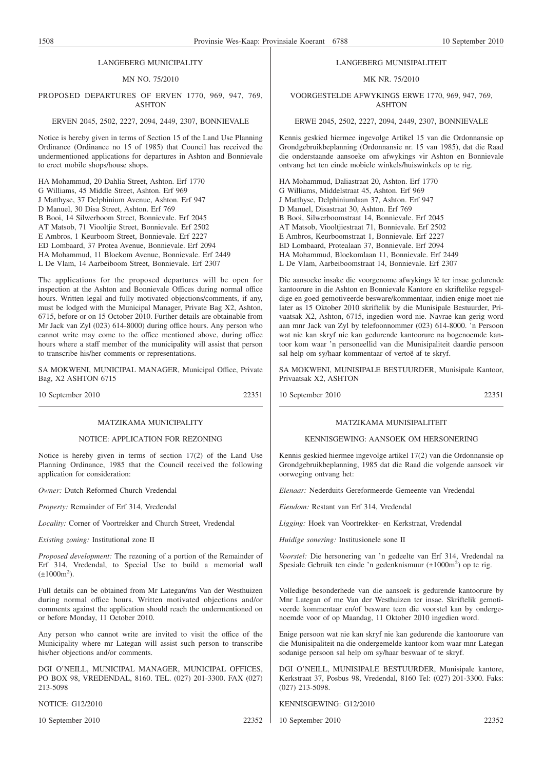LANGEBERG MUNICIPALITY

MN NO. 75/2010

PROPOSED DEPARTURES OF ERVEN 1770, 969, 947, 769, ASHTON

ERVEN 2045, 2502, 2227, 2094, 2449, 2307, BONNIEVALE

Notice is hereby given in terms of Section 15 of the Land Use Planning Ordinance (Ordinance no 15 of 1985) that Council has received the undermentioned applications for departures in Ashton and Bonnievale to erect mobile shops/house shops.

HA Mohammud, 20 Dahlia Street, Ashton. Erf 1770
G Williams, 45 Middle Street, Ashton. Erf 969
J Matthyse, 37 Delphinium Avenue, Ashton. Erf 947
D Manuel, 30 Disa Street, Ashton. Erf 769
B Booi, 14 Silwerboom Street, Bonnievale. Erf 2045
AT Matsob, 71 Viooltjie Street, Bonnievale. Erf 2502
E Ambros, 1 Keurboom Street, Bonnievale. Erf 2227
ED Lombaard, 37 Protea Avenue, Bonnievale. Erf 2094
HA Mohammud, 11 Bloekom Avenue, Bonnievale. Erf 2449
L De Vlam, 14 Aarbeiboom Street, Bonnievale. Erf 2307

The applications for the proposed departures will be open for inspection at the Ashton and Bonnievale Offices during normal office hours. Written legal and fully motivated objections/comments, if any, must be lodged with the Municipal Manager, Private Bag X2, Ashton, 6715, before or on 15 October 2010. Further details are obtainable from Mr Jack van Zyl (023) 614-8000) during office hours. Any person who cannot write may come to the office mentioned above, during office hours where a staff member of the municipality will assist that person to transcribe his/her comments or representations.

SA MOKWENI, MUNICIPAL MANAGER, Municipal Office, Private Bag, X2 ASHTON 6715

10 September 2010 22351

---

LANGEBERG MUNISIPALITEIT

MK NR. 75/2010

VOORGESTELDE AFWYKINGS ERWE 1770, 969, 947, 769, ASHTON

ERWE 2045, 2502, 2227, 2094, 2449, 2307, BONNIEVALE

Kennis geskied hiermee ingevolge Artikel 15 van die Ordonnansie op Grondgebruikbeplanning (Ordonnansie nr. 15 van 1985), dat die Raad die onderstaande aansoeke om afwykings vir Ashton en Bonnievale ontvang het ten einde mobiele winkels/huiswinkels op te rig.

HA Mohammud, Daliastraat 20, Ashton. Erf 1770
G Williams, Middelstraat 45, Ashton. Erf 969
J Matthyse, Delphiniumlaan 37, Ashton. Erf 947
D Manuel, Disastraat 30, Ashton. Erf 769
B Booi, Silwerboomstraat 14, Bonnievale. Erf 2045
AT Matsob, Viooltjiestraat 71, Bonnievale. Erf 2502
E Ambros, Keurboomstraat 1, Bonnievale. Erf 2227
ED Lombaard, Protealaan 37, Bonnievale. Erf 2094
HA Mohammud, Bloekomlaan 11, Bonnievale. Erf 2449
L De Vlam, Aarbeiboomstraat 14, Bonnievale. Erf 2307

Die aansoeke insake die voorgenome afwykings lê ter insae gedurende kantoorure in die Ashton en Bonnievale Kantore en skriftelike regsgeldige en goed gemotiveerde besware/kommentaar, indien enige moet nie later as 15 Oktober 2010 skriftelik by die Munisipale Bestuurder, Privaatsak X2, Ashton, 6715, ingedien word nie. Navrae kan gerig word aan mnr Jack van Zyl by telefoonnommer (023) 614-8000. 'n Persoon wat nie kan skryf nie kan gedurende kantoorure na bogenoemde kantoor kom waar 'n personeellid van die Munisipaliteit daardie persoon sal help om sy/haar kommentaar of vertoë af te skryf.

SA MOKWENI, MUNISIPALE BESTUURDER, Munisipale Kantoor, Privaatsak X2, ASHTON

10 September 2010 22351

---

MATZIKAMA MUNICIPALITY

NOTICE: APPLICATION FOR REZONING

Notice is hereby given in terms of section 17(2) of the Land Use Planning Ordinance, 1985 that the Council received the following application for consideration:

*Owner:* Dutch Reformed Church Vredendal

*Property:* Remainder of Erf 314, Vredendal

*Locality:* Corner of Voortrekker and Church Street, Vredendal

*Existing zoning:* Institutional zone II

*Proposed development:* The rezoning of a portion of the Remainder of Erf 314, Vredendal, to Special Use to build a memorial wall (±1000m$^2$).

Full details can be obtained from Mr Lategan/ms Van der Westhuizen during normal office hours. Written motivated objections and/or comments against the application should reach the undermentioned on or before Monday, 11 October 2010.

Any person who cannot write are invited to visit the office of the Municipality where mr Lategan will assist such person to transcribe his/her objections and/or comments.

DGI O'NEILL, MUNICIPAL MANAGER, MUNICIPAL OFFICES, PO BOX 98, VREDENDAL, 8160. TEL. (027) 201-3300. FAX (027) 213-5098

NOTICE: G12/2010

10 September 2010 22352

---

MATZIKAMA MUNISIPALITEIT

KENNISGEWING: AANSOEK OM HERSONERING

Kennis geskied hiermee ingevolge artikel 17(2) van die Ordonnansie op Grondgebruikbeplanning, 1985 dat die Raad die volgende aansoek vir oorweging ontvang het:

*Eienaar:* Nederduits Gereformeerde Gemeente van Vredendal

*Eiendom:* Restant van Erf 314, Vredendal

*Ligging:* Hoek van Voortrekker- en Kerkstraat, Vredendal

*Huidige sonering:* Institusionele sone II

*Voorstel:* Die hersonering van 'n gedeelte van Erf 314, Vredendal na Spesiale Gebruik ten einde 'n gedenknismuur (±1000m$^2$) op te rig.

Volledige besonderhede van die aansoek is gedurende kantoorure by Mnr Lategan of me Van der Westhuizen ter insae. Skriftelik gemotiveerde kommentaar en/of besware teen die voorstel kan by ondergenoemde voor of op Maandag, 11 Oktober 2010 ingedien word.

Enige persoon wat nie kan skryf nie kan gedurende die kantoorure van die Munisipaliteit na die ondergemelde kantoor kom waar mnr Lategan sodanige persoon sal help om sy/haar beswaar of te skryf.

DGI O'NEILL, MUNISIPALE BESTUURDER, Munisipale kantore, Kerkstraat 37, Posbus 98, Vredendal, 8160 Tel: (027) 201-3300. Faks: (027) 213-5098.

KENNISGEWING: G12/2010

10 September 2010 22352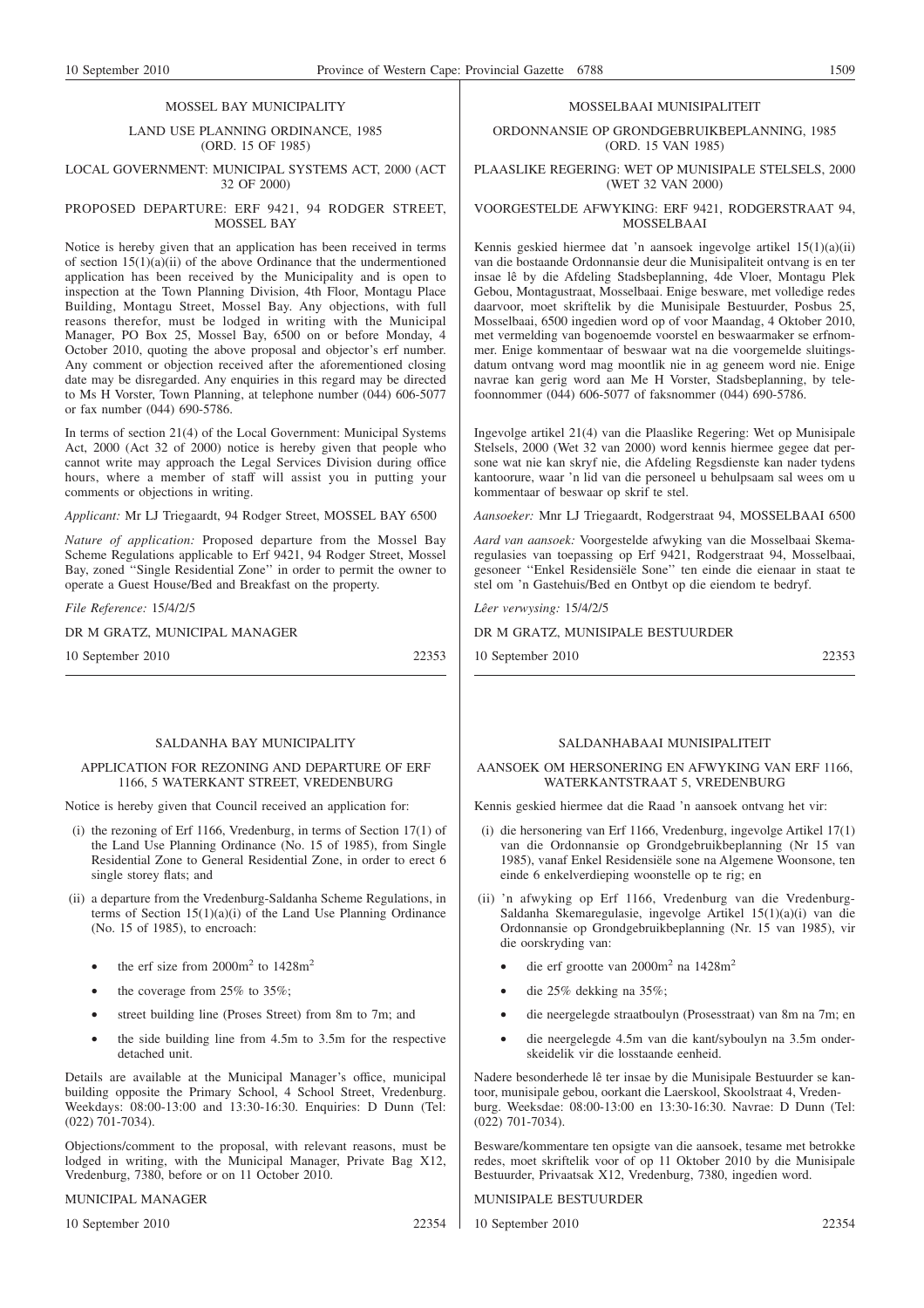MOSSEL BAY MUNICIPALITY

LAND USE PLANNING ORDINANCE, 1985 (ORD. 15 OF 1985)

LOCAL GOVERNMENT: MUNICIPAL SYSTEMS ACT, 2000 (ACT 32 OF 2000)

PROPOSED DEPARTURE: ERF 9421, 94 RODGER STREET, MOSSEL BAY

Notice is hereby given that an application has been received in terms of section 15(1)(a)(ii) of the above Ordinance that the undermentioned application has been received by the Municipality and is open to inspection at the Town Planning Division, 4th Floor, Montagu Place Building, Montagu Street, Mossel Bay. Any objections, with full reasons therefor, must be lodged in writing with the Municipal Manager, PO Box 25, Mossel Bay, 6500 on or before Monday, 4 October 2010, quoting the above proposal and objector's erf number. Any comment or objection received after the aforementioned closing date may be disregarded. Any enquiries in this regard may be directed to Ms H Vorster, Town Planning, at telephone number (044) 606-5077 or fax number (044) 690-5786.

In terms of section 21(4) of the Local Government: Municipal Systems Act, 2000 (Act 32 of 2000) notice is hereby given that people who cannot write may approach the Legal Services Division during office hours, where a member of staff will assist you in putting your comments or objections in writing.

*Applicant:* Mr LJ Triegaardt, 94 Rodger Street, MOSSEL BAY 6500

*Nature of application:* Proposed departure from the Mossel Bay Scheme Regulations applicable to Erf 9421, 94 Rodger Street, Mossel Bay, zoned ''Single Residential Zone'' in order to permit the owner to operate a Guest House/Bed and Breakfast on the property.

*File Reference:* 15/4/2/5

DR M GRATZ, MUNICIPAL MANAGER

10 September 2010 22353

MOSSELBAAI MUNISIPALITEIT

ORDONNANSIE OP GRONDGEBRUIKBEPLANNING, 1985 (ORD. 15 VAN 1985)

PLAASLIKE REGERING: WET OP MUNISIPALE STELSELS, 2000 (WET 32 VAN 2000)

VOORGESTELDE AFWYKING: ERF 9421, RODGERSTRAAT 94, MOSSELBAAI

Kennis geskied hiermee dat 'n aansoek ingevolge artikel 15(1)(a)(ii) van die bostaande Ordonnansie deur die Munisipaliteit ontvang is en ter insae lê by die Afdeling Stadsbeplanning, 4de Vloer, Montagu Plek Gebou, Montagustraat, Mosselbaai. Enige besware, met volledige redes daarvoor, moet skriftelik by die Munisipale Bestuurder, Posbus 25, Mosselbaai, 6500 ingedien word op of voor Maandag, 4 Oktober 2010, met vermelding van bogenoemde voorstel en beswaarmaker se erfnommer. Enige kommentaar of beswaar wat na die voorgemelde sluitingsdatum ontvang word mag moontlik nie in ag geneem word nie. Enige navrae kan gerig word aan Me H Vorster, Stadsbeplanning, by telefoonnommer (044) 606-5077 of faksnommer (044) 690-5786.

Ingevolge artikel 21(4) van die Plaaslike Regering: Wet op Munisipale Stelsels, 2000 (Wet 32 van 2000) word kennis hiermee gegee dat persone wat nie kan skryf nie, die Afdeling Regsdienste kan nader tydens kantoorure, waar 'n lid van die personeel u behulpsaam sal wees om u kommentaar of beswaar op skrif te stel.

*Aansoeker:* Mnr LJ Triegaardt, Rodgerstraat 94, MOSSELBAAI 6500

*Aard van aansoek:* Voorgestelde afwyking van die Mosselbaai Skemaregulasies van toepassing op Erf 9421, Rodgerstraat 94, Mosselbaai, gesoneer ''Enkel Residensiële Sone'' ten einde die eienaar in staat te stel om 'n Gastehuis/Bed en Ontbyt op die eiendom te bedryf.

*Lêer verwysing:* 15/4/2/5

DR M GRATZ, MUNISIPALE BESTUURDER

10 September 2010 22353

SALDANHA BAY MUNICIPALITY

APPLICATION FOR REZONING AND DEPARTURE OF ERF 1166, 5 WATERKANT STREET, VREDENBURG

Notice is hereby given that Council received an application for:

(i) the rezoning of Erf 1166, Vredenburg, in terms of Section 17(1) of the Land Use Planning Ordinance (No. 15 of 1985), from Single Residential Zone to General Residential Zone, in order to erect 6 single storey flats; and

(ii) a departure from the Vredenburg-Saldanha Scheme Regulations, in terms of Section 15(1)(a)(i) of the Land Use Planning Ordinance (No. 15 of 1985), to encroach:

- the erf size from $2000m^2$ to $1428m^2$
- the coverage from 25% to 35%;
- street building line (Proses Street) from 8m to 7m; and
- the side building line from 4.5m to 3.5m for the respective detached unit.

Details are available at the Municipal Manager's office, municipal building opposite the Primary School, 4 School Street, Vredenburg. Weekdays: 08:00-13:00 and 13:30-16:30. Enquiries: D Dunn (Tel: (022) 701-7034).

Objections/comment to the proposal, with relevant reasons, must be lodged in writing, with the Municipal Manager, Private Bag X12, Vredenburg, 7380, before or on 11 October 2010.

MUNICIPAL MANAGER

10 September 2010 22354

SALDANHABAAI MUNISIPALITEIT

AANSOEK OM HERSONERING EN AFWYKING VAN ERF 1166, WATERKANTSTRAAT 5, VREDENBURG

Kennis geskied hiermee dat die Raad 'n aansoek ontvang het vir:

(i) die hersonering van Erf 1166, Vredenburg, ingevolge Artikel 17(1) van die Ordonnansie op Grondgebruikbeplanning (Nr 15 van 1985), vanaf Enkel Residensiële sone na Algemene Woonsone, ten einde 6 enkelverdieping woonstelle op te rig; en

(ii) 'n afwyking op Erf 1166, Vredenburg van die Vredenburg-Saldanha Skemaregulasie, ingevolge Artikel 15(1)(a)(i) van die Ordonnansie op Grondgebruikbeplanning (Nr. 15 van 1985), vir die oorskryding van:

- die erf grootte van $2000m^2$ na $1428m^2$
- die 25% dekking na 35%;
- die neergelegde straatboulyn (Prosesstraat) van 8m na 7m; en
- die neergelegde 4.5m van die kant/syboulyn na 3.5m onderskeidelik vir die losstaande eenheid.

Nadere besonderhede lê ter insae by die Munisipale Bestuurder se kantoor, munisipale gebou, oorkant die Laerskool, Skoolstraat 4, Vredenburg. Weeksdae: 08:00-13:00 en 13:30-16:30. Navrae: D Dunn (Tel: (022) 701-7034).

Besware/kommentare ten opsigte van die aansoek, tesame met betrokke redes, moet skriftelik voor of op 11 Oktober 2010 by die Munisipale Bestuurder, Privaatsak X12, Vredenburg, 7380, ingedien word.

MUNISIPALE BESTUURDER

10 September 2010 22354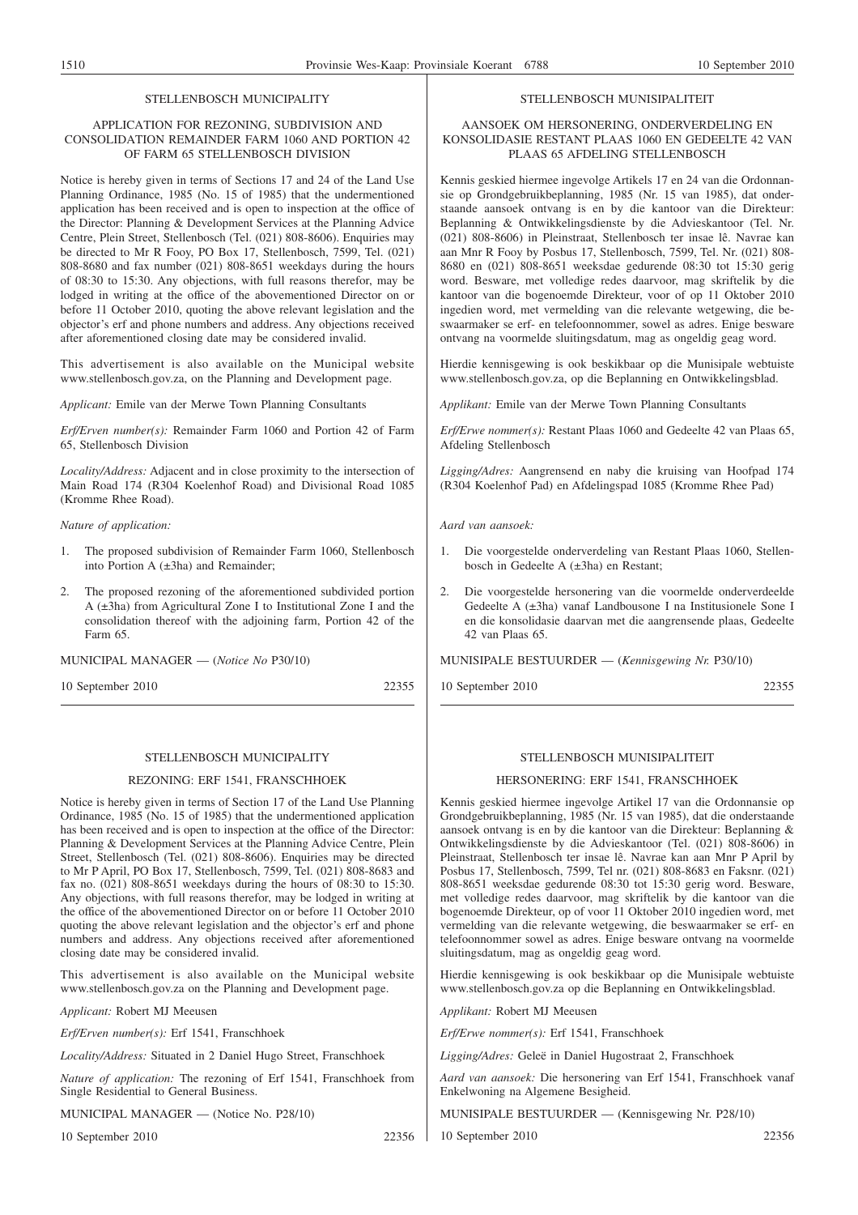## STELLENBOSCH MUNICIPALITY

### APPLICATION FOR REZONING, SUBDIVISION AND CONSOLIDATION REMAINDER FARM 1060 AND PORTION 42 OF FARM 65 STELLENBOSCH DIVISION

Notice is hereby given in terms of Sections 17 and 24 of the Land Use Planning Ordinance, 1985 (No. 15 of 1985) that the undermentioned application has been received and is open to inspection at the office of the Director: Planning & Development Services at the Planning Advice Centre, Plein Street, Stellenbosch (Tel. (021) 808-8606). Enquiries may be directed to Mr R Fooy, PO Box 17, Stellenbosch, 7599, Tel. (021) 808-8680 and fax number (021) 808-8651 weekdays during the hours of 08:30 to 15:30. Any objections, with full reasons therefor, may be lodged in writing at the office of the abovementioned Director on or before 11 October 2010, quoting the above relevant legislation and the objector's erf and phone numbers and address. Any objections received after aforementioned closing date may be considered invalid.

This advertisement is also available on the Municipal website www.stellenbosch.gov.za, on the Planning and Development page.

*Applicant:* Emile van der Merwe Town Planning Consultants

*Erf/Erven number(s):* Remainder Farm 1060 and Portion 42 of Farm 65, Stellenbosch Division

*Locality/Address:* Adjacent and in close proximity to the intersection of Main Road 174 (R304 Koelenhof Road) and Divisional Road 1085 (Kromme Rhee Road).

*Nature of application:*

1. The proposed subdivision of Remainder Farm 1060, Stellenbosch into Portion A (±3ha) and Remainder;
2. The proposed rezoning of the aforementioned subdivided portion A (±3ha) from Agricultural Zone I to Institutional Zone I and the consolidation thereof with the adjoining farm, Portion 42 of the Farm 65.

MUNICIPAL MANAGER — (*Notice No* P30/10)

10 September 2010 22355

## STELLENBOSCH MUNISIPALITEIT

### AANSOEK OM HERSONERING, ONDERVERDELING EN KONSOLIDASIE RESTANT PLAAS 1060 EN GEDEELTE 42 VAN PLAAS 65 AFDELING STELLENBOSCH

Kennis geskied hiermee ingevolge Artikels 17 en 24 van die Ordonnansie op Grondgebruikbeplanning, 1985 (Nr. 15 van 1985), dat onderstaande aansoek ontvang is en by die kantoor van die Direkteur: Beplanning & Ontwikkelingsdienste by die Advieskantoor (Tel. Nr. (021) 808-8606) in Pleinstraat, Stellenbosch ter insae lê. Navrae kan aan Mnr R Fooy by Posbus 17, Stellenbosch, 7599, Tel. Nr. (021) 808-8680 en (021) 808-8651 weeksdae gedurende 08:30 tot 15:30 gerig word. Besware, met volledige redes daarvoor, mag skriftelik by die kantoor van die bogenoemde Direkteur, voor of op 11 Oktober 2010 ingedien word, met vermelding van die relevante wetgewing, die beswaarmaker se erf- en telefoonnommer, sowel as adres. Enige besware ontvang na voormelde sluitingsdatum, mag as ongeldig geag word.

Hierdie kennisgewing is ook beskikbaar op die Munisipale webtuiste www.stellenbosch.gov.za, op die Beplanning en Ontwikkelingsblad.

*Applikant:* Emile van der Merwe Town Planning Consultants

*Erf/Erwe nommer(s):* Restant Plaas 1060 and Gedeelte 42 van Plaas 65, Afdeling Stellenbosch

*Ligging/Adres:* Aangrensend en naby die kruising van Hoofpad 174 (R304 Koelenhof Pad) en Afdelingspad 1085 (Kromme Rhee Pad)

*Aard van aansoek:*

1. Die voorgestelde onderverdeling van Restant Plaas 1060, Stellenbosch in Gedeelte A (±3ha) en Restant;
2. Die voorgestelde hersonering van die voormelde onderverdeelde Gedeelte A (±3ha) vanaf Landbousone I na Institusionele Sone I en die konsolidasie daarvan met die aangrensende plaas, Gedeelte 42 van Plaas 65.

MUNISIPALE BESTUURDER — (*Kennisgewing Nr.* P30/10)

10 September 2010 22355

## STELLENBOSCH MUNICIPALITY

### REZONING: ERF 1541, FRANSCHHOEK

Notice is hereby given in terms of Section 17 of the Land Use Planning Ordinance, 1985 (No. 15 of 1985) that the undermentioned application has been received and is open to inspection at the office of the Director: Planning & Development Services at the Planning Advice Centre, Plein Street, Stellenbosch (Tel. (021) 808-8606). Enquiries may be directed to Mr P April, PO Box 17, Stellenbosch, 7599, Tel. (021) 808-8683 and fax no. (021) 808-8651 weekdays during the hours of 08:30 to 15:30. Any objections, with full reasons therefor, may be lodged in writing at the office of the abovementioned Director on or before 11 October 2010 quoting the above relevant legislation and the objector's erf and phone numbers and address. Any objections received after aforementioned closing date may be considered invalid.

This advertisement is also available on the Municipal website www.stellenbosch.gov.za on the Planning and Development page.

*Applicant:* Robert MJ Meeusen

*Erf/Erven number(s):* Erf 1541, Franschhoek

*Locality/Address:* Situated in 2 Daniel Hugo Street, Franschhoek

*Nature of application:* The rezoning of Erf 1541, Franschhoek from Single Residential to General Business.

MUNICIPAL MANAGER — (Notice No. P28/10)

10 September 2010 22356

## STELLENBOSCH MUNISIPALITEIT

### HERSONERING: ERF 1541, FRANSCHHOEK

Kennis geskied hiermee ingevolge Artikel 17 van die Ordonnansie op Grondgebruikbeplanning, 1985 (Nr. 15 van 1985), dat die onderstaande aansoek ontvang is en by die kantoor van die Direkteur: Beplanning & Ontwikkelingsdienste by die Advieskantoor (Tel. (021) 808-8606) in Pleinstraat, Stellenbosch ter insae lê. Navrae kan aan Mnr P April by Posbus 17, Stellenbosch, 7599, Tel nr. (021) 808-8683 en Faksnr. (021) 808-8651 weeksdae gedurende 08:30 tot 15:30 gerig word. Besware, met volledige redes daarvoor, mag skriftelik by die kantoor van die bogenoemde Direkteur, op of voor 11 Oktober 2010 ingedien word, met vermelding van die relevante wetgewing, die beswaarmaker se erf- en telefoonnommer sowel as adres. Enige besware ontvang na voormelde sluitingsdatum, mag as ongeldig geag word.

Hierdie kennisgewing is ook beskikbaar op die Munisipale webtuiste www.stellenbosch.gov.za op die Beplanning en Ontwikkelingsblad.

*Applikant:* Robert MJ Meeusen

*Erf/Erwe nommer(s):* Erf 1541, Franschhoek

*Ligging/Adres:* Geleë in Daniel Hugostraat 2, Franschhoek

*Aard van aansoek:* Die hersonering van Erf 1541, Franschhoek vanaf Enkelwoning na Algemene Besigheid.

MUNISIPALE BESTUURDER — (Kennisgewing Nr. P28/10)

10 September 2010 22356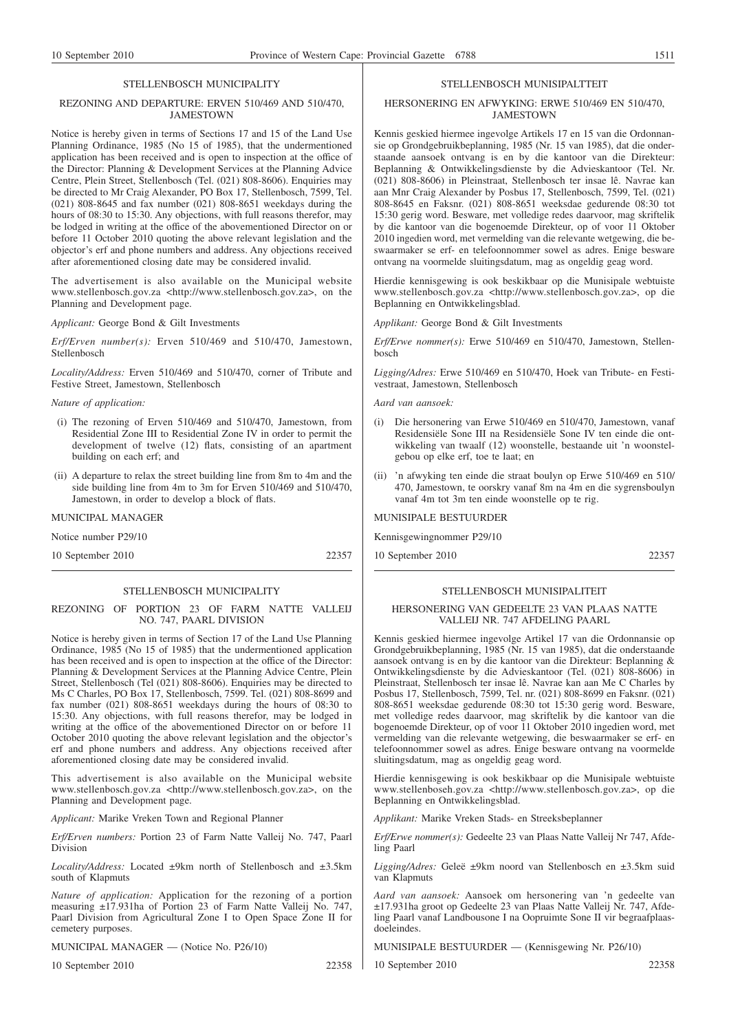STELLENBOSCH MUNICIPALITY

REZONING AND DEPARTURE: ERVEN 510/469 AND 510/470, JAMESTOWN

Notice is hereby given in terms of Sections 17 and 15 of the Land Use Planning Ordinance, 1985 (No 15 of 1985), that the undermentioned application has been received and is open to inspection at the office of the Director: Planning & Development Services at the Planning Advice Centre, Plein Street, Stellenbosch (Tel. (021) 808-8606). Enquiries may be directed to Mr Craig Alexander, PO Box 17, Stellenbosch, 7599, Tel. (021) 808-8645 and fax number (021) 808-8651 weekdays during the hours of 08:30 to 15:30. Any objections, with full reasons therefor, may be lodged in writing at the office of the abovementioned Director on or before 11 October 2010 quoting the above relevant legislation and the objector's erf and phone numbers and address. Any objections received after aforementioned closing date may be considered invalid.

The advertisement is also available on the Municipal website www.stellenbosch.gov.za <http://www.stellenbosch.gov.za>, on the Planning and Development page.

*Applicant:* George Bond & Gilt Investments

*Erf/Erven number(s):* Erven 510/469 and 510/470, Jamestown, Stellenbosch

*Locality/Address:* Erven 510/469 and 510/470, corner of Tribute and Festive Street, Jamestown, Stellenbosch

*Nature of application:*

(i) The rezoning of Erven 510/469 and 510/470, Jamestown, from Residential Zone III to Residential Zone IV in order to permit the development of twelve (12) flats, consisting of an apartment building on each erf; and

(ii) A departure to relax the street building line from 8m to 4m and the side building line from 4m to 3m for Erven 510/469 and 510/470, Jamestown, in order to develop a block of flats.

MUNICIPAL MANAGER

Notice number P29/10

10 September 2010 22357

---

STELLENBOSCH MUNISIPALTTEIT

HERSONERING EN AFWYKING: ERWE 510/469 EN 510/470, JAMESTOWN

Kennis geskied hiermee ingevolge Artikels 17 en 15 van die Ordonnansie op Grondgebruikbeplanning, 1985 (Nr. 15 van 1985), dat die onderstaande aansoek ontvang is en by die kantoor van die Direkteur: Beplanning & Ontwikkelingsdienste by die Advieskantoor (Tel. Nr. (021) 808-8606) in Pleinstraat, Stellenbosch ter insae lê. Navrae kan aan Mnr Craig Alexander by Posbus 17, Stellenbosch, 7599, Tel. (021) 808-8645 en Faksnr. (021) 808-8651 weeksdae gedurende 08:30 tot 15:30 gerig word. Besware, met volledige redes daarvoor, mag skriftelik by die kantoor van die bogenoemde Direkteur, op of voor 11 Oktober 2010 ingedien word, met vermelding van die relevante wetgewing, die beswaarmaker se erf- en telefoonnommer sowel as adres. Enige besware ontvang na voormelde sluitingsdatum, mag as ongeldig geag word.

Hierdie kennisgewing is ook beskikbaar op die Munisipale webtuiste www.stellenbosch.gov.za <http://www.stellenbosch.gov.za>, op die Beplanning en Ontwikkelingsblad.

*Applikant:* George Bond & Gilt Investments

*Erf/Erwe nommer(s):* Erwe 510/469 en 510/470, Jamestown, Stellenbosch

*Ligging/Adres:* Erwe 510/469 en 510/470, Hoek van Tribute- en Festivestraat, Jamestown, Stellenbosch

*Aard van aansoek:*

(i) Die hersonering van Erwe 510/469 en 510/470, Jamestown, vanaf Residensiële Sone III na Residensiële Sone IV ten einde die ontwikkeling van twaalf (12) woonstelle, bestaande uit 'n woonstelgebou op elke erf, toe te laat; en

(ii) 'n afwyking ten einde die straat boulyn op Erwe 510/469 en 510/470, Jamestown, te oorskry vanaf 8m na 4m en die sygrensboulyn vanaf 4m tot 3m ten einde woonstelle op te rig.

MUNISIPALE BESTUURDER

Kennisgewingnommer P29/10

10 September 2010 22357

---

STELLENBOSCH MUNICIPALITY

REZONING OF PORTION 23 OF FARM NATTE VALLEIJ NO. 747, PAARL DIVISION

Notice is hereby given in terms of Section 17 of the Land Use Planning Ordinance, 1985 (No 15 of 1985) that the undermentioned application has been received and is open to inspection at the office of the Director: Planning & Development Services at the Planning Advice Centre, Plein Street, Stellenbosch (Tel (021) 808-8606). Enquiries may be directed to Ms C Charles, PO Box 17, Stellenbosch, 7599. Tel. (021) 808-8699 and fax number (021) 808-8651 weekdays during the hours of 08:30 to 15:30. Any objections, with full reasons therefor, may be lodged in writing at the office of the abovementioned Director on or before 11 October 2010 quoting the above relevant legislation and the objector's erf and phone numbers and address. Any objections received after aforementioned closing date may be considered invalid.

This advertisement is also available on the Municipal website www.stellenbosch.gov.za <http://www.stellenbosch.gov.za>, on the Planning and Development page.

*Applicant:* Marike Vreken Town and Regional Planner

*Erf/Erven numbers:* Portion 23 of Farm Natte Valleij No. 747, Paarl Division

*Locality/Address:* Located ±9km north of Stellenbosch and ±3.5km south of Klapmuts

*Nature of application:* Application for the rezoning of a portion measuring ±17.931ha of Portion 23 of Farm Natte Valleij No. 747, Paarl Division from Agricultural Zone I to Open Space Zone II for cemetery purposes.

MUNICIPAL MANAGER — (Notice No. P26/10)

10 September 2010 22358

---

STELLENBOSCH MUNISIPALITEIT

HERSONERING VAN GEDEELTE 23 VAN PLAAS NATTE VALLEIJ NR. 747 AFDELING PAARL

Kennis geskied hiermee ingevolge Artikel 17 van die Ordonnansie op Grondgebruikbeplanning, 1985 (Nr. 15 van 1985), dat die onderstaande aansoek ontvang is en by die kantoor van die Direkteur: Beplanning & Ontwikkelingsdienste by die Advieskantoor (Tel. (021) 808-8606) in Pleinstraat, Stellenbosch ter insae lê. Navrae kan aan Me C Charles by Posbus 17, Stellenbosch, 7599, Tel. nr. (021) 808-8699 en Faksnr. (021) 808-8651 weeksdae gedurende 08:30 tot 15:30 gerig word. Besware, met volledige redes daarvoor, mag skriftelik by die kantoor van die bogenoemde Direkteur, op of voor 11 Oktober 2010 ingedien word, met vermelding van die relevante wetgewing, die beswaarmaker se erf- en telefoonnommer sowel as adres. Enige besware ontvang na voormelde sluitingsdatum, mag as ongeldig geag word.

Hierdie kennisgewing is ook beskikbaar op die Munisipale webtuiste www.stellenboseh.gov.za <http://www.stellenbosch.gov.za>, op die Beplanning en Ontwikkelingsblad.

*Applikant:* Marike Vreken Stads- en Streeksbeplanner

*Erf/Erwe nommer(s):* Gedeelte 23 van Plaas Natte Valleij Nr 747, Afdeling Paarl

*Ligging/Adres:* Geleë ±9km noord van Stellenbosch en ±3.5km suid van Klapmuts

*Aard van aansoek:* Aansoek om hersonering van 'n gedeelte van ±17.931ha groot op Gedeelte 23 van Plaas Natte Valleij Nr. 747, Afdeling Paarl vanaf Landbousone I na Oopruimte Sone II vir begraafplaasdoeleindes.

MUNISIPALE BESTUURDER — (Kennisgewing Nr. P26/10)

10 September 2010 22358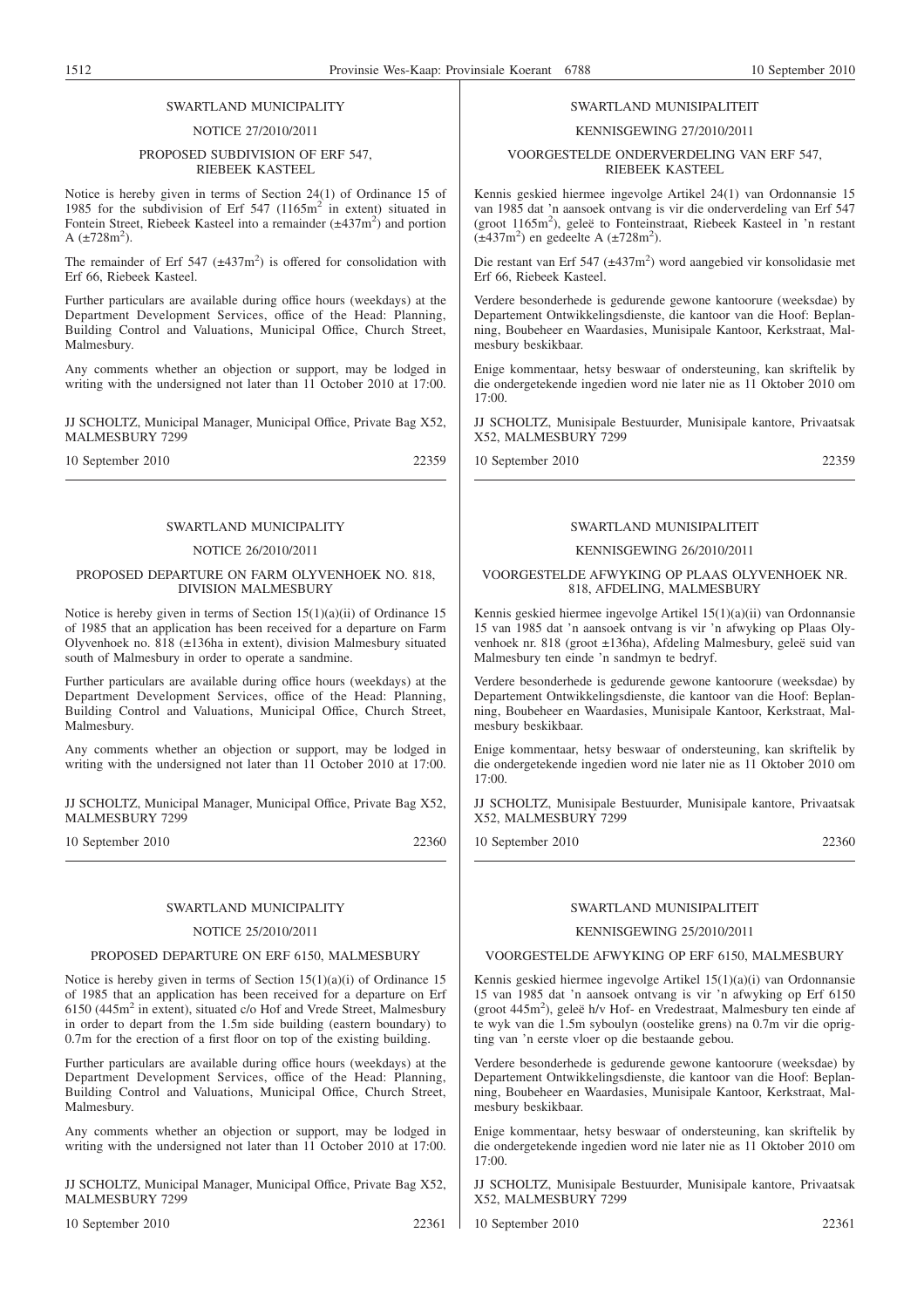SWARTLAND MUNICIPALITY

NOTICE 27/2010/2011

PROPOSED SUBDIVISION OF ERF 547, RIEBEEK KASTEEL

Notice is hereby given in terms of Section 24(1) of Ordinance 15 of 1985 for the subdivision of Erf 547 (1165m$^2$ in extent) situated in Fontein Street, Riebeek Kasteel into a remainder (±437m$^2$) and portion A (±728m$^2$).

The remainder of Erf 547 (±437m$^2$) is offered for consolidation with Erf 66, Riebeek Kasteel.

Further particulars are available during office hours (weekdays) at the Department Development Services, office of the Head: Planning, Building Control and Valuations, Municipal Office, Church Street, Malmesbury.

Any comments whether an objection or support, may be lodged in writing with the undersigned not later than 11 October 2010 at 17:00.

JJ SCHOLTZ, Municipal Manager, Municipal Office, Private Bag X52, MALMESBURY 7299

10 September 2010 22359

---

SWARTLAND MUNISIPALITEIT

KENNISGEWING 27/2010/2011

VOORGESTELDE ONDERVERDELING VAN ERF 547, RIEBEEK KASTEEL

Kennis geskied hiermee ingevolge Artikel 24(1) van Ordonnansie 15 van 1985 dat 'n aansoek ontvang is vir die onderverdeling van Erf 547 (groot 1165m$^2$), geleë to Fonteinstraat, Riebeek Kasteel in 'n restant (±437m$^2$) en gedeelte A (±728m$^2$).

Die restant van Erf 547 (±437m$^2$) word aangebied vir konsolidasie met Erf 66, Riebeek Kasteel.

Verdere besonderhede is gedurende gewone kantoorure (weeksdae) by Departement Ontwikkelingsdienste, die kantoor van die Hoof: Beplanning, Boubeheer en Waardasies, Munisipale Kantoor, Kerkstraat, Malmesbury beskikbaar.

Enige kommentaar, hetsy beswaar of ondersteuning, kan skriftelik by die ondergetekende ingedien word nie later nie as 11 Oktober 2010 om 17:00.

JJ SCHOLTZ, Munisipale Bestuurder, Munisipale kantore, Privaatsak X52, MALMESBURY 7299

10 September 2010 22359

---

SWARTLAND MUNICIPALITY

NOTICE 26/2010/2011

PROPOSED DEPARTURE ON FARM OLYVENHOEK NO. 818, DIVISION MALMESBURY

Notice is hereby given in terms of Section 15(1)(a)(ii) of Ordinance 15 of 1985 that an application has been received for a departure on Farm Olyvenhoek no. 818 (±136ha in extent), division Malmesbury situated south of Malmesbury in order to operate a sandmine.

Further particulars are available during office hours (weekdays) at the Department Development Services, office of the Head: Planning, Building Control and Valuations, Municipal Office, Church Street, Malmesbury.

Any comments whether an objection or support, may be lodged in writing with the undersigned not later than 11 October 2010 at 17:00.

JJ SCHOLTZ, Municipal Manager, Municipal Office, Private Bag X52, MALMESBURY 7299

10 September 2010 22360

---

SWARTLAND MUNISIPALITEIT

KENNISGEWING 26/2010/2011

VOORGESTELDE AFWYKING OP PLAAS OLYVENHOEK NR. 818, AFDELING, MALMESBURY

Kennis geskied hiermee ingevolge Artikel 15(1)(a)(ii) van Ordonnansie 15 van 1985 dat 'n aansoek ontvang is vir 'n afwyking op Plaas Olyvenhoek nr. 818 (groot ±136ha), Afdeling Malmesbury, geleë suid van Malmesbury ten einde 'n sandmyn te bedryf.

Verdere besonderhede is gedurende gewone kantoorure (weeksdae) by Departement Ontwikkelingsdienste, die kantoor van die Hoof: Beplanning, Boubeheer en Waardasies, Munisipale Kantoor, Kerkstraat, Malmesbury beskikbaar.

Enige kommentaar, hetsy beswaar of ondersteuning, kan skriftelik by die ondergetekende ingedien word nie later nie as 11 Oktober 2010 om 17:00.

JJ SCHOLTZ, Munisipale Bestuurder, Munisipale kantore, Privaatsak X52, MALMESBURY 7299

10 September 2010 22360

---

SWARTLAND MUNICIPALITY

NOTICE 25/2010/2011

PROPOSED DEPARTURE ON ERF 6150, MALMESBURY

Notice is hereby given in terms of Section 15(1)(a)(i) of Ordinance 15 of 1985 that an application has been received for a departure on Erf 6150 (445m$^2$ in extent), situated c/o Hof and Vrede Street, Malmesbury in order to depart from the 1.5m side building (eastern boundary) to 0.7m for the erection of a first floor on top of the existing building.

Further particulars are available during office hours (weekdays) at the Department Development Services, office of the Head: Planning, Building Control and Valuations, Municipal Office, Church Street, Malmesbury.

Any comments whether an objection or support, may be lodged in writing with the undersigned not later than 11 October 2010 at 17:00.

JJ SCHOLTZ, Municipal Manager, Municipal Office, Private Bag X52, MALMESBURY 7299

10 September 2010 22361

---

SWARTLAND MUNISIPALITEIT

KENNISGEWING 25/2010/2011

VOORGESTELDE AFWYKING OP ERF 6150, MALMESBURY

Kennis geskied hiermee ingevolge Artikel 15(1)(a)(i) van Ordonnansie 15 van 1985 dat 'n aansoek ontvang is vir 'n afwyking op Erf 6150 (groot 445m$^2$), geleë h/v Hof- en Vredestraat, Malmesbury ten einde af te wyk van die 1.5m syboulyn (oostelike grens) na 0.7m vir die oprigting van 'n eerste vloer op die bestaande gebou.

Verdere besonderhede is gedurende gewone kantoorure (weeksdae) by Departement Ontwikkelingsdienste, die kantoor van die Hoof: Beplanning, Boubeheer en Waardasies, Munisipale Kantoor, Kerkstraat, Malmesbury beskikbaar.

Enige kommentaar, hetsy beswaar of ondersteuning, kan skriftelik by die ondergetekende ingedien word nie later nie as 11 Oktober 2010 om 17:00.

JJ SCHOLTZ, Munisipale Bestuurder, Munisipale kantore, Privaatsak X52, MALMESBURY 7299

10 September 2010 22361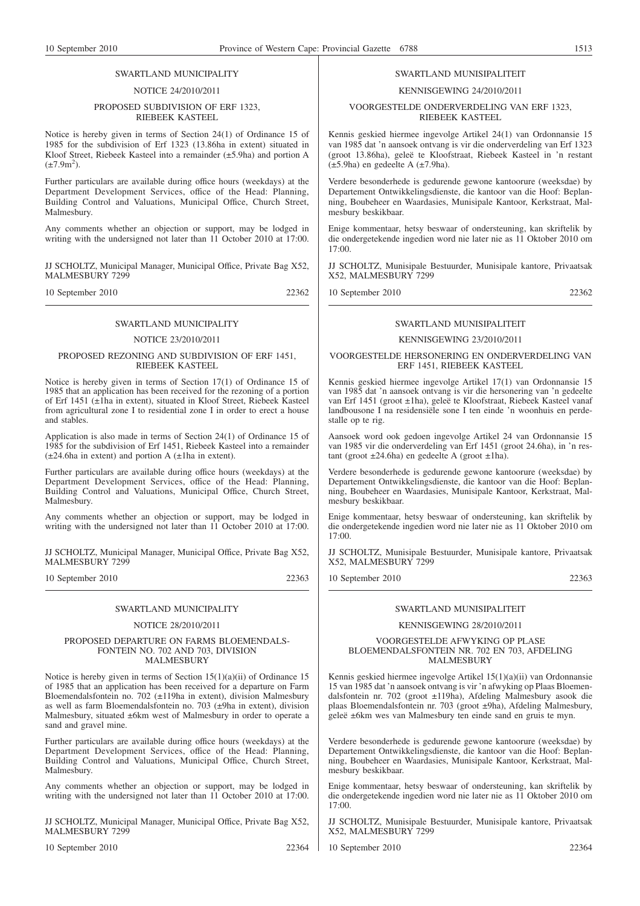## SWARTLAND MUNICIPALITY

NOTICE 24/2010/2011

### PROPOSED SUBDIVISION OF ERF 1323, RIEBEEK KASTEEL

Notice is hereby given in terms of Section 24(1) of Ordinance 15 of 1985 for the subdivision of Erf 1323 (13.86ha in extent) situated in Kloof Street, Riebeek Kasteel into a remainder (±5.9ha) and portion A (±7.9m$^2$).

Further particulars are available during office hours (weekdays) at the Department Development Services, office of the Head: Planning, Building Control and Valuations, Municipal Office, Church Street, Malmesbury.

Any comments whether an objection or support, may be lodged in writing with the undersigned not later than 11 October 2010 at 17:00.

JJ SCHOLTZ, Municipal Manager, Municipal Office, Private Bag X52, MALMESBURY 7299

10 September 2010 22362

## SWARTLAND MUNICIPALITY

NOTICE 23/2010/2011

### PROPOSED REZONING AND SUBDIVISION OF ERF 1451, RIEBEEK KASTEEL

Notice is hereby given in terms of Section 17(1) of Ordinance 15 of 1985 that an application has been received for the rezoning of a portion of Erf 1451 (±1ha in extent), situated in Kloof Street, Riebeek Kasteel from agricultural zone I to residential zone I in order to erect a house and stables.

Application is also made in terms of Section 24(1) of Ordinance 15 of 1985 for the subdivision of Erf 1451, Riebeek Kasteel into a remainder (±24.6ha in extent) and portion A (±1ha in extent).

Further particulars are available during office hours (weekdays) at the Department Development Services, office of the Head: Planning, Building Control and Valuations, Municipal Office, Church Street, Malmesbury.

Any comments whether an objection or support, may be lodged in writing with the undersigned not later than 11 October 2010 at 17:00.

JJ SCHOLTZ, Municipal Manager, Municipal Office, Private Bag X52, MALMESBURY 7299

10 September 2010 22363

## SWARTLAND MUNICIPALITY

NOTICE 28/2010/2011

### PROPOSED DEPARTURE ON FARMS BLOEMENDALSFONTEIN NO. 702 AND 703, DIVISION MALMESBURY

Notice is hereby given in terms of Section 15(1)(a)(ii) of Ordinance 15 of 1985 that an application has been received for a departure on Farm Bloemendalsfontein no. 702 (±119ha in extent), division Malmesbury as well as farm Bloemendalsfontein no. 703 (±9ha in extent), division Malmesbury, situated ±6km west of Malmesbury in order to operate a sand and gravel mine.

Further particulars are available during office hours (weekdays) at the Department Development Services, office of the Head: Planning, Building Control and Valuations, Municipal Office, Church Street, Malmesbury.

Any comments whether an objection or support, may be lodged in writing with the undersigned not later than 11 October 2010 at 17:00.

JJ SCHOLTZ, Municipal Manager, Municipal Office, Private Bag X52, MALMESBURY 7299

10 September 2010 22364

## SWARTLAND MUNISIPALITEIT

KENNISGEWING 24/2010/2011

### VOORGESTELDE ONDERVERDELING VAN ERF 1323, RIEBEEK KASTEEL

Kennis geskied hiermee ingevolge Artikel 24(1) van Ordonnansie 15 van 1985 dat 'n aansoek ontvang is vir die onderverdeling van Erf 1323 (groot 13.86ha), geleë te Kloofstraat, Riebeek Kasteel in 'n restant (±5.9ha) en gedeelte A (±7.9ha).

Verdere besonderhede is gedurende gewone kantoorure (weeksdae) by Departement Ontwikkelingsdienste, die kantoor van die Hoof: Beplanning, Boubeheer en Waardasies, Munisipale Kantoor, Kerkstraat, Malmesbury beskikbaar.

Enige kommentaar, hetsy beswaar of ondersteuning, kan skriftelik by die ondergetekende ingedien word nie later nie as 11 Oktober 2010 om 17:00.

JJ SCHOLTZ, Munisipale Bestuurder, Munisipale kantore, Privaatsak X52, MALMESBURY 7299

10 September 2010 22362

## SWARTLAND MUNISIPALITEIT

KENNISGEWING 23/2010/2011

### VOORGESTELDE HERSONERING EN ONDERVERDELING VAN ERF 1451, RIEBEEK KASTEEL

Kennis geskied hiermee ingevolge Artikel 17(1) van Ordonnansie 15 van 1985 dat 'n aansoek ontvang is vir die hersonering van 'n gedeelte van Erf 1451 (groot ±1ha), geleë te Kloofstraat, Riebeek Kasteel vanaf landbousone I na residensiële sone I ten einde 'n woonhuis en perdestalle op te rig.

Aansoek word ook gedoen ingevolge Artikel 24 van Ordonnansie 15 van 1985 vir die onderverdeling van Erf 1451 (groot 24.6ha), in 'n restant (groot ±24.6ha) en gedeelte A (groot ±1ha).

Verdere besonderhede is gedurende gewone kantoorure (weeksdae) by Departement Ontwikkelingsdienste, die kantoor van die Hoof: Beplanning, Boubeheer en Waardasies, Munisipale Kantoor, Kerkstraat, Malmesbury beskikbaar.

Enige kommentaar, hetsy beswaar of ondersteuning, kan skriftelik by die ondergetekende ingedien word nie later nie as 11 Oktober 2010 om 17:00.

JJ SCHOLTZ, Munisipale Bestuurder, Munisipale kantore, Privaatsak X52, MALMESBURY 7299

10 September 2010 22363

## SWARTLAND MUNISIPALITEIT

KENNISGEWING 28/2010/2011

### VOORGESTELDE AFWYKING OP PLASE BLOEMENDALSFONTEIN NR. 702 EN 703, AFDELING MALMESBURY

Kennis geskied hiermee ingevolge Artikel 15(1)(a)(ii) van Ordonnansie 15 van 1985 dat 'n aansoek ontvang is vir 'n afwyking op Plaas Bloemendalsfontein nr. 702 (groot ±119ha), Afdeling Malmesbury asook die plaas Bloemendalsfontein nr. 703 (groot ±9ha), Afdeling Malmesbury, geleë ±6km wes van Malmesbury ten einde sand en gruis te myn.

Verdere besonderhede is gedurende gewone kantoorure (weeksdae) by Departement Ontwikkelingsdienste, die kantoor van die Hoof: Beplanning, Boubeheer en Waardasies, Munisipale Kantoor, Kerkstraat, Malmesbury beskikbaar.

Enige kommentaar, hetsy beswaar of ondersteuning, kan skriftelik by die ondergetekende ingedien word nie later nie as 11 Oktober 2010 om 17:00.

JJ SCHOLTZ, Munisipale Bestuurder, Munisipale kantore, Privaatsak X52, MALMESBURY 7299

10 September 2010 22364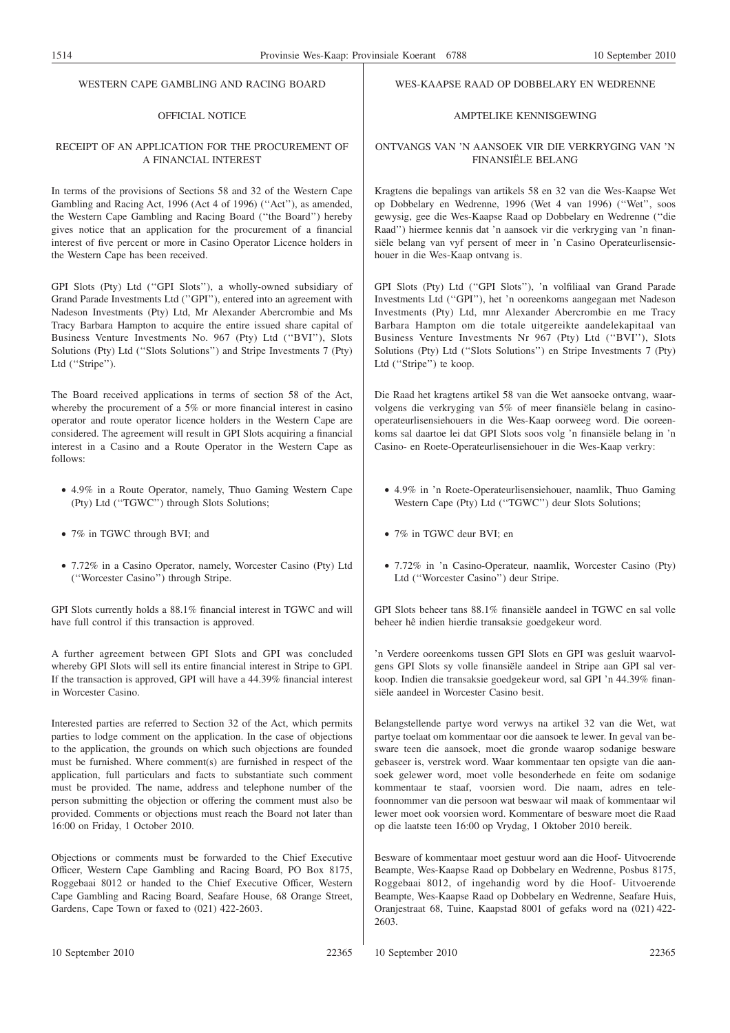## WESTERN CAPE GAMBLING AND RACING BOARD

### OFFICIAL NOTICE

### RECEIPT OF AN APPLICATION FOR THE PROCUREMENT OF A FINANCIAL INTEREST

In terms of the provisions of Sections 58 and 32 of the Western Cape Gambling and Racing Act, 1996 (Act 4 of 1996) (''Act''), as amended, the Western Cape Gambling and Racing Board (''the Board'') hereby gives notice that an application for the procurement of a financial interest of five percent or more in Casino Operator Licence holders in the Western Cape has been received.

GPI Slots (Pty) Ltd (''GPI Slots''), a wholly-owned subsidiary of Grand Parade Investments Ltd (''GPI''), entered into an agreement with Nadeson Investments (Pty) Ltd, Mr Alexander Abercrombie and Ms Tracy Barbara Hampton to acquire the entire issued share capital of Business Venture Investments No. 967 (Pty) Ltd (''BVI''), Slots Solutions (Pty) Ltd (''Slots Solutions'') and Stripe Investments 7 (Pty) Ltd (''Stripe'').

The Board received applications in terms of section 58 of the Act, whereby the procurement of a 5% or more financial interest in casino operator and route operator licence holders in the Western Cape are considered. The agreement will result in GPI Slots acquiring a financial interest in a Casino and a Route Operator in the Western Cape as follows:

- 4.9% in a Route Operator, namely, Thuo Gaming Western Cape (Pty) Ltd (''TGWC'') through Slots Solutions;
- 7% in TGWC through BVI; and
- 7.72% in a Casino Operator, namely, Worcester Casino (Pty) Ltd (''Worcester Casino'') through Stripe.

GPI Slots currently holds a 88.1% financial interest in TGWC and will have full control if this transaction is approved.

A further agreement between GPI Slots and GPI was concluded whereby GPI Slots will sell its entire financial interest in Stripe to GPI. If the transaction is approved, GPI will have a 44.39% financial interest in Worcester Casino.

Interested parties are referred to Section 32 of the Act, which permits parties to lodge comment on the application. In the case of objections to the application, the grounds on which such objections are founded must be furnished. Where comment(s) are furnished in respect of the application, full particulars and facts to substantiate such comment must be provided. The name, address and telephone number of the person submitting the objection or offering the comment must also be provided. Comments or objections must reach the Board not later than 16:00 on Friday, 1 October 2010.

Objections or comments must be forwarded to the Chief Executive Officer, Western Cape Gambling and Racing Board, PO Box 8175, Roggebaai 8012 or handed to the Chief Executive Officer, Western Cape Gambling and Racing Board, Seafare House, 68 Orange Street, Gardens, Cape Town or faxed to (021) 422-2603.

10 September 2010 22365

## WES-KAAPSE RAAD OP DOBBELARY EN WEDRENNE

### AMPTELIKE KENNISGEWING

### ONTVANGS VAN 'N AANSOEK VIR DIE VERKRYGING VAN 'N FINANSIËLE BELANG

Kragtens die bepalings van artikels 58 en 32 van die Wes-Kaapse Wet op Dobbelary en Wedrenne, 1996 (Wet 4 van 1996) (''Wet'', soos gewysig, gee die Wes-Kaapse Raad op Dobbelary en Wedrenne (''die Raad'') hiermee kennis dat 'n aansoek vir die verkryging van 'n finansiële belang van vyf persent of meer in 'n Casino Operateurlisensiehouer in die Wes-Kaap ontvang is.

GPI Slots (Pty) Ltd (''GPI Slots''), 'n volfiliaal van Grand Parade Investments Ltd (''GPI''), het 'n ooreenkoms aangegaan met Nadeson Investments (Pty) Ltd, mnr Alexander Abercrombie en me Tracy Barbara Hampton om die totale uitgereikte aandelekapitaal van Business Venture Investments Nr 967 (Pty) Ltd (''BVI''), Slots Solutions (Pty) Ltd (''Slots Solutions'') en Stripe Investments 7 (Pty) Ltd (''Stripe'') te koop.

Die Raad het kragtens artikel 58 van die Wet aansoeke ontvang, waarvolgens die verkryging van 5% of meer finansiële belang in casino-operateurlisensiehouers in die Wes-Kaap oorweeg word. Die ooreenkoms sal daartoe lei dat GPI Slots soos volg 'n finansiële belang in 'n Casino- en Roete-Operateurlisensiehouer in die Wes-Kaap verkry:

- 4.9% in 'n Roete-Operateurlisensiehouer, naamlik, Thuo Gaming Western Cape (Pty) Ltd (''TGWC'') deur Slots Solutions;
- 7% in TGWC deur BVI; en
- 7.72% in 'n Casino-Operateur, naamlik, Worcester Casino (Pty) Ltd (''Worcester Casino'') deur Stripe.

GPI Slots beheer tans 88.1% finansiële aandeel in TGWC en sal volle beheer hê indien hierdie transaksie goedgekeur word.

'n Verdere ooreenkoms tussen GPI Slots en GPI was gesluit waarvolgens GPI Slots sy volle finansiële aandeel in Stripe aan GPI sal verkoop. Indien die transaksie goedgekeur word, sal GPI 'n 44.39% finansiële aandeel in Worcester Casino besit.

Belangstellende partye word verwys na artikel 32 van die Wet, wat partye toelaat om kommentaar oor die aansoek te lewer. In geval van besware teen die aansoek, moet die gronde waarop sodanige besware gebaseer is, verstrek word. Waar kommentaar ten opsigte van die aansoek gelewer word, moet volle besonderhede en feite om sodanige kommentaar te staaf, voorsien word. Die naam, adres en telefoonnommer van die persoon wat beswaar wil maak of kommentaar wil lewer moet ook voorsien word. Kommentare of besware moet die Raad op die laatste teen 16:00 op Vrydag, 1 Oktober 2010 bereik.

Besware of kommentaar moet gestuur word aan die Hoof- Uitvoerende Beampte, Wes-Kaapse Raad op Dobbelary en Wedrenne, Posbus 8175, Roggebaai 8012, of ingehandig word by die Hoof- Uitvoerende Beampte, Wes-Kaapse Raad op Dobbelary en Wedrenne, Seafare Huis, Oranjestraat 68, Tuine, Kaapstad 8001 of gefaks word na (021) 422-2603.

10 September 2010 22365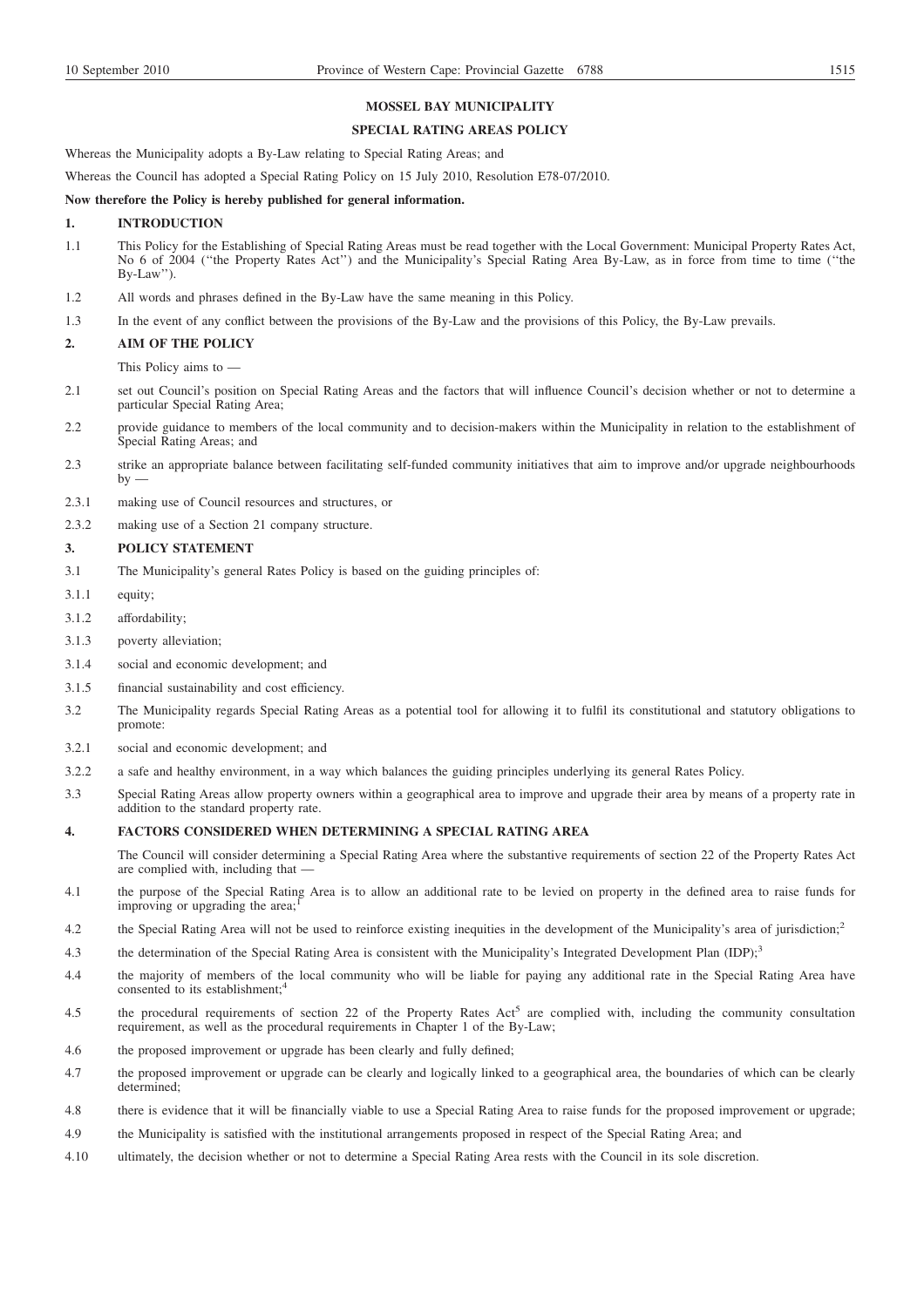**MOSSEL BAY MUNICIPALITY**

**SPECIAL RATING AREAS POLICY**

Whereas the Municipality adopts a By-Law relating to Special Rating Areas; and

Whereas the Council has adopted a Special Rating Policy on 15 July 2010, Resolution E78-07/2010.

**Now therefore the Policy is hereby published for general information.**

## 1. INTRODUCTION

1.1 This Policy for the Establishing of Special Rating Areas must be read together with the Local Government: Municipal Property Rates Act, No 6 of 2004 ("the Property Rates Act") and the Municipality's Special Rating Area By-Law, as in force from time to time ("the By-Law").

1.2 All words and phrases defined in the By-Law have the same meaning in this Policy.

1.3 In the event of any conflict between the provisions of the By-Law and the provisions of this Policy, the By-Law prevails.

## 2. AIM OF THE POLICY

This Policy aims to —

2.1 set out Council's position on Special Rating Areas and the factors that will influence Council's decision whether or not to determine a particular Special Rating Area;

2.2 provide guidance to members of the local community and to decision-makers within the Municipality in relation to the establishment of Special Rating Areas; and

2.3 strike an appropriate balance between facilitating self-funded community initiatives that aim to improve and/or upgrade neighbourhoods by —

2.3.1 making use of Council resources and structures, or

2.3.2 making use of a Section 21 company structure.

## 3. POLICY STATEMENT

3.1 The Municipality's general Rates Policy is based on the guiding principles of:

3.1.1 equity;

3.1.2 affordability;

3.1.3 poverty alleviation;

3.1.4 social and economic development; and

3.1.5 financial sustainability and cost efficiency.

3.2 The Municipality regards Special Rating Areas as a potential tool for allowing it to fulfil its constitutional and statutory obligations to promote:

3.2.1 social and economic development; and

3.2.2 a safe and healthy environment, in a way which balances the guiding principles underlying its general Rates Policy.

3.3 Special Rating Areas allow property owners within a geographical area to improve and upgrade their area by means of a property rate in addition to the standard property rate.

## 4. FACTORS CONSIDERED WHEN DETERMINING A SPECIAL RATING AREA

The Council will consider determining a Special Rating Area where the substantive requirements of section 22 of the Property Rates Act are complied with, including that —

4.1 the purpose of the Special Rating Area is to allow an additional rate to be levied on property in the defined area to raise funds for improving or upgrading the area;[1]

4.2 the Special Rating Area will not be used to reinforce existing inequities in the development of the Municipality's area of jurisdiction;[2]

4.3 the determination of the Special Rating Area is consistent with the Municipality's Integrated Development Plan (IDP);[3]

4.4 the majority of members of the local community who will be liable for paying any additional rate in the Special Rating Area have consented to its establishment;[4]

4.5 the procedural requirements of section 22 of the Property Rates Act[5] are complied with, including the community consultation requirement, as well as the procedural requirements in Chapter 1 of the By-Law;

4.6 the proposed improvement or upgrade has been clearly and fully defined;

4.7 the proposed improvement or upgrade can be clearly and logically linked to a geographical area, the boundaries of which can be clearly determined;

4.8 there is evidence that it will be financially viable to use a Special Rating Area to raise funds for the proposed improvement or upgrade;

4.9 the Municipality is satisfied with the institutional arrangements proposed in respect of the Special Rating Area; and

4.10 ultimately, the decision whether or not to determine a Special Rating Area rests with the Council in its sole discretion.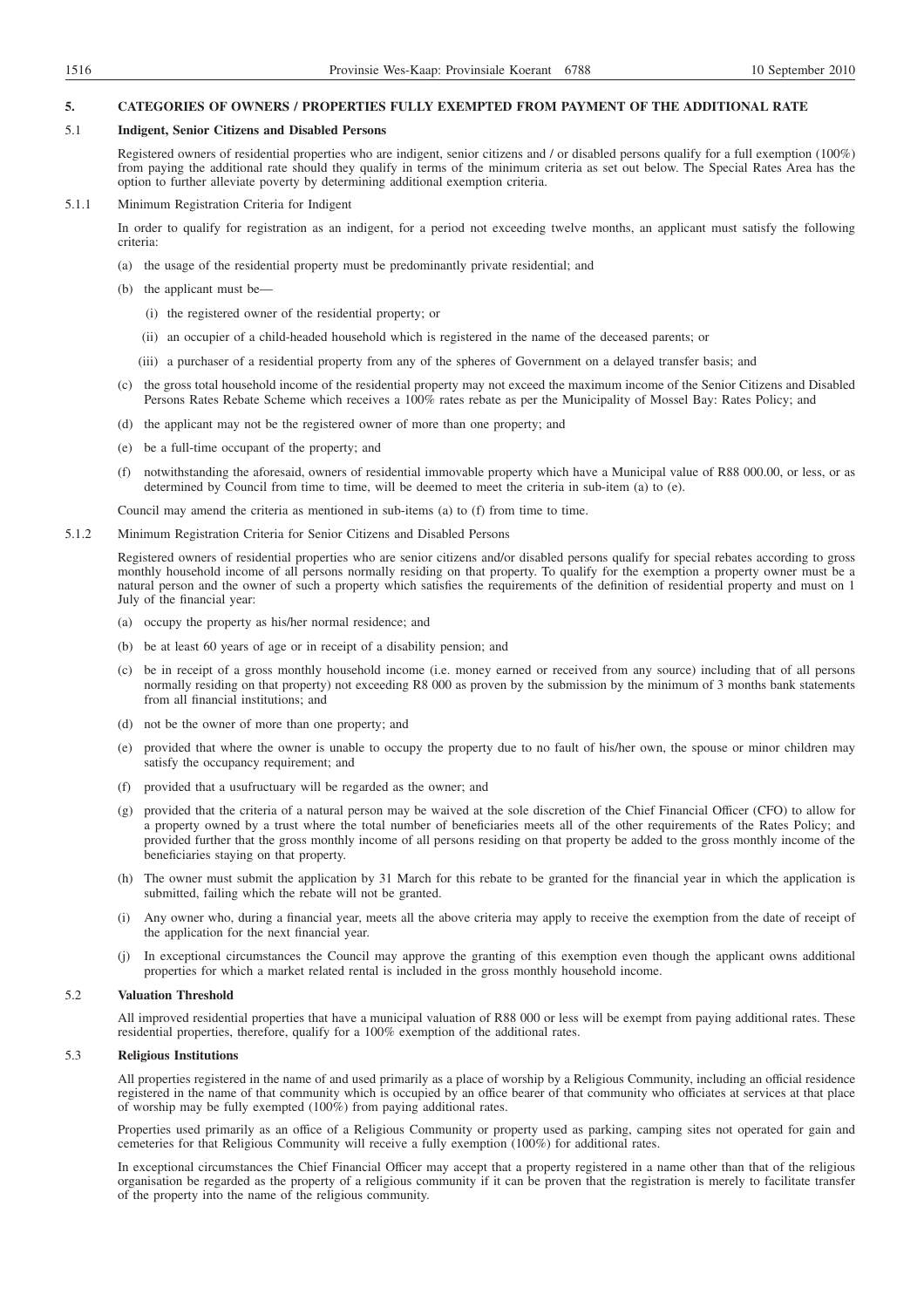## 5. CATEGORIES OF OWNERS / PROPERTIES FULLY EXEMPTED FROM PAYMENT OF THE ADDITIONAL RATE

### 5.1 Indigent, Senior Citizens and Disabled Persons

Registered owners of residential properties who are indigent, senior citizens and / or disabled persons qualify for a full exemption (100%) from paying the additional rate should they qualify in terms of the minimum criteria as set out below. The Special Rates Area has the option to further alleviate poverty by determining additional exemption criteria.

5.1.1 Minimum Registration Criteria for Indigent

In order to qualify for registration as an indigent, for a period not exceeding twelve months, an applicant must satisfy the following criteria:

(a) the usage of the residential property must be predominantly private residential; and

(b) the applicant must be—

(i) the registered owner of the residential property; or

(ii) an occupier of a child-headed household which is registered in the name of the deceased parents; or

(iii) a purchaser of a residential property from any of the spheres of Government on a delayed transfer basis; and

(c) the gross total household income of the residential property may not exceed the maximum income of the Senior Citizens and Disabled Persons Rates Rebate Scheme which receives a 100% rates rebate as per the Municipality of Mossel Bay: Rates Policy; and

(d) the applicant may not be the registered owner of more than one property; and

(e) be a full-time occupant of the property; and

(f) notwithstanding the aforesaid, owners of residential immovable property which have a Municipal value of R88 000.00, or less, or as determined by Council from time to time, will be deemed to meet the criteria in sub-item (a) to (e).

Council may amend the criteria as mentioned in sub-items (a) to (f) from time to time.

5.1.2 Minimum Registration Criteria for Senior Citizens and Disabled Persons

Registered owners of residential properties who are senior citizens and/or disabled persons qualify for special rebates according to gross monthly household income of all persons normally residing on that property. To qualify for the exemption a property owner must be a natural person and the owner of such a property which satisfies the requirements of the definition of residential property and must on 1 July of the financial year:

(a) occupy the property as his/her normal residence; and

(b) be at least 60 years of age or in receipt of a disability pension; and

(c) be in receipt of a gross monthly household income (i.e. money earned or received from any source) including that of all persons normally residing on that property) not exceeding R8 000 as proven by the submission by the minimum of 3 months bank statements from all financial institutions; and

(d) not be the owner of more than one property; and

(e) provided that where the owner is unable to occupy the property due to no fault of his/her own, the spouse or minor children may satisfy the occupancy requirement; and

(f) provided that a usufructuary will be regarded as the owner; and

(g) provided that the criteria of a natural person may be waived at the sole discretion of the Chief Financial Officer (CFO) to allow for a property owned by a trust where the total number of beneficiaries meets all of the other requirements of the Rates Policy; and provided further that the gross monthly income of all persons residing on that property be added to the gross monthly income of the beneficiaries staying on that property.

(h) The owner must submit the application by 31 March for this rebate to be granted for the financial year in which the application is submitted, failing which the rebate will not be granted.

(i) Any owner who, during a financial year, meets all the above criteria may apply to receive the exemption from the date of receipt of the application for the next financial year.

(j) In exceptional circumstances the Council may approve the granting of this exemption even though the applicant owns additional properties for which a market related rental is included in the gross monthly household income.

### 5.2 Valuation Threshold

All improved residential properties that have a municipal valuation of R88 000 or less will be exempt from paying additional rates. These residential properties, therefore, qualify for a 100% exemption of the additional rates.

### 5.3 Religious Institutions

All properties registered in the name of and used primarily as a place of worship by a Religious Community, including an official residence registered in the name of that community which is occupied by an office bearer of that community who officiates at services at that place of worship may be fully exempted (100%) from paying additional rates.

Properties used primarily as an office of a Religious Community or property used as parking, camping sites not operated for gain and cemeteries for that Religious Community will receive a fully exemption (100%) for additional rates.

In exceptional circumstances the Chief Financial Officer may accept that a property registered in a name other than that of the religious organisation be regarded as the property of a religious community if it can be proven that the registration is merely to facilitate transfer of the property into the name of the religious community.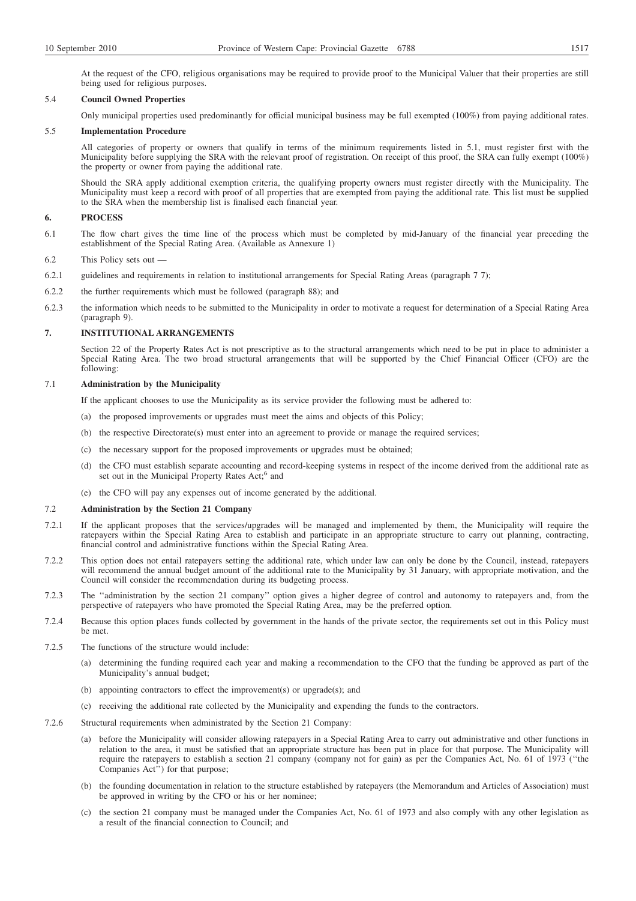At the request of the CFO, religious organisations may be required to provide proof to the Municipal Valuer that their properties are still being used for religious purposes.

### 5.4 Council Owned Properties

Only municipal properties used predominantly for official municipal business may be full exempted (100%) from paying additional rates.

### 5.5 Implementation Procedure

All categories of property or owners that qualify in terms of the minimum requirements listed in 5.1, must register first with the Municipality before supplying the SRA with the relevant proof of registration. On receipt of this proof, the SRA can fully exempt (100%) the property or owner from paying the additional rate.

Should the SRA apply additional exemption criteria, the qualifying property owners must register directly with the Municipality. The Municipality must keep a record with proof of all properties that are exempted from paying the additional rate. This list must be supplied to the SRA when the membership list is finalised each financial year.

## 6. PROCESS

6.1 The flow chart gives the time line of the process which must be completed by mid-January of the financial year preceding the establishment of the Special Rating Area. (Available as Annexure 1)

6.2 This Policy sets out —

6.2.1 guidelines and requirements in relation to institutional arrangements for Special Rating Areas (paragraph 7 7);

6.2.2 the further requirements which must be followed (paragraph 88); and

6.2.3 the information which needs to be submitted to the Municipality in order to motivate a request for determination of a Special Rating Area (paragraph 9).

## 7. INSTITUTIONAL ARRANGEMENTS

Section 22 of the Property Rates Act is not prescriptive as to the structural arrangements which need to be put in place to administer a Special Rating Area. The two broad structural arrangements that will be supported by the Chief Financial Officer (CFO) are the following:

### 7.1 Administration by the Municipality

If the applicant chooses to use the Municipality as its service provider the following must be adhered to:

(a) the proposed improvements or upgrades must meet the aims and objects of this Policy;

(b) the respective Directorate(s) must enter into an agreement to provide or manage the required services;

(c) the necessary support for the proposed improvements or upgrades must be obtained;

(d) the CFO must establish separate accounting and record-keeping systems in respect of the income derived from the additional rate as set out in the Municipal Property Rates Act;[6] and

(e) the CFO will pay any expenses out of income generated by the additional.

### 7.2 Administration by the Section 21 Company

7.2.1 If the applicant proposes that the services/upgrades will be managed and implemented by them, the Municipality will require the ratepayers within the Special Rating Area to establish and participate in an appropriate structure to carry out planning, contracting, financial control and administrative functions within the Special Rating Area.

7.2.2 This option does not entail ratepayers setting the additional rate, which under law can only be done by the Council, instead, ratepayers will recommend the annual budget amount of the additional rate to the Municipality by 31 January, with appropriate motivation, and the Council will consider the recommendation during its budgeting process.

7.2.3 The ''administration by the section 21 company'' option gives a higher degree of control and autonomy to ratepayers and, from the perspective of ratepayers who have promoted the Special Rating Area, may be the preferred option.

7.2.4 Because this option places funds collected by government in the hands of the private sector, the requirements set out in this Policy must be met.

7.2.5 The functions of the structure would include:

(a) determining the funding required each year and making a recommendation to the CFO that the funding be approved as part of the Municipality's annual budget;

(b) appointing contractors to effect the improvement(s) or upgrade(s); and

(c) receiving the additional rate collected by the Municipality and expending the funds to the contractors.

7.2.6 Structural requirements when administrated by the Section 21 Company:

(a) before the Municipality will consider allowing ratepayers in a Special Rating Area to carry out administrative and other functions in relation to the area, it must be satisfied that an appropriate structure has been put in place for that purpose. The Municipality will require the ratepayers to establish a section 21 company (company not for gain) as per the Companies Act, No. 61 of 1973 (''the Companies Act'') for that purpose;

(b) the founding documentation in relation to the structure established by ratepayers (the Memorandum and Articles of Association) must be approved in writing by the CFO or his or her nominee;

(c) the section 21 company must be managed under the Companies Act, No. 61 of 1973 and also comply with any other legislation as a result of the financial connection to Council; and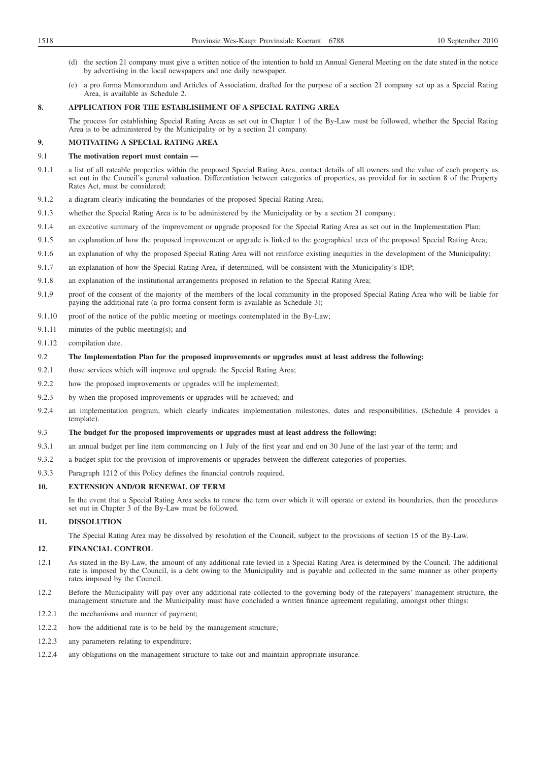(d) the section 21 company must give a written notice of the intention to hold an Annual General Meeting on the date stated in the notice by advertising in the local newspapers and one daily newspaper.

(e) a pro forma Memorandum and Articles of Association, drafted for the purpose of a section 21 company set up as a Special Rating Area, is available as Schedule 2.

## 8. APPLICATION FOR THE ESTABLISHMENT OF A SPECIAL RATING AREA

The process for establishing Special Rating Areas as set out in Chapter 1 of the By-Law must be followed, whether the Special Rating Area is to be administered by the Municipality or by a section 21 company.

## 9. MOTIVATING A SPECIAL RATING AREA

**9.1 The motivation report must contain —**

9.1.1 a list of all rateable properties within the proposed Special Rating Area, contact details of all owners and the value of each property as set out in the Council's general valuation. Differentiation between categories of properties, as provided for in section 8 of the Property Rates Act, must be considered;

9.1.2 a diagram clearly indicating the boundaries of the proposed Special Rating Area;

9.1.3 whether the Special Rating Area is to be administered by the Municipality or by a section 21 company;

9.1.4 an executive summary of the improvement or upgrade proposed for the Special Rating Area as set out in the Implementation Plan;

9.1.5 an explanation of how the proposed improvement or upgrade is linked to the geographical area of the proposed Special Rating Area;

9.1.6 an explanation of why the proposed Special Rating Area will not reinforce existing inequities in the development of the Municipality;

9.1.7 an explanation of how the Special Rating Area, if determined, will be consistent with the Municipality's IDP;

9.1.8 an explanation of the institutional arrangements proposed in relation to the Special Rating Area;

9.1.9 proof of the consent of the majority of the members of the local community in the proposed Special Rating Area who will be liable for paying the additional rate (a pro forma consent form is available as Schedule 3);

9.1.10 proof of the notice of the public meeting or meetings contemplated in the By-Law;

9.1.11 minutes of the public meeting(s); and

9.1.12 compilation date.

**9.2 The Implementation Plan for the proposed improvements or upgrades must at least address the following:**

9.2.1 those services which will improve and upgrade the Special Rating Area;

9.2.2 how the proposed improvements or upgrades will be implemented;

9.2.3 by when the proposed improvements or upgrades will be achieved; and

9.2.4 an implementation program, which clearly indicates implementation milestones, dates and responsibilities. (Schedule 4 provides a template).

**9.3 The budget for the proposed improvements or upgrades must at least address the following:**

9.3.1 an annual budget per line item commencing on 1 July of the first year and end on 30 June of the last year of the term; and

9.3.2 a budget split for the provision of improvements or upgrades between the different categories of properties.

9.3.3 Paragraph 1212 of this Policy defines the financial controls required.

## 10. EXTENSION AND/OR RENEWAL OF TERM

In the event that a Special Rating Area seeks to renew the term over which it will operate or extend its boundaries, then the procedures set out in Chapter 3 of the By-Law must be followed.

## 11. DISSOLUTION

The Special Rating Area may be dissolved by resolution of the Council, subject to the provisions of section 15 of the By-Law.

## 12. FINANCIAL CONTROL

12.1 As stated in the By-Law, the amount of any additional rate levied in a Special Rating Area is determined by the Council. The additional rate is imposed by the Council, is a debt owing to the Municipality and is payable and collected in the same manner as other property rates imposed by the Council.

12.2 Before the Municipality will pay over any additional rate collected to the governing body of the ratepayers' management structure, the management structure and the Municipality must have concluded a written finance agreement regulating, amongst other things:

12.2.1 the mechanisms and manner of payment;

12.2.2 how the additional rate is to be held by the management structure;

12.2.3 any parameters relating to expenditure;

12.2.4 any obligations on the management structure to take out and maintain appropriate insurance.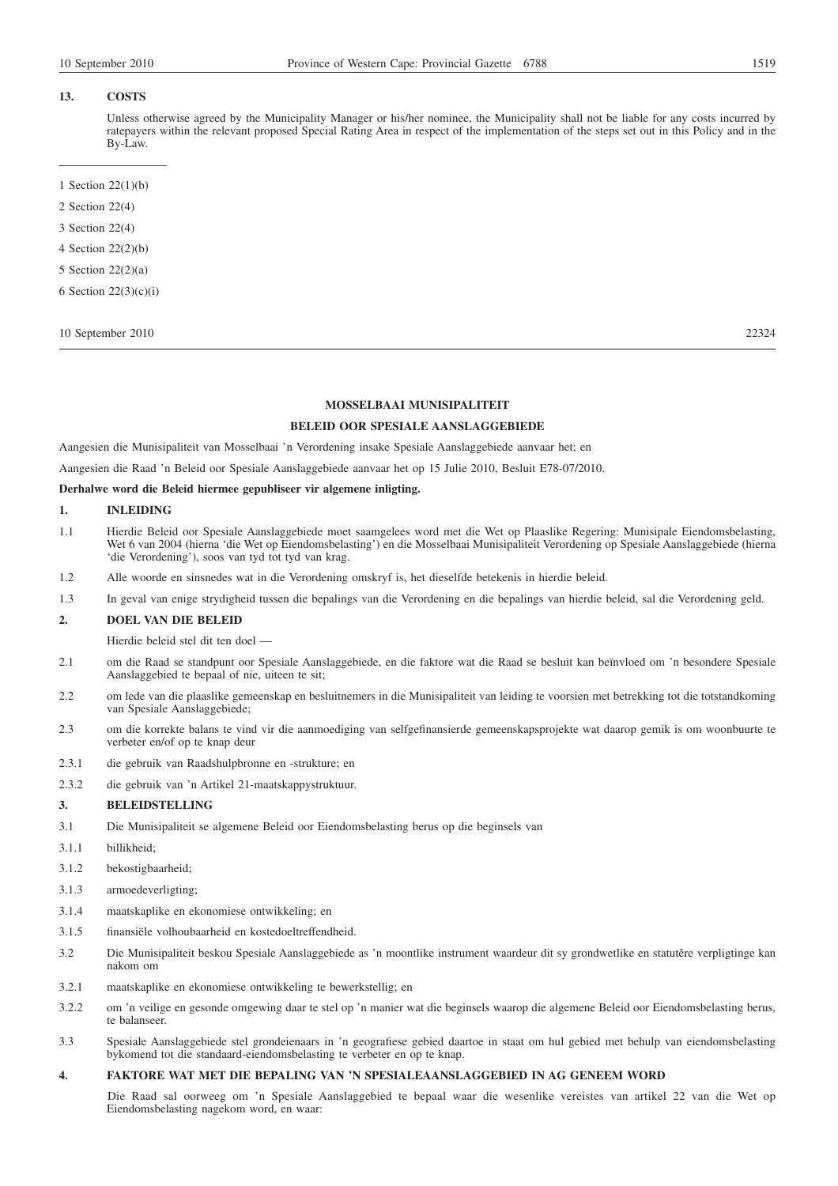## 13. COSTS

Unless otherwise agreed by the Municipality Manager or his/her nominee, the Municipality shall not be liable for any costs incurred by ratepayers within the relevant proposed Special Rating Area in respect of the implementation of the steps set out in this Policy and in the By-Law.

---

1 Section 22(1)(b)

2 Section 22(4)

3 Section 22(4)

4 Section 22(2)(b)

5 Section 22(2)(a)

6 Section 22(3)(c)(i)

10 September 2010 22324

---

**MOSSELBAAI MUNISIPALITEIT**

**BELEID OOR SPESIALE AANSLAGGEBIEDE**

Aangesien die Munisipaliteit van Mosselbaai 'n Verordening insake Spesiale Aanslaggebiede aanvaar het; en

Aangesien die Raad 'n Beleid oor Spesiale Aanslaggebiede aanvaar het op 15 Julie 2010, Besluit E78-07/2010.

**Derhalwe word die Beleid hiermee gepubliseer vir algemene inligting.**

## 1. INLEIDING

1.1 Hierdie Beleid oor Spesiale Aanslaggebiede moet saamgelees word met die Wet op Plaaslike Regering: Munisipale Eiendomsbelasting, Wet 6 van 2004 (hierna 'die Wet op Eiendomsbelasting') en die Mosselbaai Munisipaliteit Verordening op Spesiale Aanslaggebiede (hierna 'die Verordening'), soos van tyd tot tyd van krag.

1.2 Alle woorde en sinsnedes wat in die Verordening omskryf is, het dieselfde betekenis in hierdie beleid.

1.3 In geval van enige strydigheid tussen die bepalings van die Verordening en die bepalings van hierdie beleid, sal die Verordening geld.

## 2. DOEL VAN DIE BELEID

Hierdie beleid stel dit ten doel —

2.1 om die Raad se standpunt oor Spesiale Aanslaggebiede, en die faktore wat die Raad se besluit kan beïnvloed om 'n besondere Spesiale Aanslaggebied te bepaal of nie, uiteen te sit;

2.2 om lede van die plaaslike gemeenskap en besluitnemers in die Munisipaliteit van leiding te voorsien met betrekking tot die totstandkoming van Spesiale Aanslaggebiede;

2.3 om die korrekte balans te vind vir die aanmoediging van selfgefinansierde gemeenskapsprojekte wat daarop gemik is om woonbuurte te verbeter en/of op te knap deur

2.3.1 die gebruik van Raadshulpbronne en -strukture; en

2.3.2 die gebruik van 'n Artikel 21-maatskappystruktuur.

## 3. BELEIDSTELLING

3.1 Die Munisipaliteit se algemene Beleid oor Eiendomsbelasting berus op die beginsels van

3.1.1 billikheid;

3.1.2 bekostigbaarheid;

3.1.3 armoedeverligting;

3.1.4 maatskaplike en ekonomiese ontwikkeling; en

3.1.5 finansiële volhoubaarheid en kostedoeltreffendheid.

3.2 Die Munisipaliteit beskou Spesiale Aanslaggebiede as 'n moontlike instrument waardeur dit sy grondwetlike en statutêre verpligtinge kan nakom om

3.2.1 maatskaplike en ekonomiese ontwikkeling te bewerkstellig; en

3.2.2 om 'n veilige en gesonde omgewing daar te stel op 'n manier wat die beginsels waarop die algemene Beleid oor Eiendomsbelasting berus, te balanseer.

3.3 Spesiale Aanslaggebiede stel grondeienaars in 'n geografiese gebied daartoe in staat om hul gebied met behulp van eiendomsbelasting bykomend tot die standaard-eiendomsbelasting te verbeter en op te knap.

## 4. FAKTORE WAT MET DIE BEPALING VAN 'N SPESIALEAANSLAGGEBIED IN AG GENEEM WORD

Die Raad sal oorweeg om 'n Spesiale Aanslaggebied te bepaal waar die wesenlike vereistes van artikel 22 van die Wet op Eiendomsbelasting nagekom word, en waar: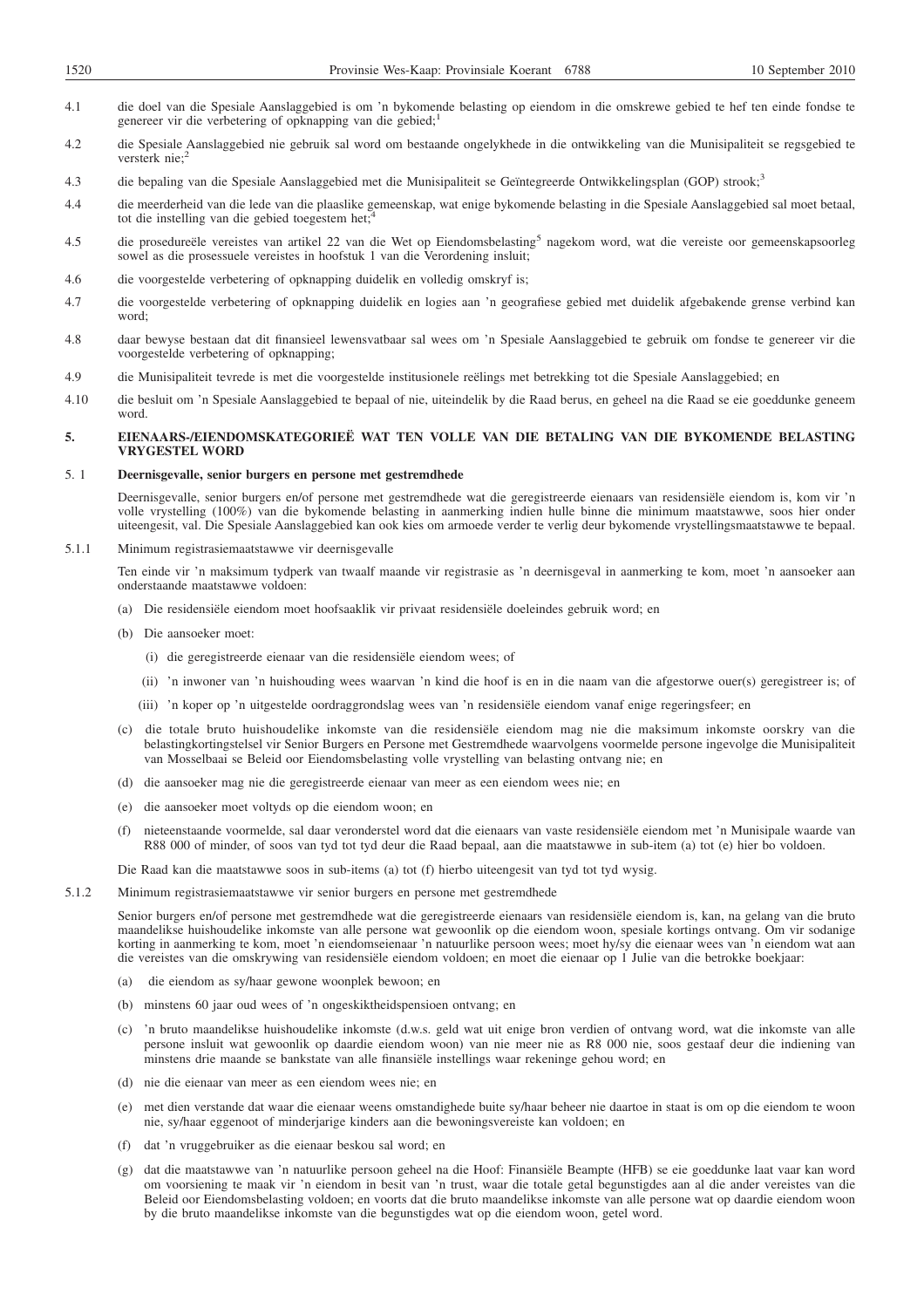4.1 die doel van die Spesiale Aanslaggebied is om 'n bykomende belasting op eiendom in die omskrewe gebied te hef ten einde fondse te genereer vir die verbetering of opknapping van die gebied;[1]

4.2 die Spesiale Aanslaggebied nie gebruik sal word om bestaande ongelykhede in die ontwikkeling van die Munisipaliteit se regsgebied te versterk nie;[2]

4.3 die bepaling van die Spesiale Aanslaggebied met die Munisipaliteit se Geïntegreerde Ontwikkelingsplan (GOP) strook;[3]

4.4 die meerderheid van die lede van die plaaslike gemeenskap, wat enige bykomende belasting in die Spesiale Aanslaggebied sal moet betaal, tot die instelling van die gebied toegestem het;[4]

4.5 die prosedureële vereistes van artikel 22 van die Wet op Eiendomsbelasting[5] nagekom word, wat die vereiste oor gemeenskapsoorleg sowel as die prosessuele vereistes in hoofstuk 1 van die Verordening insluit;

4.6 die voorgestelde verbetering of opknapping duidelik en volledig omskryf is;

4.7 die voorgestelde verbetering of opknapping duidelik en logies aan 'n geografiese gebied met duidelik afgebakende grense verbind kan word;

4.8 daar bewyse bestaan dat dit finansieel lewensvatbaar sal wees om 'n Spesiale Aanslaggebied te gebruik om fondse te genereer vir die voorgestelde verbetering of opknapping;

4.9 die Munisipaliteit tevrede is met die voorgestelde institusionele reëlings met betrekking tot die Spesiale Aanslaggebied; en

4.10 die besluit om 'n Spesiale Aanslaggebied te bepaal of nie, uiteindelik by die Raad berus, en geheel na die Raad se eie goeddunke geneem word.

## 5. EIENAARS-/EIENDOMSKATEGORIEË WAT TEN VOLLE VAN DIE BETALING VAN DIE BYKOMENDE BELASTING VRYGESTEL WORD

### 5.1 Deernisgevalle, senior burgers en persone met gestremdhede

Deernisgevalle, senior burgers en/of persone met gestremdhede wat die geregistreerde eienaars van residensiële eiendom is, kom vir 'n volle vrystelling (100%) van die bykomende belasting in aanmerking indien hulle binne die minimum maatstawwe, soos hier onder uiteengesit, val. Die Spesiale Aanslaggebied kan ook kies om armoede verder te verlig deur bykomende vrystellingsmaatstawwe te bepaal.

5.1.1 Minimum registrasiemaatstawwe vir deernisgevalle

Ten einde vir 'n maksimum tydperk van twaalf maande vir registrasie as 'n deernisgeval in aanmerking te kom, moet 'n aansoeker aan onderstaande maatstawwe voldoen:

(a) Die residensiële eiendom moet hoofsaaklik vir privaat residensiële doeleindes gebruik word; en

(b) Die aansoeker moet:

 (i) die geregistreerde eienaar van die residensiële eiendom wees; of

 (ii) 'n inwoner van 'n huishouding wees waarvan 'n kind die hoof is en in die naam van die afgestorwe ouer(s) geregistreer is; of

 (iii) 'n koper op 'n uitgestelde oordraggrondslag wees van 'n residensiële eiendom vanaf enige regeringsfeer; en

(c) die totale bruto huishoudelike inkomste van die residensiële eiendom mag nie die maksimum inkomste oorskry van die belastingkortingstelsel vir Senior Burgers en Persone met Gestremdhede waarvolgens voormelde persone ingevolge die Munisipaliteit van Mosselbaai se Beleid oor Eiendomsbelasting volle vrystelling van belasting ontvang nie; en

(d) die aansoeker mag nie die geregistreerde eienaar van meer as een eiendom wees nie; en

(e) die aansoeker moet voltyds op die eiendom woon; en

(f) nieteenstaande voormelde, sal daar veronderstel word dat die eienaars van vaste residensiële eiendom met 'n Munisipale waarde van R88 000 of minder, of soos van tyd tot tyd deur die Raad bepaal, aan die maatstawwe in sub-item (a) tot (e) hier bo voldoen.

Die Raad kan die maatstawwe soos in sub-items (a) tot (f) hierbo uiteengesit van tyd tot tyd wysig.

5.1.2 Minimum registrasiemaatstawwe vir senior burgers en persone met gestremdhede

Senior burgers en/of persone met gestremdhede wat die geregistreerde eienaars van residensiële eiendom is, kan, na gelang van die bruto maandelikse huishoudelike inkomste van alle persone wat gewoonlik op die eiendom woon, spesiale kortings ontvang. Om vir sodanige korting in aanmerking te kom, moet 'n eiendomseienaar 'n natuurlike persoon wees; moet hy/sy die eienaar wees van 'n eiendom wat aan die vereistes van die omskrywing van residensiële eiendom voldoen; en moet die eienaar op 1 Julie van die betrokke boekjaar:

(a) die eiendom as sy/haar gewone woonplek bewoon; en

(b) minstens 60 jaar oud wees of 'n ongeskiktheidspensioen ontvang; en

(c) 'n bruto maandelikse huishoudelike inkomste (d.w.s. geld wat uit enige bron verdien of ontvang word, wat die inkomste van alle persone insluit wat gewoonlik op daardie eiendom woon) van nie meer nie as R8 000 nie, soos gestaaf deur die indiening van minstens drie maande se bankstate van alle finansiële instellings waar rekeninge gehou word; en

(d) nie die eienaar van meer as een eiendom wees nie; en

(e) met dien verstande dat waar die eienaar weens omstandighede buite sy/haar beheer nie daartoe in staat is om op die eiendom te woon nie, sy/haar eggenoot of minderjarige kinders aan die bewoningsvereiste kan voldoen; en

(f) dat 'n vruggebruiker as die eienaar beskou sal word; en

(g) dat die maatstawwe van 'n natuurlike persoon geheel na die Hoof: Finansiële Beampte (HFB) se eie goeddunke laat vaar kan word om voorsiening te maak vir 'n eiendom in besit van 'n trust, waar die totale getal begunstigdes aan al die ander vereistes van die Beleid oor Eiendomsbelasting voldoen; en voorts dat die bruto maandelikse inkomste van alle persone wat op daardie eiendom woon by die bruto maandelikse inkomste van die begunstigdes wat op die eiendom woon, getel word.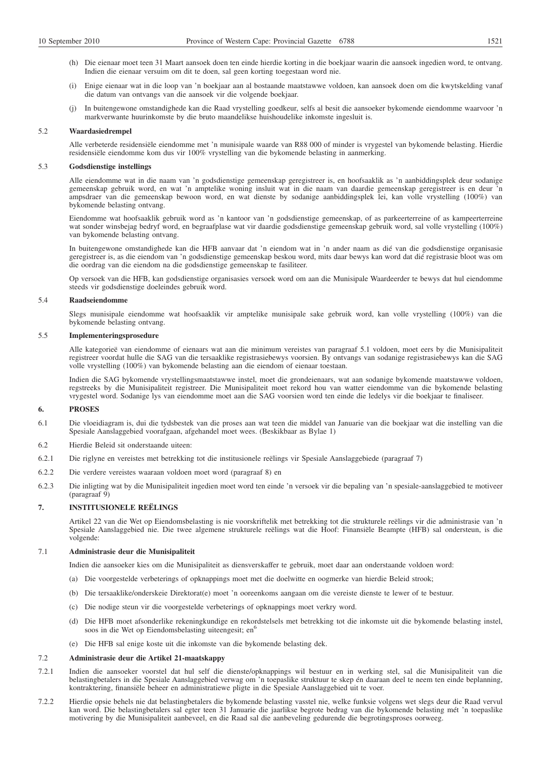(h) Die eienaar moet teen 31 Maart aansoek doen ten einde hierdie korting in die boekjaar waarin die aansoek ingedien word, te ontvang. Indien die eienaar versuim om dit te doen, sal geen korting toegestaan word nie.

(i) Enige eienaar wat in die loop van 'n boekjaar aan al bostaande maatstawwe voldoen, kan aansoek doen om die kwytskelding vanaf die datum van ontvangs van die aansoek vir die volgende boekjaar.

(j) In buitengewone omstandighede kan die Raad vrystelling goedkeur, selfs al besit die aansoeker bykomende eiendomme waarvoor 'n markverwante huurinkomste by die bruto maandelikse huishoudelike inkomste ingesluit is.

5.2 **Waardasiedrempel**

Alle verbeterde residensiële eiendomme met 'n munisipale waarde van R88 000 of minder is vrygestel van bykomende belasting. Hierdie residensiële eiendomme kom dus vir 100% vrystelling van die bykomende belasting in aanmerking.

5.3 **Godsdienstige instellings**

Alle eiendomme wat in die naam van 'n godsdienstige gemeenskap geregistreer is, en hoofsaaklik as 'n aanbiddingsplek deur sodanige gemeenskap gebruik word, en wat 'n amptelike woning insluit wat in die naam van daardie gemeenskap geregistreer is en deur 'n ampsdraer van die gemeenskap bewoon word, en wat dienste by sodanige aanbiddingsplek lei, kan volle vrystelling (100%) van bykomende belasting ontvang.

Eiendomme wat hoofsaaklik gebruik word as 'n kantoor van 'n godsdienstige gemeenskap, of as parkeerterreine of as kampeerterreine wat sonder winsbejag bedryf word, en begraafplase wat vir daardie godsdienstige gemeenskap gebruik word, sal volle vrystelling (100%) van bykomende belasting ontvang.

In buitengewone omstandighede kan die HFB aanvaar dat 'n eiendom wat in 'n ander naam as dié van die godsdienstige organisasie geregistreer is, as die eiendom van 'n godsdienstige gemeenskap beskou word, mits daar bewys kan word dat dié registrasie bloot was om die oordrag van die eiendom na die godsdienstige gemeenskap te fasiliteer.

Op versoek van die HFB, kan godsdienstige organisasies versoek word om aan die Munisipale Waardeerder te bewys dat hul eiendomme steeds vir godsdienstige doeleindes gebruik word.

5.4 **Raadseiendomme**

Slegs munisipale eiendomme wat hoofsaaklik vir amptelike munisipale sake gebruik word, kan volle vrystelling (100%) van die bykomende belasting ontvang.

5.5 **Implementeringsprosedure**

Alle kategorieë van eiendomme of eienaars wat aan die minimum vereistes van paragraaf 5.1 voldoen, moet eers by die Munisipaliteit registreer voordat hulle die SAG van die tersaaklike registrasiebewys voorsien. By ontvangs van sodanige registrasiebewys kan die SAG volle vrystelling (100%) van bykomende belasting aan die eiendom of eienaar toestaan.

Indien die SAG bykomende vrystellingsmaatstawwe instel, moet die grondeienaars, wat aan sodanige bykomende maatstawwe voldoen, regstreeks by die Munisipaliteit registreer. Die Munisipaliteit moet rekord hou van watter eiendomme van die bykomende belasting vrygestel word. Sodanige lys van eiendomme moet aan die SAG voorsien word ten einde die ledelys vir die boekjaar te finaliseer.

## 6. PROSES

6.1 Die vloeidiagram is, dui die tydsbestek van die proses aan wat teen die middel van Januarie van die boekjaar wat die instelling van die Spesiale Aanslaggebied voorafgaan, afgehandel moet wees. (Beskikbaar as Bylae 1)

6.2 Hierdie Beleid sit onderstaande uiteen:

6.2.1 Die riglyne en vereistes met betrekking tot die institusionele reëlings vir Spesiale Aanslaggebiede (paragraaf 7)

6.2.2 Die verdere vereistes waaraan voldoen moet word (paragraaf 8) en

6.2.3 Die inligting wat by die Munisipaliteit ingedien moet word ten einde 'n versoek vir die bepaling van 'n spesiale-aanslaggebied te motiveer (paragraaf 9)

## 7. INSTITUSIONELE REËLINGS

Artikel 22 van die Wet op Eiendomsbelasting is nie voorskriftelik met betrekking tot die strukturele reëlings vir die administrasie van 'n Spesiale Aanslaggebied nie. Die twee algemene strukturele reëlings wat die Hoof: Finansiële Beampte (HFB) sal ondersteun, is die volgende:

7.1 **Administrasie deur die Munisipaliteit**

Indien die aansoeker kies om die Munisipaliteit as diensverskaffer te gebruik, moet daar aan onderstaande voldoen word:

(a) Die voorgestelde verbeterings of opknappings moet met die doelwitte en oogmerke van hierdie Beleid strook;

(b) Die tersaaklike/onderskeie Direktoraat(e) moet 'n ooreenkoms aangaan om die vereiste dienste te lewer of te bestuur.

(c) Die nodige steun vir die voorgestelde verbeterings of opknappings moet verkry word.

(d) Die HFB moet afsonderlike rekeningkundige en rekordstelsels met betrekking tot die inkomste uit die bykomende belasting instel, soos in die Wet op Eiendomsbelasting uiteengesit; en[6]

(e) Die HFB sal enige koste uit die inkomste van die bykomende belasting dek.

7.2 **Administrasie deur die Artikel 21-maatskappy**

7.2.1 Indien die aansoeker voorstel dat hul self die dienste/opknappings wil bestuur en in werking stel, sal die Munisipaliteit van die belastingbetalers in die Spesiale Aanslaggebied verwag om 'n toepaslike struktuur te skep én daaraan deel te neem ten einde beplanning, kontraktering, finansiële beheer en administratiewe pligte in die Spesiale Aanslaggebied uit te voer.

7.2.2 Hierdie opsie behels nie dat belastingbetalers die bykomende belasting vasstel nie, welke funksie volgens wet slegs deur die Raad vervul kan word. Die belastingbetalers sal egter teen 31 Januarie die jaarlikse begrote bedrag van die bykomende belasting mét 'n toepaslike motivering by die Munisipaliteit aanbeveel, en die Raad sal die aanbeveling gedurende die begrotingsproses oorweeg.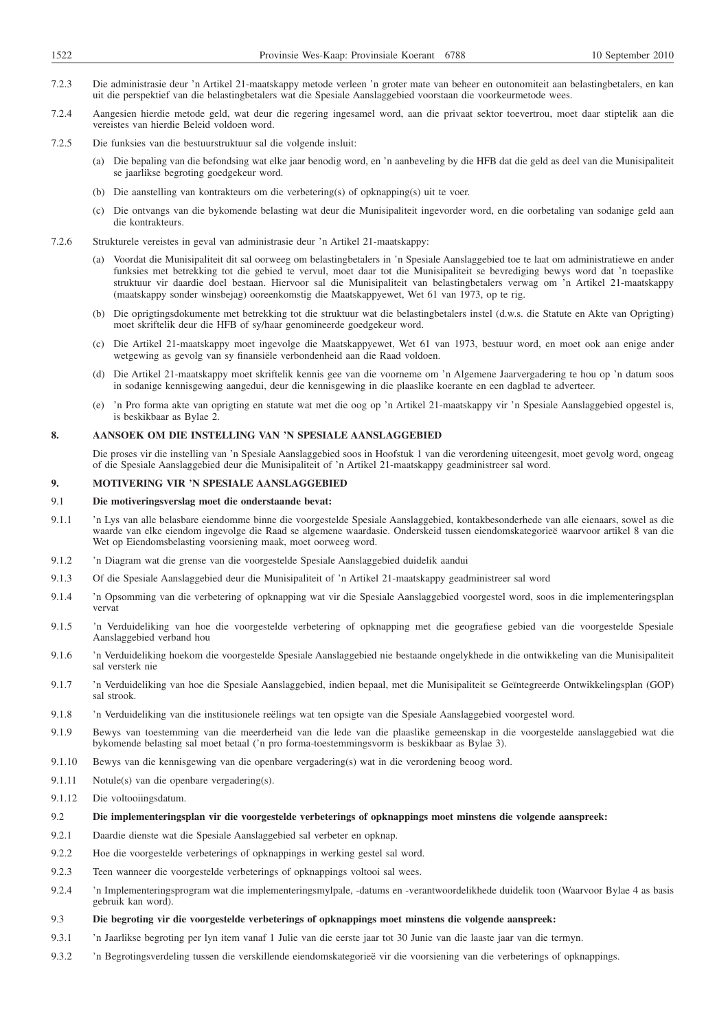7.2.3 Die administrasie deur 'n Artikel 21-maatskappy metode verleen 'n groter mate van beheer en outonomiteit aan belastingbetalers, en kan uit die perspektief van die belastingbetalers wat die Spesiale Aanslaggebied voorstaan die voorkeurmetode wees.

7.2.4 Aangesien hierdie metode geld, wat deur die regering ingesamel word, aan die privaat sektor toevertrou, moet daar stiptelik aan die vereistes van hierdie Beleid voldoen word.

7.2.5 Die funksies van die bestuurstruktuur sal die volgende insluit:

(a) Die bepaling van die befondsing wat elke jaar benodig word, en 'n aanbeveling by die HFB dat die geld as deel van die Munisipaliteit se jaarlikse begroting goedgekeur word.

(b) Die aanstelling van kontrakteurs om die verbetering(s) of opknapping(s) uit te voer.

(c) Die ontvangs van die bykomende belasting wat deur die Munisipaliteit ingevorder word, en die oorbetaling van sodanige geld aan die kontrakteurs.

7.2.6 Strukturele vereistes in geval van administrasie deur 'n Artikel 21-maatskappy:

(a) Voordat die Munisipaliteit dit sal oorweeg om belastingbetalers in 'n Spesiale Aanslaggebied toe te laat om administratiewe en ander funksies met betrekking tot die gebied te vervul, moet daar tot die Munisipaliteit se bevrediging bewys word dat 'n toepaslike struktuur vir daardie doel bestaan. Hiervoor sal die Munisipaliteit van belastingbetalers verwag om 'n Artikel 21-maatskappy (maatskappy sonder winsbejag) ooreenkomstig die Maatskappyewet, Wet 61 van 1973, op te rig.

(b) Die oprigtingsdokumente wat die belastingbetalers instel (d.w.s. die Statute en Akte van Oprigting) moet skriftelik deur die HFB of sy/haar genomineerde goedgekeur word.

(c) Die Artikel 21-maatskappy moet ingevolge die Maatskappyewet, Wet 61 van 1973, bestuur word, en moet ook aan enige ander wetgewing as gevolg van sy finansiële verbondenheid aan die Raad voldoen.

(d) Die Artikel 21-maatskappy moet skriftelik kennis gee van die voorneme om 'n Algemene Jaarvergadering te hou op 'n datum soos in sodanige kennisgewing aangedui, deur die kennisgewing in die plaaslike koerante en 'n dagblad te adverteer.

(e) 'n Pro forma akte van oprigting en statute wat met die oog op 'n Artikel 21-maatskappy vir 'n Spesiale Aanslaggebied opgestel is, is beskikbaar as Bylae 2.

## 8. AANSOEK OM DIE INSTELLING VAN 'N SPESIALE AANSLAGGEBIED

Die proses vir die instelling van 'n Spesiale Aanslaggebied soos in Hoofstuk 1 van die verordening uiteengesit, moet gevolg word, ongeag of die Spesiale Aanslaggebied deur die Munisipaliteit of 'n Artikel 21-maatskappy geadministreer sal word.

## 9. MOTIVERING VIR 'N SPESIALE AANSLAGGEBIED

### 9.1 Die motiveringsverslag moet die onderstaande bevat:

9.1.1 'n Lys van alle belasbare eiendomme binne die voorgestelde Spesiale Aanslaggebied, kontakbesonderhede van alle eienaars, sowel as die waarde van elke eiendom ingevolge die Raad se algemene waardasie. Onderskeid tussen eiendomskategorieë waarvoor artikel 8 van die Wet op Eiendomsbelasting voorsiening maak, moet oorweeg word.

9.1.2 'n Diagram wat die grense van die voorgestelde Spesiale Aanslaggebied duidelik aandui

9.1.3 Of die Spesiale Aanslaggebied deur die Munisipaliteit of 'n Artikel 21-maatskappy geadministreer sal word

9.1.4 'n Opsomming van die verbetering of opknapping wat vir die Spesiale Aanslaggebied voorgestel word, soos in die implementeringsplan vervat

9.1.5 'n Verduideliking van hoe die voorgestelde verbetering of opknapping met die geografiese gebied van die voorgestelde Spesiale Aanslaggebied verband hou

9.1.6 'n Verduideliking hoekom die voorgestelde Spesiale Aanslaggebied nie bestaande ongelykhede in die ontwikkeling van die Munisipaliteit sal versterk nie

9.1.7 'n Verduideliking van hoe die Spesiale Aanslaggebied, indien bepaal, met die Munisipaliteit se Geïntegreerde Ontwikkelingsplan (GOP) sal strook.

9.1.8 'n Verduideliking van die institusionele reëlings wat ten opsigte van die Spesiale Aanslaggebied voorgestel word.

9.1.9 Bewys van toestemming van die meerderheid van die lede van die plaaslike gemeenskap in die voorgestelde aanslaggebied wat die bykomende belasting sal moet betaal ('n pro forma-toestemmingsvorm is beskikbaar as Bylae 3).

9.1.10 Bewys van die kennisgewing van die openbare vergadering(s) wat in die verordening beoog word.

9.1.11 Notule(s) van die openbare vergadering(s).

9.1.12 Die voltooiingsdatum.

### 9.2 Die implementeringsplan vir die voorgestelde verbeterings of opknappings moet minstens die volgende aanspreek:

9.2.1 Daardie dienste wat die Spesiale Aanslaggebied sal verbeter en opknap.

9.2.2 Hoe die voorgestelde verbeterings of opknappings in werking gestel sal word.

9.2.3 Teen wanneer die voorgestelde verbeterings of opknappings voltooi sal wees.

9.2.4 'n Implementeringsprogram wat die implementeringsmylpale, -datums en -verantwoordelikhede duidelik toon (Waarvoor Bylae 4 as basis gebruik kan word).

### 9.3 Die begroting vir die voorgestelde verbeterings of opknappings moet minstens die volgende aanspreek:

9.3.1 'n Jaarlikse begroting per lyn item vanaf 1 Julie van die eerste jaar tot 30 Junie van die laaste jaar van die termyn.

9.3.2 'n Begrotingsverdeling tussen die verskillende eiendomskategorieë vir die voorsiening van die verbeterings of opknappings.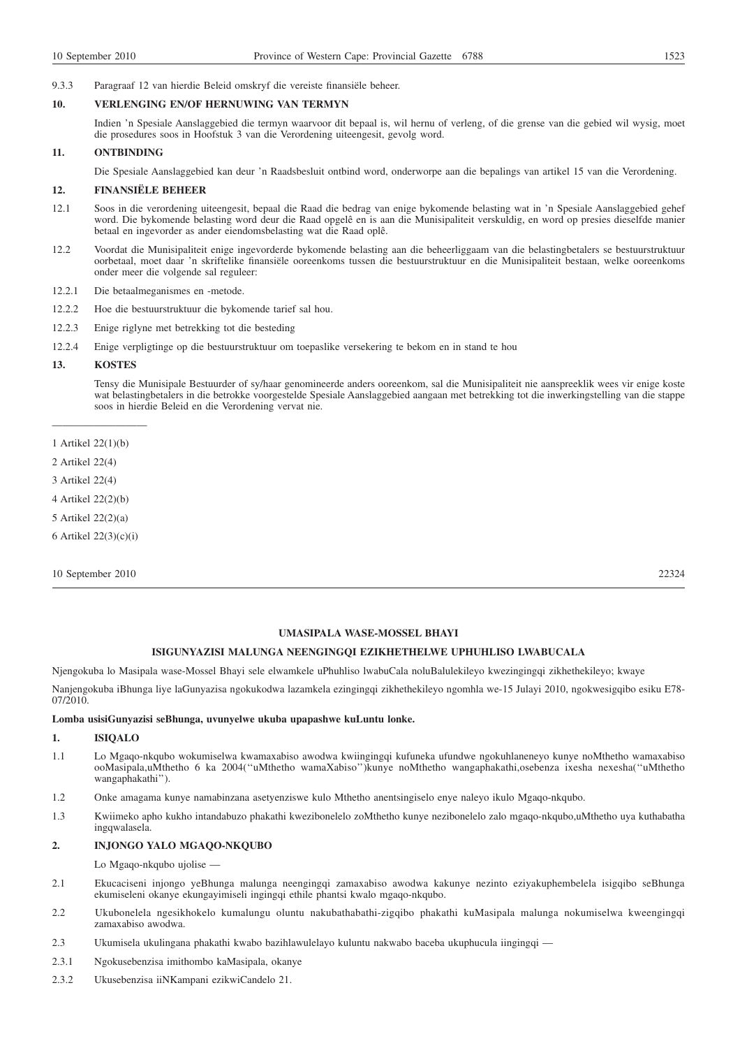9.3.3 Paragraaf 12 van hierdie Beleid omskryf die vereiste finansiële beheer.

## 10. VERLENGING EN/OF HERNUWING VAN TERMYN

Indien 'n Spesiale Aanslaggebied die termyn waarvoor dit bepaal is, wil hernu of verleng, of die grense van die gebied wil wysig, moet die prosedures soos in Hoofstuk 3 van die Verordening uiteengesit, gevolg word.

## 11. ONTBINDING

Die Spesiale Aanslaggebied kan deur 'n Raadsbesluit ontbind word, onderworpe aan die bepalings van artikel 15 van die Verordening.

## 12. FINANSIËLE BEHEER

12.1 Soos in die verordening uiteengesit, bepaal die Raad die bedrag van enige bykomende belasting wat in 'n Spesiale Aanslaggebied gehef word. Die bykomende belasting word deur die Raad opgelê en is aan die Munisipaliteit verskuldig, en word op presies dieselfde manier betaal en ingevorder as ander eiendomsbelasting wat die Raad oplê.

12.2 Voordat die Munisipaliteit enige ingevorderde bykomende belasting aan die beheerliggaam van die belastingbetalers se bestuurstruktuur oorbetaal, moet daar 'n skriftelike finansiële ooreenkoms tussen die bestuurstruktuur en die Munisipaliteit bestaan, welke ooreenkoms onder meer die volgende sal reguleer:

12.2.1 Die betaalmeganismes en -metode.

12.2.2 Hoe die bestuurstruktuur die bykomende tarief sal hou.

12.2.3 Enige riglyne met betrekking tot die besteding

12.2.4 Enige verpligtinge op die bestuurstruktuur om toepaslike versekering te bekom en in stand te hou

## 13. KOSTES

Tensy die Munisipale Bestuurder of sy/haar genomineerde anders ooreenkom, sal die Munisipaliteit nie aanspreeklik wees vir enige koste wat belastingbetalers in die betrokke voorgestelde Spesiale Aanslaggebied aangaan met betrekking tot die inwerkingstelling van die stappe soos in hierdie Beleid en die Verordening vervat nie.

---

1 Artikel 22(1)(b)

2 Artikel 22(4)

3 Artikel 22(4)

4 Artikel 22(2)(b)

5 Artikel 22(2)(a)

6 Artikel 22(3)(c)(i)

10 September 2010 22324

---

## UMASIPALA WASE-MOSSEL BHAYI

## ISIGUNYAZISI MALUNGA NEENGINGQI EZIKHETHELWE UPHUHLISO LWABUCALA

Njengokuba lo Masipala wase-Mossel Bhayi sele elwamkele uPhuhliso lwabuCala noluBalulekileyo kwezingingqi zikhethekileyo; kwaye

Nanjengokuba iBhunga liye laGunyazisa ngokukodwa lazamkela ezingingqi zikhethekileyo ngomhla we-15 Julayi 2010, ngokwesigqibo esiku E78-07/2010.

**Lomba usisiGunyazisi seBhunga, uvunyelwe ukuba upapashwe kuLuntu lonke.**

## 1. ISIQALO

1.1 Lo Mgaqo-nkqubo wokumiselwa kwamaxabiso awodwa kwiingingqi kufuneka ufundwe ngokuhlaneneyo kunye noMthetho wamaxabiso ooMasipala,uMthetho 6 ka 2004(''uMthetho wamaXabiso'')kunye noMthetho wangaphakathi,osebenza ixesha nexesha(''uMthetho wangaphakathi'').

1.2 Onke amagama kunye namabinzana asetyenziswe kulo Mthetho anentsingiselo enye naleyo ikulo Mgaqo-nkqubo.

1.3 Kwiimeko apho kukho intandabuzo phakathi kwezibonelelo zoMthetho kunye nezibonelelo zalo mgaqo-nkqubo,uMthetho uya kuthabatha ingqwalasela.

## 2. INJONGO YALO MGAQO-NKQUBO

Lo Mgaqo-nkqubo ujolise —

2.1 Ekucaciseni injongo yeBhunga malunga neengingqi zamaxabiso awodwa kakunye nezinto eziyakuphembelela isigqibo seBhunga ekumiseleni okanye ekungayimiseli ingingqi ethile phantsi kwalo mgaqo-nkqubo.

2.2 Ukubonelela ngesikhokelo kumalungu oluntu nakubathabathi-zigqibo phakathi kuMasipala malunga nokumiselwa kweengingqi zamaxabiso awodwa.

2.3 Ukumisela ukulingana phakathi kwabo bazihlawulelayo kuluntu nakwabo baceba ukuphucula iingingqi —

2.3.1 Ngokusebenzisa imithombo kaMasipala, okanye

2.3.2 Ukusebenzisa iiNKampani ezikwiCandelo 21.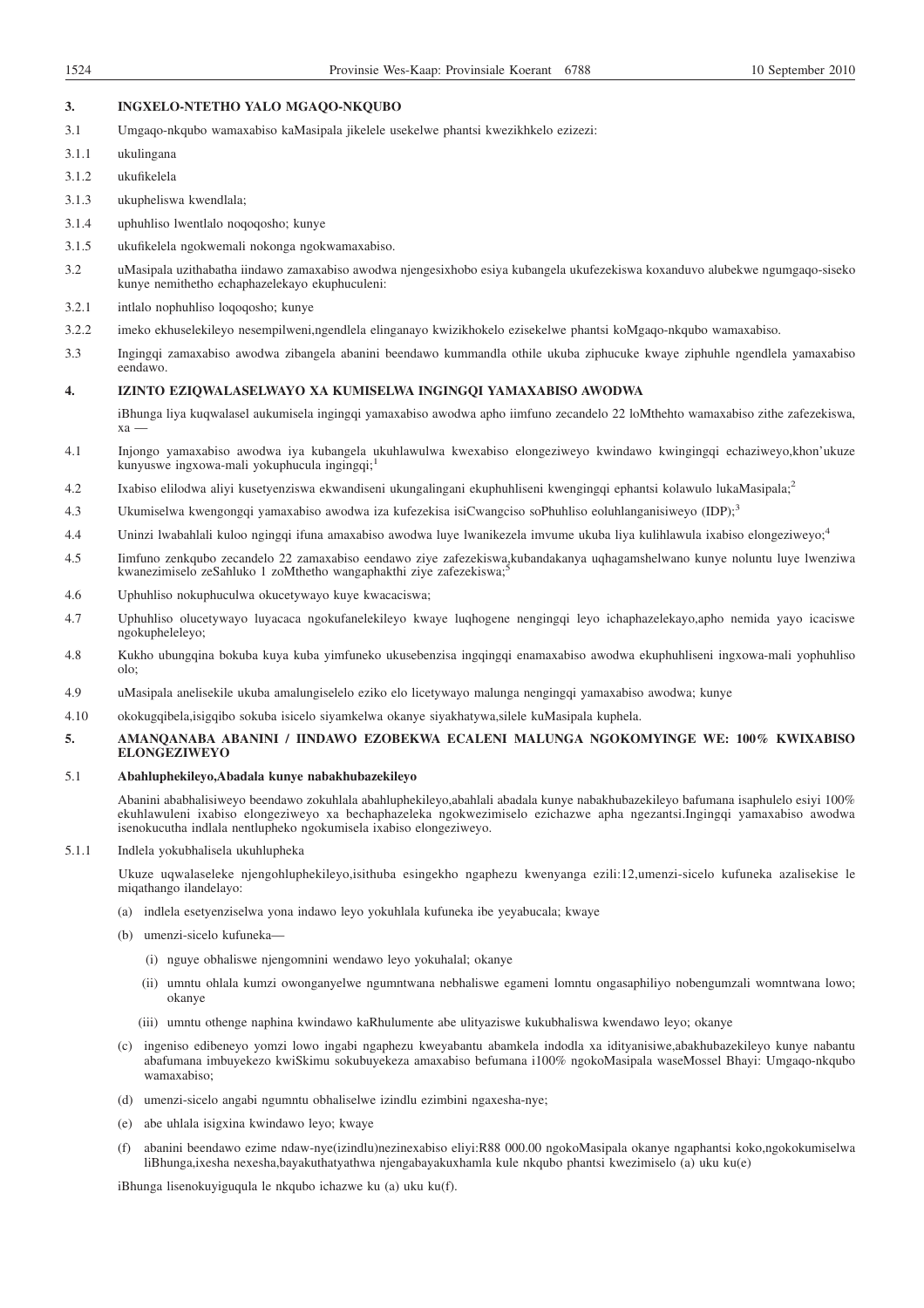## 3. INGXELO-NTETHO YALO MGAQO-NKQUBO

3.1 Umgaqo-nkqubo wamaxabiso kaMasipala jikelele usekelwe phantsi kwezikhkelo ezizezi:

3.1.1 ukulingana

3.1.2 ukufikelela

3.1.3 ukupheliswa kwendlala;

3.1.4 uphuhliso lwentlalo noqoqosho; kunye

3.1.5 ukufikelela ngokwemali nokonga ngokwamaxabiso.

3.2 uMasipala uzithabatha iindawo zamaxabiso awodwa njengesixhobo esiya kubangela ukufezekiswa koxanduvo alubekwe ngumgaqo-siseko kunye nemithetho echaphazelekayo ekuphuculeni:

3.2.1 intlalo nophuhliso loqoqosho; kunye

3.2.2 imeko ekhuselekileyo nesempilweni,ngendlela elinganayo kwizikhokelo ezisekelwe phantsi koMgaqo-nkqubo wamaxabiso.

3.3 Ingingqi zamaxabiso awodwa zibangela abanini beendawo kummandla othile ukuba ziphucuke kwaye ziphuhle ngendlela yamaxabiso eendawo.

## 4. IZINTO EZIQWALASELWAYO XA KUMISELWA INGINGQI YAMAXABISO AWODWA

iBhunga liya kuqwalasel aukumisela ingingqi yamaxabiso awodwa apho iimfuno zecandelo 22 loMthehto wamaxabiso zithe zafezekiswa, xa —

4.1 Injongo yamaxabiso awodwa iya kubangela ukuhlawulwa kwexabiso elongeziweyo kwindawo kwingingqi echaziweyo,khon'ukuze kunyuswe ingxowa-mali yokuphucula ingingqi;[1]

4.2 Ixabiso elilodwa aliyi kusetyenziswa ekwandiseni ukungalingani ekuphuhliseni kwengingqi ephantsi kolawulo lukaMasipala;[2]

4.3 Ukumiselwa kwengongqi yamaxabiso awodwa iza kufezekisa isiCwangciso soPhuhliso eoluhlanganisiweyo (IDP);[3]

4.4 Uninzi lwabahlali kuloo ngingqi ifuna amaxabiso awodwa luye lwanikezela imvume ukuba liya kulihlawula ixabiso elongeziweyo;[4]

4.5 Iimfuno zenkqubo zecandelo 22 zamaxabiso eendawo ziye zafezekiswa,kubandakanya uqhagamshelwano kunye noluntu luye lwenziwa kwanezimiselo zeSahluko 1 zoMthetho wangaphakthi ziye zafezekiswa;[5]

4.6 Uphuhliso nokuphuculwa okucetywayo kuye kwacaciswa;

4.7 Uphuhliso olucetywayo luyacaca ngokufanelekileyo kwaye luqhogene nengingqi leyo ichaphazelekayo,apho nemida yayo icaciswe ngokupheleleyo;

4.8 Kukho ubungqina bokuba kuya kuba yimfuneko ukusebenzisa ingqingqi enamaxabiso awodwa ekuphuhliseni ingxowa-mali yophuhliso olo;

4.9 uMasipala anelisekile ukuba amalungiselelo eziko elo licetywayo malunga nengingqi yamaxabiso awodwa; kunye

4.10 okokugqibela,isigqibo sokuba isicelo siyamkelwa okanye siyakhatywa,silele kuMasipala kuphela.

## 5. AMANQANABA ABANINI / IINDAWO EZOBEKWA ECALENI MALUNGA NGOKOMYINGE WE: 100% KWIXABISO ELONGEZIWEYO

### 5.1 Abahluphekileyo,Abadala kunye nabakhubazekileyo

Abanini ababhalisiweyo beendawo zokuhlala abahluphekileyo,abahlali abadala kunye nabakhubazekileyo bafumana isaphulelo esiyi 100% ekuhlawuleni ixabiso elongeziweyo xa bechaphazeleka ngokwezimiselo ezichazwe apha ngezantsi.Ingingqi yamaxabiso awodwa isenokucutha indlala nentlupheko ngokumisela ixabiso elongeziweyo.

5.1.1 Indlela yokubhalisela ukuhlupheka

Ukuze uqwalaseleke njengohluphekileyo,isithuba esingekho ngaphezu kwenyanga ezili:12,umenzi-sicelo kufuneka azalisekise le miqathango ilandelayo:

(a) indlela esetyenziselwa yona indawo leyo yokuhlala kufuneka ibe yeyabucala; kwaye

(b) umenzi-sicelo kufuneka—

(i) nguye obhaliswe njengomnini wendawo leyo yokuhalal; okanye

(ii) umntu ohlala kumzi owonganyelwe ngumntwana nebhaliswe egameni lomntu ongasaphiliyo nobengumzali womntwana lowo; okanye

(iii) umntu othenge naphina kwindawo kaRhulumente abe ulityaziswe kukubhaliswa kwendawo leyo; okanye

(c) ingeniso edibeneyo yomzi lowo ingabi ngaphezu kweyabantu abamkela indodla xa idityanisiwe,abakhubazekileyo kunye nabantu abafumana imbuyekezo kwiSkimu sokubuyekeza amaxabiso befumana i100% ngokoMasipala waseMossel Bhayi: Umgaqo-nkqubo wamaxabiso;

(d) umenzi-sicelo angabi ngumntu obhaliselwe izindlu ezimbini ngaxesha-nye;

(e) abe uhlala isigxina kwindawo leyo; kwaye

(f) abanini beendawo ezime ndaw-nye(izindlu)nezinexabiso eliyi:R88 000.00 ngokoMasipala okanye ngaphantsi koko,ngokokumiselwa liBhunga,ixesha nexesha,bayakuthatyathwa njengabayakuxhamla kule nkqubo phantsi kwezimiselo (a) uku ku(e)

iBhunga lisenokuyiguqula le nkqubo ichazwe ku (a) uku ku(f).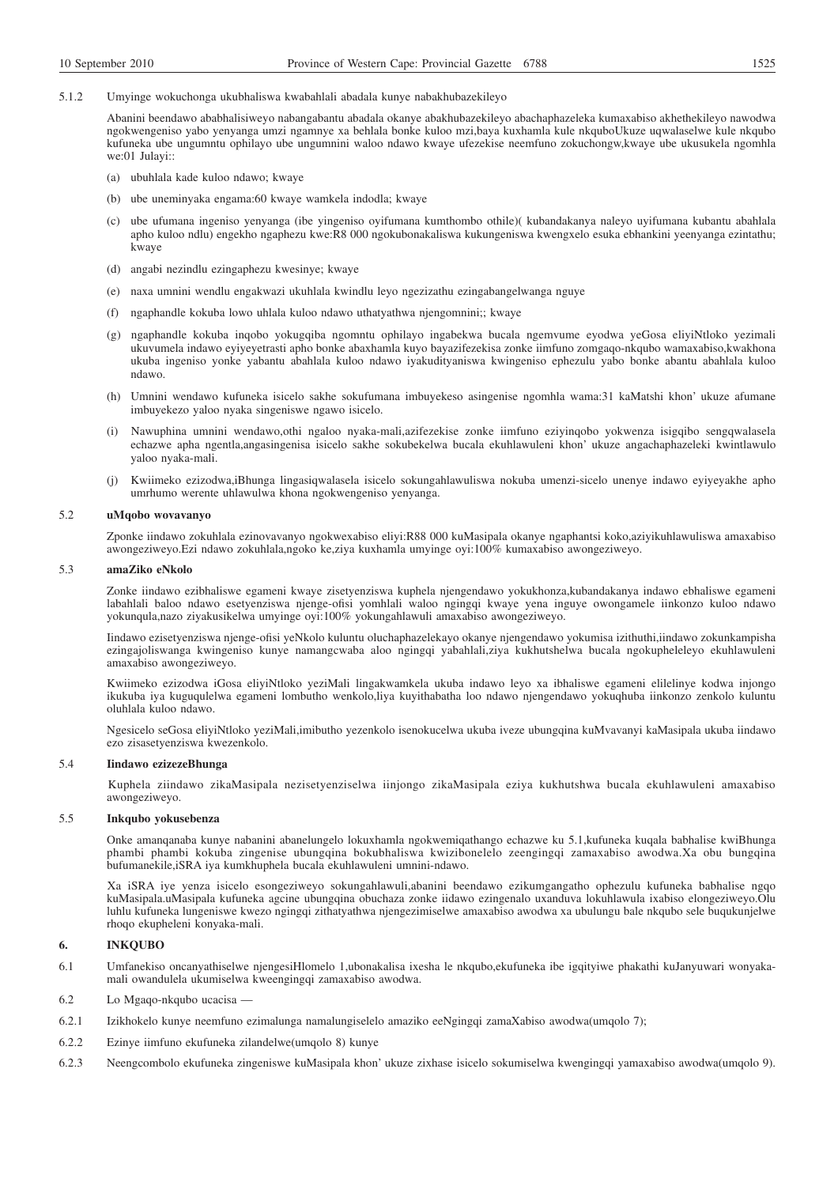5.1.2 Umyinge wokuchonga ukubhaliswa kwabahlali abadala kunye nabakhubazekileyo

Abanini beendawo ababhalisiweyo nabangabantu abadala okanye abakhubazekileyo abachaphazeleka kumaxabiso akhethekileyo nawodwa ngokwengeniso yabo yenyanga umzi ngamnye xa behlala bonke kuloo mzi,baya kuxhamla kule nkqubo​Ukuze uqwalaselwe kule nkqubo kufuneka ube ungumntu ophilayo ube ungumnini waloo ndawo kwaye ufezekise neemfuno zokuchongw,kwaye ube ukusukela ngomhla we:01 Julayi::

(a) ubuhlala kade kuloo ndawo; kwaye

(b) ube uneminyaka engama:60 kwaye wamkela indodla; kwaye

(c) ube ufumana ingeniso yenyanga (ibe yingeniso oyifumana kumthombo othile)( kubandakanya naleyo uyifumana kubantu abahlala apho kuloo ndlu) engekho ngaphezu kwe:R8 000 ngokubonakaliswa kukungeniswa kwengxelo esuka ebhankini yeenyanga ezintathu; kwaye

(d) angabi nezindlu ezingaphezu kwesinye; kwaye

(e) naxa umnini wendlu engakwazi ukuhlala kwindlu leyo ngezizathu ezingabangelwanga nguye

(f) ngaphandle kokuba lowo uhlala kuloo ndawo uthatyathwa njengomnini;; kwaye

(g) ngaphandle kokuba inqobo yokugqiba ngomntu ophilayo ingabekwa bucala ngemvume eyodwa yeGosa eliyiNtloko yezimali ukuvumela indawo eyiyeyetrasti apho bonke abaxhamla kuyo bayazifezekisa zonke iimfuno zomgaqo-nkqubo wamaxabiso,kwakhona ukuba ingeniso yonke yabantu abahlala kuloo ndawo iyakudityaniswa kwingeniso ephezulu yabo bonke abantu abahlala kuloo ndawo.

(h) Umnini wendawo kufuneka isicelo sakhe sokufumana imbuyekeso asingenise ngomhla wama:31 kaMatshi khon' ukuze afumane imbuyekezo yaloo nyaka singeniswe ngawo isicelo.

(i) Nawuphina umnini wendawo,othi ngaloo nyaka-mali,azifezekise zonke iimfuno eziyinqobo yokwenza isigqibo sengqwalasela echazwe apha ngentla,angasingenisa isicelo sakhe sokubekelwa bucala ekuhlawuleni khon' ukuze angachaphazeleki kwintlawulo yaloo nyaka-mali.

(j) Kwiimeko ezizodwa,iBhunga lingasiqwalasela isicelo sokungahlawuliswa nokuba umenzi-sicelo unenye indawo eyiyeyakhe apho umrhumo werente uhlawulwa khona ngokwengeniso yenyanga.

5.2 **uMqobo wovavanyo**

Zponke iindawo zokuhlala ezinovavanyo ngokwexabiso eliyi:R88 000 kuMasipala okanye ngaphantsi koko,aziyikuhlawuliswa amaxabiso awongeziweyo.Ezi ndawo zokuhlala,ngoko ke,ziya kuxhamla umyinge oyi:100% kumaxabiso awongeziweyo.

5.3 **amaZiko eNkolo**

Zonke iindawo ezibhaliswe egameni kwaye zisetyenziswa kuphela njengendawo yokukhonza,kubandakanya indawo ebhaliswe egameni labahlali baloo ndawo esetyenziswa njenge-ofisi yomhlali waloo ngingqi kwaye yena inguye owongamele iinkonzo kuloo ndawo yokunqula,nazo ziyakusikelwa umyinge oyi:100% yokungahlawuli amaxabiso awongeziweyo.

Iindawo ezisetyenziswa njenge-ofisi yeNkolo kuluntu oluchaphazelekayo okanye njengendawo yokumisa izithuthi,iindawo zokunkampisha ezingajoliswanga kwingeniso kunye namangcwaba aloo ngingqi yabahlali,ziya kukhutshelwa bucala ngokupheleleyo ekuhlawuleni amaxabiso awongeziweyo.

Kwiimeko ezizodwa iGosa eliyiNtloko yeziMali lingakwamkela ukuba indawo leyo xa ibhaliswe egameni elilelinye kodwa injongo ikukuba iya kuguqulelwa egameni lombutho wenkolo,liya kuyithabatha loo ndawo njengendawo yokuqhuba iinkonzo zenkolo kuluntu oluhlala kuloo ndawo.

Ngesicelo seGosa eliyiNtloko yeziMali,imibutho yezenkolo isenokucelwa ukuba iveze ubungqina kuMvavanyi kaMasipala ukuba iindawo ezo zisasetyenziswa kwezenkolo.

5.4 **Iindawo ezizezeBhunga**

Kuphela ziindawo zikaMasipala nezisetyenziselwa iinjongo zikaMasipala eziya kukhutshwa bucala ekuhlawuleni amaxabiso awongeziweyo.

5.5 **Inkqubo yokusebenza**

Onke amanqanaba kunye nabanini abanelungelo lokuxhamla ngokwemiqathango echazwe ku 5.1,kufuneka kuqala babhalise kwiBhunga phambi phambi kokuba zingenise ubungqina bokubhaliswa kwizibonelelo zeengingqi zamaxabiso awodwa.Xa obu bungqina bufumanekile,iSRA iya kumkhuphela bucala ekuhlawuleni umnini-ndawo.

Xa iSRA iye yenza isicelo esongeziweyo sokungahlawuli,abanini beendawo ezikumgangatho ophezulu kufuneka babhalise ngqo kuMasipala.uMasipala kufuneka agcine ubungqina obuchaza zonke iidawo ezingenalo uxanduva lokuhlawula ixabiso elongeziweyo.Olu luhlu kufuneka lungeniswe kwezo ngingqi zithatyathwa njengezimiselwe amaxabiso awodwa xa ubulungu bale nkqubo sele buqukunjelwe rhoqo ekupheleni konyaka-mali.

## 6. INKQUBO

6.1 Umfanekiso oncanyathiselwe njengesiHlomelo 1,ubonakalisa ixesha le nkqubo,ekufuneka ibe igqityiwe phakathi kuJanyuwari wonyaka-mali owandulela ukumiselwa kweengingqi zamaxabiso awodwa.

6.2 Lo Mgaqo-nkqubo ucacisa —

6.2.1 Izikhokelo kunye neemfuno ezimalunga namalungiselelo amaziko eeNgingqi zamaXabiso awodwa(umqolo 7);

6.2.2 Ezinye iimfuno ekufuneka zilandelwe(umqolo 8) kunye

6.2.3 Neengcombolo ekufuneka zingeniswe kuMasipala khon' ukuze zixhase isicelo sokumiselwa kwengingqi yamaxabiso awodwa(umqolo 9).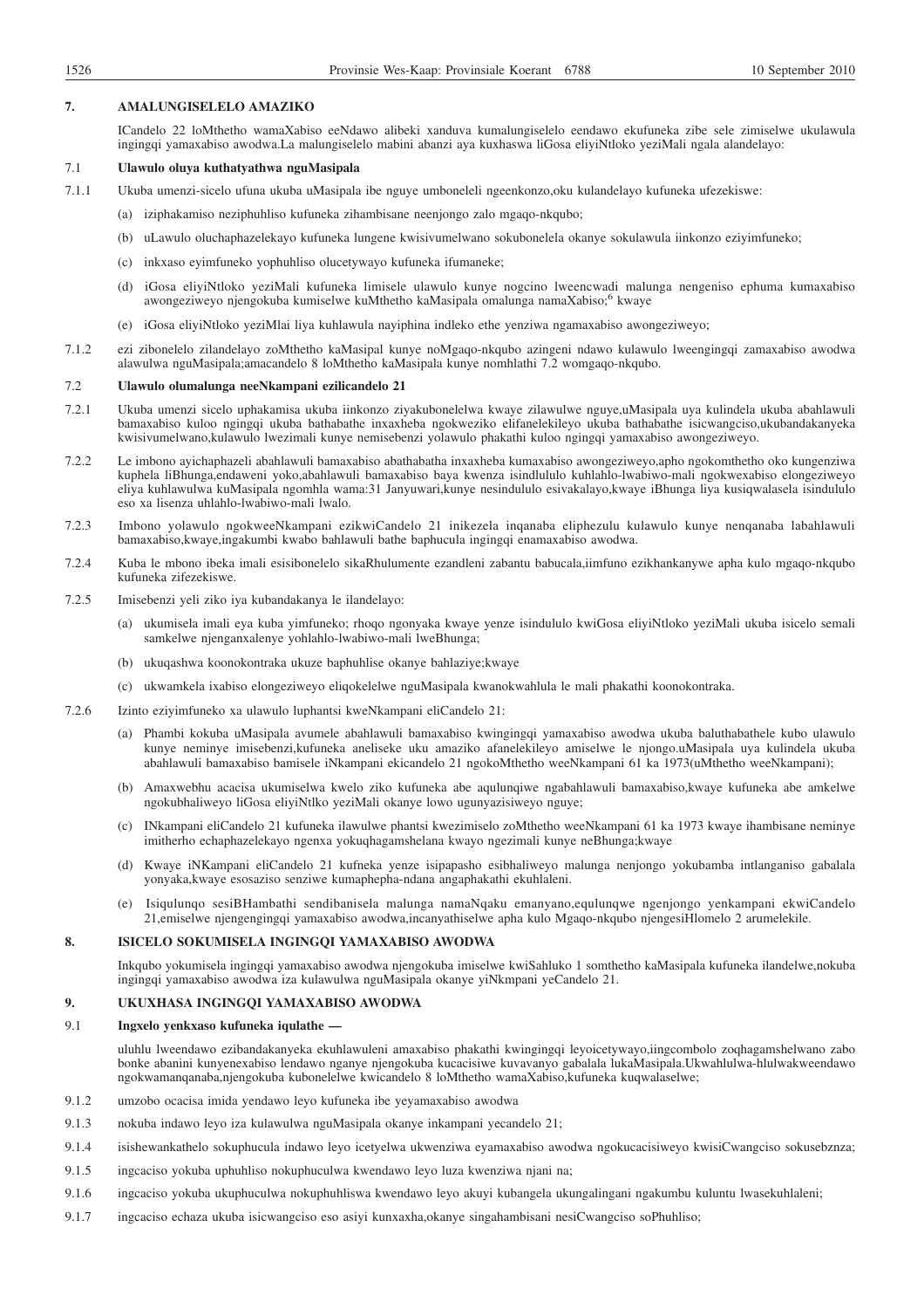## 7. AMALUNGISELELO AMAZIKO

ICandelo 22 loMthetho wamaXabiso eeNdawo alibeki xanduva kumalungiselelo eendawo ekufuneka zibe sele zimiselwe ukulawula ingingqi yamaxabiso awodwa.La malungiselelo mabini abanzi aya kuxhaswa liGosa eliyiNtloko yeziMali ngala alandelayo:

### 7.1 Ulawulo oluya kuthatyathwa nguMasipala

7.1.1 Ukuba umenzi-sicelo ufuna ukuba uMasipala ibe nguye umboneleli ngeenkonzo,oku kulandelayo kufuneka ufezekiswe:

(a) iziphakamiso neziphuhliso kufuneka zihambisane neenjongo zalo mgaqo-nkqubo;

(b) uLawulo oluchaphazelekayo kufuneka lungene kwisivumelwano sokubonelela okanye sokulawula iinkonzo eziyimfuneko;

(c) inkxaso eyimfuneko yophuhliso olucetywayo kufuneka ifumaneke;

(d) iGosa eliyiNtloko yeziMali kufuneka limisele ulawulo kunye nogcino lweencwadi malunga nengeniso ephuma kumaxabiso awongeziweyo njengokuba kumiselwe kuMthetho kaMasipala omalunga namaXabiso;[6] kwaye

(e) iGosa eliyiNtloko yeziMlai liya kuhlawula nayiphina indleko ethe yenziwa ngamaxabiso awongeziweyo;

7.1.2 ezi zibonelelo zilandelayo zoMthetho kaMasipal kunye noMgaqo-nkqubo azingeni ndawo kulawulo lweengingqi zamaxabiso awodwa alawulwa nguMasipala;amacandelo 8 loMthetho kaMasipala kunye nomhlathi 7.2 womgaqo-nkqubo.

### 7.2 Ulawulo olumalunga neeNkampani ezilicandelo 21

7.2.1 Ukuba umenzi sicelo uphakamisa ukuba iinkonzo ziyakubonelelwa kwaye zilawulwe nguye,uMasipala uya kulindela ukuba abahlawuli bamaxabiso kuloo ngingqi ukuba bathabathe inxaxheba ngokweziko elifanelekileyo ukuba bathabathe isicwangciso,ukubandakanyeka kwisivumelwano,kulawulo lwezimali kunye nemisebenzi yolawulo phakathi kuloo ngingqi yamaxabiso awongeziweyo.

7.2.2 Le imbono ayichaphazeli abahlawuli bamaxabiso abathabatha inxaxheba kumaxabiso awongeziweyo,apho ngokomthetho oko kungenziwa kuphela liBhunga,endaweni yoko,abahlawuli bamaxabiso baya kwenza isindlululo kuhlahlo-lwabiwo-mali ngokwexabiso elongeziweyo eliya kuhlawulwa kuMasipala ngomhla wama:31 Janyuwari,kunye nesindululo esivakalayo,kwaye iBhunga liya kusiqwalasela isindululo eso xa lisenza uhlahlo-lwabiwo-mali lwalo.

7.2.3 Imbono yolawulo ngokweeNkampani ezikwiCandelo 21 inikezela inqanaba eliphezulu kulawulo kunye nenqanaba labahlawuli bamaxabiso,kwaye,ingakumbi kwabo bahlawuli bathe baphucula ingingqi enamaxabiso awodwa.

7.2.4 Kuba le mbono ibeka imali esisibonelelo sikaRhulumente ezandleni zabantu babucala,iimfuno ezikhankanywe apha kulo mgaqo-nkqubo kufuneka zifezekiswe.

7.2.5 Imisebenzi yeli ziko iya kubandakanya le ilandelayo:

(a) ukumisela imali eya kuba yimfuneko; rhoqo ngonyaka kwaye yenze isindululo kwiGosa eliyiNtloko yeziMali ukuba isicelo semali samkelwe njenganxalenye yohlahlo-lwabiwo-mali lweBhunga;

(b) ukuqashwa koonokontraka ukuze baphuhlise okanye bahlaziye;kwaye

(c) ukwamkela ixabiso elongeziweyo eliqokelelwe nguMasipala kwanokwahlula le mali phakathi koonokontraka.

7.2.6 Izinto eziyimfuneko xa ulawulo luphantsi kweNkampani eliCandelo 21:

(a) Phambi kokuba uMasipala avumele abahlawuli bamaxabiso kwingingqi yamaxabiso awodwa ukuba baluthabathele kubo ulawulo kunye neminye imisebenzi,kufuneka aneliseke uku amaziko afanelekileyo amiselwe le njongo.uMasipala uya kulindela ukuba abahlawuli bamaxabiso bamisele iNkampani ekicandelo 21 ngokoMthetho weeNkampani 61 ka 1973(uMthetho weeNkampani);

(b) Amaxwebhu acacisa ukumiselwa kwelo ziko kufuneka abe aqulunqiwe ngabahlawuli bamaxabiso,kwaye kufuneka abe amkelwe ngokubhaliweyo liGosa eliyiNtlko yeziMali okanye lowo ugunyazisiweyo nguye;

(c) INkampani eliCandelo 21 kufuneka ilawulwe phantsi kwezimiselo zoMthetho weeNkampani 61 ka 1973 kwaye ihambisane neminye imitherho echaphazelekayo ngenxa yokuqhagamshelana kwayo ngezimali kunye neBhunga;kwaye

(d) Kwaye iNKampani eliCandelo 21 kufneka yenze isipapasho esibhaliweyo malunga nenjongo yokubamba intlanganiso gabalala yonyaka,kwaye esosaziso senziwe kumaphepha-ndana angaphakathi ekuhlaleni.

(e) Isiqulunqo sesiBHambathi sendibanisela malunga namaNqaku emanyano,equlunqwe ngenjongo yenkampani ekwiCandelo 21,emiselwe njengengingqi yamaxabiso awodwa,incanyathiselwe apha kulo Mgaqo-nkqubo njengesiHlomelo 2 arumelekile.

## 8. ISICELO SOKUMISELA INGINGQI YAMAXABISO AWODWA

Inkqubo yokumisela ingingqi yamaxabiso awodwa njengokuba imiselwe kwiSahluko 1 somthetho kaMasipala kufuneka ilandelwe,nokuba ingingqi yamaxabiso awodwa iza kulawulwa nguMasipala okanye yiNkampani yeCandelo 21.

## 9. UKUXHASA INGINGQI YAMAXABISO AWODWA

### 9.1 Ingxelo yenkxaso kufuneka iqulathe —

uluhlu lweendawo ezibandakanyeka ekuhlawuleni amaxabiso phakathi kwingingqi leyoicetywayo,iingcombolo zoqhagamshelwano zabo bonke abanini kunyenexabiso lendawo nganye njengokuba kucacisiwe kuvavanyo gabalala lukaMasipala.Ukwahlulwa-hlulwakweendawo ngokwamanqanaba,njengokuba kubonelelwe kwicandelo 8 loMthetho wamaXabiso,kufuneka kuqwalaselwe;

9.1.2 umzobo ocacisa imida yendawo leyo kufuneka ibe yeyamaxabiso awodwa

9.1.3 nokuba indawo leyo iza kulawulwa nguMasipala okanye inkampani yecandelo 21;

9.1.4 isishewankathelo sokuphucula indawo leyo icetyelwa ukwenziwa eyamaxabiso awodwa ngokucacisiweyo kwisiCwangciso sokusebznza;

9.1.5 ingcaciso yokuba uphuhliso nokuphuculwa kwendawo leyo luza kwenziwa njani na;

9.1.6 ingcaciso yokuba ukuphuculwa nokuphuhliswa kwendawo leyo akuyi kubangela ukungalingani ngakumbu kuluntu lwasekuhlaleni;

9.1.7 ingcaciso echaza ukuba isicwangciso eso asiyi kunxaxha,okanye singahambisani nesiCwangciso soPhuhliso;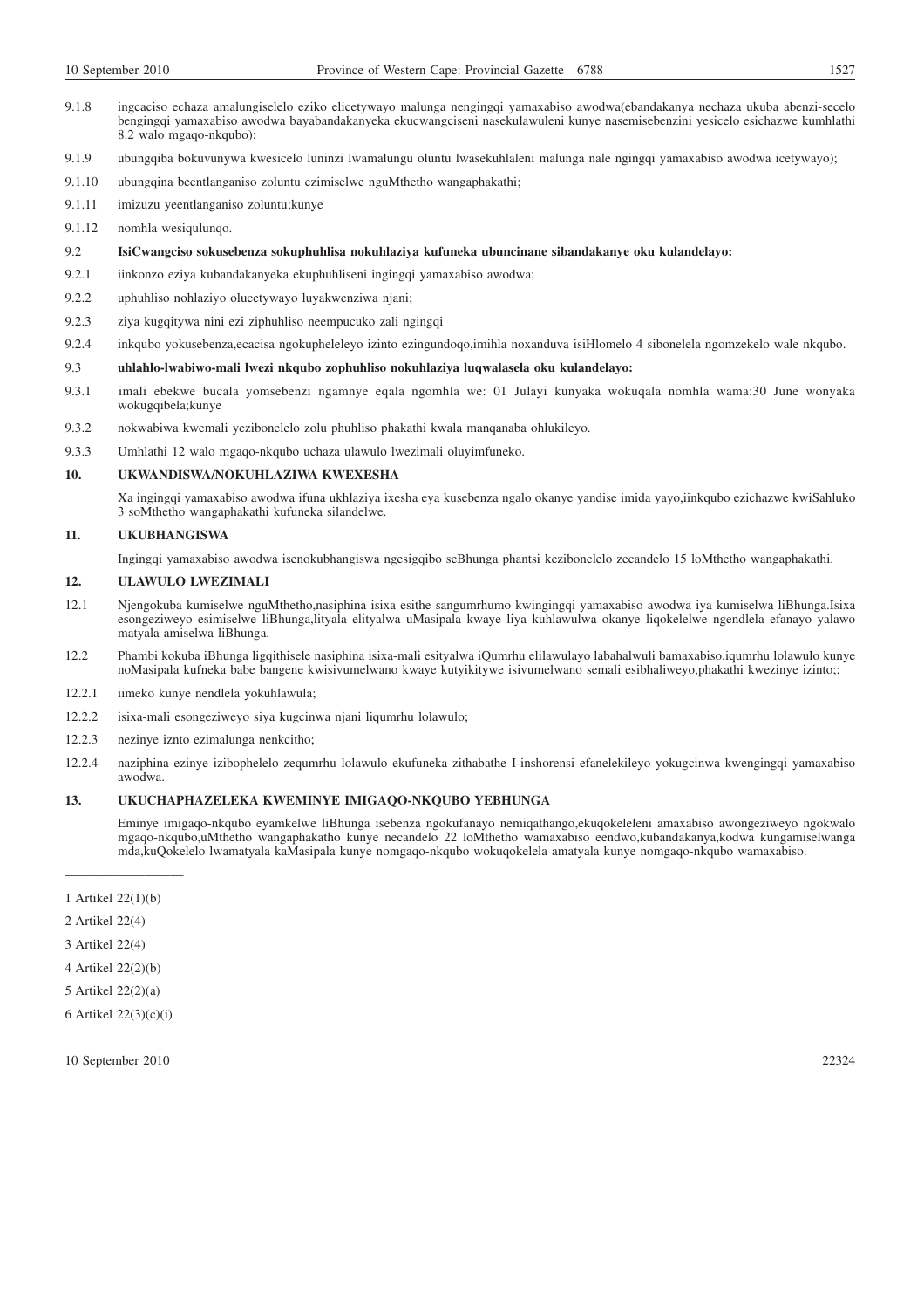9.1.8 ingcaciso echaza amalungiselelo eziko elicetywayo malunga nengingqi yamaxabiso awodwa(ebandakanya nechaza ukuba abenzi-secelo bengingqi yamaxabiso awodwa bayabandakanyeka ekucwangciseni nasekulawuleni kunye nasemisebenzini yesicelo esichazwe kumhlathi 8.2 walo mgaqo-nkqubo);

9.1.9 ubungqiba bokuvunywa kwesicelo luninzi lwamalungu oluntu lwasekuhlaleni malunga nale ngingqi yamaxabiso awodwa icetywayo);

9.1.10 ubungqina beentlanganiso zoluntu ezimiselwe nguMthetho wangaphakathi;

9.1.11 imizuzu yeentlanganiso zoluntu;kunye

9.1.12 nomhla wesiqulunqo.

9.2 **IsiCwangciso sokusebenza sokuphuhlisa nokuhlaziya kufuneka ubuncinane sibandakanye oku kulandelayo:**

9.2.1 iinkonzo eziya kubandakanyeka ekuphuhliseni ingingqi yamaxabiso awodwa;

9.2.2 uphuhliso nohlaziyo olucetywayo luyakwenziwa njani;

9.2.3 ziya kugqitywa nini ezi ziphuhliso neempucuko zali ngingqi

9.2.4 inkqubo yokusebenza,ecacisa ngokupheleleyo izinto ezingundoqo,imihla noxanduva isiHlomelo 4 sibonelela ngomzekelo wale nkqubo.

9.3 **uhlahlo-lwabiwo-mali lwezi nkqubo zophuhliso nokuhlaziya luqwalasela oku kulandelayo:**

9.3.1 imali ebekwe bucala yomsebenzi ngamnye eqala ngomhla we: 01 Julayi kunyaka wokuqala nomhla wama:30 June wonyaka wokugqibela;kunye

9.3.2 nokwabiwa kwemali yezibonelelo zolu phuhliso phakathi kwala manqanaba ohlukileyo.

9.3.3 Umhlathi 12 walo mgaqo-nkqubo uchaza ulawulo lwezimali oluyimfuneko.

## 10. UKWANDISWA/NOKUHLAZIWA KWEXESHA

Xa ingingqi yamaxabiso awodwa ifuna ukhlaziya ixesha eya kusebenza ngalo okanye yandise imida yayo,iinkqubo ezichazwe kwiSahluko 3 soMthetho wangaphakathi kufuneka silandelwe.

## 11. UKUBHANGISWA

Ingingqi yamaxabiso awodwa isenokubhangiswa ngesigqibo seBhunga phantsi kezibonelelo zecandelo 15 loMthetho wangaphakathi.

## 12. ULAWULO LWEZIMALI

12.1 Njengokuba kumiselwe nguMthetho,nasiphina isixa esithe sangumrhumo kwingingqi yamaxabiso awodwa iya kumiselwa liBhunga.Isixa esongeziweyo esimiselwe liBhunga,lityala elityalwa uMasipala kwaye liya kuhlawulwa okanye liqokelelwe ngendlela efanayo yalawo matyala amiselwa liBhunga.

12.2 Phambi kokuba iBhunga ligqithisele nasiphina isixa-mali esityalwa iQumrhu elilawulayo labahalwuli bamaxabiso,iqumrhu lolawulo kunye noMasipala kufneka babe bangene kwisivumelwano kwaye kutyikitywe isivumelwano semali esibhaliweyo,phakathi kwezinye izinto;:

12.2.1 iimeko kunye nendlela yokuhlawula;

12.2.2 isixa-mali esongeziweyo siya kugcinwa njani liqumrhu lolawulo;

12.2.3 nezinye iznto ezimalunga nenkcitho;

12.2.4 naziphina ezinye izibophelelo zequmrhu lolawulo ekufuneka zithabathe I-inshorensi efanelekileyo yokugcinwa kwengingqi yamaxabiso awodwa.

## 13. UKUCHAPHAZELEKA KWEMINYE IMIGAQO-NKQUBO YEBHUNGA

Eminye imigaqo-nkqubo eyamkelwe liBhunga isebenza ngokufanayo nemiqathango,ekuqokeleleni amaxabiso awongeziweyo ngokwalo mgaqo-nkqubo,uMthetho wangaphakatho kunye necandelo 22 loMthetho wamaxabiso eendwo,kubandakanya,kodwa kungamiselwanga mda,kuQokelelo lwamatyala kaMasipala kunye nomgaqo-nkqubo wokuqokelela amatyala kunye nomgaqo-nkqubo wamaxabiso.

---

1 Artikel 22(1)(b)

2 Artikel 22(4)

3 Artikel 22(4)

4 Artikel 22(2)(b)

5 Artikel 22(2)(a)

6 Artikel 22(3)(c)(i)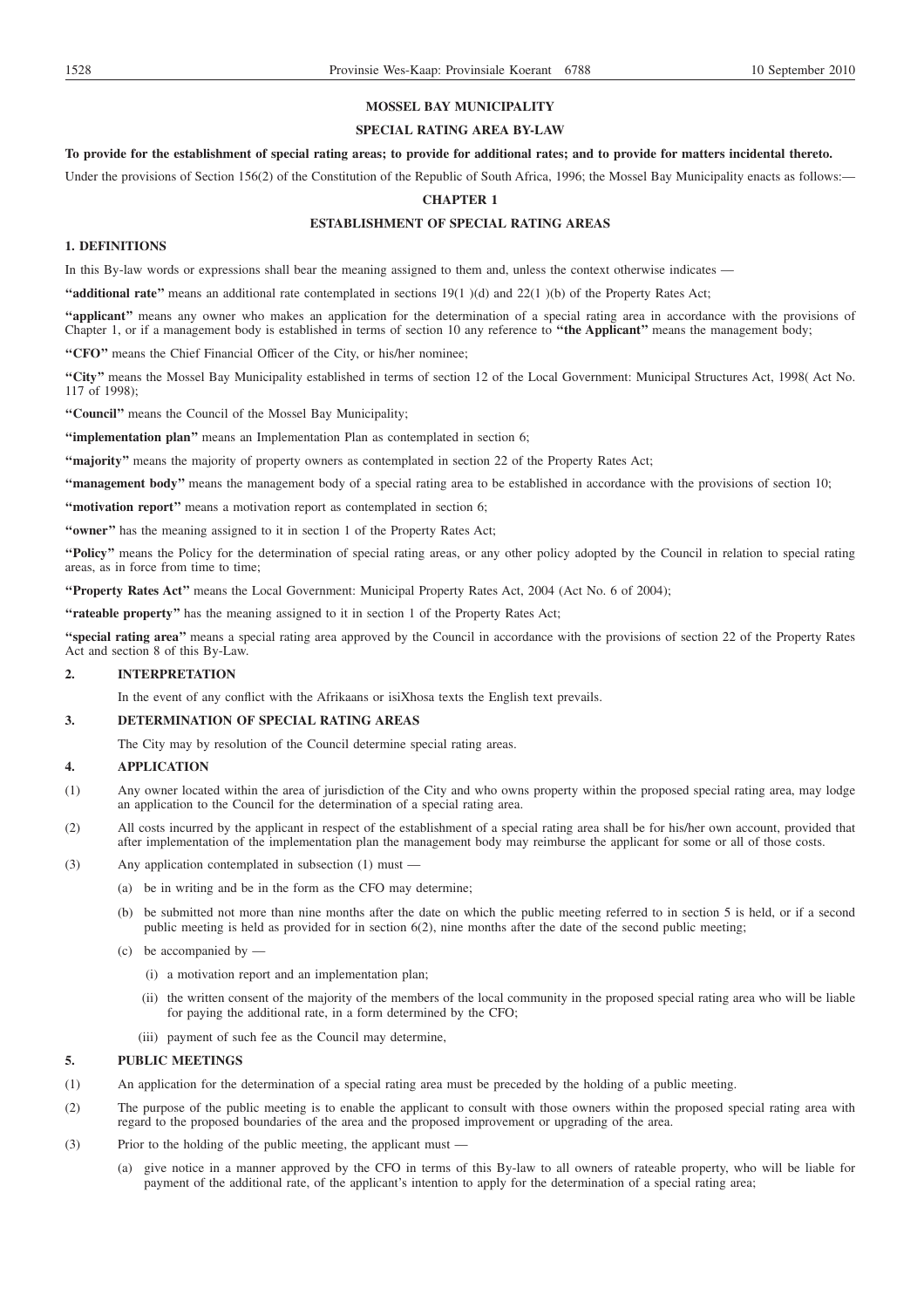**MOSSEL BAY MUNICIPALITY**

**SPECIAL RATING AREA BY-LAW**

**To provide for the establishment of special rating areas; to provide for additional rates; and to provide for matters incidental thereto.**

Under the provisions of Section 156(2) of the Constitution of the Republic of South Africa, 1996; the Mossel Bay Municipality enacts as follows:—

**CHAPTER 1**

**ESTABLISHMENT OF SPECIAL RATING AREAS**

**1. DEFINITIONS**

In this By-law words or expressions shall bear the meaning assigned to them and, unless the context otherwise indicates —

**"additional rate"** means an additional rate contemplated in sections 19(1 )(d) and 22(1 )(b) of the Property Rates Act;

**"applicant"** means any owner who makes an application for the determination of a special rating area in accordance with the provisions of Chapter 1, or if a management body is established in terms of section 10 any reference to **"the Applicant"** means the management body;

**"CFO"** means the Chief Financial Officer of the City, or his/her nominee;

**"City"** means the Mossel Bay Municipality established in terms of section 12 of the Local Government: Municipal Structures Act, 1998( Act No. 117 of 1998);

**"Council"** means the Council of the Mossel Bay Municipality;

**"implementation plan"** means an Implementation Plan as contemplated in section 6;

**"majority"** means the majority of property owners as contemplated in section 22 of the Property Rates Act;

**"management body"** means the management body of a special rating area to be established in accordance with the provisions of section 10;

**"motivation report"** means a motivation report as contemplated in section 6;

**"owner"** has the meaning assigned to it in section 1 of the Property Rates Act;

**"Policy"** means the Policy for the determination of special rating areas, or any other policy adopted by the Council in relation to special rating areas, as in force from time to time;

**"Property Rates Act"** means the Local Government: Municipal Property Rates Act, 2004 (Act No. 6 of 2004);

**"rateable property"** has the meaning assigned to it in section 1 of the Property Rates Act;

**"special rating area"** means a special rating area approved by the Council in accordance with the provisions of section 22 of the Property Rates Act and section 8 of this By-Law.

**2. INTERPRETATION**

In the event of any conflict with the Afrikaans or isiXhosa texts the English text prevails.

**3. DETERMINATION OF SPECIAL RATING AREAS**

The City may by resolution of the Council determine special rating areas.

**4. APPLICATION**

(1) Any owner located within the area of jurisdiction of the City and who owns property within the proposed special rating area, may lodge an application to the Council for the determination of a special rating area.

(2) All costs incurred by the applicant in respect of the establishment of a special rating area shall be for his/her own account, provided that after implementation of the implementation plan the management body may reimburse the applicant for some or all of those costs.

(3) Any application contemplated in subsection (1) must —

(a) be in writing and be in the form as the CFO may determine;

(b) be submitted not more than nine months after the date on which the public meeting referred to in section 5 is held, or if a second public meeting is held as provided for in section 6(2), nine months after the date of the second public meeting;

(c) be accompanied by —

(i) a motivation report and an implementation plan;

(ii) the written consent of the majority of the members of the local community in the proposed special rating area who will be liable for paying the additional rate, in a form determined by the CFO;

(iii) payment of such fee as the Council may determine,

**5. PUBLIC MEETINGS**

(1) An application for the determination of a special rating area must be preceded by the holding of a public meeting.

(2) The purpose of the public meeting is to enable the applicant to consult with those owners within the proposed special rating area with regard to the proposed boundaries of the area and the proposed improvement or upgrading of the area.

(3) Prior to the holding of the public meeting, the applicant must —

(a) give notice in a manner approved by the CFO in terms of this By-law to all owners of rateable property, who will be liable for payment of the additional rate, of the applicant's intention to apply for the determination of a special rating area;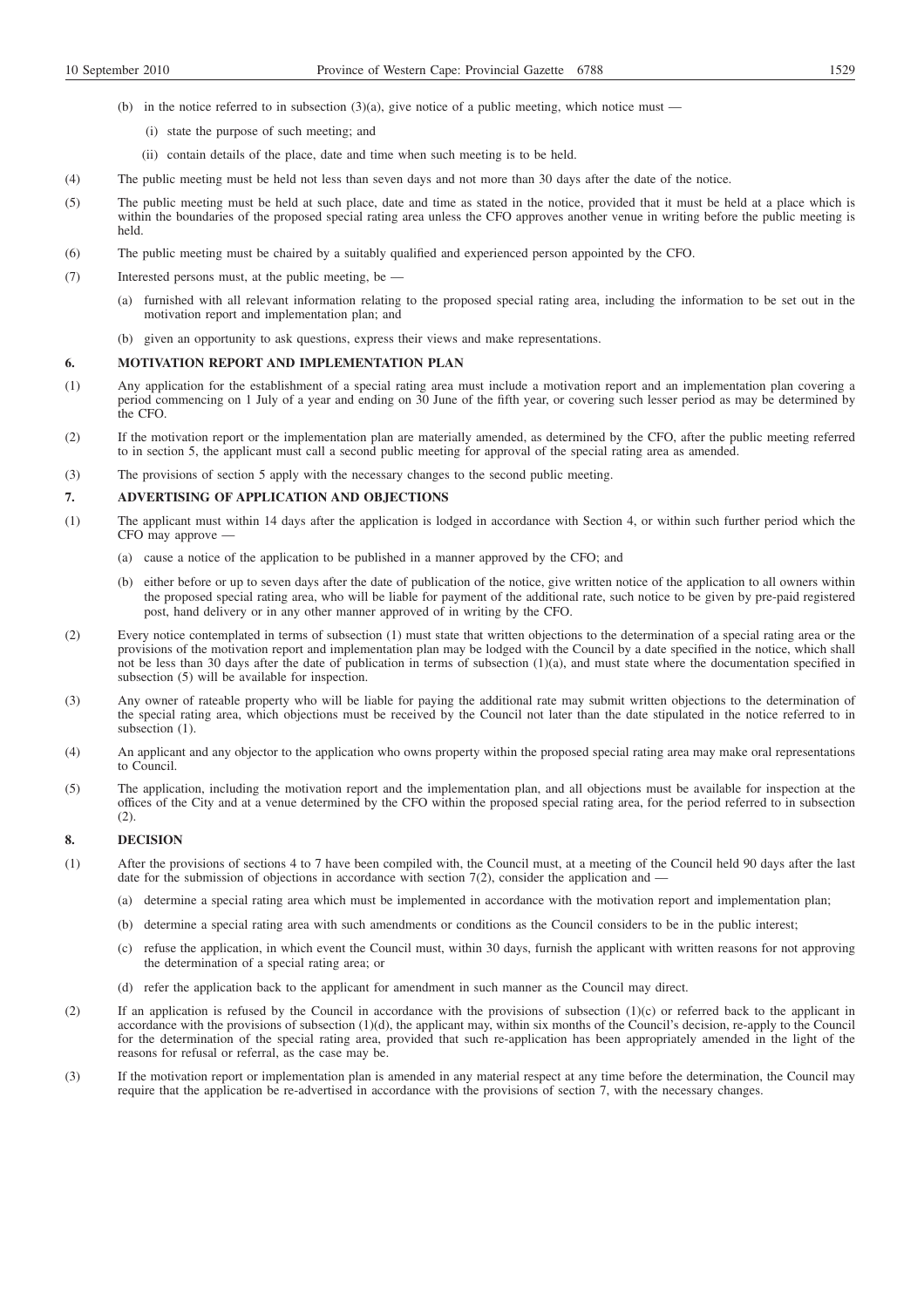(b) in the notice referred to in subsection (3)(a), give notice of a public meeting, which notice must —

(i) state the purpose of such meeting; and

(ii) contain details of the place, date and time when such meeting is to be held.

(4) The public meeting must be held not less than seven days and not more than 30 days after the date of the notice.

(5) The public meeting must be held at such place, date and time as stated in the notice, provided that it must be held at a place which is within the boundaries of the proposed special rating area unless the CFO approves another venue in writing before the public meeting is held.

(6) The public meeting must be chaired by a suitably qualified and experienced person appointed by the CFO.

(7) Interested persons must, at the public meeting, be —

(a) furnished with all relevant information relating to the proposed special rating area, including the information to be set out in the motivation report and implementation plan; and

(b) given an opportunity to ask questions, express their views and make representations.

**6. MOTIVATION REPORT AND IMPLEMENTATION PLAN**

(1) Any application for the establishment of a special rating area must include a motivation report and an implementation plan covering a period commencing on 1 July of a year and ending on 30 June of the fifth year, or covering such lesser period as may be determined by the CFO.

(2) If the motivation report or the implementation plan are materially amended, as determined by the CFO, after the public meeting referred to in section 5, the applicant must call a second public meeting for approval of the special rating area as amended.

(3) The provisions of section 5 apply with the necessary changes to the second public meeting.

**7. ADVERTISING OF APPLICATION AND OBJECTIONS**

(1) The applicant must within 14 days after the application is lodged in accordance with Section 4, or within such further period which the CFO may approve —

(a) cause a notice of the application to be published in a manner approved by the CFO; and

(b) either before or up to seven days after the date of publication of the notice, give written notice of the application to all owners within the proposed special rating area, who will be liable for payment of the additional rate, such notice to be given by pre-paid registered post, hand delivery or in any other manner approved of in writing by the CFO.

(2) Every notice contemplated in terms of subsection (1) must state that written objections to the determination of a special rating area or the provisions of the motivation report and implementation plan may be lodged with the Council by a date specified in the notice, which shall not be less than 30 days after the date of publication in terms of subsection (1)(a), and must state where the documentation specified in subsection (5) will be available for inspection.

(3) Any owner of rateable property who will be liable for paying the additional rate may submit written objections to the determination of the special rating area, which objections must be received by the Council not later than the date stipulated in the notice referred to in subsection (1).

(4) An applicant and any objector to the application who owns property within the proposed special rating area may make oral representations to Council.

(5) The application, including the motivation report and the implementation plan, and all objections must be available for inspection at the offices of the City and at a venue determined by the CFO within the proposed special rating area, for the period referred to in subsection (2).

**8. DECISION**

(1) After the provisions of sections 4 to 7 have been compiled with, the Council must, at a meeting of the Council held 90 days after the last date for the submission of objections in accordance with section 7(2), consider the application and —

(a) determine a special rating area which must be implemented in accordance with the motivation report and implementation plan;

(b) determine a special rating area with such amendments or conditions as the Council considers to be in the public interest;

(c) refuse the application, in which event the Council must, within 30 days, furnish the applicant with written reasons for not approving the determination of a special rating area; or

(d) refer the application back to the applicant for amendment in such manner as the Council may direct.

(2) If an application is refused by the Council in accordance with the provisions of subsection (1)(c) or referred back to the applicant in accordance with the provisions of subsection (1)(d), the applicant may, within six months of the Council's decision, re-apply to the Council for the determination of the special rating area, provided that such re-application has been appropriately amended in the light of the reasons for refusal or referral, as the case may be.

(3) If the motivation report or implementation plan is amended in any material respect at any time before the determination, the Council may require that the application be re-advertised in accordance with the provisions of section 7, with the necessary changes.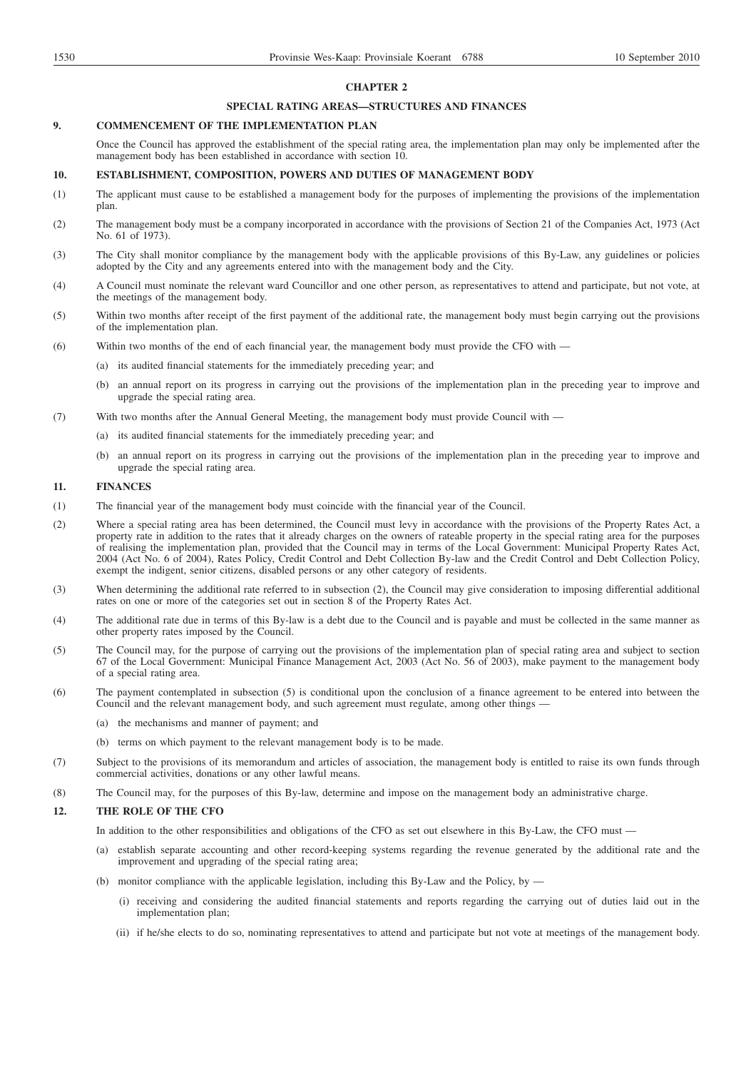## CHAPTER 2

## SPECIAL RATING AREAS—STRUCTURES AND FINANCES

### 9. COMMENCEMENT OF THE IMPLEMENTATION PLAN

Once the Council has approved the establishment of the special rating area, the implementation plan may only be implemented after the management body has been established in accordance with section 10.

### 10. ESTABLISHMENT, COMPOSITION, POWERS AND DUTIES OF MANAGEMENT BODY

(1) The applicant must cause to be established a management body for the purposes of implementing the provisions of the implementation plan.

(2) The management body must be a company incorporated in accordance with the provisions of Section 21 of the Companies Act, 1973 (Act No. 61 of 1973).

(3) The City shall monitor compliance by the management body with the applicable provisions of this By-Law, any guidelines or policies adopted by the City and any agreements entered into with the management body and the City.

(4) A Council must nominate the relevant ward Councillor and one other person, as representatives to attend and participate, but not vote, at the meetings of the management body.

(5) Within two months after receipt of the first payment of the additional rate, the management body must begin carrying out the provisions of the implementation plan.

(6) Within two months of the end of each financial year, the management body must provide the CFO with —

(a) its audited financial statements for the immediately preceding year; and

(b) an annual report on its progress in carrying out the provisions of the implementation plan in the preceding year to improve and upgrade the special rating area.

(7) With two months after the Annual General Meeting, the management body must provide Council with —

(a) its audited financial statements for the immediately preceding year; and

(b) an annual report on its progress in carrying out the provisions of the implementation plan in the preceding year to improve and upgrade the special rating area.

### 11. FINANCES

(1) The financial year of the management body must coincide with the financial year of the Council.

(2) Where a special rating area has been determined, the Council must levy in accordance with the provisions of the Property Rates Act, a property rate in addition to the rates that it already charges on the owners of rateable property in the special rating area for the purposes of realising the implementation plan, provided that the Council may in terms of the Local Government: Municipal Property Rates Act, 2004 (Act No. 6 of 2004), Rates Policy, Credit Control and Debt Collection By-law and the Credit Control and Debt Collection Policy, exempt the indigent, senior citizens, disabled persons or any other category of residents.

(3) When determining the additional rate referred to in subsection (2), the Council may give consideration to imposing differential additional rates on one or more of the categories set out in section 8 of the Property Rates Act.

(4) The additional rate due in terms of this By-law is a debt due to the Council and is payable and must be collected in the same manner as other property rates imposed by the Council.

(5) The Council may, for the purpose of carrying out the provisions of the implementation plan of special rating area and subject to section 67 of the Local Government: Municipal Finance Management Act, 2003 (Act No. 56 of 2003), make payment to the management body of a special rating area.

(6) The payment contemplated in subsection (5) is conditional upon the conclusion of a finance agreement to be entered into between the Council and the relevant management body, and such agreement must regulate, among other things —

(a) the mechanisms and manner of payment; and

(b) terms on which payment to the relevant management body is to be made.

(7) Subject to the provisions of its memorandum and articles of association, the management body is entitled to raise its own funds through commercial activities, donations or any other lawful means.

(8) The Council may, for the purposes of this By-law, determine and impose on the management body an administrative charge.

### 12. THE ROLE OF THE CFO

In addition to the other responsibilities and obligations of the CFO as set out elsewhere in this By-Law, the CFO must —

(a) establish separate accounting and other record-keeping systems regarding the revenue generated by the additional rate and the improvement and upgrading of the special rating area;

(b) monitor compliance with the applicable legislation, including this By-Law and the Policy, by —

(i) receiving and considering the audited financial statements and reports regarding the carrying out of duties laid out in the implementation plan;

(ii) if he/she elects to do so, nominating representatives to attend and participate but not vote at meetings of the management body.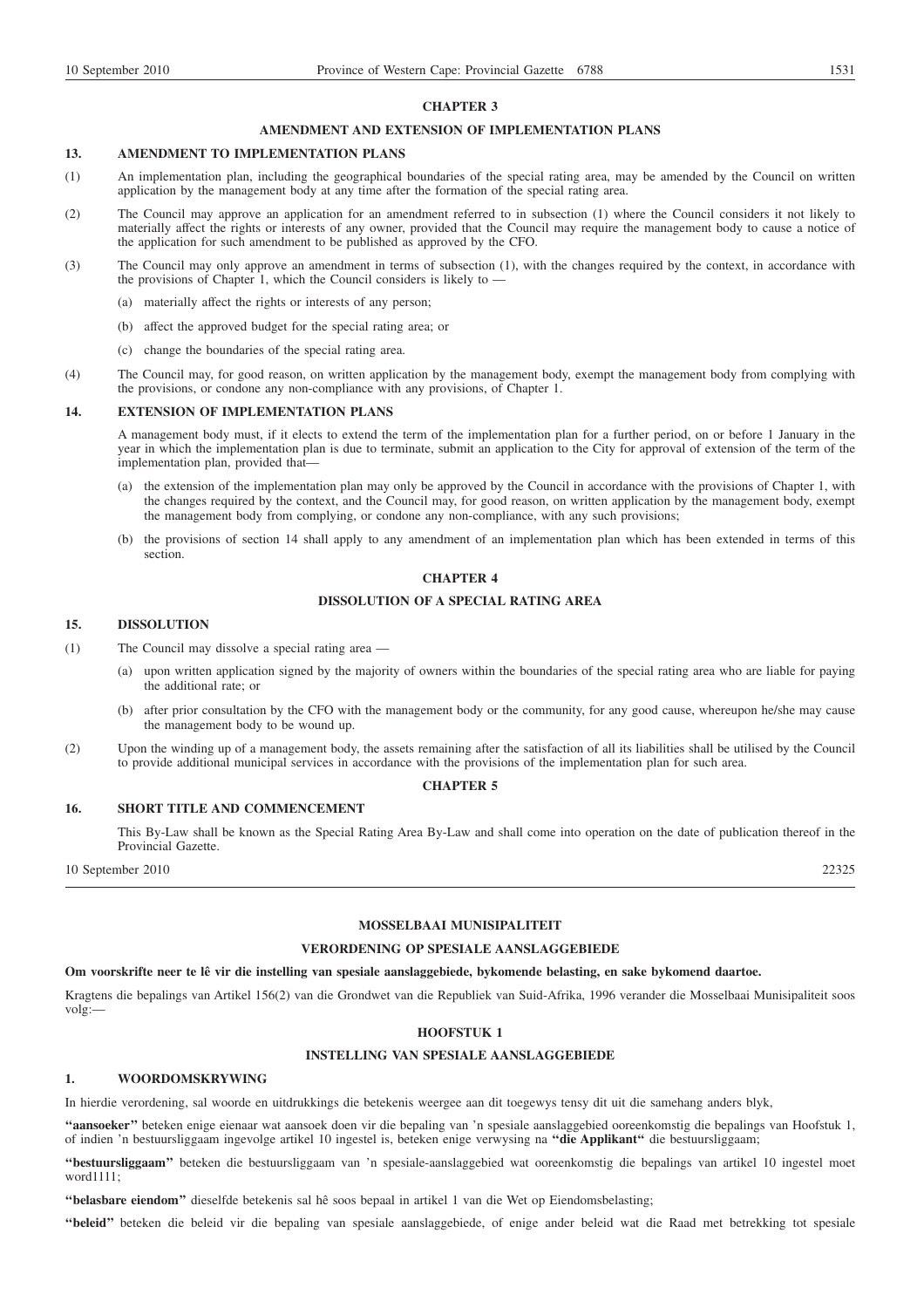## CHAPTER 3

## AMENDMENT AND EXTENSION OF IMPLEMENTATION PLANS

### 13. AMENDMENT TO IMPLEMENTATION PLANS

(1) An implementation plan, including the geographical boundaries of the special rating area, may be amended by the Council on written application by the management body at any time after the formation of the special rating area.

(2) The Council may approve an application for an amendment referred to in subsection (1) where the Council considers it not likely to materially affect the rights or interests of any owner, provided that the Council may require the management body to cause a notice of the application for such amendment to be published as approved by the CFO.

(3) The Council may only approve an amendment in terms of subsection (1), with the changes required by the context, in accordance with the provisions of Chapter 1, which the Council considers is likely to —

(a) materially affect the rights or interests of any person;

(b) affect the approved budget for the special rating area; or

(c) change the boundaries of the special rating area.

(4) The Council may, for good reason, on written application by the management body, exempt the management body from complying with the provisions, or condone any non-compliance with any provisions, of Chapter 1.

### 14. EXTENSION OF IMPLEMENTATION PLANS

A management body must, if it elects to extend the term of the implementation plan for a further period, on or before 1 January in the year in which the implementation plan is due to terminate, submit an application to the City for approval of extension of the term of the implementation plan, provided that—

(a) the extension of the implementation plan may only be approved by the Council in accordance with the provisions of Chapter 1, with the changes required by the context, and the Council may, for good reason, on written application by the management body, exempt the management body from complying, or condone any non-compliance, with any such provisions;

(b) the provisions of section 14 shall apply to any amendment of an implementation plan which has been extended in terms of this section.

## CHAPTER 4

## DISSOLUTION OF A SPECIAL RATING AREA

### 15. DISSOLUTION

(1) The Council may dissolve a special rating area —

(a) upon written application signed by the majority of owners within the boundaries of the special rating area who are liable for paying the additional rate; or

(b) after prior consultation by the CFO with the management body or the community, for any good cause, whereupon he/she may cause the management body to be wound up.

(2) Upon the winding up of a management body, the assets remaining after the satisfaction of all its liabilities shall be utilised by the Council to provide additional municipal services in accordance with the provisions of the implementation plan for such area.

## CHAPTER 5

### 16. SHORT TITLE AND COMMENCEMENT

This By-Law shall be known as the Special Rating Area By-Law and shall come into operation on the date of publication thereof in the Provincial Gazette.

10 September 2010 22325

---

## MOSSELBAAI MUNISIPALITEIT

## VERORDENING OP SPESIALE AANSLAGGEBIEDE

**Om voorskrifte neer te lê vir die instelling van spesiale aanslaggebiede, bykomende belasting, en sake bykomend daartoe.**

Kragtens die bepalings van Artikel 156(2) van die Grondwet van die Republiek van Suid-Afrika, 1996 verander die Mosselbaai Munisipaliteit soos volg:—

## HOOFSTUK 1

## INSTELLING VAN SPESIALE AANSLAGGEBIEDE

### 1. WOORDOMSKRYWING

In hierdie verordening, sal woorde en uitdrukkings die betekenis weergee aan dit toegewys tensy dit uit die samehang anders blyk,

**''aansoeker''** beteken enige eienaar wat aansoek doen vir die bepaling van 'n spesiale aanslaggebied ooreenkomstig die bepalings van Hoofstuk 1, of indien 'n bestuursliggaam ingevolge artikel 10 ingestel is, beteken enige verwysing na **''die Applikant''** die bestuursliggaam;

**''bestuursliggaam''** beteken die bestuursliggaam van 'n spesiale-aanslaggebied wat ooreenkomstig die bepalings van artikel 10 ingestel moet word1111;

**''belasbare eiendom''** dieselfde betekenis sal hê soos bepaal in artikel 1 van die Wet op Eiendomsbelasting;

**''beleid''** beteken die beleid vir die bepaling van spesiale aanslaggebiede, of enige ander beleid wat die Raad met betrekking tot spesiale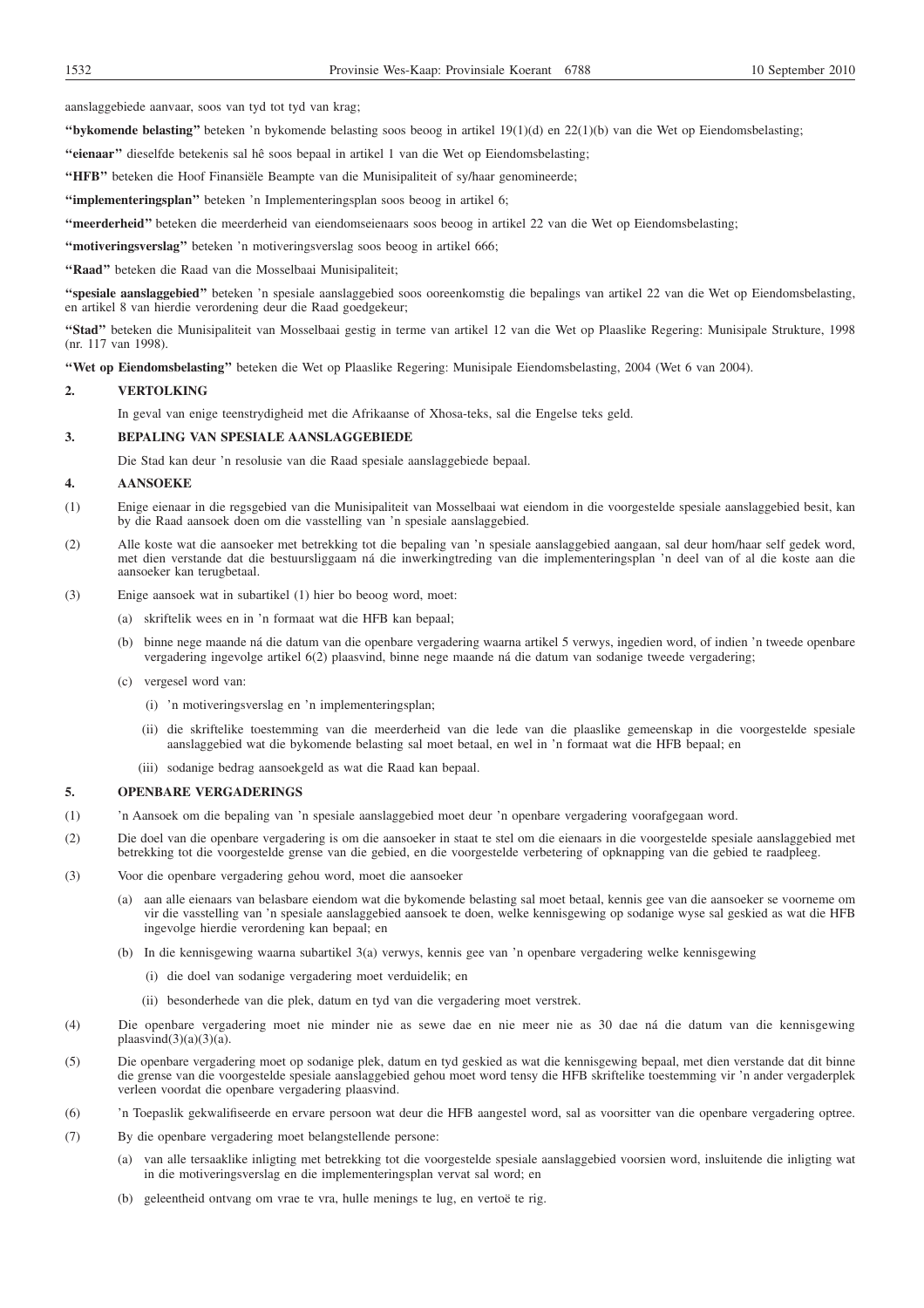aanslaggebiede aanvaar, soos van tyd tot tyd van krag;

**"bykomende belasting"** beteken 'n bykomende belasting soos beoog in artikel 19(1)(d) en 22(1)(b) van die Wet op Eiendomsbelasting;

**"eienaar"** dieselfde betekenis sal hê soos bepaal in artikel 1 van die Wet op Eiendomsbelasting;

**"HFB"** beteken die Hoof Finansiële Beampte van die Munisipaliteit of sy/haar genomineerde;

**"implementeringsplan"** beteken 'n Implementeringsplan soos beoog in artikel 6;

**"meerderheid"** beteken die meerderheid van eiendomseienaars soos beoog in artikel 22 van die Wet op Eiendomsbelasting;

**"motiveringsverslag"** beteken 'n motiveringsverslag soos beoog in artikel 666;

**"Raad"** beteken die Raad van die Mosselbaai Munisipaliteit;

**"spesiale aanslaggebied"** beteken 'n spesiale aanslaggebied soos ooreenkomstig die bepalings van artikel 22 van die Wet op Eiendomsbelasting, en artikel 8 van hierdie verordening deur die Raad goedgekeur;

**"Stad"** beteken die Munisipaliteit van Mosselbaai gestig in terme van artikel 12 van die Wet op Plaaslike Regering: Munisipale Strukture, 1998 (nr. 117 van 1998).

**"Wet op Eiendomsbelasting"** beteken die Wet op Plaaslike Regering: Munisipale Eiendomsbelasting, 2004 (Wet 6 van 2004).

## 2. VERTOLKING

In geval van enige teenstrydigheid met die Afrikaanse of Xhosa-teks, sal die Engelse teks geld.

## 3. BEPALING VAN SPESIALE AANSLAGGEBIEDE

Die Stad kan deur 'n resolusie van die Raad spesiale aanslaggebiede bepaal.

## 4. AANSOEKE

(1) Enige eienaar in die regsgebied van die Munisipaliteit van Mosselbaai wat eiendom in die voorgestelde spesiale aanslaggebied besit, kan by die Raad aansoek doen om die vasstelling van 'n spesiale aanslaggebied.

(2) Alle koste wat die aansoeker met betrekking tot die bepaling van 'n spesiale aanslaggebied aangaan, sal deur hom/haar self gedek word, met dien verstande dat die bestuursliggaam ná die inwerkingtreding van die implementeringsplan 'n deel van of al die koste aan die aansoeker kan terugbetaal.

(3) Enige aansoek wat in subartikel (1) hier bo beoog word, moet:

- (a) skriftelik wees en in 'n formaat wat die HFB kan bepaal;
- (b) binne nege maande ná die datum van die openbare vergadering waarna artikel 5 verwys, ingedien word, of indien 'n tweede openbare vergadering ingevolge artikel 6(2) plaasvind, binne nege maande ná die datum van sodanige tweede vergadering;
- (c) vergesel word van:
  - (i) 'n motiveringsverslag en 'n implementeringsplan;
  - (ii) die skriftelike toestemming van die meerderheid van die lede van die plaaslike gemeenskap in die voorgestelde spesiale aanslaggebied wat die bykomende belasting sal moet betaal, en wel in 'n formaat wat die HFB bepaal; en
  - (iii) sodanige bedrag aansoekgeld as wat die Raad kan bepaal.

## 5. OPENBARE VERGADERINGS

(1) 'n Aansoek om die bepaling van 'n spesiale aanslaggebied moet deur 'n openbare vergadering voorafgegaan word.

(2) Die doel van die openbare vergadering is om die aansoeker in staat te stel om die eienaars in die voorgestelde spesiale aanslaggebied met betrekking tot die voorgestelde grense van die gebied, en die voorgestelde verbetering of opknapping van die gebied te raadpleeg.

(3) Voor die openbare vergadering gehou word, moet die aansoeker

- (a) aan alle eienaars van belasbare eiendom wat die bykomende belasting sal moet betaal, kennis gee van die aansoeker se voorneme om vir die vasstelling van 'n spesiale aanslaggebied aansoek te doen, welke kennisgewing op sodanige wyse sal geskied as wat die HFB ingevolge hierdie verordening kan bepaal; en
- (b) In die kennisgewing waarna subartikel 3(a) verwys, kennis gee van 'n openbare vergadering welke kennisgewing
  - (i) die doel van sodanige vergadering moet verduidelik; en
  - (ii) besonderhede van die plek, datum en tyd van die vergadering moet verstrek.

(4) Die openbare vergadering moet nie minder nie as sewe dae en nie meer nie as 30 dae ná die datum van die kennisgewing plaasvind(3)(a)(3)(a).

(5) Die openbare vergadering moet op sodanige plek, datum en tyd geskied as wat die kennisgewing bepaal, met dien verstande dat dit binne die grense van die voorgestelde spesiale aanslaggebied gehou moet word tensy die HFB skriftelike toestemming vir 'n ander vergaderplek verleen voordat die openbare vergadering plaasvind.

(6) 'n Toepaslik gekwalifiseerde en ervare persoon wat deur die HFB aangestel word, sal as voorsitter van die openbare vergadering optree.

(7) By die openbare vergadering moet belangstellende persone:

- (a) van alle tersaaklike inligting met betrekking tot die voorgestelde spesiale aanslaggebied voorsien word, insluitende die inligting wat in die motiveringsverslag en die implementeringsplan vervat sal word; en
- (b) geleentheid ontvang om vrae te vra, hulle menings te lug, en vertoë te rig.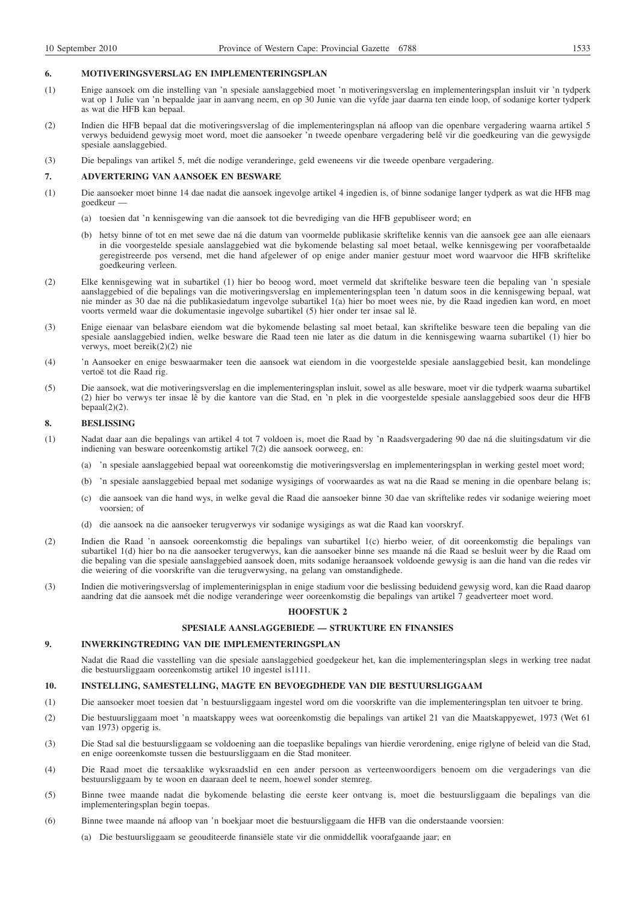### 6. MOTIVERINGSVERSLAG EN IMPLEMENTERINGSPLAN

(1) Enige aansoek om die instelling van 'n spesiale aanslaggebied moet 'n motiveringsverslag en implementeringsplan insluit vir 'n tydperk wat op 1 Julie van 'n bepaalde jaar in aanvang neem, en op 30 Junie van die vyfde jaar daarna ten einde loop, of sodanige korter tydperk as wat die HFB kan bepaal.

(2) Indien die HFB bepaal dat die motiveringsverslag of die implementeringsplan ná afloop van die openbare vergadering waarna artikel 5 verwys beduidend gewysig moet word, moet die aansoeker 'n tweede openbare vergadering belê vir die goedkeuring van die gewysigde spesiale aanslaggebied.

(3) Die bepalings van artikel 5, mét die nodige veranderinge, geld eweneens vir die tweede openbare vergadering.

### 7. ADVERTERING VAN AANSOEK EN BESWARE

(1) Die aansoeker moet binne 14 dae nadat die aansoek ingevolge artikel 4 ingedien is, of binne sodanige langer tydperk as wat die HFB mag goedkeur —

(a) toesien dat 'n kennisgewing van die aansoek tot die bevrediging van die HFB gepubliseer word; en

(b) hetsy binne of tot en met sewe dae ná die datum van voormelde publikasie skriftelike kennis van die aansoek gee aan alle eienaars in die voorgestelde spesiale aanslaggebied wat die bykomende belasting sal moet betaal, welke kennisgewing per voorafbetaalde geregistreerde pos versend, met die hand afgelewer of op enige ander manier gestuur moet word waarvoor die HFB skriftelike goedkeuring verleen.

(2) Elke kennisgewing wat in subartikel (1) hier bo beoog word, moet vermeld dat skriftelike besware teen die bepaling van 'n spesiale aanslaggebied of die bepalings van die motiveringsverslag en implementeringsplan teen 'n datum soos in die kennisgewing bepaal, wat nie minder as 30 dae ná die publikasiedatum ingevolge subartikel 1(a) hier bo moet wees nie, by die Raad ingedien kan word, en moet voorts vermeld waar die dokumentasie ingevolge subartikel (5) hier onder ter insae sal lê.

(3) Enige eienaar van belasbare eiendom wat die bykomende belasting sal moet betaal, kan skriftelike besware teen die bepaling van die spesiale aanslaggebied indien, welke besware die Raad teen nie later as die datum in die kennisgewing waarna subartikel (1) hier bo verwys, moet bereik(2)(2) nie

(4) 'n Aansoeker en enige beswaarmaker teen die aansoek wat eiendom in die voorgestelde spesiale aanslaggebied besit, kan mondelinge vertoë tot die Raad rig.

(5) Die aansoek, wat die motiveringsverslag en die implementeringsplan insluit, sowel as alle besware, moet vir die tydperk waarna subartikel (2) hier bo verwys ter insae lê by die kantore van die Stad, en 'n plek in die voorgestelde spesiale aanslaggebied soos deur die HFB bepaal(2)(2).

### 8. BESLISSING

(1) Nadat daar aan die bepalings van artikel 4 tot 7 voldoen is, moet die Raad by 'n Raadsvergadering 90 dae ná die sluitingsdatum vir die indiening van besware ooreenkomstig artikel 7(2) die aansoek oorweeg, en:

(a) 'n spesiale aanslaggebied bepaal wat ooreenkomstig die motiveringsverslag en implementeringsplan in werking gestel moet word;

(b) 'n spesiale aanslaggebied bepaal met sodanige wysigings of voorwaardes as wat na die Raad se mening in die openbare belang is;

(c) die aansoek van die hand wys, in welke geval die Raad die aansoeker binne 30 dae van skriftelike redes vir sodanige weiering moet voorsien; of

(d) die aansoek na die aansoeker terugverwys vir sodanige wysigings as wat die Raad kan voorskryf.

(2) Indien die Raad 'n aansoek ooreenkomstig die bepalings van subartikel 1(c) hierbo weier, of dit ooreenkomstig die bepalings van subartikel 1(d) hier bo na die aansoeker terugverwys, kan die aansoeker binne ses maande ná die Raad se besluit weer by die Raad om die bepaling van die spesiale aanslaggebied aansoek doen, mits sodanige heraansoek voldoende gewysig is aan die hand van die redes vir die weiering of die voorskrifte van die terugverwysing, na gelang van omstandighede.

(3) Indien die motiveringsverslag of implementerinigsplan in enige stadium voor die beslissing beduidend gewysig word, kan die Raad daarop aandring dat die aansoek mét die nodige veranderinge weer ooreenkomstig die bepalings van artikel 7 geadverteer moet word.

## HOOFSTUK 2

## SPESIALE AANSLAGGEBIEDE — STRUKTURE EN FINANSIES

### 9. INWERKINGTREDING VAN DIE IMPLEMENTERINGSPLAN

Nadat die Raad die vasstelling van die spesiale aanslaggebied goedgekeur het, kan die implementeringsplan slegs in werking tree nadat die bestuursliggaam ooreenkomstig artikel 10 ingestel is1111.

### 10. INSTELLING, SAMESTELLING, MAGTE EN BEVOEGDHEDE VAN DIE BESTUURSLIGGAAM

(1) Die aansoeker moet toesien dat 'n bestuursliggaam ingestel word om die voorskrifte van die implementeringsplan ten uitvoer te bring.

(2) Die bestuursliggaam moet 'n maatskappy wees wat ooreenkomstig die bepalings van artikel 21 van die Maatskappyewet, 1973 (Wet 61 van 1973) opgerig is.

(3) Die Stad sal die bestuursliggaam se voldoening aan die toepaslike bepalings van hierdie verordening, enige riglyne of beleid van die Stad, en enige ooreenkomste tussen die bestuursliggaam en die Stad moniteer.

(4) Die Raad moet die tersaaklike wyksraadslid en een ander persoon as verteenwoordigers benoem om die vergaderings van die bestuursliggaam by te woon en daaraan deel te neem, hoewel sonder stemreg.

(5) Binne twee maande nadat die bykomende belasting die eerste keer ontvang is, moet die bestuursliggaam die bepalings van die implementeringsplan begin toepas.

(6) Binne twee maande ná afloop van 'n boekjaar moet die bestuursliggaam die HFB van die onderstaande voorsien:

(a) Die bestuursliggaam se geouditeerde finansiële state vir die onmiddellik voorafgaande jaar; en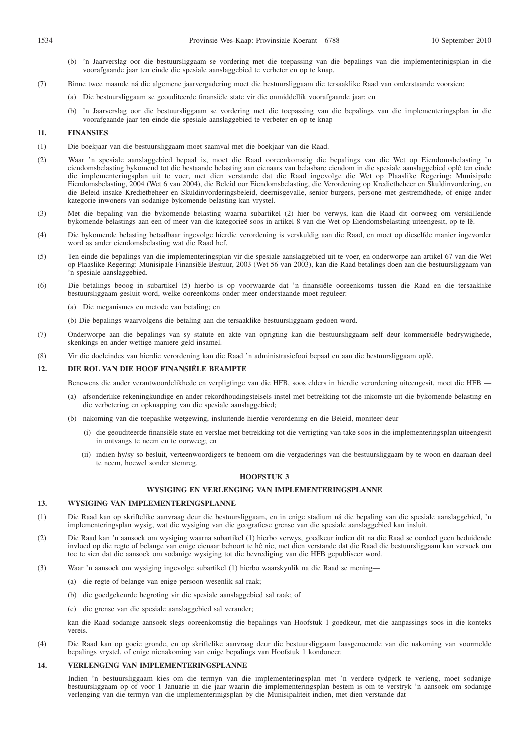(b) 'n Jaarverslag oor die bestuursliggaam se vordering met die toepassing van die bepalings van die implementeringsplan in die voorafgaande jaar ten einde die spesiale aanslaggebied te verbeter en op te knap.

(7) Binne twee maande ná die algemene jaarvergadering moet die bestuursliggaam die tersaaklike Raad van onderstaande voorsien:

(a) Die bestuursliggaam se geouditeerde finansiële state vir die onmiddellik voorafgaande jaar; en

(b) 'n Jaarverslag oor die bestuursliggaam se vordering met die toepassing van die bepalings van die implementeringsplan in die voorafgaande jaar ten einde die spesiale aanslaggebied te verbeter en op te knap

## 11. FINANSIES

(1) Die boekjaar van die bestuursliggaam moet saamval met die boekjaar van die Raad.

(2) Waar 'n spesiale aanslaggebied bepaal is, moet die Raad ooreenkomstig die bepalings van die Wet op Eiendomsbelasting 'n eiendomsbelasting bykomend tot die bestaande belasting aan eienaars van belasbare eiendom in die spesiale aanslaggebied oplê ten einde die implementeringsplan uit te voer, met dien verstande dat die Raad ingevolge die Wet op Plaaslike Regering: Munisipale Eiendomsbelasting, 2004 (Wet 6 van 2004), die Beleid oor Eiendomsbelasting, die Verordening op Kredietbeheer en Skuldinvordering, en die Beleid insake Kredietbeheer en Skuldinvorderingsbeleid, deernisgevalle, senior burgers, persone met gestremdhede, of enige ander kategorie inwoners van sodanige bykomende belasting kan vrystel.

(3) Met die bepaling van die bykomende belasting waarna subartikel (2) hier bo verwys, kan die Raad dit oorweeg om verskillende bykomende belastings aan een of meer van die kategorieë soos in artikel 8 van die Wet op Eiendomsbelasting uiteengesit, op te lê.

(4) Die bykomende belasting betaalbaar ingevolge hierdie verordening is verskuldig aan die Raad, en moet op dieselfde manier ingevorder word as ander eiendomsbelasting wat die Raad hef.

(5) Ten einde die bepalings van die implementeringsplan vir die spesiale aanslaggebied uit te voer, en onderworpe aan artikel 67 van die Wet op Plaaslike Regering: Munisipale Finansiële Bestuur, 2003 (Wet 56 van 2003), kan die Raad betalings doen aan die bestuursliggaam van 'n spesiale aanslaggebied.

(6) Die betalings beoog in subartikel (5) hierbo is op voorwaarde dat 'n finansiële ooreenkoms tussen die Raad en die tersaaklike bestuursliggaam gesluit word, welke ooreenkoms onder meer onderstaande moet reguleer:

(a) Die meganismes en metode van betaling; en

(b) Die bepalings waarvolgens die betaling aan die tersaaklike bestuursliggaam gedoen word.

(7) Onderworpe aan die bepalings van sy statute en akte van oprigting kan die bestuursliggaam self deur kommersiële bedrywighede, skenkings en ander wettige maniere geld insamel.

(8) Vir die doeleindes van hierdie verordening kan die Raad 'n administrasiefooi bepaal en aan die bestuursliggaam oplê.

## 12. DIE ROL VAN DIE HOOF FINANSIËLE BEAMPTE

Benewens die ander verantwoordelikhede en verpligtinge van die HFB, soos elders in hierdie verordening uiteengesit, moet die HFB —

(a) afsonderlike rekeningkundige en ander rekordhoudingstelsels instel met betrekking tot die inkomste uit die bykomende belasting en die verbetering en opknapping van die spesiale aanslaggebied;

(b) nakoming van die toepaslike wetgewing, insluitende hierdie verordening en die Beleid, moniteer deur

(i) die geouditeerde finansiële state en verslae met betrekking tot die verrigting van take soos in die implementeringsplan uiteengesit in ontvangs te neem en te oorweeg; en

(ii) indien hy/sy so besluit, verteenwoordigers te benoem om die vergaderings van die bestuursliggaam by te woon en daaraan deel te neem, hoewel sonder stemreg.

# HOOFSTUK 3

## WYSIGING EN VERLENGING VAN IMPLEMENTERINGSPLANNE

## 13. WYSIGING VAN IMPLEMENTERINGSPLANNE

(1) Die Raad kan op skriftelike aanvraag deur die bestuursliggaam, en in enige stadium ná die bepaling van die spesiale aanslaggebied, 'n implementeringsplan wysig, wat die wysiging van die geografiese grense van die spesiale aanslaggebied kan insluit.

(2) Die Raad kan 'n aansoek om wysiging waarna subartikel (1) hierbo verwys, goedkeur indien dit na die Raad se oordeel geen beduidende invloed op die regte of belange van enige eienaar behoort te hê nie, met dien verstande dat die Raad die bestuursliggaam kan versoek om toe te sien dat die aansoek om sodanige wysiging tot die bevrediging van die HFB gepubliseer word.

(3) Waar 'n aansoek om wysiging ingevolge subartikel (1) hierbo waarskynlik na die Raad se mening—

(a) die regte of belange van enige persoon wesenlik sal raak;

(b) die goedgekeurde begroting vir die spesiale aanslaggebied sal raak; of

(c) die grense van die spesiale aanslaggebied sal verander;

kan die Raad sodanige aansoek slegs ooreenkomstig die bepalings van Hoofstuk 1 goedkeur, met die aanpassings soos in die konteks vereis.

(4) Die Raad kan op goeie gronde, en op skriftelike aanvraag deur die bestuursliggaam laasgenoemde van die nakoming van voormelde bepalings vrystel, of enige nienakoming van enige bepalings van Hoofstuk 1 kondoneer.

## 14. VERLENGING VAN IMPLEMENTERINGSPLANNE

Indien 'n bestuursliggaam kies om die termyn van die implementeringsplan met 'n verdere tydperk te verleng, moet sodanige bestuursliggaam op of voor 1 Januarie in die jaar waarin die implementeringsplan bestem is om te verstryk 'n aansoek om sodanige verlenging van die termyn van die implementeringsplan by die Munisipaliteit indien, met dien verstande dat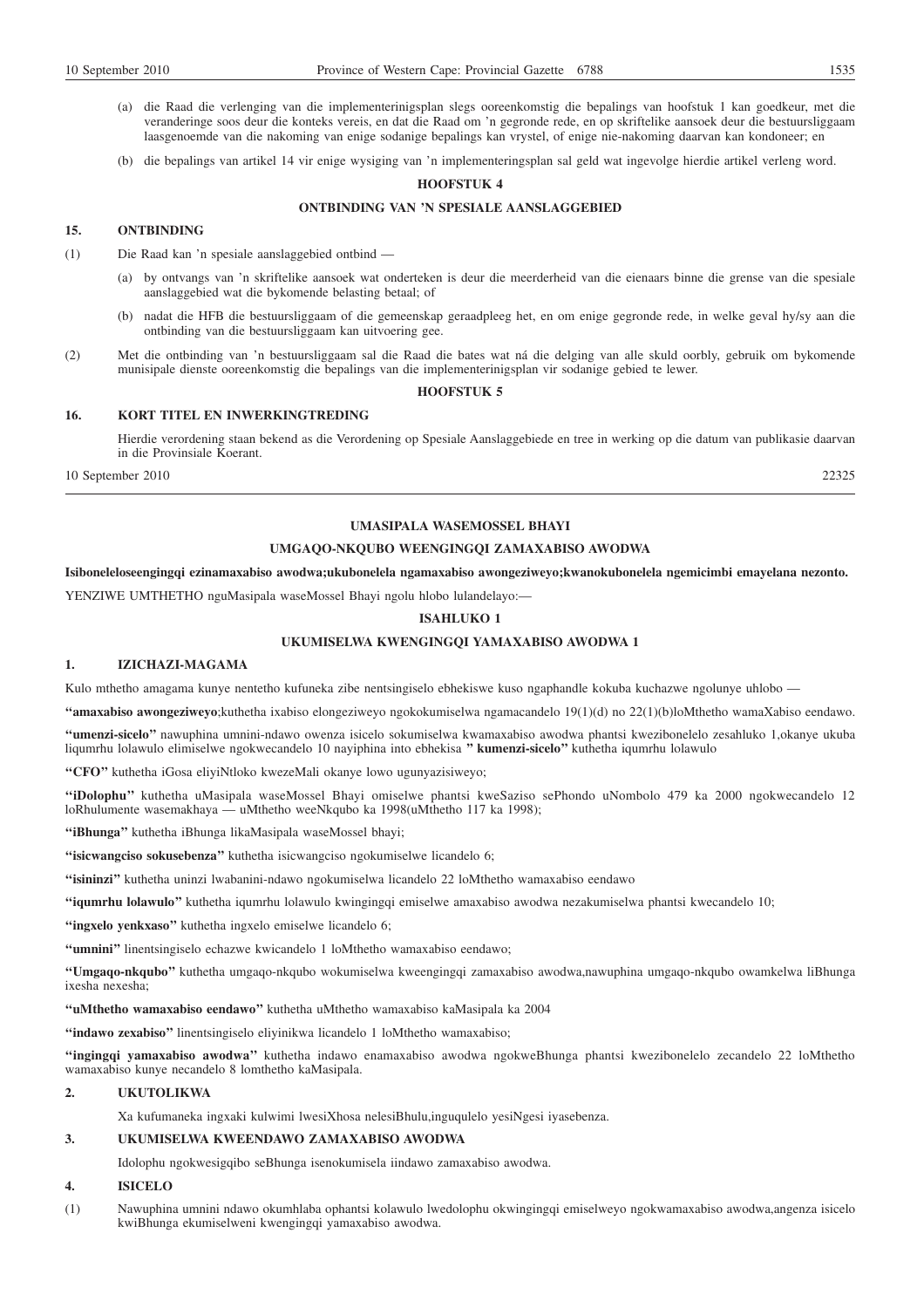(a) die Raad die verlenging van die implementeringsplan slegs ooreenkomstig die bepalings van hoofstuk 1 kan goedkeur, met die veranderinge soos deur die konteks vereis, en dat die Raad om 'n gegronde rede, en op skriftelike aansoek deur die bestuursliggaam laasgenoemde van die nakoming van enige sodanige bepalings kan vrystel, of enige nie-nakoming daarvan kan kondoneer; en

(b) die bepalings van artikel 14 vir enige wysiging van 'n implementeringsplan sal geld wat ingevolge hierdie artikel verleng word.

## HOOFSTUK 4

## ONTBINDING VAN 'N SPESIALE AANSLAGGEBIED

### 15. ONTBINDING

(1) Die Raad kan 'n spesiale aanslaggebied ontbind —

(a) by ontvangs van 'n skriftelike aansoek wat onderteken is deur die meerderheid van die eienaars binne die grense van die spesiale aanslaggebied wat die bykomende belasting betaal; of

(b) nadat die HFB die bestuursliggaam of die gemeenskap geraadpleeg het, en om enige gegronde rede, in welke geval hy/sy aan die ontbinding van die bestuursliggaam kan uitvoering gee.

(2) Met die ontbinding van 'n bestuursliggaam sal die Raad die bates wat ná die delging van alle skuld oorbly, gebruik om bykomende munisipale dienste ooreenkomstig die bepalings van die implementeringsplan vir sodanige gebied te lewer.

## HOOFSTUK 5

### 16. KORT TITEL EN INWERKINGTREDING

Hierdie verordening staan bekend as die Verordening op Spesiale Aanslaggebiede en tree in werking op die datum van publikasie daarvan in die Provinsiale Koerant.

10 September 2010 22325

---

## UMASIPALA WASEMOSSEL BHAYI

## UMGAQO-NKQUBO WEENGINGQI ZAMAXABISO AWODWA

**Isiboneleloseengingqi ezinamaxabiso awodwa;ukubonelela ngamaxabiso awongeziweyo;kwanokubonelela ngemicimbi emayelana nezonto.**

YENZIWE UMTHETHO nguMasipala waseMossel Bhayi ngolu hlobo lulandelayo:—

## ISAHLUKO 1

## UKUMISELWA KWENGINGQI YAMAXABISO AWODWA 1

### 1. IZICHAZI-MAGAMA

Kulo mthetho amagama kunye nentetho kufuneka zibe nentsingiselo ebhekiswe kuso ngaphandle kokuba kuchazwe ngolunye uhlobo —

**"amaxabiso awongeziweyo**;kuthetha ixabiso elongeziweyo ngokokumiselwa ngamacandelo 19(1)(d) no 22(1)(b)loMthetho wamaXabiso eendawo.

**"umenzi-sicelo"** nawuphina umnini-ndawo owenza isicelo sokumiselwa kwamaxabiso awodwa phantsi kwezibonelelo zesahluko 1,okanye ukuba liqumrhu lolawulo elimiselwe ngokwecandelo 10 nayiphina into ebhekisa **" kumenzi-sicelo"** kuthetha iqumrhu lolawulo

**"CFO"** kuthetha iGosa eliyiNtloko kwezeMali okanye lowo ugunyazisiweyo;

**"iDolophu"** kuthetha uMasipala waseMossel Bhayi omiselwe phantsi kweSaziso sePhondo uNombolo 479 ka 2000 ngokwecandelo 12 loRhulumente wasemakhaya — uMthetho weeNkqubo ka 1998(uMthetho 117 ka 1998);

**"iBhunga"** kuthetha iBhunga likaMasipala waseMossel bhayi;

**"isicwangciso sokusebenza"** kuthetha isicwangciso ngokumiselwe licandelo 6;

**"isininzi"** kuthetha uninzi lwabanini-ndawo ngokumiselwa licandelo 22 loMthetho wamaxabiso eendawo

**"iqumrhu lolawulo"** kuthetha iqumrhu lolawulo kwingingqi emiselwe amaxabiso awodwa nezakumiselwa phantsi kwecandelo 10;

**"ingxelo yenkxaso"** kuthetha ingxelo emiselwe licandelo 6;

**"umnini"** linentsingiselo echazwe kwicandelo 1 loMthetho wamaxabiso eendawo;

**"Umgaqo-nkqubo"** kuthetha umgaqo-nkqubo wokumiselwa kweengingqi zamaxabiso awodwa,nawuphina umgaqo-nkqubo owamkelwa liBhunga ixesha nexesha;

**"uMthetho wamaxabiso eendawo"** kuthetha uMthetho wamaxabiso kaMasipala ka 2004

**"indawo zexabiso"** linentsingiselo eliyinikwa licandelo 1 loMthetho wamaxabiso;

**"ingingqi yamaxabiso awodwa"** kuthetha indawo enamaxabiso awodwa ngokweBhunga phantsi kwezibonelelo zecandelo 22 loMthetho wamaxabiso kunye necandelo 8 lomthetho kaMasipala.

### 2. UKUTOLIKWA

Xa kufumaneka ingxaki kulwimi lwesiXhosa nelesiBhulu,inguqulelo yesiNgesi iyasebenza.

### 3. UKUMISELWA KWEENDAWO ZAMAXABISO AWODWA

Idolophu ngokwesigqibo seBhunga isenokumisela iindawo zamaxabiso awodwa.

### 4. ISICELO

(1) Nawuphina umnini ndawo okumhlaba ophantsi kolawulo lwedolophu okwingingqi emiselweyo ngokwamaxabiso awodwa,angenza isicelo kwiBhunga ekumiselweni kwengingqi yamaxabiso awodwa.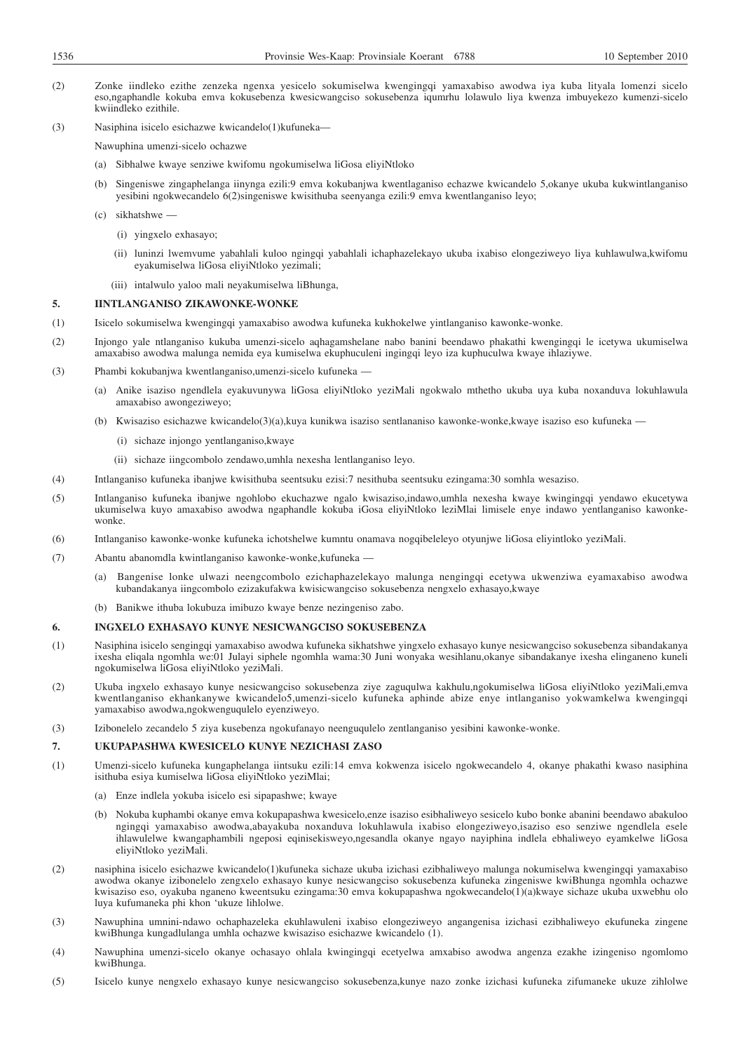(2) Zonke iindleko ezithe zenzeka ngenxa yesicelo sokumiselwa kwengingqi yamaxabiso awodwa iya kuba lityala lomenzi sicelo eso,ngaphandle kokuba emva kokusebenza kwesicwangciso sokusebenza iqumrhu lolawulo liya kwenza imbuyekezo kumenzi-sicelo kwiindleko ezithile.

(3) Nasiphina isicelo esichazwe kwicandelo(1)kufuneka—

Nawuphina umenzi-sicelo ochazwe

(a) Sibhalwe kwaye senziwe kwifomu ngokumiselwa liGosa eliyiNtloko

(b) Singeniswe zingaphelanga iinynga ezili:9 emva kokubanjwa kwentlaganiso echazwe kwicandelo 5,okanye ukuba kukwintlanganiso yesibini ngokwecandelo 6(2)singeniswe kwisithuba seenyanga ezili:9 emva kwentlanganiso leyo;

(c) sikhatshwe —

(i) yingxelo exhasayo;

(ii) luninzi lwemvume yabahlali kuloo ngingqi yabahlali ichaphazelekayo ukuba ixabiso elongeziweyo liya kuhlawulwa,kwifomu eyakumiselwa liGosa eliyiNtloko yezimali;

(iii) intalwulo yaloo mali neyakumiselwa liBhunga,

## 5. IINTLANGANISO ZIKAWONKE-WONKE

(1) Isicelo sokumiselwa kwengingqi yamaxabiso awodwa kufuneka kukhokelwe yintlanganiso kawonke-wonke.

(2) Injongo yale ntlanganiso kukuba umenzi-sicelo aqhagamshelane nabo banini beendawo phakathi kwengingqi le icetywa ukumiselwa amaxabiso awodwa malunga nemida eya kumiselwa ekuphuculeni ingingqi leyo iza kuphuculwa kwaye ihlaziywe.

(3) Phambi kokubanjwa kwentlanganiso,umenzi-sicelo kufuneka —

(a) Anike isaziso ngendlela eyakuvunywa liGosa eliyiNtloko yeziMali ngokwalo mthetho ukuba uya kuba noxanduva lokuhlawula amaxabiso awongeziweyo;

(b) Kwisaziso esichazwe kwicandelo(3)(a),kuya kunikwa isaziso sentlananiso kawonke-wonke,kwaye isaziso eso kufuneka —

(i) sichaze injongo yentlanganiso,kwaye

(ii) sichaze iingcombolo zendawo,umhla nexesha lentlanganiso leyo.

(4) Intlanganiso kufuneka ibanjwe kwisithuba seentsuku ezisi:7 nesithuba seentsuku ezingama:30 somhla wesaziso.

(5) Intlanganiso kufuneka ibanjwe ngohlobo ekuchazwe ngalo kwisaziso,indawo,umhla nexesha kwaye kwingingqi yendawo ekucetywa ukumiselwa kuyo amaxabiso awodwa ngaphandle kokuba iGosa eliyiNtloko leziMlai limisele enye indawo yentlanganiso kawonke-wonke.

(6) Intlanganiso kawonke-wonke kufuneka ichotshelwe kumntu onamava nogqibeleleyo otyunjwe liGosa eliyintloko yeziMali.

(7) Abantu abanomdla kwintlanganiso kawonke-wonke,kufuneka —

(a) Bangenise lonke ulwazi neengcombolo ezichaphazelekayo malunga nengingqi ecetywa ukwenziwa eyamaxabiso awodwa kubandakanya iingcombolo ezizakufakwa kwisicwangciso sokusebenza nengxelo exhasayo,kwaye

(b) Banikwe ithuba lokubuza imibuzo kwaye benze nezingeniso zabo.

## 6. INGXELO EXHASAYO KUNYE NESICWANGCISO SOKUSEBENZA

(1) Nasiphina isicelo sengingqi yamaxabiso awodwa kufuneka sikhatshwe yingxelo exhasayo kunye nesicwangciso sokusebenza sibandakanya ixesha eliqala ngomhla we:01 Julayi siphele ngomhla wama:30 Juni wonyaka wesihlanu,okanye sibandakanye ixesha elinganeno kuneli ngokumiselwa liGosa eliyiNtloko yeziMali.

(2) Ukuba ingxelo exhasayo kunye nesicwangciso sokusebenza ziye zaguqulwa kakhulu,ngokumiselwa liGosa eliyiNtloko yeziMali,emva kwentlanganiso ekhankanywe kwicandelo5,umenzi-sicelo kufuneka aphinde abize enye intlanganiso yokwamkelwa kwengingqi yamaxabiso awodwa,ngokwenguqulelo eyenziweyo.

(3) Izibonelelo zecandelo 5 ziya kusebenza ngokufanayo neenguqulelo zentlanganiso yesibini kawonke-wonke.

## 7. UKUPAPASHWA KWESICELO KUNYE NEZICHASI ZASO

(1) Umenzi-sicelo kufuneka kungaphelanga iintsuku ezili:14 emva kokwenza isicelo ngokwecandelo 4, okanye phakathi kwaso nasiphina isithuba esiya kumiselwa liGosa eliyiNtloko yeziMlai;

(a) Enze indlela yokuba isicelo esi sipapashwe; kwaye

(b) Nokuba kuphambi okanye emva kokupapashwa kwesicelo,enze isaziso esibhaliweyo sesicelo kubo bonke abanini beendawo abakuloo ngingqi yamaxabiso awodwa,abayakuba noxanduva lokuhlawula ixabiso elongeziweyo,isaziso eso senziwe ngendlela esele ihlawulelwe kwangaphambili ngeposi eqinisekisweyo,ngesandla okanye ngayo nayiphina indlela ebhaliweyo eyamkelwe liGosa eliyiNtloko yeziMali.

(2) nasiphina isicelo esichazwe kwicandelo(1)kufuneka sichaze ukuba izichasi ezibhaliweyo malunga nokumiselwa kwengingqi yamaxabiso awodwa okanye izibonelelo zengxelo exhasayo kunye nesicwangciso sokusebenza kufuneka zingeniswe kwiBhunga ngomhla ochazwe kwisaziso eso, oyakuba nganeno kweentsuku ezingama:30 emva kokupapashwa ngokwecandelo(1)(a)kwaye sichaze ukuba uxwebhu olo luya kufumaneka phi khon 'ukuze lihlolwe.

(3) Nawuphina umnini-ndawo ochaphazeleka ekuhlawuleni ixabiso elongeziweyo angangenisa izichasi ezibhaliweyo ekufuneka zingene kwiBhunga kungadlulanga umhla ochazwe kwisaziso esichazwe kwicandelo (1).

(4) Nawuphina umenzi-sicelo okanye ochasayo ohlala kwingingqi ecetyelwa amxabiso awodwa angenza ezakhe izingeniso ngomlomo kwiBhunga.

(5) Isicelo kunye nengxelo exhasayo kunye nesicwangciso sokusebenza,kunye nazo zonke izichasi kufuneka zifumaneke ukuze zihlolwe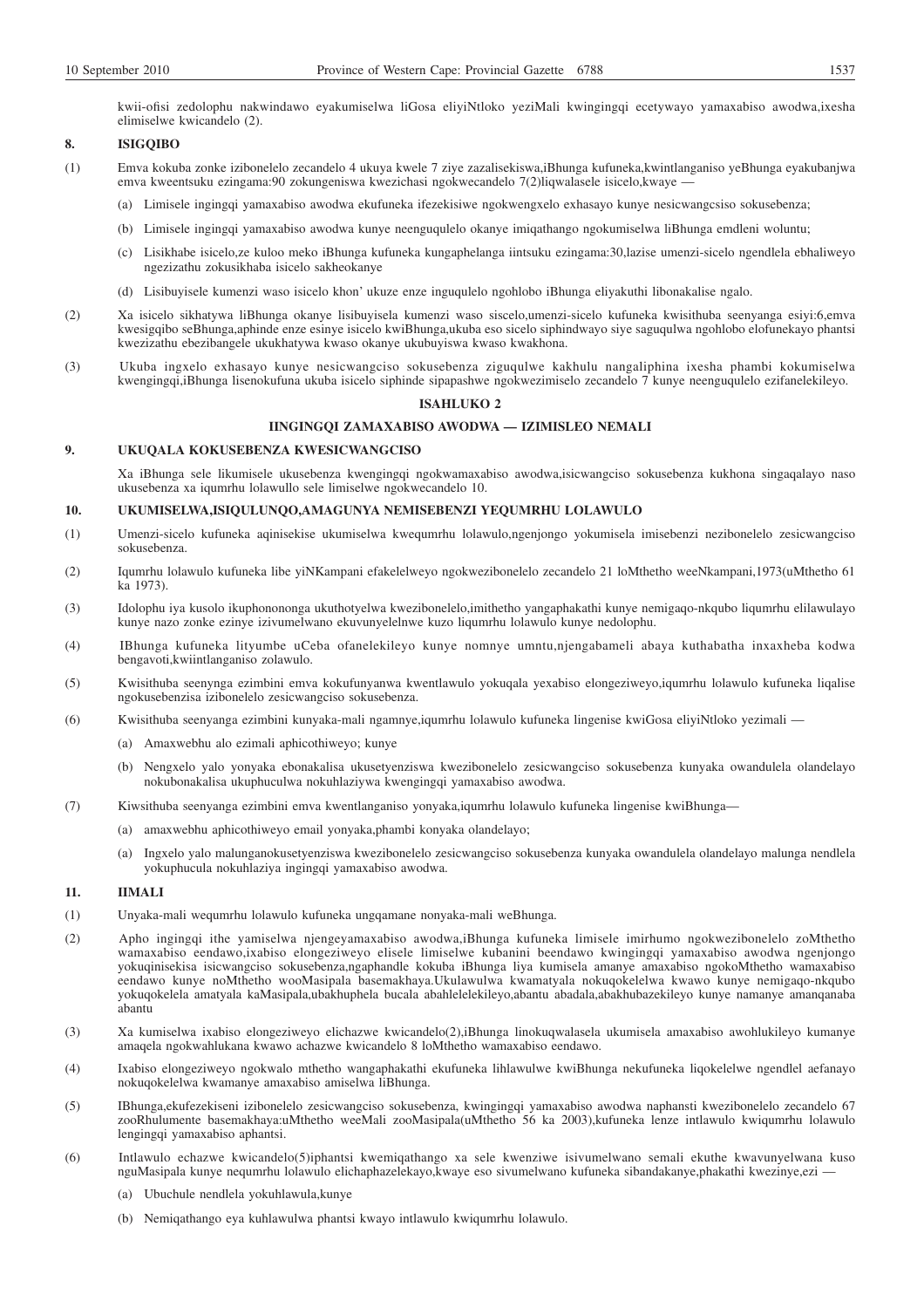kwii-ofisi zedolophu nakwindawo eyakumiselwa liGosa eliyiNtloko yeziMali kwingingqi ecetywayo yamaxabiso awodwa,ixesha elimiselwe kwicandelo (2).

## 8. ISIGQIBO

(1) Emva kokuba zonke izibonelelo zecandelo 4 ukuya kwele 7 ziye zazalisekiswa,iBhunga kufuneka,kwintlanganiso yeBhunga eyakubanjwa emva kweentsuku ezingama:90 zokungeniswa kwezichasi ngokwecandelo 7(2)liqwalasele isicelo,kwaye —

- (a) Limisele ingingqi yamaxabiso awodwa ekufuneka ifezekisiwe ngokwengxelo exhasayo kunye nesicwangcsiso sokusebenza;
- (b) Limisele ingingqi yamaxabiso awodwa kunye neenguqulelo okanye imiqathango ngokumiselwa liBhunga emdleni woluntu;
- (c) Lisikhabe isicelo,ze kuloo meko iBhunga kufuneka kungaphelanga iintsuku ezingama:30,lazise umenzi-sicelo ngendlela ebhaliweyo ngezizathu zokusikhaba isicelo sakheokanye
- (d) Lisibuyisele kumenzi waso isicelo khon' ukuze enze inguqulelo ngohlobo iBhunga eliyakuthi libonakalise ngalo.

(2) Xa isicelo sikhatywa liBhunga okanye lisibuyisela kumenzi waso siscelo,umenzi-sicelo kufuneka kwisithuba seenyanga esiyi:6,emva kwesigqibo seBhunga,aphinde enze esinye isicelo kwiBhunga,ukuba eso sicelo siphindwayo siye saguqulwa ngohlobo elofunekayo phantsi kwezizathu ebezibangele ukukhatywa kwaso okanye ukubuyiswa kwaso kwakhona.

(3) Ukuba ingxelo exhasayo kunye nesicwangciso sokusebenza ziguqulwe kakhulu nangaliphina ixesha phambi kokumiselwa kwengingqi,iBhunga lisenokufuna ukuba isicelo siphinde sipapashwe ngokwezimiselo zecandelo 7 kunye neenguqulelo ezifanelekileyo.

## ISAHLUKO 2

## IINGINGQI ZAMAXABISO AWODWA — IZIMISLEO NEMALI

## 9. UKUQALA KOKUSEBENZA KWESICWANGCISO

Xa iBhunga sele likumisele ukusebenza kwengingqi ngokwamaxabiso awodwa,isicwangciso sokusebenza kukhona singaqalayo naso ukusebenza xa iqumrhu lolawullo sele limiselwe ngokwecandelo 10.

## 10. UKUMISELWA,ISIQULUNQO,AMAGUNYA NEMISEBENZI YEQUMRHU LOLAWULO

(1) Umenzi-sicelo kufuneka aqinisekise ukumiselwa kwequmrhu lolawulo,ngenjongo yokumisela imisebenzi nezibonelelo zesicwangciso sokusebenza.

(2) Iqumrhu lolawulo kufuneka libe yiNKampani efakelelweyo ngokwezibonelelo zecandelo 21 loMthetho weeNkampani,1973(uMthetho 61 ka 1973).

(3) Idolophu iya kusolo ikuphonononga ukuthotyelwa kwezibonelelo,imithetho yangaphakathi kunye nemigaqo-nkqubo liqumrhu elilawulayo kunye nazo zonke ezinye izivumelwano ekuvunyelelnwe kuzo liqumrhu lolawulo kunye nedolophu.

(4) IBhunga kufuneka lityumbe uCeba ofanelekileyo kunye nomnye umntu,njengabameli abaya kuthabatha inxaxheba kodwa bengavoti,kwiintlanganiso zolawulo.

(5) Kwisithuba seenynga ezimbini emva kokufunyanwa kwentlawulo yokuqala yexabiso elongeziweyo,iqumrhu lolawulo kufuneka liqalise ngokusebenzisa izibonelelo zesicwangciso sokusebenza.

(6) Kwisithuba seenyanga ezimbini kunyaka-mali ngamnye,iqumrhu lolawulo kufuneka lingenise kwiGosa eliyiNtloko yezimali —

- (a) Amaxwebhu alo ezimali aphicothiweyo; kunye
- (b) Nengxelo yalo yonyaka ebonakalisa ukusetyenziswa kwezibonelelo zesicwangciso sokusebenza kunyaka owandulela olandelayo nokubonakalisa ukuphuculwa nokuhlaziywa kwengingqi yamaxabiso awodwa.

(7) Kiwsithuba seenyanga ezimbini emva kwentlanganiso yonyaka,iqumrhu lolawulo kufuneka lingenise kwiBhunga—

- (a) amaxwebhu aphicothiweyo email yonyaka,phambi konyaka olandelayo;
- (a) Ingxelo yalo malunganokusetyenziswa kwezibonelelo zesicwangciso sokusebenza kunyaka owandulela olandelayo malunga nendlela yokuphucula nokuhlaziya ingingqi yamaxabiso awodwa.

## 11. IIMALI

(1) Unyaka-mali wequmrhu lolawulo kufuneka ungqamane nonyaka-mali weBhunga.

(2) Apho ingingqi ithe yamiselwa njengeyamaxabiso awodwa,iBhunga kufuneka limisele imirhumo ngokwezibonelelo zoMthetho wamaxabiso eendawo,ixabiso elongeziweyo elisele limiselwe kubanini beendawo kwingingqi yamaxabiso awodwa ngenjongo yokuqinisekisa isicwangciso sokusebenza,ngaphandle kokuba iBhunga liya kumisela amanye amaxabiso ngokoMthetho wamaxabiso eendawo kunye noMthetho wooMasipala basemakhaya.Ukulawulwa kwamatyala nokuqokelelwa kwawo kunye nemigaqo-nkqubo yokuqokelela amatyala kaMasipala,ubakhuphela bucala abahlelelekileyo,abantu abadala,abakhubazekileyo kunye namanye amanqanaba abantu

(3) Xa kumiselwa ixabiso elongeziweyo elichazwe kwicandelo(2),iBhunga linokuqwalasela ukumisela amaxabiso awohlukileyo kumanye amaqela ngokwahlukana kwawo achazwe kwicandelo 8 loMthetho wamaxabiso eendawo.

(4) Ixabiso elongeziweyo ngokwalo mthetho wangaphakathi ekufuneka lihlawulwe kwiBhunga nekufuneka liqokelelwe ngendlel aefanayo nokuqokelelwa kwamanye amaxabiso amiselwa liBhunga.

(5) IBhunga,ekufezekiseni izibonelelo zesicwangciso sokusebenza, kwingingqi yamaxabiso awodwa naphansti kwezibonelelo zecandelo 67 zooRhulumente basemakhaya:uMthetho weeMali zooMasipala(uMthetho 56 ka 2003),kufuneka lenze intlawulo kwiqumrhu lolawulo lengingqi yamaxabiso aphantsi.

(6) Intlawulo echazwe kwicandelo(5)iphantsi kwemiqathango xa sele kwenziwe isivumelwano semali ekuthe kwavunyelwana kuso nguMasipala kunye nequmrhu lolawulo elichaphazelekayo,kwaye eso sivumelwano kufuneka sibandakanye,phakathi kwezinye,ezi —

- (a) Ubuchule nendlela yokuhlawula,kunye
- (b) Nemiqathango eya kuhlawulwa phantsi kwayo intlawulo kwiqumrhu lolawulo.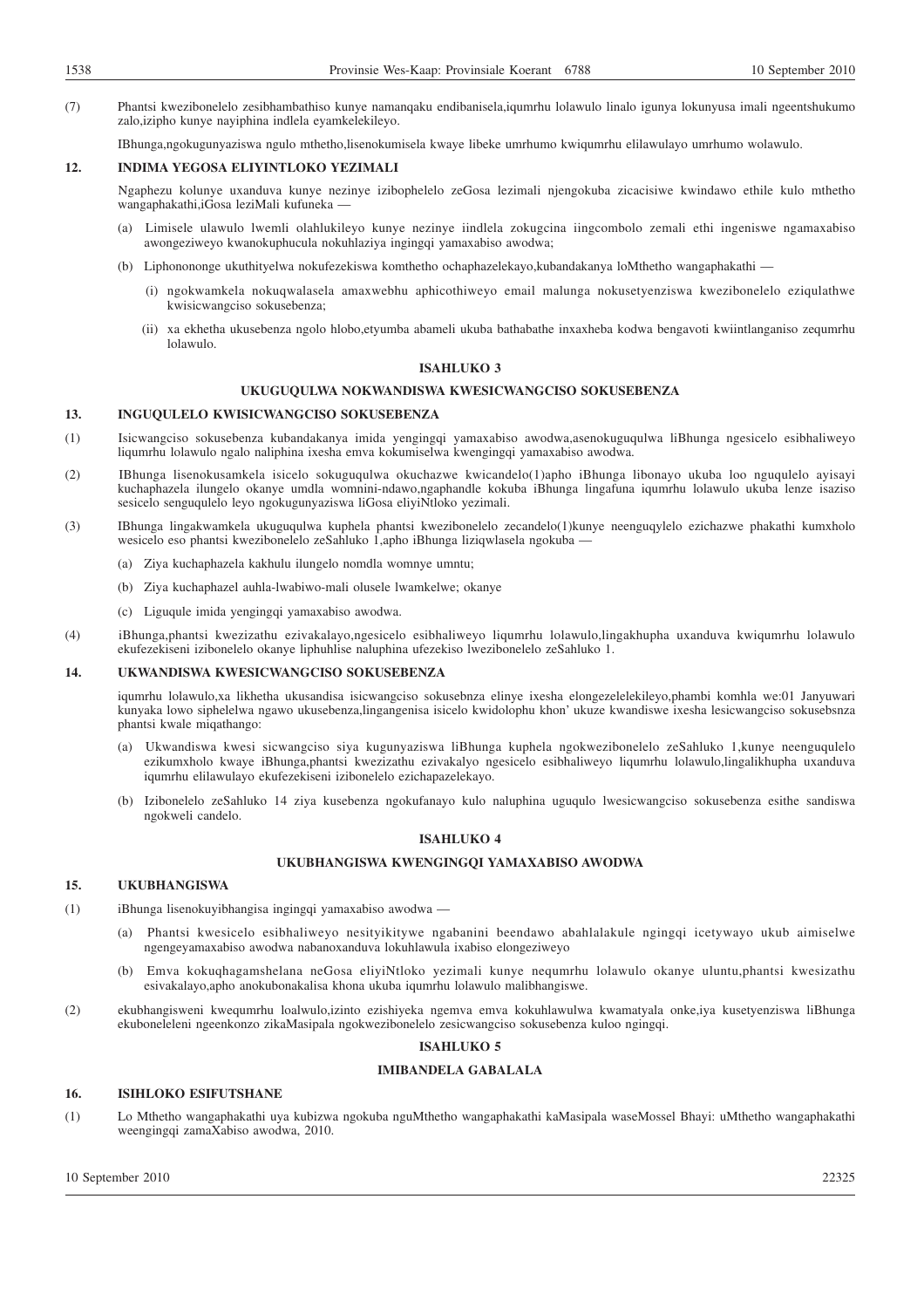(7) Phantsi kwezibonelelo zesibhambathiso kunye namanqaku endibanisela,iqumrhu lolawulo linalo igunya lokunyusa imali ngeentshukumo zalo,izipho kunye nayiphina indlela eyamkelekileyo.

IBhunga,ngokugunyaziswa ngulo mthetho,lisenokumisela kwaye libeke umrhumo kwiqumrhu elilawulayo umrhumo wolawulo.

## 12. INDIMA YEGOSA ELIYINTLOKO YEZIMALI

Ngaphezu kolunye uxanduva kunye nezinye izibophelelo zeGosa lezimali njengokuba zicacisiwe kwindawo ethile kulo mthetho wangaphakathi,iGosa leziMali kufuneka —

(a) Limisele ulawulo lwemli olahlukileyo kunye nezinye iindlela zokugcina iingcombolo zemali ethi ingeniswe ngamaxabiso awongeziweyo kwanokuphucula nokuhlaziya ingingqi yamaxabiso awodwa;

(b) Liphonononge ukuthityelwa nokufezekiswa komthetho ochaphazelekayo,kubandakanya loMthetho wangaphakathi —

(i) ngokwamkela nokuqwalasela amaxwebhu aphicothiweyo email malunga nokusetyenziswa kwezibonelelo eziqulathwe kwisicwangciso sokusebenza;

(ii) xa ekhetha ukusebenza ngolo hlobo,etyumba abameli ukuba bathabathe inxaxheba kodwa bengavoti kwiintlanganiso zequmrhu lolawulo.

## ISAHLUKO 3

## UKUGUQULWA NOKWANDISWA KWESICWANGCISO SOKUSEBENZA

## 13. INGUQULELO KWISICWANGCISO SOKUSEBENZA

(1) Isicwangciso sokusebenza kubandakanya imida yengingqi yamaxabiso awodwa,asenokuguqulwa liBhunga ngesicelo esibhaliweyo liqumrhu lolawulo ngalo naliphina ixesha emva kokumiselwa kwengingqi yamaxabiso awodwa.

(2) IBhunga lisenokusamkela isicelo sokuguqulwa okuchazwe kwicandelo(1)apho iBhunga libonayo ukuba loo nguqulelo ayisayi kuchaphazela ilungelo okanye umdla womnini-ndawo,ngaphandle kokuba iBhunga lingafuna iqumrhu lolawulo ukuba lenze isaziso sesicelo senguqulelo leyo ngokugunyaziswa liGosa eliyiNtloko yezimali.

(3) IBhunga lingakwamkela ukuguqulwa kuphela phantsi kwezibonelelo zecandelo(1)kunye neenguqylelo ezichazwe phakathi kumxholo wesicelo eso phantsi kwezibonelelo zeSahluko 1,apho iBhunga liziqwlasela ngokuba —

(a) Ziya kuchaphazela kakhulu ilungelo nomdla womnye umntu;

(b) Ziya kuchaphazel auhla-lwabiwo-mali olusele lwamkelwe; okanye

(c) Liguqule imida yengingqi yamaxabiso awodwa.

(4) iBhunga,phantsi kwezizathu ezivakalayo,ngesicelo esibhaliweyo liqumrhu lolawulo,lingakhupha uxanduva kwiqumrhu lolawulo ekufezekiseni izibonelelo okanye liphuhlise naluphina ufezekiso lwezibonelelo zeSahluko 1.

## 14. UKWANDISWA KWESICWANGCISO SOKUSEBENZA

iqumrhu lolawulo,xa likhetha ukusandisa isicwangciso sokusebnza elinye ixesha elongezelelekileyo,phambi komhla we:01 Janyuwari kunyaka lowo siphelelwa ngawo ukusebenza,lingangenisa isicelo kwidolophu khon' ukuze kwandiswe ixesha lesicwangciso sokusebsnza phantsi kwale miqathango:

(a) Ukwandiswa kwesi sicwangciso siya kugunyaziswa liBhunga kuphela ngokwezibonelelo zeSahluko 1,kunye neenguqulelo ezikumxholo kwaye iBhunga,phantsi kwezizathu ezivakalayo ngesicelo esibhaliweyo liqumrhu lolawulo,lingalikhupha uxanduva iqumrhu elilawulayo ekufezekiseni izibonelelo ezichapazelekayo.

(b) Izibonelelo zeSahluko 14 ziya kusebenza ngokufanayo kulo naluphina uguqulo lwesicwangciso sokusebenza esithe sandiswa ngokweli candelo.

## ISAHLUKO 4

## UKUBHANGISWA KWENGINGQI YAMAXABISO AWODWA

## 15. UKUBHANGISWA

(1) iBhunga lisenokuyibhangisa ingingqi yamaxabiso awodwa —

(a) Phantsi kwesicelo esibhaliweyo nesityikitywe ngabanini beendawo abahlalakule ngingqi icetywayo ukub aimiselwe ngengeyamaxabiso awodwa nabanoxanduva lokuhlawula ixabiso elongeziweyo

(b) Emva kokuqhagamshelana neGosa eliyiNtloko yezimali kunye nequmrhu lolawulo okanye uluntu,phantsi kwesizathu esivakalayo,apho anokubonakalisa khona ukuba iqumrhu lolawulo malibhangiswe.

(2) ekubhangisweni kwequmrhu loalwulo,izinto ezishiyeka ngemva emva kokuhlawulwa kwamatyala onke,iya kusetyenziswa liBhunga ekuboneleleni ngeenkonzo zikaMasipala ngokwezibonelelo zesicwangciso sokusebenza kuloo ngingqi.

## ISAHLUKO 5

## IMIBANDELA GABALALA

## 16. ISIHLOKO ESIFUTSHANE

(1) Lo Mthetho wangaphakathi uya kubizwa ngokuba nguMthetho wangaphakathi kaMasipala waseMossel Bhayi: uMthetho wangaphakathi weengingqi zamaXabiso awodwa, 2010.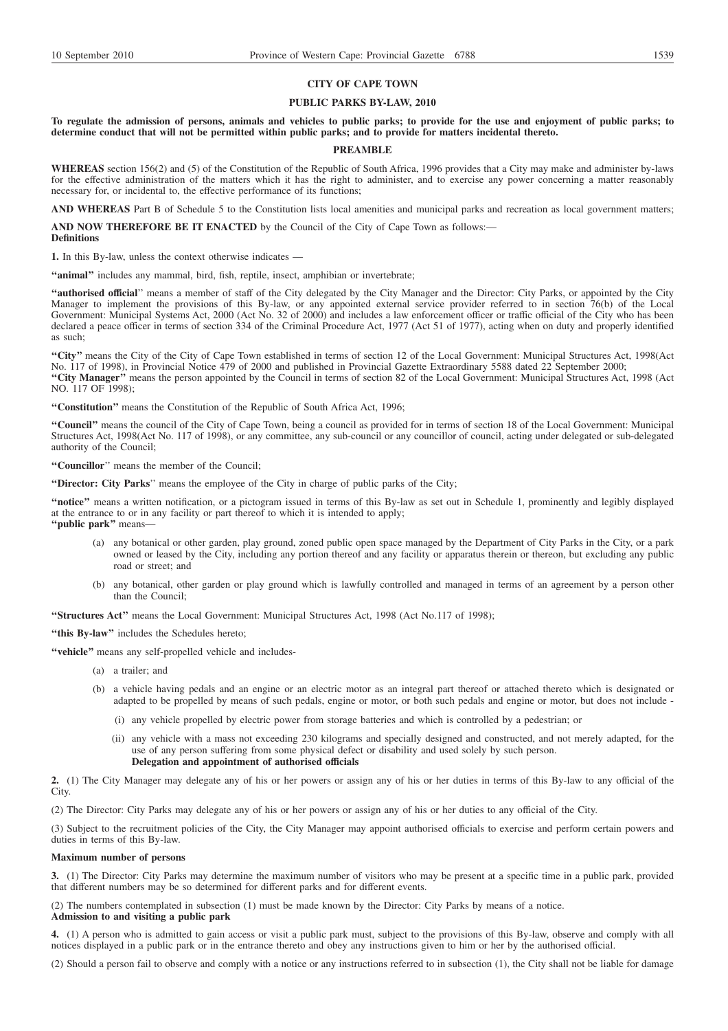## CITY OF CAPE TOWN

## PUBLIC PARKS BY-LAW, 2010

**To regulate the admission of persons, animals and vehicles to public parks; to provide for the use and enjoyment of public parks; to determine conduct that will not be permitted within public parks; and to provide for matters incidental thereto.**

### PREAMBLE

**WHEREAS** section 156(2) and (5) of the Constitution of the Republic of South Africa, 1996 provides that a City may make and administer by-laws for the effective administration of the matters which it has the right to administer, and to exercise any power concerning a matter reasonably necessary for, or incidental to, the effective performance of its functions;

**AND WHEREAS** Part B of Schedule 5 to the Constitution lists local amenities and municipal parks and recreation as local government matters;

**AND NOW THEREFORE BE IT ENACTED** by the Council of the City of Cape Town as follows:—

**Definitions**

**1.** In this By-law, unless the context otherwise indicates —

**"animal"** includes any mammal, bird, fish, reptile, insect, amphibian or invertebrate;

**"authorised official"** means a member of staff of the City delegated by the City Manager and the Director: City Parks, or appointed by the City Manager to implement the provisions of this By-law, or any appointed external service provider referred to in section 76(b) of the Local Government: Municipal Systems Act, 2000 (Act No. 32 of 2000) and includes a law enforcement officer or traffic official of the City who has been declared a peace officer in terms of section 334 of the Criminal Procedure Act, 1977 (Act 51 of 1977), acting when on duty and properly identified as such;

**"City"** means the City of the City of Cape Town established in terms of section 12 of the Local Government: Municipal Structures Act, 1998(Act No. 117 of 1998), in Provincial Notice 479 of 2000 and published in Provincial Gazette Extraordinary 5588 dated 22 September 2000;

**"City Manager"** means the person appointed by the Council in terms of section 82 of the Local Government: Municipal Structures Act, 1998 (Act NO. 117 OF 1998);

**"Constitution"** means the Constitution of the Republic of South Africa Act, 1996;

**"Council"** means the council of the City of Cape Town, being a council as provided for in terms of section 18 of the Local Government: Municipal Structures Act, 1998(Act No. 117 of 1998), or any committee, any sub-council or any councillor of council, acting under delegated or sub-delegated authority of the Council;

**"Councillor"** means the member of the Council;

**"Director: City Parks"** means the employee of the City in charge of public parks of the City;

**"notice"** means a written notification, or a pictogram issued in terms of this By-law as set out in Schedule 1, prominently and legibly displayed at the entrance to or in any facility or part thereof to which it is intended to apply;

**"public park"** means—

(a) any botanical or other garden, play ground, zoned public open space managed by the Department of City Parks in the City, or a park owned or leased by the City, including any portion thereof and any facility or apparatus therein or thereon, but excluding any public road or street; and

(b) any botanical, other garden or play ground which is lawfully controlled and managed in terms of an agreement by a person other than the Council;

**"Structures Act"** means the Local Government: Municipal Structures Act, 1998 (Act No.117 of 1998);

**"this By-law"** includes the Schedules hereto;

**"vehicle"** means any self-propelled vehicle and includes-

(a) a trailer; and

(b) a vehicle having pedals and an engine or an electric motor as an integral part thereof or attached thereto which is designated or adapted to be propelled by means of such pedals, engine or motor, or both such pedals and engine or motor, but does not include -

(i) any vehicle propelled by electric power from storage batteries and which is controlled by a pedestrian; or

(ii) any vehicle with a mass not exceeding 230 kilograms and specially designed and constructed, and not merely adapted, for the use of any person suffering from some physical defect or disability and used solely by such person.

**Delegation and appointment of authorised officials**

**2.** (1) The City Manager may delegate any of his or her powers or assign any of his or her duties in terms of this By-law to any official of the City.

(2) The Director: City Parks may delegate any of his or her powers or assign any of his or her duties to any official of the City.

(3) Subject to the recruitment policies of the City, the City Manager may appoint authorised officials to exercise and perform certain powers and duties in terms of this By-law.

**Maximum number of persons**

**3.** (1) The Director: City Parks may determine the maximum number of visitors who may be present at a specific time in a public park, provided that different numbers may be so determined for different parks and for different events.

(2) The numbers contemplated in subsection (1) must be made known by the Director: City Parks by means of a notice.

**Admission to and visiting a public park**

**4.** (1) A person who is admitted to gain access or visit a public park must, subject to the provisions of this By-law, observe and comply with all notices displayed in a public park or in the entrance thereto and obey any instructions given to him or her by the authorised official.

(2) Should a person fail to observe and comply with a notice or any instructions referred to in subsection (1), the City shall not be liable for damage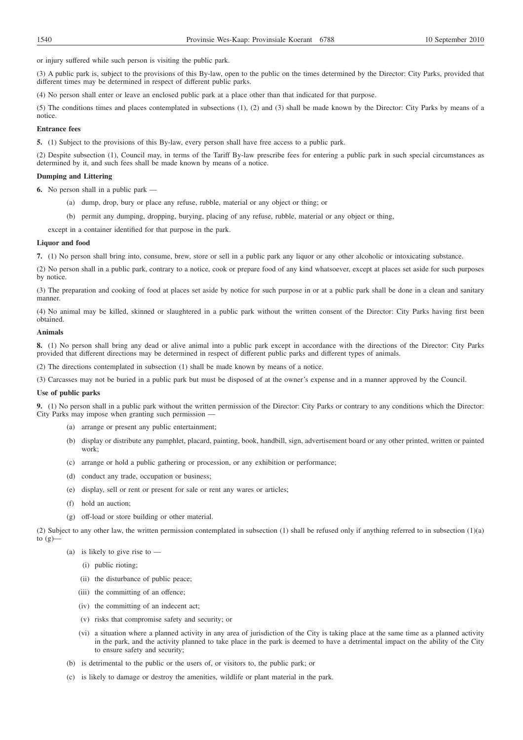or injury suffered while such person is visiting the public park.

(3) A public park is, subject to the provisions of this By-law, open to the public on the times determined by the Director: City Parks, provided that different times may be determined in respect of different public parks.

(4) No person shall enter or leave an enclosed public park at a place other than that indicated for that purpose.

(5) The conditions times and places contemplated in subsections (1), (2) and (3) shall be made known by the Director: City Parks by means of a notice.

**Entrance fees**

**5.** (1) Subject to the provisions of this By-law, every person shall have free access to a public park.

(2) Despite subsection (1), Council may, in terms of the Tariff By-law prescribe fees for entering a public park in such special circumstances as determined by it, and such fees shall be made known by means of a notice.

**Dumping and Littering**

**6.** No person shall in a public park —

- (a) dump, drop, bury or place any refuse, rubble, material or any object or thing; or
- (b) permit any dumping, dropping, burying, placing of any refuse, rubble, material or any object or thing,

except in a container identified for that purpose in the park.

**Liquor and food**

**7.** (1) No person shall bring into, consume, brew, store or sell in a public park any liquor or any other alcoholic or intoxicating substance.

(2) No person shall in a public park, contrary to a notice, cook or prepare food of any kind whatsoever, except at places set aside for such purposes by notice.

(3) The preparation and cooking of food at places set aside by notice for such purpose in or at a public park shall be done in a clean and sanitary manner.

(4) No animal may be killed, skinned or slaughtered in a public park without the written consent of the Director: City Parks having first been obtained.

**Animals**

**8.** (1) No person shall bring any dead or alive animal into a public park except in accordance with the directions of the Director: City Parks provided that different directions may be determined in respect of different public parks and different types of animals.

(2) The directions contemplated in subsection (1) shall be made known by means of a notice.

(3) Carcasses may not be buried in a public park but must be disposed of at the owner's expense and in a manner approved by the Council.

**Use of public parks**

**9.** (1) No person shall in a public park without the written permission of the Director: City Parks or contrary to any conditions which the Director: City Parks may impose when granting such permission —

- (a) arrange or present any public entertainment;
- (b) display or distribute any pamphlet, placard, painting, book, handbill, sign, advertisement board or any other printed, written or painted work;
- (c) arrange or hold a public gathering or procession, or any exhibition or performance;
- (d) conduct any trade, occupation or business;
- (e) display, sell or rent or present for sale or rent any wares or articles;
- (f) hold an auction;
- (g) off-load or store building or other material.

(2) Subject to any other law, the written permission contemplated in subsection (1) shall be refused only if anything referred to in subsection (1)(a) to (g)—

- (a) is likely to give rise to —
  - (i) public rioting;
  - (ii) the disturbance of public peace;
  - (iii) the committing of an offence;
  - (iv) the committing of an indecent act;
  - (v) risks that compromise safety and security; or
  - (vi) a situation where a planned activity in any area of jurisdiction of the City is taking place at the same time as a planned activity in the park, and the activity planned to take place in the park is deemed to have a detrimental impact on the ability of the City to ensure safety and security;
- (b) is detrimental to the public or the users of, or visitors to, the public park; or
- (c) is likely to damage or destroy the amenities, wildlife or plant material in the park.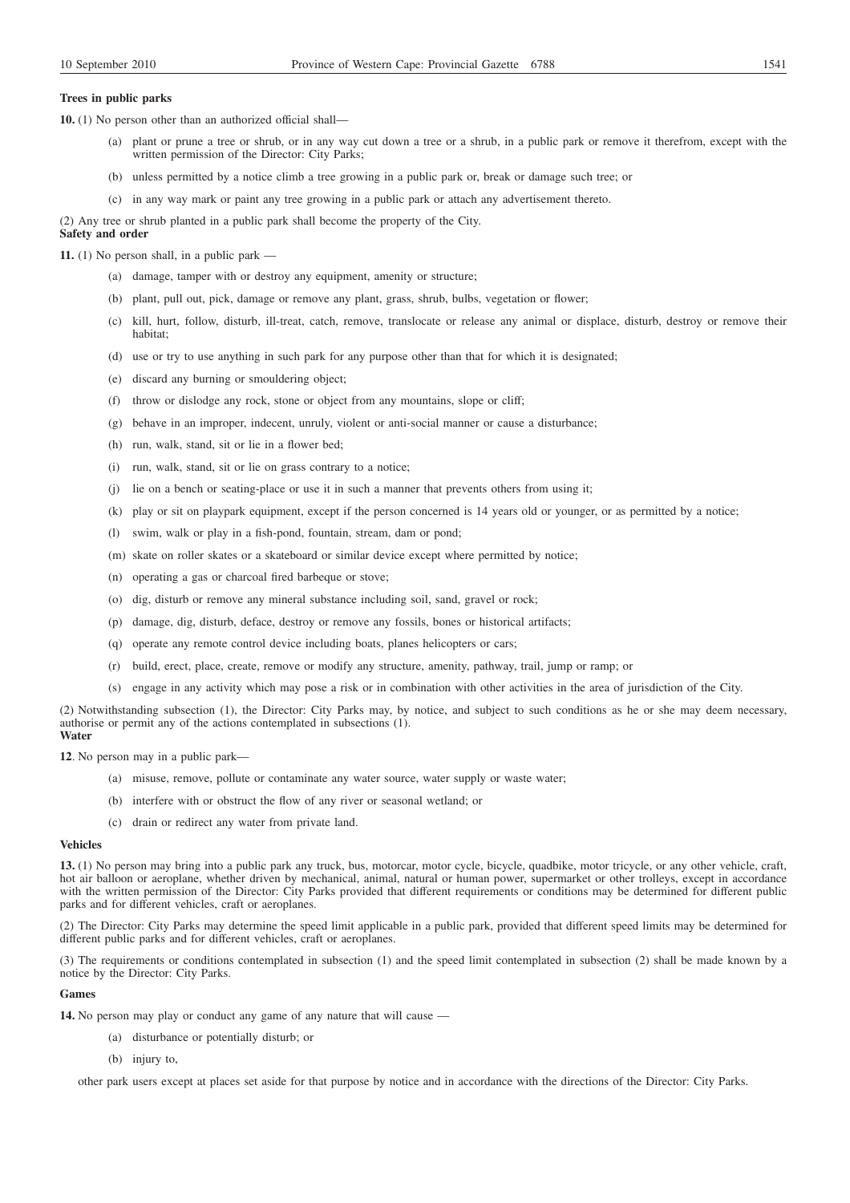**Trees in public parks**

**10.** (1) No person other than an authorized official shall—

(a) plant or prune a tree or shrub, or in any way cut down a tree or a shrub, in a public park or remove it therefrom, except with the written permission of the Director: City Parks;

(b) unless permitted by a notice climb a tree growing in a public park or, break or damage such tree; or

(c) in any way mark or paint any tree growing in a public park or attach any advertisement thereto.

(2) Any tree or shrub planted in a public park shall become the property of the City.

**Safety and order**

**11.** (1) No person shall, in a public park —

(a) damage, tamper with or destroy any equipment, amenity or structure;

(b) plant, pull out, pick, damage or remove any plant, grass, shrub, bulbs, vegetation or flower;

(c) kill, hurt, follow, disturb, ill-treat, catch, remove, translocate or release any animal or displace, disturb, destroy or remove their habitat;

(d) use or try to use anything in such park for any purpose other than that for which it is designated;

(e) discard any burning or smouldering object;

(f) throw or dislodge any rock, stone or object from any mountains, slope or cliff;

(g) behave in an improper, indecent, unruly, violent or anti-social manner or cause a disturbance;

(h) run, walk, stand, sit or lie in a flower bed;

(i) run, walk, stand, sit or lie on grass contrary to a notice;

(j) lie on a bench or seating-place or use it in such a manner that prevents others from using it;

(k) play or sit on playpark equipment, except if the person concerned is 14 years old or younger, or as permitted by a notice;

(l) swim, walk or play in a fish-pond, fountain, stream, dam or pond;

(m) skate on roller skates or a skateboard or similar device except where permitted by notice;

(n) operating a gas or charcoal fired barbeque or stove;

(o) dig, disturb or remove any mineral substance including soil, sand, gravel or rock;

(p) damage, dig, disturb, deface, destroy or remove any fossils, bones or historical artifacts;

(q) operate any remote control device including boats, planes helicopters or cars;

(r) build, erect, place, create, remove or modify any structure, amenity, pathway, trail, jump or ramp; or

(s) engage in any activity which may pose a risk or in combination with other activities in the area of jurisdiction of the City.

(2) Notwithstanding subsection (1), the Director: City Parks may, by notice, and subject to such conditions as he or she may deem necessary, authorise or permit any of the actions contemplated in subsections (1).

**Water**

**12**. No person may in a public park—

(a) misuse, remove, pollute or contaminate any water source, water supply or waste water;

(b) interfere with or obstruct the flow of any river or seasonal wetland; or

(c) drain or redirect any water from private land.

**Vehicles**

**13.** (1) No person may bring into a public park any truck, bus, motorcar, motor cycle, bicycle, quadbike, motor tricycle, or any other vehicle, craft, hot air balloon or aeroplane, whether driven by mechanical, animal, natural or human power, supermarket or other trolleys, except in accordance with the written permission of the Director: City Parks provided that different requirements or conditions may be determined for different public parks and for different vehicles, craft or aeroplanes.

(2) The Director: City Parks may determine the speed limit applicable in a public park, provided that different speed limits may be determined for different public parks and for different vehicles, craft or aeroplanes.

(3) The requirements or conditions contemplated in subsection (1) and the speed limit contemplated in subsection (2) shall be made known by a notice by the Director: City Parks.

**Games**

**14.** No person may play or conduct any game of any nature that will cause —

(a) disturbance or potentially disturb; or

(b) injury to,

other park users except at places set aside for that purpose by notice and in accordance with the directions of the Director: City Parks.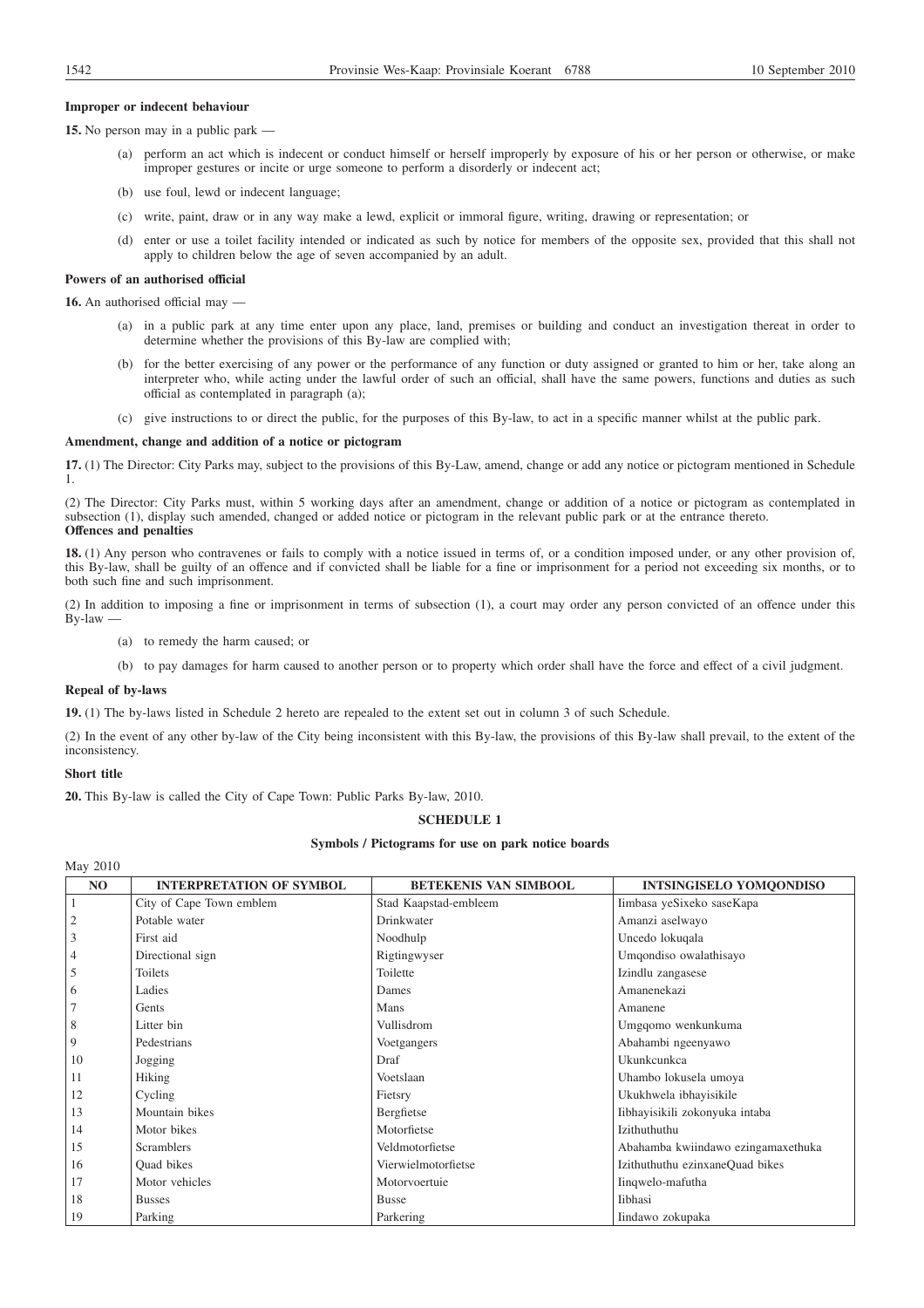**Improper or indecent behaviour**

**15.** No person may in a public park —

(a) perform an act which is indecent or conduct himself or herself improperly by exposure of his or her person or otherwise, or make improper gestures or incite or urge someone to perform a disorderly or indecent act;

(b) use foul, lewd or indecent language;

(c) write, paint, draw or in any way make a lewd, explicit or immoral figure, writing, drawing or representation; or

(d) enter or use a toilet facility intended or indicated as such by notice for members of the opposite sex, provided that this shall not apply to children below the age of seven accompanied by an adult.

**Powers of an authorised official**

**16.** An authorised official may —

(a) in a public park at any time enter upon any place, land, premises or building and conduct an investigation thereat in order to determine whether the provisions of this By-law are complied with;

(b) for the better exercising of any power or the performance of any function or duty assigned or granted to him or her, take along an interpreter who, while acting under the lawful order of such an official, shall have the same powers, functions and duties as such official as contemplated in paragraph (a);

(c) give instructions to or direct the public, for the purposes of this By-law, to act in a specific manner whilst at the public park.

**Amendment, change and addition of a notice or pictogram**

**17.** (1) The Director: City Parks may, subject to the provisions of this By-Law, amend, change or add any notice or pictogram mentioned in Schedule 1.

(2) The Director: City Parks must, within 5 working days after an amendment, change or addition of a notice or pictogram as contemplated in subsection (1), display such amended, changed or added notice or pictogram in the relevant public park or at the entrance thereto.

**Offences and penalties**

**18.** (1) Any person who contravenes or fails to comply with a notice issued in terms of, or a condition imposed under, or any other provision of, this By-law, shall be guilty of an offence and if convicted shall be liable for a fine or imprisonment for a period not exceeding six months, or to both such fine and such imprisonment.

(2) In addition to imposing a fine or imprisonment in terms of subsection (1), a court may order any person convicted of an offence under this By-law —

(a) to remedy the harm caused; or

(b) to pay damages for harm caused to another person or to property which order shall have the force and effect of a civil judgment.

**Repeal of by-laws**

**19.** (1) The by-laws listed in Schedule 2 hereto are repealed to the extent set out in column 3 of such Schedule.

(2) In the event of any other by-law of the City being inconsistent with this By-law, the provisions of this By-law shall prevail, to the extent of the inconsistency.

**Short title**

**20.** This By-law is called the City of Cape Town: Public Parks By-law, 2010.

**SCHEDULE 1**

**Symbols / Pictograms for use on park notice boards**

May 2010

| NO | INTERPRETATION OF SYMBOL | BETEKENIS VAN SIMBOOL | INTSINGISELO YOMQONDISO |
|---|---|---|---|
| 1 | City of Cape Town emblem | Stad Kaapstad-embleem | Iimbasa yeSixeko saseKapa |
| 2 | Potable water | Drinkwater | Amanzi aselwayo |
| 3 | First aid | Noodhulp | Uncedo lokuqala |
| 4 | Directional sign | Rigtingwyser | Umqondiso owalathisayo |
| 5 | Toilets | Toilette | Izindlu zangasese |
| 6 | Ladies | Dames | Amanenekazi |
| 7 | Gents | Mans | Amanene |
| 8 | Litter bin | Vullisdrom | Umgqomo wenkunkuma |
| 9 | Pedestrians | Voetgangers | Abahambi ngeenyawo |
| 10 | Jogging | Draf | Ukunkcunkca |
| 11 | Hiking | Voetslaan | Uhambo lokusela umoya |
| 12 | Cycling | Fietsry | Ukukhwela ibhayisikile |
| 13 | Mountain bikes | Bergfietse | Iibhayisikili zokonyuka intaba |
| 14 | Motor bikes | Motorfietse | Izithuthuthu |
| 15 | Scramblers | Veldmotorfietse | Abahamba kwiindawo ezingamaxethuka |
| 16 | Quad bikes | Vierwielmotorfietse | Izithuthuthu ezinxaneQuad bikes |
| 17 | Motor vehicles | Motorvoertuie | Iinqwelo-mafutha |
| 18 | Busses | Busse | Iibhasi |
| 19 | Parking | Parkering | Iindawo zokupaka |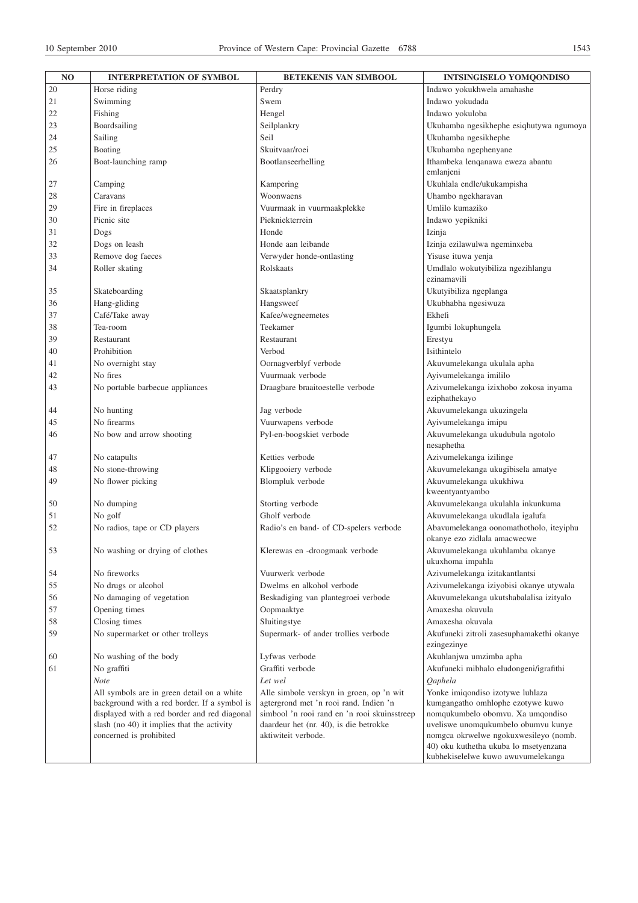| NO | INTERPRETATION OF SYMBOL | BETEKENIS VAN SIMBOOL | INTSINGISELO YOMQONDISO |
|---|---|---|---|
| 20 | Horse riding | Perdry | Indawo yokukhwela amahashe |
| 21 | Swimming | Swem | Indawo yokudada |
| 22 | Fishing | Hengel | Indawo yokuloba |
| 23 | Boardsailing | Seilplankry | Ukuhamba ngesikhephe esiqhutywa ngumoya |
| 24 | Sailing | Seil | Ukuhamba ngesikhephe |
| 25 | Boating | Skuitvaar/roei | Ukuhamba ngephenyane |
| 26 | Boat-launching ramp | Bootlanseerhelling | Ithambeka lenqanawa eweza abantu emlanjeni |
| 27 | Camping | Kampering | Ukuhlala endle/ukukampisha |
| 28 | Caravans | Woonwaens | Uhambo ngekharavan |
| 29 | Fire in fireplaces | Vuurmaak in vuurmaakplekke | Umlilo kumaziko |
| 30 | Picnic site | Piekniekterrein | Indawo yepikniki |
| 31 | Dogs | Honde | Izinja |
| 32 | Dogs on leash | Honde aan leibande | Izinja ezilawulwa ngeminxeba |
| 33 | Remove dog faeces | Verwyder honde-ontlasting | Yisuse ituwa yenja |
| 34 | Roller skating | Rolskaats | Umdlalo wokutyibiliza ngezihlangu ezinamavili |
| 35 | Skateboarding | Skaatsplankry | Ukutyibiliza ngeplanga |
| 36 | Hang-gliding | Hangsweef | Ukubhabha ngesiwuza |
| 37 | Café/Take away | Kafee/wegneemetes | Ekhefi |
| 38 | Tea-room | Teekamer | Igumbi lokuphungela |
| 39 | Restaurant | Restaurant | Erestyu |
| 40 | Prohibition | Verbod | Isithintelo |
| 41 | No overnight stay | Oornagverblyf verbode | Akuvumelekanga ukulala apha |
| 42 | No fires | Vuurmaak verbode | Ayivumelekanga imililo |
| 43 | No portable barbecue appliances | Draagbare braaitoestelle verbode | Azivumelekanga izixhobo zokosa inyama eziphathekayo |
| 44 | No hunting | Jag verbode | Akuvumelekanga ukuzingela |
| 45 | No firearms | Vuurwapens verbode | Ayivumelekanga imipu |
| 46 | No bow and arrow shooting | Pyl-en-boogskiet verbode | Akuvumelekanga ukudubula ngotolo nesaphetha |
| 47 | No catapults | Ketties verbode | Azivumelekanga izilinge |
| 48 | No stone-throwing | Klipgooiery verbode | Akuvumelekanga ukugibisela amatye |
| 49 | No flower picking | Blompluk verbode | Akuvumelekanga ukukhiwa kweentyantyambo |
| 50 | No dumping | Storting verbode | Akuvumelekanga ukulahla inkunkuma |
| 51 | No golf | Gholf verbode | Akuvumelekanga ukudlala igalufa |
| 52 | No radios, tape or CD players | Radio's en band- of CD-spelers verbode | Abavumelekanga oonomathotholo, iteyiphu okanye ezo zidlala amacwecwe |
| 53 | No washing or drying of clothes | Klerewas en -droogmaak verbode | Akuvumelekanga ukuhlamba okanye ukuxhoma impahla |
| 54 | No fireworks | Vuurwerk verbode | Azivumelekanga izitakantlantsi |
| 55 | No drugs or alcohol | Dwelms en alkohol verbode | Azivumelekanga iziyobisi okanye utywala |
| 56 | No damaging of vegetation | Beskadiging van plantegroei verbode | Akuvumelekanga ukutshabalalisa izityalo |
| 57 | Opening times | Oopmaaktye | Amaxesha okuvula |
| 58 | Closing times | Sluitingstye | Amaxesha okuvala |
| 59 | No supermarket or other trolleys | Supermark- of ander trollies verbode | Akufuneki zitroli zasesuphamakethi okanye ezingezinye |
| 60 | No washing of the body | Lyfwas verbode | Akuhlanjwa umzimba apha |
| 61 | No graffiti | Graffiti verbode | Akufuneki mibhalo eludongeni/igrafithi |
| | *Note*<br>All symbols are in green detail on a white background with a red border. If a symbol is displayed with a red border and red diagonal slash (no 40) it implies that the activity concerned is prohibited | *Let wel*<br>Alle simbole verskyn in groen, op 'n wit agtergrond met 'n rooi rand. Indien 'n simbool 'n rooi rand en 'n rooi skuinsstreep daardeur het (nr. 40), is die betrokke aktiwiteit verbode. | *Qaphela*<br>Yonke imiqondiso izotywe luhlaza kumgangatho omhlophe ezotywe kuwo nomqukumbelo obomvu. Xa umqondiso uveliswe unomqukumbelo obumvu kunye nomgca okrwelwe ngokuxwesileyo (nomb. 40) oku kuthetha ukuba lo msetyenzana kubhekiselelwe kuwo awuvumelekanga |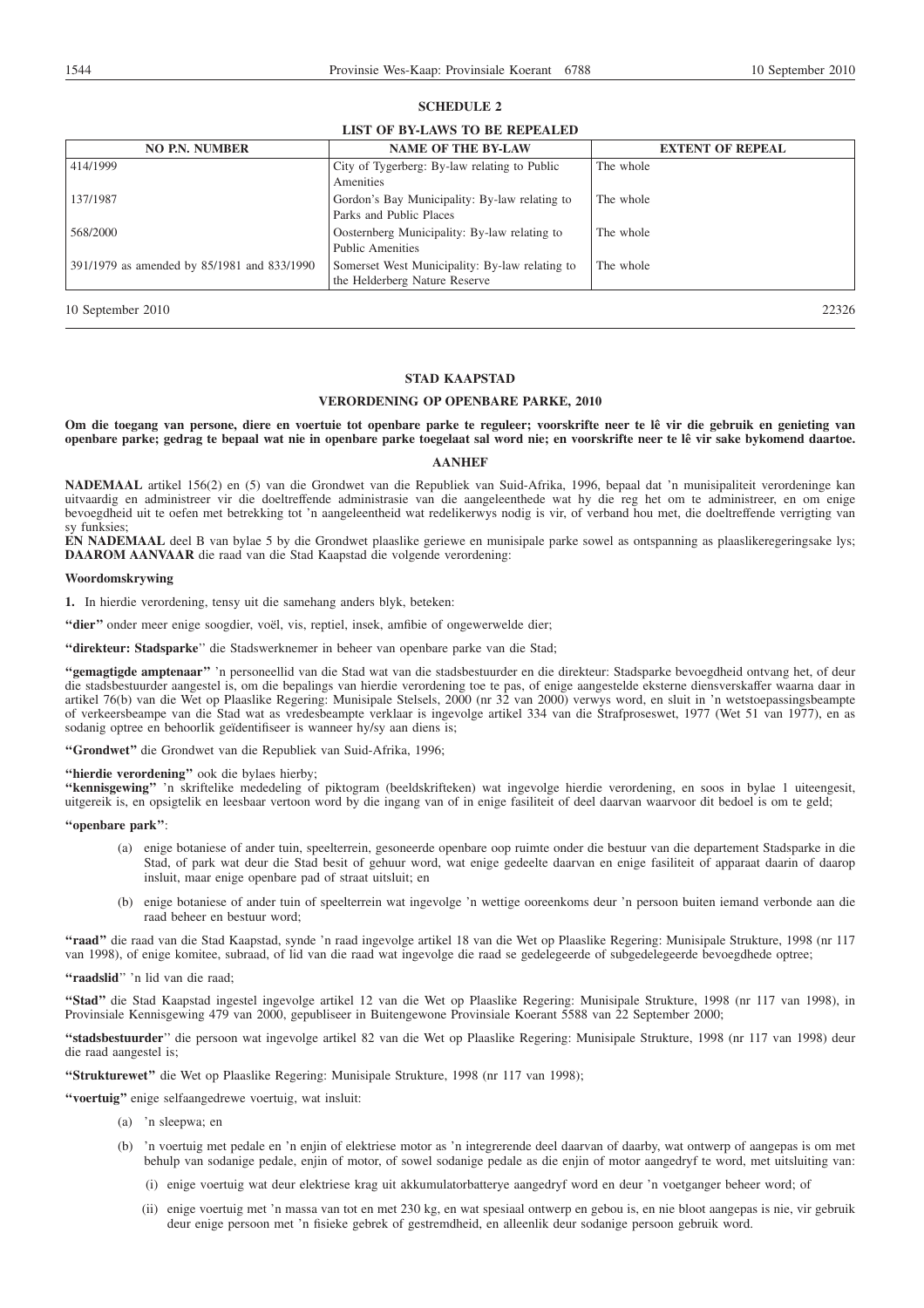## SCHEDULE 2

### LIST OF BY-LAWS TO BE REPEALED

| NO P.N. NUMBER | NAME OF THE BY-LAW | EXTENT OF REPEAL |
|---|---|---|
| 414/1999 | City of Tygerberg: By-law relating to Public Amenities | The whole |
| 137/1987 | Gordon's Bay Municipality: By-law relating to Parks and Public Places | The whole |
| 568/2000 | Oosternberg Municipality: By-law relating to Public Amenities | The whole |
| 391/1979 as amended by 85/1981 and 833/1990 | Somerset West Municipality: By-law relating to the Helderberg Nature Reserve | The whole |

10 September 2010 22326

---

## STAD KAAPSTAD

### VERORDENING OP OPENBARE PARKE, 2010

**Om die toegang van persone, diere en voertuie tot openbare parke te reguleer; voorskrifte neer te lê vir die gebruik en genieting van openbare parke; gedrag te bepaal wat nie in openbare parke toegelaat sal word nie; en voorskrifte neer te lê vir sake bykomend daartoe.**

### AANHEF

**NADEMAAL** artikel 156(2) en (5) van die Grondwet van die Republiek van Suid-Afrika, 1996, bepaal dat 'n munisipaliteit verordeninge kan uitvaardig en administreer vir die doeltreffende administrasie van die aangeleenthede wat hy die reg het om te administreer, en om enige bevoegdheid uit te oefen met betrekking tot 'n aangeleentheid wat redelikerwys nodig is vir, of verband hou met, die doeltreffende verrigting van sy funksies;

**EN NADEMAAL** deel B van bylae 5 by die Grondwet plaaslike geriewe en munisipale parke sowel as ontspanning as plaaslikeregeringsake lys;

**DAAROM AANVAAR** die raad van die Stad Kaapstad die volgende verordening:

**Woordomskrywing**

**1.** In hierdie verordening, tensy uit die samehang anders blyk, beteken:

**"dier"** onder meer enige soogdier, voël, vis, reptiel, insek, amfibie of ongewerwelde dier;

**"direkteur: Stadsparke"** die Stadswerknemer in beheer van openbare parke van die Stad;

**"gemagtigde amptenaar"** 'n personeellid van die Stad wat van die stadsbestuurder en die direkteur: Stadsparke bevoegdheid ontvang het, of deur die stadsbestuurder aangestel is, om die bepalings van hierdie verordening toe te pas, of enige aangestelde eksterne diensverskaffer waarna daar in artikel 76(b) van die Wet op Plaaslike Regering: Munisipale Stelsels, 2000 (nr 32 van 2000) verwys word, en sluit in 'n wetstoepassingsbeampte of verkeersbeampte van die Stad wat as vredesbeampte verklaar is ingevolge artikel 334 van die Strafproseswet, 1977 (Wet 51 van 1977), en as sodanig optree en behoorlik geïdentifiseer is wanneer hy/sy aan diens is;

**"Grondwet"** die Grondwet van die Republiek van Suid-Afrika, 1996;

**"hierdie verordening"** ook die bylaes hierby;

**"kennisgewing"** 'n skriftelike mededeling of piktogram (beeldskrifteken) wat ingevolge hierdie verordening, en soos in bylae 1 uiteengesit, uitgereik is, en opsigtelik en leesbaar vertoon word by die ingang van of in enige fasiliteit of deel daarvan waarvoor dit bedoel is om te geld;

**"openbare park"**:

(a) enige botaniese of ander tuin, speelterrein, gesoneerde openbare oop ruimte onder die bestuur van die departement Stadsparke in die Stad, of park wat deur die Stad besit of gehuur word, wat enige gedeelte daarvan en enige fasiliteit of apparaat daarin of daarop insluit, maar enige openbare pad of straat uitsluit; en

(b) enige botaniese of ander tuin of speelterrein wat ingevolge 'n wettige ooreenkoms deur 'n persoon buiten iemand verbonde aan die raad beheer en bestuur word;

**"raad"** die raad van die Stad Kaapstad, synde 'n raad ingevolge artikel 18 van die Wet op Plaaslike Regering: Munisipale Strukture, 1998 (nr 117 van 1998), of enige komitee, subraad, of lid van die raad wat ingevolge die raad se gedelegeerde of subgedelegeerde bevoegdhede optree;

**"raadslid"** 'n lid van die raad;

**"Stad"** die Stad Kaapstad ingestel ingevolge artikel 12 van die Wet op Plaaslike Regering: Munisipale Strukture, 1998 (nr 117 van 1998), in Provinsiale Kennisgewing 479 van 2000, gepubliseer in Buitengewone Provinsiale Koerant 5588 van 22 September 2000;

**"stadsbestuurder"** die persoon wat ingevolge artikel 82 van die Wet op Plaaslike Regering: Munisipale Strukture, 1998 (nr 117 van 1998) deur die raad aangestel is;

**"Strukturewet"** die Wet op Plaaslike Regering: Munisipale Strukture, 1998 (nr 117 van 1998);

**"voertuig"** enige selfaangedrewe voertuig, wat insluit:

(a) 'n sleepwa; en

(b) 'n voertuig met pedale en 'n enjin of elektriese motor as 'n integrerende deel daarvan of daarby, wat ontwerp of aangepas is om met behulp van sodanige pedale, enjin of motor, of sowel sodanige pedale as die enjin of motor aangedryf te word, met uitsluiting van:

  (i) enige voertuig wat deur elektriese krag uit akkumulatorbatterye aangedryf word en deur 'n voetganger beheer word; of

  (ii) enige voertuig met 'n massa van tot en met 230 kg, en wat spesiaal ontwerp en gebou is, en nie bloot aangepas is nie, vir gebruik deur enige persoon met 'n fisieke gebrek of gestremdheid, en alleenlik deur sodanige persoon gebruik word.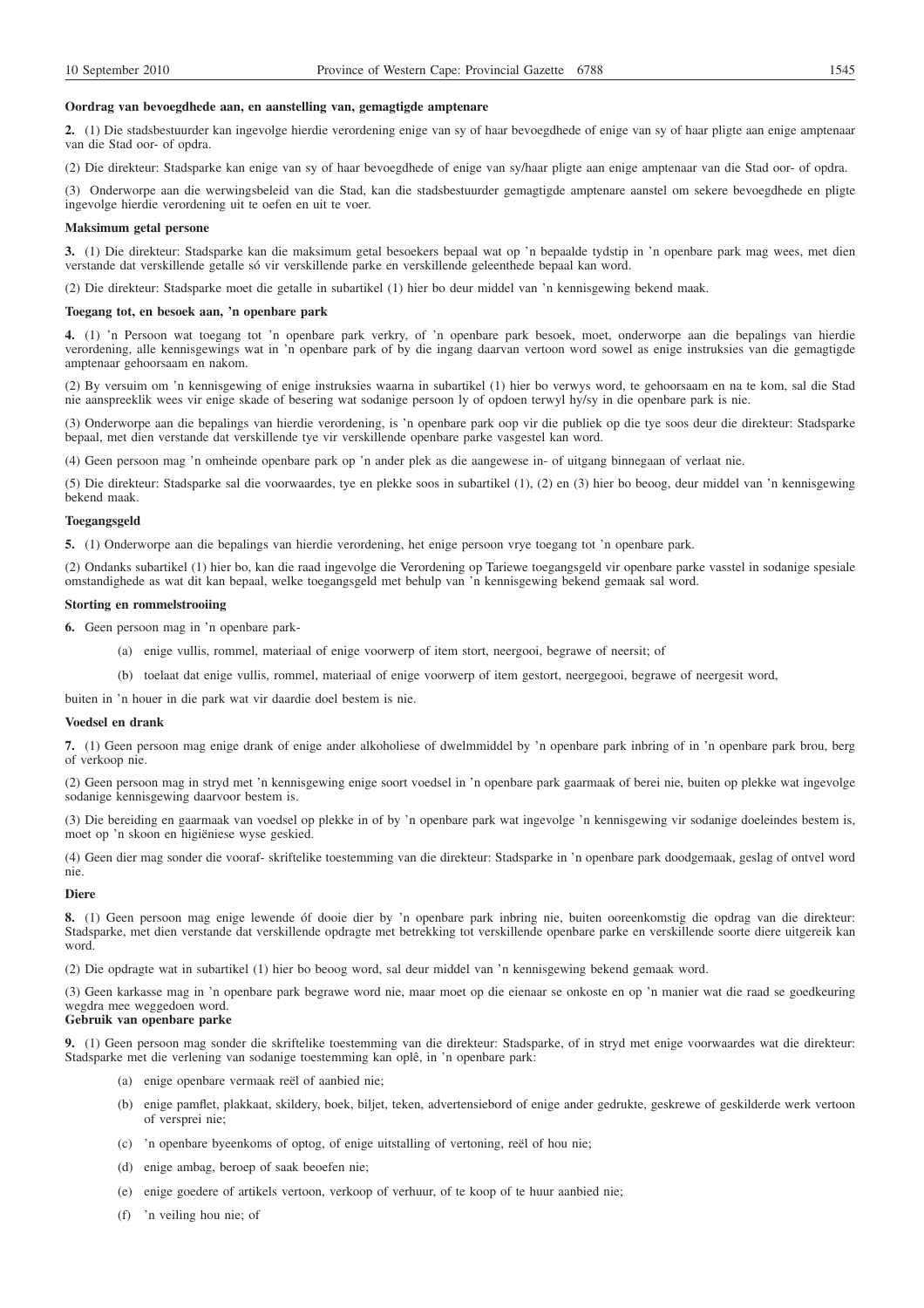**Oordrag van bevoegdhede aan, en aanstelling van, gemagtigde amptenare**

**2.** (1) Die stadsbestuurder kan ingevolge hierdie verordening enige van sy of haar bevoegdhede of enige van sy of haar pligte aan enige amptenaar van die Stad oor- of opdra.

(2) Die direkteur: Stadsparke kan enige van sy of haar bevoegdhede of enige van sy/haar pligte aan enige amptenaar van die Stad oor- of opdra.

(3) Onderworpe aan die werwingsbeleid van die Stad, kan die stadsbestuurder gemagtigde amptenare aanstel om sekere bevoegdhede en pligte ingevolge hierdie verordening uit te oefen en uit te voer.

**Maksimum getal persone**

**3.** (1) Die direkteur: Stadsparke kan die maksimum getal besoekers bepaal wat op 'n bepaalde tydstip in 'n openbare park mag wees, met dien verstande dat verskillende getalle só vir verskillende parke en verskillende geleenthede bepaal kan word.

(2) Die direkteur: Stadsparke moet die getalle in subartikel (1) hier bo deur middel van 'n kennisgewing bekend maak.

**Toegang tot, en besoek aan, 'n openbare park**

**4.** (1) 'n Persoon wat toegang tot 'n openbare park verkry, of 'n openbare park besoek, moet, onderworpe aan die bepalings van hierdie verordening, alle kennisgewings wat in 'n openbare park of by die ingang daarvan vertoon word sowel as enige instruksies van die gemagtigde amptenaar gehoorsaam en nakom.

(2) By versuim om 'n kennisgewing of enige instruksies waarna in subartikel (1) hier bo verwys word, te gehoorsaam en na te kom, sal die Stad nie aanspreeklik wees vir enige skade of besering wat sodanige persoon ly of opdoen terwyl hy/sy in die openbare park is nie.

(3) Onderworpe aan die bepalings van hierdie verordening, is 'n openbare park oop vir die publiek op die tye soos deur die direkteur: Stadsparke bepaal, met dien verstande dat verskillende tye vir verskillende openbare parke vasgestel kan word.

(4) Geen persoon mag 'n omheinde openbare park op 'n ander plek as die aangewese in- of uitgang binnegaan of verlaat nie.

(5) Die direkteur: Stadsparke sal die voorwaardes, tye en plekke soos in subartikel (1), (2) en (3) hier bo beoog, deur middel van 'n kennisgewing bekend maak.

**Toegangsgeld**

**5.** (1) Onderworpe aan die bepalings van hierdie verordening, het enige persoon vrye toegang tot 'n openbare park.

(2) Ondanks subartikel (1) hier bo, kan die raad ingevolge die Verordening op Tariewe toegangsgeld vir openbare parke vasstel in sodanige spesiale omstandighede as wat dit kan bepaal, welke toegangsgeld met behulp van 'n kennisgewing bekend gemaak sal word.

**Storting en rommelstrooiing**

**6.** Geen persoon mag in 'n openbare park-

(a) enige vullis, rommel, materiaal of enige voorwerp of item stort, neergooi, begrawe of neersit; of

(b) toelaat dat enige vullis, rommel, materiaal of enige voorwerp of item gestort, neergegooi, begrawe of neergesit word,

buiten in 'n houer in die park wat vir daardie doel bestem is nie.

**Voedsel en drank**

**7.** (1) Geen persoon mag enige drank of enige ander alkoholiese of dwelmmiddel by 'n openbare park inbring of in 'n openbare park brou, berg of verkoop nie.

(2) Geen persoon mag in stryd met 'n kennisgewing enige soort voedsel in 'n openbare park gaarmaak of berei nie, buiten op plekke wat ingevolge sodanige kennisgewing daarvoor bestem is.

(3) Die bereiding en gaarmaak van voedsel op plekke in of by 'n openbare park wat ingevolge 'n kennisgewing vir sodanige doeleindes bestem is, moet op 'n skoon en higiëniese wyse geskied.

(4) Geen dier mag sonder die vooraf- skriftelike toestemming van die direkteur: Stadsparke in 'n openbare park doodgemaak, geslag of ontvel word nie.

**Diere**

**8.** (1) Geen persoon mag enige lewende óf dooie dier by 'n openbare park inbring nie, buiten ooreenkomstig die opdrag van die direkteur: Stadsparke, met dien verstande dat verskillende opdragte met betrekking tot verskillende openbare parke en verskillende soorte diere uitgereik kan word.

(2) Die opdragte wat in subartikel (1) hier bo beoog word, sal deur middel van 'n kennisgewing bekend gemaak word.

(3) Geen karkasse mag in 'n openbare park begrawe word nie, maar moet op die eienaar se onkoste en op 'n manier wat die raad se goedkeuring wegdra mee weggedoen word.

**Gebruik van openbare parke**

**9.** (1) Geen persoon mag sonder die skriftelike toestemming van die direkteur: Stadsparke, of in stryd met enige voorwaardes wat die direkteur: Stadsparke met die verlening van sodanige toestemming kan oplê, in 'n openbare park:

(a) enige openbare vermaak reël of aanbied nie;

(b) enige pamflet, plakkaat, skildery, boek, biljet, teken, advertensiebord of enige ander gedrukte, geskrewe of geskilderde werk vertoon of versprei nie;

(c) 'n openbare byeenkoms of optog, of enige uitstalling of vertoning, reël of hou nie;

(d) enige ambag, beroep of saak beoefen nie;

(e) enige goedere of artikels vertoon, verkoop of verhuur, of te koop of te huur aanbied nie;

(f) 'n veiling hou nie; of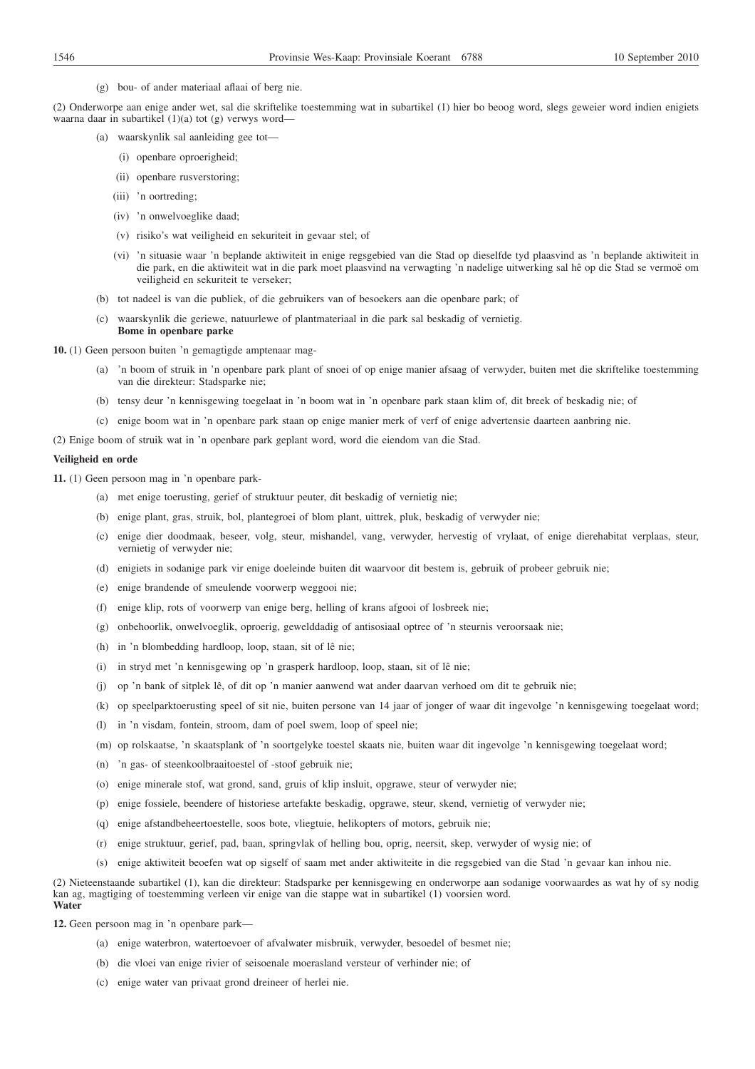(g) bou- of ander materiaal aflaai of berg nie.

(2) Onderworpe aan enige ander wet, sal die skriftelike toestemming wat in subartikel (1) hier bo beoog word, slegs geweier word indien enigiets waarna daar in subartikel (1)(a) tot (g) verwys word—

(a) waarskynlik sal aanleiding gee tot—

(i) openbare oproerigheid;

(ii) openbare rusverstoring;

(iii) 'n oortreding;

(iv) 'n onwelvoeglike daad;

(v) risiko's wat veiligheid en sekuriteit in gevaar stel; of

(vi) 'n situasie waar 'n beplande aktiwiteit in enige regsgebied van die Stad op dieselfde tyd plaasvind as 'n beplande aktiwiteit in die park, en die aktiwiteit wat in die park moet plaasvind na verwagting 'n nadelige uitwerking sal hê op die Stad se vermoë om veiligheid en sekuriteit te verseker;

(b) tot nadeel is van die publiek, of die gebruikers van of besoekers aan die openbare park; of

(c) waarskynlik die geriewe, natuurlewe of plantmateriaal in die park sal beskadig of vernietig.

**Bome in openbare parke**

**10.** (1) Geen persoon buiten 'n gemagtigde amptenaar mag-

(a) 'n boom of struik in 'n openbare park plant of snoei of op enige manier afsaag of verwyder, buiten met die skriftelike toestemming van die direkteur: Stadsparke nie;

(b) tensy deur 'n kennisgewing toegelaat in 'n boom wat in 'n openbare park staan klim of, dit breek of beskadig nie; of

(c) enige boom wat in 'n openbare park staan op enige manier merk of verf of enige advertensie daarteen aanbring nie.

(2) Enige boom of struik wat in 'n openbare park geplant word, word die eiendom van die Stad.

**Veiligheid en orde**

**11.** (1) Geen persoon mag in 'n openbare park-

(a) met enige toerusting, gerief of struktuur peuter, dit beskadig of vernietig nie;

(b) enige plant, gras, struik, bol, plantegroei of blom plant, uittrek, pluk, beskadig of verwyder nie;

(c) enige dier doodmaak, beseer, volg, steur, mishandel, vang, verwyder, hervestig of vrylaat, of enige dierehabitat verplaas, steur, vernietig of verwyder nie;

(d) enigiets in sodanige park vir enige doeleinde buiten dit waarvoor dit bestem is, gebruik of probeer gebruik nie;

(e) enige brandende of smeulende voorwerp weggooi nie;

(f) enige klip, rots of voorwerp van enige berg, helling of krans afgooi of losbreek nie;

(g) onbehoorlik, onwelvoeglik, oproerig, gewelddadig of antisosiaal optree of 'n steurnis veroorsaak nie;

(h) in 'n blombedding hardloop, loop, staan, sit of lê nie;

(i) in stryd met 'n kennisgewing op 'n grasperk hardloop, loop, staan, sit of lê nie;

(j) op 'n bank of sitplek lê, of dit op 'n manier aanwend wat ander daarvan verhoed om dit te gebruik nie;

(k) op speelparktoerusting speel of sit nie, buiten persone van 14 jaar of jonger of waar dit ingevolge 'n kennisgewing toegelaat word;

(l) in 'n visdam, fontein, stroom, dam of poel swem, loop of speel nie;

(m) op rolskaatse, 'n skaatsplank of 'n soortgelyke toestel skaats nie, buiten waar dit ingevolge 'n kennisgewing toegelaat word;

(n) 'n gas- of steenkoolbraaitoestel of -stoof gebruik nie;

(o) enige minerale stof, wat grond, sand, gruis of klip insluit, opgrawe, steur of verwyder nie;

(p) enige fossiele, beendere of historiese artefakte beskadig, opgrawe, steur, skend, vernietig of verwyder nie;

(q) enige afstandbeheertoestelle, soos bote, vliegtuie, helikopters of motors, gebruik nie;

(r) enige struktuur, gerief, pad, baan, springvlak of helling bou, oprig, neersit, skep, verwyder of wysig nie; of

(s) enige aktiwiteit beoefen wat op sigself of saam met ander aktiwiteite in die regsgebied van die Stad 'n gevaar kan inhou nie.

(2) Nieteenstaande subartikel (1), kan die direkteur: Stadsparke per kennisgewing en onderworpe aan sodanige voorwaardes as wat hy of sy nodig kan ag, magtiging of toestemming verleen vir enige van die stappe wat in subartikel (1) voorsien word.

**Water**

**12.** Geen persoon mag in 'n openbare park—

(a) enige waterbron, watertoevoer of afvalwater misbruik, verwyder, besoedel of besmet nie;

(b) die vloei van enige rivier of seisoenale moerasland versteur of verhinder nie; of

(c) enige water van privaat grond dreineer of herlei nie.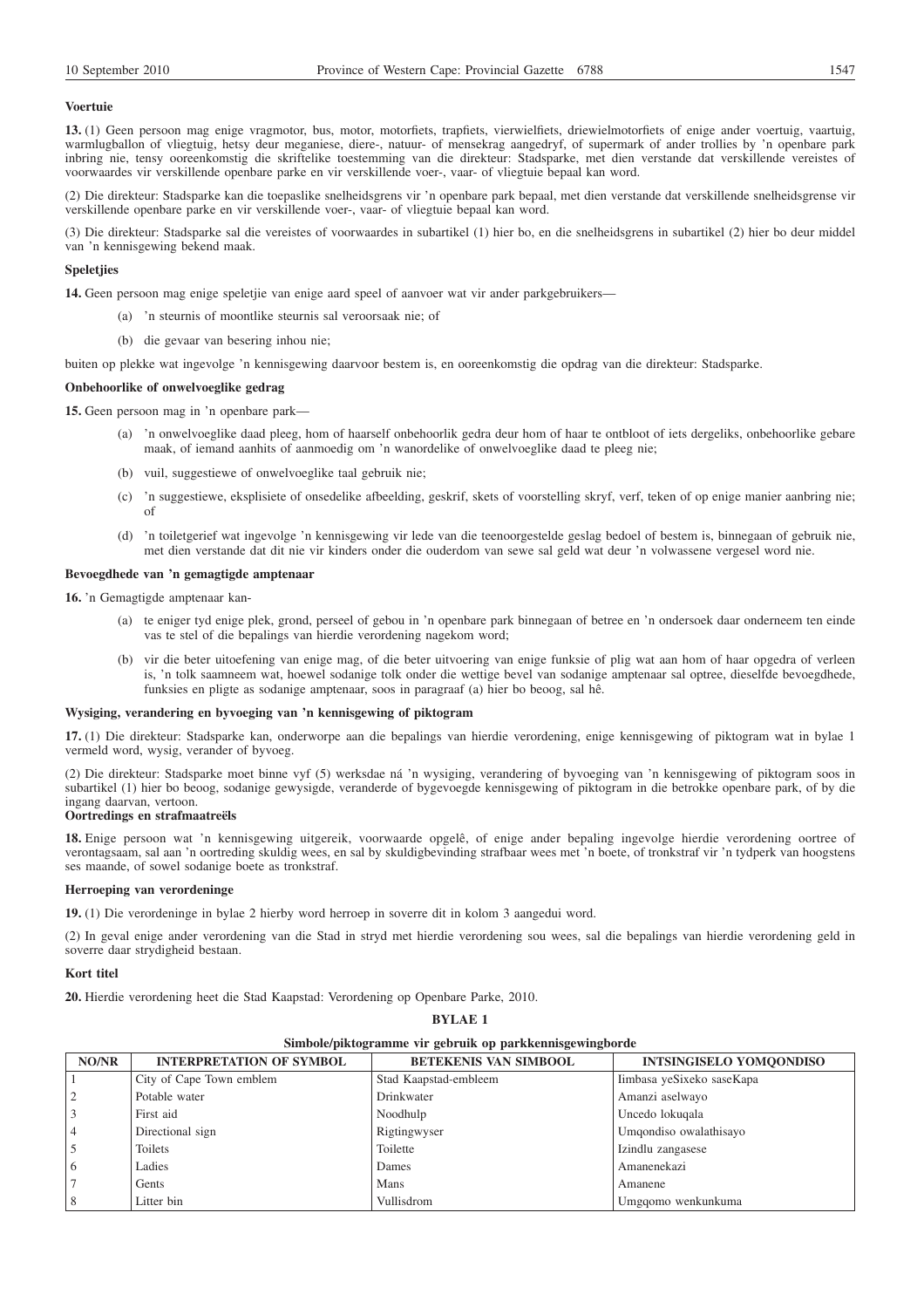**Voertuie**

**13.** (1) Geen persoon mag enige vragmotor, bus, motor, motorfiets, trapfiets, vierwielfiets, driewielmotorfiets of enige ander voertuig, vaartuig, warmlugballon of vliegtuig, hetsy deur meganiese, diere-, natuur- of mensekrag aangedryf, of supermark of ander trollies by 'n openbare park inbring nie, tensy ooreenkomstig die skriftelike toestemming van die direkteur: Stadsparke, met dien verstande dat verskillende vereistes of voorwaardes vir verskillende openbare parke en vir verskillende voer-, vaar- of vliegtuie bepaal kan word.

(2) Die direkteur: Stadsparke kan die toepaslike snelheidsgrens vir 'n openbare park bepaal, met dien verstande dat verskillende snelheidsgrense vir verskillende openbare parke en vir verskillende voer-, vaar- of vliegtuie bepaal kan word.

(3) Die direkteur: Stadsparke sal die vereistes of voorwaardes in subartikel (1) hier bo, en die snelheidsgrens in subartikel (2) hier bo deur middel van 'n kennisgewing bekend maak.

**Speletjies**

**14.** Geen persoon mag enige speletjie van enige aard speel of aanvoer wat vir ander parkgebruikers—

(a) 'n steurnis of moontlike steurnis sal veroorsaak nie; of

(b) die gevaar van besering inhou nie;

buiten op plekke wat ingevolge 'n kennisgewing daarvoor bestem is, en ooreenkomstig die opdrag van die direkteur: Stadsparke.

**Onbehoorlike of onwelvoeglike gedrag**

**15.** Geen persoon mag in 'n openbare park—

(a) 'n onwelvoeglike daad pleeg, hom of haarself onbehoorlik gedra deur hom of haar te ontbloot of iets dergeliks, onbehoorlike gebare maak, of iemand aanhits of aanmoedig om 'n wanordelike of onwelvoeglike daad te pleeg nie;

(b) vuil, suggestiewe of onwelvoeglike taal gebruik nie;

(c) 'n suggestiewe, eksplisiete of onsedelike afbeelding, geskrif, skets of voorstelling skryf, verf, teken of op enige manier aanbring nie; of

(d) 'n toiletgerief wat ingevolge 'n kennisgewing vir lede van die teenoorgestelde geslag bedoel of bestem is, binnegaan of gebruik nie, met dien verstande dat dit nie vir kinders onder die ouderdom van sewe sal geld wat deur 'n volwassene vergesel word nie.

**Bevoegdhede van 'n gemagtigde amptenaar**

**16.** 'n Gemagtigde amptenaar kan-

(a) te eniger tyd enige plek, grond, perseel of gebou in 'n openbare park binnegaan of betree en 'n ondersoek daar onderneem ten einde vas te stel of die bepalings van hierdie verordening nagekom word;

(b) vir die beter uitoefening van enige mag, of die beter uitvoering van enige funksie of plig wat aan hom of haar opgedra of verleen is, 'n tolk saamneem wat, hoewel sodanige tolk onder die wettige bevel van sodanige amptenaar sal optree, dieselfde bevoegdhede, funksies en pligte as sodanige amptenaar, soos in paragraaf (a) hier bo beoog, sal hê.

**Wysiging, verandering en byvoeging van 'n kennisgewing of piktogram**

**17.** (1) Die direkteur: Stadsparke kan, onderworpe aan die bepalings van hierdie verordening, enige kennisgewing of piktogram wat in bylae 1 vermeld word, wysig, verander of byvoeg.

(2) Die direkteur: Stadsparke moet binne vyf (5) werksdae ná 'n wysiging, verandering of byvoeging van 'n kennisgewing of piktogram soos in subartikel (1) hier bo beoog, sodanige gewysigde, veranderde of bygevoegde kennisgewing of piktogram in die betrokke openbare park, of by die ingang daarvan, vertoon.

**Oortredings en strafmaatreëls**

**18.** Enige persoon wat 'n kennisgewing uitgereik, voorwaarde opgelê, of enige ander bepaling ingevolge hierdie verordening oortree of verontagsaam, sal aan 'n oortreding skuldig wees, en sal by skuldigbevinding strafbaar wees met 'n boete, of tronkstraf vir 'n tydperk van hoogstens ses maande, of sowel sodanige boete as tronkstraf.

**Herroeping van verordeninge**

**19.** (1) Die verordeninge in bylae 2 hierby word herroep in soverre dit in kolom 3 aangedui word.

(2) In geval enige ander verordening van die Stad in stryd met hierdie verordening sou wees, sal die bepalings van hierdie verordening geld in soverre daar strydigheid bestaan.

**Kort titel**

**20.** Hierdie verordening heet die Stad Kaapstad: Verordening op Openbare Parke, 2010.

**BYLAE 1**

**Simbole/piktogramme vir gebruik op parkkennisgewingborde**

| NO/NR | INTERPRETATION OF SYMBOL | BETEKENIS VAN SIMBOOL | INTSINGISELO YOMQONDISO |
|---|---|---|---|
| 1 | City of Cape Town emblem | Stad Kaapstad-embleem | Iimbasa yeSixeko saseKapa |
| 2 | Potable water | Drinkwater | Amanzi aselwayo |
| 3 | First aid | Noodhulp | Uncedo lokuqala |
| 4 | Directional sign | Rigtingwyser | Umqondiso owalathisayo |
| 5 | Toilets | Toilette | Izindlu zangasese |
| 6 | Ladies | Dames | Amanenekazi |
| 7 | Gents | Mans | Amanene |
| 8 | Litter bin | Vullisdrom | Umgqomo wenkunkuma |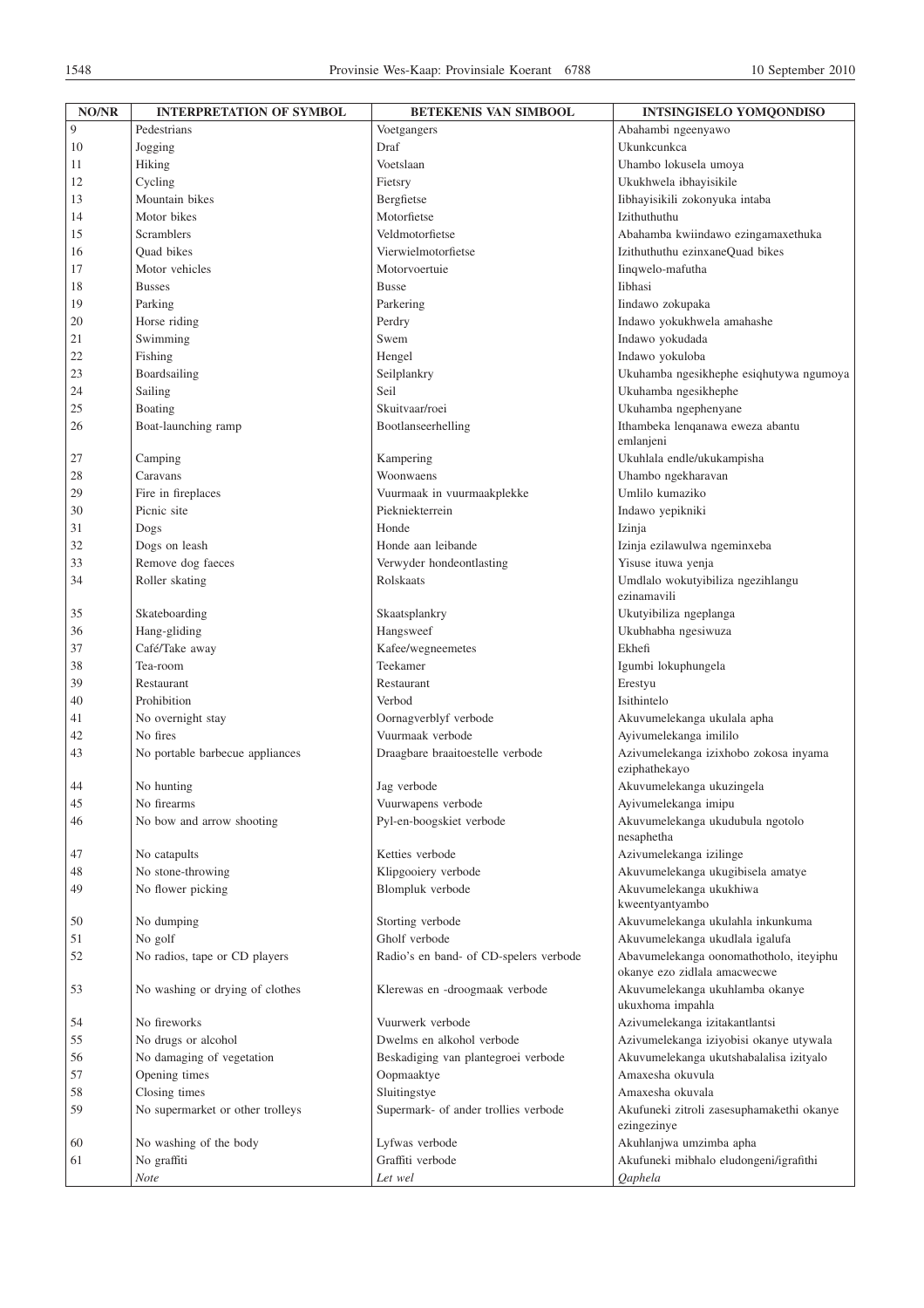| NO/NR | INTERPRETATION OF SYMBOL | BETEKENIS VAN SIMBOOL | INTSINGISELO YOMQONDISO |
|---|---|---|---|
| 9 | Pedestrians | Voetgangers | Abahambi ngeenyawo |
| 10 | Jogging | Draf | Ukunkcunkca |
| 11 | Hiking | Voetslaan | Uhambo lokusela umoya |
| 12 | Cycling | Fietsry | Ukukhwela ibhayisikile |
| 13 | Mountain bikes | Bergfietse | Iibhayisikili zokonyuka intaba |
| 14 | Motor bikes | Motorfietse | Izithuthuthu |
| 15 | Scramblers | Veldmotorfietse | Abahamba kwiindawo ezingamaxethuka |
| 16 | Quad bikes | Vierwielmotorfietse | Izithuthuthu ezinxaneQuad bikes |
| 17 | Motor vehicles | Motorvoertuie | Iinqwelo-mafutha |
| 18 | Busses | Busse | Iibhasi |
| 19 | Parking | Parkering | Iindawo zokupaka |
| 20 | Horse riding | Perdry | Indawo yokukhwela amahashe |
| 21 | Swimming | Swem | Indawo yokudada |
| 22 | Fishing | Hengel | Indawo yokuloba |
| 23 | Boardsailing | Seilplankry | Ukuhamba ngesikhephe esiqhutywa ngumoya |
| 24 | Sailing | Seil | Ukuhamba ngesikhephe |
| 25 | Boating | Skuitvaar/roei | Ukuhamba ngephenyane |
| 26 | Boat-launching ramp | Bootlanseerhelling | Ithambeka lenqanawa eweza abantu emlanjeni |
| 27 | Camping | Kampering | Ukuhlala endle/ukukampisha |
| 28 | Caravans | Woonwaens | Uhambo ngekharavan |
| 29 | Fire in fireplaces | Vuurmaak in vuurmaakplekke | Umlilo kumaziko |
| 30 | Picnic site | Piekniekterrein | Indawo yepikniki |
| 31 | Dogs | Honde | Izinja |
| 32 | Dogs on leash | Honde aan leibande | Izinja ezilawulwa ngeminxeba |
| 33 | Remove dog faeces | Verwyder hondeontlasting | Yisuse ituwa yenja |
| 34 | Roller skating | Rolskaats | Umdlalo wokutyibiliza ngezihlangu ezinamavili |
| 35 | Skateboarding | Skaatsplankry | Ukutyibiliza ngeplanga |
| 36 | Hang-gliding | Hangsweef | Ukubhabha ngesiwuza |
| 37 | Café/Take away | Kafee/wegneemetes | Ekhefi |
| 38 | Tea-room | Teekamer | Igumbi lokuphungela |
| 39 | Restaurant | Restaurant | Erestyu |
| 40 | Prohibition | Verbod | Isithintelo |
| 41 | No overnight stay | Oornagverblyf verbode | Akuvumelekanga ukulala apha |
| 42 | No fires | Vuurmaak verbode | Ayivumelekanga imililo |
| 43 | No portable barbecue appliances | Draagbare braaitoestelle verbode | Azivumelekanga izixhobo zokosa inyama eziphathekayo |
| 44 | No hunting | Jag verbode | Akuvumelekanga ukuzingela |
| 45 | No firearms | Vuurwapens verbode | Ayivumelekanga imipu |
| 46 | No bow and arrow shooting | Pyl-en-boogskiet verbode | Akuvumelekanga ukudubula ngotolo nesaphetha |
| 47 | No catapults | Ketties verbode | Azivumelekanga izilinge |
| 48 | No stone-throwing | Klipgooiery verbode | Akuvumelekanga ukugibisela amatye |
| 49 | No flower picking | Blompluk verbode | Akuvumelekanga ukukhiwa kweentyantyambo |
| 50 | No dumping | Storting verbode | Akuvumelekanga ukulahla inkunkuma |
| 51 | No golf | Gholf verbode | Akuvumelekanga ukudlala igalufa |
| 52 | No radios, tape or CD players | Radio's en band- of CD-spelers verbode | Abavumelekanga oonomathotholo, iteyiphu okanye ezo zidlala amacwecwe |
| 53 | No washing or drying of clothes | Klerewas en -droogmaak verbode | Akuvumelekanga ukuhlamba okanye ukuxhoma impahla |
| 54 | No fireworks | Vuurwerk verbode | Azivumelekanga izitakantlantsi |
| 55 | No drugs or alcohol | Dwelms en alkohol verbode | Azivumelekanga iziyobisi okanye utywala |
| 56 | No damaging of vegetation | Beskadiging van plantegroei verbode | Akuvumelekanga ukutshabalalisa izityalo |
| 57 | Opening times | Oopmaaktye | Amaxesha okuvula |
| 58 | Closing times | Sluitingstye | Amaxesha okuvala |
| 59 | No supermarket or other trolleys | Supermark- of ander trollies verbode | Akufuneki zitroli zasesuphamakethi okanye ezingezinye |
| 60 | No washing of the body | Lyfwas verbode | Akuhlanjwa umzimba apha |
| 61 | No graffiti | Graffiti verbode | Akufuneki mibhalo eludongeni/igrafithi |
| | *Note* | *Let wel* | *Qaphela* |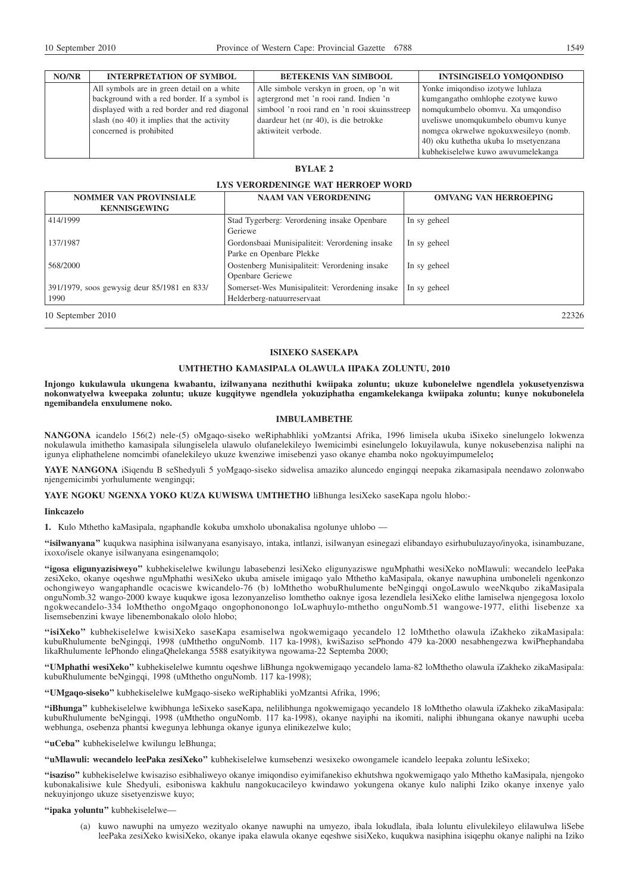| NO/NR | INTERPRETATION OF SYMBOL | BETEKENIS VAN SIMBOOL | INTSINGISELO YOMQONDISO |
|---|---|---|---|
| | All symbols are in green detail on a white background with a red border. If a symbol is displayed with a red border and red diagonal slash (no 40) it implies that the activity concerned is prohibited | Alle simbole verskyn in groen, op 'n wit agtergrond met 'n rooi rand. Indien 'n simbool 'n rooi rand en 'n rooi skuinsstreep daardeur het (nr 40), is die betrokke aktiwiteit verbode. | Yonke imiqondiso izotywe luhlaza kumgangatho omhlophe ezotywe kuwo nomqukumbelo obomvu. Xa umqondiso uveliswe unomqukumbelo obumvu kunye nomgca okrwelwe ngokuxwesileyo (nomb. 40) oku kuthetha ukuba lo msetyenzana kubhekiselelwe kuwo awuvumelekanga |

## BYLAE 2

## LYS VERORDENINGE WAT HERROEP WORD

| NOMMER VAN PROVINSIALE KENNISGEWING | NAAM VAN VERORDENING | OMVANG VAN HERROEPING |
|---|---|---|
| 414/1999 | Stad Tygerberg: Verordening insake Openbare Geriewe | In sy geheel |
| 137/1987 | Gordonsbaai Munisipaliteit: Verordening insake Parke en Openbare Plekke | In sy geheel |
| 568/2000 | Oostenberg Munisipaliteit: Verordening insake Openbare Geriewe | In sy geheel |
| 391/1979, soos gewysig deur 85/1981 en 833/1990 | Somerset-Wes Munisipaliteit: Verordening insake Helderberg-natuurreservaat | In sy geheel |

10 September 2010 22326

## ISIXEKO SASEKAPA

## UMTHETHO KAMASIPALA OLAWULA IIPAKA ZOLUNTU, 2010

**Injongo kukulawula ukungena kwabantu, izilwanyana nezithuthi kwiipaka zoluntu; ukuze kubonelelwe ngendlela yokusetyenziswa nokonwatyelwa kweepaka zoluntu; ukuze kugqitywe ngendlela yokuziphatha engamkelekanga kwiipaka zoluntu; kunye nokubonelela ngemibandela enxulumene noko.**

## IMBULAMBETHE

**NANGONA** icandelo 156(2) nele-(5) oMgaqo-siseko weRiphabhliki yoMzantsi Afrika, 1996 limisela ukuba iSixeko sinelungelo lokwenza nokulawula imithetho kamasipala silungiselela ulawulo olufanelekileyo lwemicimbi esinelungelo lokuyilawula, kunye nokusebenzisa naliphi na igunya eliphathelene nomcimbi ofanelekileyo ukuze kwenziwe imisebenzi yaso okanye ehamba noko ngokuyimpumelelo**;**

**YAYE NANGONA** iSiqendu B seShedyuli 5 yoMgaqo-siseko sidwelisa amaziko aluncedo engingqi neepaka zikamasipala neendawo zolonwabo njengemicimbi yorhulumente wengingqi;

**YAYE NGOKU NGENXA YOKO KUZA KUWISWA UMTHETHO** liBhunga lesiXeko saseKapa ngolu hlobo:-

**Iinkcazelo**

**1.** Kulo Mthetho kaMasipala, ngaphandle kokuba umxholo ubonakalisa ngolunye uhlobo —

**"isilwanyana"** kuqukwa nasiphina isilwanyana esanyisayo, intaka, intlanzi, isilwanyan esinegazi elibandayo esirhubuluzayo/inyoka, isinambuzane, ixoxo/isele okanye isilwanyana esingenamqolo;

**"igosa eligunyazisiweyo"** kubhekiselelwe kwilungu labasebenzi lesiXeko eligunyaziswe nguMphathi wesiXeko noMlawuli: wecandelo leePaka zesiXeko, okanye oqeshwe nguMphathi wesiXeko ukuba amisele imigaqo yalo Mthetho kaMasipala, okanye nawuphina umboneleli ngenkonzo ochongiweyo wangaphandle ocaciswe kwicandelo-76 (b) loMthetho wobuRhulumente beNgingqi ongoLawulo weeNkqubo zikaMasipala onguNomb.32 wango-2000 kwaye kuqukwe igosa lezonyanzeliso lomthetho oaknye igosa lezendlela lesiXeko elithe lamiselwa njengegosa loxolo ngokwecandelo-334 loMthetho ongoMgaqo ongophononongo loLwaphuylo-mthetho onguNomb.51 wangowe-1977, elithi lisebenze xa lisemsebenzini kwaye libenembonakalo ololo hlobo;

**"isiXeko"** kubhekiselelwe kwisiXeko saseKapa esamiselwa ngokwemigaqo yecandelo 12 loMthetho olawula iZakheko zikaMasipala: kubuRhulumente beNgingqi, 1998 (uMthetho onguNomb. 117 ka-1998), kwiSaziso sePhondo 479 ka-2000 nesabhengezwa kwiPhephandaba likaRhulumente lePhondo elingaQhelekanga 5588 esatyikitywa ngowama-22 Septemba 2000;

**"UMphathi wesiXeko"** kubhekiselelwe kumntu oqeshwe liBhunga ngokwemigaqo yecandelo lama-82 loMthetho olawula iZakheko zikaMasipala: kubuRhulumente beNgingqi, 1998 (uMthetho onguNomb. 117 ka-1998);

**"UMgaqo-siseko"** kubhekiselelwe kuMgaqo-siseko weRiphabliki yoMzantsi Afrika, 1996;

**"iBhunga"** kubhekiselelwe kwibhunga leSixeko saseKapa, nelilibhunga ngokwemigaqo yecandelo 18 loMthetho olawula iZakheko zikaMasipala: kubuRhulumente beNgingqi, 1998 (uMthetho onguNomb. 117 ka-1998), okanye nayiphi na ikomiti, naliphi ibhungana okanye nawuphi uceba webhunga, osebenza phantsi kwegunya lebhunga okanye igunya elinikezelwe kulo;

**"uCeba"** kubhekiselelwe kwilungu leBhunga;

**"uMlawuli: wecandelo leePaka zesiXeko"** kubhekiselelwe kumsebenzi wesixeko owongamele icandelo leepaka zoluntu leSixeko;

**"isaziso"** kubhekiselelwe kwisaziso esibhaliweyo okanye imiqondiso eyimifanekiso ekhutshwa ngokwemigaqo yalo Mthetho kaMasipala, njengoko kubonakalisiwe kule Shedyuli, esiboniswa kakhulu nangokucacileyo kwindawo yokungena okanye kulo naliphi Iziko okanye inxenye yalo nekuyinjongo ukuze sisetyenziswe kuyo;

**"ipaka yoluntu"** kubhekiselelwe—

(a) kuwo nawuphi na umyezo wezityalo okanye nawuphi na umyezo, ibala lokudlala, ibala loluntu elivulekileyo elilawulwa liSebe leePaka zesiXeko kwisiXeko, okanye ipaka elawula okanye eqeshwe sisiXeko, kuqukwa nasiphina isiqephu okanye naliphi na Iziko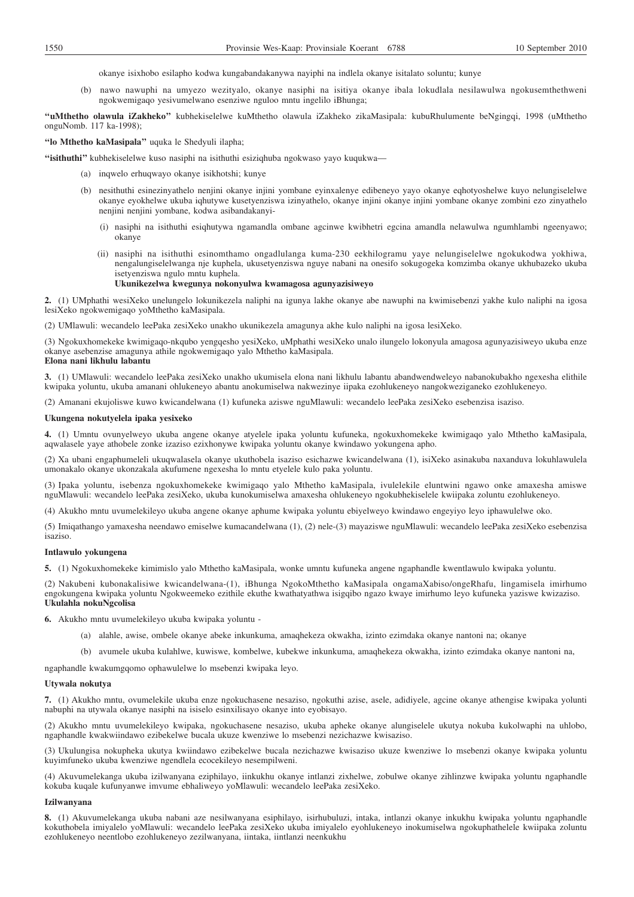okanye isixhobo esilapho kodwa kungabandakanywa nayiphi na indlela okanye isitalato soluntu; kunye

(b) nawo nawuphi na umyezo wezityalo, okanye nasiphi na isitiya okanye ibala lokudlala nesilawulwa ngokusemthethweni ngokwemigaqo yesivumelwano esenziwe nguloo mntu ingelilo iBhunga;

**"uMthetho olawula iZakheko"** kubhekiselelwe kuMthetho olawula iZakheko zikaMasipala: kubuRhulumente beNgingqi, 1998 (uMthetho onguNomb. 117 ka-1998);

**"lo Mthetho kaMasipala"** uquka le Shedyuli ilapha;

**"isithuthi"** kubhekiselelwe kuso nasiphi na isithuthi esiziqhuba ngokwaso yayo kuqukwa—

(a) inqwelo erhuqwayo okanye isikhotshi; kunye

(b) nesithuthi esinezinyathelo nenjini okanye injini yombane eyinxalenye edibeneyo yayo okanye eqhotyoshelwe kuyo nelungiselelwe okanye eyokhelwe ukuba iqhutywe kusetyenziswa izinyathelo, okanye injini okanye injini yombane okanye zombini ezo zinyathelo nenjini nenjini yombane, kodwa asibandakanyi-

(i) nasiphi na isithuthi esiqhutywa ngamandla ombane agcinwe kwibhetri egcina amandla nelawulwa ngumhlambi ngeenyawo; okanye

(ii) nasiphi na isithuthi esinomthamo ongadlulanga kuma-230 eekhilogramu yaye nelungiselelwe ngokukodwa yokhiwa, nengalungiselelwanga nje kuphela, ukusetyenziswa nguye nabani na onesifo sokugogeka komzimba okanye ukhubazeko ukuba isetyenziswa ngulo mntu kuphela.

**Ukunikezelwa kwegunya nokonyulwa kwamagosa agunyazisiweyo**

**2.** (1) UMphathi wesiXeko unelungelo lokunikezela naliphi na igunya lakhe okanye abe nawuphi na kwimisebenzi yakhe kulo naliphi na igosa lesiXeko ngokwemigaqo yoMthetho kaMasipala.

(2) UMlawuli: wecandelo leePaka zesiXeko unakho ukunikezela amagunya akhe kulo naliphi na igosa lesiXeko.

(3) Ngokuxhomekeke kwimigaqo-nkqubo yengqesho yesiXeko, uMphathi wesiXeko unalo ilungelo lokonyula amagosa agunyazisiweyo ukuba enze okanye asebenzise amagunya athile ngokwemigaqo yalo Mthetho kaMasipala.

**Elona nani likhulu labantu**

**3.** (1) UMlawuli: wecandelo leePaka zesiXeko unakho ukumisela elona nani likhulu labantu abandwendweleyo nabanokubakho ngexesha elithile kwipaka yoluntu, ukuba amanani ohlukeneyo abantu anokumiselwa nakwezinye iipaka ezohlukeneyo nangokweziganeko ezohlukeneyo.

(2) Amanani ekujoliswe kuwo kwicandelwana (1) kufuneka aziswe nguMlawuli: wecandelo leePaka zesiXeko esebenzisa isaziso.

**Ukungena nokutyelela ipaka yesixeko**

**4.** (1) Umntu ovunyelweyo ukuba angene okanye atyelele ipaka yoluntu kufuneka, ngokuxhomekeke kwimigaqo yalo Mthetho kaMasipala, aqwalasele yaye athobele zonke izaziso ezixhonywe kwipaka yoluntu okanye kwindawo yokungena apho.

(2) Xa ubani engaphumeleli ukuqwalasela okanye ukuthobela isaziso esichazwe kwicandelwana (1), isiXeko asinakuba naxanduva lokuhlawulela umonakalo okanye ukonzakala akufumene ngexesha lo mntu etyelele kulo paka yoluntu.

(3) Ipaka yoluntu, isebenza ngokuxhomekeke kwimigaqo yalo Mthetho kaMasipala, ivulelekile eluntwini ngawo onke amaxesha amiswe nguMlawuli: wecandelo leePaka zesiXeko, ukuba kunokumiselwa amaxesha ohlukeneyo ngokubhekiselele kwiipaka zoluntu ezohlukeneyo.

(4) Akukho mntu uvumelekileyo ukuba angene okanye aphume kwipaka yoluntu ebiyelweyo kwindawo engeyiyo leyo iphawulelwe oko.

(5) Imiqathango yamaxesha neendawo emiselwe kumacandelwana (1), (2) nele-(3) mayaziswe nguMlawuli: wecandelo leePaka zesiXeko esebenzisa isaziso.

**Intlawulo yokungena**

**5.** (1) Ngokuxhomekeke kimimislo yalo Mthetho kaMasipala, wonke umntu kufuneka angene ngaphandle kwentlawulo kwipaka yoluntu.

(2) Nakubeni kubonakalisiwe kwicandelwana-(1), iBhunga NgokoMthetho kaMasipala ongamaXabiso/ongeRhafu, lingamisela imirhumo engokungena kwipaka yoluntu Ngokweemeko ezithile ekuthe kwathatyathwa isigqibo ngazo kwaye imirhumo leyo kufuneka yaziswe kwizaziso.

**Ukulahla nokuNgcolisa**

**6.** Akukho mntu uvumelekileyo ukuba kwipaka yoluntu -

(a) alahle, awise, ombele okanye abeke inkunkuma, amaqhekeza okwakha, izinto ezimdaka okanye nantoni na; okanye

(b) avumele ukuba kulahlwe, kuwiswe, kombelwe, kubekwe inkunkuma, amaqhekeza okwakha, izinto ezimdaka okanye nantoni na,

ngaphandle kwakumgqomo ophawulelwe lo msebenzi kwipaka leyo.

**Utywala nokutya**

**7.** (1) Akukho mntu, ovumelekile ukuba enze ngokuchasene nesaziso, ngokuthi azise, asele, adidiyele, agcine okanye athengise kwipaka yolunti nabuphi na utywala okanye nasiphi na isiselo esinxilisayo okanye into eyobisayo.

(2) Akukho mntu uvumelekileyo kwipaka, ngokuchasene nesaziso, ukuba apheke okanye alungiselele ukutya nokuba kukolwaphi na uhlobo, ngaphandle kwakwiindawo ezibekelwe bucala ukuze kwenziwe lo msebenzi nezichazwe kwisaziso.

(3) Ukulungisa nokupheka ukutya kwiindawo ezibekelwe bucala nezichazwe kwisaziso ukuze kwenziwe lo msebenzi okanye kwipaka yoluntu kuyimfuneko ukuba kwenziwe ngendlela ecocekileyo nesempilweni.

(4) Akuvumelekanga ukuba izilwanyana eziphilayo, iinkukhu okanye intlanzi zixhelwe, zobulwe okanye zihlinzwe kwipaka yoluntu ngaphandle kokuba kuqale kufunyanwe imvume ebhaliweyo yoMlawuli: wecandelo leePaka zesiXeko.

**Izilwanyana**

**8.** (1) Akuvumelekanga ukuba nabani aze nesilwanyana esiphilayo, isirhubuluzi, intaka, intlanzi okanye inkukhu kwipaka yoluntu ngaphandle kokuthobela imiyalelo yoMlawuli: wecandelo leePaka zesiXeko ukuba imiyalelo eyohlukeneyo inokumiselwa ngokuphathelele kwiipaka zoluntu ezohlukeneyo neentlobo ezohlukeneyo zezilwanyana, iintaka, iintlanzi neenkukhu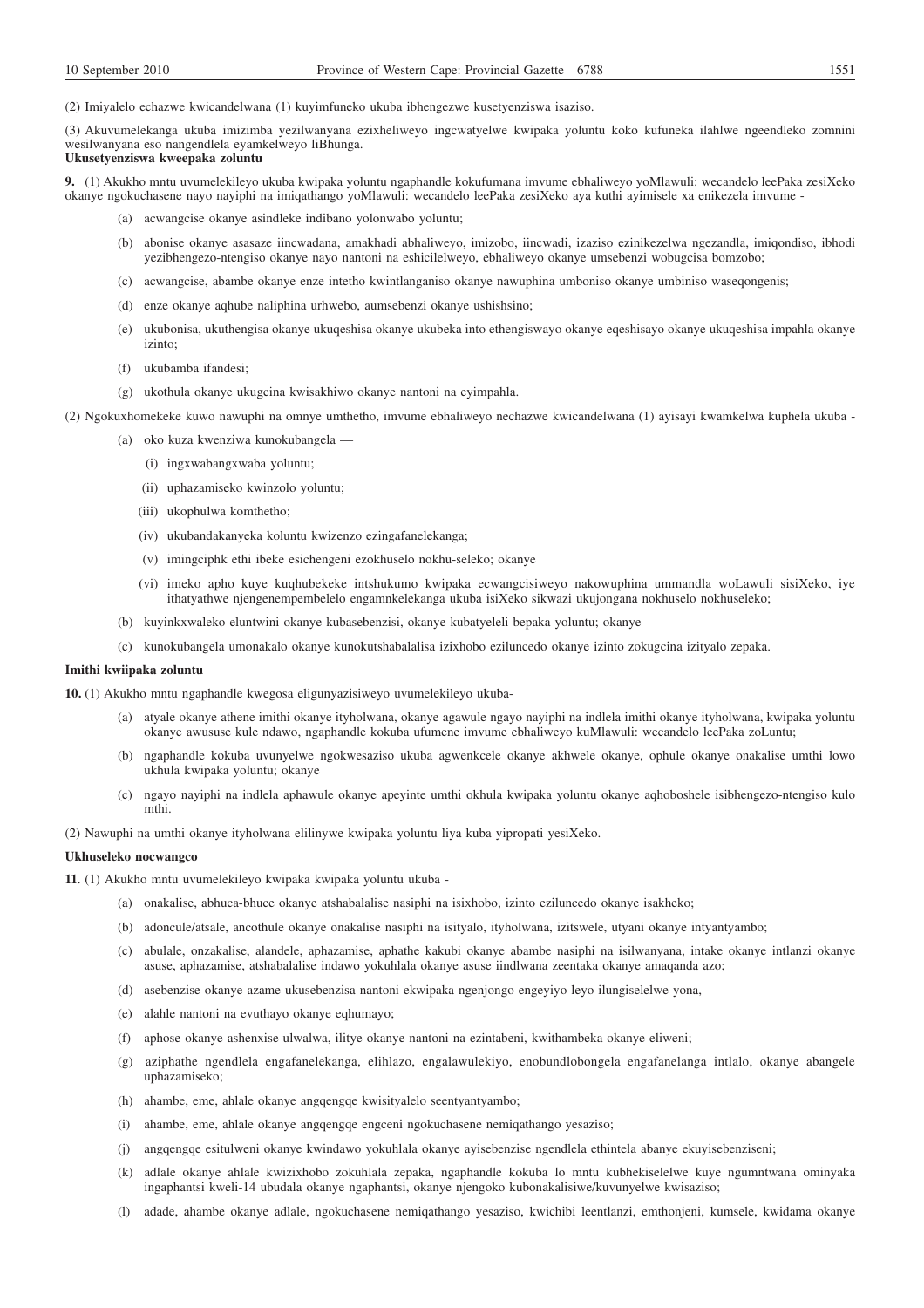(2) Imiyalelo echazwe kwicandelwana (1) kuyimfuneko ukuba ibhengezwe kusetyenziswa isaziso.

(3) Akuvumelekanga ukuba imizimba yezilwanyana ezixheliweyo ingcwatyelwe kwipaka yoluntu koko kufuneka ilahlwe ngeendleko zomnini wesilwanyana eso nangendlela eyamkelweyo liBhunga.

**Ukusetyenziswa kweepaka zoluntu**

**9.** (1) Akukho mntu uvumelekileyo ukuba kwipaka yoluntu ngaphandle kokufumana imvume ebhaliweyo yoMlawuli: wecandelo leePaka zesiXeko okanye ngokuchasene nayo nayiphi na imiqathango yoMlawuli: wecandelo leePaka zesiXeko aya kuthi ayimisele xa enikezela imvume -

(a) acwangcise okanye asindleke indibano yolonwabo yoluntu;

(b) abonise okanye asasaze iincwadana, amakhadi abhaliweyo, imizobo, iincwadi, izaziso ezinikezelwa ngezandla, imiqondiso, ibhodi yezibhengezo-ntengiso okanye nayo nantoni na eshicilelweyo, ebhaliweyo okanye umsebenzi wobugcisa bomzobo;

(c) acwangcise, abambe okanye enze intetho kwintlanganiso okanye nawuphina umboniso okanye umbiniso waseqongeni;

(d) enze okanye aqhube naliphina urhwebo, aumsebenzi okanye ushishsino;

(e) ukubonisa, ukuthengisa okanye ukuqeshisa okanye ukubeka into ethengiswayo okanye eqeshisayo okanye ukuqeshisa impahla okanye izinto;

(f) ukubamba ifandesi;

(g) ukothula okanye ukugcina kwisakhiwo okanye nantoni na eyimpahla.

(2) Ngokuxhomekeke kuwo nawuphi na omnye umthetho, imvume ebhaliweyo nechazwe kwicandelwana (1) ayisayi kwamkelwa kuphela ukuba -

(a) oko kuza kwenziwa kunokubangela —

(i) ingxwabangxwaba yoluntu;

(ii) uphazamiseko kwinzolo yoluntu;

(iii) ukophulwa komthetho;

(iv) ukubandakanyeka koluntu kwizenzo ezingafanelekanga;

(v) imingciphk ethi ibeke esichengeni ezokhuselo nokhu-seleko; okanye

(vi) imeko apho kuye kuqhubekeke intshukumo kwipaka ecwangcisiweyo nakowuphina ummandla woLawuli sisiXeko, iye ithatyathwe njengenempembelelo engamnkelekanga ukuba isiXeko sikwazi ukujongana nokhuselo nokhuseleko;

(b) kuyinkxwaleko eluntwini okanye kubasebenzisi, okanye kubatyeleli bepaka yoluntu; okanye

(c) kunokubangela umonakalo okanye kunokutshabalalisa izixhobo eziluncedo okanye izinto zokugcina izityalo zepaka.

**Imithi kwiipaka zoluntu**

**10.** (1) Akukho mntu ngaphandle kwegosa eligunyazisiweyo uvumelekileyo ukuba-

(a) atyale okanye athene imithi okanye ityholwana, okanye agawule ngayo nayiphi na indlela imithi okanye ityholwana, kwipaka yoluntu okanye awususe kule ndawo, ngaphandle kokuba ufumene imvume ebhaliweyo kuMlawuli: wecandelo leePaka zoLuntu;

(b) ngaphandle kokuba uvunyelwe ngokwesaziso ukuba agwenkcele okanye akhwele okanye, ophule okanye onakalise umthi lowo ukhula kwipaka yoluntu; okanye

(c) ngayo nayiphi na indlela aphawule okanye apeyinte umthi okhula kwipaka yoluntu okanye aqhoboshele isibhengezo-ntengiso kulo mthi.

(2) Nawuphi na umthi okanye ityholwana elilinywe kwipaka yoluntu liya kuba yipropati yesiXeko.

**Ukhuseleko nocwangco**

**11**. (1) Akukho mntu uvumelekileyo kwipaka kwipaka yoluntu ukuba -

(a) onakalise, abhuca-bhuce okanye atshabalalise nasiphi na isixhobo, izinto eziluncedo okanye isakheko;

(b) adoncule/atsale, ancothule okanye onakalise nasiphi na isityalo, ityholwana, izitswele, utyani okanye intyantyambo;

(c) abulale, onzakalise, alandele, aphazamise, aphathe kakubi okanye abambe nasiphi na isilwanyana, intake okanye intlanzi okanye asuse, aphazamise, atshabalalise indawo yokuhlala okanye asuse iindlwana zeentaka okanye amaqanda azo;

(d) asebenzise okanye azame ukusebenzisa nantoni ekwipaka ngenjongo engeyiyo leyo ilungiselelwe yona,

(e) alahle nantoni na evuthayo okanye eqhumayo;

(f) aphose okanye ashenxise ulwalwa, ilitye okanye nantoni na ezintabeni, kwithambeka okanye eliweni;

(g) aziphathe ngendlela engafanelekanga, elihlazo, engalawulekiyo, enobundlobongela engafanelanga intlalo, okanye abangele uphazamiseko;

(h) ahambe, eme, ahlale okanye angqengqe kwisityalelo seentyantyambo;

(i) ahambe, eme, ahlale okanye angqengqe engceni ngokuchasene nemiqathango yesaziso;

(j) angqengqe esitulweni okanye kwindawo yokuhlala okanye ayisebenzise ngendlela ethintela abanye ekuyisebenziseni;

(k) adlale okanye ahlale kwizixhobo zokuhlala zepaka, ngaphandle kokuba lo mntu kubhekiselelwe kuye ngumntwana ominyaka ingaphantsi kweli-14 ubudala okanye ngaphantsi, okanye njengoko kubonakalisiwe/kuvunyelwe kwisaziso;

(l) adade, ahambe okanye adlale, ngokuchasene nemiqathango yesaziso, kwichibi leentlanzi, emthonjeni, kumsele, kwidama okanye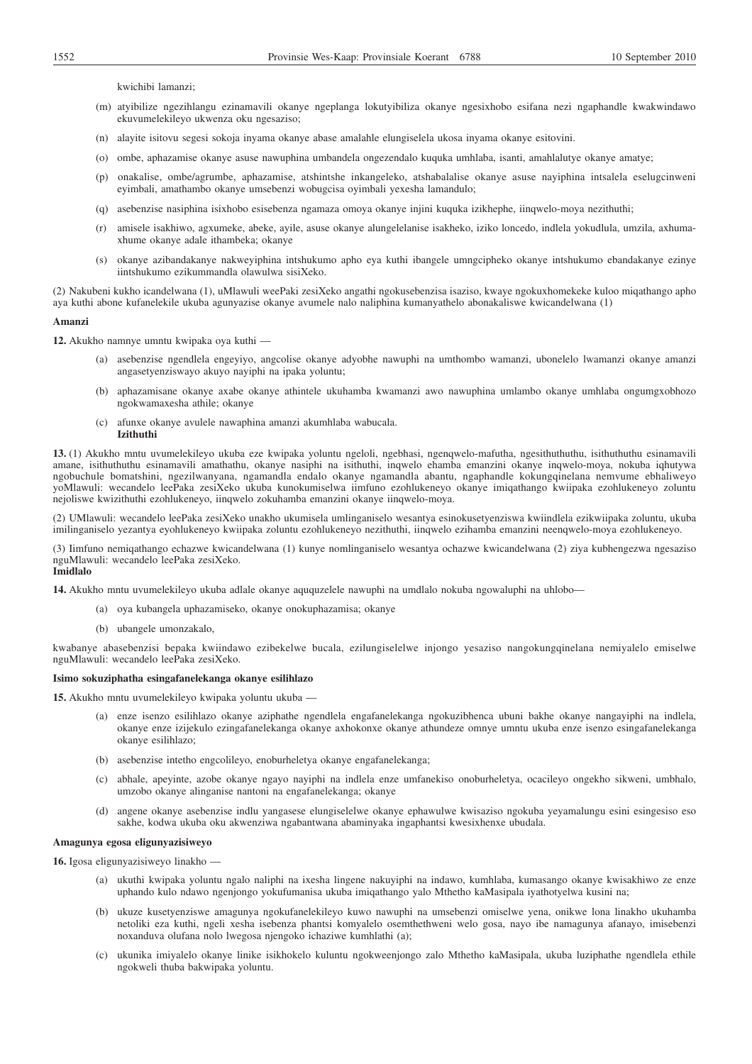kwichibi lamanzi;

(m) atyibilize ngezihlangu ezinamavili okanye ngeplanga lokutyibiliza okanye ngesixhobo esifana nezi ngaphandle kwakwindawo ekuvumelekileyo ukwenza oku ngesaziso;

(n) alayite isitovu segesi sokoja inyama okanye abase amalahle elungiselela ukosa inyama okanye esitovini.

(o) ombe, aphazamise okanye asuse nawuphina umbandela ongezendalo kuquka umhlaba, isanti, amahlalutye okanye amatye;

(p) onakalise, ombe/agrumbe, aphazamise, atshintshe inkangeleko, atshabalalise okanye asuse nayiphina intsalela eselugcinweni eyimbali, amathambo okanye umsebenzi wobugcisa oyimbali yexesha lamandulo;

(q) asebenzise nasiphina isixhobo esisebenza ngamaza omoya okanye injini kuquka izikhephe, iinqwelo-moya nezithuthi;

(r) amisele isakhiwo, agxumeke, abeke, ayile, asuse okanye alungelelanise isakheko, iziko loncedo, indlela yokudlula, umzila, axhuma-xhume okanye adale ithambeka; okanye

(s) okanye azibandakanye nakweyiphina intshukumo apho eya kuthi ibangele umngcipheko okanye intshukumo ebandakanye ezinye iintshukumo ezikummandla olawulwa sisiXeko.

(2) Nakubeni kukho icandelwana (1), uMlawuli weePaki zesiXeko angathi ngokusebenzisa isaziso, kwaye ngokuxhomekeke kuloo miqathango apho aya kuthi abone kufanelekile ukuba agunyazise okanye avumele nalo naliphina kumanyathelo abonakalisiwe kwicandelwana (1)

**Amanzi**

**12.** Akukho namnye umntu kwipaka oya kuthi —

(a) asebenzise ngendlela engeyiyo, angcolise okanye adyobhe nawuphi na umthombo wamanzi, ubonelelo lwamanzi okanye amanzi angasetyenziswayo akuyo nayiphi na ipaka yoluntu;

(b) aphazamisane okanye axabe okanye athintele ukuhamba kwamanzi awo nawuphina umlambo okanye umhlaba ongumgxobhozo ngokwamaxesha athile; okanye

(c) afunxe okanye avulele nawaphina amanzi akumhlaba wabucala.

**Izithuthi**

**13.** (1) Akukho mntu uvumelekileyo ukuba eze kwipaka yoluntu ngeloli, ngebhasi, ngenqwelo-mafutha, ngesithuthuthu, isithuthuthu esinamavili amane, isithuthuthu esinamavili amathathu, okanye nasiphi na isithuthi, inqwelo ehamba emanzini okanye inqwelo-moya, nokuba iqhutywa ngobuchule bomatshini, ngezilwanyana, ngamandla endalo okanye ngamandla abantu, ngaphandle kokungqinelana nemvume ebhaliweyo yoMlawuli: wecandelo leePaka zesiXeko ukuba kunokumiselwa iimfuno ezohlukeneyo okanye imiqathango kwiipaka ezohlukeneyo zoluntu nejoliswe kwizithuthi ezohlukeneyo, iinqwelo zokuhamba emanzini okanye iinqwelo-moya.

(2) UMlawuli: wecandelo leePaka zesiXeko unakho ukumisela umlinganiselo wesantya esinokusetyenziswa kwiindlela ezikwiipaka zoluntu, ukuba imilinganiselo yezantya eyohlukeneyo kwiipaka zoluntu ezohlukeneyo nezithuthi, iinqwelo ezihamba emanzini neenqwelo-moya ezohlukeneyo.

(3) Iimfuno nemiqathango echazwe kwicandelwana (1) kunye nomlinganiselo wesantya ochazwe kwicandelwana (2) ziya kubhengezwa ngesaziso nguMlawuli: wecandelo leePaka zesiXeko.

**Imidlalo**

**14.** Akukho mntu uvumelekileyo ukuba adlale okanye aququzelele nawuphi na umdlalo nokuba ngowaluphi na uhlobo—

(a) oya kubangela uphazamiseko, okanye onokuphazamisa; okanye

(b) ubangele umonzakalo,

kwabanye abasebenzisi bepaka kwiindawo ezibekelwe bucala, ezilungiselelwe injongo yesaziso nangokungqinelana nemiyalelo emiselwe nguMlawuli: wecandelo leePaka zesiXeko.

**Isimo sokuziphatha esingafanelekanga okanye esilihlazo**

**15.** Akukho mntu uvumelekileyo kwipaka yoluntu ukuba —

(a) enze isenzo esilihlazo okanye aziphathe ngendlela engafanelekanga ngokuzibhenca ubuni bakhe okanye nangayiphi na indlela, okanye enze izijekulo ezingafanelekanga okanye axhokonxe okanye athundeze omnye umntu ukuba enze isenzo esingafanelekanga okanye esilihlazo;

(b) asebenzise intetho engcolileyo, enoburheletya okanye engafanelekanga;

(c) abhale, apeyinte, azobe okanye ngayo nayiphi na indlela enze umfanekiso onoburheletya, ocacileyo ongekho sikweni, umbhalo, umzobo okanye alinganise nantoni na engafanelekanga; okanye

(d) angene okanye asebenzise indlu yangasese elungiselelwe okanye ephawulwe kwisaziso ngokuba yeyamalungu esini esingesiso eso sakhe, kodwa ukuba oku akwenziwa ngabantwana abaminyaka ingaphantsi kwesixhenxe ubudala.

**Amagunya egosa eligunyazisiweyo**

**16.** Igosa eligunyazisiweyo linakho —

(a) ukuthi kwipaka yoluntu ngalo naliphi na ixesha lingene nakuyiphi na indawo, kumhlaba, kumasango okanye kwisakhiwo ze enze uphando kulo ndawo ngenjongo yokufumanisa ukuba imiqathango yalo Mthetho kaMasipala iyathotyelwa kusini na;

(b) ukuze kusetyenziswe amagunya ngokufanelekileyo kuwo nawuphi na umsebenzi omiselwe yena, onikwe lona linakho ukuhamba netoliki eza kuthi, ngeli xesha isebenza phantsi komyalelo osemthethweni welo gosa, nayo ibe namagunya afanayo, imisebenzi noxanduva olufana nolo lwegosa njengoko ichaziwe kumhlathi (a);

(c) ukunika imiyalelo okanye linike isikhokelo kuluntu ngokweenjongo zalo Mthetho kaMasipala, ukuba luziphathe ngendlela ethile ngokweli thuba bakwipaka yoluntu.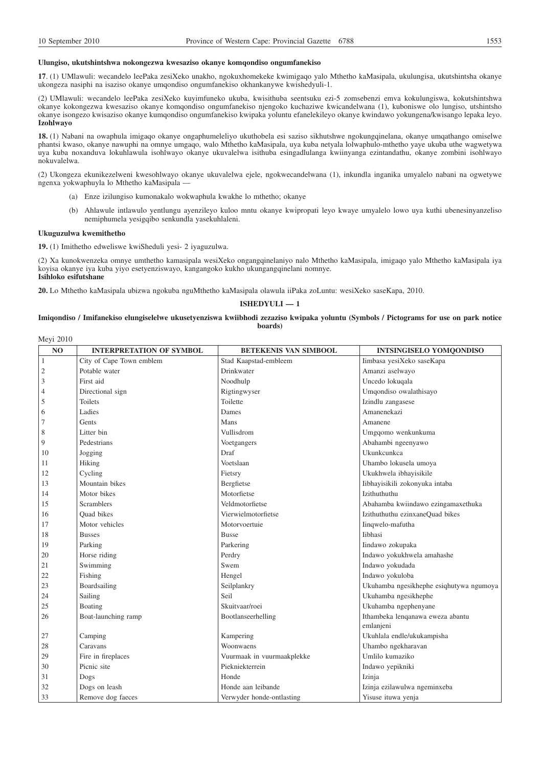**Ulungiso, ukutshintshwa nokongezwa kwesaziso okanye komqondiso ongumfanekiso**

**17**. (1) UMlawuli: wecandelo leePaka zesiXeko unakho, ngokuxhomekeke kwimigaqo yalo Mthetho kaMasipala, ukulungisa, ukutshintsha okanye ukongeza nasiphi na isaziso okanye umqondiso ongumfanekiso okhankanywe kwishedyuli-1.

(2) UMlawuli: wecandelo leePaka zesiXeko kuyimfuneko ukuba, kwisithuba seentsuku ezi-5 zomsebenzi emva kokulungiswa, kokutshintshwa okanye kokongezwa kwesaziso okanye komqondiso ongumfanekiso njengoko kuchaziwe kwicandelwana (1), kuboniswe olo lungiso, utshintsho okanye isongezo kwisaziso okanye kumqondiso ongumfanekiso kwipaka yoluntu efanelekileyo okanye kwindawo yokungena/kwisango lepaka leyo.

**Izohlwayo**

**18.** (1) Nabani na owaphula imigaqo okanye ongaphumeleliyo ukuthobela esi saziso sikhutshwe ngokungqinelana, okanye umqathango omiselwe phantsi kwaso, okanye nawuphi na omnye umgaqo, walo Mthetho kaMasipala, uya kuba netyala lolwaphulo-mthetho yaye ukuba uthe wagwetywa uya kuba noxanduva lokuhlawula isohlwayo okanye ukuvalelwa isithuba esingadlulanga kwiinyanga ezintandathu, okanye zombini isohlwayo nokuvalelwa.

(2) Ukongeza ekunikezelweni kwesohlwayo okanye ukuvalelwa ejele, ngokwecandelwana (1), inkundla inganika umyalelo nabani na ogwetywe ngenxa yokwaphuyla lo Mthetho kaMasipala —

- (a) Enze izilungiso kumonakalo wokwaphula kwakhe lo mthetho; okanye
- (b) Ahlawule intlawulo yentlungu ayenzileyo kuloo mntu okanye kwipropati leyo kwaye umyalelo lowo uya kuthi ubenesinyanzeliso nemiphumela yesigqibo senkundla yasekuhlaleni.

**Ukuguzulwa kwemithetho**

**19.** (1) Imithetho edweliswe kwiSheduli yesi- 2 iyaguzulwa.

(2) Xa kunokwenzeka omnye umthetho kamasipala wesiXeko ongangqinelaniyo nalo Mthetho kaMasipala, imigaqo yalo Mthetho kaMasipala iya koyisa okanye iya kuba yiyo esetyenziswayo, kangangoko kukho ukungangqinelani nomnye.

**Isihloko esifutshane**

**20.** Lo Mthetho kaMasipala ubizwa ngokuba nguMthetho kaMasipala olawula iiPaka zoLuntu: wesiXeko saseKapa, 2010.

**ISHEDYULI — 1**

**Imiqondiso / Imifanekiso elungiselelwe ukusetyenziswa kwiibhodi zezaziso kwipaka yoluntu (Symbols / Pictograms for use on park notice boards)**

Meyi 2010

| NO | INTERPRETATION OF SYMBOL | BETEKENIS VAN SIMBOOL | INTSINGISELO YOMQONDISO |
|---|---|---|---|
| 1 | City of Cape Town emblem | Stad Kaapstad-embleem | Iimbasa yesiXeko saseKapa |
| 2 | Potable water | Drinkwater | Amanzi aselwayo |
| 3 | First aid | Noodhulp | Uncedo lokuqala |
| 4 | Directional sign | Rigtingwyser | Umqondiso owalathisayo |
| 5 | Toilets | Toilette | Izindlu zangasese |
| 6 | Ladies | Dames | Amanenekazi |
| 7 | Gents | Mans | Amanene |
| 8 | Litter bin | Vullisdrom | Umgqomo wenkunkuma |
| 9 | Pedestrians | Voetgangers | Abahambi ngeenyawo |
| 10 | Jogging | Draf | Ukunkcunkca |
| 11 | Hiking | Voetslaan | Uhambo lokusela umoya |
| 12 | Cycling | Fietsry | Ukukhwela ibhayisikile |
| 13 | Mountain bikes | Bergfietse | Iibhayisikili zokonyuka intaba |
| 14 | Motor bikes | Motorfietse | Izithuthuthu |
| 15 | Scramblers | Veldmotorfietse | Abahamba kwiindawo ezingamaxethuka |
| 16 | Quad bikes | Vierwielmotorfietse | Izithuthuthu ezinxaneQuad bikes |
| 17 | Motor vehicles | Motorvoertuie | Iinqwelo-mafutha |
| 18 | Busses | Busse | Iibhasi |
| 19 | Parking | Parkering | Iindawo zokupaka |
| 20 | Horse riding | Perdry | Indawo yokukhwela amahashe |
| 21 | Swimming | Swem | Indawo yokudada |
| 22 | Fishing | Hengel | Indawo yokuloba |
| 23 | Boardsailing | Seilplankry | Ukuhamba ngesikhephe esiqhutywa ngumoya |
| 24 | Sailing | Seil | Ukuhamba ngesikhephe |
| 25 | Boating | Skuitvaar/roei | Ukuhamba ngephenyane |
| 26 | Boat-launching ramp | Bootlanseerhelling | Ithambeka lenqanawa eweza abantu emlanjeni |
| 27 | Camping | Kampering | Ukuhlala endle/ukukampisha |
| 28 | Caravans | Woonwaens | Uhambo ngekharavan |
| 29 | Fire in fireplaces | Vuurmaak in vuurmaakplekke | Umlilo kumaziko |
| 30 | Picnic site | Piekniekterrein | Indawo yepikniki |
| 31 | Dogs | Honde | Izinja |
| 32 | Dogs on leash | Honde aan leibande | Izinja ezilawulwa ngeminxeba |
| 33 | Remove dog faeces | Verwyder honde-ontlasting | Yisuse ituwa yenja |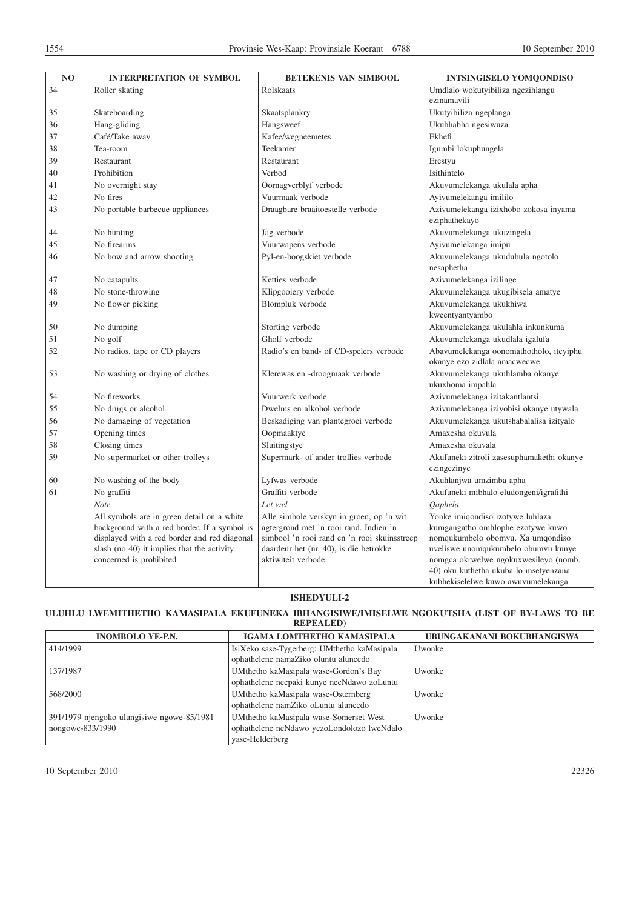| NO | INTERPRETATION OF SYMBOL | BETEKENIS VAN SIMBOOL | INTSINGISELO YOMQONDISO |
|---|---|---|---|
| 34 | Roller skating | Rolskaats | Umdlalo wokutyibiliza ngezihlangu ezinamavili |
| 35 | Skateboarding | Skaatsplankry | Ukutyibiliza ngeplanga |
| 36 | Hang-gliding | Hangsweef | Ukubhabha ngesiwuza |
| 37 | Café/Take away | Kafee/wegneemetes | Ekhefi |
| 38 | Tea-room | Teekamer | Igumbi lokuphungela |
| 39 | Restaurant | Restaurant | Erestyu |
| 40 | Prohibition | Verbod | Isithintelo |
| 41 | No overnight stay | Oornagverblyf verbode | Akuvumelekanga ukulala apha |
| 42 | No fires | Vuurmaak verbode | Ayivumelekanga imililo |
| 43 | No portable barbecue appliances | Draagbare braaitoestelle verbode | Azivumelekanga izixhobo zokosa inyama eziphathekayo |
| 44 | No hunting | Jag verbode | Akuvumelekanga ukuzingela |
| 45 | No firearms | Vuurwapens verbode | Ayivumelekanga imipu |
| 46 | No bow and arrow shooting | Pyl-en-boogskiet verbode | Akuvumelekanga ukudubula ngotolo nesaphetha |
| 47 | No catapults | Ketties verbode | Azivumelekanga izilinge |
| 48 | No stone-throwing | Klipgooiery verbode | Akuvumelekanga ukugibisela amatye |
| 49 | No flower picking | Blompluk verbode | Akuvumelekanga ukukhiwa kweentyantyambo |
| 50 | No dumping | Storting verbode | Akuvumelekanga ukulahla inkunkuma |
| 51 | No golf | Gholf verbode | Akuvumelekanga ukudlala igalufa |
| 52 | No radios, tape or CD players | Radio's en band- of CD-spelers verbode | Abavumelekanga oonomathotholo, iteyiphu okanye ezo zidlala amacwecwe |
| 53 | No washing or drying of clothes | Klerewas en -droogmaak verbode | Akuvumelekanga ukuhlamba okanye ukuxhoma impahla |
| 54 | No fireworks | Vuurwerk verbode | Azivumelekanga izitakantlantsi |
| 55 | No drugs or alcohol | Dwelms en alkohol verbode | Azivumelekanga iziyobisi okanye utywala |
| 56 | No damaging of vegetation | Beskadiging van plantegroei verbode | Akuvumelekanga ukutshabalalisa izityalo |
| 57 | Opening times | Oopmaaktye | Amaxesha okuvula |
| 58 | Closing times | Sluitingstye | Amaxesha okuvala |
| 59 | No supermarket or other trolleys | Supermark- of ander trollies verbode | Akufuneki zitroli zasesuphamakethi okanye ezingezinye |
| 60 | No washing of the body | Lyfwas verbode | Akuhlanjwa umzimba apha |
| 61 | No graffiti | Graffiti verbode | Akufuneki mibhalo eludongeni/igrafithi |
| | *Note* | *Let wel* | *Qaphela* |
| | All symbols are in green detail on a white background with a red border. If a symbol is displayed with a red border and red diagonal slash (no 40) it implies that the activity concerned is prohibited | Alle simbole verskyn in groen, op 'n wit agtergrond met 'n rooi rand. Indien 'n simbool 'n rooi rand en 'n rooi skuinsstreep daardeur het (nr. 40), is die betrokke aktiwiteit verbode. | Yonke imiqondiso izotywe luhlaza kumgangatho omhlophe ezotywe kuwo nomqukumbelo obomvu. Xa umqondiso uveliswe unomqukumbelo obumvu kunye nomgca okrwelwe ngokuxwesileyo (nomb. 40) oku kuthetha ukuba lo msetyenzana kubhekiselelwe kuwo awuvumelekanga |

## ISHEDYULI-2

### ULUHLU LWEMITHETHO KAMASIPALA EKUFUNEKA IBHANGISIWE/IMISELWE NGOKUTSHA (LIST OF BY-LAWS TO BE REPEALED)

| INOMBOLO YE-P.N. | IGAMA LOMTHETHO KAMASIPALA | UBUNGAKANANI BOKUBHANGISWA |
|---|---|---|
| 414/1999 | IsiXeko sase-Tygerberg: UMthetho kaMasipala ophathelene namaZiko oluntu aluncedo | Uwonke |
| 137/1987 | UMthetho kaMasipala wase-Gordon's Bay ophathelene neepaki kunye neeNdawo zoLuntu | Uwonke |
| 568/2000 | UMthetho kaMasipala wase-Osternberg ophathelene namZiko oLuntu aluncedo | Uwonke |
| 391/1979 njengoko ulungisiwe ngowe-85/1981 nongowe-833/1990 | UMthetho kaMasipala wase-Somerset West ophathelene neNdawo yezoLondolozo lweNdalo yase-Helderberg | Uwonke |

10 September 2010 22326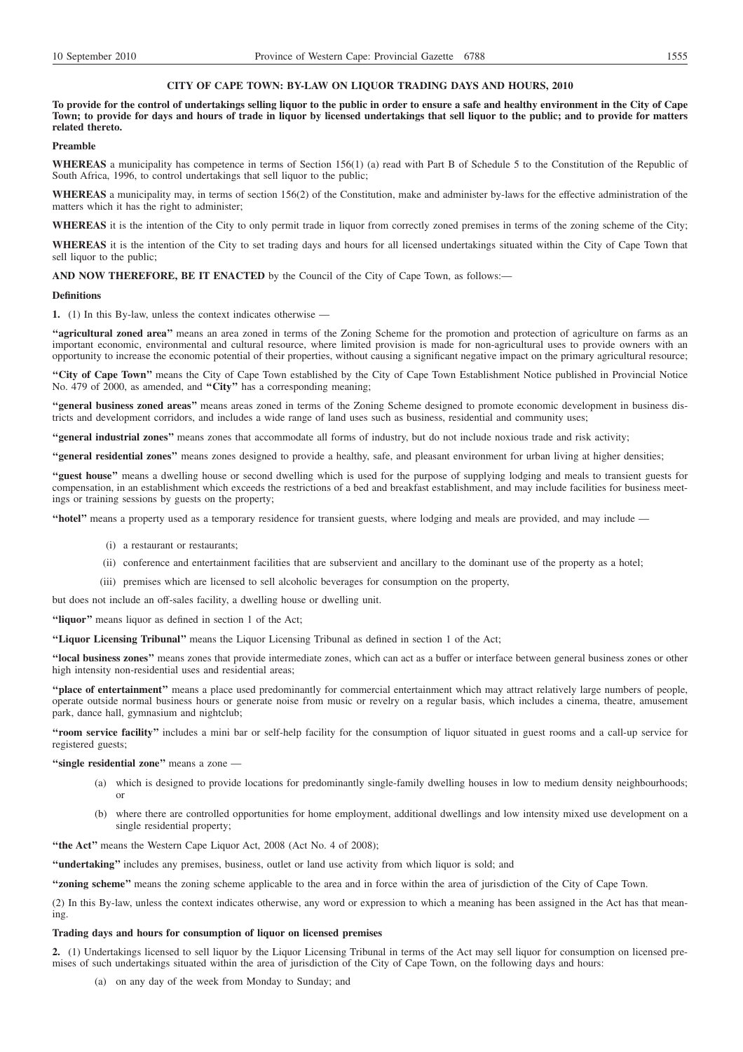## CITY OF CAPE TOWN: BY-LAW ON LIQUOR TRADING DAYS AND HOURS, 2010

**To provide for the control of undertakings selling liquor to the public in order to ensure a safe and healthy environment in the City of Cape Town; to provide for days and hours of trade in liquor by licensed undertakings that sell liquor to the public; and to provide for matters related thereto.**

### Preamble

**WHEREAS** a municipality has competence in terms of Section 156(1) (a) read with Part B of Schedule 5 to the Constitution of the Republic of South Africa, 1996, to control undertakings that sell liquor to the public;

**WHEREAS** a municipality may, in terms of section 156(2) of the Constitution, make and administer by-laws for the effective administration of the matters which it has the right to administer;

**WHEREAS** it is the intention of the City to only permit trade in liquor from correctly zoned premises in terms of the zoning scheme of the City;

**WHEREAS** it is the intention of the City to set trading days and hours for all licensed undertakings situated within the City of Cape Town that sell liquor to the public;

**AND NOW THEREFORE, BE IT ENACTED** by the Council of the City of Cape Town, as follows:—

### Definitions

**1.** (1) In this By-law, unless the context indicates otherwise —

**"agricultural zoned area"** means an area zoned in terms of the Zoning Scheme for the promotion and protection of agriculture on farms as an important economic, environmental and cultural resource, where limited provision is made for non-agricultural uses to provide owners with an opportunity to increase the economic potential of their properties, without causing a significant negative impact on the primary agricultural resource;

**"City of Cape Town"** means the City of Cape Town established by the City of Cape Town Establishment Notice published in Provincial Notice No. 479 of 2000, as amended, and **"City"** has a corresponding meaning;

**"general business zoned areas"** means areas zoned in terms of the Zoning Scheme designed to promote economic development in business districts and development corridors, and includes a wide range of land uses such as business, residential and community uses;

**"general industrial zones"** means zones that accommodate all forms of industry, but do not include noxious trade and risk activity;

**"general residential zones"** means zones designed to provide a healthy, safe, and pleasant environment for urban living at higher densities;

**"guest house"** means a dwelling house or second dwelling which is used for the purpose of supplying lodging and meals to transient guests for compensation, in an establishment which exceeds the restrictions of a bed and breakfast establishment, and may include facilities for business meetings or training sessions by guests on the property;

**"hotel"** means a property used as a temporary residence for transient guests, where lodging and meals are provided, and may include —

(i) a restaurant or restaurants;

(ii) conference and entertainment facilities that are subservient and ancillary to the dominant use of the property as a hotel;

(iii) premises which are licensed to sell alcoholic beverages for consumption on the property,

but does not include an off-sales facility, a dwelling house or dwelling unit.

**"liquor"** means liquor as defined in section 1 of the Act;

**"Liquor Licensing Tribunal"** means the Liquor Licensing Tribunal as defined in section 1 of the Act;

**"local business zones"** means zones that provide intermediate zones, which can act as a buffer or interface between general business zones or other high intensity non-residential uses and residential areas;

**"place of entertainment"** means a place used predominantly for commercial entertainment which may attract relatively large numbers of people, operate outside normal business hours or generate noise from music or revelry on a regular basis, which includes a cinema, theatre, amusement park, dance hall, gymnasium and nightclub;

**"room service facility"** includes a mini bar or self-help facility for the consumption of liquor situated in guest rooms and a call-up service for registered guests;

**"single residential zone"** means a zone —

(a) which is designed to provide locations for predominantly single-family dwelling houses in low to medium density neighbourhoods; or

(b) where there are controlled opportunities for home employment, additional dwellings and low intensity mixed use development on a single residential property;

**"the Act"** means the Western Cape Liquor Act, 2008 (Act No. 4 of 2008);

**"undertaking"** includes any premises, business, outlet or land use activity from which liquor is sold; and

**"zoning scheme"** means the zoning scheme applicable to the area and in force within the area of jurisdiction of the City of Cape Town.

(2) In this By-law, unless the context indicates otherwise, any word or expression to which a meaning has been assigned in the Act has that meaning.

### Trading days and hours for consumption of liquor on licensed premises

**2.** (1) Undertakings licensed to sell liquor by the Liquor Licensing Tribunal in terms of the Act may sell liquor for consumption on licensed premises of such undertakings situated within the area of jurisdiction of the City of Cape Town, on the following days and hours:

(a) on any day of the week from Monday to Sunday; and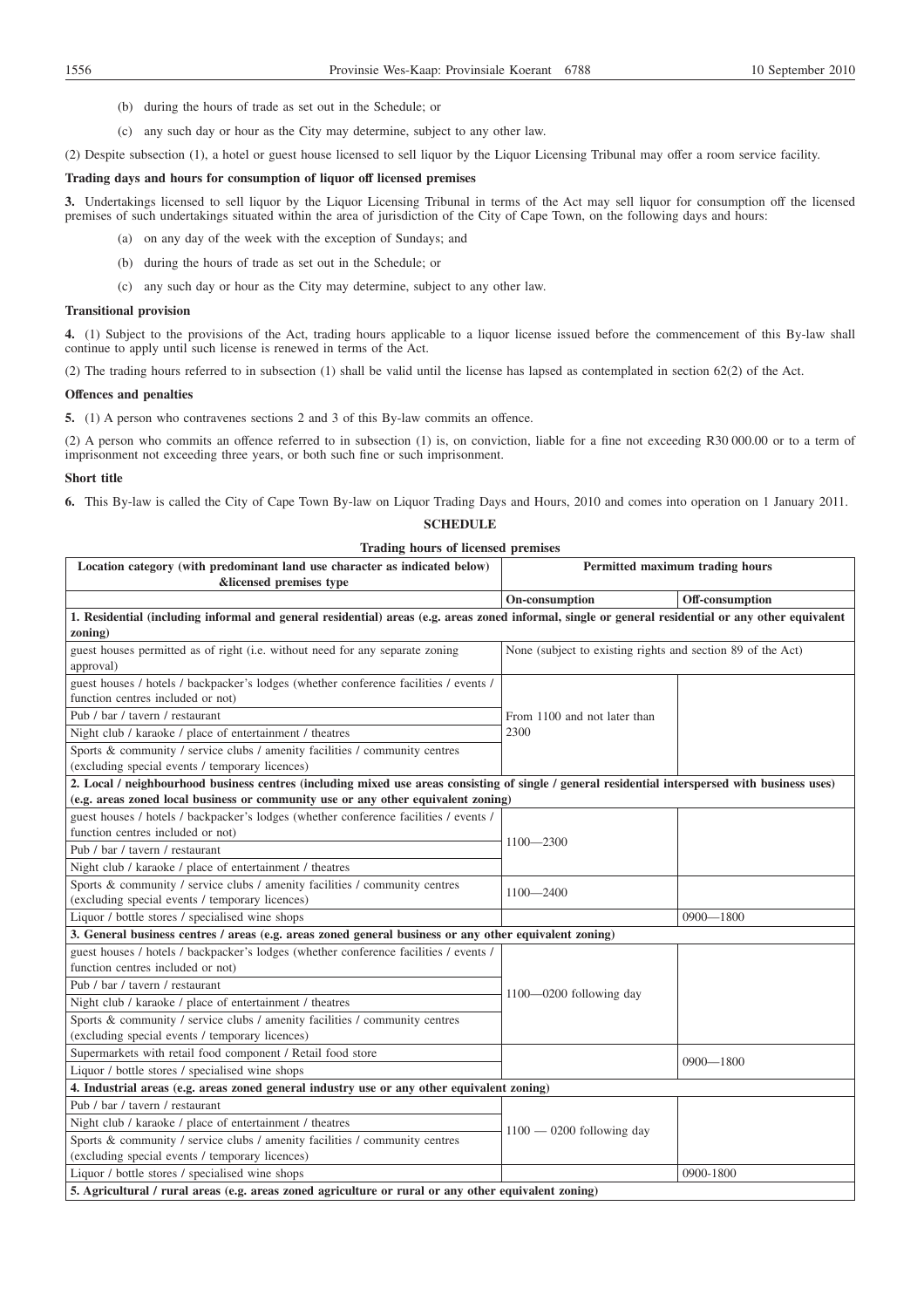(b) during the hours of trade as set out in the Schedule; or

(c) any such day or hour as the City may determine, subject to any other law.

(2) Despite subsection (1), a hotel or guest house licensed to sell liquor by the Liquor Licensing Tribunal may offer a room service facility.

**Trading days and hours for consumption of liquor off licensed premises**

**3.** Undertakings licensed to sell liquor by the Liquor Licensing Tribunal in terms of the Act may sell liquor for consumption off the licensed premises of such undertakings situated within the area of jurisdiction of the City of Cape Town, on the following days and hours:

(a) on any day of the week with the exception of Sundays; and

(b) during the hours of trade as set out in the Schedule; or

(c) any such day or hour as the City may determine, subject to any other law.

**Transitional provision**

**4.** (1) Subject to the provisions of the Act, trading hours applicable to a liquor license issued before the commencement of this By-law shall continue to apply until such license is renewed in terms of the Act.

(2) The trading hours referred to in subsection (1) shall be valid until the license has lapsed as contemplated in section 62(2) of the Act.

**Offences and penalties**

**5.** (1) A person who contravenes sections 2 and 3 of this By-law commits an offence.

(2) A person who commits an offence referred to in subsection (1) is, on conviction, liable for a fine not exceeding R30 000.00 or to a term of imprisonment not exceeding three years, or both such fine or such imprisonment.

**Short title**

**6.** This By-law is called the City of Cape Town By-law on Liquor Trading Days and Hours, 2010 and comes into operation on 1 January 2011.

**SCHEDULE**

**Trading hours of licensed premises**

| Location category (with predominant land use character as indicated below) &licensed premises type | Permitted maximum trading hours | |
|---|---|---|
| | **On-consumption** | **Off-consumption** |
| **1. Residential (including informal and general residential) areas (e.g. areas zoned informal, single or general residential or any other equivalent zoning)** | | |
| guest houses permitted as of right (i.e. without need for any separate zoning approval) | None (subject to existing rights and section 89 of the Act) | |
| guest houses / hotels / backpacker's lodges (whether conference facilities / events / function centres included or not) | From 1100 and not later than 2300 | |
| Pub / bar / tavern / restaurant | | |
| Night club / karaoke / place of entertainment / theatres | | |
| Sports & community / service clubs / amenity facilities / community centres (excluding special events / temporary licences) | | |
| **2. Local / neighbourhood business centres (including mixed use areas consisting of single / general residential interspersed with business uses) (e.g. areas zoned local business or community use or any other equivalent zoning)** | | |
| guest houses / hotels / backpacker's lodges (whether conference facilities / events / function centres included or not) | 1100—2300 | |
| Pub / bar / tavern / restaurant | | |
| Night club / karaoke / place of entertainment / theatres | | |
| Sports & community / service clubs / amenity facilities / community centres (excluding special events / temporary licences) | 1100—2400 | |
| Liquor / bottle stores / specialised wine shops | | 0900—1800 |
| **3. General business centres / areas (e.g. areas zoned general business or any other equivalent zoning)** | | |
| guest houses / hotels / backpacker's lodges (whether conference facilities / events / function centres included or not) | 1100—0200 following day | |
| Pub / bar / tavern / restaurant | | |
| Night club / karaoke / place of entertainment / theatres | | |
| Sports & community / service clubs / amenity facilities / community centres (excluding special events / temporary licences) | | |
| Supermarkets with retail food component / Retail food store | | 0900—1800 |
| Liquor / bottle stores / specialised wine shops | | |
| **4. Industrial areas (e.g. areas zoned general industry use or any other equivalent zoning)** | | |
| Pub / bar / tavern / restaurant | 1100 — 0200 following day | |
| Night club / karaoke / place of entertainment / theatres | | |
| Sports & community / service clubs / amenity facilities / community centres (excluding special events / temporary licences) | | |
| Liquor / bottle stores / specialised wine shops | | 0900-1800 |
| **5. Agricultural / rural areas (e.g. areas zoned agriculture or rural or any other equivalent zoning)** | | |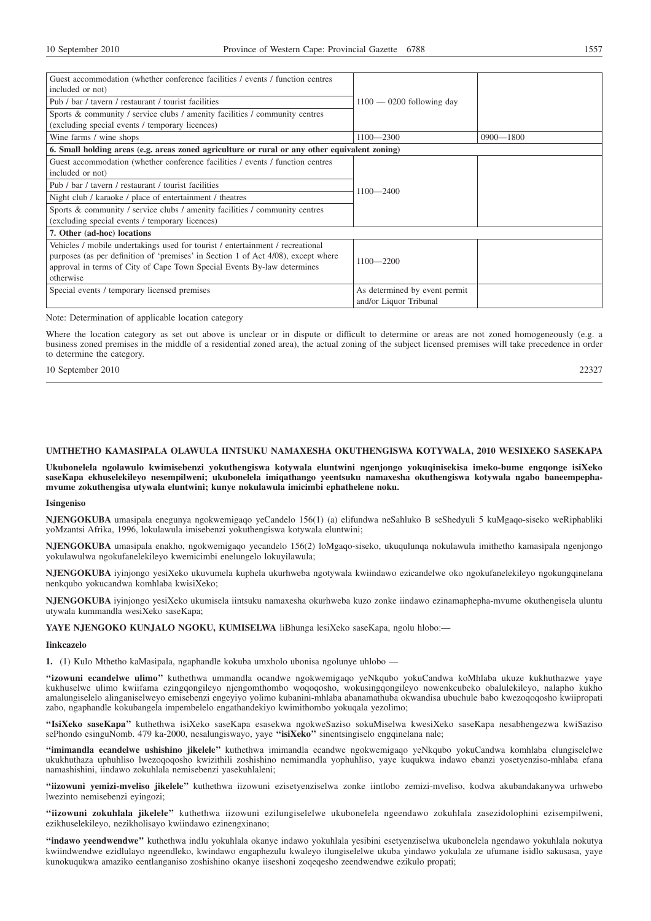| | | |
|---|---|---|
| Guest accommodation (whether conference facilities / events / function centres included or not) | 1100 — 0200 following day | |
| Pub / bar / tavern / restaurant / tourist facilities | | |
| Sports & community / service clubs / amenity facilities / community centres (excluding special events / temporary licences) | | |
| Wine farms / wine shops | 1100—2300 | 0900—1800 |
| **6. Small holding areas (e.g. areas zoned agriculture or rural or any other equivalent zoning)** | | |
| Guest accommodation (whether conference facilities / events / function centres included or not) | 1100—2400 | |
| Pub / bar / tavern / restaurant / tourist facilities | | |
| Night club / karaoke / place of entertainment / theatres | | |
| Sports & community / service clubs / amenity facilities / community centres (excluding special events / temporary licences) | | |
| **7. Other (ad-hoc) locations** | | |
| Vehicles / mobile undertakings used for tourist / entertainment / recreational purposes (as per definition of 'premises' in Section 1 of Act 4/08), except where approval in terms of City of Cape Town Special Events By-law determines otherwise | 1100—2200 | |
| Special events / temporary licensed premises | As determined by event permit and/or Liquor Tribunal | |

Note: Determination of applicable location category

Where the location category as set out above is unclear or in dispute or difficult to determine or areas are not zoned homogeneously (e.g. a business zoned premises in the middle of a residential zoned area), the actual zoning of the subject licensed premises will take precedence in order to determine the category.

10 September 2010 22327

---

## UMTHETHO KAMASIPALA OLAWULA IINTSUKU NAMAXESHA OKUTHENGISWA KOTYWALA, 2010 WESIXEKO SASEKAPA

**Ukubonelela ngolawulo kwimisebenzi yokuthengiswa kotywala eluntwini ngenjongo yokuqinisekisa imeko-bume engqonge isiXeko saseKapa ekhuselekileyo nesempilweni; ukubonelela imiqathango yeentsuku namaxesha okuthengiswa kotywala ngabo baneempephamvume zokuthengisa utywala eluntwini; kunye nokulawula imicimbi ephathelene noku.**

**Isingeniso**

**NJENGOKUBA** umasipala enegunya ngokwemigaqo yeCandelo 156(1) (a) elifundwa neSahluko B seShedyuli 5 kuMgaqo-siseko weRiphabliki yoMzantsi Afrika, 1996, lokulawula imisebenzi yokuthengiswa kotywala eluntwini;

**NJENGOKUBA** umasipala enakho, ngokwemigaqo yecandelo 156(2) loMgaqo-siseko, ukuqulunqa nokulawula imithetho kamasipala ngenjongo yokulawulwa ngokufanelekileyo kwemicimbi enelungelo lokuyilawula;

**NJENGOKUBA** iyinjongo yesiXeko ukuvumela kuphela ukurhweba ngotywala kwiindawo ezicandelwe oko ngokufanelekileyo ngokungqinelana nenkqubo yokucandwa komhlaba kwisiXeko;

**NJENGOKUBA** iyinjongo yesiXeko ukumisela iintsuku namaxesha okurhweba kuzo zonke iindawo ezinamaphepha-mvume okuthengisela uluntu utywala kummandla wesiXeko saseKapa;

**YAYE NJENGOKO KUNJALO NGOKU, KUMISELWA** liBhunga lesiXeko saseKapa, ngolu hlobo:—

**Iinkcazelo**

**1.** (1) Kulo Mthetho kaMasipala, ngaphandle kokuba umxholo ubonisa ngolunye uhlobo —

**''izowuni ecandelwe ulimo''** kuthethwa ummandla ocandwe ngokwemigaqo yeNkqubo yokuCandwa koMhlaba ukuze kukhuthazwe yaye kukhuselwe ulimo kwiifama ezingqongileyo njengomthombo woqoqosho, wokusingqongileyo nowenkcubeko obalulekileyo, nalapho kukho amalungiselelo alinganiselweyo emisebenzi engeyiyo yolimo kubanini-mhlaba abanamathuba okwandisa ubuchule babo kwezoqoqosho kwiipropati zabo, ngaphandle kokubangela impembelelo engathandekiyo kwimithombo yokuqala yezolimo;

**''IsiXeko saseKapa''** kuthethwa isiXeko saseKapa esasekwa ngokweSaziso sokuMiselwa kwesiXeko saseKapa nesabhengezwa kwiSaziso sePhondo esinguNomb. 479 ka-2000, nesalungiswayo, yaye **''isiXeko''** sinentsingiselo engqinelana nale;

**''imimandla ecandelwe ushishino jikelele''** kuthethwa imimandla ecandwe ngokwemigaqo yeNkqubo yokuCandwa komhlaba elungiselelwe ukukhuthaza uphuhliso lwezoqoqosho kwizithili zoshishino nemimandla yophuhliso, yaye kuqukwa indawo ebanzi yosetyenziso-mhlaba efana namashishini, iindawo zokuhlala nemisebenzi yasekuhlaleni;

**''iizowuni yemizi-mveliso jikelele''** kuthethwa iizowuni ezisetyenziselwa zonke iintlobo zemizi-mveliso, kodwa akubandakanywa urhwebo lwezinto nemisebenzi eyingozi;

**''iizowuni zokuhlala jikelele''** kuthethwa iizowuni ezilungiselelwe ukubonelela ngeendawo zokuhlala zasezidolophini ezisempilweni, ezikhuselekileyo, nezikholisayo kwiindawo ezinengxinano;

**''indawo yeendwendwe''** kuthethwa indlu yokuhlala okanye indawo yokuhlala yesibini esetyenziselwa ukubonelela ngendawo yokuhlala nokutya kwiindwendwe ezidlulayo ngeendleko, kwindawo engaphezulu kwaleyo ilungiselelwe ukuba yindawo yokulala ze ufumane isidlo sakusasa, yaye kunokuqukwa amaziko eentlanganiso zoshishino okanye iiseshoni zoqeqesho zeendwendwe ezikulo propati;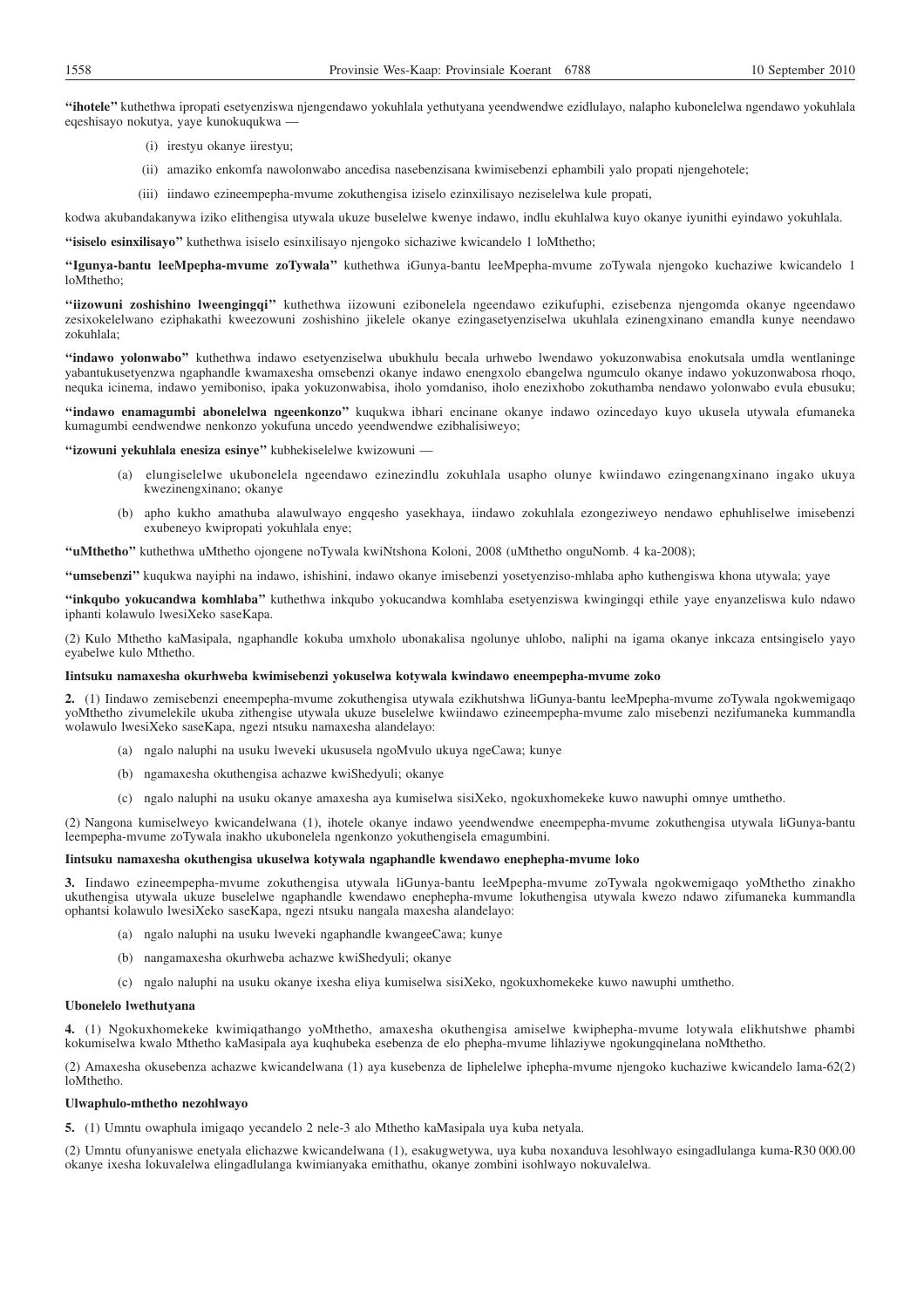**"ihotele"** kuthethwa ipropati esetyenziswa njengendawo yokuhlala yethutyana yeendwendwe ezidlulayo, nalapho kubonelelwa ngendawo yokuhlala eqeshisayo nokutya, yaye kunokuqukwa —

(i) irestyu okanye iirestyu;

(ii) amaziko enkomfa nawolonwabo ancedisa nasebenzisana kwimisebenzi ephambili yalo propati njengehotele;

(iii) iindawo ezineempepha-mvume zokuthengisa iziselo ezinxilisayo neziselelwa kule propati,

kodwa akubandakanywa iziko elithengisa utywala ukuze buselelwe kwenye indawo, indlu ekuhlalwa kuyo okanye iyunithi eyindawo yokuhlala.

**"isiselo esinxilisayo"** kuthethwa isiselo esinxilisayo njengoko sichaziwe kwicandelo 1 loMthetho;

**"Igunya-bantu leeMpepha-mvume zoTywala"** kuthethwa iGunya-bantu leeMpepha-mvume zoTywala njengoko kuchaziwe kwicandelo 1 loMthetho;

**"iizowuni zoshishino lweengingqi"** kuthethwa iizowuni ezibonelela ngeendawo ezikufuphi, ezisebenza njengomda okanye ngeendawo zesixokelelwano eziphakathi kweezowuni zoshishino jikelele okanye ezingasetyenziselwa ukuhlala ezinengxinano emandla kunye neendawo zokuhlala;

**"indawo yolonwabo"** kuthethwa indawo esetyenziselwa ubukhulu becala urhwebo lwendawo yokuzonwabisa enokutsala umdla wentlaninge yabantukusetyenzwa ngaphandle kwamaxesha omsebenzi okanye indawo enengxolo ebangelwa ngumculo okanye indawo yokuzonwabosa rhoqo, nequka icinema, indawo yemiboniso, ipaka yokuzonwabisa, iholo yomdaniso, iholo enezixhobo zokuthamba nendawo yolonwabo evula ebusuku;

**"indawo enamagumbi abonelelwa ngeenkonzo"** kuqukwa ibhari encinane okanye indawo ozincedayo kuyo ukusela utywala efumaneka kumagumbi eendwendwe nenkonzo yokufuna uncedo yeendwendwe ezibhalisiweyo;

**"izowuni yekuhlala enesiza esinye"** kubhekiselelwe kwizowuni —

(a) elungiselelwe ukubonelela ngeendawo ezinezindlu zokuhlala usapho olunye kwiindawo ezingenangxinano ingako ukuya kwezinengxinano; okanye

(b) apho kukho amathuba alawulwayo engqesho yasekhaya, iindawo zokuhlala ezongeziweyo nendawo ephuhliselwe imisebenzi exubeneyo kwipropati yokuhlala enye;

**"uMthetho"** kuthethwa uMthetho ojongene noTywala kwiNtshona Koloni, 2008 (uMthetho onguNomb. 4 ka-2008);

**"umsebenzi"** kuqukwa nayiphi na indawo, ishishini, indawo okanye imisebenzi yosetyenziso-mhlaba apho kuthengiswa khona utywala; yaye

**"inkqubo yokucandwa komhlaba"** kuthethwa inkqubo yokucandwa komhlaba esetyenziswa kwingingqi ethile yaye enyanzeliswa kulo ndawo iphanti kolawulo lwesiXeko saseKapa.

(2) Kulo Mthetho kaMasipala, ngaphandle kokuba umxholo ubonakalisa ngolunye uhlobo, naliphi na igama okanye inkcaza entsingiselo yayo eyabelwe kulo Mthetho.

**Iintsuku namaxesha okurhweba kwimisebenzi yokuselwa kotywala kwindawo eneempepha-mvume zoko**

**2.** (1) Iindawo zemisebenzi eneempepha-mvume zokuthengisa utywala ezikhutshwa liGunya-bantu leeMpepha-mvume zoTywala ngokwemigaqo yoMthetho zivumelekile ukuba zithengise utywala ukuze buselelwe kwiindawo ezineempepha-mvume zalo misebenzi nezifumaneka kummandla wolawulo lwesiXeko saseKapa, ngezi ntsuku namaxesha alandelayo:

(a) ngalo naluphi na usuku lweveki ukususela ngoMvulo ukuya ngeCawa; kunye

(b) ngamaxesha okuthengisa achazwe kwiShedyuli; okanye

(c) ngalo naluphi na usuku okanye amaxesha aya kumiselwa sisiXeko, ngokuxhomekeke kuwo nawuphi omnye umthetho.

(2) Nangona kumiselweyo kwicandelwana (1), ihotele okanye indawo yeendwendwe eneempepha-mvume zokuthengisa utywala liGunya-bantu leempepha-mvume zoTywala inakho ukubonelela ngenkonzo yokuthengisela emagumbini.

**Iintsuku namaxesha okuthengisa ukuselwa kotywala ngaphandle kwendawo enephepha-mvume loko**

**3.** Iindawo ezineempepha-mvume zokuthengisa utywala liGunya-bantu leeMpepha-mvume zoTywala ngokwemigaqo yoMthetho zinakho ukuthengisa utywala ukuze buselelwe ngaphandle kwendawo enephepha-mvume lokuthengisa utywala kwezo ndawo zifumaneka kummandla ophantsi kolawulo lwesiXeko saseKapa, ngezi ntsuku nangala maxesha alandelayo:

(a) ngalo naluphi na usuku lweveki ngaphandle kwangeeCawa; kunye

(b) nangamaxesha okurhweba achazwe kwiShedyuli; okanye

(c) ngalo naluphi na usuku okanye ixesha eliya kumiselwa sisiXeko, ngokuxhomekeke kuwo nawuphi umthetho.

**Ubonelelo lwethutyana**

**4.** (1) Ngokuxhomekeke kwimiqathango yoMthetho, amaxesha okuthengisa amiselwe kwiphepha-mvume lotywala elikhutshwe phambi kokumiselwa kwalo Mthetho kaMasipala aya kuqhubeka esebenza de elo phepha-mvume lihlaziywe ngokungqinelana noMthetho.

(2) Amaxesha okusebenza achazwe kwicandelwana (1) aya kusebenza de liphelelwe iphepha-mvume njengoko kuchaziwe kwicandelo lama-62(2) loMthetho.

**Ulwaphulo-mthetho nezohlwayo**

**5.** (1) Umntu owaphula imigaqo yecandelo 2 nele-3 alo Mthetho kaMasipala uya kuba netyala.

(2) Umntu ofunyaniswe enetyala elichazwe kwicandelwana (1), esakugwetywa, uya kuba noxanduva lesohlwayo esingadlulanga kuma-R30 000.00 okanye ixesha lokuvalelwa elingadlulanga kwimianyaka emithathu, okanye zombini isohlwayo nokuvalelwa.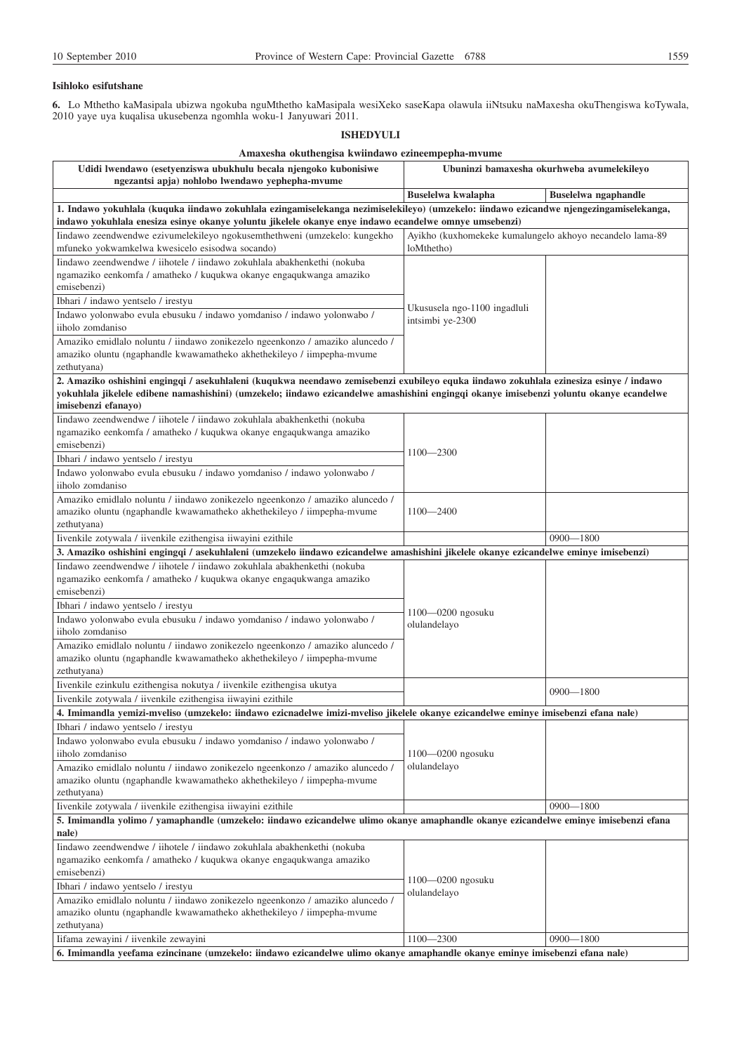**Isihloko esifutshane**

**6.** Lo Mthetho kaMasipala ubizwa ngokuba nguMthetho kaMasipala wesiXeko saseKapa olawula iiNtsuku naMaxesha okuThengiswa koTywala, 2010 yaye uya kuqalisa ukusebenza ngomhla woku-1 Janyuwari 2011.

**ISHEDYULI**

**Amaxesha okuthengisa kwiindawo ezineempepha-mvume**

| Udidi lwendawo (esetyenziswa ubukhulu becala njengoko kubonisiwe ngezantsi apja) nohlobo lwendawo yephepha-mvume | Ubuninzi bamaxesha okurhweba avumelekileyo | |
|---|---|---|
| | **Buselelwa kwalapha** | **Buselelwa ngaphandle** |
| **1. Indawo yokuhlala (kuquka iindawo zokuhlala ezingamiselekanga nezimiselekileyo) (umzekelo: iindawo ezicandwe njengezingamiselekanga, indawo yokuhlala enesiza esinye okanye yoluntu jikelele okanye enye indawo ecandelwe omnye umsebenzi)** | | |
| Iindawo zeendwendwe ezivumelekileyo ngokusemthethweni (umzekelo: kungekho mfuneko yokwamkelwa kwesicelo esisodwa socando) | Ayikho (kuxhomekeke kumalungelo akhoyo necandelo lama-89 loMthetho) | |
| Iindawo zeendwendwe / iihotele / iindawo zokuhlala abakhenkethi (nokuba ngamaziko eenkomfa / amatheko / kuqukwa okanye engaqukwanga amaziko emisebenzi) | Ukususela ngo-1100 ingadluli intsimbi ye-2300 | |
| Ibhari / indawo yentselo / irestyu | | |
| Indawo yolonwabo evula ebusuku / indawo yomdaniso / indawo yolonwabo / iiholo zomdaniso | | |
| Amaziko emidlalo noluntu / iindawo zonikezelo ngeenkonzo / amaziko aluncedo / amaziko oluntu (ngaphandle kwawamatheko akhethekileyo / iimpepha-mvume zethutyana) | | |
| **2. Amaziko oshishini engingqi / asekuhlaleni (kuqukwa neendawo zemisebenzi exubileyo equka iindawo zokuhlala ezinesiza esinye / indawo yokuhlala jikelele edibene namashishini) (umzekelo; iindawo ezicandelwe amashishini engingqi okanye imisebenzi yoluntu okanye ecandelwe imisebenzi efanayo)** | | |
| Iindawo zeendwendwe / iihotele / iindawo zokuhlala abakhenkethi (nokuba ngamaziko eenkomfa / amatheko / kuqukwa okanye engaqukwanga amaziko emisebenzi) | 1100—2300 | |
| Ibhari / indawo yentselo / irestyu | | |
| Indawo yolonwabo evula ebusuku / indawo yomdaniso / indawo yolonwabo / iiholo zomdaniso | | |
| Amaziko emidlalo noluntu / iindawo zonikezelo ngeenkonzo / amaziko aluncedo / amaziko oluntu (ngaphandle kwawamatheko akhethekileyo / iimpepha-mvume zethutyana) | 1100—2400 | |
| Iivenkile zotywala / iivenkile ezithengisa iiwayini ezithile | | 0900—1800 |
| **3. Amaziko oshishini engingqi / asekuhlaleni (umzekelo iindawo ezicandelwe amashishini jikelele okanye ezicandelwe eminye imisebenzi)** | | |
| Iindawo zeendwendwe / iihotele / iindawo zokuhlala abakhenkethi (nokuba ngamaziko eenkomfa / amatheko / kuqukwa okanye engaqukwanga amaziko emisebenzi) | 1100—0200 ngosuku olulandelayo | |
| Ibhari / indawo yentselo / irestyu | | |
| Indawo yolonwabo evula ebusuku / indawo yomdaniso / indawo yolonwabo / iiholo zomdaniso | | |
| Amaziko emidlalo noluntu / iindawo zonikezelo ngeenkonzo / amaziko aluncedo / amaziko oluntu (ngaphandle kwawamatheko akhethekileyo / iimpepha-mvume zethutyana) | | |
| Iivenkile ezinkulu ezithengisa nokutya / iivenkile ezithengisa ukutya | | 0900—1800 |
| Iivenkile zotywala / iivenkile ezithengisa iiwayini ezithile | | |
| **4. Imimandla yemizi-mveliso (umzekelo: iindawo ezicnadelwe imizi-mveliso jikelele okanye ezicandelwe eminye imisebenzi efana nale)** | | |
| Ibhari / indawo yentselo / irestyu | 1100—0200 ngosuku olulandelayo | |
| Indawo yolonwabo evula ebusuku / indawo yomdaniso / indawo yolonwabo / iiholo zomdaniso | | |
| Amaziko emidlalo noluntu / iindawo zonikezelo ngeenkonzo / amaziko aluncedo / amaziko oluntu (ngaphandle kwawamatheko akhethekileyo / iimpepha-mvume zethutyana) | | |
| Iivenkile zotywala / iivenkile ezithengisa iiwayini ezithile | | 0900—1800 |
| **5. Imimandla yolimo / yamaphandle (umzekelo: iindawo ezicandelwe ulimo okanye amaphandle okanye ezicandelwe eminye imisebenzi efana nale)** | | |
| Iindawo zeendwendwe / iihotele / iindawo zokuhlala abakhenkethi (nokuba ngamaziko eenkomfa / amatheko / kuqukwa okanye engaqukwanga amaziko emisebenzi) | 1100—0200 ngosuku olulandelayo | |
| Ibhari / indawo yentselo / irestyu | | |
| Amaziko emidlalo noluntu / iindawo zonikezelo ngeenkonzo / amaziko aluncedo / amaziko oluntu (ngaphandle kwawamatheko akhethekileyo / iimpepha-mvume zethutyana) | | |
| Iifama zewayini / iivenkile zewayini | 1100—2300 | 0900—1800 |
| **6. Imimandla yeefama ezincinane (umzekelo: iindawo ezicandelwe ulimo okanye amaphandle okanye eminye imisebenzi efana nale)** | | |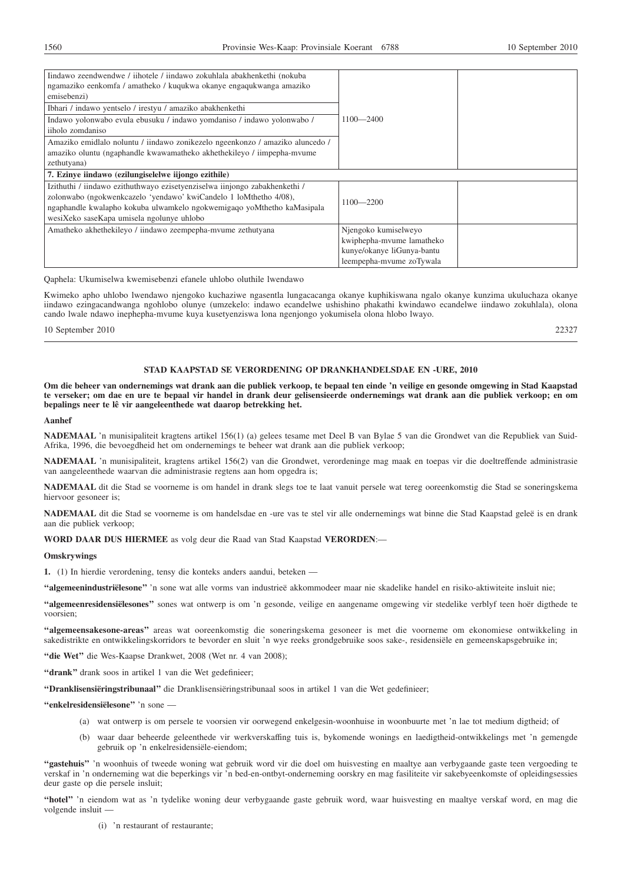| | | |
|---|---|---|
| Iindawo zeendwendwe / iihotele / iindawo zokuhlala abakhenkethi (nokuba ngamaziko eenkomfa / amatheko / kuqukwa okanye engaqukwanga amaziko emisebenzi) | 1100—2400 | |
| Ibhari / indawo yentselo / irestyu / amaziko abakhenkethi | | |
| Indawo yolonwabo evula ebusuku / indawo yomdaniso / indawo yolonwabo / iiholo zomdaniso | | |
| Amaziko emidlalo noluntu / iindawo zonikezelo ngeenkonzo / amaziko aluncedo / amaziko oluntu (ngaphandle kwamatheko akhethekileyo / iimpepha-mvume zethutyana) | | |
| **7. Ezinye iindawo (ezilungiselelwe iijongo ezithile)** | | |
| Izithuthi / iindawo ezithuthwayo ezisetyenziselwa iinjongo zabakhenkethi / zolonwabo (ngokwenkcazelo 'yendawo' kwiCandelo 1 loMthetho 4/08), ngaphandle kwalapho kokuba ulwamkelo ngokwemigaqo yoMthetho kaMasipala wesiXeko saseKapa umisela ngolunye uhlobo | 1100—2200 | |
| Amatheko akhethekileyo / iindawo zeempepha-mvume zethutyana | Njengoko kumiselweyo kwiphepha-mvume lamatheko kunye/okanye liGunya-bantu leempepha-mvume zoTywala | |

Qaphela: Ukumiselwa kwemisebenzi efanele uhlobo oluthile lwendawo

Kwimeko apho uhlobo lwendawo njengoko kuchaziwe ngasentla lungacacanga okanye kuphikiswana ngalo okanye kunzima ukuluchaza okanye iindawo ezingacandwanga ngohlobo olunye (umzekelo: indawo ecandelwe ushishino phakathi kwindawo ecandelwe iindawo zokuhlala), olona cando lwale ndawo inephepha-mvume kuya kusetyenziswa lona ngenjongo yokumisela olona hlobo lwayo.

10 September 2010 22327

## STAD KAAPSTAD SE VERORDENING OP DRANKHANDELSDAE EN -URE, 2010

**Om die beheer van ondernemings wat drank aan die publiek verkoop, te bepaal ten einde 'n veilige en gesonde omgewing in Stad Kaapstad te verseker; om dae en ure te bepaal vir handel in drank deur gelisensieerde ondernemings wat drank aan die publiek verkoop; en om bepalings neer te lê vir aangeleenthede wat daarop betrekking het.**

**Aanhef**

**NADEMAAL** 'n munisipaliteit kragtens artikel 156(1) (a) gelees tesame met Deel B van Bylae 5 van die Grondwet van die Republiek van Suid-Afrika, 1996, die bevoegdheid het om ondernemings te beheer wat drank aan die publiek verkoop;

**NADEMAAL** 'n munisipaliteit, kragtens artikel 156(2) van die Grondwet, verordeninge mag maak en toepas vir die doeltreffende administrasie van aangeleenthede waarvan die administrasie regtens aan hom opgedra is;

**NADEMAAL** dit die Stad se voorneme is om handel in drank slegs toe te laat vanuit persele wat tereg ooreenkomstig die Stad se soneringskema hiervoor gesoneer is;

**NADEMAAL** dit die Stad se voorneme is om handelsdae en -ure vas te stel vir alle ondernemings wat binne die Stad Kaapstad geleë is en drank aan die publiek verkoop;

**WORD DAAR DUS HIERMEE** as volg deur die Raad van Stad Kaapstad **VERORDEN**:—

**Omskrywings**

**1.** (1) In hierdie verordening, tensy die konteks anders aandui, beteken —

**"algemeenindustriëlesone"** 'n sone wat alle vorms van industrieë akkommodeer maar nie skadelike handel en risiko-aktiwiteite insluit nie;

**"algemeenresidensiëlesones"** sones wat ontwerp is om 'n gesonde, veilige en aangename omgewing vir stedelike verblyf teen hoër digthede te voorsien;

**"algemeensakesone-areas"** areas wat ooreenkomstig die soneringskema gesoneer is met die voorneme om ekonomiese ontwikkeling in sakedistrikte en ontwikkelingskorridors te bevorder en sluit 'n wye reeks grondgebruike soos sake-, residensiële en gemeenskapsgebruike in;

**"die Wet"** die Wes-Kaapse Drankwet, 2008 (Wet nr. 4 van 2008);

**"drank"** drank soos in artikel 1 van die Wet gedefinieer;

**"Dranklisensiëringstribunaal"** die Dranklisensiëringstribunaal soos in artikel 1 van die Wet gedefinieer;

**"enkelresidensiëlesone"** 'n sone —

(a) wat ontwerp is om persele te voorsien vir oorwegend enkelgesin-woonhuise in woonbuurte met 'n lae tot medium digtheid; of

(b) waar daar beheerde geleenthede vir werkverskaffing tuis is, bykomende wonings en laedigtheid-ontwikkelings met 'n gemengde gebruik op 'n enkelresidensiële-eiendom;

**"gastehuis"** 'n woonhuis of tweede woning wat gebruik word vir die doel om huisvesting en maaltye aan verbygaande gaste teen vergoeding te verskaf in 'n onderneming wat die beperkings vir 'n bed-en-ontbyt-onderneming oorskry en mag fasiliteite vir sakebyeenkomste of opleidingsessies deur gaste op die persele insluit;

**"hotel"** 'n eiendom wat as 'n tydelike woning deur verbygaande gaste gebruik word, waar huisvesting en maaltye verskaf word, en mag die volgende insluit —

(i) 'n restaurant of restaurante;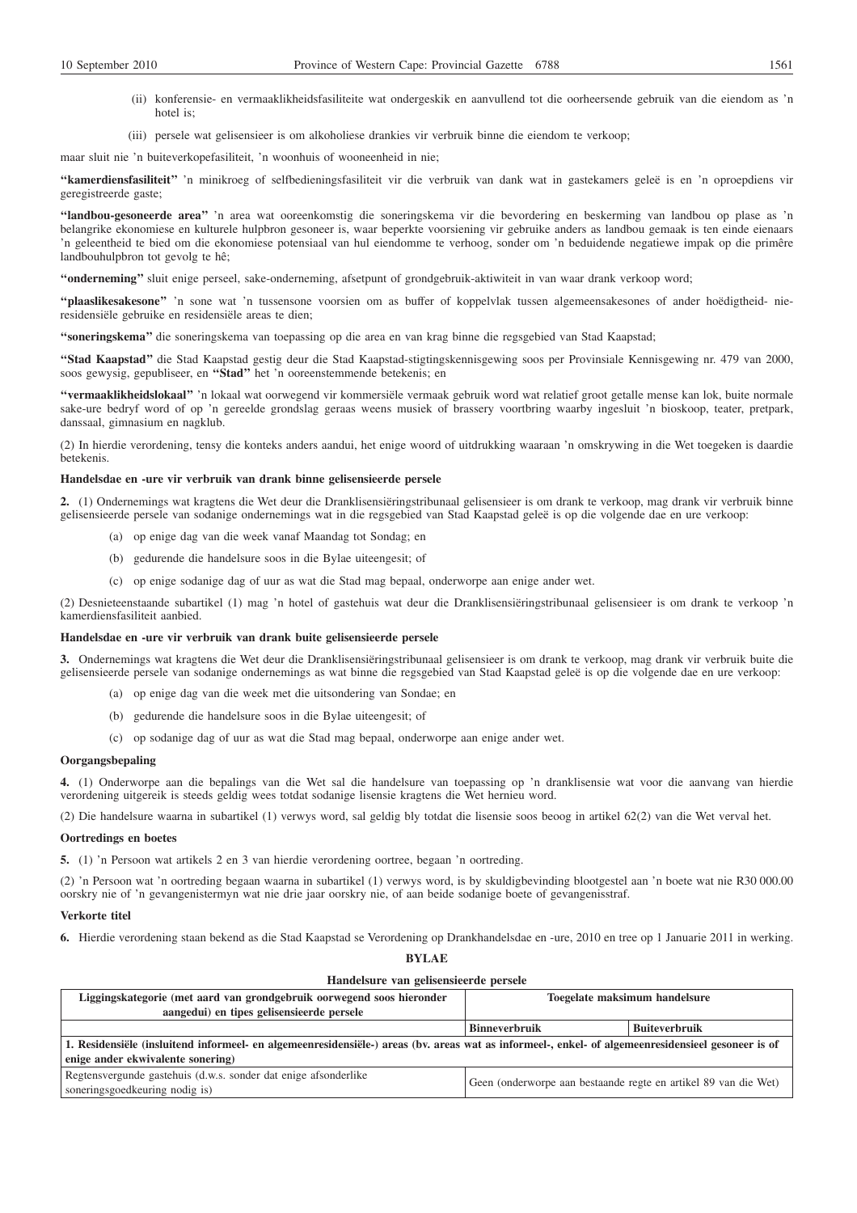(ii) konferensie- en vermaaklikheidsfasiliteite wat ondergeskik en aanvullend tot die oorheersende gebruik van die eiendom as 'n hotel is;

(iii) persele wat gelisensieer is om alkoholiese drankies vir verbruik binne die eiendom te verkoop;

maar sluit nie 'n buiteverkopefasiliteit, 'n woonhuis of wooneenheid in nie;

**"kamerdiensfasiliteit"** 'n minikroeg of selfbedieningsfasiliteit vir die verbruik van dank wat in gastekamers geleë is en 'n oproepdiens vir geregistreerde gaste;

**"landbou-gesoneerde area"** 'n area wat ooreenkomstig die soneringskema vir die bevordering en beskerming van landbou op plase as 'n belangrike ekonomiese en kulturele hulpbron gesoneer is, waar beperkte voorsiening vir gebruike anders as landbou gemaak is ten einde eienaars 'n geleentheid te bied om die ekonomiese potensiaal van hul eiendomme te verhoog, sonder om 'n beduidende negatiewe impak op die primêre landbouhulpbron tot gevolg te hê;

**"onderneming"** sluit enige perseel, sake-onderneming, afsetpunt of grondgebruik-aktiwiteit in van waar drank verkoop word;

**"plaaslikesakesone"** 'n sone wat 'n tussensone voorsien om as buffer of koppelvlak tussen algemeensakesones of ander hoëdigtheid- nie-residensiële gebruike en residensiële areas te dien;

**"soneringskema"** die soneringskema van toepassing op die area en van krag binne die regsgebied van Stad Kaapstad;

**"Stad Kaapstad"** die Stad Kaapstad gestig deur die Stad Kaapstad-stigtingskennisgewing soos per Provinsiale Kennisgewing nr. 479 van 2000, soos gewysig, gepubliseer, en **"Stad"** het 'n ooreenstemmende betekenis; en

**"vermaaklikheidslokaal"** 'n lokaal wat oorwegend vir kommersiële vermaak gebruik word wat relatief groot getalle mense kan lok, buite normale sake-ure bedryf word of op 'n gereelde grondslag geraas weens musiek of brassery voortbring waarby ingesluit 'n bioskoop, teater, pretpark, danssaal, gimnasium en nagklub.

(2) In hierdie verordening, tensy die konteks anders aandui, het enige woord of uitdrukking waaraan 'n omskrywing in die Wet toegeken is daardie betekenis.

**Handelsdae en -ure vir verbruik van drank binne gelisensieerde persele**

**2.** (1) Ondernemings wat kragtens die Wet deur die Dranklisensiëringstribunaal gelisensieer is om drank te verkoop, mag drank vir verbruik binne gelisensieerde persele van sodanige ondernemings wat in die regsgebied van Stad Kaapstad geleë is op die volgende dae en ure verkoop:

(a) op enige dag van die week vanaf Maandag tot Sondag; en

(b) gedurende die handelsure soos in die Bylae uiteengesit; of

(c) op enige sodanige dag of uur as wat die Stad mag bepaal, onderworpe aan enige ander wet.

(2) Desnieteenstaande subartikel (1) mag 'n hotel of gastehuis wat deur die Dranklisensiëringstribunaal gelisensieer is om drank te verkoop 'n kamerdiensfasiliteit aanbied.

**Handelsdae en -ure vir verbruik van drank buite gelisensieerde persele**

**3.** Ondernemings wat kragtens die Wet deur die Dranklisensiëringstribunaal gelisensieer is om drank te verkoop, mag drank vir verbruik buite die gelisensieerde persele van sodanige ondernemings as wat binne die regsgebied van Stad Kaapstad geleë is op die volgende dae en ure verkoop:

(a) op enige dag van die week met die uitsondering van Sondae; en

(b) gedurende die handelsure soos in die Bylae uiteengesit; of

(c) op sodanige dag of uur as wat die Stad mag bepaal, onderworpe aan enige ander wet.

**Oorgangsbepaling**

**4.** (1) Onderworpe aan die bepalings van die Wet sal die handelsure van toepassing op 'n dranklisensie wat voor die aanvang van hierdie verordening uitgereik is steeds geldig wees totdat sodanige lisensie kragtens die Wet hernieu word.

(2) Die handelsure waarna in subartikel (1) verwys word, sal geldig bly totdat die lisensie soos beoog in artikel 62(2) van die Wet verval het.

**Oortredings en boetes**

**5.** (1) 'n Persoon wat artikels 2 en 3 van hierdie verordening oortree, begaan 'n oortreding.

(2) 'n Persoon wat 'n oortreding begaan waarna in subartikel (1) verwys word, is by skuldigbevinding blootgestel aan 'n boete wat nie R30 000.00 oorskry nie of 'n gevangenistermyn wat nie drie jaar oorskry nie, of aan beide sodanige boete of gevangenisstraf.

**Verkorte titel**

**6.** Hierdie verordening staan bekend as die Stad Kaapstad se Verordening op Drankhandelsdae en -ure, 2010 en tree op 1 Januarie 2011 in werking.

**BYLAE**

**Handelsure van gelisensieerde persele**

| Liggingskategorie (met aard van grondgebruik oorwegend soos hieronder aangedui) en tipes gelisensieerde persele | Toegelate maksimum handelsure | |
|---|---|---|
| | **Binneverbruik** | **Buiteverbruik** |
| **1. Residensiële (insluitend informeel- en algemeenresidensiële-) areas (bv. areas wat as informeel-, enkel- of algemeenresidensieel gesoneer is of enige ander ekwivalente sonering)** | | |
| Regtensvergunde gastehuis (d.w.s. sonder dat enige afsonderlike soneringsgoedkeuring nodig is) | Geen (onderworpe aan bestaande regte en artikel 89 van die Wet) | |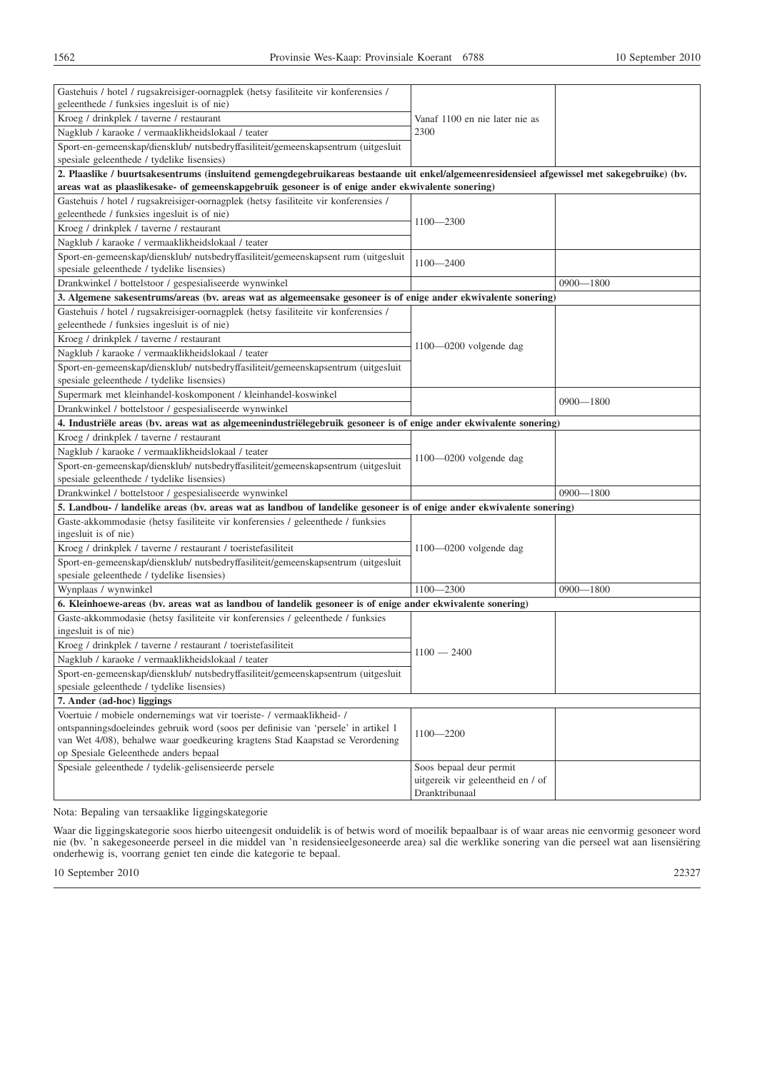| | | |
|---|---|---|
| Gastehuis / hotel / rugsakreisiger-oornagplek (hetsy fasiliteite vir konferensies / geleenthede / funksies ingesluit is of nie) | Vanaf 1100 en nie later nie as 2300 | |
| Kroeg / drinkplek / taverne / restaurant | | |
| Nagklub / karaoke / vermaaklikheidslokaal / teater | | |
| Sport-en-gemeenskap/diensklub/ nutsbedryffasiliteit/gemeenskapsentrum (uitgesluit spesiale geleenthede / tydelike lisensies) | | |
| **2. Plaaslike / buurtsakesentrums (insluitend gemengdegebruikareas bestaande uit enkel/algemeenresidensieel afgewissel met sakegebruike) (bv. areas wat as plaaslikesake- of gemeenskapgebruik gesoneer is of enige ander ekwivalente sonering)** | | |
| Gastehuis / hotel / rugsakreisiger-oornagplek (hetsy fasiliteite vir konferensies / geleenthede / funksies ingesluit is of nie) | 1100—2300 | |
| Kroeg / drinkplek / taverne / restaurant | | |
| Nagklub / karaoke / vermaaklikheidslokaal / teater | | |
| Sport-en-gemeenskap/diensklub/ nutsbedryffasiliteit/gemeenskapsent rum (uitgesluit spesiale geleenthede / tydelike lisensies) | 1100—2400 | |
| Drankwinkel / bottelstoor / gespesialiseerde wynwinkel | | 0900—1800 |
| **3. Algemene sakesentrums/areas (bv. areas wat as algemeensake gesoneer is of enige ander ekwivalente sonering)** | | |
| Gastehuis / hotel / rugsakreisiger-oornagplek (hetsy fasiliteite vir konferensies / geleenthede / funksies ingesluit is of nie) | 1100—0200 volgende dag | |
| Kroeg / drinkplek / taverne / restaurant | | |
| Nagklub / karaoke / vermaaklikheidslokaal / teater | | |
| Sport-en-gemeenskap/diensklub/ nutsbedryffasiliteit/gemeenskapsentrum (uitgesluit spesiale geleenthede / tydelike lisensies) | | |
| Supermark met kleinhandel-koskomponent / kleinhandel-koswinkel | | 0900—1800 |
| Drankwinkel / bottelstoor / gespesialiseerde wynwinkel | | |
| **4. Industriële areas (bv. areas wat as algemeenindustriëlegebruik gesoneer is of enige ander ekwivalente sonering)** | | |
| Kroeg / drinkplek / taverne / restaurant | 1100—0200 volgende dag | |
| Nagklub / karaoke / vermaaklikheidslokaal / teater | | |
| Sport-en-gemeenskap/diensklub/ nutsbedryffasiliteit/gemeenskapsentrum (uitgesluit spesiale geleenthede / tydelike lisensies) | | |
| Drankwinkel / bottelstoor / gespesialiseerde wynwinkel | | 0900—1800 |
| **5. Landbou- / landelike areas (bv. areas wat as landbou of landelike gesoneer is of enige ander ekwivalente sonering)** | | |
| Gaste-akkommodasie (hetsy fasiliteite vir konferensies / geleenthede / funksies ingesluit is of nie) | 1100—0200 volgende dag | |
| Kroeg / drinkplek / taverne / restaurant / toeristefasiliteit | | |
| Sport-en-gemeenskap/diensklub/ nutsbedryffasiliteit/gemeenskapsentrum (uitgesluit spesiale geleenthede / tydelike lisensies) | | |
| Wynplaas / wynwinkel | 1100—2300 | 0900—1800 |
| **6. Kleinhoewe-areas (bv. areas wat as landbou of landelik gesoneer is of enige ander ekwivalente sonering)** | | |
| Gaste-akkommodasie (hetsy fasiliteite vir konferensies / geleenthede / funksies ingesluit is of nie) | 1100 — 2400 | |
| Kroeg / drinkplek / taverne / restaurant / toeristefasiliteit | | |
| Nagklub / karaoke / vermaaklikheidslokaal / teater | | |
| Sport-en-gemeenskap/diensklub/ nutsbedryffasiliteit/gemeenskapsentrum (uitgesluit spesiale geleenthede / tydelike lisensies) | | |
| **7. Ander (ad-hoc) liggings** | | |
| Voertuie / mobiele ondernemings wat vir toeriste- / vermaaklikheid- / ontspanningsdoeleindes gebruik word (soos per definisie van 'persele' in artikel 1 van Wet 4/08), behalwe waar goedkeuring kragtens Stad Kaapstad se Verordening op Spesiale Geleenthede anders bepaal | 1100—2200 | |
| Spesiale geleenthede / tydelik-gelisensieerde persele | Soos bepaal deur permit uitgereik vir geleentheid en / of Dranktribunaal | |

Nota: Bepaling van tersaaklike liggingskategorie

Waar die liggingskategorie soos hierbo uiteengesit onduidelik is of betwis word of moeilik bepaalbaar is of waar areas nie eenvormig gesoneer word nie (bv. 'n sakegesoneerde perseel in die middel van 'n residensieelgesoneerde area) sal die werklike sonering van die perseel wat aan lisensiëring onderhewig is, voorrang geniet ten einde die kategorie te bepaal.

10 September 2010 22327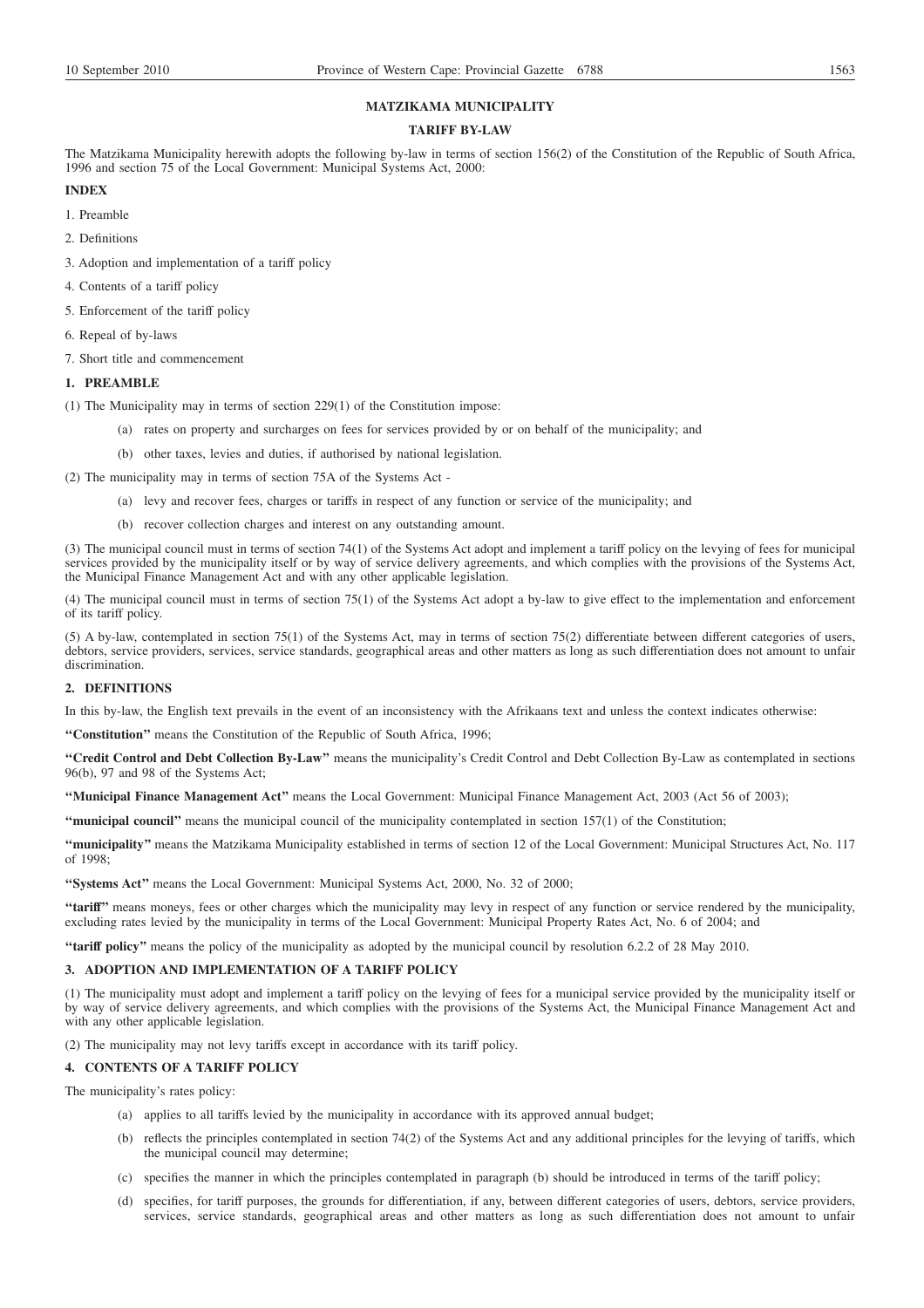## MATZIKAMA MUNICIPALITY

## TARIFF BY-LAW

The Matzikama Municipality herewith adopts the following by-law in terms of section 156(2) of the Constitution of the Republic of South Africa, 1996 and section 75 of the Local Government: Municipal Systems Act, 2000:

**INDEX**

1. Preamble
2. Definitions
3. Adoption and implementation of a tariff policy
4. Contents of a tariff policy
5. Enforcement of the tariff policy
6. Repeal of by-laws
7. Short title and commencement

### 1. PREAMBLE

(1) The Municipality may in terms of section 229(1) of the Constitution impose:

- (a) rates on property and surcharges on fees for services provided by or on behalf of the municipality; and
- (b) other taxes, levies and duties, if authorised by national legislation.

(2) The municipality may in terms of section 75A of the Systems Act -

- (a) levy and recover fees, charges or tariffs in respect of any function or service of the municipality; and
- (b) recover collection charges and interest on any outstanding amount.

(3) The municipal council must in terms of section 74(1) of the Systems Act adopt and implement a tariff policy on the levying of fees for municipal services provided by the municipality itself or by way of service delivery agreements, and which complies with the provisions of the Systems Act, the Municipal Finance Management Act and with any other applicable legislation.

(4) The municipal council must in terms of section 75(1) of the Systems Act adopt a by-law to give effect to the implementation and enforcement of its tariff policy.

(5) A by-law, contemplated in section 75(1) of the Systems Act, may in terms of section 75(2) differentiate between different categories of users, debtors, service providers, services, service standards, geographical areas and other matters as long as such differentiation does not amount to unfair discrimination.

### 2. DEFINITIONS

In this by-law, the English text prevails in the event of an inconsistency with the Afrikaans text and unless the context indicates otherwise:

**"Constitution"** means the Constitution of the Republic of South Africa, 1996;

**"Credit Control and Debt Collection By-Law"** means the municipality's Credit Control and Debt Collection By-Law as contemplated in sections 96(b), 97 and 98 of the Systems Act;

**"Municipal Finance Management Act"** means the Local Government: Municipal Finance Management Act, 2003 (Act 56 of 2003);

**"municipal council"** means the municipal council of the municipality contemplated in section 157(1) of the Constitution;

**"municipality"** means the Matzikama Municipality established in terms of section 12 of the Local Government: Municipal Structures Act, No. 117 of 1998;

**"Systems Act"** means the Local Government: Municipal Systems Act, 2000, No. 32 of 2000;

**"tariff"** means moneys, fees or other charges which the municipality may levy in respect of any function or service rendered by the municipality, excluding rates levied by the municipality in terms of the Local Government: Municipal Property Rates Act, No. 6 of 2004; and

**"tariff policy"** means the policy of the municipality as adopted by the municipal council by resolution 6.2.2 of 28 May 2010.

### 3. ADOPTION AND IMPLEMENTATION OF A TARIFF POLICY

(1) The municipality must adopt and implement a tariff policy on the levying of fees for a municipal service provided by the municipality itself or by way of service delivery agreements, and which complies with the provisions of the Systems Act, the Municipal Finance Management Act and with any other applicable legislation.

(2) The municipality may not levy tariffs except in accordance with its tariff policy.

### 4. CONTENTS OF A TARIFF POLICY

The municipality's rates policy:

- (a) applies to all tariffs levied by the municipality in accordance with its approved annual budget;
- (b) reflects the principles contemplated in section 74(2) of the Systems Act and any additional principles for the levying of tariffs, which the municipal council may determine;
- (c) specifies the manner in which the principles contemplated in paragraph (b) should be introduced in terms of the tariff policy;
- (d) specifies, for tariff purposes, the grounds for differentiation, if any, between different categories of users, debtors, service providers, services, service standards, geographical areas and other matters as long as such differentiation does not amount to unfair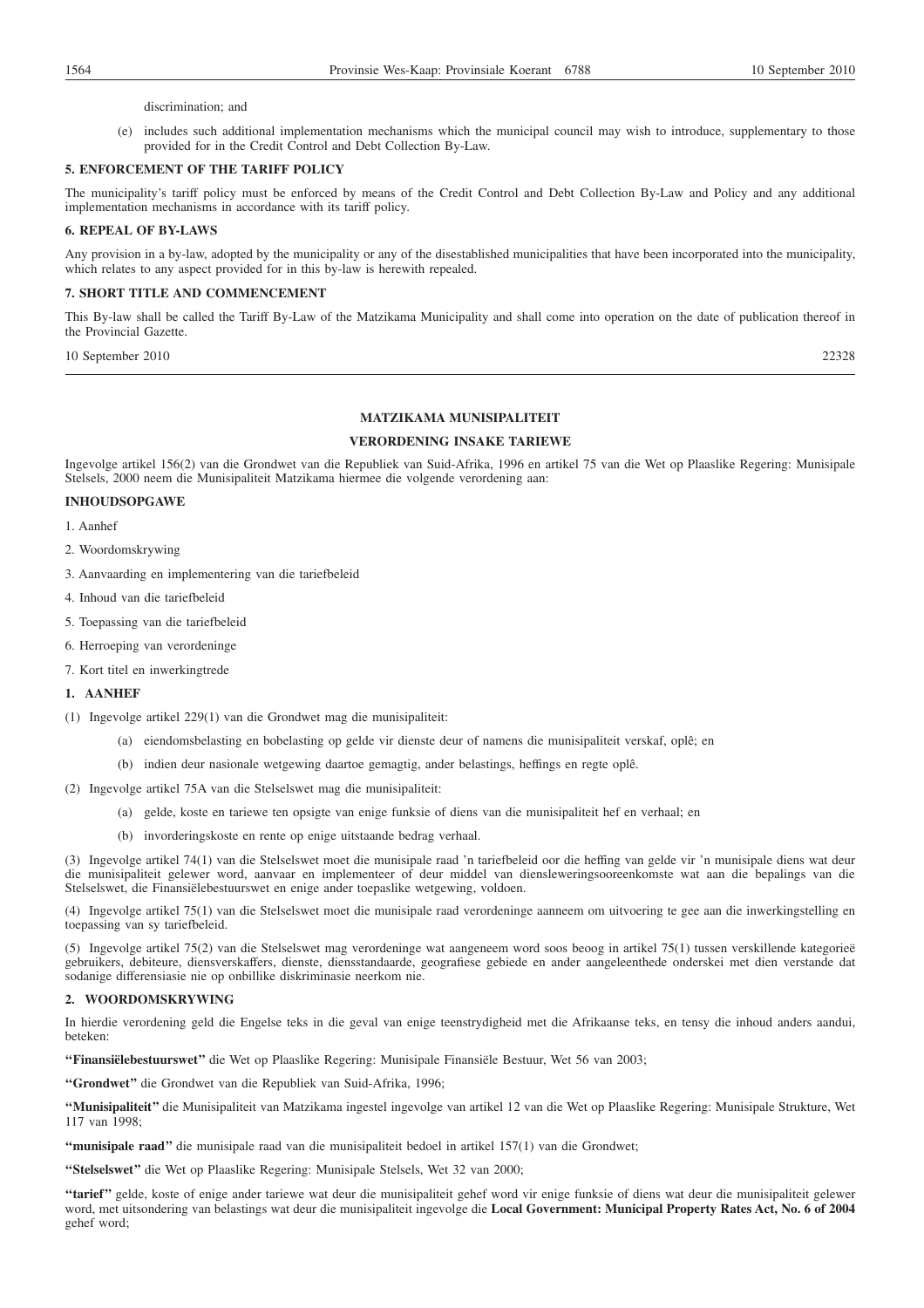discrimination; and

(e) includes such additional implementation mechanisms which the municipal council may wish to introduce, supplementary to those provided for in the Credit Control and Debt Collection By-Law.

**5. ENFORCEMENT OF THE TARIFF POLICY**

The municipality's tariff policy must be enforced by means of the Credit Control and Debt Collection By-Law and Policy and any additional implementation mechanisms in accordance with its tariff policy.

**6. REPEAL OF BY-LAWS**

Any provision in a by-law, adopted by the municipality or any of the disestablished municipalities that have been incorporated into the municipality, which relates to any aspect provided for in this by-law is herewith repealed.

**7. SHORT TITLE AND COMMENCEMENT**

This By-law shall be called the Tariff By-Law of the Matzikama Municipality and shall come into operation on the date of publication thereof in the Provincial Gazette.

10 September 2010 22328

---

**MATZIKAMA MUNISIPALITEIT**

**VERORDENING INSAKE TARIEWE**

Ingevolge artikel 156(2) van die Grondwet van die Republiek van Suid-Afrika, 1996 en artikel 75 van die Wet op Plaaslike Regering: Munisipale Stelsels, 2000 neem die Munisipaliteit Matzikama hiermee die volgende verordening aan:

**INHOUDSOPGAWE**

1. Aanhef
2. Woordomskrywing
3. Aanvaarding en implementering van die tariefbeleid
4. Inhoud van die tariefbeleid
5. Toepassing van die tariefbeleid
6. Herroeping van verordeninge
7. Kort titel en inwerkingtrede

**1. AANHEF**

(1) Ingevolge artikel 229(1) van die Grondwet mag die munisipaliteit:

(a) eiendomsbelasting en bobelasting op gelde vir dienste deur of namens die munisipaliteit verskaf, oplê; en

(b) indien deur nasionale wetgewing daartoe gemagtig, ander belastings, heffings en regte oplê.

(2) Ingevolge artikel 75A van die Stelselswet mag die munisipaliteit:

(a) gelde, koste en tariewe ten opsigte van enige funksie of diens van die munisipaliteit hef en verhaal; en

(b) invorderingskoste en rente op enige uitstaande bedrag verhaal.

(3) Ingevolge artikel 74(1) van die Stelselswet moet die munisipale raad 'n tariefbeleid oor die heffing van gelde vir 'n munisipale diens wat deur die munisipaliteit gelewer word, aanvaar en implementeer of deur middel van diensleweringsooreenkomste wat aan die bepalings van die Stelselswet, die Finansiëlebestuurswet en enige ander toepaslike wetgewing, voldoen.

(4) Ingevolge artikel 75(1) van die Stelselswet moet die munisipale raad verordeninge aanneem om uitvoering te gee aan die inwerkingstelling en toepassing van sy tariefbeleid.

(5) Ingevolge artikel 75(2) van die Stelselswet mag verordeninge wat aangeneem word soos beoog in artikel 75(1) tussen verskillende kategorieë gebruikers, debiteure, diensverskaffers, dienste, diensstandaarde, geografiese gebiede en ander aangeleenthede onderskei met dien verstande dat sodanige differensiasie nie op onbillike diskriminasie neerkom nie.

**2. WOORDOMSKRYWING**

In hierdie verordening geld die Engelse teks in die geval van enige teenstrydigheid met die Afrikaanse teks, en tensy die inhoud anders aandui, beteken:

**"Finansiëlebestuurswet"** die Wet op Plaaslike Regering: Munisipale Finansiële Bestuur, Wet 56 van 2003;

**"Grondwet"** die Grondwet van die Republiek van Suid-Afrika, 1996;

**"Munisipaliteit"** die Munisipaliteit van Matzikama ingestel ingevolge van artikel 12 van die Wet op Plaaslike Regering: Munisipale Strukture, Wet 117 van 1998;

**"munisipale raad"** die munisipale raad van die munisipaliteit bedoel in artikel 157(1) van die Grondwet;

**"Stelselswet"** die Wet op Plaaslike Regering: Munisipale Stelsels, Wet 32 van 2000;

**"tarief"** gelde, koste of enige ander tariewe wat deur die munisipaliteit gehef word vir enige funksie of diens wat deur die munisipaliteit gelewer word, met uitsondering van belastings wat deur die munisipaliteit ingevolge die **Local Government: Municipal Property Rates Act, No. 6 of 2004** gehef word;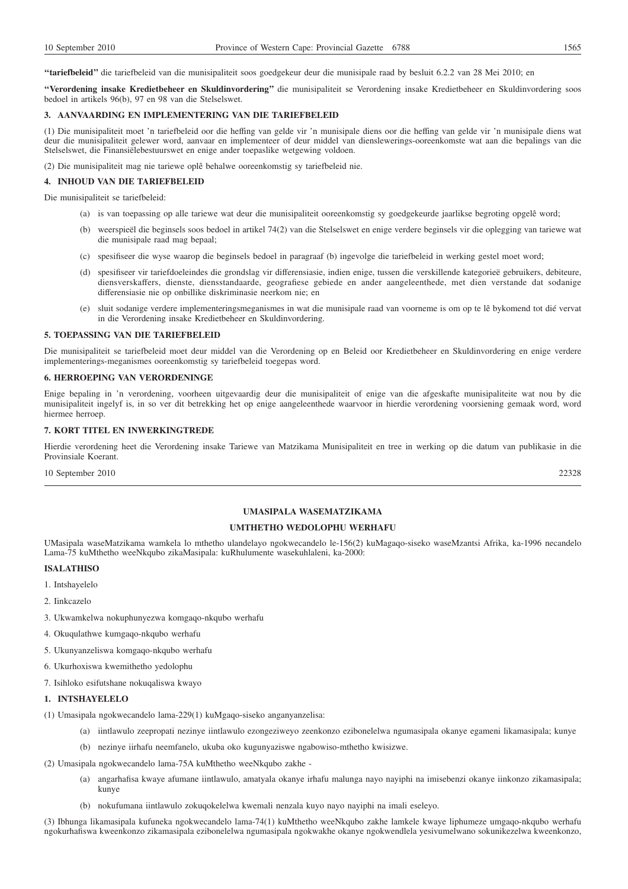**"tariefbeleid"** die tariefbeleid van die munisipaliteit soos goedgekeur deur die munisipale raad by besluit 6.2.2 van 28 Mei 2010; en

**"Verordening insake Kredietbeheer en Skuldinvordering"** die munisipaliteit se Verordening insake Kredietbeheer en Skuldinvordering soos bedoel in artikels 96(b), 97 en 98 van die Stelselswet.

### 3. AANVAARDING EN IMPLEMENTERING VAN DIE TARIEFBELEID

(1) Die munisipaliteit moet 'n tariefbeleid oor die heffing van gelde vir 'n munisipale diens oor die heffing van gelde vir 'n munisipale diens wat deur die munisipaliteit gelewer word, aanvaar en implementeer of deur middel van dienslewerings-ooreenkomste wat aan die bepalings van die Stelselswet, die Finansiëlebestuurswet en enige ander toepaslike wetgewing voldoen.

(2) Die munisipaliteit mag nie tariewe oplê behalwe ooreenkomstig sy tariefbeleid nie.

### 4. INHOUD VAN DIE TARIEFBELEID

Die munisipaliteit se tariefbeleid:

(a) is van toepassing op alle tariewe wat deur die munisipaliteit ooreenkomstig sy goedgekeurde jaarlikse begroting opgelê word;

(b) weerspieël die beginsels soos bedoel in artikel 74(2) van die Stelselswet en enige verdere beginsels vir die oplegging van tariewe wat die munisipale raad mag bepaal;

(c) spesifiseer die wyse waarop die beginsels bedoel in paragraaf (b) ingevolge die tariefbeleid in werking gestel moet word;

(d) spesifiseer vir tariefdoeleindes die grondslag vir differensiasie, indien enige, tussen die verskillende kategorieë gebruikers, debiteure, diensverskaffers, dienste, diensstandaarde, geografiese gebiede en ander aangeleenthede, met dien verstande dat sodanige differensiasie nie op onbillike diskriminasie neerkom nie; en

(e) sluit sodanige verdere implementeringsmeganismes in wat die munisipale raad van voorneme is om op te lê bykomend tot dié vervat in die Verordening insake Kredietbeheer en Skuldinvordering.

### 5. TOEPASSING VAN DIE TARIEFBELEID

Die munisipaliteit se tariefbeleid moet deur middel van die Verordening op en Beleid oor Kredietbeheer en Skuldinvordering en enige verdere implementerings-meganismes ooreenkomstig sy tariefbeleid toegepas word.

### 6. HERROEPING VAN VERORDENINGE

Enige bepaling in 'n verordening, voorheen uitgevaardig deur die munisipaliteit of enige van die afgeskafte munisipaliteite wat nou by die munisipaliteit ingelyf is, in so ver dit betrekking het op enige aangeleenthede waarvoor in hierdie verordening voorsiening gemaak word, word hiermee herroep.

### 7. KORT TITEL EN INWERKINGTREDE

Hierdie verordening heet die Verordening insake Tariewe van Matzikama Munisipaliteit en tree in werking op die datum van publikasie in die Provinsiale Koerant.

10 September 2010 22328

---

## UMASIPALA WASEMATZIKAMA

## UMTHETHO WEDOLOPHU WERHAFU

UMasipala waseMatzikama wamkela lo mthetho ulandelayo ngokwecandelo le-156(2) kuMagaqo-siseko waseMzantsi Afrika, ka-1996 necandelo Lama-75 kuMthetho weeNkqubo zikaMasipala: kuRhulumente wasekuhlaleni, ka-2000:

### ISALATHISO

1. Intshayelelo
2. Iinkcazelo
3. Ukwamkelwa nokuphunyezwa komgaqo-nkqubo werhafu
4. Okuqulathwe kumgaqo-nkqubo werhafu
5. Ukunyanzeliswa komgaqo-nkqubo werhafu
6. Ukurhoxiswa kwemithetho yedolophu
7. Isihloko esifutshane nokuqaliswa kwayo

### 1. INTSHAYELELO

(1) Umasipala ngokwecandelo lama-229(1) kuMgaqo-siseko anganyanzelisa:

(a) iintlawulo zeepropati nezinye iintlawulo ezongeziweyo zeenkonzo ezibonelelwa ngumasipala okanye egameni likamasipala; kunye

(b) nezinye iirhafu neemfanelo, ukuba oko kugunyaziswe ngabowiso-mthetho kwisizwe.

(2) Umasipala ngokwecandelo lama-75A kuMthetho weeNkqubo zakhe -

(a) angarhafisa kwaye afumane iintlawulo, amatyala okanye irhafu malunga nayo nayiphi na imisebenzi okanye iinkonzo zikamasipala; kunye

(b) nokufumana iintlawulo zokuqokelelwa kwemali nenzala kuyo nayo nayiphi na imali eseleyo.

(3) Ibhunga likamasipala kufuneka ngokwecandelo lama-74(1) kuMthetho weeNkqubo zakhe lamkele kwaye liphumeze umgaqo-nkqubo werhafu ngokurhafiswa kweenkonzo zikamasipala ezibonelelwa ngumasipala ngokwakhe okanye ngokwendlela yesivumelwano sokunikezelwa kweenkonzo,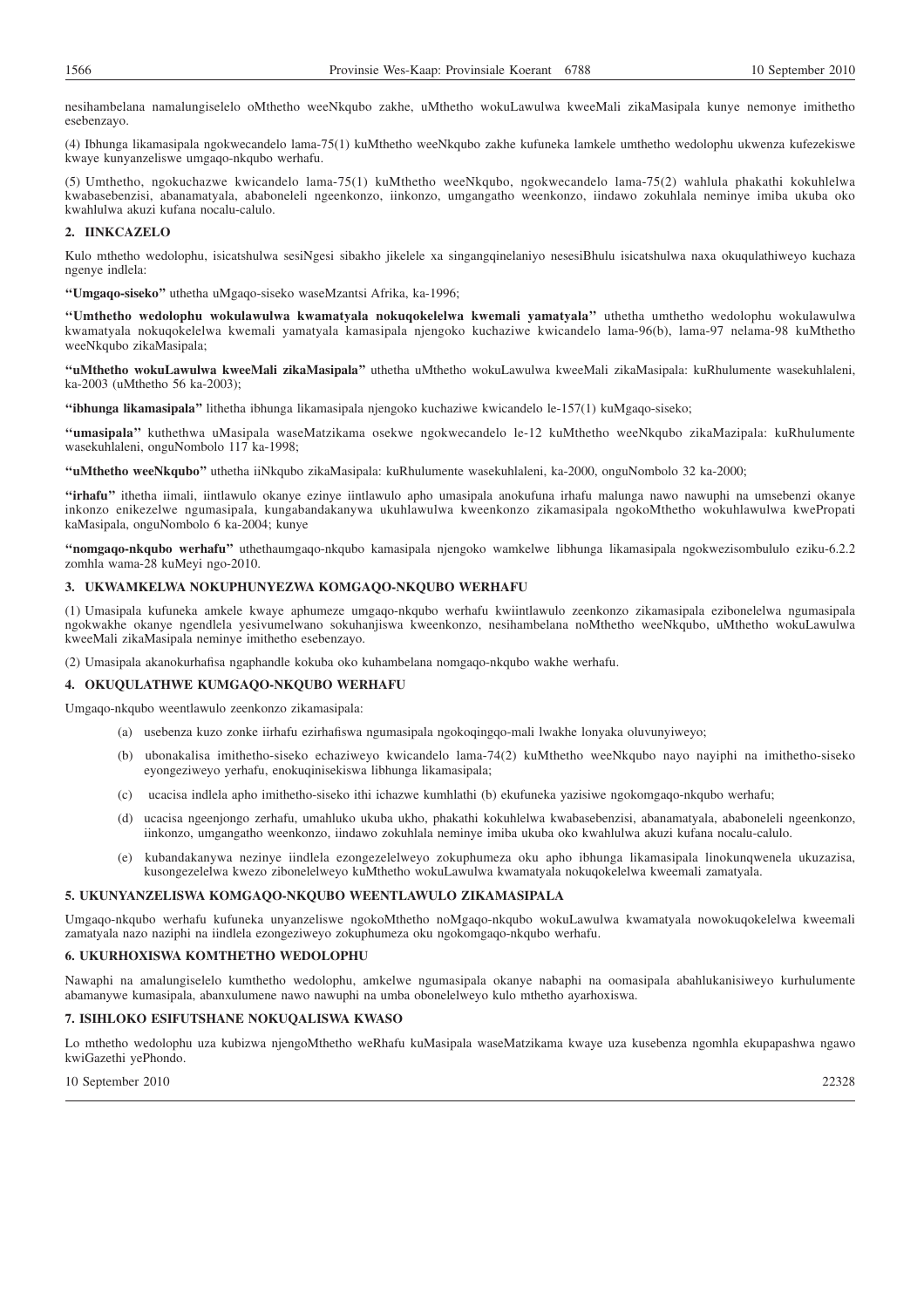nesihambelana namalungiselelo oMthetho weeNkqubo zakhe, uMthetho wokuLawulwa kweeMali zikaMasipala kunye nemonye imithetho esebenzayo.

(4) Ibhunga likamasipala ngokwecandelo lama-75(1) kuMthetho weeNkqubo zakhe kufuneka lamkele umthetho wedolophu ukwenza kufezekiswe kwaye kunyanzeliswe umgaqo-nkqubo werhafu.

(5) Umthetho, ngokuchazwe kwicandelo lama-75(1) kuMthetho weeNkqubo, ngokwecandelo lama-75(2) wahlula phakathi kokuhlelwa kwabasebenzisi, abanamatyala, ababoneleli ngeenkonzo, iinkonzo, umgangatho weenkonzo, iindawo zokuhlala neminye imiba ukuba oko kwahlulwa akuzi kufana nocalu-calulo.

## 2. IINKCAZELO

Kulo mthetho wedolophu, isicatshulwa sesiNgesi sibakho jikelele xa singangqinelaniyo nesesiBhulu isicatshulwa naxa okuqulathiweyo kuchaza ngenye indlela:

**"Umgaqo-siseko"** uthetha uMgaqo-siseko waseMzantsi Afrika, ka-1996;

**"Umthetho wedolophu wokulawulwa kwamatyala nokuqokelelwa kwemali yamatyala"** uthetha umthetho wedolophu wokulawulwa kwamatyala nokuqokelelwa kwemali yamatyala kamasipala njengoko kuchaziwe kwicandelo lama-96(b), lama-97 nelama-98 kuMthetho weeNkqubo zikaMasipala;

**"uMthetho wokuLawulwa kweeMali zikaMasipala"** uthetha uMthetho wokuLawulwa kweeMali zikaMasipala: kuRhulumente wasekuhlaleni, ka-2003 (uMthetho 56 ka-2003);

**"ibhunga likamasipala"** lithetha ibhunga likamasipala njengoko kuchaziwe kwicandelo le-157(1) kuMgaqo-siseko;

**"umasipala"** kuthethwa uMasipala waseMatzikama osekwe ngokwecandelo le-12 kuMthetho weeNkqubo zikaMazipala: kuRhulumente wasekuhlaleni, onguNombolo 117 ka-1998;

**"uMthetho weeNkqubo"** uthetha iiNkqubo zikaMasipala: kuRhulumente wasekuhlaleni, ka-2000, onguNombolo 32 ka-2000;

**"irhafu"** ithetha iimali, iintlawulo okanye ezinye iintlawulo apho umasipala anokufuna irhafu malunga nawo nawuphi na umsebenzi okanye inkonzo enikezelwe ngumasipala, kungabandakanywa ukuhlawulwa kweenkonzo zikamasipala ngokoMthetho wokuhlawulwa kwePropati kaMasipala, onguNombolo 6 ka-2004; kunye

**"nomgaqo-nkqubo werhafu"** uthethaumgaqo-nkqubo kamasipala njengoko wamkelwe libhunga likamasipala ngokwezisombululo eziku-6.2.2 zomhla wama-28 kuMeyi ngo-2010.

## 3. UKWAMKELWA NOKUPHUNYEZWA KOMGAQO-NKQUBO WERHAFU

(1) Umasipala kufuneka amkele kwaye aphumeze umgaqo-nkqubo werhafu kwiintlawulo zeenkonzo zikamasipala ezibonelelwa ngumasipala ngokwakhe okanye ngendlela yesivumelwano sokuhanjiswa kweenkonzo, nesihambelana noMthetho weeNkqubo, uMthetho wokuLawulwa kweeMali zikaMasipala neminye imithetho esebenzayo.

(2) Umasipala akanokurhafisa ngaphandle kokuba oko kuhambelana nomgaqo-nkqubo wakhe werhafu.

## 4. OKUQULATHWE KUMGAQO-NKQUBO WERHAFU

Umgaqo-nkqubo weentlawulo zeenkonzo zikamasipala:

(a) usebenza kuzo zonke iirhafu ezirhafiswa ngumasipala ngokoqingqo-mali lwakhe lonyaka oluvunyiweyo;

(b) ubonakalisa imithetho-siseko echaziweyo kwicandelo lama-74(2) kuMthetho weeNkqubo nayo nayiphi na imithetho-siseko eyongeziweyo yerhafu, enokuqinisekiswa libhunga likamasipala;

(c) ucacisa indlela apho imithetho-siseko ithi ichazwe kumhlathi (b) ekufuneka yazisiwe ngokomgaqo-nkqubo werhafu;

(d) ucacisa ngeenjongo zerhafu, umahluko ukuba ukho, phakathi kokuhlelwa kwabasebenzisi, abanamatyala, ababoneleli ngeenkonzo, iinkonzo, umgangatho weenkonzo, iindawo zokuhlala neminye imiba ukuba oko kwahlulwa akuzi kufana nocalu-calulo.

(e) kubandakanywa nezinye iindlela ezongezelelweyo zokuphumeza oku apho ibhunga likamasipala linokunqwenela ukuzazisa, kusongezelelwa kwezo zibonelelweyo kuMthetho wokuLawulwa kwamatyala nokuqokelelwa kweemali zamatyala.

## 5. UKUNYANZELISWA KOMGAQO-NKQUBO WEENTLAWULO ZIKAMASIPALA

Umgaqo-nkqubo werhafu kufuneka unyanzeliswe ngokoMthetho noMgaqo-nkqubo wokuLawulwa kwamatyala nowokuqokelelwa kweemali zamatyala nazo naziphi na iindlela ezongeziweyo zokuphumeza oku ngokomgaqo-nkqubo werhafu.

## 6. UKURHOXISWA KOMTHETHO WEDOLOPHU

Nawaphi na amalungiselelo kumthetho wedolophu, amkelwe ngumasipala okanye nabaphi na oomasipala abahlukanisiweyo kurhulumente abamanywe kumasipala, abanxulumene nawo nawuphi na umba obonelelweyo kulo mthetho ayarhoxiswa.

## 7. ISIHLOKO ESIFUTSHANE NOKUQALISWA KWASO

Lo mthetho wedolophu uza kubizwa njengoMthetho weRhafu kuMasipala waseMatzikama kwaye uza kusebenza ngomhla ekupapashwa ngawo kwiGazethi yePhondo.

10 September 2010 22328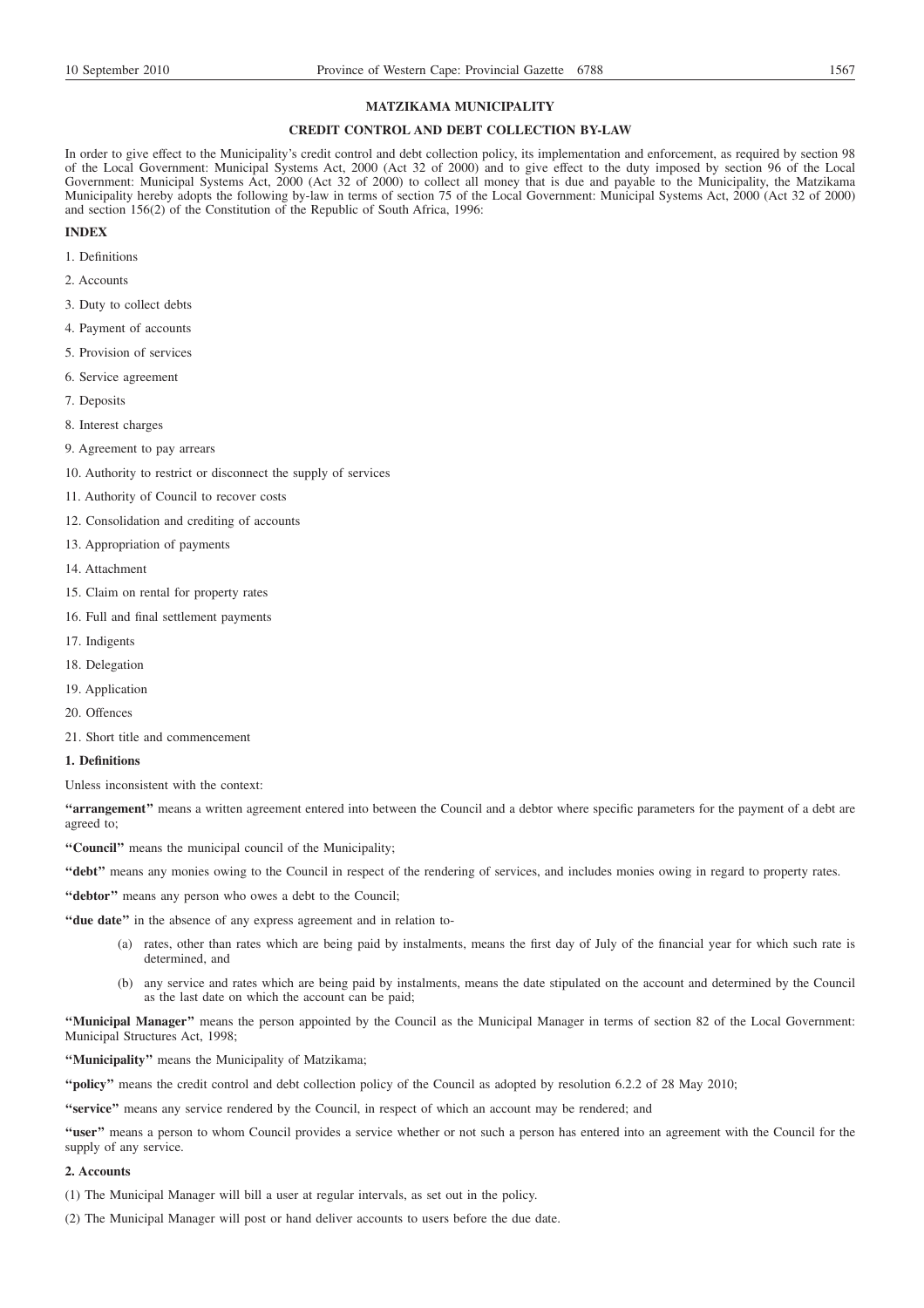## MATZIKAMA MUNICIPALITY

### CREDIT CONTROL AND DEBT COLLECTION BY-LAW

In order to give effect to the Municipality's credit control and debt collection policy, its implementation and enforcement, as required by section 98 of the Local Government: Municipal Systems Act, 2000 (Act 32 of 2000) and to give effect to the duty imposed by section 96 of the Local Government: Municipal Systems Act, 2000 (Act 32 of 2000) to collect all money that is due and payable to the Municipality, the Matzikama Municipality hereby adopts the following by-law in terms of section 75 of the Local Government: Municipal Systems Act, 2000 (Act 32 of 2000) and section 156(2) of the Constitution of the Republic of South Africa, 1996:

**INDEX**

1. Definitions
2. Accounts
3. Duty to collect debts
4. Payment of accounts
5. Provision of services
6. Service agreement
7. Deposits
8. Interest charges
9. Agreement to pay arrears
10. Authority to restrict or disconnect the supply of services
11. Authority of Council to recover costs
12. Consolidation and crediting of accounts
13. Appropriation of payments
14. Attachment
15. Claim on rental for property rates
16. Full and final settlement payments
17. Indigents
18. Delegation
19. Application
20. Offences
21. Short title and commencement

**1. Definitions**

Unless inconsistent with the context:

**"arrangement"** means a written agreement entered into between the Council and a debtor where specific parameters for the payment of a debt are agreed to;

**"Council"** means the municipal council of the Municipality;

**"debt"** means any monies owing to the Council in respect of the rendering of services, and includes monies owing in regard to property rates.

**"debtor"** means any person who owes a debt to the Council;

**"due date"** in the absence of any express agreement and in relation to-

(a) rates, other than rates which are being paid by instalments, means the first day of July of the financial year for which such rate is determined, and

(b) any service and rates which are being paid by instalments, means the date stipulated on the account and determined by the Council as the last date on which the account can be paid;

**"Municipal Manager"** means the person appointed by the Council as the Municipal Manager in terms of section 82 of the Local Government: Municipal Structures Act, 1998;

**"Municipality"** means the Municipality of Matzikama;

**"policy"** means the credit control and debt collection policy of the Council as adopted by resolution 6.2.2 of 28 May 2010;

**"service"** means any service rendered by the Council, in respect of which an account may be rendered; and

**"user"** means a person to whom Council provides a service whether or not such a person has entered into an agreement with the Council for the supply of any service.

**2. Accounts**

(1) The Municipal Manager will bill a user at regular intervals, as set out in the policy.

(2) The Municipal Manager will post or hand deliver accounts to users before the due date.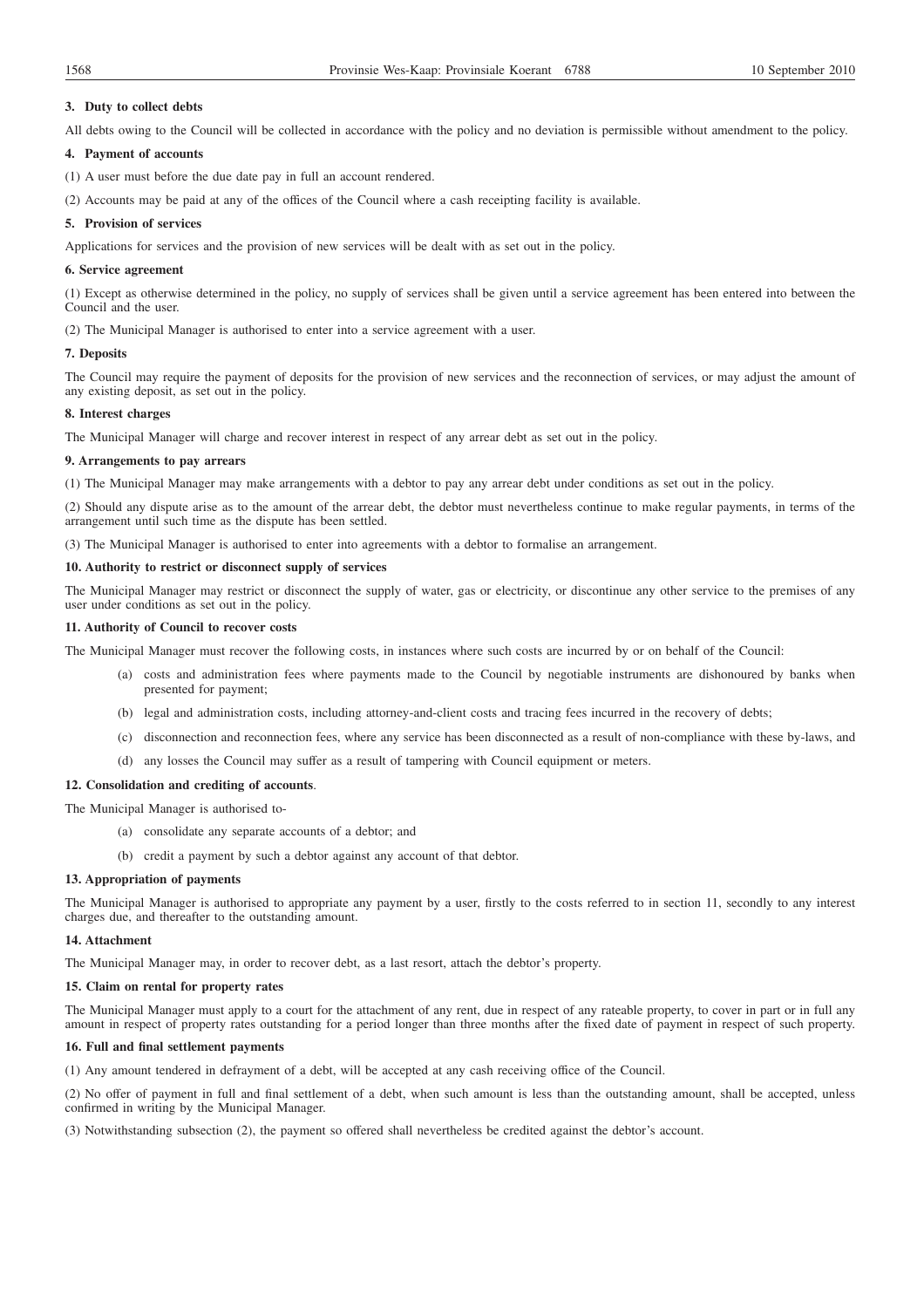### 3. Duty to collect debts

All debts owing to the Council will be collected in accordance with the policy and no deviation is permissible without amendment to the policy.

### 4. Payment of accounts

(1) A user must before the due date pay in full an account rendered.

(2) Accounts may be paid at any of the offices of the Council where a cash receipting facility is available.

### 5. Provision of services

Applications for services and the provision of new services will be dealt with as set out in the policy.

### 6. Service agreement

(1) Except as otherwise determined in the policy, no supply of services shall be given until a service agreement has been entered into between the Council and the user.

(2) The Municipal Manager is authorised to enter into a service agreement with a user.

### 7. Deposits

The Council may require the payment of deposits for the provision of new services and the reconnection of services, or may adjust the amount of any existing deposit, as set out in the policy.

### 8. Interest charges

The Municipal Manager will charge and recover interest in respect of any arrear debt as set out in the policy.

### 9. Arrangements to pay arrears

(1) The Municipal Manager may make arrangements with a debtor to pay any arrear debt under conditions as set out in the policy.

(2) Should any dispute arise as to the amount of the arrear debt, the debtor must nevertheless continue to make regular payments, in terms of the arrangement until such time as the dispute has been settled.

(3) The Municipal Manager is authorised to enter into agreements with a debtor to formalise an arrangement.

### 10. Authority to restrict or disconnect supply of services

The Municipal Manager may restrict or disconnect the supply of water, gas or electricity, or discontinue any other service to the premises of any user under conditions as set out in the policy.

### 11. Authority of Council to recover costs

The Municipal Manager must recover the following costs, in instances where such costs are incurred by or on behalf of the Council:

(a) costs and administration fees where payments made to the Council by negotiable instruments are dishonoured by banks when presented for payment;

(b) legal and administration costs, including attorney-and-client costs and tracing fees incurred in the recovery of debts;

(c) disconnection and reconnection fees, where any service has been disconnected as a result of non-compliance with these by-laws, and

(d) any losses the Council may suffer as a result of tampering with Council equipment or meters.

### 12. Consolidation and crediting of accounts.

The Municipal Manager is authorised to-

(a) consolidate any separate accounts of a debtor; and

(b) credit a payment by such a debtor against any account of that debtor.

### 13. Appropriation of payments

The Municipal Manager is authorised to appropriate any payment by a user, firstly to the costs referred to in section 11, secondly to any interest charges due, and thereafter to the outstanding amount.

### 14. Attachment

The Municipal Manager may, in order to recover debt, as a last resort, attach the debtor's property.

### 15. Claim on rental for property rates

The Municipal Manager must apply to a court for the attachment of any rent, due in respect of any rateable property, to cover in part or in full any amount in respect of property rates outstanding for a period longer than three months after the fixed date of payment in respect of such property.

### 16. Full and final settlement payments

(1) Any amount tendered in defrayment of a debt, will be accepted at any cash receiving office of the Council.

(2) No offer of payment in full and final settlement of a debt, when such amount is less than the outstanding amount, shall be accepted, unless confirmed in writing by the Municipal Manager.

(3) Notwithstanding subsection (2), the payment so offered shall nevertheless be credited against the debtor's account.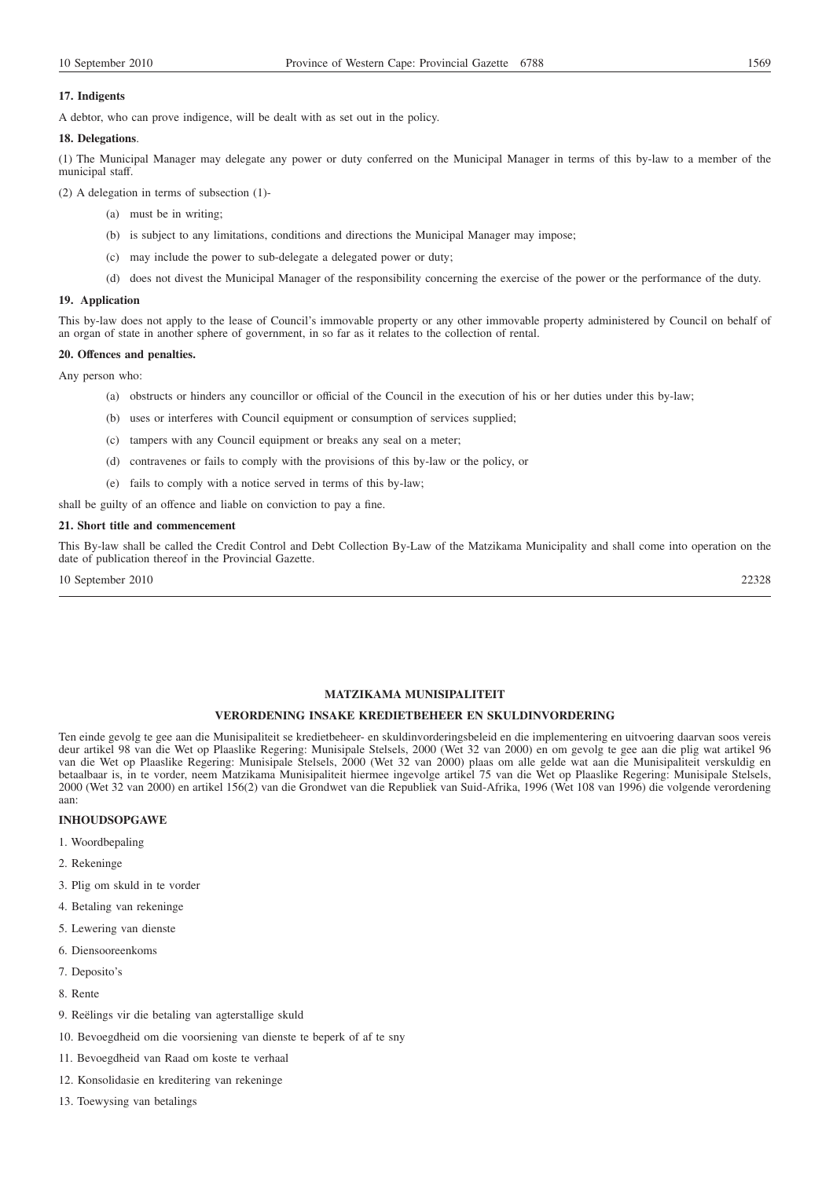**17. Indigents**

A debtor, who can prove indigence, will be dealt with as set out in the policy.

**18. Delegations**.

(1) The Municipal Manager may delegate any power or duty conferred on the Municipal Manager in terms of this by-law to a member of the municipal staff.

(2) A delegation in terms of subsection (1)-

(a) must be in writing;

(b) is subject to any limitations, conditions and directions the Municipal Manager may impose;

(c) may include the power to sub-delegate a delegated power or duty;

(d) does not divest the Municipal Manager of the responsibility concerning the exercise of the power or the performance of the duty.

**19. Application**

This by-law does not apply to the lease of Council's immovable property or any other immovable property administered by Council on behalf of an organ of state in another sphere of government, in so far as it relates to the collection of rental.

**20. Offences and penalties.**

Any person who:

(a) obstructs or hinders any councillor or official of the Council in the execution of his or her duties under this by-law;

(b) uses or interferes with Council equipment or consumption of services supplied;

(c) tampers with any Council equipment or breaks any seal on a meter;

(d) contravenes or fails to comply with the provisions of this by-law or the policy, or

(e) fails to comply with a notice served in terms of this by-law;

shall be guilty of an offence and liable on conviction to pay a fine.

**21. Short title and commencement**

This By-law shall be called the Credit Control and Debt Collection By-Law of the Matzikama Municipality and shall come into operation on the date of publication thereof in the Provincial Gazette.

10 September 2010 22328

---

**MATZIKAMA MUNISIPALITEIT**

**VERORDENING INSAKE KREDIETBEHEER EN SKULDINVORDERING**

Ten einde gevolg te gee aan die Munisipaliteit se kredietbeheer- en skuldinvorderingsbeleid en die implementering en uitvoering daarvan soos vereis deur artikel 98 van die Wet op Plaaslike Regering: Munisipale Stelsels, 2000 (Wet 32 van 2000) en om gevolg te gee aan die plig wat artikel 96 van die Wet op Plaaslike Regering: Munisipale Stelsels, 2000 (Wet 32 van 2000) plaas om alle gelde wat aan die Munisipaliteit verskuldig en betaalbaar is, in te vorder, neem Matzikama Munisipaliteit hiermee ingevolge artikel 75 van die Wet op Plaaslike Regering: Munisipale Stelsels, 2000 (Wet 32 van 2000) en artikel 156(2) van die Grondwet van die Republiek van Suid-Afrika, 1996 (Wet 108 van 1996) die volgende verordening aan:

**INHOUDSOPGAWE**

1. Woordbepaling
2. Rekeninge
3. Plig om skuld in te vorder
4. Betaling van rekeninge
5. Lewering van dienste
6. Diensooreenkoms
7. Deposito's
8. Rente
9. Reëlings vir die betaling van agterstallige skuld
10. Bevoegdheid om die voorsiening van dienste te beperk of af te sny
11. Bevoegdheid van Raad om koste te verhaal
12. Konsolidasie en kreditering van rekeninge
13. Toewysing van betalings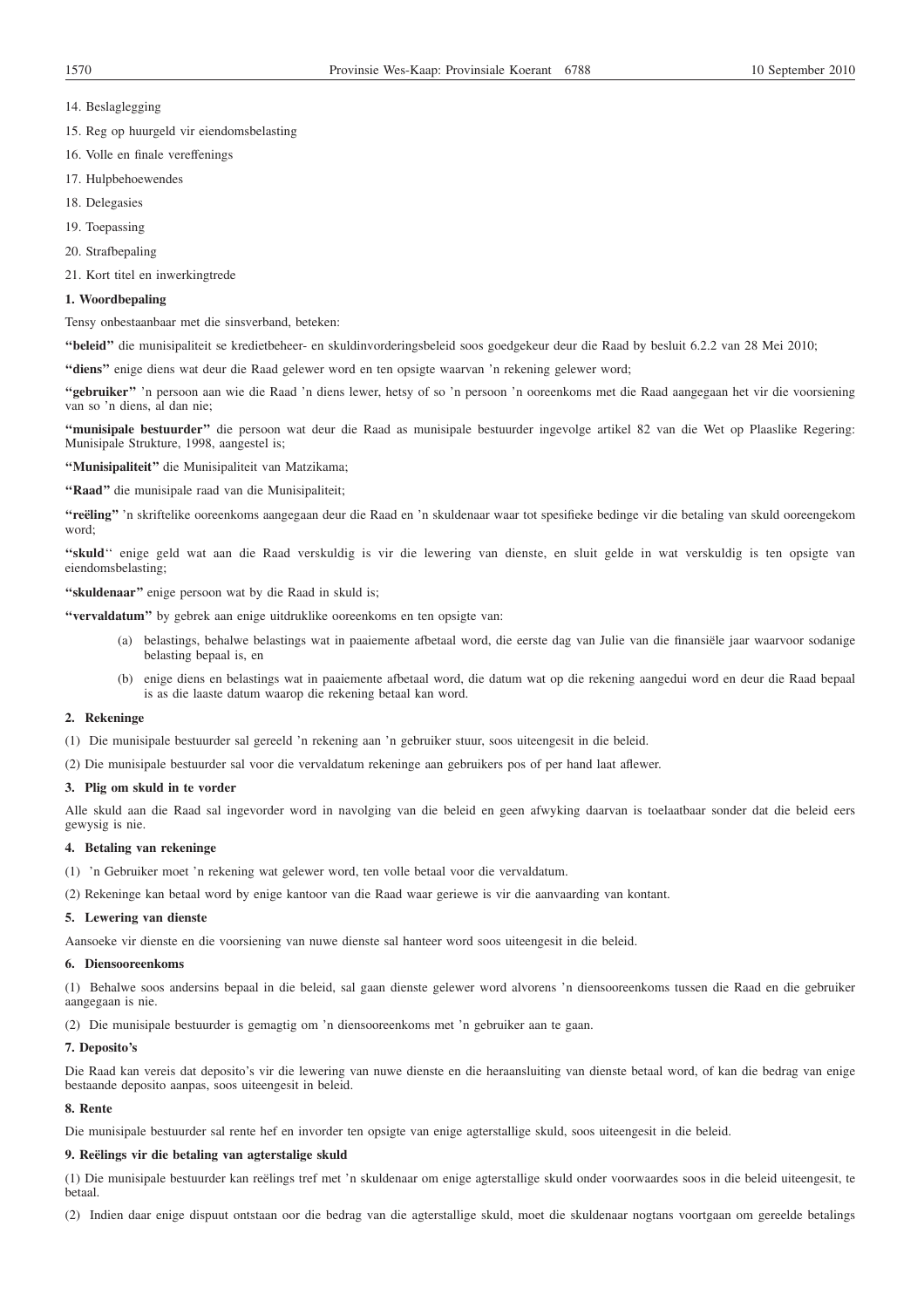14. Beslaglegging

15. Reg op huurgeld vir eiendomsbelasting

16. Volle en finale vereffenings

17. Hulpbehoewendes

18. Delegasies

19. Toepassing

20. Strafbepaling

21. Kort titel en inwerkingtrede

**1. Woordbepaling**

Tensy onbestaanbaar met die sinsverband, beteken:

**"beleid"** die munisipaliteit se kredietbeheer- en skuldinvorderingsbeleid soos goedgekeur deur die Raad by besluit 6.2.2 van 28 Mei 2010;

**"diens"** enige diens wat deur die Raad gelewer word en ten opsigte waarvan 'n rekening gelewer word;

**"gebruiker"** 'n persoon aan wie die Raad 'n diens lewer, hetsy of so 'n persoon 'n ooreenkoms met die Raad aangegaan het vir die voorsiening van so 'n diens, al dan nie;

**"munisipale bestuurder"** die persoon wat deur die Raad as munisipale bestuurder ingevolge artikel 82 van die Wet op Plaaslike Regering: Munisipale Strukture, 1998, aangestel is;

**"Munisipaliteit"** die Munisipaliteit van Matzikama;

**"Raad"** die munisipale raad van die Munisipaliteit;

**"reëling"** 'n skriftelike ooreenkoms aangegaan deur die Raad en 'n skuldenaar waar tot spesifieke bedinge vir die betaling van skuld ooreengekom word;

**"skuld"** enige geld wat aan die Raad verskuldig is vir die lewering van dienste, en sluit gelde in wat verskuldig is ten opsigte van eiendomsbelasting;

**"skuldenaar"** enige persoon wat by die Raad in skuld is;

**"vervaldatum"** by gebrek aan enige uitdruklike ooreenkoms en ten opsigte van:

(a) belastings, behalwe belastings wat in paaiemente afbetaal word, die eerste dag van Julie van die finansiële jaar waarvoor sodanige belasting bepaal is, en

(b) enige diens en belastings wat in paaiemente afbetaal word, die datum wat op die rekening aangedui word en deur die Raad bepaal is as die laaste datum waarop die rekening betaal kan word.

**2. Rekeninge**

(1) Die munisipale bestuurder sal gereeld 'n rekening aan 'n gebruiker stuur, soos uiteengesit in die beleid.

(2) Die munisipale bestuurder sal voor die vervaldatum rekeninge aan gebruikers pos of per hand laat aflewer.

**3. Plig om skuld in te vorder**

Alle skuld aan die Raad sal ingevorder word in navolging van die beleid en geen afwyking daarvan is toelaatbaar sonder dat die beleid eers gewysig is nie.

**4. Betaling van rekeninge**

(1) 'n Gebruiker moet 'n rekening wat gelewer word, ten volle betaal voor die vervaldatum.

(2) Rekeninge kan betaal word by enige kantoor van die Raad waar geriewe is vir die aanvaarding van kontant.

**5. Lewering van dienste**

Aansoeke vir dienste en die voorsiening van nuwe dienste sal hanteer word soos uiteengesit in die beleid.

**6. Diensooreenkoms**

(1) Behalwe soos andersins bepaal in die beleid, sal gaan dienste gelewer word alvorens 'n diensooreenkoms tussen die Raad en die gebruiker aangegaan is nie.

(2) Die munisipale bestuurder is gemagtig om 'n diensooreenkoms met 'n gebruiker aan te gaan.

**7. Deposito's**

Die Raad kan vereis dat deposito's vir die lewering van nuwe dienste en die heraansluiting van dienste betaal word, of kan die bedrag van enige bestaande deposito aanpas, soos uiteengesit in beleid.

**8. Rente**

Die munisipale bestuurder sal rente hef en invorder ten opsigte van enige agterstallige skuld, soos uiteengesit in die beleid.

**9. Reëlings vir die betaling van agterstalige skuld**

(1) Die munisipale bestuurder kan reëlings tref met 'n skuldenaar om enige agterstallige skuld onder voorwaardes soos in die beleid uiteengesit, te betaal.

(2) Indien daar enige dispuut ontstaan oor die bedrag van die agterstallige skuld, moet die skuldenaar nogtans voortgaan om gereelde betalings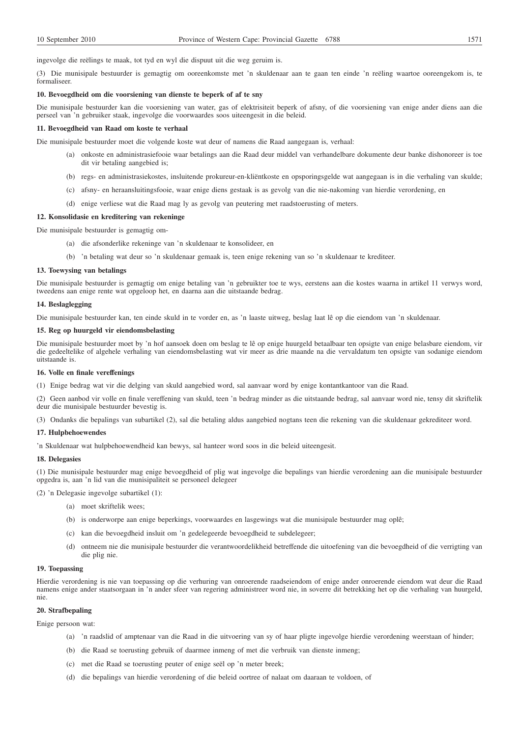ingevolge die reëlings te maak, tot tyd en wyl die dispuut uit die weg geruim is.

(3) Die munisipale bestuurder is gemagtig om ooreenkomste met 'n skuldenaar aan te gaan ten einde 'n reëling waartoe ooreengekom is, te formaliseer.

**10. Bevoegdheid om die voorsiening van dienste te beperk of af te sny**

Die munisipale bestuurder kan die voorsiening van water, gas of elektrisiteit beperk of afsny, of die voorsiening van enige ander diens aan die perseel van 'n gebruiker staak, ingevolge die voorwaardes soos uiteengesit in die beleid.

**11. Bevoegdheid van Raad om koste te verhaal**

Die munisipale bestuurder moet die volgende koste wat deur of namens die Raad aangegaan is, verhaal:

(a) onkoste en administrasiefooie waar betalings aan die Raad deur middel van verhandelbare dokumente deur banke dishonoreer is toe dit vir betaling aangebied is;

(b) regs- en administrasiekostes, insluitende prokureur-en-kliëntkoste en opsporingsgelde wat aangegaan is in die verhaling van skulde;

(c) afsny- en heraansluitingsfooie, waar enige diens gestaak is as gevolg van die nie-nakoming van hierdie verordening, en

(d) enige verliese wat die Raad mag ly as gevolg van peutering met raadstoerusting of meters.

**12. Konsolidasie en kreditering van rekeninge**

Die munisipale bestuurder is gemagtig om-

(a) die afsonderlike rekeninge van 'n skuldenaar te konsolideer, en

(b) 'n betaling wat deur so 'n skuldenaar gemaak is, teen enige rekening van so 'n skuldenaar te krediteer.

**13. Toewysing van betalings**

Die munisipale bestuurder is gemagtig om enige betaling van 'n gebruikter toe te wys, eerstens aan die kostes waarna in artikel 11 verwys word, tweedens aan enige rente wat opgeloop het, en daarna aan die uitstaande bedrag.

**14. Beslaglegging**

Die munisipale bestuurder kan, ten einde skuld in te vorder en, as 'n laaste uitweg, beslag laat lê op die eiendom van 'n skuldenaar.

**15. Reg op huurgeld vir eiendomsbelasting**

Die munisipale bestuurder moet by 'n hof aansoek doen om beslag te lê op enige huurgeld betaalbaar ten opsigte van enige belasbare eiendom, vir die gedeeltelike of algehele verhaling van eiendomsbelasting wat vir meer as drie maande na die vervaldatum ten opsigte van sodanige eiendom uitstaande is.

**16. Volle en finale vereffenings**

(1) Enige bedrag wat vir die delging van skuld aangebied word, sal aanvaar word by enige kontantkantoor van die Raad.

(2) Geen aanbod vir volle en finale vereffening van skuld, teen 'n bedrag minder as die uitstaande bedrag, sal aanvaar word nie, tensy dit skriftelik deur die munisipale bestuurder bevestig is.

(3) Ondanks die bepalings van subartikel (2), sal die betaling aldus aangebied nogtans teen die rekening van die skuldenaar gekrediteer word.

**17. Hulpbehoewendes**

'n Skuldenaar wat hulpbehoewendheid kan bewys, sal hanteer word soos in die beleid uiteengesit.

**18. Delegasies**

(1) Die munisipale bestuurder mag enige bevoegdheid of plig wat ingevolge die bepalings van hierdie verordening aan die munisipale bestuurder opgedra is, aan 'n lid van die munisipaliteit se personeel delegeer

(2) 'n Delegasie ingevolge subartikel (1):

(a) moet skriftelik wees;

(b) is onderworpe aan enige beperkings, voorwaardes en lasgewings wat die munisipale bestuurder mag oplê;

(c) kan die bevoegdheid insluit om 'n gedelegeerde bevoegdheid te subdelegeer;

(d) ontneem nie die munisipale bestuurder die verantwoordelikheid betreffende die uitoefening van die bevoegdheid of die verrigting van die plig nie.

**19. Toepassing**

Hierdie verordening is nie van toepassing op die verhuring van onroerende raadseiendom of enige ander onroerende eiendom wat deur die Raad namens enige ander staatsorgaan in 'n ander sfeer van regering administreer word nie, in soverre dit betrekking het op die verhaling van huurgeld, nie.

**20. Strafbepaling**

Enige persoon wat:

(a) 'n raadslid of amptenaar van die Raad in die uitvoering van sy of haar pligte ingevolge hierdie verordening weerstaan of hinder;

(b) die Raad se toerusting gebruik of daarmee inmeng of met die verbruik van dienste inmeng;

(c) met die Raad se toerusting peuter of enige seël op 'n meter breek;

(d) die bepalings van hierdie verordening of die beleid oortree of nalaat om daaraan te voldoen, of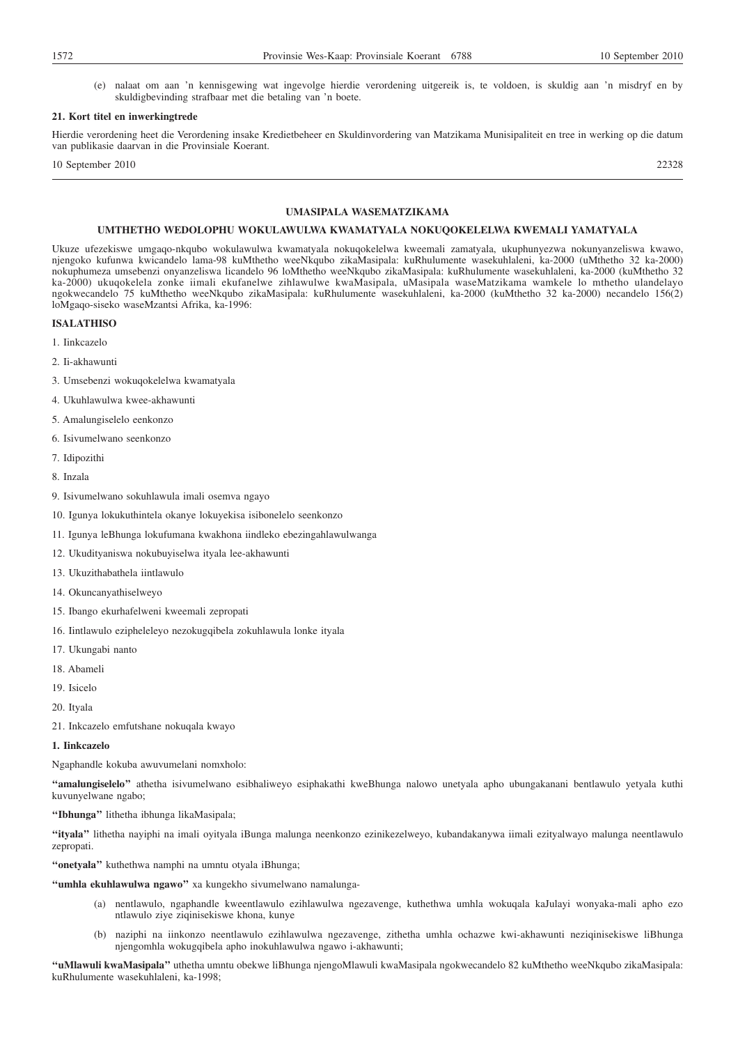(e) nalaat om aan 'n kennisgewing wat ingevolge hierdie verordening uitgereik is, te voldoen, is skuldig aan 'n misdryf en by skuldigbevinding strafbaar met die betaling van 'n boete.

**21. Kort titel en inwerkingtrede**

Hierdie verordening heet die Verordening insake Kredietbeheer en Skuldinvordering van Matzikama Munisipaliteit en tree in werking op die datum van publikasie daarvan in die Provinsiale Koerant.

10 September 2010 22328

---

## UMASIPALA WASEMATZIKAMA

## UMTHETHO WEDOLOPHU WOKULAWULWA KWAMATYALA NOKUQOKELELWA KWEMALI YAMATYALA

Ukuze ufezekiswe umgaqo-nkqubo wokulawulwa kwamatyala nokuqokelelwa kweemali zamatyala, ukuphunyezwa nokunyanzeliswa kwawo, njengoko kufunwa kwicandelo lama-98 kuMthetho weeNkqubo zikaMasipala: kuRhulumente wasekuhlaleni, ka-2000 (uMthetho 32 ka-2000) nokuphumeza umsebenzi onyanzeliswa licandelo 96 loMthetho weeNkqubo zikaMasipala: kuRhulumente wasekuhlaleni, ka-2000 (kuMthetho 32 ka-2000) ukuqokelela zonke iimali ekufanelwe zihlawulwe kwaMasipala, uMasipala waseMatzikama wamkele lo mthetho ulandelayo ngokwecandelo 75 kuMthetho weeNkqubo zikaMasipala: kuRhulumente wasekuhlaleni, ka-2000 (kuMthetho 32 ka-2000) necandelo 156(2) loMgaqo-siseko waseMzantsi Afrika, ka-1996:

**ISALATHISO**

1. Iinkcazelo
2. Ii-akhawunti
3. Umsebenzi wokuqokelelwa kwamatyala
4. Ukuhlawulwa kwee-akhawunti
5. Amalungiselelo eenkonzo
6. Isivumelwano seenkonzo
7. Idipozithi
8. Inzala
9. Isivumelwano sokuhlawula imali osemva ngayo
10. Igunya lokukuthintela okanye lokuyekisa isibonelelo seenkonzo
11. Igunya leBhunga lokufumana kwakhona iindleko ebezingahlawulwanga
12. Ukudityaniswa nokubuyiselwa ityala lee-akhawunti
13. Ukuzithabathela iintlawulo
14. Okuncanyathiselweyo
15. Ibango ekurhafelweni kweemali zepropati
16. Iintlawulo ezipheleleyo nezokugqibela zokuhlawula lonke ityala
17. Ukungabi nanto
18. Abameli
19. Isicelo
20. Ityala
21. Inkcazelo emfutshane nokuqala kwayo

**1. Iinkcazelo**

Ngaphandle kokuba awuvumelani nomxholo:

**"amalungiselelo"** athetha isivumelwano esibhaliweyo esiphakathi kweBhunga nalowo unetyala apho ubungakanani bentlawulo yetyala kuthi kuvunyelwane ngabo;

**"Ibhunga"** lithetha ibhunga likaMasipala;

**"ityala"** lithetha nayiphi na imali oyityala iBunga malunga neenkonzo ezinikezelweyo, kubandakanywa iimali ezityalwayo malunga neentlawulo zepropati.

**"onetyala"** kuthethwa namphi na umntu otyala iBhunga;

**"umhla ekuhlawulwa ngawo"** xa kungekho sivumelwano namalunga-

(a) nentlawulo, ngaphandle kweentlawulo ezihlawulwa ngezavenge, kuthethwa umhla wokuqala kaJulayi wonyaka-mali apho ezo ntlawulo ziye ziqinisekiswe khona, kunye

(b) naziphi na iinkonzo neentlawulo ezihlawulwa ngezavenge, zithetha umhla ochazwe kwi-akhawunti neziqinisekiswe liBhunga njengomhla wokugqibela apho inokuhlawulwa ngawo i-akhawunti;

**"uMlawuli kwaMasipala"** uthetha umntu obekwe liBhunga njengoMlawuli kwaMasipala ngokwecandelo 82 kuMthetho weeNkqubo zikaMasipala: kuRhulumente wasekuhlaleni, ka-1998;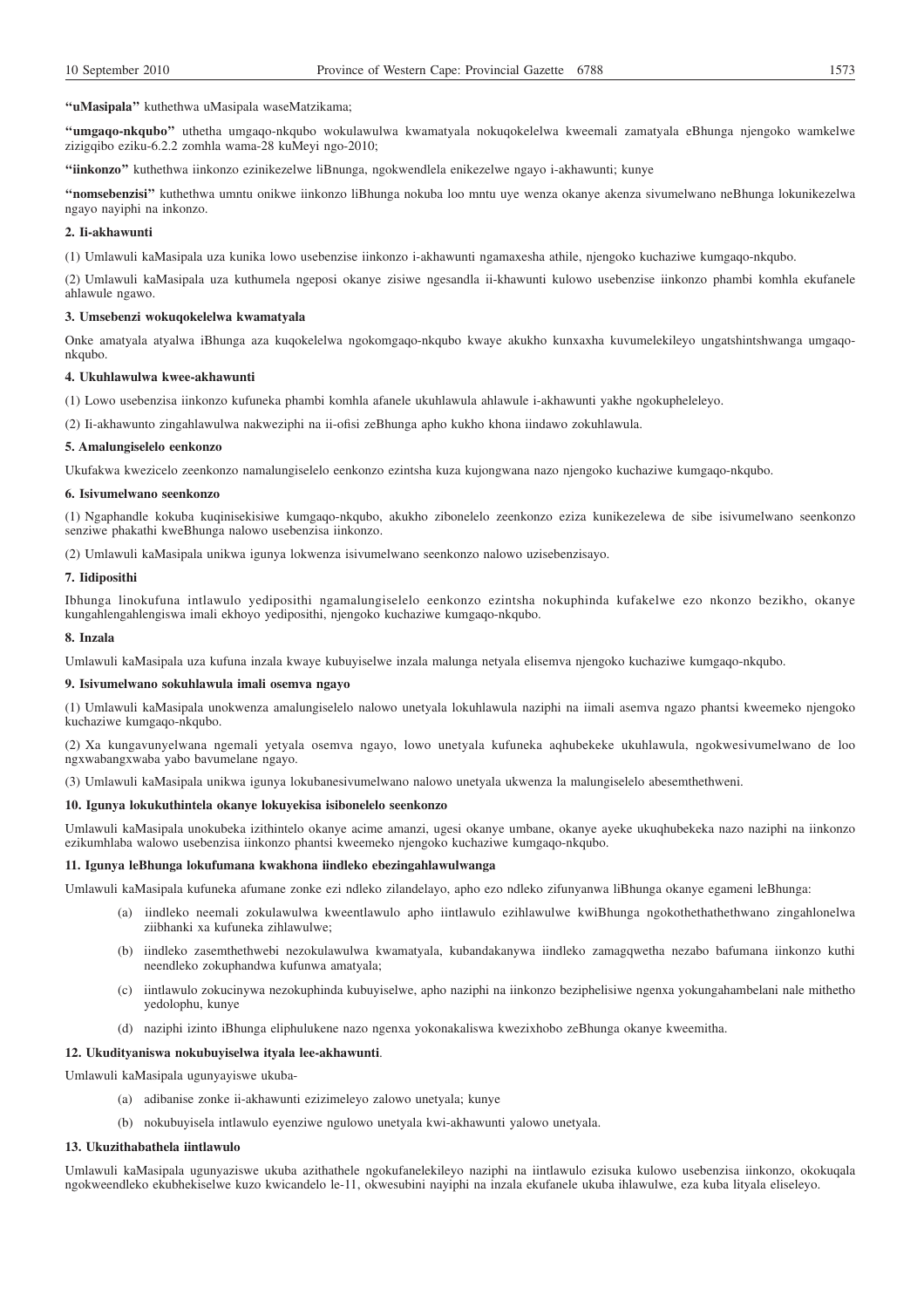**"uMasipala"** kuthethwa uMasipala waseMatzikama;

**"umgaqo-nkqubo"** uthetha umgaqo-nkqubo wokulawulwa kwamatyala nokuqokelelwa kweemali zamatyala eBhunga njengoko wamkelwe zizigqibo eziku-6.2.2 zomhla wama-28 kuMeyi ngo-2010;

**"iinkonzo"** kuthethwa iinkonzo ezinikezelwe liBnunga, ngokwendlela enikezelwe ngayo i-akhawunti; kunye

**"nomsebenzisi"** kuthethwa umntu onikwe iinkonzo liBhunga nokuba loo mntu uye wenza okanye akenza sivumelwano neBhunga lokunikezelwa ngayo nayiphi na inkonzo.

**2. Ii-akhawunti**

(1) Umlawuli kaMasipala uza kunika lowo usebenzise iinkonzo i-akhawunti ngamaxesha athile, njengoko kuchaziwe kumgaqo-nkqubo.

(2) Umlawuli kaMasipala uza kuthumela ngeposi okanye zisiwe ngesandla ii-khawunti kulowo usebenzise iinkonzo phambi komhla ekufanele ahlawule ngawo.

**3. Umsebenzi wokuqokelelwa kwamatyala**

Onke amatyala atyalwa iBhunga aza kuqokelelwa ngokomgaqo-nkqubo kwaye akukho kunxaxha kuvumelekileyo ungatshintshwanga umgaqo-nkqubo.

**4. Ukuhlawulwa kwee-akhawunti**

(1) Lowo usebenzisa iinkonzo kufuneka phambi komhla afanele ukuhlawula ahlawule i-akhawunti yakhe ngokupheleleyo.

(2) Ii-akhawunto zingahlawulwa nakweziphi na ii-ofisi zeBhunga apho kukho khona iindawo zokuhlawula.

**5. Amalungiselelo eenkonzo**

Ukufakwa kwezicelo zeenkonzo namalungiselelo eenkonzo ezintsha kuza kujongwana nazo njengoko kuchaziwe kumgaqo-nkqubo.

**6. Isivumelwano seenkonzo**

(1) Ngaphandle kokuba kuqinisekisiwe kumgaqo-nkqubo, akukho zibonelelo zeenkonzo eziza kunikezelewa de sibe isivumelwano seenkonzo senziwe phakathi kweBhunga nalowo usebenzisa iinkonzo.

(2) Umlawuli kaMasipala unikwa igunya lokwenza isivumelwano seenkonzo nalowo uzisebenzisayo.

**7. Iidipositi**

Ibhunga linokufuna intlawulo yedipositi ngamalungiselelo eenkonzo ezintsha nokuphinda kufakelwe ezo nkonzo bezikho, okanye kungahlengahlengiswa imali ekhoyo yedipositi, njengoko kuchaziwe kumgaqo-nkqubo.

**8. Inzala**

Umlawuli kaMasipala uza kufuna inzala kwaye kubuyiselwe inzala malunga netyala elisemva njengoko kuchaziwe kumgaqo-nkqubo.

**9. Isivumelwano sokuhlawula imali osemva ngayo**

(1) Umlawuli kaMasipala unokwenza amalungiselelo nalowo unetyala lokuhlawula naziphi na iimali asemva ngazo phantsi kweemeko njengoko kuchaziwe kumgaqo-nkqubo.

(2) Xa kungavunyelwana ngemali yetyala osemva ngayo, lowo unetyala kufuneka aqhubekeke ukuhlawula, ngokwesivumelwano de loo ngxwabangxwaba yabo bavumelane ngayo.

(3) Umlawuli kaMasipala unikwa igunya lokubanesivumelwano nalowo unetyala ukwenza la malungiselelo abesemthethweni.

**10. Igunya lokukuthintela okanye lokuyekisa isibonelelo seenkonzo**

Umlawuli kaMasipala unokubeka izithintelo okanye acime amanzi, ugesi okanye umbane, okanye ayeke ukuqhubekeka nazo naziphi na iinkonzo ezikumhlaba walowo usebenzisa iinkonzo phantsi kweemeko njengoko kuchaziwe kumgaqo-nkqubo.

**11. Igunya leBhunga lokufumana kwakhona iindleko ebezingahlawulwanga**

Umlawuli kaMasipala kufuneka afumane zonke ezi ndleko zilandelayo, apho ezo ndleko zifunyanwa liBhunga okanye egameni leBhunga:

(a) iindleko neemali zokulawulwa kweentlawulo apho iintlawulo ezihlawulwe kwiBhunga ngokothethathethwano zingahlonelwa ziibhanki xa kufuneka zihlawulwe;

(b) iindleko zasemthethwebi nezokulawulwa kwamatyala, kubandakanywa iindleko zamagqwetha nezabo bafumana iinkonzo kuthi neendleko zokuphandwa kufunwa amatyala;

(c) iintlawulo zokucinywa nezokuphinda kubuyiselwe, apho naziphi na iinkonzo beziphelisiwe ngenxa yokungahambelani nale mithetho yedolophu, kunye

(d) naziphi izinto iBhunga eliphulukene nazo ngenxa yokonakaliswa kwezixhobo zeBhunga okanye kweemitha.

**12. Ukudityaniswa nokubuyiselwa ityala lee-akhawunti**.

Umlawuli kaMasipala ugunyayiswe ukuba-

(a) adibanise zonke ii-akhawunti ezizimeleyo zalowo unetyala; kunye

(b) nokubuyisela intlawulo eyenziwe ngulowo unetyala kwi-akhawunti yalowo unetyala.

**13. Ukuzithabathela iintlawulo**

Umlawuli kaMasipala ugunyaziswe ukuba azithathele ngokufanelekileyo naziphi na iintlawulo ezisuka kulowo usebenzisa iinkonzo, okokuqala ngokweendleko ekubhekiselwe kuzo kwicandelo le-11, okwesubini nayiphi na inzala ekufanele ukuba ihlawulwe, eza kuba lityala eliseleyo.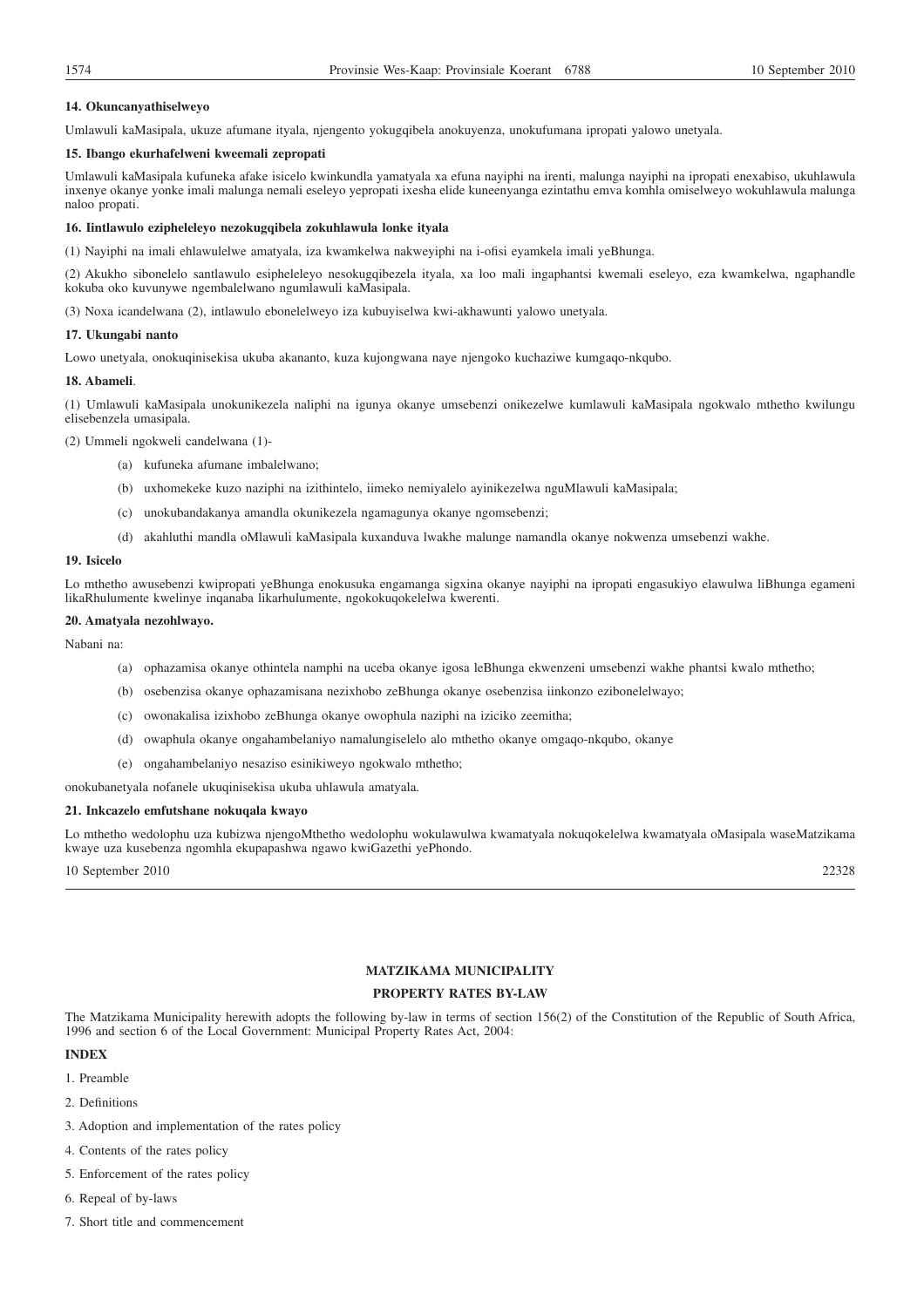#### 14. Okuncanyathiselweyo

Umlawuli kaMasipala, ukuze afumane ityala, njengento yokugqibela anokuyenza, unokufumana ipropati yalowo unetyala.

#### 15. Ibango ekurhafelweni kweemali zepropati

Umlawuli kaMasipala kufuneka afake isicelo kwinkundla yamatyala xa efuna nayiphi na irenti, malunga nayiphi na ipropati enexabiso, ukuhlawula inxenye okanye yonke imali malunga nemali eseleyo yepropati ixesha elide kuneenyanga ezintathu emva komhla omiselweyo wokuhlawula malunga naloo propati.

#### 16. Iintlawulo ezipheleleyo nezokugqibela zokuhlawula lonke ityala

(1) Nayiphi na imali ehlawulelwe amatyala, iza kwamkelwa nakweyiphi na i-ofisi eyamkela imali yeBhunga.

(2) Akukho sibonelelo santlawulo esipheleleyo nesokugqibezela ityala, xa loo mali ingaphantsi kwemali eseleyo, eza kwamkelwa, ngaphandle kokuba oko kuvunywe ngembalelwano ngumlawuli kaMasipala.

(3) Noxa icandelwana (2), intlawulo ebonelelweyo iza kubuyiselwa kwi-akhawunti yalowo unetyala.

#### 17. Ukungabi nanto

Lowo unetyala, onokuqinisekisa ukuba akananto, kuza kujongwana naye njengoko kuchaziwe kumgaqo-nkqubo.

#### 18. Abameli.

(1) Umlawuli kaMasipala unokunikezela naliphi na igunya okanye umsebenzi onikezelwe kumlawuli kaMasipala ngokwalo mthetho kwilungu elisebenzela umasipala.

(2) Ummeli ngokweli candelwana (1)-

- (a) kufuneka afumane imbalelwano;
- (b) uxhomekeke kuzo naziphi na izithintelo, iimeko nemiyalelo ayinikezelwa nguMlawuli kaMasipala;
- (c) unokubandakanya amandla okunikezela ngamagunya okanye ngomsebenzi;
- (d) akahluthi mandla oMlawuli kaMasipala kuxanduva lwakhe malunge namandla okanye nokwenza umsebenzi wakhe.

#### 19. Isicelo

Lo mthetho awusebenzi kwipropati yeBhunga enokusuka engamanga sigxina okanye nayiphi na ipropati engasukiyo elawulwa liBhunga egameni likaRhulumente kwelinye inqanaba likarhulumente, ngokokuqokelelwa kwerenti.

#### 20. Amatyala nezohlwayo.

Nabani na:

- (a) ophazamisa okanye othintela namphi na uceba okanye igosa leBhunga ekwenzeni umsebenzi wakhe phantsi kwalo mthetho;
- (b) osebenzisa okanye ophazamisana nezixhobo zeBhunga okanye osebenzisa iinkonzo ezibonelelwayo;
- (c) owonakalisa izixhobo zeBhunga okanye owophula naziphi na iziciko zeemitha;
- (d) owaphula okanye ongahambelaniyo namalungiselelo alo mthetho okanye omgaqo-nkqubo, okanye
- (e) ongahambelaniyo nesaziso esinikiweyo ngokwalo mthetho;

onokubanetyala nofanele ukuqinisekisa ukuba uhlawula amatyala.

#### 21. Inkcazelo emfutshane nokuqala kwayo

Lo mthetho wedolophu uza kubizwa njengoMthetho wedolophu wokulawulwa kwamatyala nokuqokelelwa kwamatyala oMasipala waseMatzikama kwaye uza kusebenza ngomhla ekupapashwa ngawo kwiGazethi yePhondo.

10 September 2010 22328

---

**MATZIKAMA MUNICIPALITY**

**PROPERTY RATES BY-LAW**

The Matzikama Municipality herewith adopts the following by-law in terms of section 156(2) of the Constitution of the Republic of South Africa, 1996 and section 6 of the Local Government: Municipal Property Rates Act, 2004:

**INDEX**

1. Preamble
2. Definitions
3. Adoption and implementation of the rates policy
4. Contents of the rates policy
5. Enforcement of the rates policy
6. Repeal of by-laws
7. Short title and commencement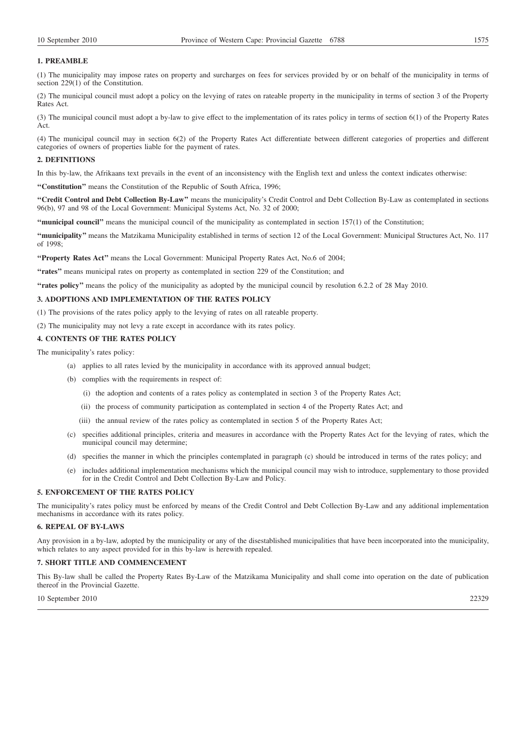## 1. PREAMBLE

(1) The municipality may impose rates on property and surcharges on fees for services provided by or on behalf of the municipality in terms of section 229(1) of the Constitution.

(2) The municipal council must adopt a policy on the levying of rates on rateable property in the municipality in terms of section 3 of the Property Rates Act.

(3) The municipal council must adopt a by-law to give effect to the implementation of its rates policy in terms of section 6(1) of the Property Rates Act.

(4) The municipal council may in section 6(2) of the Property Rates Act differentiate between different categories of properties and different categories of owners of properties liable for the payment of rates.

## 2. DEFINITIONS

In this by-law, the Afrikaans text prevails in the event of an inconsistency with the English text and unless the context indicates otherwise:

**"Constitution"** means the Constitution of the Republic of South Africa, 1996;

**"Credit Control and Debt Collection By-Law"** means the municipality's Credit Control and Debt Collection By-Law as contemplated in sections 96(b), 97 and 98 of the Local Government: Municipal Systems Act, No. 32 of 2000;

**"municipal council"** means the municipal council of the municipality as contemplated in section 157(1) of the Constitution;

**"municipality"** means the Matzikama Municipality established in terms of section 12 of the Local Government: Municipal Structures Act, No. 117 of 1998;

**"Property Rates Act"** means the Local Government: Municipal Property Rates Act, No.6 of 2004;

**"rates"** means municipal rates on property as contemplated in section 229 of the Constitution; and

**"rates policy"** means the policy of the municipality as adopted by the municipal council by resolution 6.2.2 of 28 May 2010.

## 3. ADOPTIONS AND IMPLEMENTATION OF THE RATES POLICY

(1) The provisions of the rates policy apply to the levying of rates on all rateable property.

(2) The municipality may not levy a rate except in accordance with its rates policy.

## 4. CONTENTS OF THE RATES POLICY

The municipality's rates policy:

(a) applies to all rates levied by the municipality in accordance with its approved annual budget;

(b) complies with the requirements in respect of:

  (i) the adoption and contents of a rates policy as contemplated in section 3 of the Property Rates Act;

  (ii) the process of community participation as contemplated in section 4 of the Property Rates Act; and

  (iii) the annual review of the rates policy as contemplated in section 5 of the Property Rates Act;

(c) specifies additional principles, criteria and measures in accordance with the Property Rates Act for the levying of rates, which the municipal council may determine;

(d) specifies the manner in which the principles contemplated in paragraph (c) should be introduced in terms of the rates policy; and

(e) includes additional implementation mechanisms which the municipal council may wish to introduce, supplementary to those provided for in the Credit Control and Debt Collection By-Law and Policy.

## 5. ENFORCEMENT OF THE RATES POLICY

The municipality's rates policy must be enforced by means of the Credit Control and Debt Collection By-Law and any additional implementation mechanisms in accordance with its rates policy.

## 6. REPEAL OF BY-LAWS

Any provision in a by-law, adopted by the municipality or any of the disestablished municipalities that have been incorporated into the municipality, which relates to any aspect provided for in this by-law is herewith repealed.

## 7. SHORT TITLE AND COMMENCEMENT

This By-law shall be called the Property Rates By-Law of the Matzikama Municipality and shall come into operation on the date of publication thereof in the Provincial Gazette.

10 September 2010 22329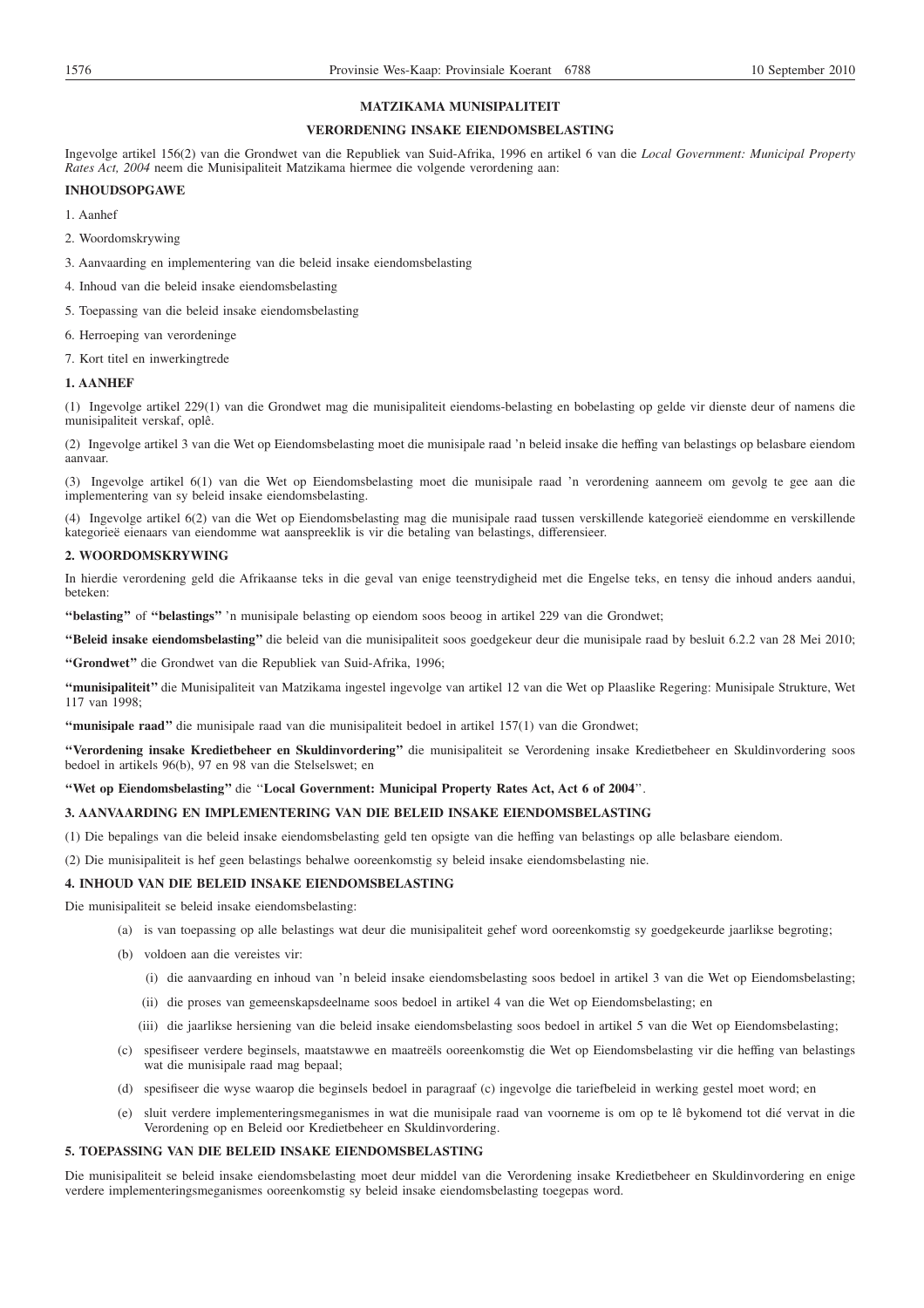**MATZIKAMA MUNISIPALITEIT**

**VERORDENING INSAKE EIENDOMSBELASTING**

Ingevolge artikel 156(2) van die Grondwet van die Republiek van Suid-Afrika, 1996 en artikel 6 van die *Local Government: Municipal Property Rates Act, 2004* neem die Munisipaliteit Matzikama hiermee die volgende verordening aan:

**INHOUDSOPGAWE**

1. Aanhef

2. Woordomskrywing

3. Aanvaarding en implementering van die beleid insake eiendomsbelasting

4. Inhoud van die beleid insake eiendomsbelasting

5. Toepassing van die beleid insake eiendomsbelasting

6. Herroeping van verordeninge

7. Kort titel en inwerkingtrede

**1. AANHEF**

(1) Ingevolge artikel 229(1) van die Grondwet mag die munisipaliteit eiendoms-belasting en bobelasting op gelde vir dienste deur of namens die munisipaliteit verskaf, oplê.

(2) Ingevolge artikel 3 van die Wet op Eiendomsbelasting moet die munisipale raad 'n beleid insake die heffing van belastings op belasbare eiendom aanvaar.

(3) Ingevolge artikel 6(1) van die Wet op Eiendomsbelasting moet die munisipale raad 'n verordening aanneem om gevolg te gee aan die implementering van sy beleid insake eiendomsbelasting.

(4) Ingevolge artikel 6(2) van die Wet op Eiendomsbelasting mag die munisipale raad tussen verskillende kategorieë eiendomme en verskillende kategorieë eienaars van eiendomme wat aanspreeklik is vir die betaling van belastings, differensieer.

**2. WOORDOMSKRYWING**

In hierdie verordening geld die Afrikaanse teks in die geval van enige teenstrydigheid met die Engelse teks, en tensy die inhoud anders aandui, beteken:

**"belasting"** of **"belastings"** 'n munisipale belasting op eiendom soos beoog in artikel 229 van die Grondwet;

**"Beleid insake eiendomsbelasting"** die beleid van die munisipaliteit soos goedgekeur deur die munisipale raad by besluit 6.2.2 van 28 Mei 2010;

**"Grondwet"** die Grondwet van die Republiek van Suid-Afrika, 1996;

**"munisipaliteit"** die Munisipaliteit van Matzikama ingestel ingevolge van artikel 12 van die Wet op Plaaslike Regering: Munisipale Strukture, Wet 117 van 1998;

**"munisipale raad"** die munisipale raad van die munisipaliteit bedoel in artikel 157(1) van die Grondwet;

**"Verordening insake Kredietbeheer en Skuldinvordering"** die munisipaliteit se Verordening insake Kredietbeheer en Skuldinvordering soos bedoel in artikels 96(b), 97 en 98 van die Stelselswet; en

**"Wet op Eiendomsbelasting"** die "**Local Government: Municipal Property Rates Act, Act 6 of 2004**".

**3. AANVAARDING EN IMPLEMENTERING VAN DIE BELEID INSAKE EIENDOMSBELASTING**

(1) Die bepalings van die beleid insake eiendomsbelasting geld ten opsigte van die heffing van belastings op alle belasbare eiendom.

(2) Die munisipaliteit is hef geen belastings behalwe ooreenkomstig sy beleid insake eiendomsbelasting nie.

**4. INHOUD VAN DIE BELEID INSAKE EIENDOMSBELASTING**

Die munisipaliteit se beleid insake eiendomsbelasting:

(a) is van toepassing op alle belastings wat deur die munisipaliteit gehef word ooreenkomstig sy goedgekeurde jaarlikse begroting;

(b) voldoen aan die vereistes vir:

  (i) die aanvaarding en inhoud van 'n beleid insake eiendomsbelasting soos bedoel in artikel 3 van die Wet op Eiendomsbelasting;

  (ii) die proses van gemeenskapsdeelname soos bedoel in artikel 4 van die Wet op Eiendomsbelasting; en

  (iii) die jaarlikse hersiening van die beleid insake eiendomsbelasting soos bedoel in artikel 5 van die Wet op Eiendomsbelasting;

(c) spesifiseer verdere beginsels, maatstawwe en maatreëls ooreenkomstig die Wet op Eiendomsbelasting vir die heffing van belastings wat die munisipale raad mag bepaal;

(d) spesifiseer die wyse waarop die beginsels bedoel in paragraaf (c) ingevolge die tariefbeleid in werking gestel moet word; en

(e) sluit verdere implementeringsmeganismes in wat die munisipale raad van voorneme is om op te lê bykomend tot dié vervat in die Verordening op en Beleid oor Kredietbeheer en Skuldinvordering.

**5. TOEPASSING VAN DIE BELEID INSAKE EIENDOMSBELASTING**

Die munisipaliteit se beleid insake eiendomsbelasting moet deur middel van die Verordening insake Kredietbeheer en Skuldinvordering en enige verdere implementeringsmeganismes ooreenkomstig sy beleid insake eiendomsbelasting toegepas word.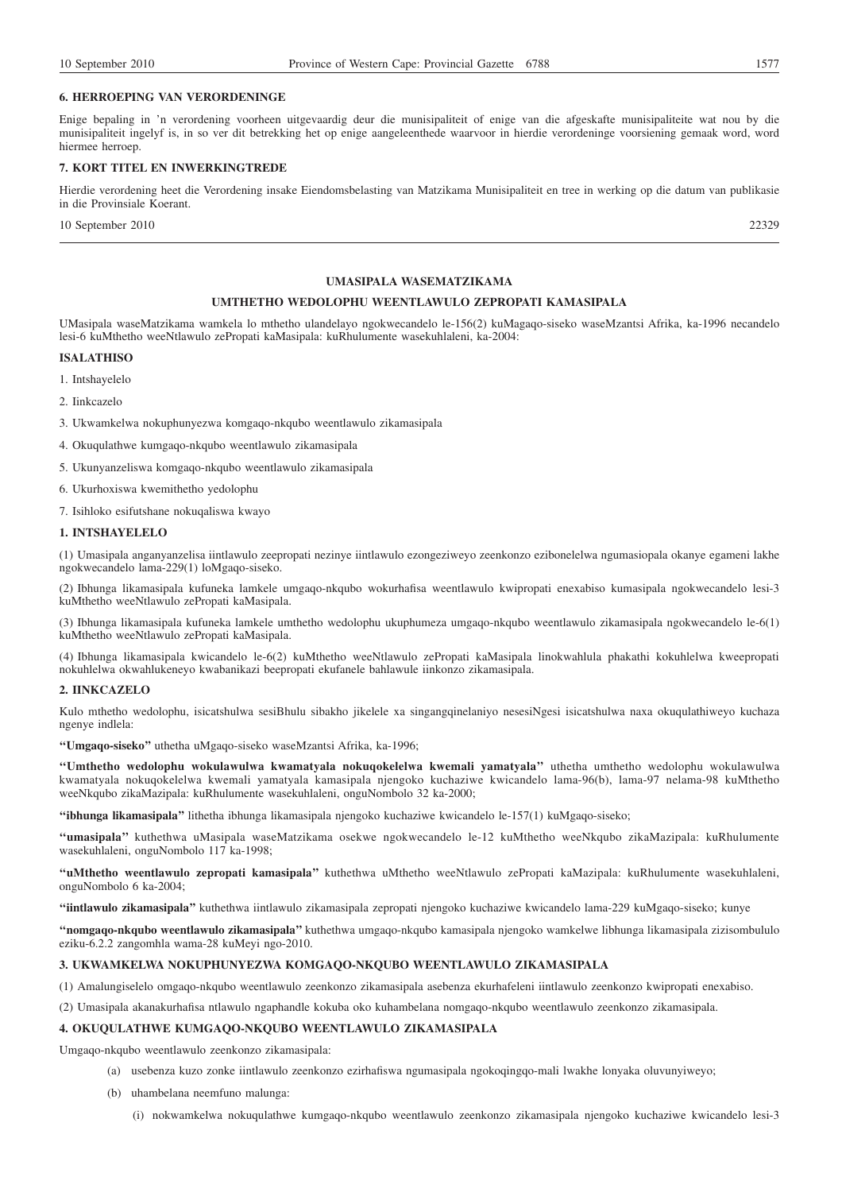### 6. HERROEPING VAN VERORDENINGE

Enige bepaling in 'n verordening voorheen uitgevaardig deur die munisipaliteit of enige van die afgeskafte munisipaliteite wat nou by die munisipaliteit ingelyf is, in so ver dit betrekking het op enige aangeleenthede waarvoor in hierdie verordeninge voorsiening gemaak word, word hiermee herroep.

### 7. KORT TITEL EN INWERKINGTREDE

Hierdie verordening heet die Verordening insake Eiendomsbelasting van Matzikama Munisipaliteit en tree in werking op die datum van publikasie in die Provinsiale Koerant.

10 September 2010 22329

---

## UMASIPALA WASEMATZIKAMA

## UMTHETHO WEDOLOPHU WEENTLAWULO ZEPROPATI KAMASIPALA

UMasipala waseMatzikama wamkela lo mthetho ulandelayo ngokwecandelo le-156(2) kuMagaqo-siseko waseMzantsi Afrika, ka-1996 necandelo lesi-6 kuMthetho weeNtlawulo zePropati kaMasipala: kuRhulumente wasekuhlaleni, ka-2004:

### ISALATHISO

1. Intshayelelo
2. Iinkcazelo
3. Ukwamkelwa nokuphunyezwa komgaqo-nkqubo weentlawulo zikamasipala
4. Okuqulathwe kumgaqo-nkqubo weentlawulo zikamasipala
5. Ukunyanzeliswa komgaqo-nkqubo weentlawulo zikamasipala
6. Ukurhoxiswa kwemithetho yedolophu
7. Isihloko esifutshane nokuqaliswa kwayo

### 1. INTSHAYELELO

(1) Umasipala anganyanzelisa iintlawulo zeepropati nezinye iintlawulo ezongeziweyo zeenkonzo ezibonelelwa ngumasiopala okanye egameni lakhe ngokwecandelo lama-229(1) loMgaqo-siseko.

(2) Ibhunga likamasipala kufuneka lamkele umgaqo-nkqubo wokurhafisa weentlawulo kwipropati enexabiso kumasipala ngokwecandelo lesi-3 kuMthetho weeNtlawulo zePropati kaMasipala.

(3) Ibhunga likamasipala kufuneka lamkele umthetho wedolophu ukuphumeza umgaqo-nkqubo weentlawulo zikamasipala ngokwecandelo le-6(1) kuMthetho weeNtlawulo zePropati kaMasipala.

(4) Ibhunga likamasipala kwicandelo le-6(2) kuMthetho weeNtlawulo zePropati kaMasipala linokwahlula phakathi kokuhlelwa kweepropati nokuhlelwa okwahlukeneyo kwabanikazi beepropati ekufanele bahlawule iinkonzo zikamasipala.

### 2. IINKCAZELO

Kulo mthetho wedolophu, isicatshulwa sesiBhulu sibakho jikelele xa singangqinelaniyo nesesiNgesi isicatshulwa naxa okuqulathiweyo kuchaza ngenye indlela:

**"Umgaqo-siseko"** uthetha uMgaqo-siseko waseMzantsi Afrika, ka-1996;

**"Umthetho wedolophu wokulawulwa kwamatyala nokuqokelelwa kwemali yamatyala"** uthetha umthetho wedolophu wokulawulwa kwamatyala nokuqokelelwa kwemali yamatyala kamasipala njengoko kuchaziwe kwicandelo lama-96(b), lama-97 nelama-98 kuMthetho weeNkqubo zikaMazipala: kuRhulumente wasekuhlaleni, onguNombolo 32 ka-2000;

**"ibhunga likamasipala"** lithetha ibhunga likamasipala njengoko kuchaziwe kwicandelo le-157(1) kuMgaqo-siseko;

**"umasipala"** kuthethwa uMasipala waseMatzikama osekwe ngokwecandelo le-12 kuMthetho weeNkqubo zikaMazipala: kuRhulumente wasekuhlaleni, onguNombolo 117 ka-1998;

**"uMthetho weentlawulo zepropati kamasipala"** kuthethwa uMthetho weeNtlawulo zePropati kaMazipala: kuRhulumente wasekuhlaleni, onguNombolo 6 ka-2004;

**"iintlawulo zikamasipala"** kuthethwa iintlawulo zikamasipala zepropati njengoko kuchaziwe kwicandelo lama-229 kuMgaqo-siseko; kunye

**"nomgaqo-nkqubo weentlawulo zikamasipala"** kuthethwa umgaqo-nkqubo kamasipala njengoko wamkelwe libhunga likamasipala zizisombululo eziku-6.2.2 zangomhla wama-28 kuMeyi ngo-2010.

### 3. UKWAMKELWA NOKUPHUNYEZWA KOMGAQO-NKQUBO WEENTLAWULO ZIKAMASIPALA

(1) Amalungiselelo omgaqo-nkqubo weentlawulo zeenkonzo zikamasipala asebenza ekurhafeleni iintlawulo zeenkonzo kwipropati enexabiso.

(2) Umasipala akanakurhafisa ntlawulo ngaphandle kokuba oko kuhambelana nomgaqo-nkqubo weentlawulo zeenkonzo zikamasipala.

### 4. OKUQULATHWE KUMGAQO-NKQUBO WEENTLAWULO ZIKAMASIPALA

Umgaqo-nkqubo weentlawulo zeenkonzo zikamasipala:

(a) usebenza kuzo zonke iintlawulo zeenkonzo ezirhafiswa ngumasipala ngokoqingqo-mali lwakhe lonyaka oluvunyiweyo;

(b) uhambelana neemfuno malunga:

(i) nokwamkelwa nokuqulathwe kumgaqo-nkqubo weentlawulo zeenkonzo zikamasipala njengoko kuchaziwe kwicandelo lesi-3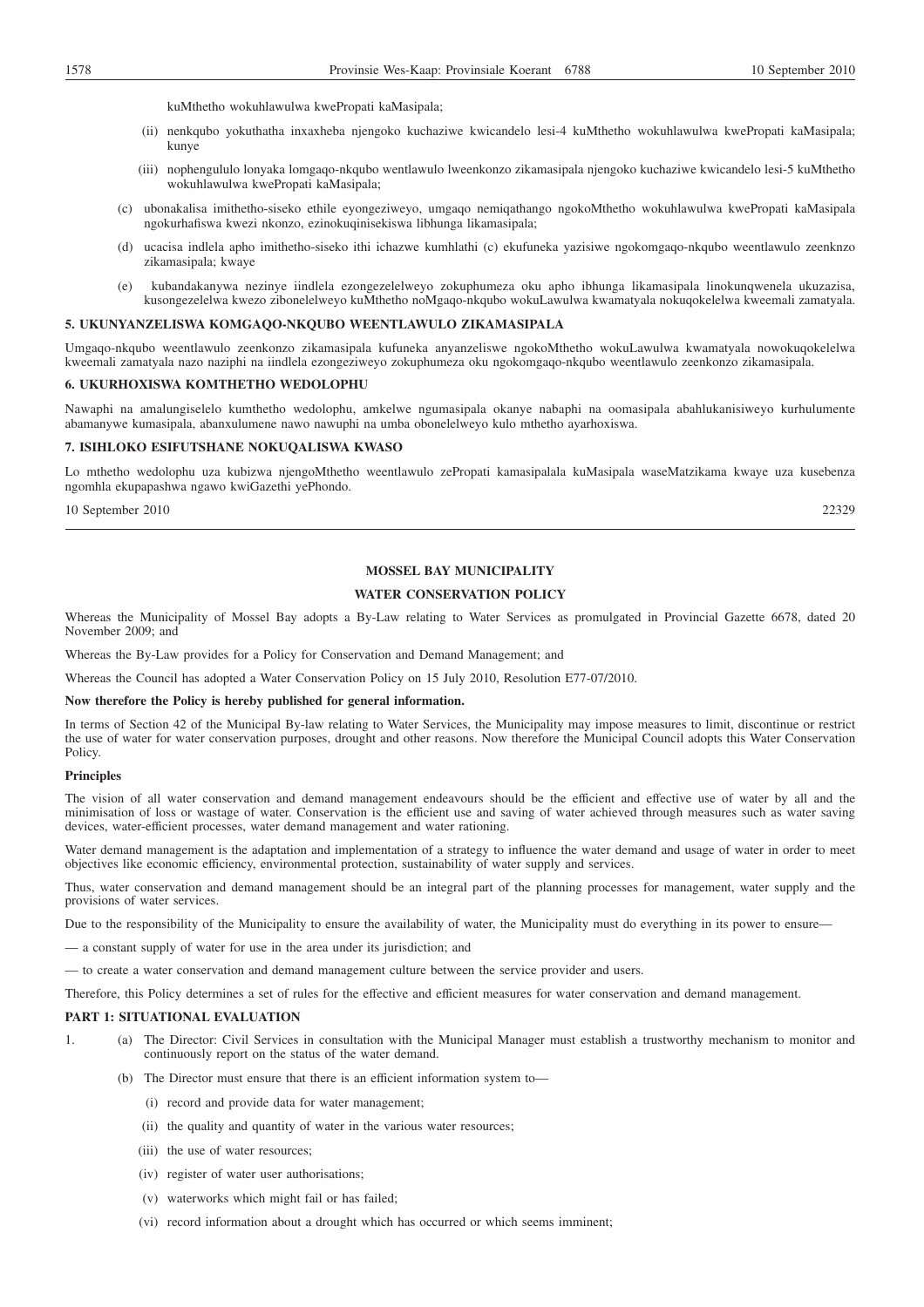kuMthetho wokuhlawulwa kwePropati kaMasipala;

(ii) nenkqubo yokuthatha inxaxheba njengoko kuchaziwe kwicandelo lesi-4 kuMthetho wokuhlawulwa kwePropati kaMasipala; kunye

(iii) nophengululo lonyaka lomgaqo-nkqubo wentlawulo lweenkonzo zikamasipala njengoko kuchaziwe kwicandelo lesi-5 kuMthetho wokuhlawulwa kwePropati kaMasipala;

(c) ubonakalisa imithetho-siseko ethile eyongeziweyo, umgaqo nemiqathango ngokoMthetho wokuhlawulwa kwePropati kaMasipala ngokurhafiswa kwezi nkonzo, ezinokuqinisekiswa libhunga likamasipala;

(d) ucacisa indlela apho imithetho-siseko ithi ichazwe kumhlathi (c) ekufuneka yazisiwe ngokomgaqo-nkqubo weentlawulo zeenknzo zikamasipala; kwaye

(e) kubandakanywa nezinye iindlela ezongezelelweyo zokuphumeza oku apho ibhunga likamasipala linokunqwenela ukuzazisa, kusongezelelwa kwezo zibonelelweyo kuMthetho noMgaqo-nkqubo wokuLawulwa kwamatyala nokuqokelelwa kweemali zamatyala.

**5. UKUNYANZELISWA KOMGAQO-NKQUBO WEENTLAWULO ZIKAMASIPALA**

Umgaqo-nkqubo weentlawulo zeenkonzo zikamasipala kufuneka anyanzeliswe ngokoMthetho wokuLawulwa kwamatyala nowokuqokelelwa kweemali zamatyala nazo naziphi na iindlela ezongeziweyo zokuphumeza oku ngokomgaqo-nkqubo weentlawulo zeenkonzo zikamasipala.

**6. UKURHOXISWA KOMTHETHO WEDOLOPHU**

Nawaphi na amalungiselelo kumthetho wedolophu, amkelwe ngumasipala okanye nabaphi na oomasipala abahlukanisiweyo kurhulumente abamanywe kumasipala, abanxulumene nawo nawuphi na umba obonelelweyo kulo mthetho ayarhoxiswa.

**7. ISIHLOKO ESIFUTSHANE NOKUQALISWA KWASO**

Lo mthetho wedolophu uza kubizwa njengoMthetho weentlawulo zePropati kamasipalala kuMasipala waseMatzikama kwaye uza kusebenza ngomhla ekupapashwa ngawo kwiGazethi yePhondo.

10 September 2010 22329

---

**MOSSEL BAY MUNICIPALITY**

**WATER CONSERVATION POLICY**

Whereas the Municipality of Mossel Bay adopts a By-Law relating to Water Services as promulgated in Provincial Gazette 6678, dated 20 November 2009; and

Whereas the By-Law provides for a Policy for Conservation and Demand Management; and

Whereas the Council has adopted a Water Conservation Policy on 15 July 2010, Resolution E77-07/2010.

**Now therefore the Policy is hereby published for general information.**

In terms of Section 42 of the Municipal By-law relating to Water Services, the Municipality may impose measures to limit, discontinue or restrict the use of water for water conservation purposes, drought and other reasons. Now therefore the Municipal Council adopts this Water Conservation Policy.

**Principles**

The vision of all water conservation and demand management endeavours should be the efficient and effective use of water by all and the minimisation of loss or wastage of water. Conservation is the efficient use and saving of water achieved through measures such as water saving devices, water-efficient processes, water demand management and water rationing.

Water demand management is the adaptation and implementation of a strategy to influence the water demand and usage of water in order to meet objectives like economic efficiency, environmental protection, sustainability of water supply and services.

Thus, water conservation and demand management should be an integral part of the planning processes for management, water supply and the provisions of water services.

Due to the responsibility of the Municipality to ensure the availability of water, the Municipality must do everything in its power to ensure—

— a constant supply of water for use in the area under its jurisdiction; and

— to create a water conservation and demand management culture between the service provider and users.

Therefore, this Policy determines a set of rules for the effective and efficient measures for water conservation and demand management.

**PART 1: SITUATIONAL EVALUATION**

1. (a) The Director: Civil Services in consultation with the Municipal Manager must establish a trustworthy mechanism to monitor and continuously report on the status of the water demand.

   (b) The Director must ensure that there is an efficient information system to—

   (i) record and provide data for water management;

   (ii) the quality and quantity of water in the various water resources;

   (iii) the use of water resources;

   (iv) register of water user authorisations;

   (v) waterworks which might fail or has failed;

   (vi) record information about a drought which has occurred or which seems imminent;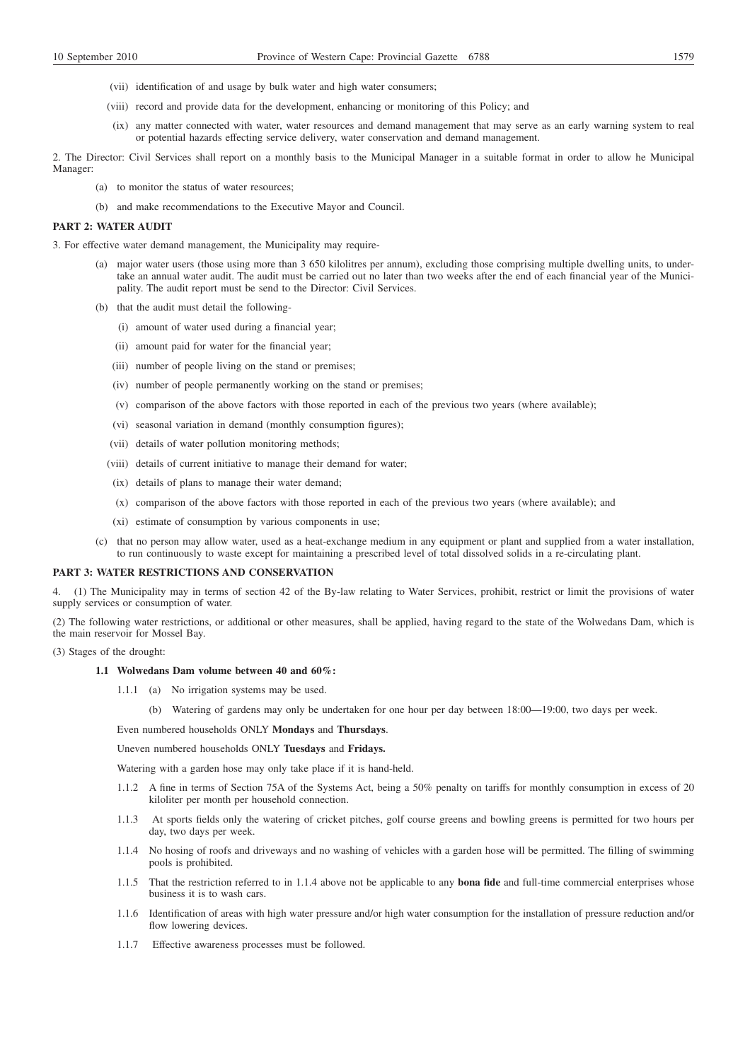(vii) identification of and usage by bulk water and high water consumers;

(viii) record and provide data for the development, enhancing or monitoring of this Policy; and

(ix) any matter connected with water, water resources and demand management that may serve as an early warning system to real or potential hazards effecting service delivery, water conservation and demand management.

2. The Director: Civil Services shall report on a monthly basis to the Municipal Manager in a suitable format in order to allow he Municipal Manager:

(a) to monitor the status of water resources;

(b) and make recommendations to the Executive Mayor and Council.

**PART 2: WATER AUDIT**

3. For effective water demand management, the Municipality may require-

(a) major water users (those using more than 3 650 kilolitres per annum), excluding those comprising multiple dwelling units, to undertake an annual water audit. The audit must be carried out no later than two weeks after the end of each financial year of the Municipality. The audit report must be send to the Director: Civil Services.

(b) that the audit must detail the following-

(i) amount of water used during a financial year;

(ii) amount paid for water for the financial year;

(iii) number of people living on the stand or premises;

(iv) number of people permanently working on the stand or premises;

(v) comparison of the above factors with those reported in each of the previous two years (where available);

(vi) seasonal variation in demand (monthly consumption figures);

(vii) details of water pollution monitoring methods;

(viii) details of current initiative to manage their demand for water;

(ix) details of plans to manage their water demand;

(x) comparison of the above factors with those reported in each of the previous two years (where available); and

(xi) estimate of consumption by various components in use;

(c) that no person may allow water, used as a heat-exchange medium in any equipment or plant and supplied from a water installation, to run continuously to waste except for maintaining a prescribed level of total dissolved solids in a re-circulating plant.

**PART 3: WATER RESTRICTIONS AND CONSERVATION**

4. (1) The Municipality may in terms of section 42 of the By-law relating to Water Services, prohibit, restrict or limit the provisions of water supply services or consumption of water.

(2) The following water restrictions, or additional or other measures, shall be applied, having regard to the state of the Wolwedans Dam, which is the main reservoir for Mossel Bay.

(3) Stages of the drought:

**1.1 Wolwedans Dam volume between 40 and 60%:**

1.1.1 (a) No irrigation systems may be used.

(b) Watering of gardens may only be undertaken for one hour per day between 18:00—19:00, two days per week.

Even numbered households ONLY **Mondays** and **Thursdays**.

Uneven numbered households ONLY **Tuesdays** and **Fridays.**

Watering with a garden hose may only take place if it is hand-held.

1.1.2 A fine in terms of Section 75A of the Systems Act, being a 50% penalty on tariffs for monthly consumption in excess of 20 kiloliter per month per household connection.

1.1.3 At sports fields only the watering of cricket pitches, golf course greens and bowling greens is permitted for two hours per day, two days per week.

1.1.4 No hosing of roofs and driveways and no washing of vehicles with a garden hose will be permitted. The filling of swimming pools is prohibited.

1.1.5 That the restriction referred to in 1.1.4 above not be applicable to any **bona fide** and full-time commercial enterprises whose business it is to wash cars.

1.1.6 Identification of areas with high water pressure and/or high water consumption for the installation of pressure reduction and/or flow lowering devices.

1.1.7 Effective awareness processes must be followed.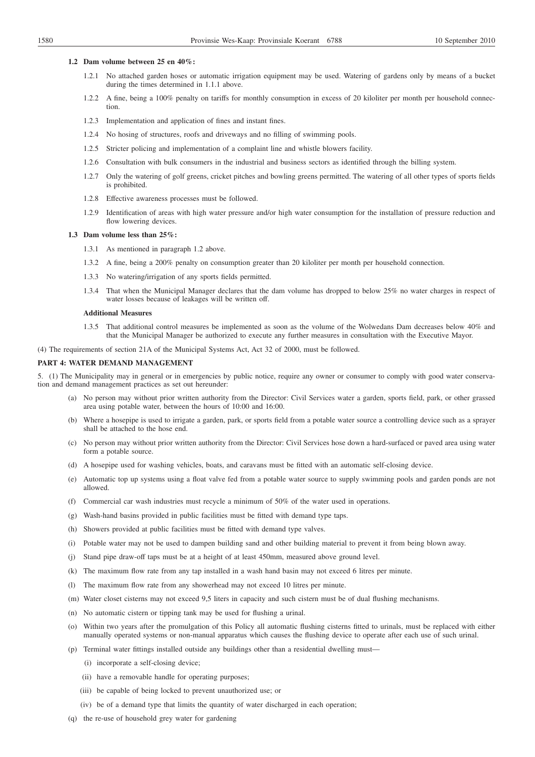**1.2 Dam volume between 25 en 40%:**

1.2.1 No attached garden hoses or automatic irrigation equipment may be used. Watering of gardens only by means of a bucket during the times determined in 1.1.1 above.

1.2.2 A fine, being a 100% penalty on tariffs for monthly consumption in excess of 20 kiloliter per month per household connection.

1.2.3 Implementation and application of fines and instant fines.

1.2.4 No hosing of structures, roofs and driveways and no filling of swimming pools.

1.2.5 Stricter policing and implementation of a complaint line and whistle blowers facility.

1.2.6 Consultation with bulk consumers in the industrial and business sectors as identified through the billing system.

1.2.7 Only the watering of golf greens, cricket pitches and bowling greens permitted. The watering of all other types of sports fields is prohibited.

1.2.8 Effective awareness processes must be followed.

1.2.9 Identification of areas with high water pressure and/or high water consumption for the installation of pressure reduction and flow lowering devices.

**1.3 Dam volume less than 25%:**

1.3.1 As mentioned in paragraph 1.2 above.

1.3.2 A fine, being a 200% penalty on consumption greater than 20 kiloliter per month per household connection.

1.3.3 No watering/irrigation of any sports fields permitted.

1.3.4 That when the Municipal Manager declares that the dam volume has dropped to below 25% no water charges in respect of water losses because of leakages will be written off.

**Additional Measures**

1.3.5 That additional control measures be implemented as soon as the volume of the Wolwedans Dam decreases below 40% and that the Municipal Manager be authorized to execute any further measures in consultation with the Executive Mayor.

(4) The requirements of section 21A of the Municipal Systems Act, Act 32 of 2000, must be followed.

**PART 4: WATER DEMAND MANAGEMENT**

5. (1) The Municipality may in general or in emergencies by public notice, require any owner or consumer to comply with good water conservation and demand management practices as set out hereunder:

(a) No person may without prior written authority from the Director: Civil Services water a garden, sports field, park, or other grassed area using potable water, between the hours of 10:00 and 16:00.

(b) Where a hosepipe is used to irrigate a garden, park, or sports field from a potable water source a controlling device such as a sprayer shall be attached to the hose end.

(c) No person may without prior written authority from the Director: Civil Services hose down a hard-surfaced or paved area using water form a potable source.

(d) A hosepipe used for washing vehicles, boats, and caravans must be fitted with an automatic self-closing device.

(e) Automatic top up systems using a float valve fed from a potable water source to supply swimming pools and garden ponds are not allowed.

(f) Commercial car wash industries must recycle a minimum of 50% of the water used in operations.

(g) Wash-hand basins provided in public facilities must be fitted with demand type taps.

(h) Showers provided at public facilities must be fitted with demand type valves.

(i) Potable water may not be used to dampen building sand and other building material to prevent it from being blown away.

(j) Stand pipe draw-off taps must be at a height of at least 450mm, measured above ground level.

(k) The maximum flow rate from any tap installed in a wash hand basin may not exceed 6 litres per minute.

(l) The maximum flow rate from any showerhead may not exceed 10 litres per minute.

(m) Water closet cisterns may not exceed 9,5 liters in capacity and such cistern must be of dual flushing mechanisms.

(n) No automatic cistern or tipping tank may be used for flushing a urinal.

(o) Within two years after the promulgation of this Policy all automatic flushing cisterns fitted to urinals, must be replaced with either manually operated systems or non-manual apparatus which causes the flushing device to operate after each use of such urinal.

(p) Terminal water fittings installed outside any buildings other than a residential dwelling must—

(i) incorporate a self-closing device;

(ii) have a removable handle for operating purposes;

(iii) be capable of being locked to prevent unauthorized use; or

(iv) be of a demand type that limits the quantity of water discharged in each operation;

(q) the re-use of household grey water for gardening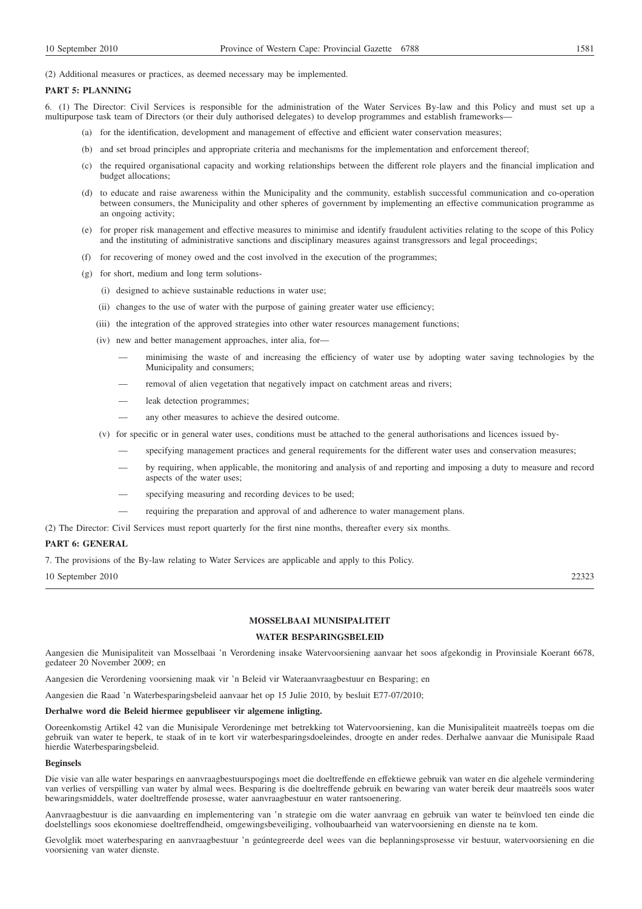(2) Additional measures or practices, as deemed necessary may be implemented.

**PART 5: PLANNING**

6. (1) The Director: Civil Services is responsible for the administration of the Water Services By-law and this Policy and must set up a multipurpose task team of Directors (or their duly authorised delegates) to develop programmes and establish frameworks—

(a) for the identification, development and management of effective and efficient water conservation measures;

(b) and set broad principles and appropriate criteria and mechanisms for the implementation and enforcement thereof;

(c) the required organisational capacity and working relationships between the different role players and the financial implication and budget allocations;

(d) to educate and raise awareness within the Municipality and the community, establish successful communication and co-operation between consumers, the Municipality and other spheres of government by implementing an effective communication programme as an ongoing activity;

(e) for proper risk management and effective measures to minimise and identify fraudulent activities relating to the scope of this Policy and the instituting of administrative sanctions and disciplinary measures against transgressors and legal proceedings;

(f) for recovering of money owed and the cost involved in the execution of the programmes;

(g) for short, medium and long term solutions-

(i) designed to achieve sustainable reductions in water use;

(ii) changes to the use of water with the purpose of gaining greater water use efficiency;

(iii) the integration of the approved strategies into other water resources management functions;

(iv) new and better management approaches, inter alia, for—

— minimising the waste of and increasing the efficiency of water use by adopting water saving technologies by the Municipality and consumers;

— removal of alien vegetation that negatively impact on catchment areas and rivers;

— leak detection programmes;

— any other measures to achieve the desired outcome.

(v) for specific or in general water uses, conditions must be attached to the general authorisations and licences issued by-

— specifying management practices and general requirements for the different water uses and conservation measures;

— by requiring, when applicable, the monitoring and analysis of and reporting and imposing a duty to measure and record aspects of the water uses;

— specifying measuring and recording devices to be used;

— requiring the preparation and approval of and adherence to water management plans.

(2) The Director: Civil Services must report quarterly for the first nine months, thereafter every six months.

**PART 6: GENERAL**

7. The provisions of the By-law relating to Water Services are applicable and apply to this Policy.

10 September 2010 22323

---

**MOSSELBAAI MUNISIPALITEIT**

**WATER BESPARINGSBELEID**

Aangesien die Munisipaliteit van Mosselbaai 'n Verordening insake Watervoorsiening aanvaar het soos afgekondig in Provinsiale Koerant 6678, gedateer 20 November 2009; en

Aangesien die Verordening voorsiening maak vir 'n Beleid vir Wateraanvraagbestuur en Besparing; en

Aangesien die Raad 'n Waterbesparingsbeleid aanvaar het op 15 Julie 2010, by besluit E77-07/2010;

**Derhalwe word die Beleid hiermee gepubliseer vir algemene inligting.**

Ooreenkomstig Artikel 42 van die Munisipale Verordeninge met betrekking tot Watervoorsiening, kan die Munisipaliteit maatreëls toepas om die gebruik van water te beperk, te staak of in te kort vir waterbesparingsdoeleindes, droogte en ander redes. Derhalwe aanvaar die Munisipale Raad hierdie Waterbesparingsbeleid.

**Beginsels**

Die visie van alle water besparings en aanvraagbestuurspogings moet die doeltreffende en effektiewe gebruik van water en die algehele vermindering van verlies of verspilling van water by almal wees. Besparing is die doeltreffende gebruik en bewaring van water bereik deur maatreëls soos water bewaringsmiddels, water doeltreffende prosesse, water aanvraagbestuur en water rantsoenering.

Aanvraagbestuur is die aanvaarding en implementering van 'n strategie om die water aanvraag en gebruik van water te beïnvloed ten einde die doelstellings soos ekonomiese doeltreffendheid, omgewingsbeveiliging, volhoubaarheid van watervoorsiening en dienste na te kom.

Gevolglik moet waterbesparing en aanvraagbestuur 'n geúntegreerde deel wees van die beplanningsprosesse vir bestuur, watervoorsiening en die voorsiening van water dienste.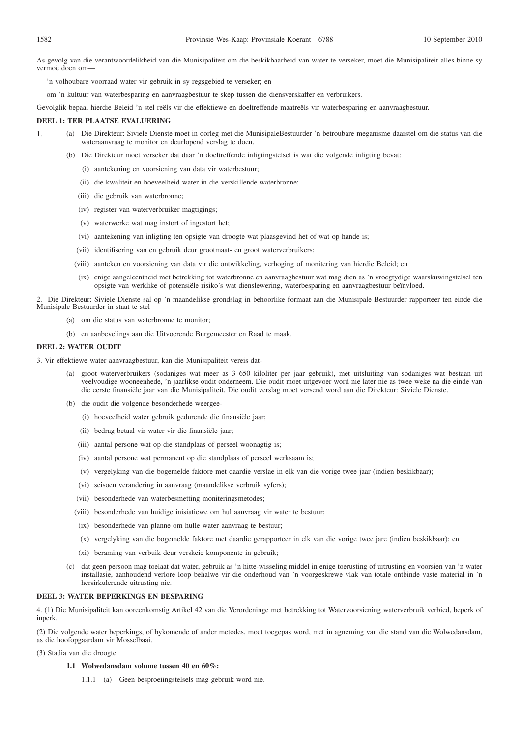As gevolg van die verantwoordelikheid van die Munisipaliteit om die beskikbaarheid van water te verseker, moet die Munisipaliteit alles binne sy vermoë doen om—

— 'n volhoubare voorraad water vir gebruik in sy regsgebied te verseker; en

— om 'n kultuur van waterbesparing en aanvraagbestuur te skep tussen die diensverskaffer en verbruikers.

Gevolglik bepaal hierdie Beleid 'n stel reëls vir die effektiewe en doeltreffende maatreëls vir waterbesparing en aanvraagbestuur.

**DEEL 1: TER PLAATSE EVALUERING**

1. (a) Die Direkteur: Siviele Dienste moet in oorleg met die MunisipaleBestuurder 'n betroubare meganisme daarstel om die status van die wateraanvraag te monitor en deurlopend verslag te doen.

   (b) Die Direkteur moet verseker dat daar 'n doeltreffende inligtingstelsel is wat die volgende inligting bevat:

   (i) aantekening en voorsiening van data vir waterbestuur;

   (ii) die kwaliteit en hoeveelheid water in die verskillende waterbronne;

   (iii) die gebruik van waterbronne;

   (iv) register van waterverbruiker magtigings;

   (v) waterwerke wat mag instort of ingestort het;

   (vi) aantekening van inligting ten opsigte van droogte wat plaasgevind het of wat op hande is;

   (vii) identifisering van en gebruik deur grootmaat- en groot waterverbruikers;

   (viii) aanteken en voorsiening van data vir die ontwikkeling, verhoging of monitering van hierdie Beleid; en

   (ix) enige aangeleentheid met betrekking tot waterbronne en aanvraagbestuur wat mag dien as 'n vroegtydige waarskuwingstelsel ten opsigte van werklike of potensiële risiko's wat dienslewering, waterbesparing en aanvraagbestuur beïnvloed.

2. Die Direkteur: Siviele Dienste sal op 'n maandelikse grondslag in behoorlike formaat aan die Munisipale Bestuurder rapporteer ten einde die Munisipale Bestuurder in staat te stel —

   (a) om die status van waterbronne te monitor;

   (b) en aanbevelings aan die Uitvoerende Burgemeester en Raad te maak.

**DEEL 2: WATER OUDIT**

3. Vir effektiewe water aanvraagbestuur, kan die Munisipaliteit vereis dat-

   (a) groot waterverbruikers (sodaniges wat meer as 3 650 kiloliter per jaar gebruik), met uitsluiting van sodaniges wat bestaan uit veelvoudige wooneenhede, 'n jaarlikse oudit onderneem. Die oudit moet uitgevoer word nie later nie as twee weke na die einde van die eerste finansiële jaar van die Munisipaliteit. Die oudit verslag moet versend word aan die Direkteur: Siviele Dienste.

   (b) die oudit die volgende besonderhede weergee-

   (i) hoeveelheid water gebruik gedurende die finansiële jaar;

   (ii) bedrag betaal vir water vir die finansiële jaar;

   (iii) aantal persone wat op die standplaas of perseel woonagtig is;

   (iv) aantal persone wat permanent op die standplaas of perseel werksaam is;

   (v) vergelyking van die bogemelde faktore met daardie verslae in elk van die vorige twee jaar (indien beskikbaar);

   (vi) seisoen verandering in aanvraag (maandelikse verbruik syfers);

   (vii) besonderhede van waterbesmetting moniteringsmetodes;

   (viii) besonderhede van huidige inisiatiewe om hul aanvraag vir water te bestuur;

   (ix) besonderhede van planne om hulle water aanvraag te bestuur;

   (x) vergelyking van die bogemelde faktore met daardie gerapporteer in elk van die vorige twee jare (indien beskikbaar); en

   (xi) beraming van verbuik deur verskeie komponente in gebruik;

   (c) dat geen persoon mag toelaat dat water, gebruik as 'n hitte-wisseling middel in enige toerusting of uitrusting en voorsien van 'n water installasie, aanhoudend verlore loop behalwe vir die onderhoud van 'n voorgeskrewe vlak van totale ontbinde vaste material in 'n hersirkulerende uitrusting nie.

**DEEL 3: WATER BEPERKINGS EN BESPARING**

4. (1) Die Munisipaliteit kan ooreenkomstig Artikel 42 van die Verordeninge met betrekking tot Watervoorsiening waterverbruik verbied, beperk of inperk.

(2) Die volgende water beperkings, of bykomende of ander metodes, moet toegepas word, met in agneming van die stand van die Wolwedansdam, as die hoofopgaardam vir Mosselbaai.

(3) Stadia van die droogte

**1.1 Wolwedansdam volume tussen 40 en 60%:**

1.1.1 (a) Geen besproeiingstelsels mag gebruik word nie.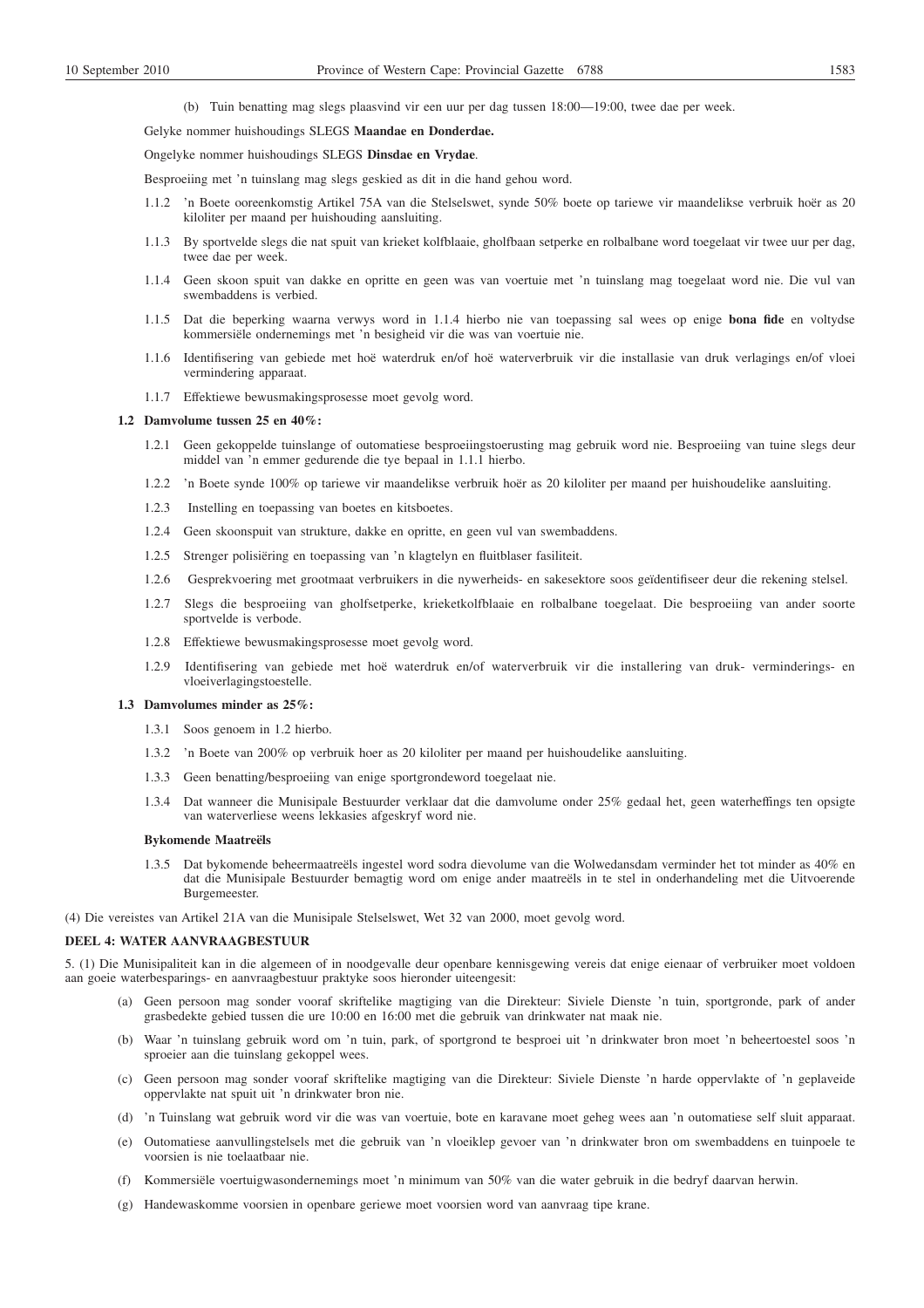(b) Tuin benatting mag slegs plaasvind vir een uur per dag tussen 18:00—19:00, twee dae per week.

Gelyke nommer huishoudings SLEGS **Maandae en Donderdae.**

Ongelyke nommer huishoudings SLEGS **Dinsdae en Vrydae**.

Besproeiing met 'n tuinslang mag slegs geskied as dit in die hand gehou word.

1.1.2 'n Boete ooreenkomstig Artikel 75A van die Stelselswet, synde 50% boete op tariewe vir maandelikse verbruik hoër as 20 kiloliter per maand per huishouding aansluiting.

1.1.3 By sportvelde slegs die nat spuit van krieket kolfblaaie, gholfbaan setperke en rolbalbane word toegelaat vir twee uur per dag, twee dae per week.

1.1.4 Geen skoon spuit van dakke en opritte en geen was van voertuie met 'n tuinslang mag toegelaat word nie. Die vul van swembaddens is verbied.

1.1.5 Dat die beperking waarna verwys word in 1.1.4 hierbo nie van toepassing sal wees op enige **bona fide** en voltydse kommersiële ondernemings met 'n besigheid vir die was van voertuie nie.

1.1.6 Identifisering van gebiede met hoë waterdruk en/of hoë waterverbruik vir die installasie van druk verlagings en/of vloei vermindering apparaat.

1.1.7 Effektiewe bewusmakingsprosesse moet gevolg word.

**1.2 Damvolume tussen 25 en 40%:**

1.2.1 Geen gekoppelde tuinslange of outomatiese besproeiingstoerusting mag gebruik word nie. Besproeiing van tuine slegs deur middel van 'n emmer gedurende die tye bepaal in 1.1.1 hierbo.

1.2.2 'n Boete synde 100% op tariewe vir maandelikse verbruik hoër as 20 kiloliter per maand per huishoudelike aansluiting.

1.2.3 Instelling en toepassing van boetes en kitsboetes.

1.2.4 Geen skoonspuit van strukture, dakke en opritte, en geen vul van swembaddens.

1.2.5 Strenger polisiëring en toepassing van 'n klagtelyn en fluitblaser fasiliteit.

1.2.6 Gesprekvoering met grootmaat verbruikers in die nywerheids- en sakesektore soos geïdentifiseer deur die rekening stelsel.

1.2.7 Slegs die besproeiing van gholfsetperke, krieketkolfblaaie en rolbalbane toegelaat. Die besproeiing van ander soorte sportvelde is verbode.

1.2.8 Effektiewe bewusmakingsprosesse moet gevolg word.

1.2.9 Identifisering van gebiede met hoë waterdruk en/of waterverbruik vir die installering van druk- verminderings- en vloeiverlagingstoestelle.

**1.3 Damvolumes minder as 25%:**

1.3.1 Soos genoem in 1.2 hierbo.

1.3.2 'n Boete van 200% op verbruik hoer as 20 kiloliter per maand per huishoudelike aansluiting.

1.3.3 Geen benatting/besproeiing van enige sportgrondeword toegelaat nie.

1.3.4 Dat wanneer die Munisipale Bestuurder verklaar dat die damvolume onder 25% gedaal het, geen waterheffings ten opsigte van waterverliese weens lekkasies afgeskryf word nie.

**Bykomende Maatreëls**

1.3.5 Dat bykomende beheermaatreëls ingestel word sodra dievolume van die Wolwedansdam verminder het tot minder as 40% en dat die Munisipale Bestuurder bemagtig word om enige ander maatreëls in te stel in onderhandeling met die Uitvoerende Burgemeester.

(4) Die vereistes van Artikel 21A van die Munisipale Stelselswet, Wet 32 van 2000, moet gevolg word.

**DEEL 4: WATER AANVRAAGBESTUUR**

5. (1) Die Munisipaliteit kan in die algemeen of in noodgevalle deur openbare kennisgewing vereis dat enige eienaar of verbruiker moet voldoen aan goeie waterbesparings- en aanvraagbestuur praktyke soos hieronder uiteengesit:

(a) Geen persoon mag sonder vooraf skriftelike magtiging van die Direkteur: Siviele Dienste 'n tuin, sportgronde, park of ander grasbedekte gebied tussen die ure 10:00 en 16:00 met die gebruik van drinkwater nat maak nie.

(b) Waar 'n tuinslang gebruik word om 'n tuin, park, of sportgrond te besproei uit 'n drinkwater bron moet 'n beheertoestel soos 'n sproeier aan die tuinslang gekoppel wees.

(c) Geen persoon mag sonder vooraf skriftelike magtiging van die Direkteur: Siviele Dienste 'n harde oppervlakte of 'n geplaveide oppervlakte nat spuit uit 'n drinkwater bron nie.

(d) 'n Tuinslang wat gebruik word vir die was van voertuie, bote en karavane moet geheg wees aan 'n outomatiese self sluit apparaat.

(e) Outomatiese aanvullingstelsels met die gebruik van 'n vloeiklep gevoer van 'n drinkwater bron om swembaddens en tuinpoele te voorsien is nie toelaatbaar nie.

(f) Kommersiële voertuigwasondernemings moet 'n minimum van 50% van die water gebruik in die bedryf daarvan herwin.

(g) Handewaskomme voorsien in openbare geriewe moet voorsien word van aanvraag tipe krane.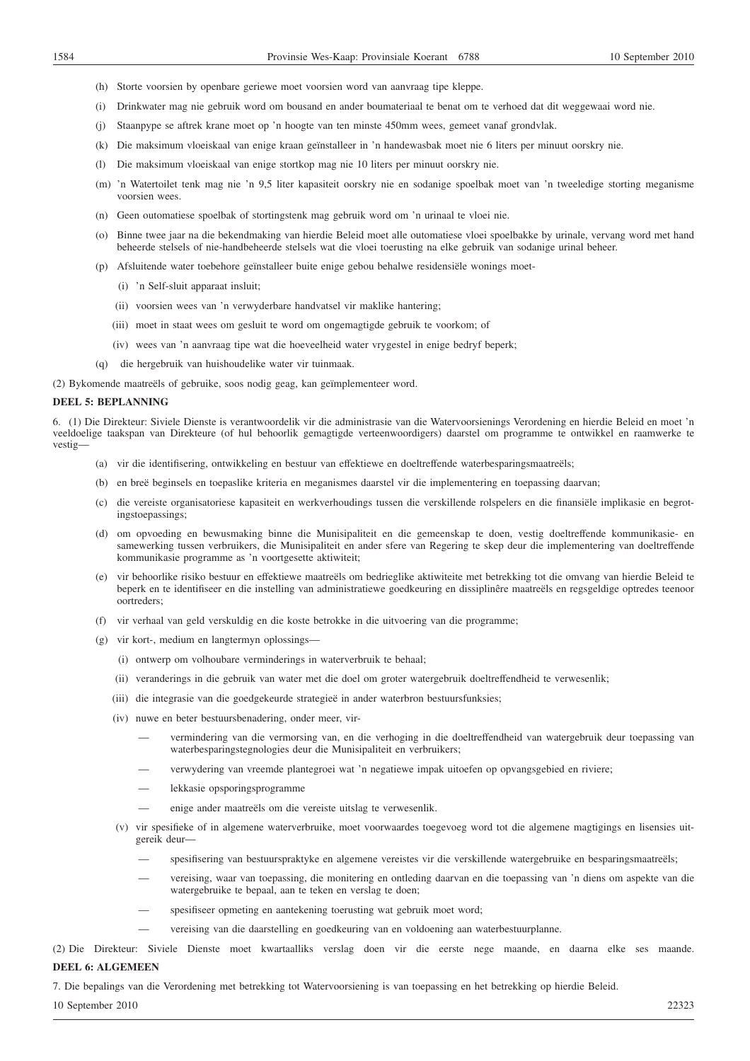(h) Storte voorsien by openbare geriewe moet voorsien word van aanvraag tipe kleppe.

(i) Drinkwater mag nie gebruik word om bousand en ander boumateriaal te benat om te verhoed dat dit weggewaai word nie.

(j) Staanpype se aftrek krane moet op 'n hoogte van ten minste 450mm wees, gemeet vanaf grondvlak.

(k) Die maksimum vloeiskaal van enige kraan geïnstalleer in 'n handewasbak moet nie 6 liters per minuut oorskry nie.

(l) Die maksimum vloeiskaal van enige stortkop mag nie 10 liters per minuut oorskry nie.

(m) 'n Watertoilet tenk mag nie 'n 9,5 liter kapasiteit oorskry nie en sodanige spoelbak moet van 'n tweeledige storting meganisme voorsien wees.

(n) Geen outomatiese spoelbak of stortingstenk mag gebruik word om 'n urinaal te vloei nie.

(o) Binne twee jaar na die bekendmaking van hierdie Beleid moet alle outomatiese vloei spoelbakke by urinale, vervang word met hand beheerde stelsels of nie-handbeheerde stelsels wat die vloei toerusting na elke gebruik van sodanige urinal beheer.

(p) Afsluitende water toebehore geïnstalleer buite enige gebou behalwe residensiële wonings moet-

  (i) 'n Self-sluit apparaat insluit;

  (ii) voorsien wees van 'n verwyderbare handvatsel vir maklike hantering;

  (iii) moet in staat wees om gesluit te word om ongemagtigde gebruik te voorkom; of

  (iv) wees van 'n aanvraag tipe wat die hoeveelheid water vrygestel in enige bedryf beperk;

(q) die hergebruik van huishoudelike water vir tuinmaak.

(2) Bykomende maatreëls of gebruike, soos nodig geag, kan geïmplementeer word.

**DEEL 5: BEPLANNING**

6. (1) Die Direkteur: Siviele Dienste is verantwoordelik vir die administrasie van die Watervoorsienings Verordening en hierdie Beleid en moet 'n veeldoelige taakspan van Direkteure (of hul behoorlik gemagtigde verteenwoordigers) daarstel om programme te ontwikkel en raamwerke te vestig—

(a) vir die identifisering, ontwikkeling en bestuur van effektiewe en doeltreffende waterbesparingsmaatreëls;

(b) en breë beginsels en toepaslike kriteria en meganismes daarstel vir die implementering en toepassing daarvan;

(c) die vereiste organisatoriese kapasiteit en werkverhoudings tussen die verskillende rolspelers en die finansiële implikasie en begrotingstoepassings;

(d) om opvoeding en bewusmaking binne die Munisipaliteit en die gemeenskap te doen, vestig doeltreffende kommunikasie- en samewerking tussen verbruikers, die Munisipaliteit en ander sfere van Regering te skep deur die implementering van doeltreffende kommunikasie programme as 'n voortgesette aktiwiteit;

(e) vir behoorlike risiko bestuur en effektiewe maatreëls om bedrieglike aktiwiteite met betrekking tot die omvang van hierdie Beleid te beperk en te identifiseer en die instelling van administratiewe goedkeuring en dissiplinêre maatreëls en regsgeldige optredes teenoor oortreders;

(f) vir verhaal van geld verskuldig en die koste betrokke in die uitvoering van die programme;

(g) vir kort-, medium en langtermyn oplossings—

  (i) ontwerp om volhoubare verminderings in waterverbruik te behaal;

  (ii) veranderings in die gebruik van water met die doel om groter watergebruik doeltreffendheid te verwesenlik;

  (iii) die integrasie van die goedgekeurde strategieë in ander waterbron bestuursfunksies;

  (iv) nuwe en beter bestuursbenadering, onder meer, vir-

  — vermindering van die vermorsing van, en die verhoging in die doeltreffendheid van watergebruik deur toepassing van waterbesparingstegnologies deur die Munisipaliteit en verbruikers;

  — verwydering van vreemde plantegroei wat 'n negatiewe impak uitoefen op opvangsgebied en riviere;

  — lekkasie opsporingsprogramme

  — enige ander maatreëls om die vereiste uitslag te verwesenlik.

  (v) vir spesifieke of in algemene waterverbruike, moet voorwaardes toegevoeg word tot die algemene magtigings en lisensies uitgereik deur—

  — spesifisering van bestuurspraktyke en algemene vereistes vir die verskillende watergebruike en besparingsmaatreëls;

  — vereising, waar van toepassing, die monitering en ontleding daarvan en die toepassing van 'n diens om aspekte van die watergebruike te bepaal, aan te teken en verslag te doen;

  — spesifiseer opmeting en aantekening toerusting wat gebruik moet word;

  — vereising van die daarstelling en goedkeuring van en voldoening aan waterbestuurplanne.

(2) Die Direkteur: Siviele Dienste moet kwartaalliks verslag doen vir die eerste nege maande, en daarna elke ses maande.

**DEEL 6: ALGEMEEN**

7. Die bepalings van die Verordening met betrekking tot Watervoorsiening is van toepassing en het betrekking op hierdie Beleid.

10 September 2010 22323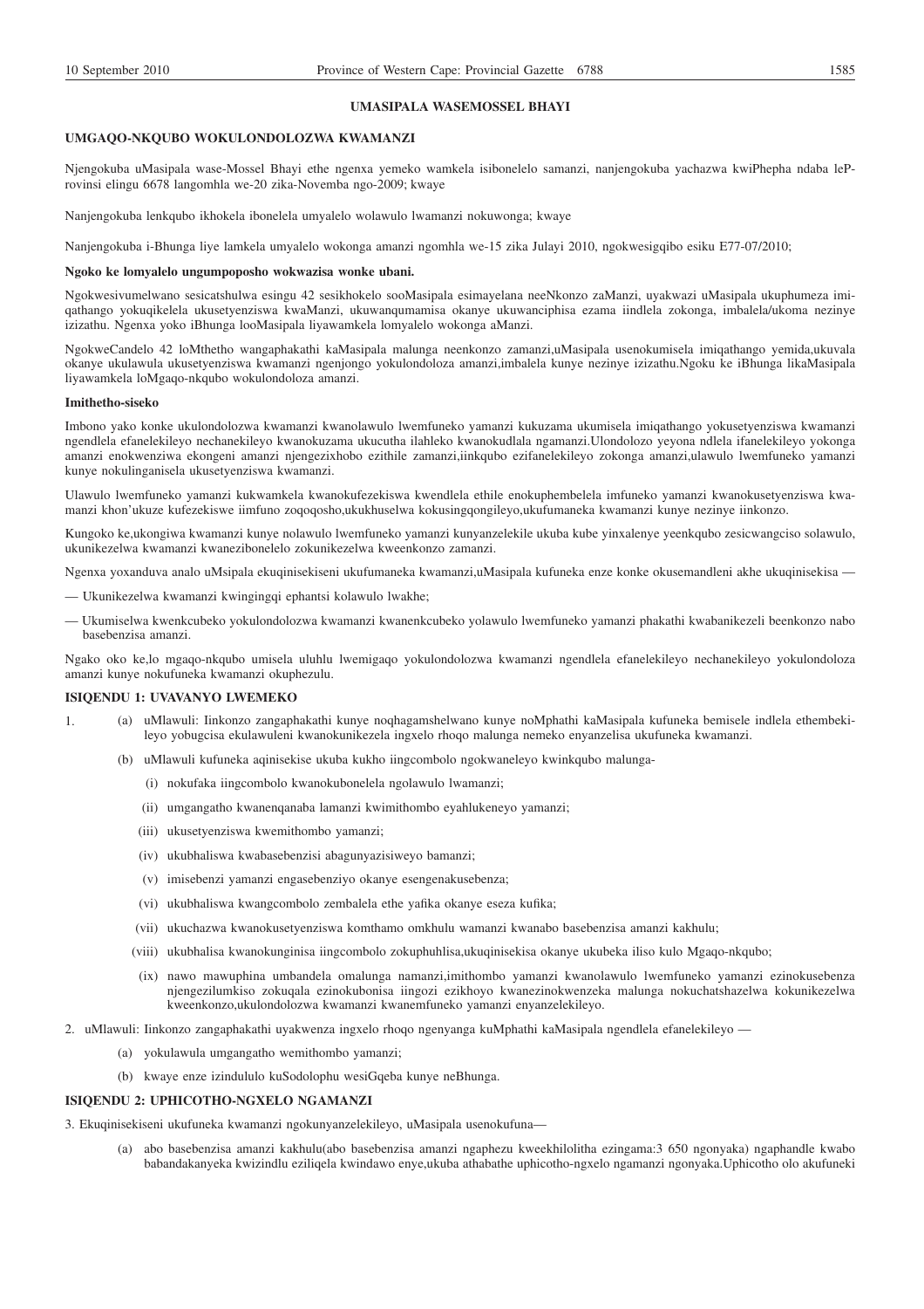## UMASIPALA WASEMOSSEL BHAYI

### UMGAQO-NKQUBO WOKULONDOLOZWA KWAMANZI

Njengokuba uMasipala wase-Mossel Bhayi ethe ngenxa yemeko wamkela isibonelelo samanzi, nanjengokuba yachazwa kwiPhepha ndaba leP-rovinsi elingu 6678 langomhla we-20 zika-Novemba ngo-2009; kwaye

Nanjengokuba lenkqubo ikhokela ibonelela umyalelo wolawulo lwamanzi nokuwonga; kwaye

Nanjengokuba i-Bhunga liye lamkela umyalelo wokonga amanzi ngomhla we-15 zika Julayi 2010, ngokwesigqibo esiku E77-07/2010;

**Ngoko ke lomyalelo ungumpoposho wokwazisa wonke ubani.**

Ngokwesivumelwano sesicatshulwa esingu 42 sesikhokelo sooMasipala esimayelana neeNkonzo zaManzi, uyakwazi uMasipala ukuphumeza imi-qathango yokuqikelela ukusetyenziswa kwaManzi, ukuwanqumamisa okanye ukuwanciphisa ezama iindlela zokonga, imbalela/ukoma nezinye izizathu. Ngenxa yoko iBhunga looMasipala liyawamkela lomyalelo wokonga aManzi.

NgokweCandelo 42 loMthetho wangaphakathi kaMasipala malunga neenkonzo zamanzi,uMasipala usenokumisela imiqathango yemida,ukuvala okanye ukulawula ukusetyenziswa kwamanzi ngenjongo yokulondoloza amanzi,imbalela kunye nezinye izizathu.Ngoku ke iBhunga likaMasipala liyawamkela loMgaqo-nkqubo wokulondoloza amanzi.

**Imithetho-siseko**

Imbono yako konke ukulondolozwa kwamanzi kwanolawulo lwemfuneko yamanzi kukuzama ukumisela imiqathango yokusetyenziswa kwamanzi ngendlela efanelekileyo nechanekileyo kwanokuzama ukucutha ilahleko kwanokudlala ngamanzi.Ulondolozo yeyona ndlela ifanelekileyo yokonga amanzi enokwenziwa ekongeni amanzi njengezixhobo ezithile zamanzi,iinkqubo ezifanelekileyo zokonga amanzi,ulawulo lwemfuneko yamanzi kunye nokulinganisela ukusetyenziswa kwamanzi.

Ulawulo lwemfuneko yamanzi kukwamkela kwanokufezekiswa kwendlela ethile enokuphembelela imfuneko yamanzi kwanokusetyenziswa kwa-manzi khon'ukuze kufezekiswe iimfuno zoqoqosho,ukukhuselwa kokusingqongileyo,ukufumaneka kwamanzi kunye nezinye iinkonzo.

Kungoko ke,ukongiwa kwamanzi kunye nolawulo lwemfuneko yamanzi kunyanzelekile ukuba kube yinxalenye yeenkqubo zesicwangciso solawulo, ukunikezelwa kwamanzi kwanezibonelelo zokunikezelwa kweenkonzo zamanzi.

Ngenxa yoxanduva analo uMsipala ekuqinisekiseni ukufumaneka kwamanzi,uMasipala kufuneka enze konke okusemandleni akhe ukuqinisekisa —

— Ukunikezelwa kwamanzi kwingingqi ephantsi kolawulo lwakhe;

— Ukumiselwa kwenkcubeko yokulondolozwa kwamanzi kwanenkcubeko yolawulo lwemfuneko yamanzi phakathi kwabanikezeli beenkonzo nabo basebenzisa amanzi.

Ngako oko ke,lo mgaqo-nkqubo umisela uluhlu lwemigaqo yokulondolozwa kwamanzi ngendlela efanelekileyo nechanekileyo yokulondoloza amanzi kunye nokufuneka kwamanzi okuphezulu.

### ISIQENDU 1: UVAVANYO LWEMEKO

1. (a) uMlawuli: Iinkonzo zangaphakathi kunye noqhagamshelwano kunye noMphathi kaMasipala kufuneka bemisele indlela ethembeki-leyo yobugcisa ekulawuleni kwanokunikezela ingxelo rhoqo malunga nemeko enyanzelisa ukufuneka kwamanzi.

   (b) uMlawuli kufuneka aqinisekise ukuba kukho iingcombolo ngokwaneleyo kwinkqubo malunga-

   (i) nokufaka iingcombolo kwanokubonelela ngolawulo lwamanzi;

   (ii) umgangatho kwanenqanaba lamanzi kwimithombo eyahlukeneyo yamanzi;

   (iii) ukusetyenziswa kwemithombo yamanzi;

   (iv) ukubhaliswa kwabasebenzisi abagunyazisiweyo bamanzi;

   (v) imisebenzi yamanzi engasebenziyo okanye esengenakusebenza;

   (vi) ukubhaliswa kwangcombolo zembalela ethe yafika okanye eseza kufika;

   (vii) ukuchazwa kwanokusetyenziswa komthamo omkhulu wamanzi kwanabo basebenzisa amanzi kakhulu;

   (viii) ukubhalisa kwanokunginisa iingcombolo zokuphuhlisa,ukuqinisekisa okanye ukubeka iliso kulo Mgaqo-nkqubo;

   (ix) nawo mawuphina umbandela omalunga namanzi,imithombo yamanzi kwanolawulo lwemfuneko yamanzi ezinokusebenza njengezilumkiso zokuqala ezinokubonisa iingozi ezikhoyo kwanezinokwenzeka malunga nokuchatshazelwa kokunikezelwa kweenkonzo,ukulondolozwa kwamanzi kwanemfuneko yamanzi enyanzelekileyo.

2. uMlawuli: Iinkonzo zangaphakathi uyakwenza ingxelo rhoqo ngenyanga kuMphathi kaMasipala ngendlela efanelekileyo —

   (a) yokulawula umgangatho wemithombo yamanzi;

   (b) kwaye enze izindululo kuSodolophu wesiGqeba kunye neBhunga.

### ISIQENDU 2: UPHICOTHO-NGXELO NGAMANZI

3. Ekuqinisekiseni ukufuneka kwamanzi ngokunyanzelekileyo, uMasipala usenokufuna—

   (a) abo basebenzisa amanzi kakhulu(abo basebenzisa amanzi ngaphezu kweekhilolitha ezingama:3 650 ngonyaka) ngaphandle kwabo babandakanyeka kwizindlu eziliqela kwindawo enye,ukuba athabathe uphicotho-ngxelo ngamanzi ngonyaka.Uphicotho olo akufuneki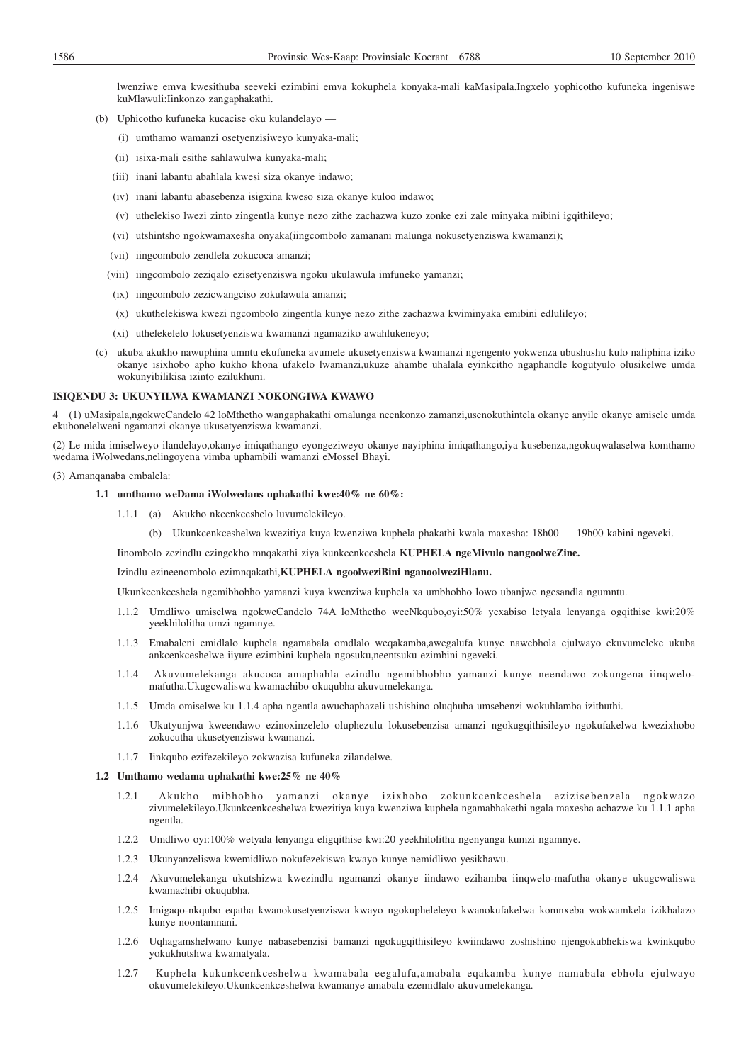lwenziwe emva kwesithuba seeveki ezimbini emva kokuphela konyaka-mali kaMasipala.Ingxelo yophicotho kufuneka ingeniswe kuMlawuli:Iinkonzo zangaphakathi.

(b) Uphicotho kufuneka kucacise oku kulandelayo —

(i) umthamo wamanzi osetyenzisiweyo kunyaka-mali;

(ii) isixa-mali esithe sahlawulwa kunyaka-mali;

(iii) inani labantu abahlala kwesi siza okanye indawo;

(iv) inani labantu abasebenza isigxina kweso siza okanye kuloo indawo;

(v) uthelekiso lwezi zinto zingentla kunye nezo zithe zachazwa kuzo zonke ezi zale minyaka mibini igqithileyo;

(vi) utshintsho ngokwamaxesha onyaka(iingcombolo zamanani malunga nokusetyenziswa kwamanzi);

(vii) iingcombolo zendlela zokucoca amanzi;

(viii) iingcombolo zeziqalo ezisetyenziswa ngoku ukulawula imfuneko yamanzi;

(ix) iingcombolo zezicwangciso zokulawula amanzi;

(x) ukuthelekiswa kwezi ngcombolo zingentla kunye nezo zithe zachazwa kwiminyaka emibini edlulileyo;

(xi) uthelekelelo lokusetyenziswa kwamanzi ngamaziko awahlukeneyo;

(c) ukuba akukho nawuphina umntu ekufuneka avumele ukusetyenziswa kwamanzi ngengento yokwenza ubushushu kulo naliphina iziko okanye isixhobo apho kukho khona ufakelo lwamanzi,ukuze ahambe uhalala eyinkcitho ngaphandle kogutyulo olusikelwe umda wokunyibilikisa izinto ezilukhuni.

**ISIQENDU 3: UKUNYILWA KWAMANZI NOKONGIWA KWAWO**

4 (1) uMasipala,ngokweCandelo 42 loMthetho wangaphakathi omalunga neenkonzo zamanzi,usenokuthintela okanye anyile okanye amisele umda ekubonelelweni ngamanzi okanye ukusetyenziswa kwamanzi.

(2) Le mida imiselweyo ilandelayo,okanye imiqathango eyongeziweyo okanye nayiphina imiqathango,iya kusebenza,ngokuqwalaselwa komthamo wedama iWolwedans,nelingoyena vimba uphambili wamanzi eMossel Bhayi.

(3) Amanqanaba embalela:

**1.1 umthamo weDama iWolwedans uphakathi kwe:40% ne 60%:**

1.1.1 (a) Akukho nkcenkceshelo luvumelekileyo.

(b) Ukunkcenkceshelwa kwezitiya kuya kwenziwa kuphela phakathi kwala maxesha: 18h00 — 19h00 kabini ngeveki.

Iinombolo zezindlu ezingekho mnqakathi ziya kunkcenkceshela **KUPHELA ngeMivulo nangoolweZine.**

Izindlu ezineenombolo ezimnqakathi,**KUPHELA ngoolweziBini nganoolweziHlanu.**

Ukunkcenkceshela ngemibhobho yamanzi kuya kwenziwa kuphela xa umbhobho lowo ubanjwe ngesandla ngumntu.

1.1.2 Umdliwo umiselwa ngokweCandelo 74A loMthetho weeNkqubo,oyi:50% yexabiso letyala lenyanga ogqithise kwi:20% yeekhilolitha umzi ngamnye.

1.1.3 Emabaleni emidlalo kuphela ngamabala omdlalo weqakamba,awegalufa kunye nawebhola ejulwayo ekuvumeleke ukuba ankcenkceshelwe iiyure ezimbini kuphela ngosuku,neentsuku ezimbini ngeveki.

1.1.4 Akuvumelekanga akucoca amaphahla ezindlu ngemibhobho yamanzi kunye neendawo zokungena iinqwelo-mafutha.Ukugcwaliswa kwamachibo okuqubha akuvumelekanga.

1.1.5 Umda omiselwe ku 1.1.4 apha ngentla awuchaphazeli ushishino oluqhuba umsebenzi wokuhlamba izithuthi.

1.1.6 Ukutyunjwa kweendawo ezinoxinzelelo oluphezulu lokusebenzisa amanzi ngokugqithisileyo ngokufakelwa kwezixhobo zokucutha ukusetyenziswa kwamanzi.

1.1.7 Iinkqubo ezifezekileyo zokwazisa kufuneka zilandelwe.

**1.2 Umthamo wedama uphakathi kwe:25% ne 40%**

1.2.1 Akukho mibhobho yamanzi okanye izixhobo zokunkcenkceshela ezizisebenzela ngokwazo zivumelekileyo.Ukunkcenkceshelwa kwezitiya kuya kwenziwa kuphela ngamabhakethi ngala maxesha achazwe ku 1.1.1 apha ngentla.

1.2.2 Umdliwo oyi:100% wetyala lenyanga eligqithise kwi:20 yeekhilolitha ngenyanga kumzi ngamnye.

1.2.3 Ukunyanzeliswa kwemidliwo nokufezekiswa kwayo kunye nemidliwo yesikhawu.

1.2.4 Akuvumelekanga ukutshizwa kwezindlu ngamanzi okanye iindawo ezihamba iinqwelo-mafutha okanye ukugcwaliswa kwamachibi okuqubha.

1.2.5 Imigaqo-nkqubo eqatha kwanokusetyenziswa kwayo ngokupheleleyo kwanokufakelwa komnxeba wokwamkela izikhalazo kunye noontamnani.

1.2.6 Uqhagamshelwano kunye nabasebenzisi bamanzi ngokugqithisileyo kwiindawo zoshishino njengokubhekiswa kwinkqubo yokukhutshwa kwamatyala.

1.2.7 Kuphela kukunkcenkceshelwa kwamabala eegalufa,amabala eqakamba kunye namabala ebhola ejulwayo okuvumelekileyo.Ukunkcenkceshelwa kwamanye amabala ezemidlalo akuvumelekanga.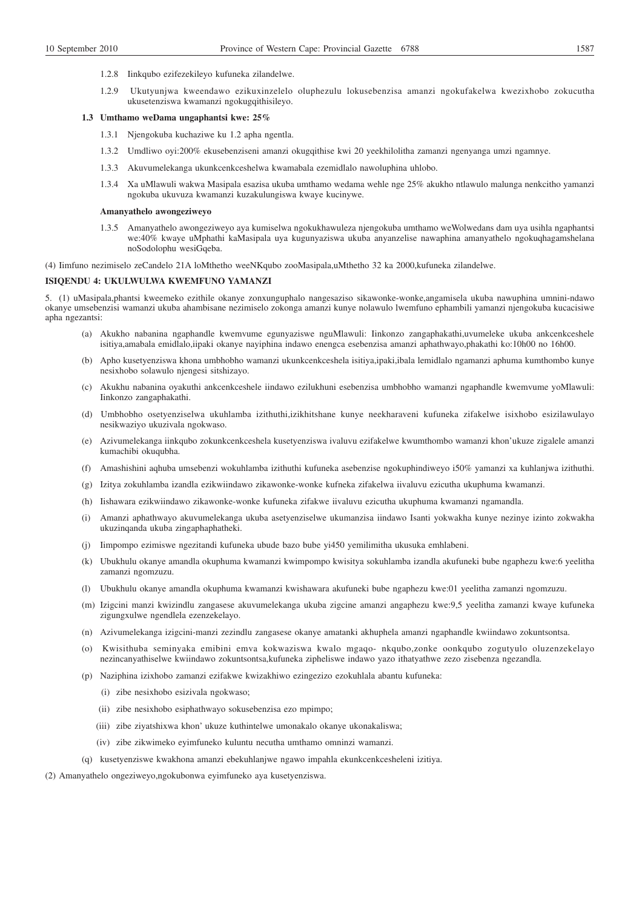1.2.8 Iinkqubo ezifezekileyo kufuneka zilandelwe.

1.2.9 Ukutyunjwa kweendawo ezikuxinzelelo oluphezulu lokusebenzisa amanzi ngokufakelwa kwezixhobo zokucutha ukusetenziswa kwamanzi ngokugqithisileyo.

**1.3 Umthamo weDama ungaphantsi kwe: 25%**

1.3.1 Njengokuba kuchaziwe ku 1.2 apha ngentla.

1.3.2 Umdliwo oyi:200% ekusebenziseni amanzi okugqithise kwi 20 yeekhilolitha zamanzi ngenyanga umzi ngamnye.

1.3.3 Akuvumelekanga ukunkcenkceshelwa kwamabala ezemidlalo nawoluphina uhlobo.

1.3.4 Xa uMlawuli wakwa Masipala esazisa ukuba umthamo wedama wehle nge 25% akukho ntlawulo malunga nenkcitho yamanzi ngokuba ukuvuza kwamanzi kuzakulungiswa kwaye kucinywe.

**Amanyathelo awongeziweyo**

1.3.5 Amanyathelo awongeziweyo aya kumiselwa ngokukhawuleza njengokuba umthamo weWolwedans dam uya usihla ngaphantsi we:40% kwaye uMphathi kaMasipala uya kugunyaziswa ukuba anyanzelise nawaphina amanyathelo ngokuqhagamshelana noSodolophu wesiGqeba.

(4) Iimfuno nezimiselo zeCandelo 21A loMthetho weeNKqubo zooMasipala,uMthetho 32 ka 2000,kufuneka zilandelwe.

**ISIQENDU 4: UKULWULWA KWEMFUNO YAMANZI**

5. (1) uMasipala,phantsi kweemeko ezithile okanye zonxunguphalo nangesaziso sikawonke-wonke,angamisela ukuba nawuphina umnini-ndawo okanye umsebenzisi wamanzi ukuba ahambisane nezimiselo zokonga amanzi kunye nolawulo lwemfuno ephambili yamanzi njengokuba kucacisiwe apha ngezantsi:

(a) Akukho nabanina ngaphandle kwemvume egunyaziswe nguMlawuli: Iinkonzo zangaphakathi,uvumeleke ukuba ankcenkceshele isitiya,amabala emidlalo,iipaki okanye nayiphina indawo enengca esebenzisa amanzi aphathwayo,phakathi ko:10h00 no 16h00.

(b) Apho kusetyenziswa khona umbhobho wamanzi ukunkcenkceshela isitiya,ipaki,ibala lemidlalo ngamanzi aphuma kumthombo kunye nesixhobo solawulo njengesi sitshizayo.

(c) Akukhu nabanina oyakuthi ankcenkceshele iindawo ezilukhuni esebenzisa umbhobho wamanzi ngaphandle kwemvume yoMlawuli: Iinkonzo zangaphakathi.

(d) Umbhobho osetyenziselwa ukuhlamba izithuthi,izikhitshane kunye neekharaveni kufuneka zifakelwe isixhobo esizilawulayo nesikwaziyo ukuzivala ngokwaso.

(e) Azivumelekanga iinkqubo zokunkcenkceshela kusetyenziswa ivaluvu ezifakelwe kwumthombo wamanzi khon'ukuze zigalele amanzi kumachibi okuqubha.

(f) Amashishini aqhuba umsebenzi wokuhlamba izithuthi kufuneka asebenzise ngokuphindiweyo i50% yamanzi xa kuhlanjwa izithuthi.

(g) Izitya zokuhlamba izandla ezikwiindawo zikawonke-wonke kufneka zifakelwa iivaluvu ezicutha ukuphuma kwamanzi.

(h) Iishawara ezikwiindawo zikawonke-wonke kufuneka zifakwe iivaluvu ezicutha ukuphuma kwamanzi ngamandla.

(i) Amanzi aphathwayo akuvumelekanga ukuba asetyenziselwe ukumanzisa iindawo Isanti yokwakha kunye nezinye izinto zokwakha ukuzinqanda ukuba zingaphaphatheki.

(j) Iimpompo ezimiswe ngezitandi kufuneka ubude bazo bube yi450 yemilimitha ukusuka emhlabeni.

(k) Ubukhulu okanye amandla okuphuma kwamanzi kwimpompo kwisitya sokuhlamba izandla akufuneki bube ngaphezu kwe:6 yeelitha zamanzi ngomzuzu.

(l) Ubukhulu okanye amandla okuphuma kwamanzi kwishawara akufuneki bube ngaphezu kwe:01 yeelitha zamanzi ngomzuzu.

(m) Izigcini manzi kwizindlu zangasese akuvumelekanga ukuba zigcine amanzi angaphezu kwe:9,5 yeelitha zamanzi kwaye kufuneka zigungxulwe ngendlela ezenzekelayo.

(n) Azivumelekanga izigcini-manzi zezindlu zangasese okanye amatanki akhuphela amanzi ngaphandle kwiindawo zokuntsontsa.

(o) Kwisithuba seminyaka emibini emva kokwaziswa kwalo mgaqo- nkqubo,zonke oonkqubo zogutyulo oluzenzekelayo nezincanyathiselwe kwiindawo zokuntsontsa,kufuneka zipheliswe indawo yazo ithatyathwe zezo zisebenza ngezandla.

(p) Naziphina izixhobo zamanzi ezifakwe kwizakhiwo ezingezizo ezokuhlala abantu kufuneka:

(i) zibe nesixhobo esizivala ngokwaso;

(ii) zibe nesixhobo esiphathwayo sokusebenzisa ezo mpimpo;

(iii) zibe ziyatshixwa khon' ukuze kuthintelwe umonakalo okanye ukonakaliswa;

(iv) zibe zikwimeko eyimfuneko kuluntu necutha umthamo omninzi wamanzi.

(q) kusetyenziswe kwakhona amanzi ebekuhlanjwe ngawo impahla ekunkcenkcesheleni izitiya.

(2) Amanyathelo ongeziweyo,ngokubonwa eyimfuneko aya kusetyenziswa.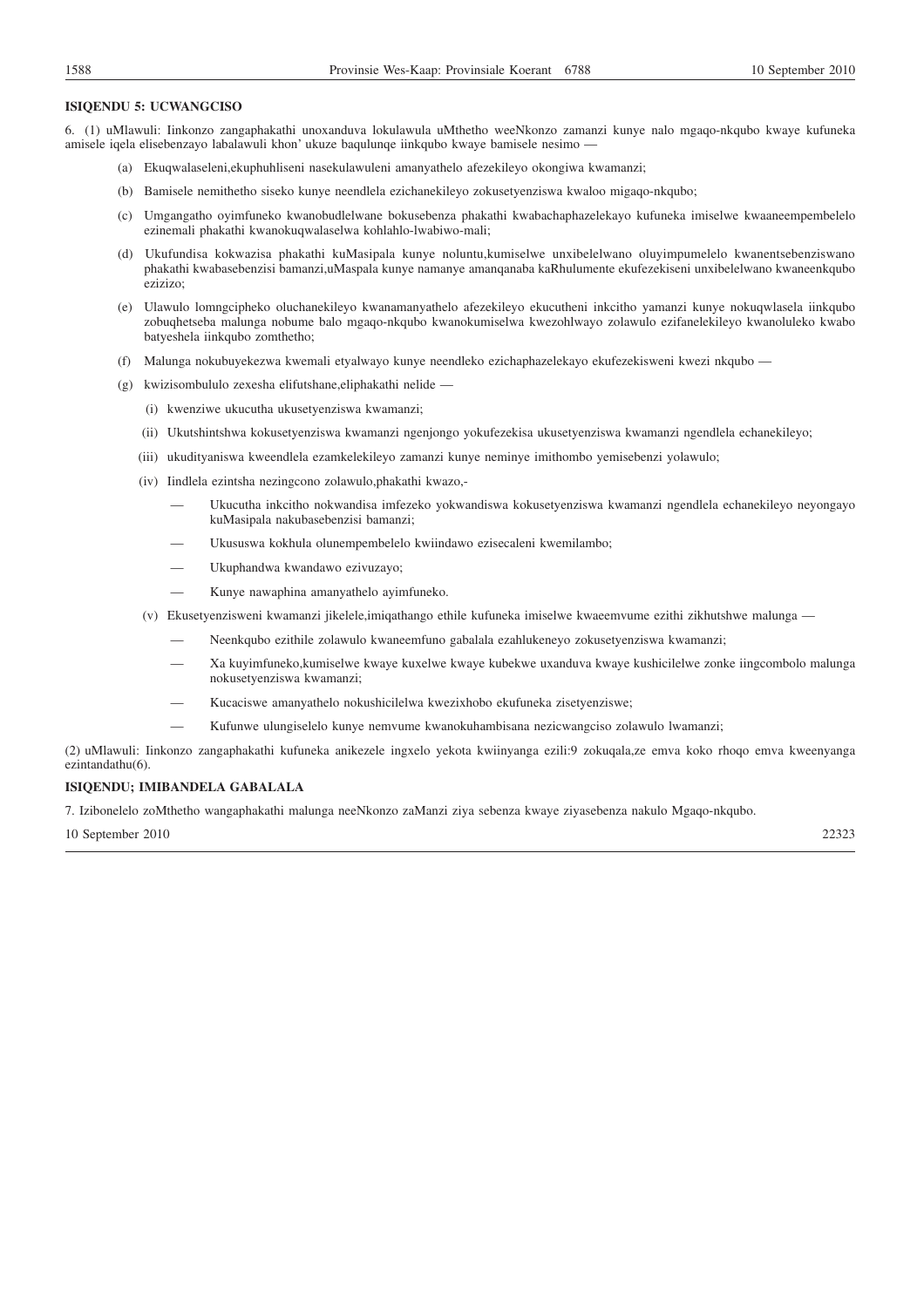**ISIQENDU 5: UCWANGCISO**

6. (1) uMlawuli: Iinkonzo zangaphakathi unoxanduva lokulawula uMthetho weeNkonzo zamanzi kunye nalo mgaqo-nkqubo kwaye kufuneka amisele iqela elisebenzayo labalawuli khon' ukuze baqulunqe iinkqubo kwaye bamisele nesimo —

(a) Ekuqwalaseleni,ekuphuhliseni nasekulawuleni amanyathelo afezekileyo okongiwa kwamanzi;

(b) Bamisele nemithetho siseko kunye neendlela ezichanekileyo zokusetyenziswa kwaloo migaqo-nkqubo;

(c) Umgangatho oyimfuneko kwanobudlelwane bokusebenza phakathi kwabachaphazelekayo kufuneka imiselwe kwaaneempembelelo ezinemali phakathi kwanokuqwalaselwa kohlahlo-lwabiwo-mali;

(d) Ukufundisa kokwazisa phakathi kuMasipala kunye noluntu,kumiselwe unxibelelwano oluyimpumelelo kwanentsebenziswano phakathi kwabasebenzisi bamanzi,uMaspala kunye namanye amanqanaba kaRhulumente ekufezekiseni unxibelelwano kwaneenkqubo ezizizo;

(e) Ulawulo lomngcipheko oluchanekileyo kwanamanyathelo afezekileyo ekucutheni inkcitho yamanzi kunye nokuqwlasela iinkqubo zobuqhetseba malunga nobume balo mgaqo-nkqubo kwanokumiselwa kwezohlwayo zolawulo ezifanelekileyo kwanoluleko kwabo batyeshela iinkqubo zomthetho;

(f) Malunga nokubuyekezwa kwemali etyalwayo kunye neendleko ezichaphazelekayo ekufezekisweni kwezi nkqubo —

(g) kwizisombululo zexesha elifutshane,eliphakathi nelide —

(i) kwenziwe ukucutha ukusetyenziswa kwamanzi;

(ii) Ukutshintshwa kokusetyenziswa kwamanzi ngenjongo yokufezekisa ukusetyenziswa kwamanzi ngendlela echanekileyo;

(iii) ukudityaniswa kweendlela ezamkelekileyo zamanzi kunye neminye imithombo yemisebenzi yolawulo;

(iv) Iindlela ezintsha nezingcono zolawulo,phakathi kwazo,-

— Ukucutha inkcitho nokwandisa imfezeko yokwandiswa kokusetyenziswa kwamanzi ngendlela echanekileyo neyongayo kuMasipala nakubasebenzisi bamanzi;

— Ukususwa kokhula olunempembelelo kwiindawo ezisecaleni kwemilambo;

— Ukuphandwa kwandawo ezivuzayo;

— Kunye nawaphina amanyathelo ayimfuneko.

(v) Ekusetyenzisweni kwamanzi jikelele,imiqathango ethile kufuneka imiselwe kwaeemvume ezithi zikhutshwe malunga —

— Neenkqubo ezithile zolawulo kwaneemfuno gabalala ezahlukeneyo zokusetyenziswa kwamanzi;

— Xa kuyimfuneko,kumiselwe kwaye kuxelwe kwaye kubekwe uxanduva kwaye kushicilelwe zonke iingcombolo malunga nokusetyenziswa kwamanzi;

— Kucaciswe amanyathelo nokushicilelwa kwezixhobo ekufuneka zisetyenziswe;

— Kufunwe ulungiselelo kunye nemvume kwanokuhambisana nezicwangciso zolawulo lwamanzi;

(2) uMlawuli: Iinkonzo zangaphakathi kufuneka anikezele ingxelo yekota kwiinyanga ezili:9 zokuqala,ze emva koko rhoqo emva kweenyanga ezintandathu(6).

**ISIQENDU; IMIBANDELA GABALALA**

7. Izibonelelo zoMthetho wangaphakathi malunga neeNkonzo zaManzi ziya sebenza kwaye ziyasebenza nakulo Mgaqo-nkqubo.

10 September 2010 22323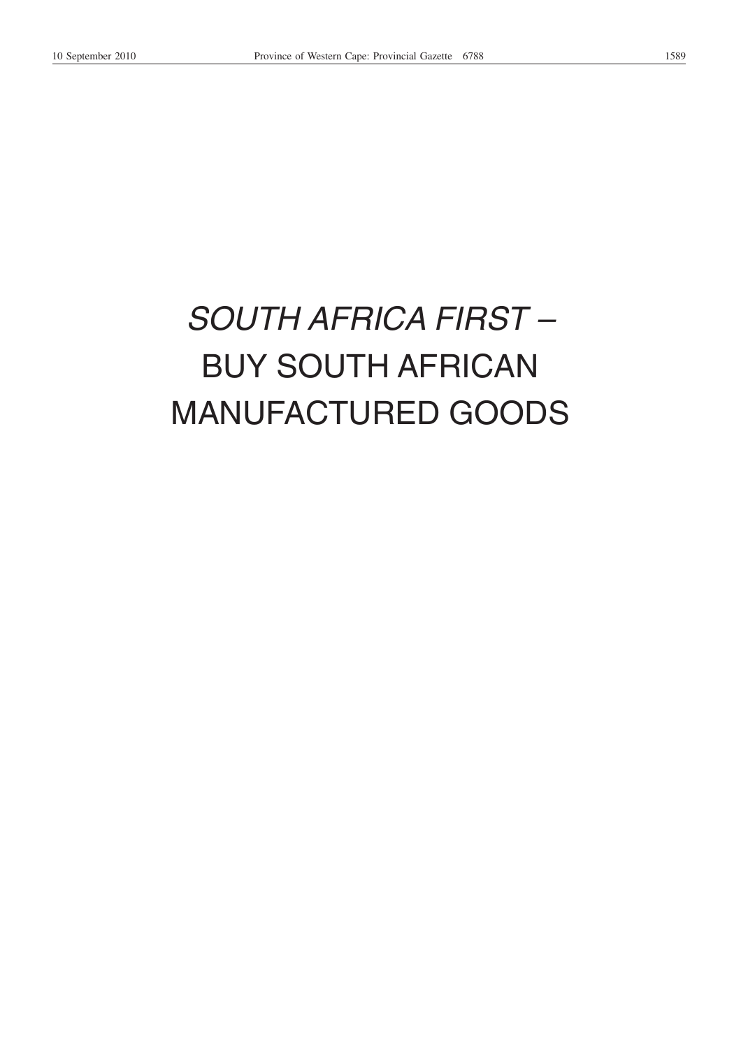*SOUTH AFRICA FIRST* –
BUY SOUTH AFRICAN
MANUFACTURED GOODS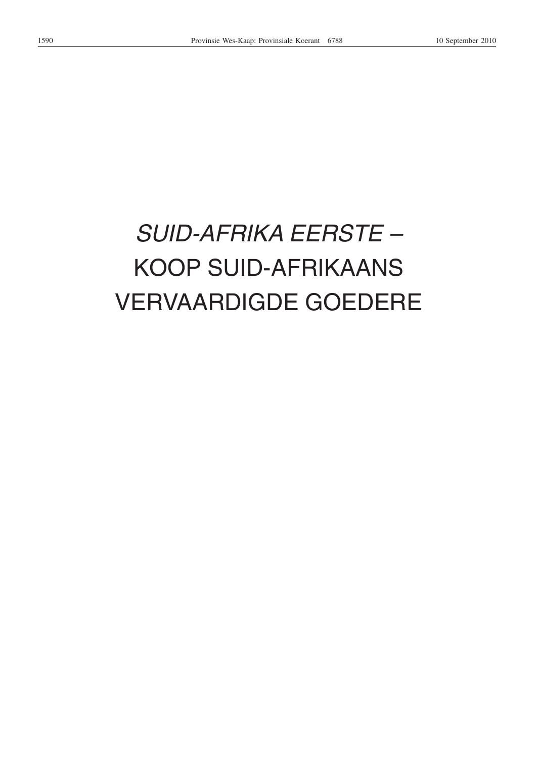*SUID-AFRIKA EERSTE* –
KOOP SUID-AFRIKAANS
VERVAARDIGDE GOEDERE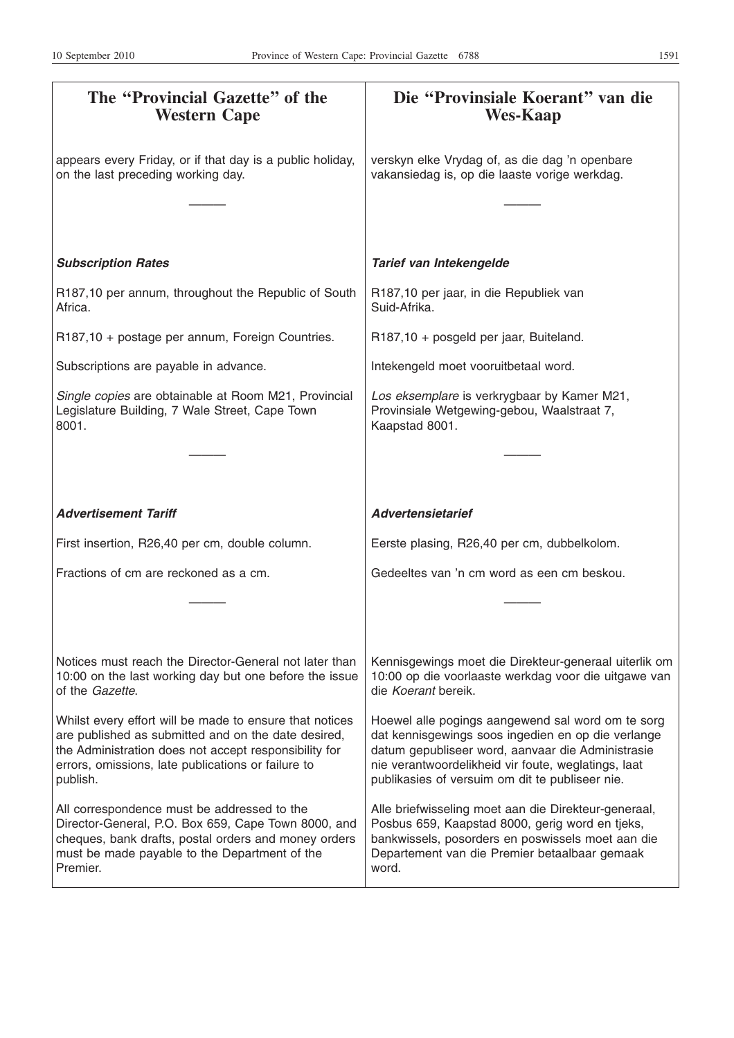## The "Provincial Gazette" of the Western Cape

appears every Friday, or if that day is a public holiday, on the last preceding working day.

---

***Subscription Rates***

R187,10 per annum, throughout the Republic of South Africa.

R187,10 + postage per annum, Foreign Countries.

Subscriptions are payable in advance.

*Single copies* are obtainable at Room M21, Provincial Legislature Building, 7 Wale Street, Cape Town 8001.

---

***Advertisement Tariff***

First insertion, R26,40 per cm, double column.

Fractions of cm are reckoned as a cm.

---

Notices must reach the Director-General not later than 10:00 on the last working day but one before the issue of the *Gazette*.

Whilst every effort will be made to ensure that notices are published as submitted and on the date desired, the Administration does not accept responsibility for errors, omissions, late publications or failure to publish.

All correspondence must be addressed to the Director-General, P.O. Box 659, Cape Town 8000, and cheques, bank drafts, postal orders and money orders must be made payable to the Department of the Premier.

## Die "Provinsiale Koerant" van die Wes-Kaap

verskyn elke Vrydag of, as die dag 'n openbare vakansiedag is, op die laaste vorige werkdag.

---

***Tarief van Intekengelde***

R187,10 per jaar, in die Republiek van Suid-Afrika.

R187,10 + posgeld per jaar, Buiteland.

Intekengeld moet vooruitbetaal word.

*Los eksemplare* is verkrygbaar by Kamer M21, Provinsiale Wetgewing-gebou, Waalstraat 7, Kaapstad 8001.

---

***Advertensietarief***

Eerste plasing, R26,40 per cm, dubbelkolom.

Gedeeltes van 'n cm word as een cm beskou.

---

Kennisgewings moet die Direkteur-generaal uiterlik om 10:00 op die voorlaaste werkdag voor die uitgawe van die *Koerant* bereik.

Hoewel alle pogings aangewend sal word om te sorg dat kennisgewings soos ingedien en op die verlange datum gepubliseer word, aanvaar die Administrasie nie verantwoordelikheid vir foute, weglatings, laat publikasies of versuim om dit te publiseer nie.

Alle briefwisseling moet aan die Direkteur-generaal, Posbus 659, Kaapstad 8000, gerig word en tjeks, bankwissels, posorders en poswissels moet aan die Departement van die Premier betaalbaar gemaak word.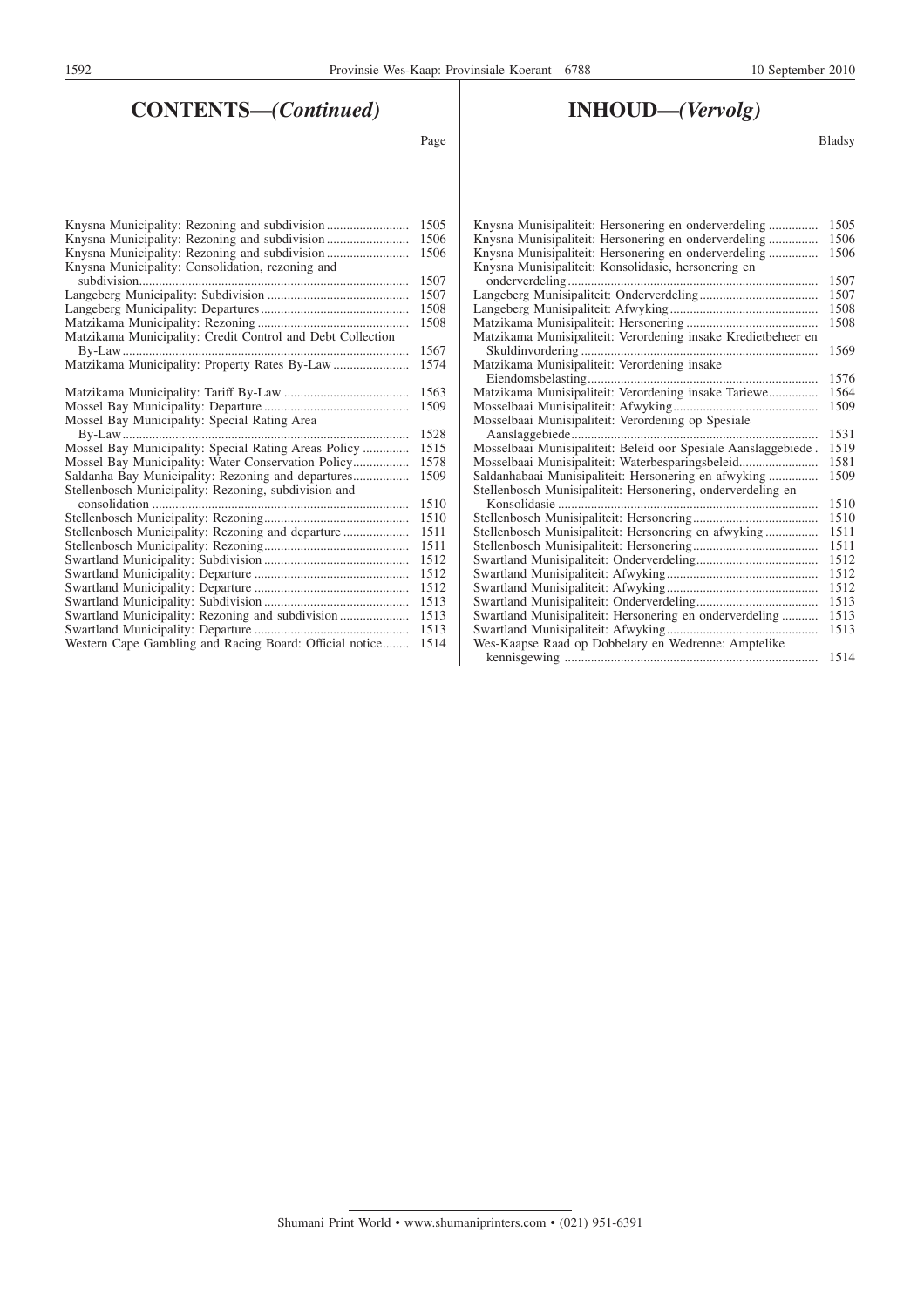# CONTENTS—*(Continued)*

| | Page |
|---|---|
| Knysna Municipality: Rezoning and subdivision | 1505 |
| Knysna Municipality: Rezoning and subdivision | 1506 |
| Knysna Municipality: Rezoning and subdivision | 1506 |
| Knysna Municipality: Consolidation, rezoning and subdivision | 1507 |
| Langeberg Municipality: Subdivision | 1507 |
| Langeberg Municipality: Departures | 1508 |
| Matzikama Municipality: Rezoning | 1508 |
| Matzikama Municipality: Credit Control and Debt Collection By-Law | 1567 |
| Matzikama Municipality: Property Rates By-Law | 1574 |
| Matzikama Municipality: Tariff By-Law | 1563 |
| Mossel Bay Municipality: Departure | 1509 |
| Mossel Bay Municipality: Special Rating Area By-Law | 1528 |
| Mossel Bay Municipality: Special Rating Areas Policy | 1515 |
| Mossel Bay Municipality: Water Conservation Policy | 1578 |
| Saldanha Bay Municipality: Rezoning and departures | 1509 |
| Stellenbosch Municipality: Rezoning, subdivision and consolidation | 1510 |
| Stellenbosch Municipality: Rezoning | 1510 |
| Stellenbosch Municipality: Rezoning and departure | 1511 |
| Stellenbosch Municipality: Rezoning | 1511 |
| Swartland Municipality: Subdivision | 1512 |
| Swartland Municipality: Departure | 1512 |
| Swartland Municipality: Departure | 1512 |
| Swartland Municipality: Subdivision | 1513 |
| Swartland Municipality: Rezoning and subdivision | 1513 |
| Swartland Municipality: Departure | 1513 |
| Western Cape Gambling and Racing Board: Official notice | 1514 |

# INHOUD—*(Vervolg)*

| | Bladsy |
|---|---|
| Knysna Munisipaliteit: Hersonering en onderverdeling | 1505 |
| Knysna Munisipaliteit: Hersonering en onderverdeling | 1506 |
| Knysna Munisipaliteit: Hersonering en onderverdeling | 1506 |
| Knysna Munisipaliteit: Konsolidasie, hersonering en onderverdeling | 1507 |
| Langeberg Munisipaliteit: Onderverdeling | 1507 |
| Langeberg Munisipaliteit: Afwyking | 1508 |
| Matzikama Munisipaliteit: Hersonering | 1508 |
| Matzikama Munisipaliteit: Verordening insake Kredietbeheer en Skuldinvordering | 1569 |
| Matzikama Munisipaliteit: Verordening insake Eiendomsbelasting | 1576 |
| Matzikama Munisipaliteit: Verordening insake Tariewe | 1564 |
| Mosselbaai Munisipaliteit: Afwyking | 1509 |
| Mosselbaai Munisipaliteit: Verordening op Spesiale Aanslaggebiede | 1531 |
| Mosselbaai Munisipaliteit: Beleid oor Spesiale Aanslaggebiede | 1519 |
| Mosselbaai Munisipaliteit: Waterbesparingsbeleid | 1581 |
| Saldanhabaai Munisipaliteit: Hersonering en afwyking | 1509 |
| Stellenbosch Munisipaliteit: Hersonering, onderverdeling en Konsolidasie | 1510 |
| Stellenbosch Munisipaliteit: Hersonering | 1510 |
| Stellenbosch Munisipaliteit: Hersonering en afwyking | 1511 |
| Stellenbosch Munisipaliteit: Hersonering | 1511 |
| Swartland Munisipaliteit: Onderverdeling | 1512 |
| Swartland Munisipaliteit: Afwyking | 1512 |
| Swartland Munisipaliteit: Afwyking | 1512 |
| Swartland Munisipaliteit: Onderverdeling | 1513 |
| Swartland Munisipaliteit: Hersonering en onderverdeling | 1513 |
| Swartland Munisipaliteit: Afwyking | 1513 |
| Wes-Kaapse Raad op Dobbelary en Wedrenne: Amptelike kennisgewing | 1514 |

Shumani Print World • www.shumaniprinters.com • (021) 951-6391